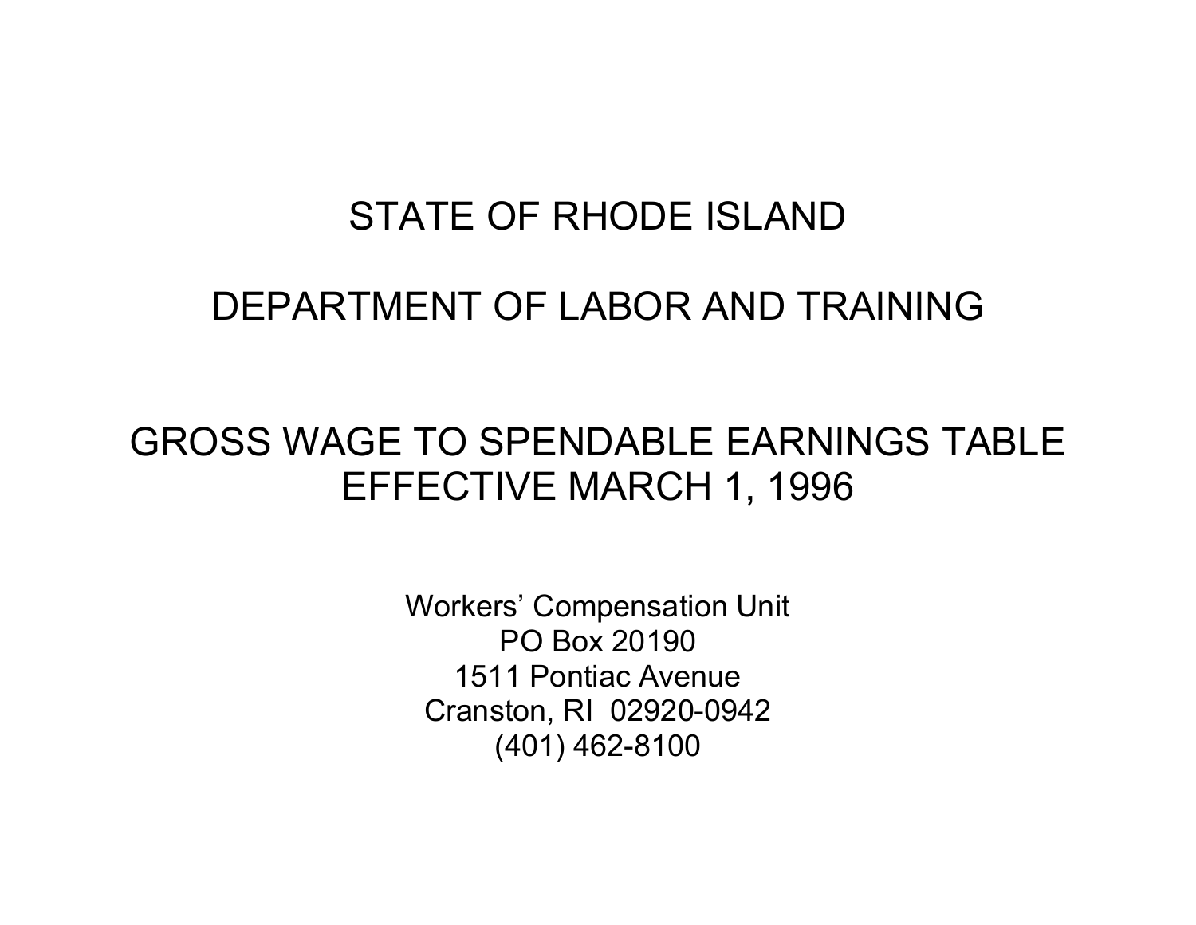# STATE OF RHODE ISLAND

# DEPARTMENT OF LABOR AND TRAINING

## GROSS WAGE TO SPENDABLE EARNINGS TABLE
## EFFECTIVE MARCH 1, 1996

Workers' Compensation Unit
PO Box 20190
1511 Pontiac Avenue
Cranston, RI 02920-0942
(401) 462-8100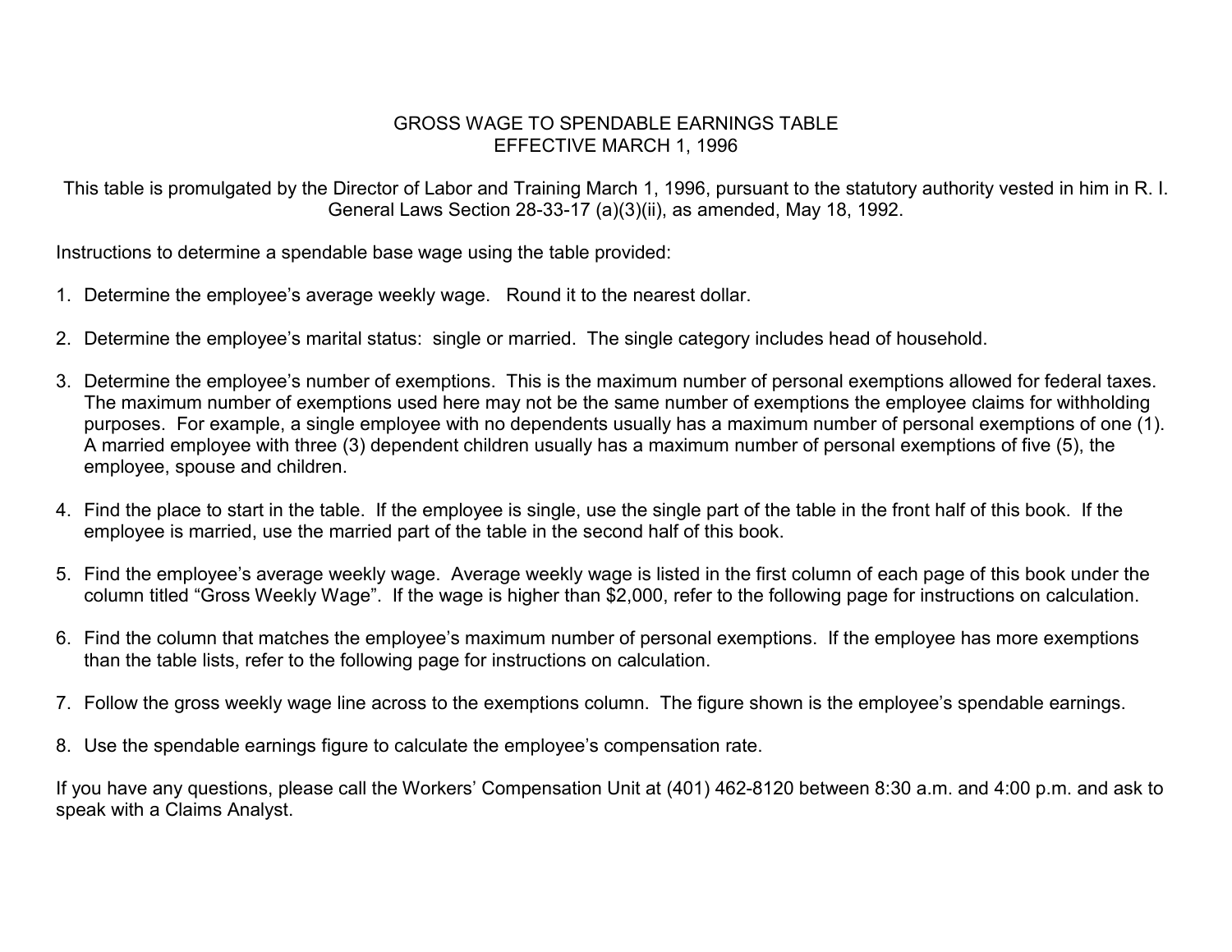# GROSS WAGE TO SPENDABLE EARNINGS TABLE
## EFFECTIVE MARCH 1, 1996

This table is promulgated by the Director of Labor and Training March 1, 1996, pursuant to the statutory authority vested in him in R. I. General Laws Section 28-33-17 (a)(3)(ii), as amended, May 18, 1992.

Instructions to determine a spendable base wage using the table provided:

1. Determine the employee's average weekly wage. Round it to the nearest dollar.

2. Determine the employee's marital status: single or married. The single category includes head of household.

3. Determine the employee's number of exemptions. This is the maximum number of personal exemptions allowed for federal taxes. The maximum number of exemptions used here may not be the same number of exemptions the employee claims for withholding purposes. For example, a single employee with no dependents usually has a maximum number of personal exemptions of one (1). A married employee with three (3) dependent children usually has a maximum number of personal exemptions of five (5), the employee, spouse and children.

4. Find the place to start in the table. If the employee is single, use the single part of the table in the front half of this book. If the employee is married, use the married part of the table in the second half of this book.

5. Find the employee's average weekly wage. Average weekly wage is listed in the first column of each page of this book under the column titled "Gross Weekly Wage". If the wage is higher than $2,000, refer to the following page for instructions on calculation.

6. Find the column that matches the employee's maximum number of personal exemptions. If the employee has more exemptions than the table lists, refer to the following page for instructions on calculation.

7. Follow the gross weekly wage line across to the exemptions column. The figure shown is the employee's spendable earnings.

8. Use the spendable earnings figure to calculate the employee's compensation rate.

If you have any questions, please call the Workers' Compensation Unit at (401) 462-8120 between 8:30 a.m. and 4:00 p.m. and ask to speak with a Claims Analyst.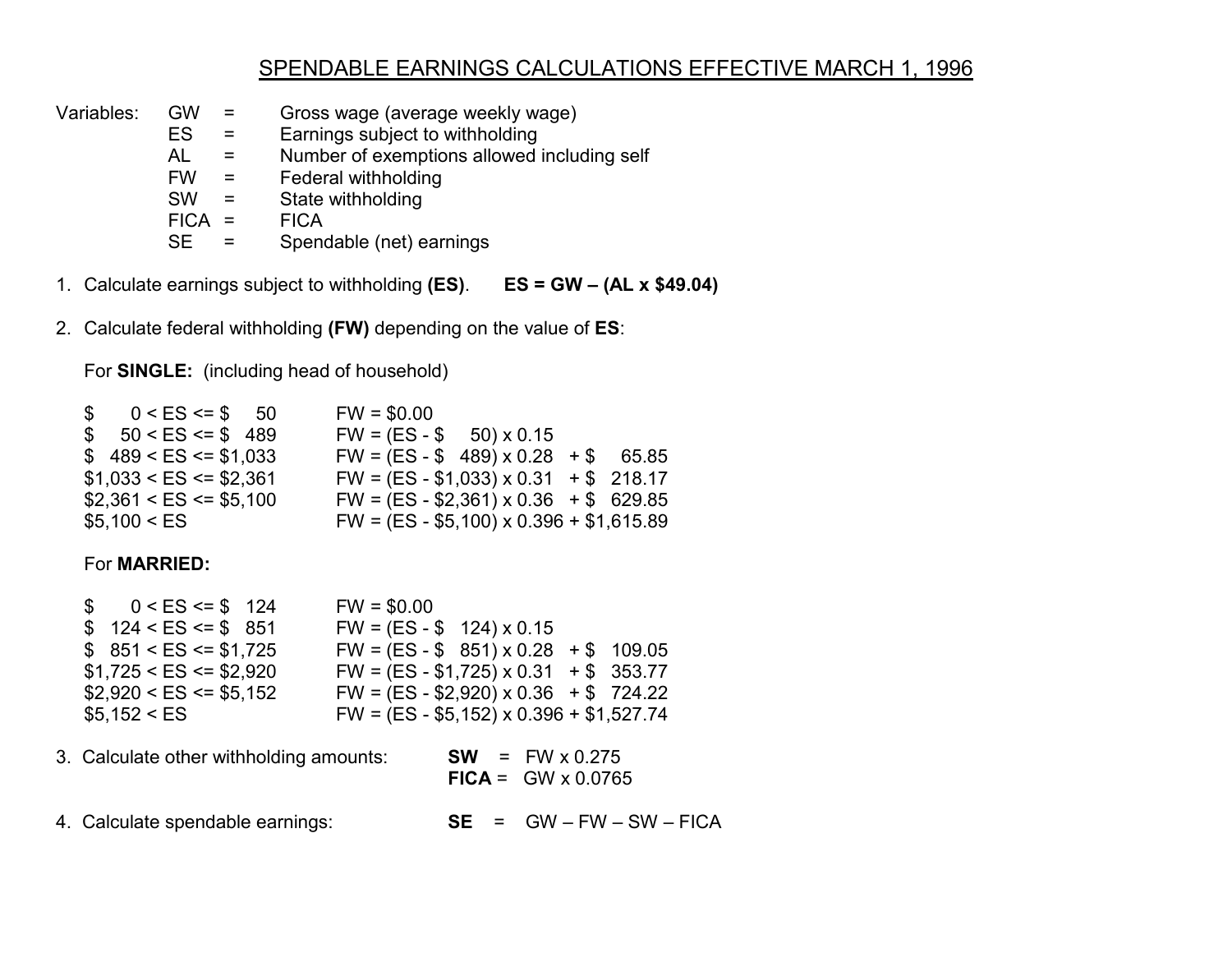# SPENDABLE EARNINGS CALCULATIONS EFFECTIVE MARCH 1, 1996

Variables:

| | | |
|---|---|---|
| GW | = | Gross wage (average weekly wage) |
| ES | = | Earnings subject to withholding |
| AL | = | Number of exemptions allowed including self |
| FW | = | Federal withholding |
| SW | = | State withholding |
| FICA | = | FICA |
| SE | = | Spendable (net) earnings |

1. Calculate earnings subject to withholding **(ES)**. **ES = GW – (AL x $49.04)**

2. Calculate federal withholding **(FW)** depending on the value of **ES**:

   For **SINGLE:** (including head of household)

| ES range | FW |
|---|---|
| $ 0 < ES <= $ 50 | FW = $0.00 |
| $ 50 < ES <= $ 489 | FW = (ES - $ 50) x 0.15 |
| $ 489 < ES <= $1,033 | FW = (ES - $ 489) x 0.28 + $ 65.85 |
| $1,033 < ES <= $2,361 | FW = (ES - $1,033) x 0.31 + $ 218.17 |
| $2,361 < ES <= $5,100 | FW = (ES - $2,361) x 0.36 + $ 629.85 |
| $5,100 < ES | FW = (ES - $5,100) x 0.396 + $1,615.89 |

   For **MARRIED:**

| ES range | FW |
|---|---|
| $ 0 < ES <= $ 124 | FW = $0.00 |
| $ 124 < ES <= $ 851 | FW = (ES - $ 124) x 0.15 |
| $ 851 < ES <= $1,725 | FW = (ES - $ 851) x 0.28 + $ 109.05 |
| $1,725 < ES <= $2,920 | FW = (ES - $1,725) x 0.31 + $ 353.77 |
| $2,920 < ES <= $5,152 | FW = (ES - $2,920) x 0.36 + $ 724.22 |
| $5,152 < ES | FW = (ES - $5,152) x 0.396 + $1,527.74 |

3. Calculate other withholding amounts: **SW** = FW x 0.275
   **FICA** = GW x 0.0765

4. Calculate spendable earnings: **SE** = GW – FW – SW – FICA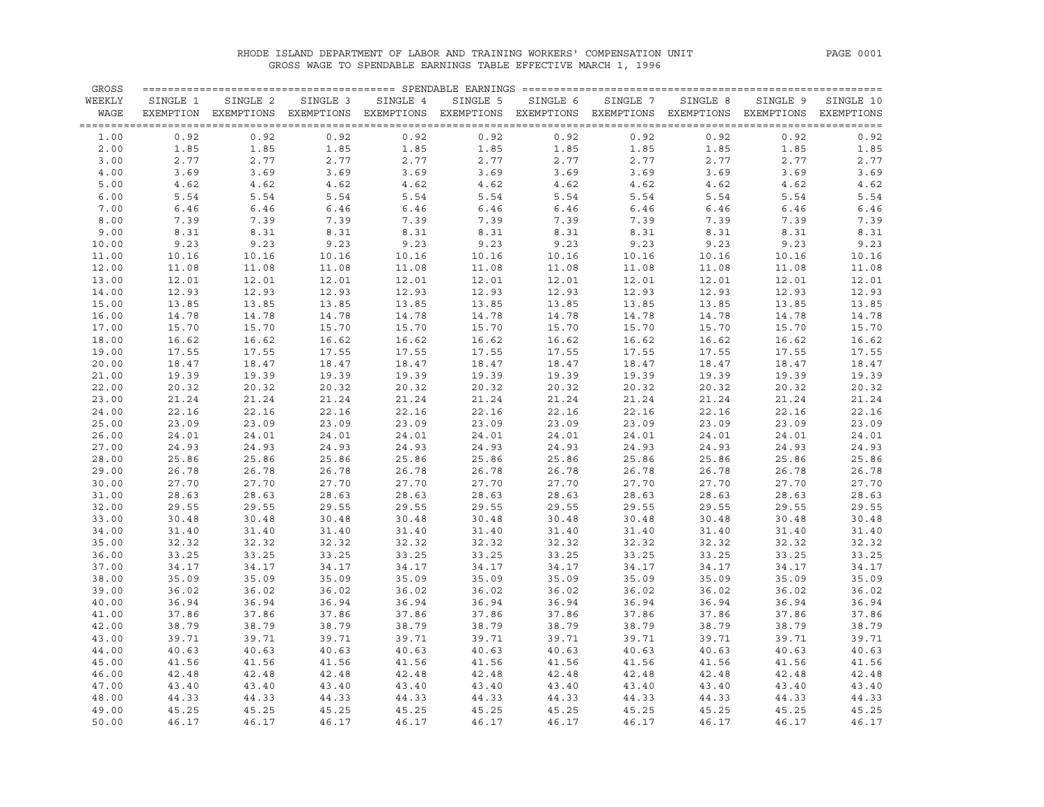# RHODE ISLAND DEPARTMENT OF LABOR AND TRAINING WORKERS' COMPENSATION UNIT

## GROSS WAGE TO SPENDABLE EARNINGS TABLE EFFECTIVE MARCH 1, 1996

| GROSS WEEKLY WAGE | SPENDABLE EARNINGS SINGLE 1 EXEMPTION | SINGLE 2 EXEMPTIONS | SINGLE 3 EXEMPTIONS | SINGLE 4 EXEMPTIONS | SINGLE 5 EXEMPTIONS | SINGLE 6 EXEMPTIONS | SINGLE 7 EXEMPTIONS | SINGLE 8 EXEMPTIONS | SINGLE 9 EXEMPTIONS | SINGLE 10 EXEMPTIONS |
|---|---|---|---|---|---|---|---|---|---|---|
| 1.00 | 0.92 | 0.92 | 0.92 | 0.92 | 0.92 | 0.92 | 0.92 | 0.92 | 0.92 | 0.92 |
| 2.00 | 1.85 | 1.85 | 1.85 | 1.85 | 1.85 | 1.85 | 1.85 | 1.85 | 1.85 | 1.85 |
| 3.00 | 2.77 | 2.77 | 2.77 | 2.77 | 2.77 | 2.77 | 2.77 | 2.77 | 2.77 | 2.77 |
| 4.00 | 3.69 | 3.69 | 3.69 | 3.69 | 3.69 | 3.69 | 3.69 | 3.69 | 3.69 | 3.69 |
| 5.00 | 4.62 | 4.62 | 4.62 | 4.62 | 4.62 | 4.62 | 4.62 | 4.62 | 4.62 | 4.62 |
| 6.00 | 5.54 | 5.54 | 5.54 | 5.54 | 5.54 | 5.54 | 5.54 | 5.54 | 5.54 | 5.54 |
| 7.00 | 6.46 | 6.46 | 6.46 | 6.46 | 6.46 | 6.46 | 6.46 | 6.46 | 6.46 | 6.46 |
| 8.00 | 7.39 | 7.39 | 7.39 | 7.39 | 7.39 | 7.39 | 7.39 | 7.39 | 7.39 | 7.39 |
| 9.00 | 8.31 | 8.31 | 8.31 | 8.31 | 8.31 | 8.31 | 8.31 | 8.31 | 8.31 | 8.31 |
| 10.00 | 9.23 | 9.23 | 9.23 | 9.23 | 9.23 | 9.23 | 9.23 | 9.23 | 9.23 | 9.23 |
| 11.00 | 10.16 | 10.16 | 10.16 | 10.16 | 10.16 | 10.16 | 10.16 | 10.16 | 10.16 | 10.16 |
| 12.00 | 11.08 | 11.08 | 11.08 | 11.08 | 11.08 | 11.08 | 11.08 | 11.08 | 11.08 | 11.08 |
| 13.00 | 12.01 | 12.01 | 12.01 | 12.01 | 12.01 | 12.01 | 12.01 | 12.01 | 12.01 | 12.01 |
| 14.00 | 12.93 | 12.93 | 12.93 | 12.93 | 12.93 | 12.93 | 12.93 | 12.93 | 12.93 | 12.93 |
| 15.00 | 13.85 | 13.85 | 13.85 | 13.85 | 13.85 | 13.85 | 13.85 | 13.85 | 13.85 | 13.85 |
| 16.00 | 14.78 | 14.78 | 14.78 | 14.78 | 14.78 | 14.78 | 14.78 | 14.78 | 14.78 | 14.78 |
| 17.00 | 15.70 | 15.70 | 15.70 | 15.70 | 15.70 | 15.70 | 15.70 | 15.70 | 15.70 | 15.70 |
| 18.00 | 16.62 | 16.62 | 16.62 | 16.62 | 16.62 | 16.62 | 16.62 | 16.62 | 16.62 | 16.62 |
| 19.00 | 17.55 | 17.55 | 17.55 | 17.55 | 17.55 | 17.55 | 17.55 | 17.55 | 17.55 | 17.55 |
| 20.00 | 18.47 | 18.47 | 18.47 | 18.47 | 18.47 | 18.47 | 18.47 | 18.47 | 18.47 | 18.47 |
| 21.00 | 19.39 | 19.39 | 19.39 | 19.39 | 19.39 | 19.39 | 19.39 | 19.39 | 19.39 | 19.39 |
| 22.00 | 20.32 | 20.32 | 20.32 | 20.32 | 20.32 | 20.32 | 20.32 | 20.32 | 20.32 | 20.32 |
| 23.00 | 21.24 | 21.24 | 21.24 | 21.24 | 21.24 | 21.24 | 21.24 | 21.24 | 21.24 | 21.24 |
| 24.00 | 22.16 | 22.16 | 22.16 | 22.16 | 22.16 | 22.16 | 22.16 | 22.16 | 22.16 | 22.16 |
| 25.00 | 23.09 | 23.09 | 23.09 | 23.09 | 23.09 | 23.09 | 23.09 | 23.09 | 23.09 | 23.09 |
| 26.00 | 24.01 | 24.01 | 24.01 | 24.01 | 24.01 | 24.01 | 24.01 | 24.01 | 24.01 | 24.01 |
| 27.00 | 24.93 | 24.93 | 24.93 | 24.93 | 24.93 | 24.93 | 24.93 | 24.93 | 24.93 | 24.93 |
| 28.00 | 25.86 | 25.86 | 25.86 | 25.86 | 25.86 | 25.86 | 25.86 | 25.86 | 25.86 | 25.86 |
| 29.00 | 26.78 | 26.78 | 26.78 | 26.78 | 26.78 | 26.78 | 26.78 | 26.78 | 26.78 | 26.78 |
| 30.00 | 27.70 | 27.70 | 27.70 | 27.70 | 27.70 | 27.70 | 27.70 | 27.70 | 27.70 | 27.70 |
| 31.00 | 28.63 | 28.63 | 28.63 | 28.63 | 28.63 | 28.63 | 28.63 | 28.63 | 28.63 | 28.63 |
| 32.00 | 29.55 | 29.55 | 29.55 | 29.55 | 29.55 | 29.55 | 29.55 | 29.55 | 29.55 | 29.55 |
| 33.00 | 30.48 | 30.48 | 30.48 | 30.48 | 30.48 | 30.48 | 30.48 | 30.48 | 30.48 | 30.48 |
| 34.00 | 31.40 | 31.40 | 31.40 | 31.40 | 31.40 | 31.40 | 31.40 | 31.40 | 31.40 | 31.40 |
| 35.00 | 32.32 | 32.32 | 32.32 | 32.32 | 32.32 | 32.32 | 32.32 | 32.32 | 32.32 | 32.32 |
| 36.00 | 33.25 | 33.25 | 33.25 | 33.25 | 33.25 | 33.25 | 33.25 | 33.25 | 33.25 | 33.25 |
| 37.00 | 34.17 | 34.17 | 34.17 | 34.17 | 34.17 | 34.17 | 34.17 | 34.17 | 34.17 | 34.17 |
| 38.00 | 35.09 | 35.09 | 35.09 | 35.09 | 35.09 | 35.09 | 35.09 | 35.09 | 35.09 | 35.09 |
| 39.00 | 36.02 | 36.02 | 36.02 | 36.02 | 36.02 | 36.02 | 36.02 | 36.02 | 36.02 | 36.02 |
| 40.00 | 36.94 | 36.94 | 36.94 | 36.94 | 36.94 | 36.94 | 36.94 | 36.94 | 36.94 | 36.94 |
| 41.00 | 37.86 | 37.86 | 37.86 | 37.86 | 37.86 | 37.86 | 37.86 | 37.86 | 37.86 | 37.86 |
| 42.00 | 38.79 | 38.79 | 38.79 | 38.79 | 38.79 | 38.79 | 38.79 | 38.79 | 38.79 | 38.79 |
| 43.00 | 39.71 | 39.71 | 39.71 | 39.71 | 39.71 | 39.71 | 39.71 | 39.71 | 39.71 | 39.71 |
| 44.00 | 40.63 | 40.63 | 40.63 | 40.63 | 40.63 | 40.63 | 40.63 | 40.63 | 40.63 | 40.63 |
| 45.00 | 41.56 | 41.56 | 41.56 | 41.56 | 41.56 | 41.56 | 41.56 | 41.56 | 41.56 | 41.56 |
| 46.00 | 42.48 | 42.48 | 42.48 | 42.48 | 42.48 | 42.48 | 42.48 | 42.48 | 42.48 | 42.48 |
| 47.00 | 43.40 | 43.40 | 43.40 | 43.40 | 43.40 | 43.40 | 43.40 | 43.40 | 43.40 | 43.40 |
| 48.00 | 44.33 | 44.33 | 44.33 | 44.33 | 44.33 | 44.33 | 44.33 | 44.33 | 44.33 | 44.33 |
| 49.00 | 45.25 | 45.25 | 45.25 | 45.25 | 45.25 | 45.25 | 45.25 | 45.25 | 45.25 | 45.25 |
| 50.00 | 46.17 | 46.17 | 46.17 | 46.17 | 46.17 | 46.17 | 46.17 | 46.17 | 46.17 | 46.17 |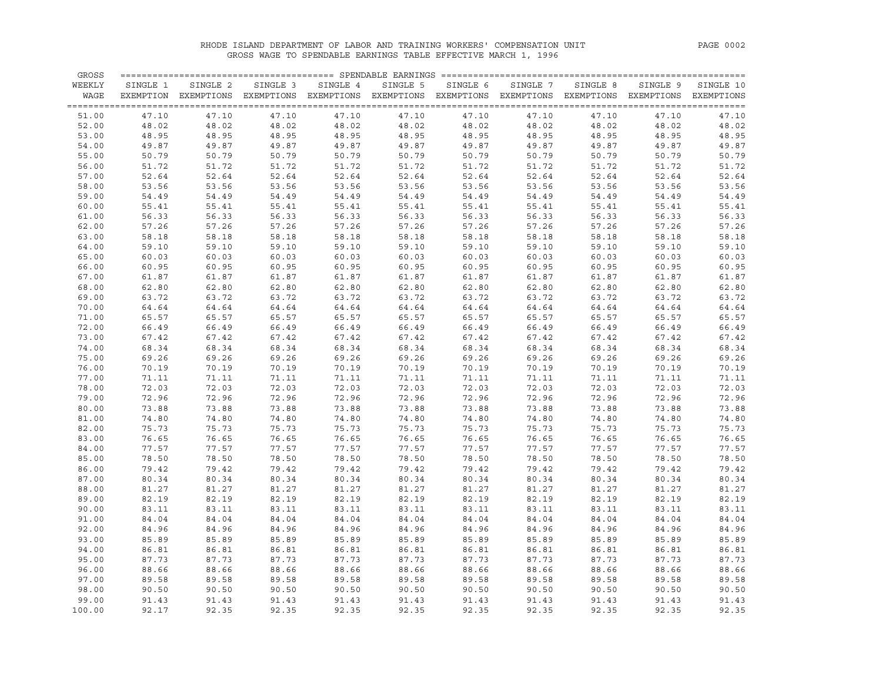RHODE ISLAND DEPARTMENT OF LABOR AND TRAINING WORKERS' COMPENSATION UNIT
GROSS WAGE TO SPENDABLE EARNINGS TABLE EFFECTIVE MARCH 1, 1996

| GROSS WEEKLY WAGE | SINGLE 1 EXEMPTION | SINGLE 2 EXEMPTIONS | SINGLE 3 EXEMPTIONS | SINGLE 4 EXEMPTIONS | SINGLE 5 EXEMPTIONS | SINGLE 6 EXEMPTIONS | SINGLE 7 EXEMPTIONS | SINGLE 8 EXEMPTIONS | SINGLE 9 EXEMPTIONS | SINGLE 10 EXEMPTIONS |
|---|---|---|---|---|---|---|---|---|---|---|
| 51.00 | 47.10 | 47.10 | 47.10 | 47.10 | 47.10 | 47.10 | 47.10 | 47.10 | 47.10 | 47.10 |
| 52.00 | 48.02 | 48.02 | 48.02 | 48.02 | 48.02 | 48.02 | 48.02 | 48.02 | 48.02 | 48.02 |
| 53.00 | 48.95 | 48.95 | 48.95 | 48.95 | 48.95 | 48.95 | 48.95 | 48.95 | 48.95 | 48.95 |
| 54.00 | 49.87 | 49.87 | 49.87 | 49.87 | 49.87 | 49.87 | 49.87 | 49.87 | 49.87 | 49.87 |
| 55.00 | 50.79 | 50.79 | 50.79 | 50.79 | 50.79 | 50.79 | 50.79 | 50.79 | 50.79 | 50.79 |
| 56.00 | 51.72 | 51.72 | 51.72 | 51.72 | 51.72 | 51.72 | 51.72 | 51.72 | 51.72 | 51.72 |
| 57.00 | 52.64 | 52.64 | 52.64 | 52.64 | 52.64 | 52.64 | 52.64 | 52.64 | 52.64 | 52.64 |
| 58.00 | 53.56 | 53.56 | 53.56 | 53.56 | 53.56 | 53.56 | 53.56 | 53.56 | 53.56 | 53.56 |
| 59.00 | 54.49 | 54.49 | 54.49 | 54.49 | 54.49 | 54.49 | 54.49 | 54.49 | 54.49 | 54.49 |
| 60.00 | 55.41 | 55.41 | 55.41 | 55.41 | 55.41 | 55.41 | 55.41 | 55.41 | 55.41 | 55.41 |
| 61.00 | 56.33 | 56.33 | 56.33 | 56.33 | 56.33 | 56.33 | 56.33 | 56.33 | 56.33 | 56.33 |
| 62.00 | 57.26 | 57.26 | 57.26 | 57.26 | 57.26 | 57.26 | 57.26 | 57.26 | 57.26 | 57.26 |
| 63.00 | 58.18 | 58.18 | 58.18 | 58.18 | 58.18 | 58.18 | 58.18 | 58.18 | 58.18 | 58.18 |
| 64.00 | 59.10 | 59.10 | 59.10 | 59.10 | 59.10 | 59.10 | 59.10 | 59.10 | 59.10 | 59.10 |
| 65.00 | 60.03 | 60.03 | 60.03 | 60.03 | 60.03 | 60.03 | 60.03 | 60.03 | 60.03 | 60.03 |
| 66.00 | 60.95 | 60.95 | 60.95 | 60.95 | 60.95 | 60.95 | 60.95 | 60.95 | 60.95 | 60.95 |
| 67.00 | 61.87 | 61.87 | 61.87 | 61.87 | 61.87 | 61.87 | 61.87 | 61.87 | 61.87 | 61.87 |
| 68.00 | 62.80 | 62.80 | 62.80 | 62.80 | 62.80 | 62.80 | 62.80 | 62.80 | 62.80 | 62.80 |
| 69.00 | 63.72 | 63.72 | 63.72 | 63.72 | 63.72 | 63.72 | 63.72 | 63.72 | 63.72 | 63.72 |
| 70.00 | 64.64 | 64.64 | 64.64 | 64.64 | 64.64 | 64.64 | 64.64 | 64.64 | 64.64 | 64.64 |
| 71.00 | 65.57 | 65.57 | 65.57 | 65.57 | 65.57 | 65.57 | 65.57 | 65.57 | 65.57 | 65.57 |
| 72.00 | 66.49 | 66.49 | 66.49 | 66.49 | 66.49 | 66.49 | 66.49 | 66.49 | 66.49 | 66.49 |
| 73.00 | 67.42 | 67.42 | 67.42 | 67.42 | 67.42 | 67.42 | 67.42 | 67.42 | 67.42 | 67.42 |
| 74.00 | 68.34 | 68.34 | 68.34 | 68.34 | 68.34 | 68.34 | 68.34 | 68.34 | 68.34 | 68.34 |
| 75.00 | 69.26 | 69.26 | 69.26 | 69.26 | 69.26 | 69.26 | 69.26 | 69.26 | 69.26 | 69.26 |
| 76.00 | 70.19 | 70.19 | 70.19 | 70.19 | 70.19 | 70.19 | 70.19 | 70.19 | 70.19 | 70.19 |
| 77.00 | 71.11 | 71.11 | 71.11 | 71.11 | 71.11 | 71.11 | 71.11 | 71.11 | 71.11 | 71.11 |
| 78.00 | 72.03 | 72.03 | 72.03 | 72.03 | 72.03 | 72.03 | 72.03 | 72.03 | 72.03 | 72.03 |
| 79.00 | 72.96 | 72.96 | 72.96 | 72.96 | 72.96 | 72.96 | 72.96 | 72.96 | 72.96 | 72.96 |
| 80.00 | 73.88 | 73.88 | 73.88 | 73.88 | 73.88 | 73.88 | 73.88 | 73.88 | 73.88 | 73.88 |
| 81.00 | 74.80 | 74.80 | 74.80 | 74.80 | 74.80 | 74.80 | 74.80 | 74.80 | 74.80 | 74.80 |
| 82.00 | 75.73 | 75.73 | 75.73 | 75.73 | 75.73 | 75.73 | 75.73 | 75.73 | 75.73 | 75.73 |
| 83.00 | 76.65 | 76.65 | 76.65 | 76.65 | 76.65 | 76.65 | 76.65 | 76.65 | 76.65 | 76.65 |
| 84.00 | 77.57 | 77.57 | 77.57 | 77.57 | 77.57 | 77.57 | 77.57 | 77.57 | 77.57 | 77.57 |
| 85.00 | 78.50 | 78.50 | 78.50 | 78.50 | 78.50 | 78.50 | 78.50 | 78.50 | 78.50 | 78.50 |
| 86.00 | 79.42 | 79.42 | 79.42 | 79.42 | 79.42 | 79.42 | 79.42 | 79.42 | 79.42 | 79.42 |
| 87.00 | 80.34 | 80.34 | 80.34 | 80.34 | 80.34 | 80.34 | 80.34 | 80.34 | 80.34 | 80.34 |
| 88.00 | 81.27 | 81.27 | 81.27 | 81.27 | 81.27 | 81.27 | 81.27 | 81.27 | 81.27 | 81.27 |
| 89.00 | 82.19 | 82.19 | 82.19 | 82.19 | 82.19 | 82.19 | 82.19 | 82.19 | 82.19 | 82.19 |
| 90.00 | 83.11 | 83.11 | 83.11 | 83.11 | 83.11 | 83.11 | 83.11 | 83.11 | 83.11 | 83.11 |
| 91.00 | 84.04 | 84.04 | 84.04 | 84.04 | 84.04 | 84.04 | 84.04 | 84.04 | 84.04 | 84.04 |
| 92.00 | 84.96 | 84.96 | 84.96 | 84.96 | 84.96 | 84.96 | 84.96 | 84.96 | 84.96 | 84.96 |
| 93.00 | 85.89 | 85.89 | 85.89 | 85.89 | 85.89 | 85.89 | 85.89 | 85.89 | 85.89 | 85.89 |
| 94.00 | 86.81 | 86.81 | 86.81 | 86.81 | 86.81 | 86.81 | 86.81 | 86.81 | 86.81 | 86.81 |
| 95.00 | 87.73 | 87.73 | 87.73 | 87.73 | 87.73 | 87.73 | 87.73 | 87.73 | 87.73 | 87.73 |
| 96.00 | 88.66 | 88.66 | 88.66 | 88.66 | 88.66 | 88.66 | 88.66 | 88.66 | 88.66 | 88.66 |
| 97.00 | 89.58 | 89.58 | 89.58 | 89.58 | 89.58 | 89.58 | 89.58 | 89.58 | 89.58 | 89.58 |
| 98.00 | 90.50 | 90.50 | 90.50 | 90.50 | 90.50 | 90.50 | 90.50 | 90.50 | 90.50 | 90.50 |
| 99.00 | 91.43 | 91.43 | 91.43 | 91.43 | 91.43 | 91.43 | 91.43 | 91.43 | 91.43 | 91.43 |
| 100.00 | 92.17 | 92.35 | 92.35 | 92.35 | 92.35 | 92.35 | 92.35 | 92.35 | 92.35 | 92.35 |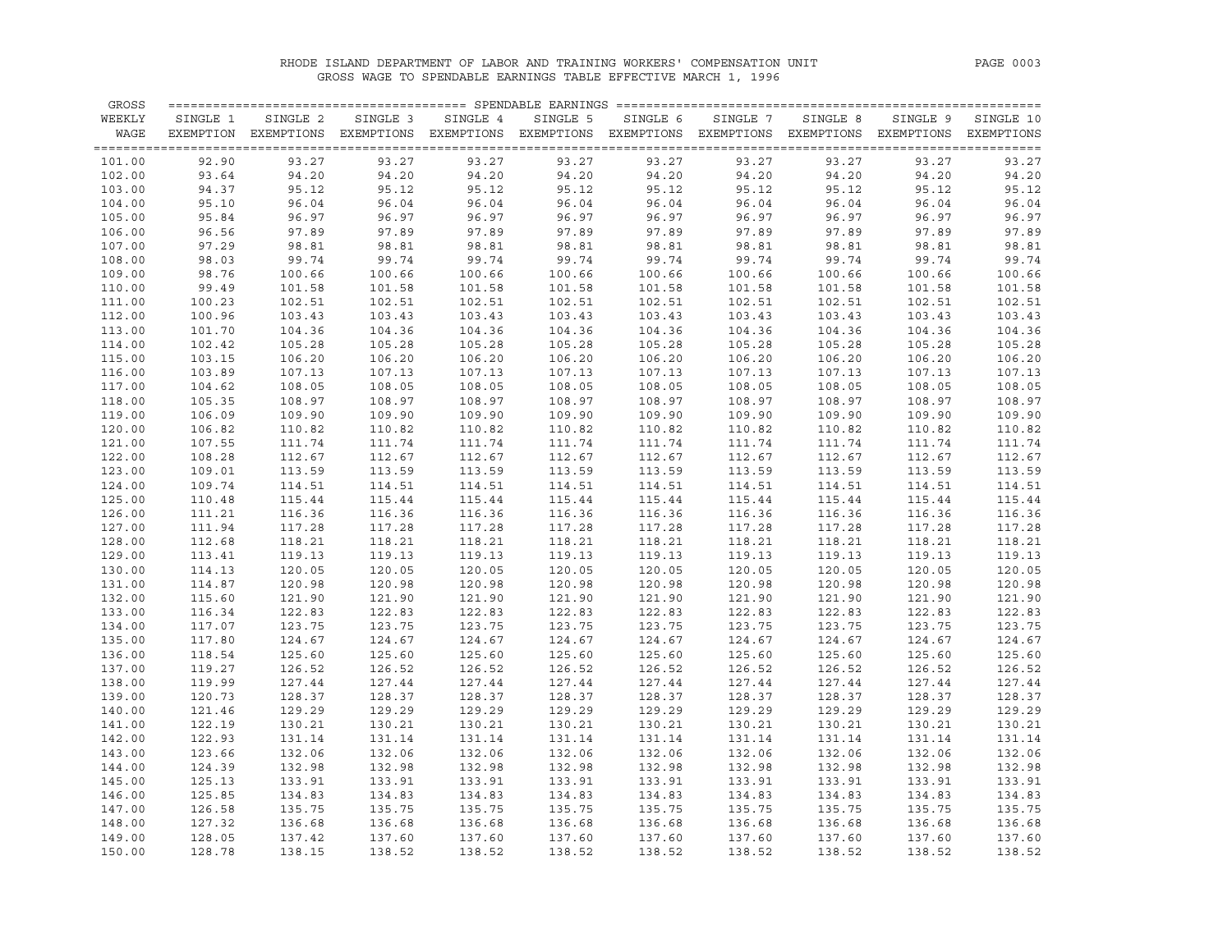RHODE ISLAND DEPARTMENT OF LABOR AND TRAINING WORKERS' COMPENSATION UNIT
GROSS WAGE TO SPENDABLE EARNINGS TABLE EFFECTIVE MARCH 1, 1996

| GROSS WEEKLY WAGE | SPENDABLE EARNINGS | | | | | | | | | |
|---|---|---|---|---|---|---|---|---|---|---|
| | SINGLE 1 EXEMPTION | SINGLE 2 EXEMPTIONS | SINGLE 3 EXEMPTIONS | SINGLE 4 EXEMPTIONS | SINGLE 5 EXEMPTIONS | SINGLE 6 EXEMPTIONS | SINGLE 7 EXEMPTIONS | SINGLE 8 EXEMPTIONS | SINGLE 9 EXEMPTIONS | SINGLE 10 EXEMPTIONS |
| 101.00 | 92.90 | 93.27 | 93.27 | 93.27 | 93.27 | 93.27 | 93.27 | 93.27 | 93.27 | 93.27 |
| 102.00 | 93.64 | 94.20 | 94.20 | 94.20 | 94.20 | 94.20 | 94.20 | 94.20 | 94.20 | 94.20 |
| 103.00 | 94.37 | 95.12 | 95.12 | 95.12 | 95.12 | 95.12 | 95.12 | 95.12 | 95.12 | 95.12 |
| 104.00 | 95.10 | 96.04 | 96.04 | 96.04 | 96.04 | 96.04 | 96.04 | 96.04 | 96.04 | 96.04 |
| 105.00 | 95.84 | 96.97 | 96.97 | 96.97 | 96.97 | 96.97 | 96.97 | 96.97 | 96.97 | 96.97 |
| 106.00 | 96.56 | 97.89 | 97.89 | 97.89 | 97.89 | 97.89 | 97.89 | 97.89 | 97.89 | 97.89 |
| 107.00 | 97.29 | 98.81 | 98.81 | 98.81 | 98.81 | 98.81 | 98.81 | 98.81 | 98.81 | 98.81 |
| 108.00 | 98.03 | 99.74 | 99.74 | 99.74 | 99.74 | 99.74 | 99.74 | 99.74 | 99.74 | 99.74 |
| 109.00 | 98.76 | 100.66 | 100.66 | 100.66 | 100.66 | 100.66 | 100.66 | 100.66 | 100.66 | 100.66 |
| 110.00 | 99.49 | 101.58 | 101.58 | 101.58 | 101.58 | 101.58 | 101.58 | 101.58 | 101.58 | 101.58 |
| 111.00 | 100.23 | 102.51 | 102.51 | 102.51 | 102.51 | 102.51 | 102.51 | 102.51 | 102.51 | 102.51 |
| 112.00 | 100.96 | 103.43 | 103.43 | 103.43 | 103.43 | 103.43 | 103.43 | 103.43 | 103.43 | 103.43 |
| 113.00 | 101.70 | 104.36 | 104.36 | 104.36 | 104.36 | 104.36 | 104.36 | 104.36 | 104.36 | 104.36 |
| 114.00 | 102.42 | 105.28 | 105.28 | 105.28 | 105.28 | 105.28 | 105.28 | 105.28 | 105.28 | 105.28 |
| 115.00 | 103.15 | 106.20 | 106.20 | 106.20 | 106.20 | 106.20 | 106.20 | 106.20 | 106.20 | 106.20 |
| 116.00 | 103.89 | 107.13 | 107.13 | 107.13 | 107.13 | 107.13 | 107.13 | 107.13 | 107.13 | 107.13 |
| 117.00 | 104.62 | 108.05 | 108.05 | 108.05 | 108.05 | 108.05 | 108.05 | 108.05 | 108.05 | 108.05 |
| 118.00 | 105.35 | 108.97 | 108.97 | 108.97 | 108.97 | 108.97 | 108.97 | 108.97 | 108.97 | 108.97 |
| 119.00 | 106.09 | 109.90 | 109.90 | 109.90 | 109.90 | 109.90 | 109.90 | 109.90 | 109.90 | 109.90 |
| 120.00 | 106.82 | 110.82 | 110.82 | 110.82 | 110.82 | 110.82 | 110.82 | 110.82 | 110.82 | 110.82 |
| 121.00 | 107.55 | 111.74 | 111.74 | 111.74 | 111.74 | 111.74 | 111.74 | 111.74 | 111.74 | 111.74 |
| 122.00 | 108.28 | 112.67 | 112.67 | 112.67 | 112.67 | 112.67 | 112.67 | 112.67 | 112.67 | 112.67 |
| 123.00 | 109.01 | 113.59 | 113.59 | 113.59 | 113.59 | 113.59 | 113.59 | 113.59 | 113.59 | 113.59 |
| 124.00 | 109.74 | 114.51 | 114.51 | 114.51 | 114.51 | 114.51 | 114.51 | 114.51 | 114.51 | 114.51 |
| 125.00 | 110.48 | 115.44 | 115.44 | 115.44 | 115.44 | 115.44 | 115.44 | 115.44 | 115.44 | 115.44 |
| 126.00 | 111.21 | 116.36 | 116.36 | 116.36 | 116.36 | 116.36 | 116.36 | 116.36 | 116.36 | 116.36 |
| 127.00 | 111.94 | 117.28 | 117.28 | 117.28 | 117.28 | 117.28 | 117.28 | 117.28 | 117.28 | 117.28 |
| 128.00 | 112.68 | 118.21 | 118.21 | 118.21 | 118.21 | 118.21 | 118.21 | 118.21 | 118.21 | 118.21 |
| 129.00 | 113.41 | 119.13 | 119.13 | 119.13 | 119.13 | 119.13 | 119.13 | 119.13 | 119.13 | 119.13 |
| 130.00 | 114.13 | 120.05 | 120.05 | 120.05 | 120.05 | 120.05 | 120.05 | 120.05 | 120.05 | 120.05 |
| 131.00 | 114.87 | 120.98 | 120.98 | 120.98 | 120.98 | 120.98 | 120.98 | 120.98 | 120.98 | 120.98 |
| 132.00 | 115.60 | 121.90 | 121.90 | 121.90 | 121.90 | 121.90 | 121.90 | 121.90 | 121.90 | 121.90 |
| 133.00 | 116.34 | 122.83 | 122.83 | 122.83 | 122.83 | 122.83 | 122.83 | 122.83 | 122.83 | 122.83 |
| 134.00 | 117.07 | 123.75 | 123.75 | 123.75 | 123.75 | 123.75 | 123.75 | 123.75 | 123.75 | 123.75 |
| 135.00 | 117.80 | 124.67 | 124.67 | 124.67 | 124.67 | 124.67 | 124.67 | 124.67 | 124.67 | 124.67 |
| 136.00 | 118.54 | 125.60 | 125.60 | 125.60 | 125.60 | 125.60 | 125.60 | 125.60 | 125.60 | 125.60 |
| 137.00 | 119.27 | 126.52 | 126.52 | 126.52 | 126.52 | 126.52 | 126.52 | 126.52 | 126.52 | 126.52 |
| 138.00 | 119.99 | 127.44 | 127.44 | 127.44 | 127.44 | 127.44 | 127.44 | 127.44 | 127.44 | 127.44 |
| 139.00 | 120.73 | 128.37 | 128.37 | 128.37 | 128.37 | 128.37 | 128.37 | 128.37 | 128.37 | 128.37 |
| 140.00 | 121.46 | 129.29 | 129.29 | 129.29 | 129.29 | 129.29 | 129.29 | 129.29 | 129.29 | 129.29 |
| 141.00 | 122.19 | 130.21 | 130.21 | 130.21 | 130.21 | 130.21 | 130.21 | 130.21 | 130.21 | 130.21 |
| 142.00 | 122.93 | 131.14 | 131.14 | 131.14 | 131.14 | 131.14 | 131.14 | 131.14 | 131.14 | 131.14 |
| 143.00 | 123.66 | 132.06 | 132.06 | 132.06 | 132.06 | 132.06 | 132.06 | 132.06 | 132.06 | 132.06 |
| 144.00 | 124.39 | 132.98 | 132.98 | 132.98 | 132.98 | 132.98 | 132.98 | 132.98 | 132.98 | 132.98 |
| 145.00 | 125.13 | 133.91 | 133.91 | 133.91 | 133.91 | 133.91 | 133.91 | 133.91 | 133.91 | 133.91 |
| 146.00 | 125.85 | 134.83 | 134.83 | 134.83 | 134.83 | 134.83 | 134.83 | 134.83 | 134.83 | 134.83 |
| 147.00 | 126.58 | 135.75 | 135.75 | 135.75 | 135.75 | 135.75 | 135.75 | 135.75 | 135.75 | 135.75 |
| 148.00 | 127.32 | 136.68 | 136.68 | 136.68 | 136.68 | 136.68 | 136.68 | 136.68 | 136.68 | 136.68 |
| 149.00 | 128.05 | 137.42 | 137.60 | 137.60 | 137.60 | 137.60 | 137.60 | 137.60 | 137.60 | 137.60 |
| 150.00 | 128.78 | 138.15 | 138.52 | 138.52 | 138.52 | 138.52 | 138.52 | 138.52 | 138.52 | 138.52 |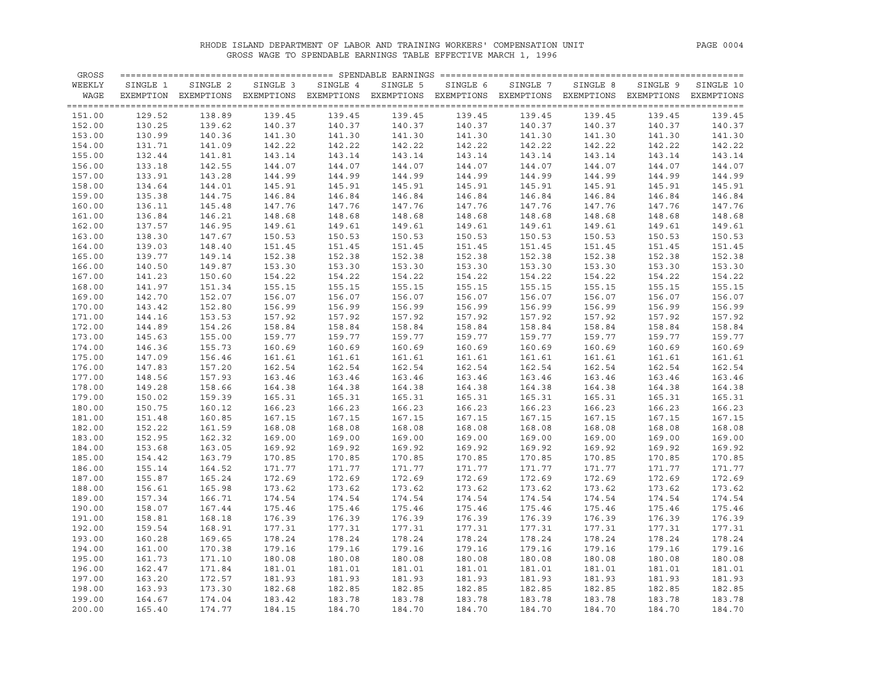RHODE ISLAND DEPARTMENT OF LABOR AND TRAINING WORKERS' COMPENSATION UNIT

GROSS WAGE TO SPENDABLE EARNINGS TABLE EFFECTIVE MARCH 1, 1996

| GROSS WEEKLY WAGE | SINGLE 1 EXEMPTION | SINGLE 2 EXEMPTIONS | SINGLE 3 EXEMPTIONS | SINGLE 4 EXEMPTIONS | SINGLE 5 EXEMPTIONS | SINGLE 6 EXEMPTIONS | SINGLE 7 EXEMPTIONS | SINGLE 8 EXEMPTIONS | SINGLE 9 EXEMPTIONS | SINGLE 10 EXEMPTIONS |
|---|---|---|---|---|---|---|---|---|---|---|
| 151.00 | 129.52 | 138.89 | 139.45 | 139.45 | 139.45 | 139.45 | 139.45 | 139.45 | 139.45 | 139.45 |
| 152.00 | 130.25 | 139.62 | 140.37 | 140.37 | 140.37 | 140.37 | 140.37 | 140.37 | 140.37 | 140.37 |
| 153.00 | 130.99 | 140.36 | 141.30 | 141.30 | 141.30 | 141.30 | 141.30 | 141.30 | 141.30 | 141.30 |
| 154.00 | 131.71 | 141.09 | 142.22 | 142.22 | 142.22 | 142.22 | 142.22 | 142.22 | 142.22 | 142.22 |
| 155.00 | 132.44 | 141.81 | 143.14 | 143.14 | 143.14 | 143.14 | 143.14 | 143.14 | 143.14 | 143.14 |
| 156.00 | 133.18 | 142.55 | 144.07 | 144.07 | 144.07 | 144.07 | 144.07 | 144.07 | 144.07 | 144.07 |
| 157.00 | 133.91 | 143.28 | 144.99 | 144.99 | 144.99 | 144.99 | 144.99 | 144.99 | 144.99 | 144.99 |
| 158.00 | 134.64 | 144.01 | 145.91 | 145.91 | 145.91 | 145.91 | 145.91 | 145.91 | 145.91 | 145.91 |
| 159.00 | 135.38 | 144.75 | 146.84 | 146.84 | 146.84 | 146.84 | 146.84 | 146.84 | 146.84 | 146.84 |
| 160.00 | 136.11 | 145.48 | 147.76 | 147.76 | 147.76 | 147.76 | 147.76 | 147.76 | 147.76 | 147.76 |
| 161.00 | 136.84 | 146.21 | 148.68 | 148.68 | 148.68 | 148.68 | 148.68 | 148.68 | 148.68 | 148.68 |
| 162.00 | 137.57 | 146.95 | 149.61 | 149.61 | 149.61 | 149.61 | 149.61 | 149.61 | 149.61 | 149.61 |
| 163.00 | 138.30 | 147.67 | 150.53 | 150.53 | 150.53 | 150.53 | 150.53 | 150.53 | 150.53 | 150.53 |
| 164.00 | 139.03 | 148.40 | 151.45 | 151.45 | 151.45 | 151.45 | 151.45 | 151.45 | 151.45 | 151.45 |
| 165.00 | 139.77 | 149.14 | 152.38 | 152.38 | 152.38 | 152.38 | 152.38 | 152.38 | 152.38 | 152.38 |
| 166.00 | 140.50 | 149.87 | 153.30 | 153.30 | 153.30 | 153.30 | 153.30 | 153.30 | 153.30 | 153.30 |
| 167.00 | 141.23 | 150.60 | 154.22 | 154.22 | 154.22 | 154.22 | 154.22 | 154.22 | 154.22 | 154.22 |
| 168.00 | 141.97 | 151.34 | 155.15 | 155.15 | 155.15 | 155.15 | 155.15 | 155.15 | 155.15 | 155.15 |
| 169.00 | 142.70 | 152.07 | 156.07 | 156.07 | 156.07 | 156.07 | 156.07 | 156.07 | 156.07 | 156.07 |
| 170.00 | 143.42 | 152.80 | 156.99 | 156.99 | 156.99 | 156.99 | 156.99 | 156.99 | 156.99 | 156.99 |
| 171.00 | 144.16 | 153.53 | 157.92 | 157.92 | 157.92 | 157.92 | 157.92 | 157.92 | 157.92 | 157.92 |
| 172.00 | 144.89 | 154.26 | 158.84 | 158.84 | 158.84 | 158.84 | 158.84 | 158.84 | 158.84 | 158.84 |
| 173.00 | 145.63 | 155.00 | 159.77 | 159.77 | 159.77 | 159.77 | 159.77 | 159.77 | 159.77 | 159.77 |
| 174.00 | 146.36 | 155.73 | 160.69 | 160.69 | 160.69 | 160.69 | 160.69 | 160.69 | 160.69 | 160.69 |
| 175.00 | 147.09 | 156.46 | 161.61 | 161.61 | 161.61 | 161.61 | 161.61 | 161.61 | 161.61 | 161.61 |
| 176.00 | 147.83 | 157.20 | 162.54 | 162.54 | 162.54 | 162.54 | 162.54 | 162.54 | 162.54 | 162.54 |
| 177.00 | 148.56 | 157.93 | 163.46 | 163.46 | 163.46 | 163.46 | 163.46 | 163.46 | 163.46 | 163.46 |
| 178.00 | 149.28 | 158.66 | 164.38 | 164.38 | 164.38 | 164.38 | 164.38 | 164.38 | 164.38 | 164.38 |
| 179.00 | 150.02 | 159.39 | 165.31 | 165.31 | 165.31 | 165.31 | 165.31 | 165.31 | 165.31 | 165.31 |
| 180.00 | 150.75 | 160.12 | 166.23 | 166.23 | 166.23 | 166.23 | 166.23 | 166.23 | 166.23 | 166.23 |
| 181.00 | 151.48 | 160.85 | 167.15 | 167.15 | 167.15 | 167.15 | 167.15 | 167.15 | 167.15 | 167.15 |
| 182.00 | 152.22 | 161.59 | 168.08 | 168.08 | 168.08 | 168.08 | 168.08 | 168.08 | 168.08 | 168.08 |
| 183.00 | 152.95 | 162.32 | 169.00 | 169.00 | 169.00 | 169.00 | 169.00 | 169.00 | 169.00 | 169.00 |
| 184.00 | 153.68 | 163.05 | 169.92 | 169.92 | 169.92 | 169.92 | 169.92 | 169.92 | 169.92 | 169.92 |
| 185.00 | 154.42 | 163.79 | 170.85 | 170.85 | 170.85 | 170.85 | 170.85 | 170.85 | 170.85 | 170.85 |
| 186.00 | 155.14 | 164.52 | 171.77 | 171.77 | 171.77 | 171.77 | 171.77 | 171.77 | 171.77 | 171.77 |
| 187.00 | 155.87 | 165.24 | 172.69 | 172.69 | 172.69 | 172.69 | 172.69 | 172.69 | 172.69 | 172.69 |
| 188.00 | 156.61 | 165.98 | 173.62 | 173.62 | 173.62 | 173.62 | 173.62 | 173.62 | 173.62 | 173.62 |
| 189.00 | 157.34 | 166.71 | 174.54 | 174.54 | 174.54 | 174.54 | 174.54 | 174.54 | 174.54 | 174.54 |
| 190.00 | 158.07 | 167.44 | 175.46 | 175.46 | 175.46 | 175.46 | 175.46 | 175.46 | 175.46 | 175.46 |
| 191.00 | 158.81 | 168.18 | 176.39 | 176.39 | 176.39 | 176.39 | 176.39 | 176.39 | 176.39 | 176.39 |
| 192.00 | 159.54 | 168.91 | 177.31 | 177.31 | 177.31 | 177.31 | 177.31 | 177.31 | 177.31 | 177.31 |
| 193.00 | 160.28 | 169.65 | 178.24 | 178.24 | 178.24 | 178.24 | 178.24 | 178.24 | 178.24 | 178.24 |
| 194.00 | 161.00 | 170.38 | 179.16 | 179.16 | 179.16 | 179.16 | 179.16 | 179.16 | 179.16 | 179.16 |
| 195.00 | 161.73 | 171.10 | 180.08 | 180.08 | 180.08 | 180.08 | 180.08 | 180.08 | 180.08 | 180.08 |
| 196.00 | 162.47 | 171.84 | 181.01 | 181.01 | 181.01 | 181.01 | 181.01 | 181.01 | 181.01 | 181.01 |
| 197.00 | 163.20 | 172.57 | 181.93 | 181.93 | 181.93 | 181.93 | 181.93 | 181.93 | 181.93 | 181.93 |
| 198.00 | 163.93 | 173.30 | 182.68 | 182.85 | 182.85 | 182.85 | 182.85 | 182.85 | 182.85 | 182.85 |
| 199.00 | 164.67 | 174.04 | 183.42 | 183.78 | 183.78 | 183.78 | 183.78 | 183.78 | 183.78 | 183.78 |
| 200.00 | 165.40 | 174.77 | 184.15 | 184.70 | 184.70 | 184.70 | 184.70 | 184.70 | 184.70 | 184.70 |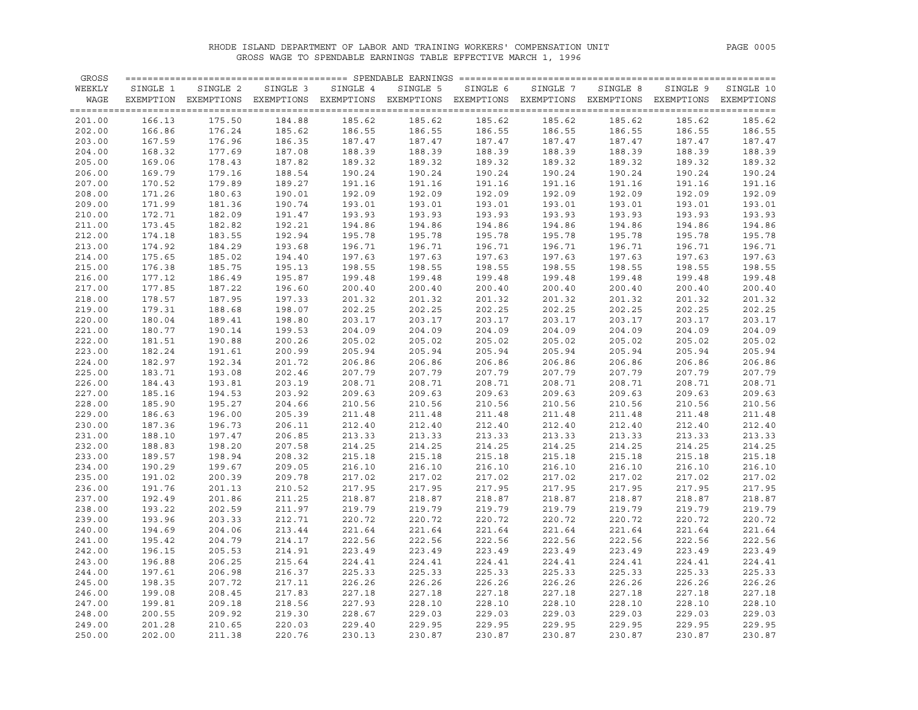RHODE ISLAND DEPARTMENT OF LABOR AND TRAINING WORKERS' COMPENSATION UNIT

GROSS WAGE TO SPENDABLE EARNINGS TABLE EFFECTIVE MARCH 1, 1996

| GROSS WEEKLY WAGE | SPENDABLE EARNINGS | | | | | | | | | |
|---|---|---|---|---|---|---|---|---|---|---|
| | SINGLE 1 EXEMPTION | SINGLE 2 EXEMPTIONS | SINGLE 3 EXEMPTIONS | SINGLE 4 EXEMPTIONS | SINGLE 5 EXEMPTIONS | SINGLE 6 EXEMPTIONS | SINGLE 7 EXEMPTIONS | SINGLE 8 EXEMPTIONS | SINGLE 9 EXEMPTIONS | SINGLE 10 EXEMPTIONS |
| 201.00 | 166.13 | 175.50 | 184.88 | 185.62 | 185.62 | 185.62 | 185.62 | 185.62 | 185.62 | 185.62 |
| 202.00 | 166.86 | 176.24 | 185.62 | 186.55 | 186.55 | 186.55 | 186.55 | 186.55 | 186.55 | 186.55 |
| 203.00 | 167.59 | 176.96 | 186.35 | 187.47 | 187.47 | 187.47 | 187.47 | 187.47 | 187.47 | 187.47 |
| 204.00 | 168.32 | 177.69 | 187.08 | 188.39 | 188.39 | 188.39 | 188.39 | 188.39 | 188.39 | 188.39 |
| 205.00 | 169.06 | 178.43 | 187.82 | 189.32 | 189.32 | 189.32 | 189.32 | 189.32 | 189.32 | 189.32 |
| 206.00 | 169.79 | 179.16 | 188.54 | 190.24 | 190.24 | 190.24 | 190.24 | 190.24 | 190.24 | 190.24 |
| 207.00 | 170.52 | 179.89 | 189.27 | 191.16 | 191.16 | 191.16 | 191.16 | 191.16 | 191.16 | 191.16 |
| 208.00 | 171.26 | 180.63 | 190.01 | 192.09 | 192.09 | 192.09 | 192.09 | 192.09 | 192.09 | 192.09 |
| 209.00 | 171.99 | 181.36 | 190.74 | 193.01 | 193.01 | 193.01 | 193.01 | 193.01 | 193.01 | 193.01 |
| 210.00 | 172.71 | 182.09 | 191.47 | 193.93 | 193.93 | 193.93 | 193.93 | 193.93 | 193.93 | 193.93 |
| 211.00 | 173.45 | 182.82 | 192.21 | 194.86 | 194.86 | 194.86 | 194.86 | 194.86 | 194.86 | 194.86 |
| 212.00 | 174.18 | 183.55 | 192.94 | 195.78 | 195.78 | 195.78 | 195.78 | 195.78 | 195.78 | 195.78 |
| 213.00 | 174.92 | 184.29 | 193.68 | 196.71 | 196.71 | 196.71 | 196.71 | 196.71 | 196.71 | 196.71 |
| 214.00 | 175.65 | 185.02 | 194.40 | 197.63 | 197.63 | 197.63 | 197.63 | 197.63 | 197.63 | 197.63 |
| 215.00 | 176.38 | 185.75 | 195.13 | 198.55 | 198.55 | 198.55 | 198.55 | 198.55 | 198.55 | 198.55 |
| 216.00 | 177.12 | 186.49 | 195.87 | 199.48 | 199.48 | 199.48 | 199.48 | 199.48 | 199.48 | 199.48 |
| 217.00 | 177.85 | 187.22 | 196.60 | 200.40 | 200.40 | 200.40 | 200.40 | 200.40 | 200.40 | 200.40 |
| 218.00 | 178.57 | 187.95 | 197.33 | 201.32 | 201.32 | 201.32 | 201.32 | 201.32 | 201.32 | 201.32 |
| 219.00 | 179.31 | 188.68 | 198.07 | 202.25 | 202.25 | 202.25 | 202.25 | 202.25 | 202.25 | 202.25 |
| 220.00 | 180.04 | 189.41 | 198.80 | 203.17 | 203.17 | 203.17 | 203.17 | 203.17 | 203.17 | 203.17 |
| 221.00 | 180.77 | 190.14 | 199.53 | 204.09 | 204.09 | 204.09 | 204.09 | 204.09 | 204.09 | 204.09 |
| 222.00 | 181.51 | 190.88 | 200.26 | 205.02 | 205.02 | 205.02 | 205.02 | 205.02 | 205.02 | 205.02 |
| 223.00 | 182.24 | 191.61 | 200.99 | 205.94 | 205.94 | 205.94 | 205.94 | 205.94 | 205.94 | 205.94 |
| 224.00 | 182.97 | 192.34 | 201.72 | 206.86 | 206.86 | 206.86 | 206.86 | 206.86 | 206.86 | 206.86 |
| 225.00 | 183.71 | 193.08 | 202.46 | 207.79 | 207.79 | 207.79 | 207.79 | 207.79 | 207.79 | 207.79 |
| 226.00 | 184.43 | 193.81 | 203.19 | 208.71 | 208.71 | 208.71 | 208.71 | 208.71 | 208.71 | 208.71 |
| 227.00 | 185.16 | 194.53 | 203.92 | 209.63 | 209.63 | 209.63 | 209.63 | 209.63 | 209.63 | 209.63 |
| 228.00 | 185.90 | 195.27 | 204.66 | 210.56 | 210.56 | 210.56 | 210.56 | 210.56 | 210.56 | 210.56 |
| 229.00 | 186.63 | 196.00 | 205.39 | 211.48 | 211.48 | 211.48 | 211.48 | 211.48 | 211.48 | 211.48 |
| 230.00 | 187.36 | 196.73 | 206.11 | 212.40 | 212.40 | 212.40 | 212.40 | 212.40 | 212.40 | 212.40 |
| 231.00 | 188.10 | 197.47 | 206.85 | 213.33 | 213.33 | 213.33 | 213.33 | 213.33 | 213.33 | 213.33 |
| 232.00 | 188.83 | 198.20 | 207.58 | 214.25 | 214.25 | 214.25 | 214.25 | 214.25 | 214.25 | 214.25 |
| 233.00 | 189.57 | 198.94 | 208.32 | 215.18 | 215.18 | 215.18 | 215.18 | 215.18 | 215.18 | 215.18 |
| 234.00 | 190.29 | 199.67 | 209.05 | 216.10 | 216.10 | 216.10 | 216.10 | 216.10 | 216.10 | 216.10 |
| 235.00 | 191.02 | 200.39 | 209.78 | 217.02 | 217.02 | 217.02 | 217.02 | 217.02 | 217.02 | 217.02 |
| 236.00 | 191.76 | 201.13 | 210.52 | 217.95 | 217.95 | 217.95 | 217.95 | 217.95 | 217.95 | 217.95 |
| 237.00 | 192.49 | 201.86 | 211.25 | 218.87 | 218.87 | 218.87 | 218.87 | 218.87 | 218.87 | 218.87 |
| 238.00 | 193.22 | 202.59 | 211.97 | 219.79 | 219.79 | 219.79 | 219.79 | 219.79 | 219.79 | 219.79 |
| 239.00 | 193.96 | 203.33 | 212.71 | 220.72 | 220.72 | 220.72 | 220.72 | 220.72 | 220.72 | 220.72 |
| 240.00 | 194.69 | 204.06 | 213.44 | 221.64 | 221.64 | 221.64 | 221.64 | 221.64 | 221.64 | 221.64 |
| 241.00 | 195.42 | 204.79 | 214.17 | 222.56 | 222.56 | 222.56 | 222.56 | 222.56 | 222.56 | 222.56 |
| 242.00 | 196.15 | 205.53 | 214.91 | 223.49 | 223.49 | 223.49 | 223.49 | 223.49 | 223.49 | 223.49 |
| 243.00 | 196.88 | 206.25 | 215.64 | 224.41 | 224.41 | 224.41 | 224.41 | 224.41 | 224.41 | 224.41 |
| 244.00 | 197.61 | 206.98 | 216.37 | 225.33 | 225.33 | 225.33 | 225.33 | 225.33 | 225.33 | 225.33 |
| 245.00 | 198.35 | 207.72 | 217.11 | 226.26 | 226.26 | 226.26 | 226.26 | 226.26 | 226.26 | 226.26 |
| 246.00 | 199.08 | 208.45 | 217.83 | 227.18 | 227.18 | 227.18 | 227.18 | 227.18 | 227.18 | 227.18 |
| 247.00 | 199.81 | 209.18 | 218.56 | 227.93 | 228.10 | 228.10 | 228.10 | 228.10 | 228.10 | 228.10 |
| 248.00 | 200.55 | 209.92 | 219.30 | 228.67 | 229.03 | 229.03 | 229.03 | 229.03 | 229.03 | 229.03 |
| 249.00 | 201.28 | 210.65 | 220.03 | 229.40 | 229.95 | 229.95 | 229.95 | 229.95 | 229.95 | 229.95 |
| 250.00 | 202.00 | 211.38 | 220.76 | 230.13 | 230.87 | 230.87 | 230.87 | 230.87 | 230.87 | 230.87 |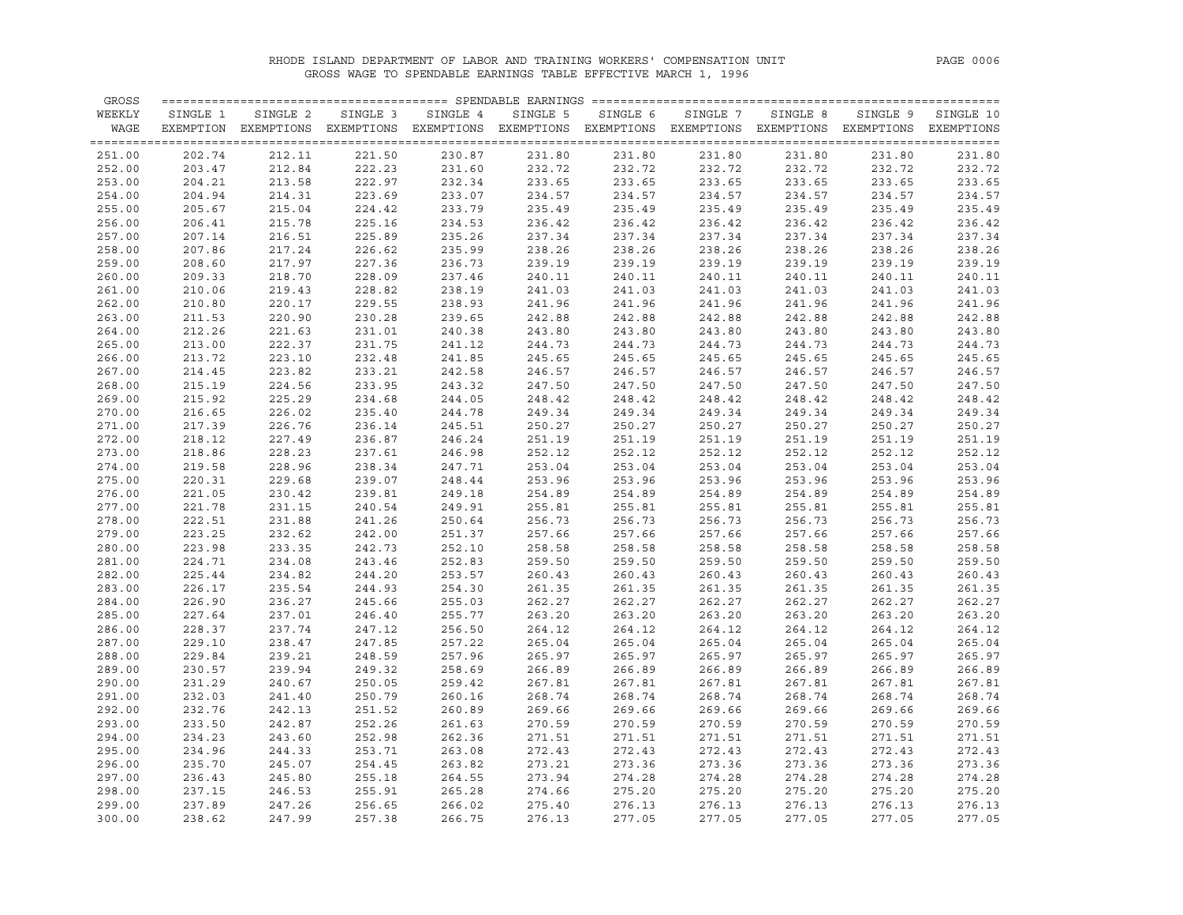RHODE ISLAND DEPARTMENT OF LABOR AND TRAINING WORKERS' COMPENSATION UNIT

GROSS WAGE TO SPENDABLE EARNINGS TABLE EFFECTIVE MARCH 1, 1996

| GROSS WEEKLY WAGE | SPENDABLE EARNINGS SINGLE 1 EXEMPTION | SINGLE 2 EXEMPTIONS | SINGLE 3 EXEMPTIONS | SINGLE 4 EXEMPTIONS | SINGLE 5 EXEMPTIONS | SINGLE 6 EXEMPTIONS | SINGLE 7 EXEMPTIONS | SINGLE 8 EXEMPTIONS | SINGLE 9 EXEMPTIONS | SINGLE 10 EXEMPTIONS |
|---|---|---|---|---|---|---|---|---|---|---|
| 251.00 | 202.74 | 212.11 | 221.50 | 230.87 | 231.80 | 231.80 | 231.80 | 231.80 | 231.80 | 231.80 |
| 252.00 | 203.47 | 212.84 | 222.23 | 231.60 | 232.72 | 232.72 | 232.72 | 232.72 | 232.72 | 232.72 |
| 253.00 | 204.21 | 213.58 | 222.97 | 232.34 | 233.65 | 233.65 | 233.65 | 233.65 | 233.65 | 233.65 |
| 254.00 | 204.94 | 214.31 | 223.69 | 233.07 | 234.57 | 234.57 | 234.57 | 234.57 | 234.57 | 234.57 |
| 255.00 | 205.67 | 215.04 | 224.42 | 233.79 | 235.49 | 235.49 | 235.49 | 235.49 | 235.49 | 235.49 |
| 256.00 | 206.41 | 215.78 | 225.16 | 234.53 | 236.42 | 236.42 | 236.42 | 236.42 | 236.42 | 236.42 |
| 257.00 | 207.14 | 216.51 | 225.89 | 235.26 | 237.34 | 237.34 | 237.34 | 237.34 | 237.34 | 237.34 |
| 258.00 | 207.86 | 217.24 | 226.62 | 235.99 | 238.26 | 238.26 | 238.26 | 238.26 | 238.26 | 238.26 |
| 259.00 | 208.60 | 217.97 | 227.36 | 236.73 | 239.19 | 239.19 | 239.19 | 239.19 | 239.19 | 239.19 |
| 260.00 | 209.33 | 218.70 | 228.09 | 237.46 | 240.11 | 240.11 | 240.11 | 240.11 | 240.11 | 240.11 |
| 261.00 | 210.06 | 219.43 | 228.82 | 238.19 | 241.03 | 241.03 | 241.03 | 241.03 | 241.03 | 241.03 |
| 262.00 | 210.80 | 220.17 | 229.55 | 238.93 | 241.96 | 241.96 | 241.96 | 241.96 | 241.96 | 241.96 |
| 263.00 | 211.53 | 220.90 | 230.28 | 239.65 | 242.88 | 242.88 | 242.88 | 242.88 | 242.88 | 242.88 |
| 264.00 | 212.26 | 221.63 | 231.01 | 240.38 | 243.80 | 243.80 | 243.80 | 243.80 | 243.80 | 243.80 |
| 265.00 | 213.00 | 222.37 | 231.75 | 241.12 | 244.73 | 244.73 | 244.73 | 244.73 | 244.73 | 244.73 |
| 266.00 | 213.72 | 223.10 | 232.48 | 241.85 | 245.65 | 245.65 | 245.65 | 245.65 | 245.65 | 245.65 |
| 267.00 | 214.45 | 223.82 | 233.21 | 242.58 | 246.57 | 246.57 | 246.57 | 246.57 | 246.57 | 246.57 |
| 268.00 | 215.19 | 224.56 | 233.95 | 243.32 | 247.50 | 247.50 | 247.50 | 247.50 | 247.50 | 247.50 |
| 269.00 | 215.92 | 225.29 | 234.68 | 244.05 | 248.42 | 248.42 | 248.42 | 248.42 | 248.42 | 248.42 |
| 270.00 | 216.65 | 226.02 | 235.40 | 244.78 | 249.34 | 249.34 | 249.34 | 249.34 | 249.34 | 249.34 |
| 271.00 | 217.39 | 226.76 | 236.14 | 245.51 | 250.27 | 250.27 | 250.27 | 250.27 | 250.27 | 250.27 |
| 272.00 | 218.12 | 227.49 | 236.87 | 246.24 | 251.19 | 251.19 | 251.19 | 251.19 | 251.19 | 251.19 |
| 273.00 | 218.86 | 228.23 | 237.61 | 246.98 | 252.12 | 252.12 | 252.12 | 252.12 | 252.12 | 252.12 |
| 274.00 | 219.58 | 228.96 | 238.34 | 247.71 | 253.04 | 253.04 | 253.04 | 253.04 | 253.04 | 253.04 |
| 275.00 | 220.31 | 229.68 | 239.07 | 248.44 | 253.96 | 253.96 | 253.96 | 253.96 | 253.96 | 253.96 |
| 276.00 | 221.05 | 230.42 | 239.81 | 249.18 | 254.89 | 254.89 | 254.89 | 254.89 | 254.89 | 254.89 |
| 277.00 | 221.78 | 231.15 | 240.54 | 249.91 | 255.81 | 255.81 | 255.81 | 255.81 | 255.81 | 255.81 |
| 278.00 | 222.51 | 231.88 | 241.26 | 250.64 | 256.73 | 256.73 | 256.73 | 256.73 | 256.73 | 256.73 |
| 279.00 | 223.25 | 232.62 | 242.00 | 251.37 | 257.66 | 257.66 | 257.66 | 257.66 | 257.66 | 257.66 |
| 280.00 | 223.98 | 233.35 | 242.73 | 252.10 | 258.58 | 258.58 | 258.58 | 258.58 | 258.58 | 258.58 |
| 281.00 | 224.71 | 234.08 | 243.46 | 252.83 | 259.50 | 259.50 | 259.50 | 259.50 | 259.50 | 259.50 |
| 282.00 | 225.44 | 234.82 | 244.20 | 253.57 | 260.43 | 260.43 | 260.43 | 260.43 | 260.43 | 260.43 |
| 283.00 | 226.17 | 235.54 | 244.93 | 254.30 | 261.35 | 261.35 | 261.35 | 261.35 | 261.35 | 261.35 |
| 284.00 | 226.90 | 236.27 | 245.66 | 255.03 | 262.27 | 262.27 | 262.27 | 262.27 | 262.27 | 262.27 |
| 285.00 | 227.64 | 237.01 | 246.40 | 255.77 | 263.20 | 263.20 | 263.20 | 263.20 | 263.20 | 263.20 |
| 286.00 | 228.37 | 237.74 | 247.12 | 256.50 | 264.12 | 264.12 | 264.12 | 264.12 | 264.12 | 264.12 |
| 287.00 | 229.10 | 238.47 | 247.85 | 257.22 | 265.04 | 265.04 | 265.04 | 265.04 | 265.04 | 265.04 |
| 288.00 | 229.84 | 239.21 | 248.59 | 257.96 | 265.97 | 265.97 | 265.97 | 265.97 | 265.97 | 265.97 |
| 289.00 | 230.57 | 239.94 | 249.32 | 258.69 | 266.89 | 266.89 | 266.89 | 266.89 | 266.89 | 266.89 |
| 290.00 | 231.29 | 240.67 | 250.05 | 259.42 | 267.81 | 267.81 | 267.81 | 267.81 | 267.81 | 267.81 |
| 291.00 | 232.03 | 241.40 | 250.79 | 260.16 | 268.74 | 268.74 | 268.74 | 268.74 | 268.74 | 268.74 |
| 292.00 | 232.76 | 242.13 | 251.52 | 260.89 | 269.66 | 269.66 | 269.66 | 269.66 | 269.66 | 269.66 |
| 293.00 | 233.50 | 242.87 | 252.26 | 261.63 | 270.59 | 270.59 | 270.59 | 270.59 | 270.59 | 270.59 |
| 294.00 | 234.23 | 243.60 | 252.98 | 262.36 | 271.51 | 271.51 | 271.51 | 271.51 | 271.51 | 271.51 |
| 295.00 | 234.96 | 244.33 | 253.71 | 263.08 | 272.43 | 272.43 | 272.43 | 272.43 | 272.43 | 272.43 |
| 296.00 | 235.70 | 245.07 | 254.45 | 263.82 | 273.21 | 273.36 | 273.36 | 273.36 | 273.36 | 273.36 |
| 297.00 | 236.43 | 245.80 | 255.18 | 264.55 | 273.94 | 274.28 | 274.28 | 274.28 | 274.28 | 274.28 |
| 298.00 | 237.15 | 246.53 | 255.91 | 265.28 | 274.66 | 275.20 | 275.20 | 275.20 | 275.20 | 275.20 |
| 299.00 | 237.89 | 247.26 | 256.65 | 266.02 | 275.40 | 276.13 | 276.13 | 276.13 | 276.13 | 276.13 |
| 300.00 | 238.62 | 247.99 | 257.38 | 266.75 | 276.13 | 277.05 | 277.05 | 277.05 | 277.05 | 277.05 |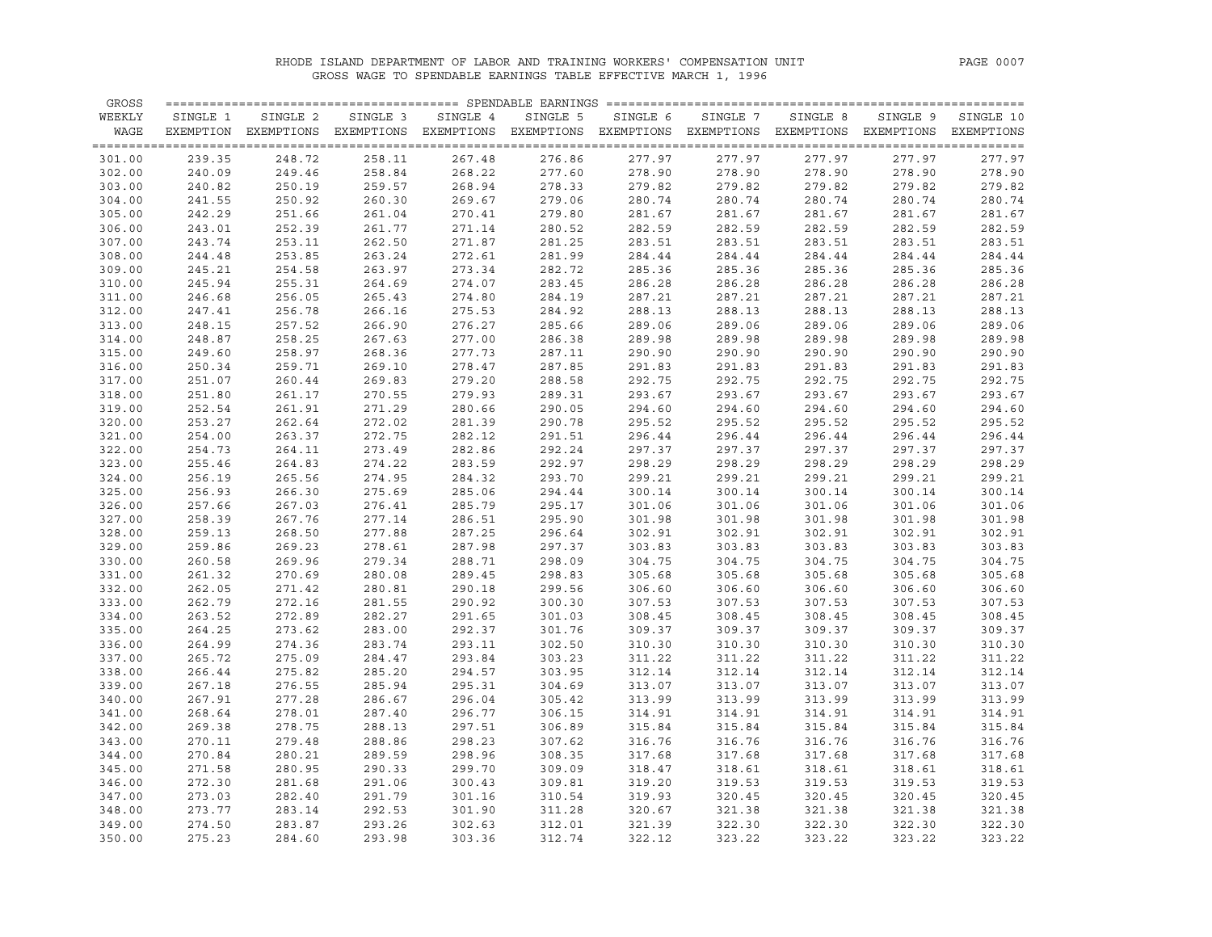RHODE ISLAND DEPARTMENT OF LABOR AND TRAINING WORKERS' COMPENSATION UNIT
GROSS WAGE TO SPENDABLE EARNINGS TABLE EFFECTIVE MARCH 1, 1996

| GROSS WEEKLY WAGE | SINGLE 1 EXEMPTION | SINGLE 2 EXEMPTIONS | SINGLE 3 EXEMPTIONS | SINGLE 4 EXEMPTIONS | SINGLE 5 EXEMPTIONS | SINGLE 6 EXEMPTIONS | SINGLE 7 EXEMPTIONS | SINGLE 8 EXEMPTIONS | SINGLE 9 EXEMPTIONS | SINGLE 10 EXEMPTIONS |
|---|---|---|---|---|---|---|---|---|---|---|
| 301.00 | 239.35 | 248.72 | 258.11 | 267.48 | 276.86 | 277.97 | 277.97 | 277.97 | 277.97 | 277.97 |
| 302.00 | 240.09 | 249.46 | 258.84 | 268.22 | 277.60 | 278.90 | 278.90 | 278.90 | 278.90 | 278.90 |
| 303.00 | 240.82 | 250.19 | 259.57 | 268.94 | 278.33 | 279.82 | 279.82 | 279.82 | 279.82 | 279.82 |
| 304.00 | 241.55 | 250.92 | 260.30 | 269.67 | 279.06 | 280.74 | 280.74 | 280.74 | 280.74 | 280.74 |
| 305.00 | 242.29 | 251.66 | 261.04 | 270.41 | 279.80 | 281.67 | 281.67 | 281.67 | 281.67 | 281.67 |
| 306.00 | 243.01 | 252.39 | 261.77 | 271.14 | 280.52 | 282.59 | 282.59 | 282.59 | 282.59 | 282.59 |
| 307.00 | 243.74 | 253.11 | 262.50 | 271.87 | 281.25 | 283.51 | 283.51 | 283.51 | 283.51 | 283.51 |
| 308.00 | 244.48 | 253.85 | 263.24 | 272.61 | 281.99 | 284.44 | 284.44 | 284.44 | 284.44 | 284.44 |
| 309.00 | 245.21 | 254.58 | 263.97 | 273.34 | 282.72 | 285.36 | 285.36 | 285.36 | 285.36 | 285.36 |
| 310.00 | 245.94 | 255.31 | 264.69 | 274.07 | 283.45 | 286.28 | 286.28 | 286.28 | 286.28 | 286.28 |
| 311.00 | 246.68 | 256.05 | 265.43 | 274.80 | 284.19 | 287.21 | 287.21 | 287.21 | 287.21 | 287.21 |
| 312.00 | 247.41 | 256.78 | 266.16 | 275.53 | 284.92 | 288.13 | 288.13 | 288.13 | 288.13 | 288.13 |
| 313.00 | 248.15 | 257.52 | 266.90 | 276.27 | 285.66 | 289.06 | 289.06 | 289.06 | 289.06 | 289.06 |
| 314.00 | 248.87 | 258.25 | 267.63 | 277.00 | 286.38 | 289.98 | 289.98 | 289.98 | 289.98 | 289.98 |
| 315.00 | 249.60 | 258.97 | 268.36 | 277.73 | 287.11 | 290.90 | 290.90 | 290.90 | 290.90 | 290.90 |
| 316.00 | 250.34 | 259.71 | 269.10 | 278.47 | 287.85 | 291.83 | 291.83 | 291.83 | 291.83 | 291.83 |
| 317.00 | 251.07 | 260.44 | 269.83 | 279.20 | 288.58 | 292.75 | 292.75 | 292.75 | 292.75 | 292.75 |
| 318.00 | 251.80 | 261.17 | 270.55 | 279.93 | 289.31 | 293.67 | 293.67 | 293.67 | 293.67 | 293.67 |
| 319.00 | 252.54 | 261.91 | 271.29 | 280.66 | 290.05 | 294.60 | 294.60 | 294.60 | 294.60 | 294.60 |
| 320.00 | 253.27 | 262.64 | 272.02 | 281.39 | 290.78 | 295.52 | 295.52 | 295.52 | 295.52 | 295.52 |
| 321.00 | 254.00 | 263.37 | 272.75 | 282.12 | 291.51 | 296.44 | 296.44 | 296.44 | 296.44 | 296.44 |
| 322.00 | 254.73 | 264.11 | 273.49 | 282.86 | 292.24 | 297.37 | 297.37 | 297.37 | 297.37 | 297.37 |
| 323.00 | 255.46 | 264.83 | 274.22 | 283.59 | 292.97 | 298.29 | 298.29 | 298.29 | 298.29 | 298.29 |
| 324.00 | 256.19 | 265.56 | 274.95 | 284.32 | 293.70 | 299.21 | 299.21 | 299.21 | 299.21 | 299.21 |
| 325.00 | 256.93 | 266.30 | 275.69 | 285.06 | 294.44 | 300.14 | 300.14 | 300.14 | 300.14 | 300.14 |
| 326.00 | 257.66 | 267.03 | 276.41 | 285.79 | 295.17 | 301.06 | 301.06 | 301.06 | 301.06 | 301.06 |
| 327.00 | 258.39 | 267.76 | 277.14 | 286.51 | 295.90 | 301.98 | 301.98 | 301.98 | 301.98 | 301.98 |
| 328.00 | 259.13 | 268.50 | 277.88 | 287.25 | 296.64 | 302.91 | 302.91 | 302.91 | 302.91 | 302.91 |
| 329.00 | 259.86 | 269.23 | 278.61 | 287.98 | 297.37 | 303.83 | 303.83 | 303.83 | 303.83 | 303.83 |
| 330.00 | 260.58 | 269.96 | 279.34 | 288.71 | 298.09 | 304.75 | 304.75 | 304.75 | 304.75 | 304.75 |
| 331.00 | 261.32 | 270.69 | 280.08 | 289.45 | 298.83 | 305.68 | 305.68 | 305.68 | 305.68 | 305.68 |
| 332.00 | 262.05 | 271.42 | 280.81 | 290.18 | 299.56 | 306.60 | 306.60 | 306.60 | 306.60 | 306.60 |
| 333.00 | 262.79 | 272.16 | 281.55 | 290.92 | 300.30 | 307.53 | 307.53 | 307.53 | 307.53 | 307.53 |
| 334.00 | 263.52 | 272.89 | 282.27 | 291.65 | 301.03 | 308.45 | 308.45 | 308.45 | 308.45 | 308.45 |
| 335.00 | 264.25 | 273.62 | 283.00 | 292.37 | 301.76 | 309.37 | 309.37 | 309.37 | 309.37 | 309.37 |
| 336.00 | 264.99 | 274.36 | 283.74 | 293.11 | 302.50 | 310.30 | 310.30 | 310.30 | 310.30 | 310.30 |
| 337.00 | 265.72 | 275.09 | 284.47 | 293.84 | 303.23 | 311.22 | 311.22 | 311.22 | 311.22 | 311.22 |
| 338.00 | 266.44 | 275.82 | 285.20 | 294.57 | 303.95 | 312.14 | 312.14 | 312.14 | 312.14 | 312.14 |
| 339.00 | 267.18 | 276.55 | 285.94 | 295.31 | 304.69 | 313.07 | 313.07 | 313.07 | 313.07 | 313.07 |
| 340.00 | 267.91 | 277.28 | 286.67 | 296.04 | 305.42 | 313.99 | 313.99 | 313.99 | 313.99 | 313.99 |
| 341.00 | 268.64 | 278.01 | 287.40 | 296.77 | 306.15 | 314.91 | 314.91 | 314.91 | 314.91 | 314.91 |
| 342.00 | 269.38 | 278.75 | 288.13 | 297.51 | 306.89 | 315.84 | 315.84 | 315.84 | 315.84 | 315.84 |
| 343.00 | 270.11 | 279.48 | 288.86 | 298.23 | 307.62 | 316.76 | 316.76 | 316.76 | 316.76 | 316.76 |
| 344.00 | 270.84 | 280.21 | 289.59 | 298.96 | 308.35 | 317.68 | 317.68 | 317.68 | 317.68 | 317.68 |
| 345.00 | 271.58 | 280.95 | 290.33 | 299.70 | 309.09 | 318.47 | 318.61 | 318.61 | 318.61 | 318.61 |
| 346.00 | 272.30 | 281.68 | 291.06 | 300.43 | 309.81 | 319.20 | 319.53 | 319.53 | 319.53 | 319.53 |
| 347.00 | 273.03 | 282.40 | 291.79 | 301.16 | 310.54 | 319.93 | 320.45 | 320.45 | 320.45 | 320.45 |
| 348.00 | 273.77 | 283.14 | 292.53 | 301.90 | 311.28 | 320.67 | 321.38 | 321.38 | 321.38 | 321.38 |
| 349.00 | 274.50 | 283.87 | 293.26 | 302.63 | 312.01 | 321.39 | 322.30 | 322.30 | 322.30 | 322.30 |
| 350.00 | 275.23 | 284.60 | 293.98 | 303.36 | 312.74 | 322.12 | 323.22 | 323.22 | 323.22 | 323.22 |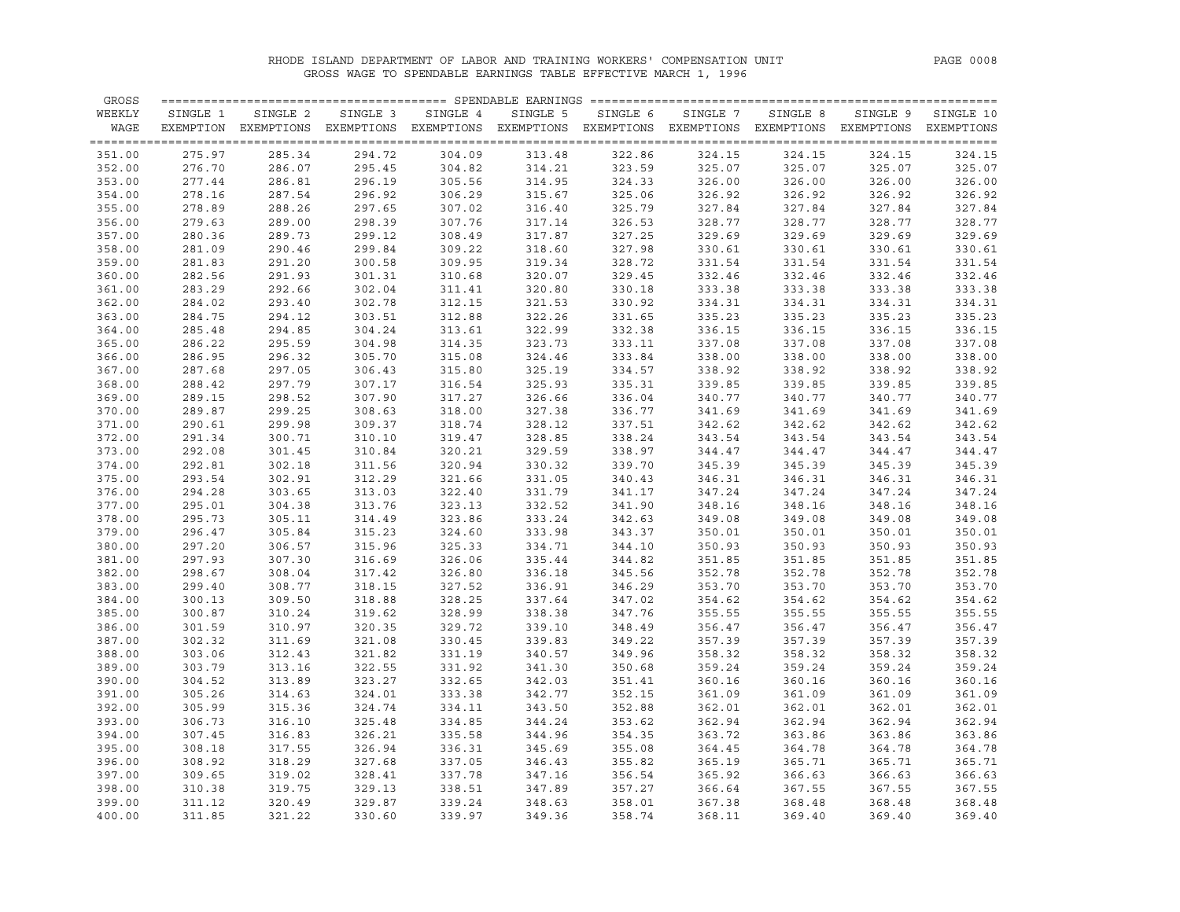RHODE ISLAND DEPARTMENT OF LABOR AND TRAINING WORKERS' COMPENSATION UNIT

GROSS WAGE TO SPENDABLE EARNINGS TABLE EFFECTIVE MARCH 1, 1996

| GROSS WEEKLY WAGE | SINGLE 1 EXEMPTION | SINGLE 2 EXEMPTIONS | SINGLE 3 EXEMPTIONS | SINGLE 4 EXEMPTIONS | SINGLE 5 EXEMPTIONS | SINGLE 6 EXEMPTIONS | SINGLE 7 EXEMPTIONS | SINGLE 8 EXEMPTIONS | SINGLE 9 EXEMPTIONS | SINGLE 10 EXEMPTIONS |
|---|---|---|---|---|---|---|---|---|---|---|
| 351.00 | 275.97 | 285.34 | 294.72 | 304.09 | 313.48 | 322.86 | 324.15 | 324.15 | 324.15 | 324.15 |
| 352.00 | 276.70 | 286.07 | 295.45 | 304.82 | 314.21 | 323.59 | 325.07 | 325.07 | 325.07 | 325.07 |
| 353.00 | 277.44 | 286.81 | 296.19 | 305.56 | 314.95 | 324.33 | 326.00 | 326.00 | 326.00 | 326.00 |
| 354.00 | 278.16 | 287.54 | 296.92 | 306.29 | 315.67 | 325.06 | 326.92 | 326.92 | 326.92 | 326.92 |
| 355.00 | 278.89 | 288.26 | 297.65 | 307.02 | 316.40 | 325.79 | 327.84 | 327.84 | 327.84 | 327.84 |
| 356.00 | 279.63 | 289.00 | 298.39 | 307.76 | 317.14 | 326.53 | 328.77 | 328.77 | 328.77 | 328.77 |
| 357.00 | 280.36 | 289.73 | 299.12 | 308.49 | 317.87 | 327.25 | 329.69 | 329.69 | 329.69 | 329.69 |
| 358.00 | 281.09 | 290.46 | 299.84 | 309.22 | 318.60 | 327.98 | 330.61 | 330.61 | 330.61 | 330.61 |
| 359.00 | 281.83 | 291.20 | 300.58 | 309.95 | 319.34 | 328.72 | 331.54 | 331.54 | 331.54 | 331.54 |
| 360.00 | 282.56 | 291.93 | 301.31 | 310.68 | 320.07 | 329.45 | 332.46 | 332.46 | 332.46 | 332.46 |
| 361.00 | 283.29 | 292.66 | 302.04 | 311.41 | 320.80 | 330.18 | 333.38 | 333.38 | 333.38 | 333.38 |
| 362.00 | 284.02 | 293.40 | 302.78 | 312.15 | 321.53 | 330.92 | 334.31 | 334.31 | 334.31 | 334.31 |
| 363.00 | 284.75 | 294.12 | 303.51 | 312.88 | 322.26 | 331.65 | 335.23 | 335.23 | 335.23 | 335.23 |
| 364.00 | 285.48 | 294.85 | 304.24 | 313.61 | 322.99 | 332.38 | 336.15 | 336.15 | 336.15 | 336.15 |
| 365.00 | 286.22 | 295.59 | 304.98 | 314.35 | 323.73 | 333.11 | 337.08 | 337.08 | 337.08 | 337.08 |
| 366.00 | 286.95 | 296.32 | 305.70 | 315.08 | 324.46 | 333.84 | 338.00 | 338.00 | 338.00 | 338.00 |
| 367.00 | 287.68 | 297.05 | 306.43 | 315.80 | 325.19 | 334.57 | 338.92 | 338.92 | 338.92 | 338.92 |
| 368.00 | 288.42 | 297.79 | 307.17 | 316.54 | 325.93 | 335.31 | 339.85 | 339.85 | 339.85 | 339.85 |
| 369.00 | 289.15 | 298.52 | 307.90 | 317.27 | 326.66 | 336.04 | 340.77 | 340.77 | 340.77 | 340.77 |
| 370.00 | 289.87 | 299.25 | 308.63 | 318.00 | 327.38 | 336.77 | 341.69 | 341.69 | 341.69 | 341.69 |
| 371.00 | 290.61 | 299.98 | 309.37 | 318.74 | 328.12 | 337.51 | 342.62 | 342.62 | 342.62 | 342.62 |
| 372.00 | 291.34 | 300.71 | 310.10 | 319.47 | 328.85 | 338.24 | 343.54 | 343.54 | 343.54 | 343.54 |
| 373.00 | 292.08 | 301.45 | 310.84 | 320.21 | 329.59 | 338.97 | 344.47 | 344.47 | 344.47 | 344.47 |
| 374.00 | 292.81 | 302.18 | 311.56 | 320.94 | 330.32 | 339.70 | 345.39 | 345.39 | 345.39 | 345.39 |
| 375.00 | 293.54 | 302.91 | 312.29 | 321.66 | 331.05 | 340.43 | 346.31 | 346.31 | 346.31 | 346.31 |
| 376.00 | 294.28 | 303.65 | 313.03 | 322.40 | 331.79 | 341.17 | 347.24 | 347.24 | 347.24 | 347.24 |
| 377.00 | 295.01 | 304.38 | 313.76 | 323.13 | 332.52 | 341.90 | 348.16 | 348.16 | 348.16 | 348.16 |
| 378.00 | 295.73 | 305.11 | 314.49 | 323.86 | 333.24 | 342.63 | 349.08 | 349.08 | 349.08 | 349.08 |
| 379.00 | 296.47 | 305.84 | 315.23 | 324.60 | 333.98 | 343.37 | 350.01 | 350.01 | 350.01 | 350.01 |
| 380.00 | 297.20 | 306.57 | 315.96 | 325.33 | 334.71 | 344.10 | 350.93 | 350.93 | 350.93 | 350.93 |
| 381.00 | 297.93 | 307.30 | 316.69 | 326.06 | 335.44 | 344.82 | 351.85 | 351.85 | 351.85 | 351.85 |
| 382.00 | 298.67 | 308.04 | 317.42 | 326.80 | 336.18 | 345.56 | 352.78 | 352.78 | 352.78 | 352.78 |
| 383.00 | 299.40 | 308.77 | 318.15 | 327.52 | 336.91 | 346.29 | 353.70 | 353.70 | 353.70 | 353.70 |
| 384.00 | 300.13 | 309.50 | 318.88 | 328.25 | 337.64 | 347.02 | 354.62 | 354.62 | 354.62 | 354.62 |
| 385.00 | 300.87 | 310.24 | 319.62 | 328.99 | 338.38 | 347.76 | 355.55 | 355.55 | 355.55 | 355.55 |
| 386.00 | 301.59 | 310.97 | 320.35 | 329.72 | 339.10 | 348.49 | 356.47 | 356.47 | 356.47 | 356.47 |
| 387.00 | 302.32 | 311.69 | 321.08 | 330.45 | 339.83 | 349.22 | 357.39 | 357.39 | 357.39 | 357.39 |
| 388.00 | 303.06 | 312.43 | 321.82 | 331.19 | 340.57 | 349.96 | 358.32 | 358.32 | 358.32 | 358.32 |
| 389.00 | 303.79 | 313.16 | 322.55 | 331.92 | 341.30 | 350.68 | 359.24 | 359.24 | 359.24 | 359.24 |
| 390.00 | 304.52 | 313.89 | 323.27 | 332.65 | 342.03 | 351.41 | 360.16 | 360.16 | 360.16 | 360.16 |
| 391.00 | 305.26 | 314.63 | 324.01 | 333.38 | 342.77 | 352.15 | 361.09 | 361.09 | 361.09 | 361.09 |
| 392.00 | 305.99 | 315.36 | 324.74 | 334.11 | 343.50 | 352.88 | 362.01 | 362.01 | 362.01 | 362.01 |
| 393.00 | 306.73 | 316.10 | 325.48 | 334.85 | 344.24 | 353.62 | 362.94 | 362.94 | 362.94 | 362.94 |
| 394.00 | 307.45 | 316.83 | 326.21 | 335.58 | 344.96 | 354.35 | 363.72 | 363.86 | 363.86 | 363.86 |
| 395.00 | 308.18 | 317.55 | 326.94 | 336.31 | 345.69 | 355.08 | 364.45 | 364.78 | 364.78 | 364.78 |
| 396.00 | 308.92 | 318.29 | 327.68 | 337.05 | 346.43 | 355.82 | 365.19 | 365.71 | 365.71 | 365.71 |
| 397.00 | 309.65 | 319.02 | 328.41 | 337.78 | 347.16 | 356.54 | 365.92 | 366.63 | 366.63 | 366.63 |
| 398.00 | 310.38 | 319.75 | 329.13 | 338.51 | 347.89 | 357.27 | 366.64 | 367.55 | 367.55 | 367.55 |
| 399.00 | 311.12 | 320.49 | 329.87 | 339.24 | 348.63 | 358.01 | 367.38 | 368.48 | 368.48 | 368.48 |
| 400.00 | 311.85 | 321.22 | 330.60 | 339.97 | 349.36 | 358.74 | 368.11 | 369.40 | 369.40 | 369.40 |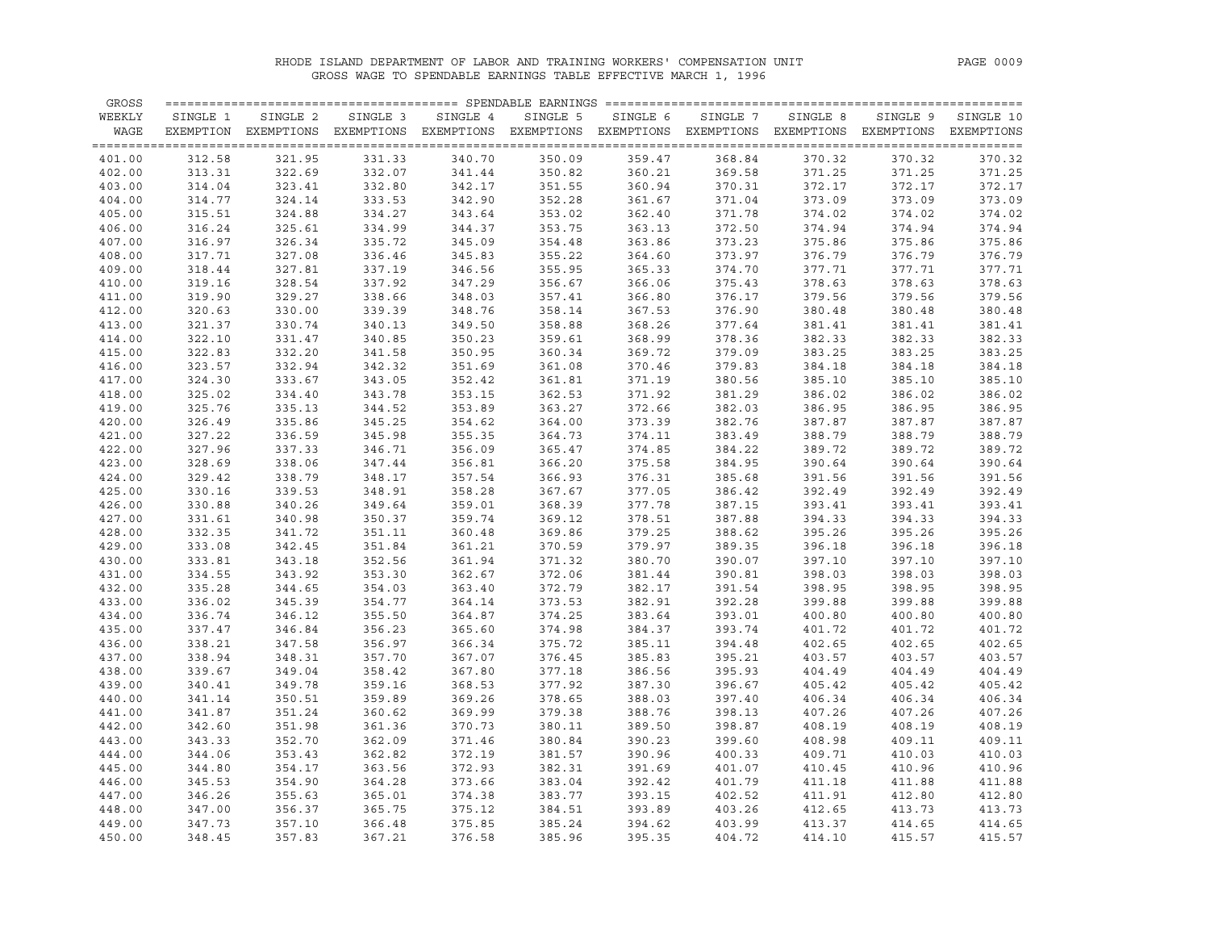# RHODE ISLAND DEPARTMENT OF LABOR AND TRAINING WORKERS' COMPENSATION UNIT

## GROSS WAGE TO SPENDABLE EARNINGS TABLE EFFECTIVE MARCH 1, 1996

| GROSS WEEKLY WAGE | SINGLE 1 EXEMPTION | SINGLE 2 EXEMPTIONS | SINGLE 3 EXEMPTIONS | SINGLE 4 EXEMPTIONS | SINGLE 5 EXEMPTIONS | SINGLE 6 EXEMPTIONS | SINGLE 7 EXEMPTIONS | SINGLE 8 EXEMPTIONS | SINGLE 9 EXEMPTIONS | SINGLE 10 EXEMPTIONS |
|---|---|---|---|---|---|---|---|---|---|---|
| 401.00 | 312.58 | 321.95 | 331.33 | 340.70 | 350.09 | 359.47 | 368.84 | 370.32 | 370.32 | 370.32 |
| 402.00 | 313.31 | 322.69 | 332.07 | 341.44 | 350.82 | 360.21 | 369.58 | 371.25 | 371.25 | 371.25 |
| 403.00 | 314.04 | 323.41 | 332.80 | 342.17 | 351.55 | 360.94 | 370.31 | 372.17 | 372.17 | 372.17 |
| 404.00 | 314.77 | 324.14 | 333.53 | 342.90 | 352.28 | 361.67 | 371.04 | 373.09 | 373.09 | 373.09 |
| 405.00 | 315.51 | 324.88 | 334.27 | 343.64 | 353.02 | 362.40 | 371.78 | 374.02 | 374.02 | 374.02 |
| 406.00 | 316.24 | 325.61 | 334.99 | 344.37 | 353.75 | 363.13 | 372.50 | 374.94 | 374.94 | 374.94 |
| 407.00 | 316.97 | 326.34 | 335.72 | 345.09 | 354.48 | 363.86 | 373.23 | 375.86 | 375.86 | 375.86 |
| 408.00 | 317.71 | 327.08 | 336.46 | 345.83 | 355.22 | 364.60 | 373.97 | 376.79 | 376.79 | 376.79 |
| 409.00 | 318.44 | 327.81 | 337.19 | 346.56 | 355.95 | 365.33 | 374.70 | 377.71 | 377.71 | 377.71 |
| 410.00 | 319.16 | 328.54 | 337.92 | 347.29 | 356.67 | 366.06 | 375.43 | 378.63 | 378.63 | 378.63 |
| 411.00 | 319.90 | 329.27 | 338.66 | 348.03 | 357.41 | 366.80 | 376.17 | 379.56 | 379.56 | 379.56 |
| 412.00 | 320.63 | 330.00 | 339.39 | 348.76 | 358.14 | 367.53 | 376.90 | 380.48 | 380.48 | 380.48 |
| 413.00 | 321.37 | 330.74 | 340.13 | 349.50 | 358.88 | 368.26 | 377.64 | 381.41 | 381.41 | 381.41 |
| 414.00 | 322.10 | 331.47 | 340.85 | 350.23 | 359.61 | 368.99 | 378.36 | 382.33 | 382.33 | 382.33 |
| 415.00 | 322.83 | 332.20 | 341.58 | 350.95 | 360.34 | 369.72 | 379.09 | 383.25 | 383.25 | 383.25 |
| 416.00 | 323.57 | 332.94 | 342.32 | 351.69 | 361.08 | 370.46 | 379.83 | 384.18 | 384.18 | 384.18 |
| 417.00 | 324.30 | 333.67 | 343.05 | 352.42 | 361.81 | 371.19 | 380.56 | 385.10 | 385.10 | 385.10 |
| 418.00 | 325.02 | 334.40 | 343.78 | 353.15 | 362.53 | 371.92 | 381.29 | 386.02 | 386.02 | 386.02 |
| 419.00 | 325.76 | 335.13 | 344.52 | 353.89 | 363.27 | 372.66 | 382.03 | 386.95 | 386.95 | 386.95 |
| 420.00 | 326.49 | 335.86 | 345.25 | 354.62 | 364.00 | 373.39 | 382.76 | 387.87 | 387.87 | 387.87 |
| 421.00 | 327.22 | 336.59 | 345.98 | 355.35 | 364.73 | 374.11 | 383.49 | 388.79 | 388.79 | 388.79 |
| 422.00 | 327.96 | 337.33 | 346.71 | 356.09 | 365.47 | 374.85 | 384.22 | 389.72 | 389.72 | 389.72 |
| 423.00 | 328.69 | 338.06 | 347.44 | 356.81 | 366.20 | 375.58 | 384.95 | 390.64 | 390.64 | 390.64 |
| 424.00 | 329.42 | 338.79 | 348.17 | 357.54 | 366.93 | 376.31 | 385.68 | 391.56 | 391.56 | 391.56 |
| 425.00 | 330.16 | 339.53 | 348.91 | 358.28 | 367.67 | 377.05 | 386.42 | 392.49 | 392.49 | 392.49 |
| 426.00 | 330.88 | 340.26 | 349.64 | 359.01 | 368.39 | 377.78 | 387.15 | 393.41 | 393.41 | 393.41 |
| 427.00 | 331.61 | 340.98 | 350.37 | 359.74 | 369.12 | 378.51 | 387.88 | 394.33 | 394.33 | 394.33 |
| 428.00 | 332.35 | 341.72 | 351.11 | 360.48 | 369.86 | 379.25 | 388.62 | 395.26 | 395.26 | 395.26 |
| 429.00 | 333.08 | 342.45 | 351.84 | 361.21 | 370.59 | 379.97 | 389.35 | 396.18 | 396.18 | 396.18 |
| 430.00 | 333.81 | 343.18 | 352.56 | 361.94 | 371.32 | 380.70 | 390.07 | 397.10 | 397.10 | 397.10 |
| 431.00 | 334.55 | 343.92 | 353.30 | 362.67 | 372.06 | 381.44 | 390.81 | 398.03 | 398.03 | 398.03 |
| 432.00 | 335.28 | 344.65 | 354.03 | 363.40 | 372.79 | 382.17 | 391.54 | 398.95 | 398.95 | 398.95 |
| 433.00 | 336.02 | 345.39 | 354.77 | 364.14 | 373.53 | 382.91 | 392.28 | 399.88 | 399.88 | 399.88 |
| 434.00 | 336.74 | 346.12 | 355.50 | 364.87 | 374.25 | 383.64 | 393.01 | 400.80 | 400.80 | 400.80 |
| 435.00 | 337.47 | 346.84 | 356.23 | 365.60 | 374.98 | 384.37 | 393.74 | 401.72 | 401.72 | 401.72 |
| 436.00 | 338.21 | 347.58 | 356.97 | 366.34 | 375.72 | 385.11 | 394.48 | 402.65 | 402.65 | 402.65 |
| 437.00 | 338.94 | 348.31 | 357.70 | 367.07 | 376.45 | 385.83 | 395.21 | 403.57 | 403.57 | 403.57 |
| 438.00 | 339.67 | 349.04 | 358.42 | 367.80 | 377.18 | 386.56 | 395.93 | 404.49 | 404.49 | 404.49 |
| 439.00 | 340.41 | 349.78 | 359.16 | 368.53 | 377.92 | 387.30 | 396.67 | 405.42 | 405.42 | 405.42 |
| 440.00 | 341.14 | 350.51 | 359.89 | 369.26 | 378.65 | 388.03 | 397.40 | 406.34 | 406.34 | 406.34 |
| 441.00 | 341.87 | 351.24 | 360.62 | 369.99 | 379.38 | 388.76 | 398.13 | 407.26 | 407.26 | 407.26 |
| 442.00 | 342.60 | 351.98 | 361.36 | 370.73 | 380.11 | 389.50 | 398.87 | 408.19 | 408.19 | 408.19 |
| 443.00 | 343.33 | 352.70 | 362.09 | 371.46 | 380.84 | 390.23 | 399.60 | 408.98 | 409.11 | 409.11 |
| 444.00 | 344.06 | 353.43 | 362.82 | 372.19 | 381.57 | 390.96 | 400.33 | 409.71 | 410.03 | 410.03 |
| 445.00 | 344.80 | 354.17 | 363.56 | 372.93 | 382.31 | 391.69 | 401.07 | 410.45 | 410.96 | 410.96 |
| 446.00 | 345.53 | 354.90 | 364.28 | 373.66 | 383.04 | 392.42 | 401.79 | 411.18 | 411.88 | 411.88 |
| 447.00 | 346.26 | 355.63 | 365.01 | 374.38 | 383.77 | 393.15 | 402.52 | 411.91 | 412.80 | 412.80 |
| 448.00 | 347.00 | 356.37 | 365.75 | 375.12 | 384.51 | 393.89 | 403.26 | 412.65 | 413.73 | 413.73 |
| 449.00 | 347.73 | 357.10 | 366.48 | 375.85 | 385.24 | 394.62 | 403.99 | 413.37 | 414.65 | 414.65 |
| 450.00 | 348.45 | 357.83 | 367.21 | 376.58 | 385.96 | 395.35 | 404.72 | 414.10 | 415.57 | 415.57 |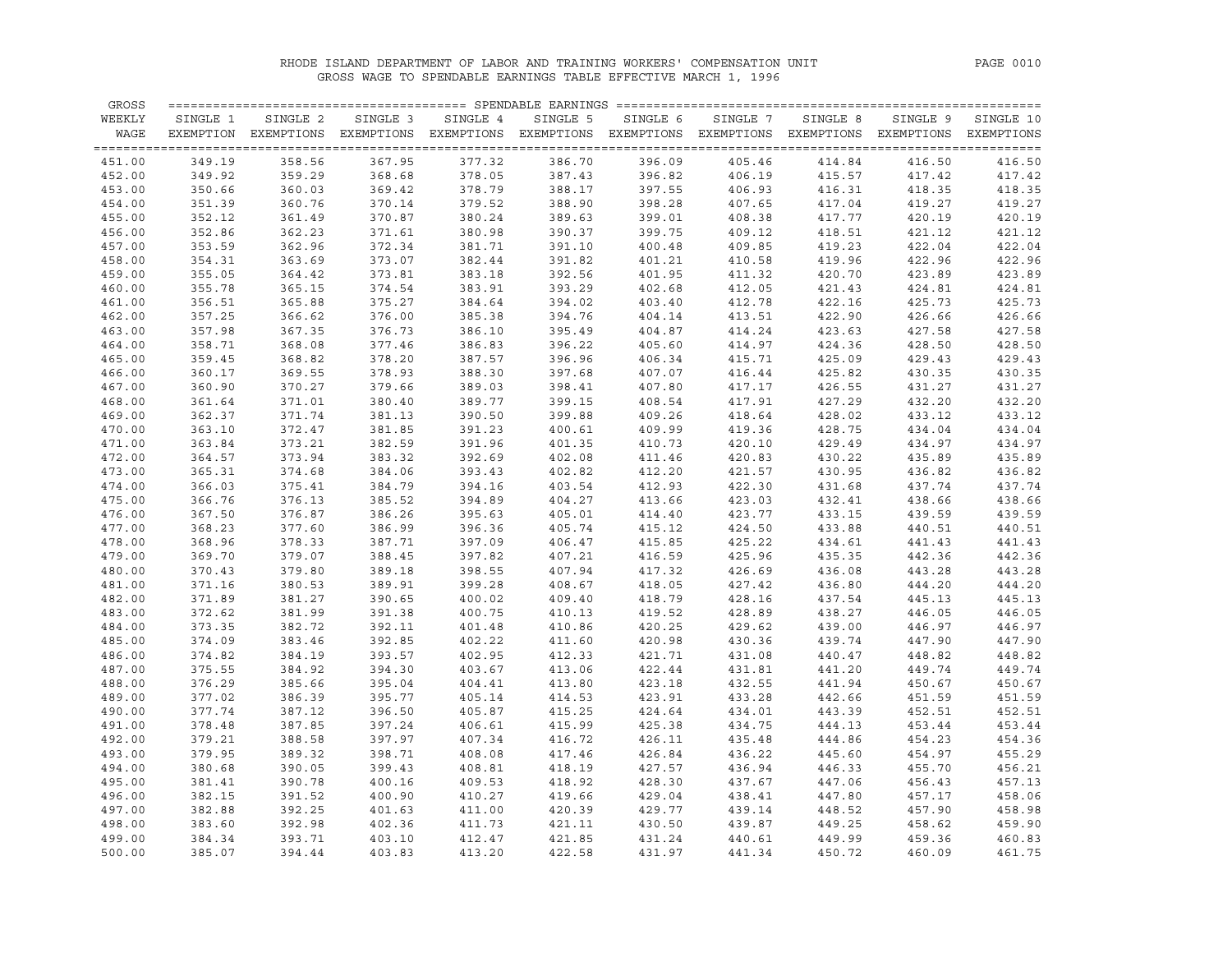RHODE ISLAND DEPARTMENT OF LABOR AND TRAINING WORKERS' COMPENSATION UNIT

GROSS WAGE TO SPENDABLE EARNINGS TABLE EFFECTIVE MARCH 1, 1996

| GROSS WEEKLY WAGE | SINGLE 1 EXEMPTION | SINGLE 2 EXEMPTIONS | SINGLE 3 EXEMPTIONS | SINGLE 4 EXEMPTIONS | SINGLE 5 EXEMPTIONS | SINGLE 6 EXEMPTIONS | SINGLE 7 EXEMPTIONS | SINGLE 8 EXEMPTIONS | SINGLE 9 EXEMPTIONS | SINGLE 10 EXEMPTIONS |
|---|---|---|---|---|---|---|---|---|---|---|
| 451.00 | 349.19 | 358.56 | 367.95 | 377.32 | 386.70 | 396.09 | 405.46 | 414.84 | 416.50 | 416.50 |
| 452.00 | 349.92 | 359.29 | 368.68 | 378.05 | 387.43 | 396.82 | 406.19 | 415.57 | 417.42 | 417.42 |
| 453.00 | 350.66 | 360.03 | 369.42 | 378.79 | 388.17 | 397.55 | 406.93 | 416.31 | 418.35 | 418.35 |
| 454.00 | 351.39 | 360.76 | 370.14 | 379.52 | 388.90 | 398.28 | 407.65 | 417.04 | 419.27 | 419.27 |
| 455.00 | 352.12 | 361.49 | 370.87 | 380.24 | 389.63 | 399.01 | 408.38 | 417.77 | 420.19 | 420.19 |
| 456.00 | 352.86 | 362.23 | 371.61 | 380.98 | 390.37 | 399.75 | 409.12 | 418.51 | 421.12 | 421.12 |
| 457.00 | 353.59 | 362.96 | 372.34 | 381.71 | 391.10 | 400.48 | 409.85 | 419.23 | 422.04 | 422.04 |
| 458.00 | 354.31 | 363.69 | 373.07 | 382.44 | 391.82 | 401.21 | 410.58 | 419.96 | 422.96 | 422.96 |
| 459.00 | 355.05 | 364.42 | 373.81 | 383.18 | 392.56 | 401.95 | 411.32 | 420.70 | 423.89 | 423.89 |
| 460.00 | 355.78 | 365.15 | 374.54 | 383.91 | 393.29 | 402.68 | 412.05 | 421.43 | 424.81 | 424.81 |
| 461.00 | 356.51 | 365.88 | 375.27 | 384.64 | 394.02 | 403.40 | 412.78 | 422.16 | 425.73 | 425.73 |
| 462.00 | 357.25 | 366.62 | 376.00 | 385.38 | 394.76 | 404.14 | 413.51 | 422.90 | 426.66 | 426.66 |
| 463.00 | 357.98 | 367.35 | 376.73 | 386.10 | 395.49 | 404.87 | 414.24 | 423.63 | 427.58 | 427.58 |
| 464.00 | 358.71 | 368.08 | 377.46 | 386.83 | 396.22 | 405.60 | 414.97 | 424.36 | 428.50 | 428.50 |
| 465.00 | 359.45 | 368.82 | 378.20 | 387.57 | 396.96 | 406.34 | 415.71 | 425.09 | 429.43 | 429.43 |
| 466.00 | 360.17 | 369.55 | 378.93 | 388.30 | 397.68 | 407.07 | 416.44 | 425.82 | 430.35 | 430.35 |
| 467.00 | 360.90 | 370.27 | 379.66 | 389.03 | 398.41 | 407.80 | 417.17 | 426.55 | 431.27 | 431.27 |
| 468.00 | 361.64 | 371.01 | 380.40 | 389.77 | 399.15 | 408.54 | 417.91 | 427.29 | 432.20 | 432.20 |
| 469.00 | 362.37 | 371.74 | 381.13 | 390.50 | 399.88 | 409.26 | 418.64 | 428.02 | 433.12 | 433.12 |
| 470.00 | 363.10 | 372.47 | 381.85 | 391.23 | 400.61 | 409.99 | 419.36 | 428.75 | 434.04 | 434.04 |
| 471.00 | 363.84 | 373.21 | 382.59 | 391.96 | 401.35 | 410.73 | 420.10 | 429.49 | 434.97 | 434.97 |
| 472.00 | 364.57 | 373.94 | 383.32 | 392.69 | 402.08 | 411.46 | 420.83 | 430.22 | 435.89 | 435.89 |
| 473.00 | 365.31 | 374.68 | 384.06 | 393.43 | 402.82 | 412.20 | 421.57 | 430.95 | 436.82 | 436.82 |
| 474.00 | 366.03 | 375.41 | 384.79 | 394.16 | 403.54 | 412.93 | 422.30 | 431.68 | 437.74 | 437.74 |
| 475.00 | 366.76 | 376.13 | 385.52 | 394.89 | 404.27 | 413.66 | 423.03 | 432.41 | 438.66 | 438.66 |
| 476.00 | 367.50 | 376.87 | 386.26 | 395.63 | 405.01 | 414.40 | 423.77 | 433.15 | 439.59 | 439.59 |
| 477.00 | 368.23 | 377.60 | 386.99 | 396.36 | 405.74 | 415.12 | 424.50 | 433.88 | 440.51 | 440.51 |
| 478.00 | 368.96 | 378.33 | 387.71 | 397.09 | 406.47 | 415.85 | 425.22 | 434.61 | 441.43 | 441.43 |
| 479.00 | 369.70 | 379.07 | 388.45 | 397.82 | 407.21 | 416.59 | 425.96 | 435.35 | 442.36 | 442.36 |
| 480.00 | 370.43 | 379.80 | 389.18 | 398.55 | 407.94 | 417.32 | 426.69 | 436.08 | 443.28 | 443.28 |
| 481.00 | 371.16 | 380.53 | 389.91 | 399.28 | 408.67 | 418.05 | 427.42 | 436.80 | 444.20 | 444.20 |
| 482.00 | 371.89 | 381.27 | 390.65 | 400.02 | 409.40 | 418.79 | 428.16 | 437.54 | 445.13 | 445.13 |
| 483.00 | 372.62 | 381.99 | 391.38 | 400.75 | 410.13 | 419.52 | 428.89 | 438.27 | 446.05 | 446.05 |
| 484.00 | 373.35 | 382.72 | 392.11 | 401.48 | 410.86 | 420.25 | 429.62 | 439.00 | 446.97 | 446.97 |
| 485.00 | 374.09 | 383.46 | 392.85 | 402.22 | 411.60 | 420.98 | 430.36 | 439.74 | 447.90 | 447.90 |
| 486.00 | 374.82 | 384.19 | 393.57 | 402.95 | 412.33 | 421.71 | 431.08 | 440.47 | 448.82 | 448.82 |
| 487.00 | 375.55 | 384.92 | 394.30 | 403.67 | 413.06 | 422.44 | 431.81 | 441.20 | 449.74 | 449.74 |
| 488.00 | 376.29 | 385.66 | 395.04 | 404.41 | 413.80 | 423.18 | 432.55 | 441.94 | 450.67 | 450.67 |
| 489.00 | 377.02 | 386.39 | 395.77 | 405.14 | 414.53 | 423.91 | 433.28 | 442.66 | 451.59 | 451.59 |
| 490.00 | 377.74 | 387.12 | 396.50 | 405.87 | 415.25 | 424.64 | 434.01 | 443.39 | 452.51 | 452.51 |
| 491.00 | 378.48 | 387.85 | 397.24 | 406.61 | 415.99 | 425.38 | 434.75 | 444.13 | 453.44 | 453.44 |
| 492.00 | 379.21 | 388.58 | 397.97 | 407.34 | 416.72 | 426.11 | 435.48 | 444.86 | 454.23 | 454.36 |
| 493.00 | 379.95 | 389.32 | 398.71 | 408.08 | 417.46 | 426.84 | 436.22 | 445.60 | 454.97 | 455.29 |
| 494.00 | 380.68 | 390.05 | 399.43 | 408.81 | 418.19 | 427.57 | 436.94 | 446.33 | 455.70 | 456.21 |
| 495.00 | 381.41 | 390.78 | 400.16 | 409.53 | 418.92 | 428.30 | 437.67 | 447.06 | 456.43 | 457.13 |
| 496.00 | 382.15 | 391.52 | 400.90 | 410.27 | 419.66 | 429.04 | 438.41 | 447.80 | 457.17 | 458.06 |
| 497.00 | 382.88 | 392.25 | 401.63 | 411.00 | 420.39 | 429.77 | 439.14 | 448.52 | 457.90 | 458.98 |
| 498.00 | 383.60 | 392.98 | 402.36 | 411.73 | 421.11 | 430.50 | 439.87 | 449.25 | 458.62 | 459.90 |
| 499.00 | 384.34 | 393.71 | 403.10 | 412.47 | 421.85 | 431.24 | 440.61 | 449.99 | 459.36 | 460.83 |
| 500.00 | 385.07 | 394.44 | 403.83 | 413.20 | 422.58 | 431.97 | 441.34 | 450.72 | 460.09 | 461.75 |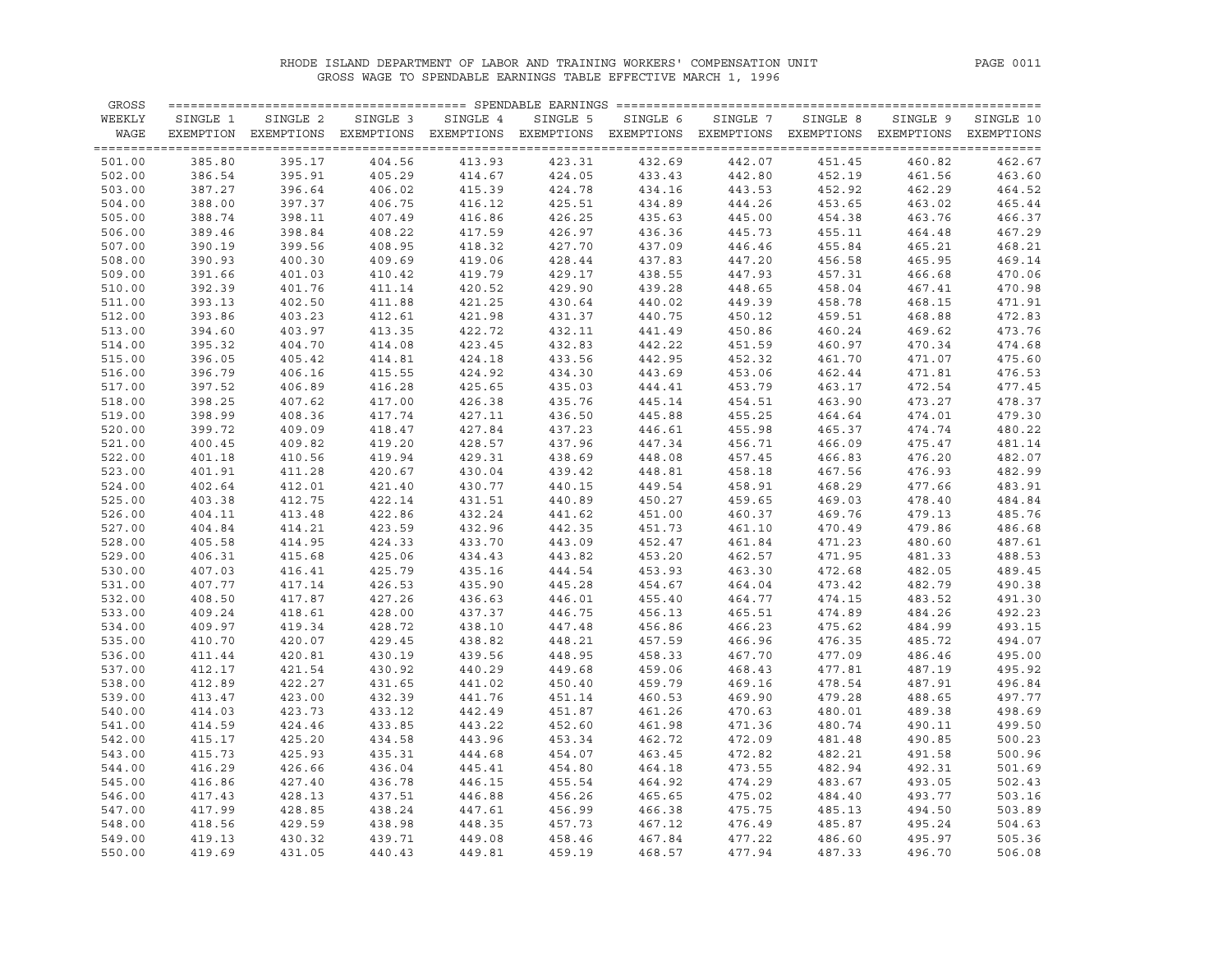RHODE ISLAND DEPARTMENT OF LABOR AND TRAINING WORKERS' COMPENSATION UNIT

GROSS WAGE TO SPENDABLE EARNINGS TABLE EFFECTIVE MARCH 1, 1996

| GROSS WEEKLY WAGE | SINGLE 1 EXEMPTION | SINGLE 2 EXEMPTIONS | SINGLE 3 EXEMPTIONS | SINGLE 4 EXEMPTIONS | SINGLE 5 EXEMPTIONS | SINGLE 6 EXEMPTIONS | SINGLE 7 EXEMPTIONS | SINGLE 8 EXEMPTIONS | SINGLE 9 EXEMPTIONS | SINGLE 10 EXEMPTIONS |
|---|---|---|---|---|---|---|---|---|---|---|
| 501.00 | 385.80 | 395.17 | 404.56 | 413.93 | 423.31 | 432.69 | 442.07 | 451.45 | 460.82 | 462.67 |
| 502.00 | 386.54 | 395.91 | 405.29 | 414.67 | 424.05 | 433.43 | 442.80 | 452.19 | 461.56 | 463.60 |
| 503.00 | 387.27 | 396.64 | 406.02 | 415.39 | 424.78 | 434.16 | 443.53 | 452.92 | 462.29 | 464.52 |
| 504.00 | 388.00 | 397.37 | 406.75 | 416.12 | 425.51 | 434.89 | 444.26 | 453.65 | 463.02 | 465.44 |
| 505.00 | 388.74 | 398.11 | 407.49 | 416.86 | 426.25 | 435.63 | 445.00 | 454.38 | 463.76 | 466.37 |
| 506.00 | 389.46 | 398.84 | 408.22 | 417.59 | 426.97 | 436.36 | 445.73 | 455.11 | 464.48 | 467.29 |
| 507.00 | 390.19 | 399.56 | 408.95 | 418.32 | 427.70 | 437.09 | 446.46 | 455.84 | 465.21 | 468.21 |
| 508.00 | 390.93 | 400.30 | 409.69 | 419.06 | 428.44 | 437.83 | 447.20 | 456.58 | 465.95 | 469.14 |
| 509.00 | 391.66 | 401.03 | 410.42 | 419.79 | 429.17 | 438.55 | 447.93 | 457.31 | 466.68 | 470.06 |
| 510.00 | 392.39 | 401.76 | 411.14 | 420.52 | 429.90 | 439.28 | 448.65 | 458.04 | 467.41 | 470.98 |
| 511.00 | 393.13 | 402.50 | 411.88 | 421.25 | 430.64 | 440.02 | 449.39 | 458.78 | 468.15 | 471.91 |
| 512.00 | 393.86 | 403.23 | 412.61 | 421.98 | 431.37 | 440.75 | 450.12 | 459.51 | 468.88 | 472.83 |
| 513.00 | 394.60 | 403.97 | 413.35 | 422.72 | 432.11 | 441.49 | 450.86 | 460.24 | 469.62 | 473.76 |
| 514.00 | 395.32 | 404.70 | 414.08 | 423.45 | 432.83 | 442.22 | 451.59 | 460.97 | 470.34 | 474.68 |
| 515.00 | 396.05 | 405.42 | 414.81 | 424.18 | 433.56 | 442.95 | 452.32 | 461.70 | 471.07 | 475.60 |
| 516.00 | 396.79 | 406.16 | 415.55 | 424.92 | 434.30 | 443.69 | 453.06 | 462.44 | 471.81 | 476.53 |
| 517.00 | 397.52 | 406.89 | 416.28 | 425.65 | 435.03 | 444.41 | 453.79 | 463.17 | 472.54 | 477.45 |
| 518.00 | 398.25 | 407.62 | 417.00 | 426.38 | 435.76 | 445.14 | 454.51 | 463.90 | 473.27 | 478.37 |
| 519.00 | 398.99 | 408.36 | 417.74 | 427.11 | 436.50 | 445.88 | 455.25 | 464.64 | 474.01 | 479.30 |
| 520.00 | 399.72 | 409.09 | 418.47 | 427.84 | 437.23 | 446.61 | 455.98 | 465.37 | 474.74 | 480.22 |
| 521.00 | 400.45 | 409.82 | 419.20 | 428.57 | 437.96 | 447.34 | 456.71 | 466.09 | 475.47 | 481.14 |
| 522.00 | 401.18 | 410.56 | 419.94 | 429.31 | 438.69 | 448.08 | 457.45 | 466.83 | 476.20 | 482.07 |
| 523.00 | 401.91 | 411.28 | 420.67 | 430.04 | 439.42 | 448.81 | 458.18 | 467.56 | 476.93 | 482.99 |
| 524.00 | 402.64 | 412.01 | 421.40 | 430.77 | 440.15 | 449.54 | 458.91 | 468.29 | 477.66 | 483.91 |
| 525.00 | 403.38 | 412.75 | 422.14 | 431.51 | 440.89 | 450.27 | 459.65 | 469.03 | 478.40 | 484.84 |
| 526.00 | 404.11 | 413.48 | 422.86 | 432.24 | 441.62 | 451.00 | 460.37 | 469.76 | 479.13 | 485.76 |
| 527.00 | 404.84 | 414.21 | 423.59 | 432.96 | 442.35 | 451.73 | 461.10 | 470.49 | 479.86 | 486.68 |
| 528.00 | 405.58 | 414.95 | 424.33 | 433.70 | 443.09 | 452.47 | 461.84 | 471.23 | 480.60 | 487.61 |
| 529.00 | 406.31 | 415.68 | 425.06 | 434.43 | 443.82 | 453.20 | 462.57 | 471.95 | 481.33 | 488.53 |
| 530.00 | 407.03 | 416.41 | 425.79 | 435.16 | 444.54 | 453.93 | 463.30 | 472.68 | 482.05 | 489.45 |
| 531.00 | 407.77 | 417.14 | 426.53 | 435.90 | 445.28 | 454.67 | 464.04 | 473.42 | 482.79 | 490.38 |
| 532.00 | 408.50 | 417.87 | 427.26 | 436.63 | 446.01 | 455.40 | 464.77 | 474.15 | 483.52 | 491.30 |
| 533.00 | 409.24 | 418.61 | 428.00 | 437.37 | 446.75 | 456.13 | 465.51 | 474.89 | 484.26 | 492.23 |
| 534.00 | 409.97 | 419.34 | 428.72 | 438.10 | 447.48 | 456.86 | 466.23 | 475.62 | 484.99 | 493.15 |
| 535.00 | 410.70 | 420.07 | 429.45 | 438.82 | 448.21 | 457.59 | 466.96 | 476.35 | 485.72 | 494.07 |
| 536.00 | 411.44 | 420.81 | 430.19 | 439.56 | 448.95 | 458.33 | 467.70 | 477.09 | 486.46 | 495.00 |
| 537.00 | 412.17 | 421.54 | 430.92 | 440.29 | 449.68 | 459.06 | 468.43 | 477.81 | 487.19 | 495.92 |
| 538.00 | 412.89 | 422.27 | 431.65 | 441.02 | 450.40 | 459.79 | 469.16 | 478.54 | 487.91 | 496.84 |
| 539.00 | 413.47 | 423.00 | 432.39 | 441.76 | 451.14 | 460.53 | 469.90 | 479.28 | 488.65 | 497.77 |
| 540.00 | 414.03 | 423.73 | 433.12 | 442.49 | 451.87 | 461.26 | 470.63 | 480.01 | 489.38 | 498.69 |
| 541.00 | 414.59 | 424.46 | 433.85 | 443.22 | 452.60 | 461.98 | 471.36 | 480.74 | 490.11 | 499.50 |
| 542.00 | 415.17 | 425.20 | 434.58 | 443.96 | 453.34 | 462.72 | 472.09 | 481.48 | 490.85 | 500.23 |
| 543.00 | 415.73 | 425.93 | 435.31 | 444.68 | 454.07 | 463.45 | 472.82 | 482.21 | 491.58 | 500.96 |
| 544.00 | 416.29 | 426.66 | 436.04 | 445.41 | 454.80 | 464.18 | 473.55 | 482.94 | 492.31 | 501.69 |
| 545.00 | 416.86 | 427.40 | 436.78 | 446.15 | 455.54 | 464.92 | 474.29 | 483.67 | 493.05 | 502.43 |
| 546.00 | 417.43 | 428.13 | 437.51 | 446.88 | 456.26 | 465.65 | 475.02 | 484.40 | 493.77 | 503.16 |
| 547.00 | 417.99 | 428.85 | 438.24 | 447.61 | 456.99 | 466.38 | 475.75 | 485.13 | 494.50 | 503.89 |
| 548.00 | 418.56 | 429.59 | 438.98 | 448.35 | 457.73 | 467.12 | 476.49 | 485.87 | 495.24 | 504.63 |
| 549.00 | 419.13 | 430.32 | 439.71 | 449.08 | 458.46 | 467.84 | 477.22 | 486.60 | 495.97 | 505.36 |
| 550.00 | 419.69 | 431.05 | 440.43 | 449.81 | 459.19 | 468.57 | 477.94 | 487.33 | 496.70 | 506.08 |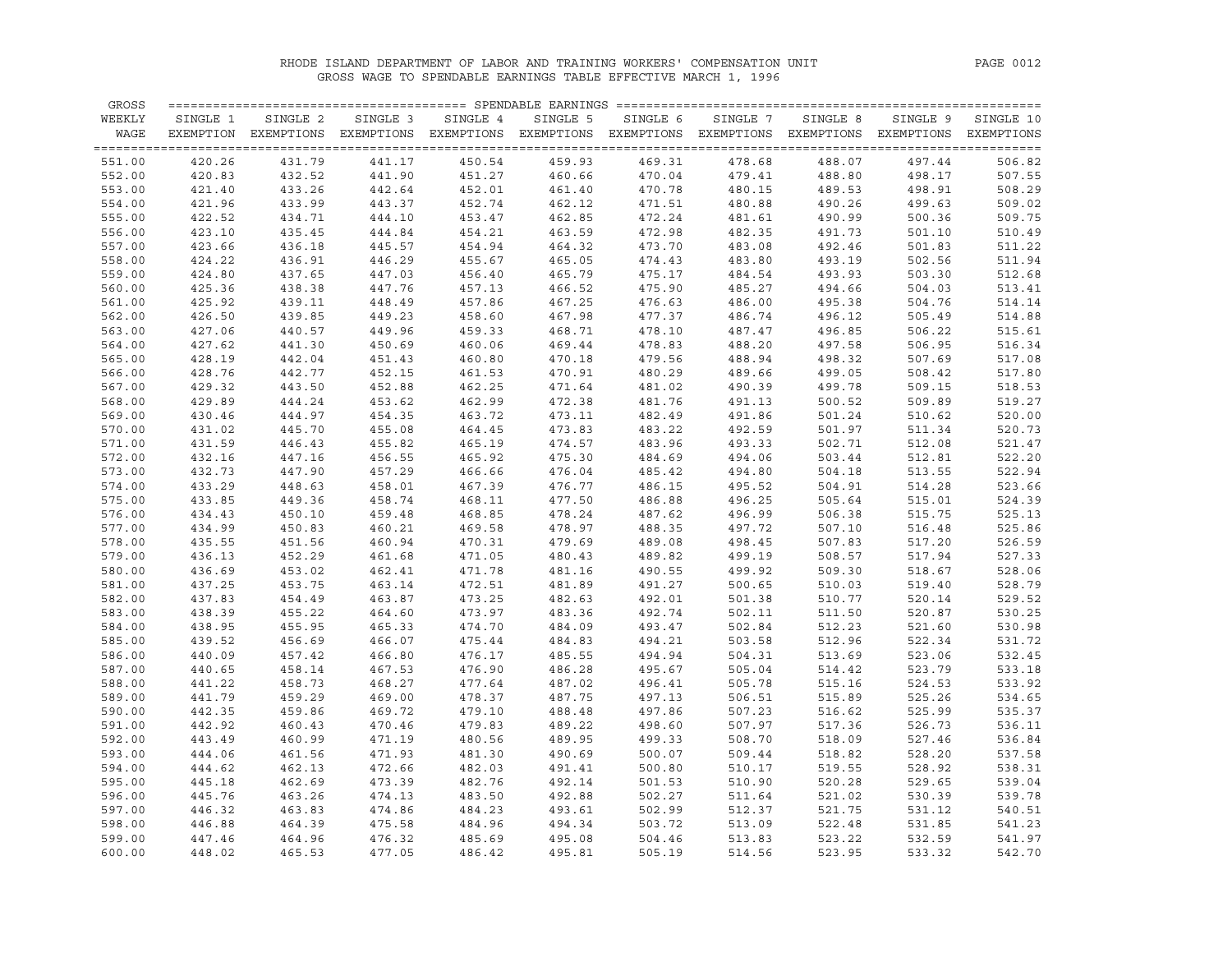RHODE ISLAND DEPARTMENT OF LABOR AND TRAINING WORKERS' COMPENSATION UNIT

GROSS WAGE TO SPENDABLE EARNINGS TABLE EFFECTIVE MARCH 1, 1996

| GROSS WEEKLY WAGE | SINGLE 1 EXEMPTION | SINGLE 2 EXEMPTIONS | SINGLE 3 EXEMPTIONS | SINGLE 4 EXEMPTIONS | SINGLE 5 EXEMPTIONS | SINGLE 6 EXEMPTIONS | SINGLE 7 EXEMPTIONS | SINGLE 8 EXEMPTIONS | SINGLE 9 EXEMPTIONS | SINGLE 10 EXEMPTIONS |
|---|---|---|---|---|---|---|---|---|---|---|
| 551.00 | 420.26 | 431.79 | 441.17 | 450.54 | 459.93 | 469.31 | 478.68 | 488.07 | 497.44 | 506.82 |
| 552.00 | 420.83 | 432.52 | 441.90 | 451.27 | 460.66 | 470.04 | 479.41 | 488.80 | 498.17 | 507.55 |
| 553.00 | 421.40 | 433.26 | 442.64 | 452.01 | 461.40 | 470.78 | 480.15 | 489.53 | 498.91 | 508.29 |
| 554.00 | 421.96 | 433.99 | 443.37 | 452.74 | 462.12 | 471.51 | 480.88 | 490.26 | 499.63 | 509.02 |
| 555.00 | 422.52 | 434.71 | 444.10 | 453.47 | 462.85 | 472.24 | 481.61 | 490.99 | 500.36 | 509.75 |
| 556.00 | 423.10 | 435.45 | 444.84 | 454.21 | 463.59 | 472.98 | 482.35 | 491.73 | 501.10 | 510.49 |
| 557.00 | 423.66 | 436.18 | 445.57 | 454.94 | 464.32 | 473.70 | 483.08 | 492.46 | 501.83 | 511.22 |
| 558.00 | 424.22 | 436.91 | 446.29 | 455.67 | 465.05 | 474.43 | 483.80 | 493.19 | 502.56 | 511.94 |
| 559.00 | 424.80 | 437.65 | 447.03 | 456.40 | 465.79 | 475.17 | 484.54 | 493.93 | 503.30 | 512.68 |
| 560.00 | 425.36 | 438.38 | 447.76 | 457.13 | 466.52 | 475.90 | 485.27 | 494.66 | 504.03 | 513.41 |
| 561.00 | 425.92 | 439.11 | 448.49 | 457.86 | 467.25 | 476.63 | 486.00 | 495.38 | 504.76 | 514.14 |
| 562.00 | 426.50 | 439.85 | 449.23 | 458.60 | 467.98 | 477.37 | 486.74 | 496.12 | 505.49 | 514.88 |
| 563.00 | 427.06 | 440.57 | 449.96 | 459.33 | 468.71 | 478.10 | 487.47 | 496.85 | 506.22 | 515.61 |
| 564.00 | 427.62 | 441.30 | 450.69 | 460.06 | 469.44 | 478.83 | 488.20 | 497.58 | 506.95 | 516.34 |
| 565.00 | 428.19 | 442.04 | 451.43 | 460.80 | 470.18 | 479.56 | 488.94 | 498.32 | 507.69 | 517.08 |
| 566.00 | 428.76 | 442.77 | 452.15 | 461.53 | 470.91 | 480.29 | 489.66 | 499.05 | 508.42 | 517.80 |
| 567.00 | 429.32 | 443.50 | 452.88 | 462.25 | 471.64 | 481.02 | 490.39 | 499.78 | 509.15 | 518.53 |
| 568.00 | 429.89 | 444.24 | 453.62 | 462.99 | 472.38 | 481.76 | 491.13 | 500.52 | 509.89 | 519.27 |
| 569.00 | 430.46 | 444.97 | 454.35 | 463.72 | 473.11 | 482.49 | 491.86 | 501.24 | 510.62 | 520.00 |
| 570.00 | 431.02 | 445.70 | 455.08 | 464.45 | 473.83 | 483.22 | 492.59 | 501.97 | 511.34 | 520.73 |
| 571.00 | 431.59 | 446.43 | 455.82 | 465.19 | 474.57 | 483.96 | 493.33 | 502.71 | 512.08 | 521.47 |
| 572.00 | 432.16 | 447.16 | 456.55 | 465.92 | 475.30 | 484.69 | 494.06 | 503.44 | 512.81 | 522.20 |
| 573.00 | 432.73 | 447.90 | 457.29 | 466.66 | 476.04 | 485.42 | 494.80 | 504.18 | 513.55 | 522.94 |
| 574.00 | 433.29 | 448.63 | 458.01 | 467.39 | 476.77 | 486.15 | 495.52 | 504.91 | 514.28 | 523.66 |
| 575.00 | 433.85 | 449.36 | 458.74 | 468.11 | 477.50 | 486.88 | 496.25 | 505.64 | 515.01 | 524.39 |
| 576.00 | 434.43 | 450.10 | 459.48 | 468.85 | 478.24 | 487.62 | 496.99 | 506.38 | 515.75 | 525.13 |
| 577.00 | 434.99 | 450.83 | 460.21 | 469.58 | 478.97 | 488.35 | 497.72 | 507.10 | 516.48 | 525.86 |
| 578.00 | 435.55 | 451.56 | 460.94 | 470.31 | 479.69 | 489.08 | 498.45 | 507.83 | 517.20 | 526.59 |
| 579.00 | 436.13 | 452.29 | 461.68 | 471.05 | 480.43 | 489.82 | 499.19 | 508.57 | 517.94 | 527.33 |
| 580.00 | 436.69 | 453.02 | 462.41 | 471.78 | 481.16 | 490.55 | 499.92 | 509.30 | 518.67 | 528.06 |
| 581.00 | 437.25 | 453.75 | 463.14 | 472.51 | 481.89 | 491.27 | 500.65 | 510.03 | 519.40 | 528.79 |
| 582.00 | 437.83 | 454.49 | 463.87 | 473.25 | 482.63 | 492.01 | 501.38 | 510.77 | 520.14 | 529.52 |
| 583.00 | 438.39 | 455.22 | 464.60 | 473.97 | 483.36 | 492.74 | 502.11 | 511.50 | 520.87 | 530.25 |
| 584.00 | 438.95 | 455.95 | 465.33 | 474.70 | 484.09 | 493.47 | 502.84 | 512.23 | 521.60 | 530.98 |
| 585.00 | 439.52 | 456.69 | 466.07 | 475.44 | 484.83 | 494.21 | 503.58 | 512.96 | 522.34 | 531.72 |
| 586.00 | 440.09 | 457.42 | 466.80 | 476.17 | 485.55 | 494.94 | 504.31 | 513.69 | 523.06 | 532.45 |
| 587.00 | 440.65 | 458.14 | 467.53 | 476.90 | 486.28 | 495.67 | 505.04 | 514.42 | 523.79 | 533.18 |
| 588.00 | 441.22 | 458.73 | 468.27 | 477.64 | 487.02 | 496.41 | 505.78 | 515.16 | 524.53 | 533.92 |
| 589.00 | 441.79 | 459.29 | 469.00 | 478.37 | 487.75 | 497.13 | 506.51 | 515.89 | 525.26 | 534.65 |
| 590.00 | 442.35 | 459.86 | 469.72 | 479.10 | 488.48 | 497.86 | 507.23 | 516.62 | 525.99 | 535.37 |
| 591.00 | 442.92 | 460.43 | 470.46 | 479.83 | 489.22 | 498.60 | 507.97 | 517.36 | 526.73 | 536.11 |
| 592.00 | 443.49 | 460.99 | 471.19 | 480.56 | 489.95 | 499.33 | 508.70 | 518.09 | 527.46 | 536.84 |
| 593.00 | 444.06 | 461.56 | 471.93 | 481.30 | 490.69 | 500.07 | 509.44 | 518.82 | 528.20 | 537.58 |
| 594.00 | 444.62 | 462.13 | 472.66 | 482.03 | 491.41 | 500.80 | 510.17 | 519.55 | 528.92 | 538.31 |
| 595.00 | 445.18 | 462.69 | 473.39 | 482.76 | 492.14 | 501.53 | 510.90 | 520.28 | 529.65 | 539.04 |
| 596.00 | 445.76 | 463.26 | 474.13 | 483.50 | 492.88 | 502.27 | 511.64 | 521.02 | 530.39 | 539.78 |
| 597.00 | 446.32 | 463.83 | 474.86 | 484.23 | 493.61 | 502.99 | 512.37 | 521.75 | 531.12 | 540.51 |
| 598.00 | 446.88 | 464.39 | 475.58 | 484.96 | 494.34 | 503.72 | 513.09 | 522.48 | 531.85 | 541.23 |
| 599.00 | 447.46 | 464.96 | 476.32 | 485.69 | 495.08 | 504.46 | 513.83 | 523.22 | 532.59 | 541.97 |
| 600.00 | 448.02 | 465.53 | 477.05 | 486.42 | 495.81 | 505.19 | 514.56 | 523.95 | 533.32 | 542.70 |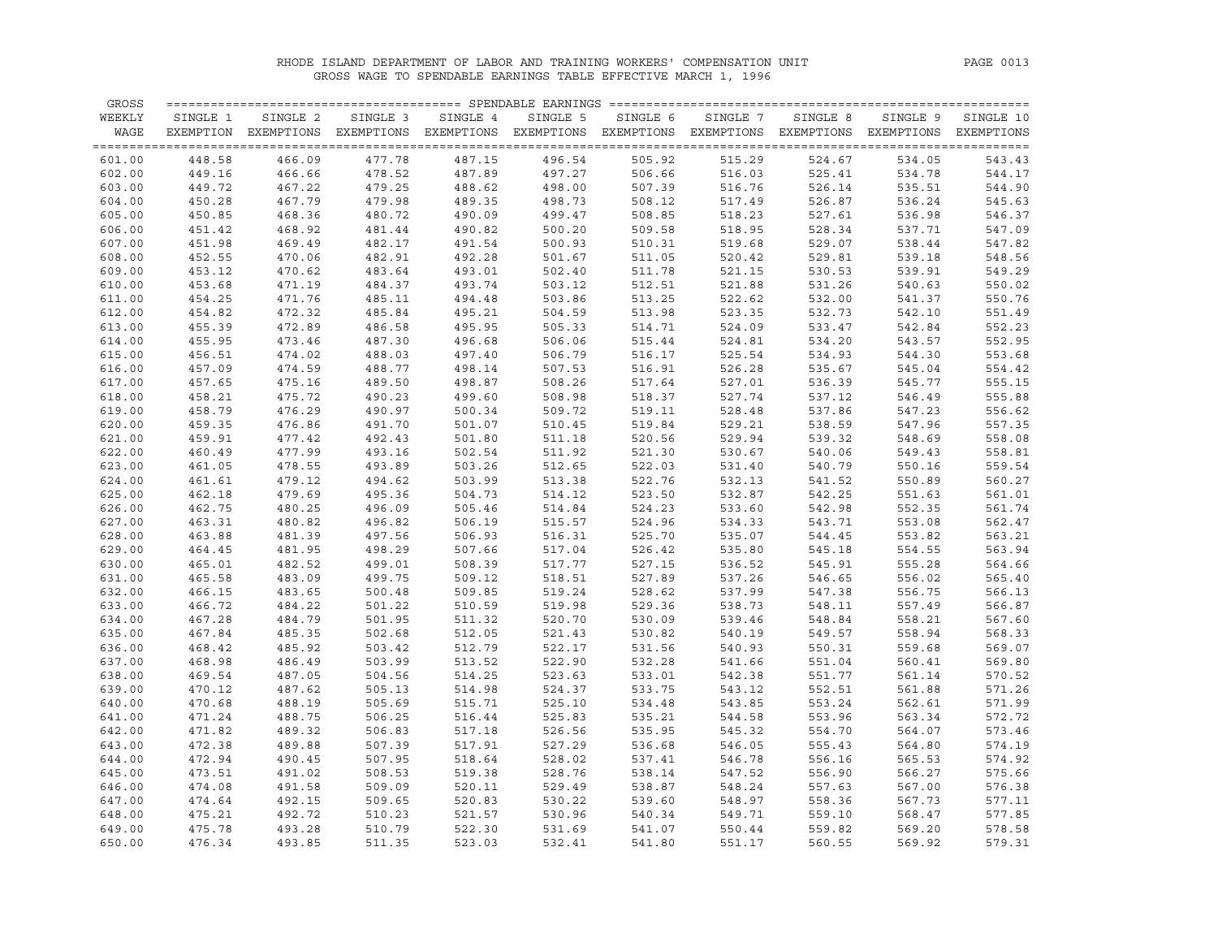RHODE ISLAND DEPARTMENT OF LABOR AND TRAINING WORKERS' COMPENSATION UNIT

GROSS WAGE TO SPENDABLE EARNINGS TABLE EFFECTIVE MARCH 1, 1996

| GROSS WEEKLY WAGE | SINGLE 1 EXEMPTION | SINGLE 2 EXEMPTIONS | SINGLE 3 EXEMPTIONS | SINGLE 4 EXEMPTIONS | SINGLE 5 EXEMPTIONS | SINGLE 6 EXEMPTIONS | SINGLE 7 EXEMPTIONS | SINGLE 8 EXEMPTIONS | SINGLE 9 EXEMPTIONS | SINGLE 10 EXEMPTIONS |
|---|---|---|---|---|---|---|---|---|---|---|
| | SPENDABLE EARNINGS | | | | | | | | | |
| 601.00 | 448.58 | 466.09 | 477.78 | 487.15 | 496.54 | 505.92 | 515.29 | 524.67 | 534.05 | 543.43 |
| 602.00 | 449.16 | 466.66 | 478.52 | 487.89 | 497.27 | 506.66 | 516.03 | 525.41 | 534.78 | 544.17 |
| 603.00 | 449.72 | 467.22 | 479.25 | 488.62 | 498.00 | 507.39 | 516.76 | 526.14 | 535.51 | 544.90 |
| 604.00 | 450.28 | 467.79 | 479.98 | 489.35 | 498.73 | 508.12 | 517.49 | 526.87 | 536.24 | 545.63 |
| 605.00 | 450.85 | 468.36 | 480.72 | 490.09 | 499.47 | 508.85 | 518.23 | 527.61 | 536.98 | 546.37 |
| 606.00 | 451.42 | 468.92 | 481.44 | 490.82 | 500.20 | 509.58 | 518.95 | 528.34 | 537.71 | 547.09 |
| 607.00 | 451.98 | 469.49 | 482.17 | 491.54 | 500.93 | 510.31 | 519.68 | 529.07 | 538.44 | 547.82 |
| 608.00 | 452.55 | 470.06 | 482.91 | 492.28 | 501.67 | 511.05 | 520.42 | 529.81 | 539.18 | 548.56 |
| 609.00 | 453.12 | 470.62 | 483.64 | 493.01 | 502.40 | 511.78 | 521.15 | 530.53 | 539.91 | 549.29 |
| 610.00 | 453.68 | 471.19 | 484.37 | 493.74 | 503.12 | 512.51 | 521.88 | 531.26 | 540.63 | 550.02 |
| 611.00 | 454.25 | 471.76 | 485.11 | 494.48 | 503.86 | 513.25 | 522.62 | 532.00 | 541.37 | 550.76 |
| 612.00 | 454.82 | 472.32 | 485.84 | 495.21 | 504.59 | 513.98 | 523.35 | 532.73 | 542.10 | 551.49 |
| 613.00 | 455.39 | 472.89 | 486.58 | 495.95 | 505.33 | 514.71 | 524.09 | 533.47 | 542.84 | 552.23 |
| 614.00 | 455.95 | 473.46 | 487.30 | 496.68 | 506.06 | 515.44 | 524.81 | 534.20 | 543.57 | 552.95 |
| 615.00 | 456.51 | 474.02 | 488.03 | 497.40 | 506.79 | 516.17 | 525.54 | 534.93 | 544.30 | 553.68 |
| 616.00 | 457.09 | 474.59 | 488.77 | 498.14 | 507.53 | 516.91 | 526.28 | 535.67 | 545.04 | 554.42 |
| 617.00 | 457.65 | 475.16 | 489.50 | 498.87 | 508.26 | 517.64 | 527.01 | 536.39 | 545.77 | 555.15 |
| 618.00 | 458.21 | 475.72 | 490.23 | 499.60 | 508.98 | 518.37 | 527.74 | 537.12 | 546.49 | 555.88 |
| 619.00 | 458.79 | 476.29 | 490.97 | 500.34 | 509.72 | 519.11 | 528.48 | 537.86 | 547.23 | 556.62 |
| 620.00 | 459.35 | 476.86 | 491.70 | 501.07 | 510.45 | 519.84 | 529.21 | 538.59 | 547.96 | 557.35 |
| 621.00 | 459.91 | 477.42 | 492.43 | 501.80 | 511.18 | 520.56 | 529.94 | 539.32 | 548.69 | 558.08 |
| 622.00 | 460.49 | 477.99 | 493.16 | 502.54 | 511.92 | 521.30 | 530.67 | 540.06 | 549.43 | 558.81 |
| 623.00 | 461.05 | 478.55 | 493.89 | 503.26 | 512.65 | 522.03 | 531.40 | 540.79 | 550.16 | 559.54 |
| 624.00 | 461.61 | 479.12 | 494.62 | 503.99 | 513.38 | 522.76 | 532.13 | 541.52 | 550.89 | 560.27 |
| 625.00 | 462.18 | 479.69 | 495.36 | 504.73 | 514.12 | 523.50 | 532.87 | 542.25 | 551.63 | 561.01 |
| 626.00 | 462.75 | 480.25 | 496.09 | 505.46 | 514.84 | 524.23 | 533.60 | 542.98 | 552.35 | 561.74 |
| 627.00 | 463.31 | 480.82 | 496.82 | 506.19 | 515.57 | 524.96 | 534.33 | 543.71 | 553.08 | 562.47 |
| 628.00 | 463.88 | 481.39 | 497.56 | 506.93 | 516.31 | 525.70 | 535.07 | 544.45 | 553.82 | 563.21 |
| 629.00 | 464.45 | 481.95 | 498.29 | 507.66 | 517.04 | 526.42 | 535.80 | 545.18 | 554.55 | 563.94 |
| 630.00 | 465.01 | 482.52 | 499.01 | 508.39 | 517.77 | 527.15 | 536.52 | 545.91 | 555.28 | 564.66 |
| 631.00 | 465.58 | 483.09 | 499.75 | 509.12 | 518.51 | 527.89 | 537.26 | 546.65 | 556.02 | 565.40 |
| 632.00 | 466.15 | 483.65 | 500.48 | 509.85 | 519.24 | 528.62 | 537.99 | 547.38 | 556.75 | 566.13 |
| 633.00 | 466.72 | 484.22 | 501.22 | 510.59 | 519.98 | 529.36 | 538.73 | 548.11 | 557.49 | 566.87 |
| 634.00 | 467.28 | 484.79 | 501.95 | 511.32 | 520.70 | 530.09 | 539.46 | 548.84 | 558.21 | 567.60 |
| 635.00 | 467.84 | 485.35 | 502.68 | 512.05 | 521.43 | 530.82 | 540.19 | 549.57 | 558.94 | 568.33 |
| 636.00 | 468.42 | 485.92 | 503.42 | 512.79 | 522.17 | 531.56 | 540.93 | 550.31 | 559.68 | 569.07 |
| 637.00 | 468.98 | 486.49 | 503.99 | 513.52 | 522.90 | 532.28 | 541.66 | 551.04 | 560.41 | 569.80 |
| 638.00 | 469.54 | 487.05 | 504.56 | 514.25 | 523.63 | 533.01 | 542.38 | 551.77 | 561.14 | 570.52 |
| 639.00 | 470.12 | 487.62 | 505.13 | 514.98 | 524.37 | 533.75 | 543.12 | 552.51 | 561.88 | 571.26 |
| 640.00 | 470.68 | 488.19 | 505.69 | 515.71 | 525.10 | 534.48 | 543.85 | 553.24 | 562.61 | 571.99 |
| 641.00 | 471.24 | 488.75 | 506.25 | 516.44 | 525.83 | 535.21 | 544.58 | 553.96 | 563.34 | 572.72 |
| 642.00 | 471.82 | 489.32 | 506.83 | 517.18 | 526.56 | 535.95 | 545.32 | 554.70 | 564.07 | 573.46 |
| 643.00 | 472.38 | 489.88 | 507.39 | 517.91 | 527.29 | 536.68 | 546.05 | 555.43 | 564.80 | 574.19 |
| 644.00 | 472.94 | 490.45 | 507.95 | 518.64 | 528.02 | 537.41 | 546.78 | 556.16 | 565.53 | 574.92 |
| 645.00 | 473.51 | 491.02 | 508.53 | 519.38 | 528.76 | 538.14 | 547.52 | 556.90 | 566.27 | 575.66 |
| 646.00 | 474.08 | 491.58 | 509.09 | 520.11 | 529.49 | 538.87 | 548.24 | 557.63 | 567.00 | 576.38 |
| 647.00 | 474.64 | 492.15 | 509.65 | 520.83 | 530.22 | 539.60 | 548.97 | 558.36 | 567.73 | 577.11 |
| 648.00 | 475.21 | 492.72 | 510.23 | 521.57 | 530.96 | 540.34 | 549.71 | 559.10 | 568.47 | 577.85 |
| 649.00 | 475.78 | 493.28 | 510.79 | 522.30 | 531.69 | 541.07 | 550.44 | 559.82 | 569.20 | 578.58 |
| 650.00 | 476.34 | 493.85 | 511.35 | 523.03 | 532.41 | 541.80 | 551.17 | 560.55 | 569.92 | 579.31 |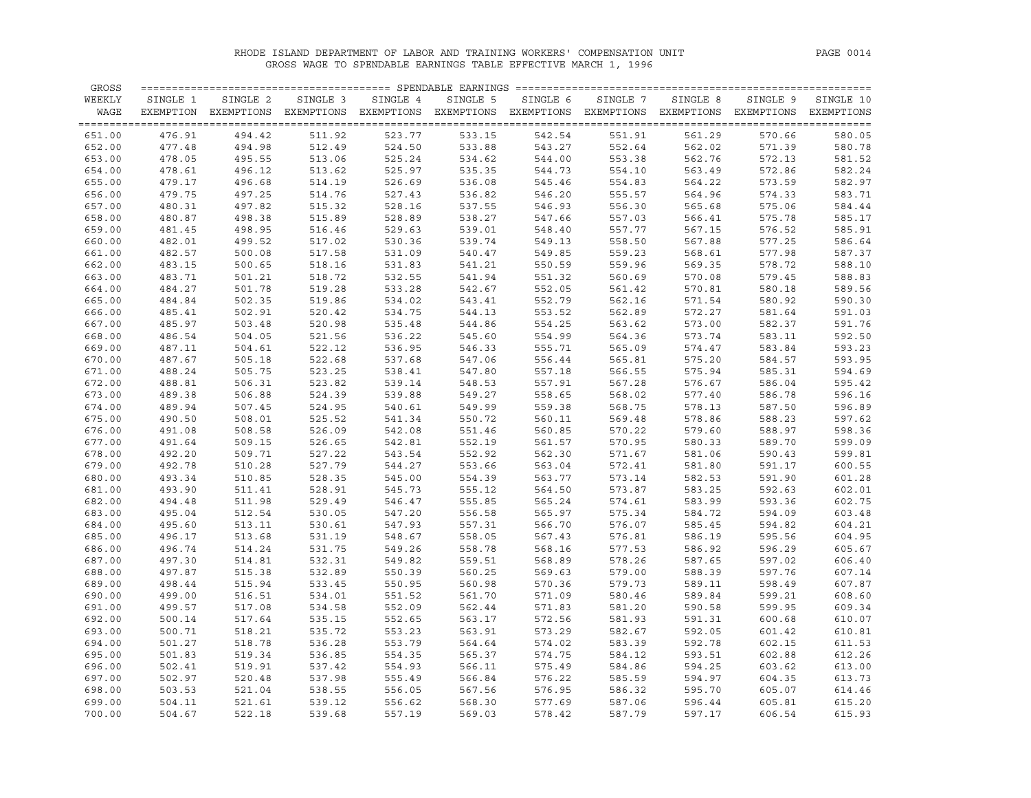RHODE ISLAND DEPARTMENT OF LABOR AND TRAINING WORKERS' COMPENSATION UNIT

GROSS WAGE TO SPENDABLE EARNINGS TABLE EFFECTIVE MARCH 1, 1996

| GROSS WEEKLY WAGE | SINGLE 1 EXEMPTION | SINGLE 2 EXEMPTIONS | SINGLE 3 EXEMPTIONS | SINGLE 4 EXEMPTIONS | SINGLE 5 EXEMPTIONS | SINGLE 6 EXEMPTIONS | SINGLE 7 EXEMPTIONS | SINGLE 8 EXEMPTIONS | SINGLE 9 EXEMPTIONS | SINGLE 10 EXEMPTIONS |
|---|---|---|---|---|---|---|---|---|---|---|
| 651.00 | 476.91 | 494.42 | 511.92 | 523.77 | 533.15 | 542.54 | 551.91 | 561.29 | 570.66 | 580.05 |
| 652.00 | 477.48 | 494.98 | 512.49 | 524.50 | 533.88 | 543.27 | 552.64 | 562.02 | 571.39 | 580.78 |
| 653.00 | 478.05 | 495.55 | 513.06 | 525.24 | 534.62 | 544.00 | 553.38 | 562.76 | 572.13 | 581.52 |
| 654.00 | 478.61 | 496.12 | 513.62 | 525.97 | 535.35 | 544.73 | 554.10 | 563.49 | 572.86 | 582.24 |
| 655.00 | 479.17 | 496.68 | 514.19 | 526.69 | 536.08 | 545.46 | 554.83 | 564.22 | 573.59 | 582.97 |
| 656.00 | 479.75 | 497.25 | 514.76 | 527.43 | 536.82 | 546.20 | 555.57 | 564.96 | 574.33 | 583.71 |
| 657.00 | 480.31 | 497.82 | 515.32 | 528.16 | 537.55 | 546.93 | 556.30 | 565.68 | 575.06 | 584.44 |
| 658.00 | 480.87 | 498.38 | 515.89 | 528.89 | 538.27 | 547.66 | 557.03 | 566.41 | 575.78 | 585.17 |
| 659.00 | 481.45 | 498.95 | 516.46 | 529.63 | 539.01 | 548.40 | 557.77 | 567.15 | 576.52 | 585.91 |
| 660.00 | 482.01 | 499.52 | 517.02 | 530.36 | 539.74 | 549.13 | 558.50 | 567.88 | 577.25 | 586.64 |
| 661.00 | 482.57 | 500.08 | 517.58 | 531.09 | 540.47 | 549.85 | 559.23 | 568.61 | 577.98 | 587.37 |
| 662.00 | 483.15 | 500.65 | 518.16 | 531.83 | 541.21 | 550.59 | 559.96 | 569.35 | 578.72 | 588.10 |
| 663.00 | 483.71 | 501.21 | 518.72 | 532.55 | 541.94 | 551.32 | 560.69 | 570.08 | 579.45 | 588.83 |
| 664.00 | 484.27 | 501.78 | 519.28 | 533.28 | 542.67 | 552.05 | 561.42 | 570.81 | 580.18 | 589.56 |
| 665.00 | 484.84 | 502.35 | 519.86 | 534.02 | 543.41 | 552.79 | 562.16 | 571.54 | 580.92 | 590.30 |
| 666.00 | 485.41 | 502.91 | 520.42 | 534.75 | 544.13 | 553.52 | 562.89 | 572.27 | 581.64 | 591.03 |
| 667.00 | 485.97 | 503.48 | 520.98 | 535.48 | 544.86 | 554.25 | 563.62 | 573.00 | 582.37 | 591.76 |
| 668.00 | 486.54 | 504.05 | 521.56 | 536.22 | 545.60 | 554.99 | 564.36 | 573.74 | 583.11 | 592.50 |
| 669.00 | 487.11 | 504.61 | 522.12 | 536.95 | 546.33 | 555.71 | 565.09 | 574.47 | 583.84 | 593.23 |
| 670.00 | 487.67 | 505.18 | 522.68 | 537.68 | 547.06 | 556.44 | 565.81 | 575.20 | 584.57 | 593.95 |
| 671.00 | 488.24 | 505.75 | 523.25 | 538.41 | 547.80 | 557.18 | 566.55 | 575.94 | 585.31 | 594.69 |
| 672.00 | 488.81 | 506.31 | 523.82 | 539.14 | 548.53 | 557.91 | 567.28 | 576.67 | 586.04 | 595.42 |
| 673.00 | 489.38 | 506.88 | 524.39 | 539.88 | 549.27 | 558.65 | 568.02 | 577.40 | 586.78 | 596.16 |
| 674.00 | 489.94 | 507.45 | 524.95 | 540.61 | 549.99 | 559.38 | 568.75 | 578.13 | 587.50 | 596.89 |
| 675.00 | 490.50 | 508.01 | 525.52 | 541.34 | 550.72 | 560.11 | 569.48 | 578.86 | 588.23 | 597.62 |
| 676.00 | 491.08 | 508.58 | 526.09 | 542.08 | 551.46 | 560.85 | 570.22 | 579.60 | 588.97 | 598.36 |
| 677.00 | 491.64 | 509.15 | 526.65 | 542.81 | 552.19 | 561.57 | 570.95 | 580.33 | 589.70 | 599.09 |
| 678.00 | 492.20 | 509.71 | 527.22 | 543.54 | 552.92 | 562.30 | 571.67 | 581.06 | 590.43 | 599.81 |
| 679.00 | 492.78 | 510.28 | 527.79 | 544.27 | 553.66 | 563.04 | 572.41 | 581.80 | 591.17 | 600.55 |
| 680.00 | 493.34 | 510.85 | 528.35 | 545.00 | 554.39 | 563.77 | 573.14 | 582.53 | 591.90 | 601.28 |
| 681.00 | 493.90 | 511.41 | 528.91 | 545.73 | 555.12 | 564.50 | 573.87 | 583.25 | 592.63 | 602.01 |
| 682.00 | 494.48 | 511.98 | 529.49 | 546.47 | 555.85 | 565.24 | 574.61 | 583.99 | 593.36 | 602.75 |
| 683.00 | 495.04 | 512.54 | 530.05 | 547.20 | 556.58 | 565.97 | 575.34 | 584.72 | 594.09 | 603.48 |
| 684.00 | 495.60 | 513.11 | 530.61 | 547.93 | 557.31 | 566.70 | 576.07 | 585.45 | 594.82 | 604.21 |
| 685.00 | 496.17 | 513.68 | 531.19 | 548.67 | 558.05 | 567.43 | 576.81 | 586.19 | 595.56 | 604.95 |
| 686.00 | 496.74 | 514.24 | 531.75 | 549.26 | 558.78 | 568.16 | 577.53 | 586.92 | 596.29 | 605.67 |
| 687.00 | 497.30 | 514.81 | 532.31 | 549.82 | 559.51 | 568.89 | 578.26 | 587.65 | 597.02 | 606.40 |
| 688.00 | 497.87 | 515.38 | 532.89 | 550.39 | 560.25 | 569.63 | 579.00 | 588.39 | 597.76 | 607.14 |
| 689.00 | 498.44 | 515.94 | 533.45 | 550.95 | 560.98 | 570.36 | 579.73 | 589.11 | 598.49 | 607.87 |
| 690.00 | 499.00 | 516.51 | 534.01 | 551.52 | 561.70 | 571.09 | 580.46 | 589.84 | 599.21 | 608.60 |
| 691.00 | 499.57 | 517.08 | 534.58 | 552.09 | 562.44 | 571.83 | 581.20 | 590.58 | 599.95 | 609.34 |
| 692.00 | 500.14 | 517.64 | 535.15 | 552.65 | 563.17 | 572.56 | 581.93 | 591.31 | 600.68 | 610.07 |
| 693.00 | 500.71 | 518.21 | 535.72 | 553.23 | 563.91 | 573.29 | 582.67 | 592.05 | 601.42 | 610.81 |
| 694.00 | 501.27 | 518.78 | 536.28 | 553.79 | 564.64 | 574.02 | 583.39 | 592.78 | 602.15 | 611.53 |
| 695.00 | 501.83 | 519.34 | 536.85 | 554.35 | 565.37 | 574.75 | 584.12 | 593.51 | 602.88 | 612.26 |
| 696.00 | 502.41 | 519.91 | 537.42 | 554.93 | 566.11 | 575.49 | 584.86 | 594.25 | 603.62 | 613.00 |
| 697.00 | 502.97 | 520.48 | 537.98 | 555.49 | 566.84 | 576.22 | 585.59 | 594.97 | 604.35 | 613.73 |
| 698.00 | 503.53 | 521.04 | 538.55 | 556.05 | 567.56 | 576.95 | 586.32 | 595.70 | 605.07 | 614.46 |
| 699.00 | 504.11 | 521.61 | 539.12 | 556.62 | 568.30 | 577.69 | 587.06 | 596.44 | 605.81 | 615.20 |
| 700.00 | 504.67 | 522.18 | 539.68 | 557.19 | 569.03 | 578.42 | 587.79 | 597.17 | 606.54 | 615.93 |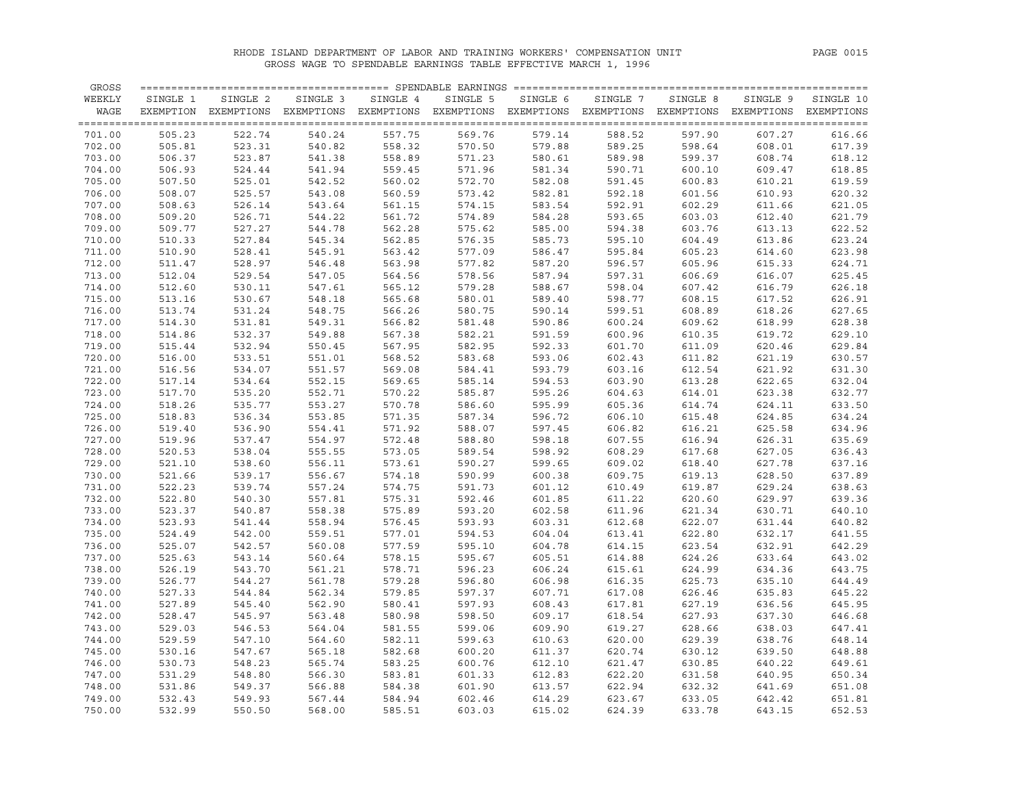RHODE ISLAND DEPARTMENT OF LABOR AND TRAINING WORKERS' COMPENSATION UNIT
GROSS WAGE TO SPENDABLE EARNINGS TABLE EFFECTIVE MARCH 1, 1996

| GROSS WEEKLY WAGE | SINGLE 1 EXEMPTION | SINGLE 2 EXEMPTIONS | SINGLE 3 EXEMPTIONS | SINGLE 4 EXEMPTIONS | SINGLE 5 EXEMPTIONS | SINGLE 6 EXEMPTIONS | SINGLE 7 EXEMPTIONS | SINGLE 8 EXEMPTIONS | SINGLE 9 EXEMPTIONS | SINGLE 10 EXEMPTIONS |
|---|---|---|---|---|---|---|---|---|---|---|
| 701.00 | 505.23 | 522.74 | 540.24 | 557.75 | 569.76 | 579.14 | 588.52 | 597.90 | 607.27 | 616.66 |
| 702.00 | 505.81 | 523.31 | 540.82 | 558.32 | 570.50 | 579.88 | 589.25 | 598.64 | 608.01 | 617.39 |
| 703.00 | 506.37 | 523.87 | 541.38 | 558.89 | 571.23 | 580.61 | 589.98 | 599.37 | 608.74 | 618.12 |
| 704.00 | 506.93 | 524.44 | 541.94 | 559.45 | 571.96 | 581.34 | 590.71 | 600.10 | 609.47 | 618.85 |
| 705.00 | 507.50 | 525.01 | 542.52 | 560.02 | 572.70 | 582.08 | 591.45 | 600.83 | 610.21 | 619.59 |
| 706.00 | 508.07 | 525.57 | 543.08 | 560.59 | 573.42 | 582.81 | 592.18 | 601.56 | 610.93 | 620.32 |
| 707.00 | 508.63 | 526.14 | 543.64 | 561.15 | 574.15 | 583.54 | 592.91 | 602.29 | 611.66 | 621.05 |
| 708.00 | 509.20 | 526.71 | 544.22 | 561.72 | 574.89 | 584.28 | 593.65 | 603.03 | 612.40 | 621.79 |
| 709.00 | 509.77 | 527.27 | 544.78 | 562.28 | 575.62 | 585.00 | 594.38 | 603.76 | 613.13 | 622.52 |
| 710.00 | 510.33 | 527.84 | 545.34 | 562.85 | 576.35 | 585.73 | 595.10 | 604.49 | 613.86 | 623.24 |
| 711.00 | 510.90 | 528.41 | 545.91 | 563.42 | 577.09 | 586.47 | 595.84 | 605.23 | 614.60 | 623.98 |
| 712.00 | 511.47 | 528.97 | 546.48 | 563.98 | 577.82 | 587.20 | 596.57 | 605.96 | 615.33 | 624.71 |
| 713.00 | 512.04 | 529.54 | 547.05 | 564.56 | 578.56 | 587.94 | 597.31 | 606.69 | 616.07 | 625.45 |
| 714.00 | 512.60 | 530.11 | 547.61 | 565.12 | 579.28 | 588.67 | 598.04 | 607.42 | 616.79 | 626.18 |
| 715.00 | 513.16 | 530.67 | 548.18 | 565.68 | 580.01 | 589.40 | 598.77 | 608.15 | 617.52 | 626.91 |
| 716.00 | 513.74 | 531.24 | 548.75 | 566.26 | 580.75 | 590.14 | 599.51 | 608.89 | 618.26 | 627.65 |
| 717.00 | 514.30 | 531.81 | 549.31 | 566.82 | 581.48 | 590.86 | 600.24 | 609.62 | 618.99 | 628.38 |
| 718.00 | 514.86 | 532.37 | 549.88 | 567.38 | 582.21 | 591.59 | 600.96 | 610.35 | 619.72 | 629.10 |
| 719.00 | 515.44 | 532.94 | 550.45 | 567.95 | 582.95 | 592.33 | 601.70 | 611.09 | 620.46 | 629.84 |
| 720.00 | 516.00 | 533.51 | 551.01 | 568.52 | 583.68 | 593.06 | 602.43 | 611.82 | 621.19 | 630.57 |
| 721.00 | 516.56 | 534.07 | 551.57 | 569.08 | 584.41 | 593.79 | 603.16 | 612.54 | 621.92 | 631.30 |
| 722.00 | 517.14 | 534.64 | 552.15 | 569.65 | 585.14 | 594.53 | 603.90 | 613.28 | 622.65 | 632.04 |
| 723.00 | 517.70 | 535.20 | 552.71 | 570.22 | 585.87 | 595.26 | 604.63 | 614.01 | 623.38 | 632.77 |
| 724.00 | 518.26 | 535.77 | 553.27 | 570.78 | 586.60 | 595.99 | 605.36 | 614.74 | 624.11 | 633.50 |
| 725.00 | 518.83 | 536.34 | 553.85 | 571.35 | 587.34 | 596.72 | 606.10 | 615.48 | 624.85 | 634.24 |
| 726.00 | 519.40 | 536.90 | 554.41 | 571.92 | 588.07 | 597.45 | 606.82 | 616.21 | 625.58 | 634.96 |
| 727.00 | 519.96 | 537.47 | 554.97 | 572.48 | 588.80 | 598.18 | 607.55 | 616.94 | 626.31 | 635.69 |
| 728.00 | 520.53 | 538.04 | 555.55 | 573.05 | 589.54 | 598.92 | 608.29 | 617.68 | 627.05 | 636.43 |
| 729.00 | 521.10 | 538.60 | 556.11 | 573.61 | 590.27 | 599.65 | 609.02 | 618.40 | 627.78 | 637.16 |
| 730.00 | 521.66 | 539.17 | 556.67 | 574.18 | 590.99 | 600.38 | 609.75 | 619.13 | 628.50 | 637.89 |
| 731.00 | 522.23 | 539.74 | 557.24 | 574.75 | 591.73 | 601.12 | 610.49 | 619.87 | 629.24 | 638.63 |
| 732.00 | 522.80 | 540.30 | 557.81 | 575.31 | 592.46 | 601.85 | 611.22 | 620.60 | 629.97 | 639.36 |
| 733.00 | 523.37 | 540.87 | 558.38 | 575.89 | 593.20 | 602.58 | 611.96 | 621.34 | 630.71 | 640.10 |
| 734.00 | 523.93 | 541.44 | 558.94 | 576.45 | 593.93 | 603.31 | 612.68 | 622.07 | 631.44 | 640.82 |
| 735.00 | 524.49 | 542.00 | 559.51 | 577.01 | 594.53 | 604.04 | 613.41 | 622.80 | 632.17 | 641.55 |
| 736.00 | 525.07 | 542.57 | 560.08 | 577.59 | 595.10 | 604.78 | 614.15 | 623.54 | 632.91 | 642.29 |
| 737.00 | 525.63 | 543.14 | 560.64 | 578.15 | 595.67 | 605.51 | 614.88 | 624.26 | 633.64 | 643.02 |
| 738.00 | 526.19 | 543.70 | 561.21 | 578.71 | 596.23 | 606.24 | 615.61 | 624.99 | 634.36 | 643.75 |
| 739.00 | 526.77 | 544.27 | 561.78 | 579.28 | 596.80 | 606.98 | 616.35 | 625.73 | 635.10 | 644.49 |
| 740.00 | 527.33 | 544.84 | 562.34 | 579.85 | 597.37 | 607.71 | 617.08 | 626.46 | 635.83 | 645.22 |
| 741.00 | 527.89 | 545.40 | 562.90 | 580.41 | 597.93 | 608.43 | 617.81 | 627.19 | 636.56 | 645.95 |
| 742.00 | 528.47 | 545.97 | 563.48 | 580.98 | 598.50 | 609.17 | 618.54 | 627.93 | 637.30 | 646.68 |
| 743.00 | 529.03 | 546.53 | 564.04 | 581.55 | 599.06 | 609.90 | 619.27 | 628.66 | 638.03 | 647.41 |
| 744.00 | 529.59 | 547.10 | 564.60 | 582.11 | 599.63 | 610.63 | 620.00 | 629.39 | 638.76 | 648.14 |
| 745.00 | 530.16 | 547.67 | 565.18 | 582.68 | 600.20 | 611.37 | 620.74 | 630.12 | 639.50 | 648.88 |
| 746.00 | 530.73 | 548.23 | 565.74 | 583.25 | 600.76 | 612.10 | 621.47 | 630.85 | 640.22 | 649.61 |
| 747.00 | 531.29 | 548.80 | 566.30 | 583.81 | 601.33 | 612.83 | 622.20 | 631.58 | 640.95 | 650.34 |
| 748.00 | 531.86 | 549.37 | 566.88 | 584.38 | 601.90 | 613.57 | 622.94 | 632.32 | 641.69 | 651.08 |
| 749.00 | 532.43 | 549.93 | 567.44 | 584.94 | 602.46 | 614.29 | 623.67 | 633.05 | 642.42 | 651.81 |
| 750.00 | 532.99 | 550.50 | 568.00 | 585.51 | 603.03 | 615.02 | 624.39 | 633.78 | 643.15 | 652.53 |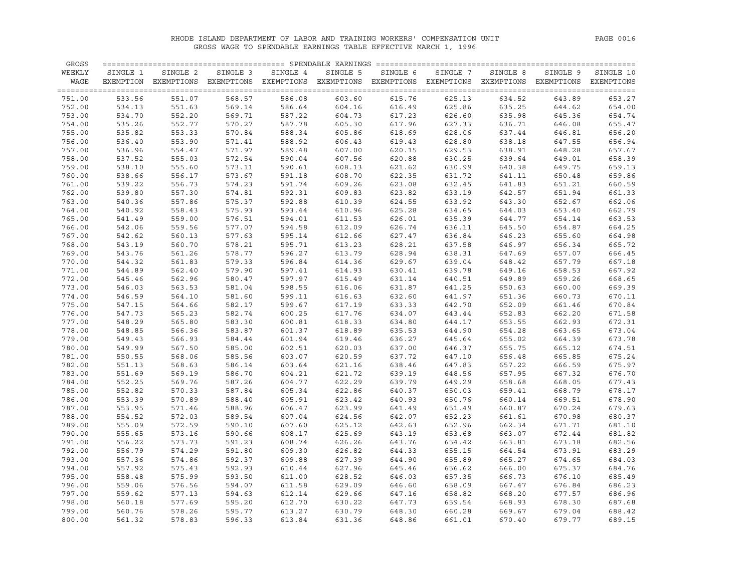RHODE ISLAND DEPARTMENT OF LABOR AND TRAINING WORKERS' COMPENSATION UNIT

GROSS WAGE TO SPENDABLE EARNINGS TABLE EFFECTIVE MARCH 1, 1996

| GROSS WEEKLY WAGE | SINGLE 1 EXEMPTION | SINGLE 2 EXEMPTIONS | SINGLE 3 EXEMPTIONS | SINGLE 4 EXEMPTIONS | SINGLE 5 EXEMPTIONS | SINGLE 6 EXEMPTIONS | SINGLE 7 EXEMPTIONS | SINGLE 8 EXEMPTIONS | SINGLE 9 EXEMPTIONS | SINGLE 10 EXEMPTIONS |
|---|---|---|---|---|---|---|---|---|---|---|
| 751.00 | 533.56 | 551.07 | 568.57 | 586.08 | 603.60 | 615.76 | 625.13 | 634.52 | 643.89 | 653.27 |
| 752.00 | 534.13 | 551.63 | 569.14 | 586.64 | 604.16 | 616.49 | 625.86 | 635.25 | 644.62 | 654.00 |
| 753.00 | 534.70 | 552.20 | 569.71 | 587.22 | 604.73 | 617.23 | 626.60 | 635.98 | 645.36 | 654.74 |
| 754.00 | 535.26 | 552.77 | 570.27 | 587.78 | 605.30 | 617.96 | 627.33 | 636.71 | 646.08 | 655.47 |
| 755.00 | 535.82 | 553.33 | 570.84 | 588.34 | 605.86 | 618.69 | 628.06 | 637.44 | 646.81 | 656.20 |
| 756.00 | 536.40 | 553.90 | 571.41 | 588.92 | 606.43 | 619.43 | 628.80 | 638.18 | 647.55 | 656.94 |
| 757.00 | 536.96 | 554.47 | 571.97 | 589.48 | 607.00 | 620.15 | 629.53 | 638.91 | 648.28 | 657.67 |
| 758.00 | 537.52 | 555.03 | 572.54 | 590.04 | 607.56 | 620.88 | 630.25 | 639.64 | 649.01 | 658.39 |
| 759.00 | 538.10 | 555.60 | 573.11 | 590.61 | 608.13 | 621.62 | 630.99 | 640.38 | 649.75 | 659.13 |
| 760.00 | 538.66 | 556.17 | 573.67 | 591.18 | 608.70 | 622.35 | 631.72 | 641.11 | 650.48 | 659.86 |
| 761.00 | 539.22 | 556.73 | 574.23 | 591.74 | 609.26 | 623.08 | 632.45 | 641.83 | 651.21 | 660.59 |
| 762.00 | 539.80 | 557.30 | 574.81 | 592.31 | 609.83 | 623.82 | 633.19 | 642.57 | 651.94 | 661.33 |
| 763.00 | 540.36 | 557.86 | 575.37 | 592.88 | 610.39 | 624.55 | 633.92 | 643.30 | 652.67 | 662.06 |
| 764.00 | 540.92 | 558.43 | 575.93 | 593.44 | 610.96 | 625.28 | 634.65 | 644.03 | 653.40 | 662.79 |
| 765.00 | 541.49 | 559.00 | 576.51 | 594.01 | 611.53 | 626.01 | 635.39 | 644.77 | 654.14 | 663.53 |
| 766.00 | 542.06 | 559.56 | 577.07 | 594.58 | 612.09 | 626.74 | 636.11 | 645.50 | 654.87 | 664.25 |
| 767.00 | 542.62 | 560.13 | 577.63 | 595.14 | 612.66 | 627.47 | 636.84 | 646.23 | 655.60 | 664.98 |
| 768.00 | 543.19 | 560.70 | 578.21 | 595.71 | 613.23 | 628.21 | 637.58 | 646.97 | 656.34 | 665.72 |
| 769.00 | 543.76 | 561.26 | 578.77 | 596.27 | 613.79 | 628.94 | 638.31 | 647.69 | 657.07 | 666.45 |
| 770.00 | 544.32 | 561.83 | 579.33 | 596.84 | 614.36 | 629.67 | 639.04 | 648.42 | 657.79 | 667.18 |
| 771.00 | 544.89 | 562.40 | 579.90 | 597.41 | 614.93 | 630.41 | 639.78 | 649.16 | 658.53 | 667.92 |
| 772.00 | 545.46 | 562.96 | 580.47 | 597.97 | 615.49 | 631.14 | 640.51 | 649.89 | 659.26 | 668.65 |
| 773.00 | 546.03 | 563.53 | 581.04 | 598.55 | 616.06 | 631.87 | 641.25 | 650.63 | 660.00 | 669.39 |
| 774.00 | 546.59 | 564.10 | 581.60 | 599.11 | 616.63 | 632.60 | 641.97 | 651.36 | 660.73 | 670.11 |
| 775.00 | 547.15 | 564.66 | 582.17 | 599.67 | 617.19 | 633.33 | 642.70 | 652.09 | 661.46 | 670.84 |
| 776.00 | 547.73 | 565.23 | 582.74 | 600.25 | 617.76 | 634.07 | 643.44 | 652.83 | 662.20 | 671.58 |
| 777.00 | 548.29 | 565.80 | 583.30 | 600.81 | 618.33 | 634.80 | 644.17 | 653.55 | 662.93 | 672.31 |
| 778.00 | 548.85 | 566.36 | 583.87 | 601.37 | 618.89 | 635.53 | 644.90 | 654.28 | 663.65 | 673.04 |
| 779.00 | 549.43 | 566.93 | 584.44 | 601.94 | 619.46 | 636.27 | 645.64 | 655.02 | 664.39 | 673.78 |
| 780.00 | 549.99 | 567.50 | 585.00 | 602.51 | 620.03 | 637.00 | 646.37 | 655.75 | 665.12 | 674.51 |
| 781.00 | 550.55 | 568.06 | 585.56 | 603.07 | 620.59 | 637.72 | 647.10 | 656.48 | 665.85 | 675.24 |
| 782.00 | 551.13 | 568.63 | 586.14 | 603.64 | 621.16 | 638.46 | 647.83 | 657.22 | 666.59 | 675.97 |
| 783.00 | 551.69 | 569.19 | 586.70 | 604.21 | 621.72 | 639.19 | 648.56 | 657.95 | 667.32 | 676.70 |
| 784.00 | 552.25 | 569.76 | 587.26 | 604.77 | 622.29 | 639.79 | 649.29 | 658.68 | 668.05 | 677.43 |
| 785.00 | 552.82 | 570.33 | 587.84 | 605.34 | 622.86 | 640.37 | 650.03 | 659.41 | 668.79 | 678.17 |
| 786.00 | 553.39 | 570.89 | 588.40 | 605.91 | 623.42 | 640.93 | 650.76 | 660.14 | 669.51 | 678.90 |
| 787.00 | 553.95 | 571.46 | 588.96 | 606.47 | 623.99 | 641.49 | 651.49 | 660.87 | 670.24 | 679.63 |
| 788.00 | 554.52 | 572.03 | 589.54 | 607.04 | 624.56 | 642.07 | 652.23 | 661.61 | 670.98 | 680.37 |
| 789.00 | 555.09 | 572.59 | 590.10 | 607.60 | 625.12 | 642.63 | 652.96 | 662.34 | 671.71 | 681.10 |
| 790.00 | 555.65 | 573.16 | 590.66 | 608.17 | 625.69 | 643.19 | 653.68 | 663.07 | 672.44 | 681.82 |
| 791.00 | 556.22 | 573.73 | 591.23 | 608.74 | 626.26 | 643.76 | 654.42 | 663.81 | 673.18 | 682.56 |
| 792.00 | 556.79 | 574.29 | 591.80 | 609.30 | 626.82 | 644.33 | 655.15 | 664.54 | 673.91 | 683.29 |
| 793.00 | 557.36 | 574.86 | 592.37 | 609.88 | 627.39 | 644.90 | 655.89 | 665.27 | 674.65 | 684.03 |
| 794.00 | 557.92 | 575.43 | 592.93 | 610.44 | 627.96 | 645.46 | 656.62 | 666.00 | 675.37 | 684.76 |
| 795.00 | 558.48 | 575.99 | 593.50 | 611.00 | 628.52 | 646.03 | 657.35 | 666.73 | 676.10 | 685.49 |
| 796.00 | 559.06 | 576.56 | 594.07 | 611.58 | 629.09 | 646.60 | 658.09 | 667.47 | 676.84 | 686.23 |
| 797.00 | 559.62 | 577.13 | 594.63 | 612.14 | 629.66 | 647.16 | 658.82 | 668.20 | 677.57 | 686.96 |
| 798.00 | 560.18 | 577.69 | 595.20 | 612.70 | 630.22 | 647.73 | 659.54 | 668.93 | 678.30 | 687.68 |
| 799.00 | 560.76 | 578.26 | 595.77 | 613.27 | 630.79 | 648.30 | 660.28 | 669.67 | 679.04 | 688.42 |
| 800.00 | 561.32 | 578.83 | 596.33 | 613.84 | 631.36 | 648.86 | 661.01 | 670.40 | 679.77 | 689.15 |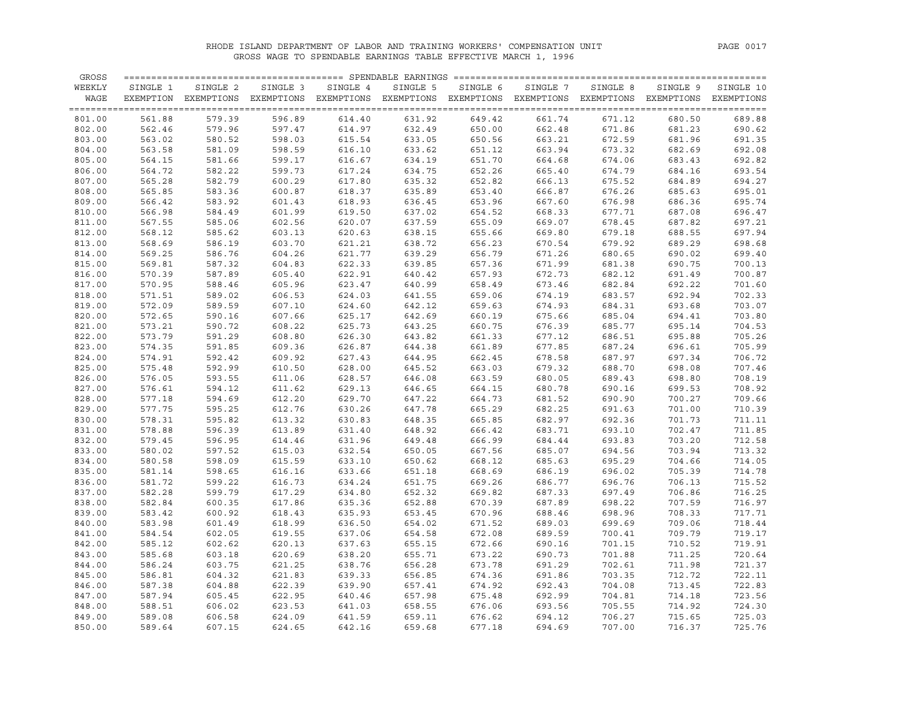# RHODE ISLAND DEPARTMENT OF LABOR AND TRAINING WORKERS' COMPENSATION UNIT

## GROSS WAGE TO SPENDABLE EARNINGS TABLE EFFECTIVE MARCH 1, 1996

| GROSS WEEKLY WAGE | SINGLE 1 EXEMPTION | SINGLE 2 EXEMPTIONS | SINGLE 3 EXEMPTIONS | SINGLE 4 EXEMPTIONS | SINGLE 5 EXEMPTIONS | SINGLE 6 EXEMPTIONS | SINGLE 7 EXEMPTIONS | SINGLE 8 EXEMPTIONS | SINGLE 9 EXEMPTIONS | SINGLE 10 EXEMPTIONS |
|---|---|---|---|---|---|---|---|---|---|---|
| 801.00 | 561.88 | 579.39 | 596.89 | 614.40 | 631.92 | 649.42 | 661.74 | 671.12 | 680.50 | 689.88 |
| 802.00 | 562.46 | 579.96 | 597.47 | 614.97 | 632.49 | 650.00 | 662.48 | 671.86 | 681.23 | 690.62 |
| 803.00 | 563.02 | 580.52 | 598.03 | 615.54 | 633.05 | 650.56 | 663.21 | 672.59 | 681.96 | 691.35 |
| 804.00 | 563.58 | 581.09 | 598.59 | 616.10 | 633.62 | 651.12 | 663.94 | 673.32 | 682.69 | 692.08 |
| 805.00 | 564.15 | 581.66 | 599.17 | 616.67 | 634.19 | 651.70 | 664.68 | 674.06 | 683.43 | 692.82 |
| 806.00 | 564.72 | 582.22 | 599.73 | 617.24 | 634.75 | 652.26 | 665.40 | 674.79 | 684.16 | 693.54 |
| 807.00 | 565.28 | 582.79 | 600.29 | 617.80 | 635.32 | 652.82 | 666.13 | 675.52 | 684.89 | 694.27 |
| 808.00 | 565.85 | 583.36 | 600.87 | 618.37 | 635.89 | 653.40 | 666.87 | 676.26 | 685.63 | 695.01 |
| 809.00 | 566.42 | 583.92 | 601.43 | 618.93 | 636.45 | 653.96 | 667.60 | 676.98 | 686.36 | 695.74 |
| 810.00 | 566.98 | 584.49 | 601.99 | 619.50 | 637.02 | 654.52 | 668.33 | 677.71 | 687.08 | 696.47 |
| 811.00 | 567.55 | 585.06 | 602.56 | 620.07 | 637.59 | 655.09 | 669.07 | 678.45 | 687.82 | 697.21 |
| 812.00 | 568.12 | 585.62 | 603.13 | 620.63 | 638.15 | 655.66 | 669.80 | 679.18 | 688.55 | 697.94 |
| 813.00 | 568.69 | 586.19 | 603.70 | 621.21 | 638.72 | 656.23 | 670.54 | 679.92 | 689.29 | 698.68 |
| 814.00 | 569.25 | 586.76 | 604.26 | 621.77 | 639.29 | 656.79 | 671.26 | 680.65 | 690.02 | 699.40 |
| 815.00 | 569.81 | 587.32 | 604.83 | 622.33 | 639.85 | 657.36 | 671.99 | 681.38 | 690.75 | 700.13 |
| 816.00 | 570.39 | 587.89 | 605.40 | 622.91 | 640.42 | 657.93 | 672.73 | 682.12 | 691.49 | 700.87 |
| 817.00 | 570.95 | 588.46 | 605.96 | 623.47 | 640.99 | 658.49 | 673.46 | 682.84 | 692.22 | 701.60 |
| 818.00 | 571.51 | 589.02 | 606.53 | 624.03 | 641.55 | 659.06 | 674.19 | 683.57 | 692.94 | 702.33 |
| 819.00 | 572.09 | 589.59 | 607.10 | 624.60 | 642.12 | 659.63 | 674.93 | 684.31 | 693.68 | 703.07 |
| 820.00 | 572.65 | 590.16 | 607.66 | 625.17 | 642.69 | 660.19 | 675.66 | 685.04 | 694.41 | 703.80 |
| 821.00 | 573.21 | 590.72 | 608.22 | 625.73 | 643.25 | 660.75 | 676.39 | 685.77 | 695.14 | 704.53 |
| 822.00 | 573.79 | 591.29 | 608.80 | 626.30 | 643.82 | 661.33 | 677.12 | 686.51 | 695.88 | 705.26 |
| 823.00 | 574.35 | 591.85 | 609.36 | 626.87 | 644.38 | 661.89 | 677.85 | 687.24 | 696.61 | 705.99 |
| 824.00 | 574.91 | 592.42 | 609.92 | 627.43 | 644.95 | 662.45 | 678.58 | 687.97 | 697.34 | 706.72 |
| 825.00 | 575.48 | 592.99 | 610.50 | 628.00 | 645.52 | 663.03 | 679.32 | 688.70 | 698.08 | 707.46 |
| 826.00 | 576.05 | 593.55 | 611.06 | 628.57 | 646.08 | 663.59 | 680.05 | 689.43 | 698.80 | 708.19 |
| 827.00 | 576.61 | 594.12 | 611.62 | 629.13 | 646.65 | 664.15 | 680.78 | 690.16 | 699.53 | 708.92 |
| 828.00 | 577.18 | 594.69 | 612.20 | 629.70 | 647.22 | 664.73 | 681.52 | 690.90 | 700.27 | 709.66 |
| 829.00 | 577.75 | 595.25 | 612.76 | 630.26 | 647.78 | 665.29 | 682.25 | 691.63 | 701.00 | 710.39 |
| 830.00 | 578.31 | 595.82 | 613.32 | 630.83 | 648.35 | 665.85 | 682.97 | 692.36 | 701.73 | 711.11 |
| 831.00 | 578.88 | 596.39 | 613.89 | 631.40 | 648.92 | 666.42 | 683.71 | 693.10 | 702.47 | 711.85 |
| 832.00 | 579.45 | 596.95 | 614.46 | 631.96 | 649.48 | 666.99 | 684.44 | 693.83 | 703.20 | 712.58 |
| 833.00 | 580.02 | 597.52 | 615.03 | 632.54 | 650.05 | 667.56 | 685.07 | 694.56 | 703.94 | 713.32 |
| 834.00 | 580.58 | 598.09 | 615.59 | 633.10 | 650.62 | 668.12 | 685.63 | 695.29 | 704.66 | 714.05 |
| 835.00 | 581.14 | 598.65 | 616.16 | 633.66 | 651.18 | 668.69 | 686.19 | 696.02 | 705.39 | 714.78 |
| 836.00 | 581.72 | 599.22 | 616.73 | 634.24 | 651.75 | 669.26 | 686.77 | 696.76 | 706.13 | 715.52 |
| 837.00 | 582.28 | 599.79 | 617.29 | 634.80 | 652.32 | 669.82 | 687.33 | 697.49 | 706.86 | 716.25 |
| 838.00 | 582.84 | 600.35 | 617.86 | 635.36 | 652.88 | 670.39 | 687.89 | 698.22 | 707.59 | 716.97 |
| 839.00 | 583.42 | 600.92 | 618.43 | 635.93 | 653.45 | 670.96 | 688.46 | 698.96 | 708.33 | 717.71 |
| 840.00 | 583.98 | 601.49 | 618.99 | 636.50 | 654.02 | 671.52 | 689.03 | 699.69 | 709.06 | 718.44 |
| 841.00 | 584.54 | 602.05 | 619.55 | 637.06 | 654.58 | 672.08 | 689.59 | 700.41 | 709.79 | 719.17 |
| 842.00 | 585.12 | 602.62 | 620.13 | 637.63 | 655.15 | 672.66 | 690.16 | 701.15 | 710.52 | 719.91 |
| 843.00 | 585.68 | 603.18 | 620.69 | 638.20 | 655.71 | 673.22 | 690.73 | 701.88 | 711.25 | 720.64 |
| 844.00 | 586.24 | 603.75 | 621.25 | 638.76 | 656.28 | 673.78 | 691.29 | 702.61 | 711.98 | 721.37 |
| 845.00 | 586.81 | 604.32 | 621.83 | 639.33 | 656.85 | 674.36 | 691.86 | 703.35 | 712.72 | 722.11 |
| 846.00 | 587.38 | 604.88 | 622.39 | 639.90 | 657.41 | 674.92 | 692.43 | 704.08 | 713.45 | 722.83 |
| 847.00 | 587.94 | 605.45 | 622.95 | 640.46 | 657.98 | 675.48 | 692.99 | 704.81 | 714.18 | 723.56 |
| 848.00 | 588.51 | 606.02 | 623.53 | 641.03 | 658.55 | 676.06 | 693.56 | 705.55 | 714.92 | 724.30 |
| 849.00 | 589.08 | 606.58 | 624.09 | 641.59 | 659.11 | 676.62 | 694.12 | 706.27 | 715.65 | 725.03 |
| 850.00 | 589.64 | 607.15 | 624.65 | 642.16 | 659.68 | 677.18 | 694.69 | 707.00 | 716.37 | 725.76 |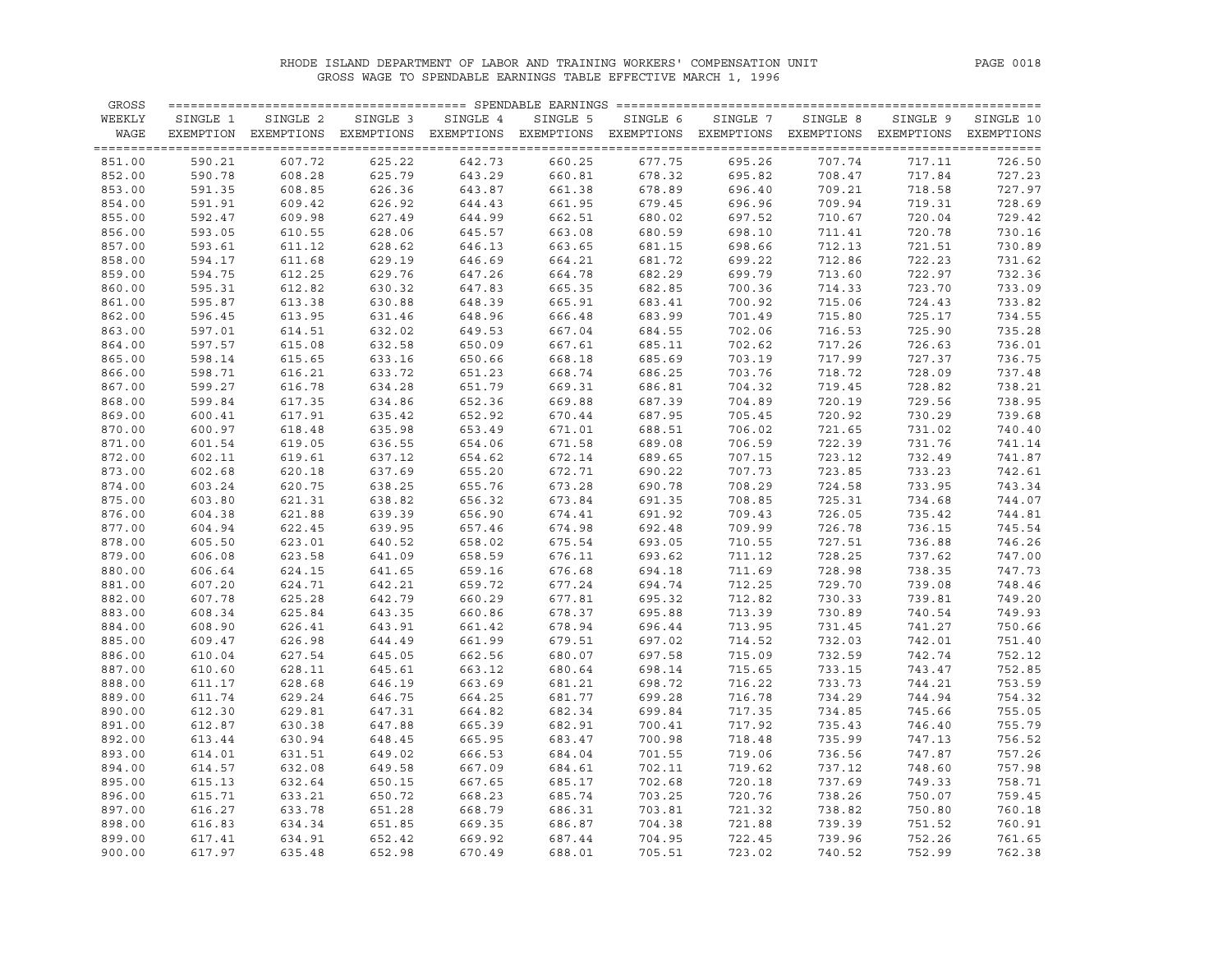RHODE ISLAND DEPARTMENT OF LABOR AND TRAINING WORKERS' COMPENSATION UNIT

GROSS WAGE TO SPENDABLE EARNINGS TABLE EFFECTIVE MARCH 1, 1996

| GROSS WEEKLY WAGE | SINGLE 1 EXEMPTION | SINGLE 2 EXEMPTIONS | SINGLE 3 EXEMPTIONS | SINGLE 4 EXEMPTIONS | SINGLE 5 EXEMPTIONS | SINGLE 6 EXEMPTIONS | SINGLE 7 EXEMPTIONS | SINGLE 8 EXEMPTIONS | SINGLE 9 EXEMPTIONS | SINGLE 10 EXEMPTIONS |
|---|---|---|---|---|---|---|---|---|---|---|
| 851.00 | 590.21 | 607.72 | 625.22 | 642.73 | 660.25 | 677.75 | 695.26 | 707.74 | 717.11 | 726.50 |
| 852.00 | 590.78 | 608.28 | 625.79 | 643.29 | 660.81 | 678.32 | 695.82 | 708.47 | 717.84 | 727.23 |
| 853.00 | 591.35 | 608.85 | 626.36 | 643.87 | 661.38 | 678.89 | 696.40 | 709.21 | 718.58 | 727.97 |
| 854.00 | 591.91 | 609.42 | 626.92 | 644.43 | 661.95 | 679.45 | 696.96 | 709.94 | 719.31 | 728.69 |
| 855.00 | 592.47 | 609.98 | 627.49 | 644.99 | 662.51 | 680.02 | 697.52 | 710.67 | 720.04 | 729.42 |
| 856.00 | 593.05 | 610.55 | 628.06 | 645.57 | 663.08 | 680.59 | 698.10 | 711.41 | 720.78 | 730.16 |
| 857.00 | 593.61 | 611.12 | 628.62 | 646.13 | 663.65 | 681.15 | 698.66 | 712.13 | 721.51 | 730.89 |
| 858.00 | 594.17 | 611.68 | 629.19 | 646.69 | 664.21 | 681.72 | 699.22 | 712.86 | 722.23 | 731.62 |
| 859.00 | 594.75 | 612.25 | 629.76 | 647.26 | 664.78 | 682.29 | 699.79 | 713.60 | 722.97 | 732.36 |
| 860.00 | 595.31 | 612.82 | 630.32 | 647.83 | 665.35 | 682.85 | 700.36 | 714.33 | 723.70 | 733.09 |
| 861.00 | 595.87 | 613.38 | 630.88 | 648.39 | 665.91 | 683.41 | 700.92 | 715.06 | 724.43 | 733.82 |
| 862.00 | 596.45 | 613.95 | 631.46 | 648.96 | 666.48 | 683.99 | 701.49 | 715.80 | 725.17 | 734.55 |
| 863.00 | 597.01 | 614.51 | 632.02 | 649.53 | 667.04 | 684.55 | 702.06 | 716.53 | 725.90 | 735.28 |
| 864.00 | 597.57 | 615.08 | 632.58 | 650.09 | 667.61 | 685.11 | 702.62 | 717.26 | 726.63 | 736.01 |
| 865.00 | 598.14 | 615.65 | 633.16 | 650.66 | 668.18 | 685.69 | 703.19 | 717.99 | 727.37 | 736.75 |
| 866.00 | 598.71 | 616.21 | 633.72 | 651.23 | 668.74 | 686.25 | 703.76 | 718.72 | 728.09 | 737.48 |
| 867.00 | 599.27 | 616.78 | 634.28 | 651.79 | 669.31 | 686.81 | 704.32 | 719.45 | 728.82 | 738.21 |
| 868.00 | 599.84 | 617.35 | 634.86 | 652.36 | 669.88 | 687.39 | 704.89 | 720.19 | 729.56 | 738.95 |
| 869.00 | 600.41 | 617.91 | 635.42 | 652.92 | 670.44 | 687.95 | 705.45 | 720.92 | 730.29 | 739.68 |
| 870.00 | 600.97 | 618.48 | 635.98 | 653.49 | 671.01 | 688.51 | 706.02 | 721.65 | 731.02 | 740.40 |
| 871.00 | 601.54 | 619.05 | 636.55 | 654.06 | 671.58 | 689.08 | 706.59 | 722.39 | 731.76 | 741.14 |
| 872.00 | 602.11 | 619.61 | 637.12 | 654.62 | 672.14 | 689.65 | 707.15 | 723.12 | 732.49 | 741.87 |
| 873.00 | 602.68 | 620.18 | 637.69 | 655.20 | 672.71 | 690.22 | 707.73 | 723.85 | 733.23 | 742.61 |
| 874.00 | 603.24 | 620.75 | 638.25 | 655.76 | 673.28 | 690.78 | 708.29 | 724.58 | 733.95 | 743.34 |
| 875.00 | 603.80 | 621.31 | 638.82 | 656.32 | 673.84 | 691.35 | 708.85 | 725.31 | 734.68 | 744.07 |
| 876.00 | 604.38 | 621.88 | 639.39 | 656.90 | 674.41 | 691.92 | 709.43 | 726.05 | 735.42 | 744.81 |
| 877.00 | 604.94 | 622.45 | 639.95 | 657.46 | 674.98 | 692.48 | 709.99 | 726.78 | 736.15 | 745.54 |
| 878.00 | 605.50 | 623.01 | 640.52 | 658.02 | 675.54 | 693.05 | 710.55 | 727.51 | 736.88 | 746.26 |
| 879.00 | 606.08 | 623.58 | 641.09 | 658.59 | 676.11 | 693.62 | 711.12 | 728.25 | 737.62 | 747.00 |
| 880.00 | 606.64 | 624.15 | 641.65 | 659.16 | 676.68 | 694.18 | 711.69 | 728.98 | 738.35 | 747.73 |
| 881.00 | 607.20 | 624.71 | 642.21 | 659.72 | 677.24 | 694.74 | 712.25 | 729.70 | 739.08 | 748.46 |
| 882.00 | 607.78 | 625.28 | 642.79 | 660.29 | 677.81 | 695.32 | 712.82 | 730.33 | 739.81 | 749.20 |
| 883.00 | 608.34 | 625.84 | 643.35 | 660.86 | 678.37 | 695.88 | 713.39 | 730.89 | 740.54 | 749.93 |
| 884.00 | 608.90 | 626.41 | 643.91 | 661.42 | 678.94 | 696.44 | 713.95 | 731.45 | 741.27 | 750.66 |
| 885.00 | 609.47 | 626.98 | 644.49 | 661.99 | 679.51 | 697.02 | 714.52 | 732.03 | 742.01 | 751.40 |
| 886.00 | 610.04 | 627.54 | 645.05 | 662.56 | 680.07 | 697.58 | 715.09 | 732.59 | 742.74 | 752.12 |
| 887.00 | 610.60 | 628.11 | 645.61 | 663.12 | 680.64 | 698.14 | 715.65 | 733.15 | 743.47 | 752.85 |
| 888.00 | 611.17 | 628.68 | 646.19 | 663.69 | 681.21 | 698.72 | 716.22 | 733.73 | 744.21 | 753.59 |
| 889.00 | 611.74 | 629.24 | 646.75 | 664.25 | 681.77 | 699.28 | 716.78 | 734.29 | 744.94 | 754.32 |
| 890.00 | 612.30 | 629.81 | 647.31 | 664.82 | 682.34 | 699.84 | 717.35 | 734.85 | 745.66 | 755.05 |
| 891.00 | 612.87 | 630.38 | 647.88 | 665.39 | 682.91 | 700.41 | 717.92 | 735.43 | 746.40 | 755.79 |
| 892.00 | 613.44 | 630.94 | 648.45 | 665.95 | 683.47 | 700.98 | 718.48 | 735.99 | 747.13 | 756.52 |
| 893.00 | 614.01 | 631.51 | 649.02 | 666.53 | 684.04 | 701.55 | 719.06 | 736.56 | 747.87 | 757.26 |
| 894.00 | 614.57 | 632.08 | 649.58 | 667.09 | 684.61 | 702.11 | 719.62 | 737.12 | 748.60 | 757.98 |
| 895.00 | 615.13 | 632.64 | 650.15 | 667.65 | 685.17 | 702.68 | 720.18 | 737.69 | 749.33 | 758.71 |
| 896.00 | 615.71 | 633.21 | 650.72 | 668.23 | 685.74 | 703.25 | 720.76 | 738.26 | 750.07 | 759.45 |
| 897.00 | 616.27 | 633.78 | 651.28 | 668.79 | 686.31 | 703.81 | 721.32 | 738.82 | 750.80 | 760.18 |
| 898.00 | 616.83 | 634.34 | 651.85 | 669.35 | 686.87 | 704.38 | 721.88 | 739.39 | 751.52 | 760.91 |
| 899.00 | 617.41 | 634.91 | 652.42 | 669.92 | 687.44 | 704.95 | 722.45 | 739.96 | 752.26 | 761.65 |
| 900.00 | 617.97 | 635.48 | 652.98 | 670.49 | 688.01 | 705.51 | 723.02 | 740.52 | 752.99 | 762.38 |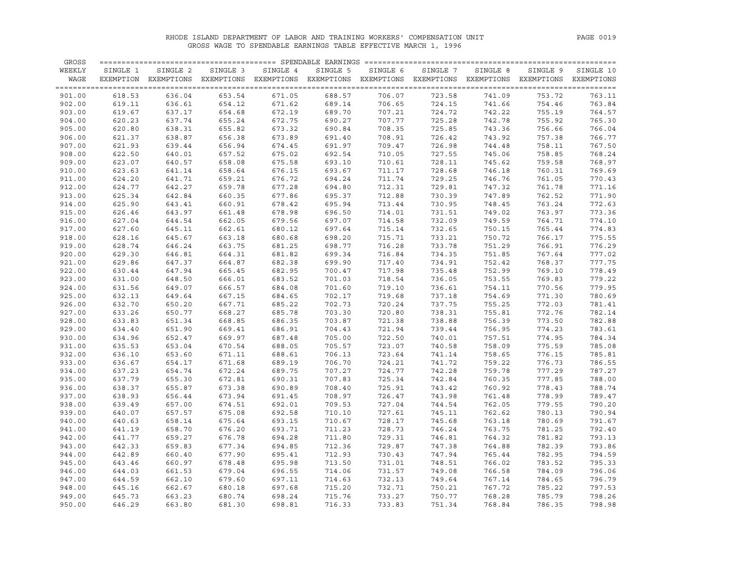RHODE ISLAND DEPARTMENT OF LABOR AND TRAINING WORKERS' COMPENSATION UNIT
GROSS WAGE TO SPENDABLE EARNINGS TABLE EFFECTIVE MARCH 1, 1996

| GROSS WEEKLY WAGE | SINGLE 1 EXEMPTION | SINGLE 2 EXEMPTIONS | SINGLE 3 EXEMPTIONS | SINGLE 4 EXEMPTIONS | SINGLE 5 EXEMPTIONS | SINGLE 6 EXEMPTIONS | SINGLE 7 EXEMPTIONS | SINGLE 8 EXEMPTIONS | SINGLE 9 EXEMPTIONS | SINGLE 10 EXEMPTIONS |
|---|---|---|---|---|---|---|---|---|---|---|
| 901.00 | 618.53 | 636.04 | 653.54 | 671.05 | 688.57 | 706.07 | 723.58 | 741.09 | 753.72 | 763.11 |
| 902.00 | 619.11 | 636.61 | 654.12 | 671.62 | 689.14 | 706.65 | 724.15 | 741.66 | 754.46 | 763.84 |
| 903.00 | 619.67 | 637.17 | 654.68 | 672.19 | 689.70 | 707.21 | 724.72 | 742.22 | 755.19 | 764.57 |
| 904.00 | 620.23 | 637.74 | 655.24 | 672.75 | 690.27 | 707.77 | 725.28 | 742.78 | 755.92 | 765.30 |
| 905.00 | 620.80 | 638.31 | 655.82 | 673.32 | 690.84 | 708.35 | 725.85 | 743.36 | 756.66 | 766.04 |
| 906.00 | 621.37 | 638.87 | 656.38 | 673.89 | 691.40 | 708.91 | 726.42 | 743.92 | 757.38 | 766.77 |
| 907.00 | 621.93 | 639.44 | 656.94 | 674.45 | 691.97 | 709.47 | 726.98 | 744.48 | 758.11 | 767.50 |
| 908.00 | 622.50 | 640.01 | 657.52 | 675.02 | 692.54 | 710.05 | 727.55 | 745.06 | 758.85 | 768.24 |
| 909.00 | 623.07 | 640.57 | 658.08 | 675.58 | 693.10 | 710.61 | 728.11 | 745.62 | 759.58 | 768.97 |
| 910.00 | 623.63 | 641.14 | 658.64 | 676.15 | 693.67 | 711.17 | 728.68 | 746.18 | 760.31 | 769.69 |
| 911.00 | 624.20 | 641.71 | 659.21 | 676.72 | 694.24 | 711.74 | 729.25 | 746.76 | 761.05 | 770.43 |
| 912.00 | 624.77 | 642.27 | 659.78 | 677.28 | 694.80 | 712.31 | 729.81 | 747.32 | 761.78 | 771.16 |
| 913.00 | 625.34 | 642.84 | 660.35 | 677.86 | 695.37 | 712.88 | 730.39 | 747.89 | 762.52 | 771.90 |
| 914.00 | 625.90 | 643.41 | 660.91 | 678.42 | 695.94 | 713.44 | 730.95 | 748.45 | 763.24 | 772.63 |
| 915.00 | 626.46 | 643.97 | 661.48 | 678.98 | 696.50 | 714.01 | 731.51 | 749.02 | 763.97 | 773.36 |
| 916.00 | 627.04 | 644.54 | 662.05 | 679.56 | 697.07 | 714.58 | 732.09 | 749.59 | 764.71 | 774.10 |
| 917.00 | 627.60 | 645.11 | 662.61 | 680.12 | 697.64 | 715.14 | 732.65 | 750.15 | 765.44 | 774.83 |
| 918.00 | 628.16 | 645.67 | 663.18 | 680.68 | 698.20 | 715.71 | 733.21 | 750.72 | 766.17 | 775.55 |
| 919.00 | 628.74 | 646.24 | 663.75 | 681.25 | 698.77 | 716.28 | 733.78 | 751.29 | 766.91 | 776.29 |
| 920.00 | 629.30 | 646.81 | 664.31 | 681.82 | 699.34 | 716.84 | 734.35 | 751.85 | 767.64 | 777.02 |
| 921.00 | 629.86 | 647.37 | 664.87 | 682.38 | 699.90 | 717.40 | 734.91 | 752.42 | 768.37 | 777.75 |
| 922.00 | 630.44 | 647.94 | 665.45 | 682.95 | 700.47 | 717.98 | 735.48 | 752.99 | 769.10 | 778.49 |
| 923.00 | 631.00 | 648.50 | 666.01 | 683.52 | 701.03 | 718.54 | 736.05 | 753.55 | 769.83 | 779.22 |
| 924.00 | 631.56 | 649.07 | 666.57 | 684.08 | 701.60 | 719.10 | 736.61 | 754.11 | 770.56 | 779.95 |
| 925.00 | 632.13 | 649.64 | 667.15 | 684.65 | 702.17 | 719.68 | 737.18 | 754.69 | 771.30 | 780.69 |
| 926.00 | 632.70 | 650.20 | 667.71 | 685.22 | 702.73 | 720.24 | 737.75 | 755.25 | 772.03 | 781.41 |
| 927.00 | 633.26 | 650.77 | 668.27 | 685.78 | 703.30 | 720.80 | 738.31 | 755.81 | 772.76 | 782.14 |
| 928.00 | 633.83 | 651.34 | 668.85 | 686.35 | 703.87 | 721.38 | 738.88 | 756.39 | 773.50 | 782.88 |
| 929.00 | 634.40 | 651.90 | 669.41 | 686.91 | 704.43 | 721.94 | 739.44 | 756.95 | 774.23 | 783.61 |
| 930.00 | 634.96 | 652.47 | 669.97 | 687.48 | 705.00 | 722.50 | 740.01 | 757.51 | 774.95 | 784.34 |
| 931.00 | 635.53 | 653.04 | 670.54 | 688.05 | 705.57 | 723.07 | 740.58 | 758.09 | 775.59 | 785.08 |
| 932.00 | 636.10 | 653.60 | 671.11 | 688.61 | 706.13 | 723.64 | 741.14 | 758.65 | 776.15 | 785.81 |
| 933.00 | 636.67 | 654.17 | 671.68 | 689.19 | 706.70 | 724.21 | 741.72 | 759.22 | 776.73 | 786.55 |
| 934.00 | 637.23 | 654.74 | 672.24 | 689.75 | 707.27 | 724.77 | 742.28 | 759.78 | 777.29 | 787.27 |
| 935.00 | 637.79 | 655.30 | 672.81 | 690.31 | 707.83 | 725.34 | 742.84 | 760.35 | 777.85 | 788.00 |
| 936.00 | 638.37 | 655.87 | 673.38 | 690.89 | 708.40 | 725.91 | 743.42 | 760.92 | 778.43 | 788.74 |
| 937.00 | 638.93 | 656.44 | 673.94 | 691.45 | 708.97 | 726.47 | 743.98 | 761.48 | 778.99 | 789.47 |
| 938.00 | 639.49 | 657.00 | 674.51 | 692.01 | 709.53 | 727.04 | 744.54 | 762.05 | 779.55 | 790.20 |
| 939.00 | 640.07 | 657.57 | 675.08 | 692.58 | 710.10 | 727.61 | 745.11 | 762.62 | 780.13 | 790.94 |
| 940.00 | 640.63 | 658.14 | 675.64 | 693.15 | 710.67 | 728.17 | 745.68 | 763.18 | 780.69 | 791.67 |
| 941.00 | 641.19 | 658.70 | 676.20 | 693.71 | 711.23 | 728.73 | 746.24 | 763.75 | 781.25 | 792.40 |
| 942.00 | 641.77 | 659.27 | 676.78 | 694.28 | 711.80 | 729.31 | 746.81 | 764.32 | 781.82 | 793.13 |
| 943.00 | 642.33 | 659.83 | 677.34 | 694.85 | 712.36 | 729.87 | 747.38 | 764.88 | 782.39 | 793.86 |
| 944.00 | 642.89 | 660.40 | 677.90 | 695.41 | 712.93 | 730.43 | 747.94 | 765.44 | 782.95 | 794.59 |
| 945.00 | 643.46 | 660.97 | 678.48 | 695.98 | 713.50 | 731.01 | 748.51 | 766.02 | 783.52 | 795.33 |
| 946.00 | 644.03 | 661.53 | 679.04 | 696.55 | 714.06 | 731.57 | 749.08 | 766.58 | 784.09 | 796.06 |
| 947.00 | 644.59 | 662.10 | 679.60 | 697.11 | 714.63 | 732.13 | 749.64 | 767.14 | 784.65 | 796.79 |
| 948.00 | 645.16 | 662.67 | 680.18 | 697.68 | 715.20 | 732.71 | 750.21 | 767.72 | 785.22 | 797.53 |
| 949.00 | 645.73 | 663.23 | 680.74 | 698.24 | 715.76 | 733.27 | 750.77 | 768.28 | 785.79 | 798.26 |
| 950.00 | 646.29 | 663.80 | 681.30 | 698.81 | 716.33 | 733.83 | 751.34 | 768.84 | 786.35 | 798.98 |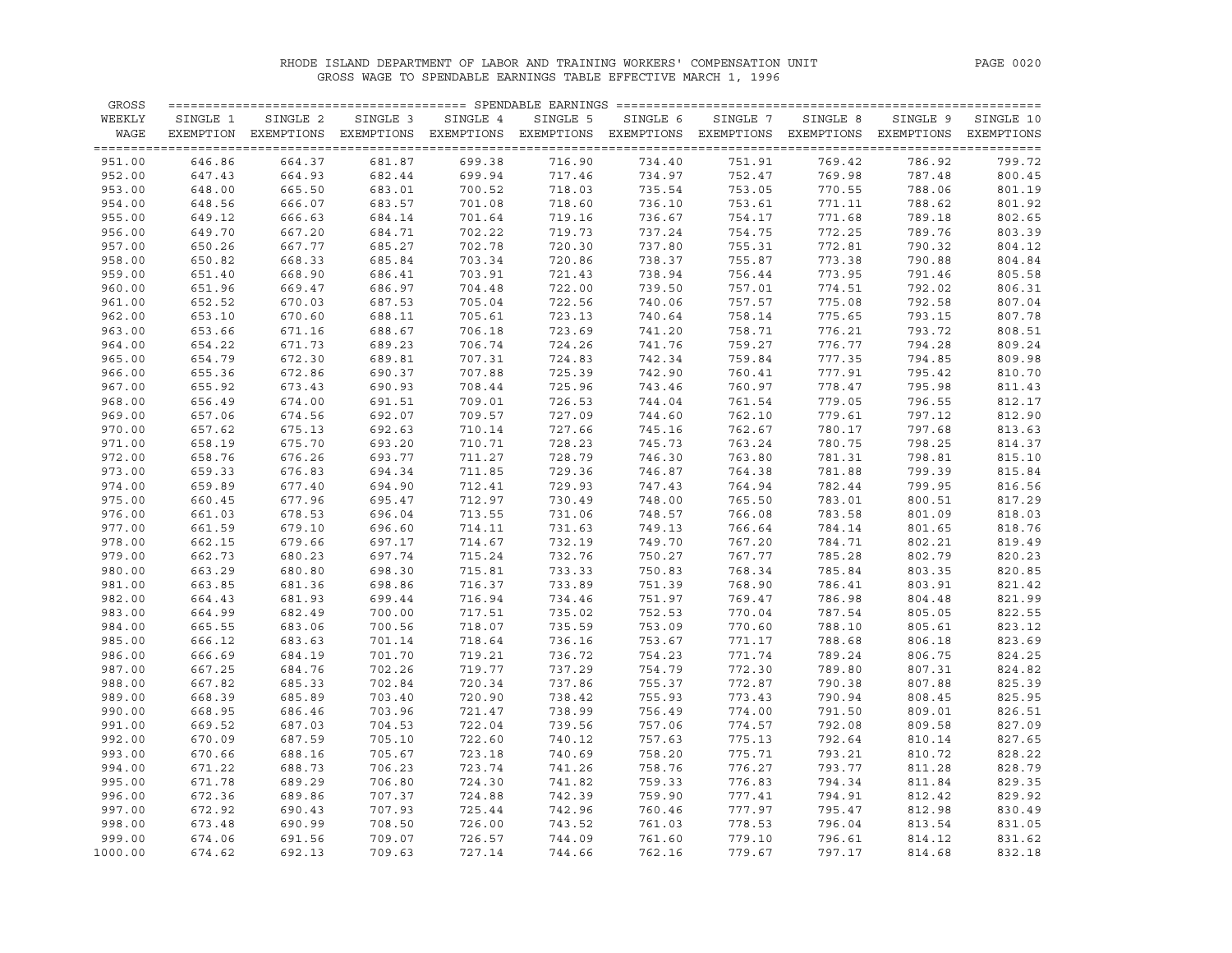RHODE ISLAND DEPARTMENT OF LABOR AND TRAINING WORKERS' COMPENSATION UNIT

GROSS WAGE TO SPENDABLE EARNINGS TABLE EFFECTIVE MARCH 1, 1996

| GROSS WEEKLY WAGE | SPENDABLE EARNINGS | | | | | | | | | |
|---|---|---|---|---|---|---|---|---|---|---|
| | SINGLE 1 EXEMPTION | SINGLE 2 EXEMPTIONS | SINGLE 3 EXEMPTIONS | SINGLE 4 EXEMPTIONS | SINGLE 5 EXEMPTIONS | SINGLE 6 EXEMPTIONS | SINGLE 7 EXEMPTIONS | SINGLE 8 EXEMPTIONS | SINGLE 9 EXEMPTIONS | SINGLE 10 EXEMPTIONS |
| 951.00 | 646.86 | 664.37 | 681.87 | 699.38 | 716.90 | 734.40 | 751.91 | 769.42 | 786.92 | 799.72 |
| 952.00 | 647.43 | 664.93 | 682.44 | 699.94 | 717.46 | 734.97 | 752.47 | 769.98 | 787.48 | 800.45 |
| 953.00 | 648.00 | 665.50 | 683.01 | 700.52 | 718.03 | 735.54 | 753.05 | 770.55 | 788.06 | 801.19 |
| 954.00 | 648.56 | 666.07 | 683.57 | 701.08 | 718.60 | 736.10 | 753.61 | 771.11 | 788.62 | 801.92 |
| 955.00 | 649.12 | 666.63 | 684.14 | 701.64 | 719.16 | 736.67 | 754.17 | 771.68 | 789.18 | 802.65 |
| 956.00 | 649.70 | 667.20 | 684.71 | 702.22 | 719.73 | 737.24 | 754.75 | 772.25 | 789.76 | 803.39 |
| 957.00 | 650.26 | 667.77 | 685.27 | 702.78 | 720.30 | 737.80 | 755.31 | 772.81 | 790.32 | 804.12 |
| 958.00 | 650.82 | 668.33 | 685.84 | 703.34 | 720.86 | 738.37 | 755.87 | 773.38 | 790.88 | 804.84 |
| 959.00 | 651.40 | 668.90 | 686.41 | 703.91 | 721.43 | 738.94 | 756.44 | 773.95 | 791.46 | 805.58 |
| 960.00 | 651.96 | 669.47 | 686.97 | 704.48 | 722.00 | 739.50 | 757.01 | 774.51 | 792.02 | 806.31 |
| 961.00 | 652.52 | 670.03 | 687.53 | 705.04 | 722.56 | 740.06 | 757.57 | 775.08 | 792.58 | 807.04 |
| 962.00 | 653.10 | 670.60 | 688.11 | 705.61 | 723.13 | 740.64 | 758.14 | 775.65 | 793.15 | 807.78 |
| 963.00 | 653.66 | 671.16 | 688.67 | 706.18 | 723.69 | 741.20 | 758.71 | 776.21 | 793.72 | 808.51 |
| 964.00 | 654.22 | 671.73 | 689.23 | 706.74 | 724.26 | 741.76 | 759.27 | 776.77 | 794.28 | 809.24 |
| 965.00 | 654.79 | 672.30 | 689.81 | 707.31 | 724.83 | 742.34 | 759.84 | 777.35 | 794.85 | 809.98 |
| 966.00 | 655.36 | 672.86 | 690.37 | 707.88 | 725.39 | 742.90 | 760.41 | 777.91 | 795.42 | 810.70 |
| 967.00 | 655.92 | 673.43 | 690.93 | 708.44 | 725.96 | 743.46 | 760.97 | 778.47 | 795.98 | 811.43 |
| 968.00 | 656.49 | 674.00 | 691.51 | 709.01 | 726.53 | 744.04 | 761.54 | 779.05 | 796.55 | 812.17 |
| 969.00 | 657.06 | 674.56 | 692.07 | 709.57 | 727.09 | 744.60 | 762.10 | 779.61 | 797.12 | 812.90 |
| 970.00 | 657.62 | 675.13 | 692.63 | 710.14 | 727.66 | 745.16 | 762.67 | 780.17 | 797.68 | 813.63 |
| 971.00 | 658.19 | 675.70 | 693.20 | 710.71 | 728.23 | 745.73 | 763.24 | 780.75 | 798.25 | 814.37 |
| 972.00 | 658.76 | 676.26 | 693.77 | 711.27 | 728.79 | 746.30 | 763.80 | 781.31 | 798.81 | 815.10 |
| 973.00 | 659.33 | 676.83 | 694.34 | 711.85 | 729.36 | 746.87 | 764.38 | 781.88 | 799.39 | 815.84 |
| 974.00 | 659.89 | 677.40 | 694.90 | 712.41 | 729.93 | 747.43 | 764.94 | 782.44 | 799.95 | 816.56 |
| 975.00 | 660.45 | 677.96 | 695.47 | 712.97 | 730.49 | 748.00 | 765.50 | 783.01 | 800.51 | 817.29 |
| 976.00 | 661.03 | 678.53 | 696.04 | 713.55 | 731.06 | 748.57 | 766.08 | 783.58 | 801.09 | 818.03 |
| 977.00 | 661.59 | 679.10 | 696.60 | 714.11 | 731.63 | 749.13 | 766.64 | 784.14 | 801.65 | 818.76 |
| 978.00 | 662.15 | 679.66 | 697.17 | 714.67 | 732.19 | 749.70 | 767.20 | 784.71 | 802.21 | 819.49 |
| 979.00 | 662.73 | 680.23 | 697.74 | 715.24 | 732.76 | 750.27 | 767.77 | 785.28 | 802.79 | 820.23 |
| 980.00 | 663.29 | 680.80 | 698.30 | 715.81 | 733.33 | 750.83 | 768.34 | 785.84 | 803.35 | 820.85 |
| 981.00 | 663.85 | 681.36 | 698.86 | 716.37 | 733.89 | 751.39 | 768.90 | 786.41 | 803.91 | 821.42 |
| 982.00 | 664.43 | 681.93 | 699.44 | 716.94 | 734.46 | 751.97 | 769.47 | 786.98 | 804.48 | 821.99 |
| 983.00 | 664.99 | 682.49 | 700.00 | 717.51 | 735.02 | 752.53 | 770.04 | 787.54 | 805.05 | 822.55 |
| 984.00 | 665.55 | 683.06 | 700.56 | 718.07 | 735.59 | 753.09 | 770.60 | 788.10 | 805.61 | 823.12 |
| 985.00 | 666.12 | 683.63 | 701.14 | 718.64 | 736.16 | 753.67 | 771.17 | 788.68 | 806.18 | 823.69 |
| 986.00 | 666.69 | 684.19 | 701.70 | 719.21 | 736.72 | 754.23 | 771.74 | 789.24 | 806.75 | 824.25 |
| 987.00 | 667.25 | 684.76 | 702.26 | 719.77 | 737.29 | 754.79 | 772.30 | 789.80 | 807.31 | 824.82 |
| 988.00 | 667.82 | 685.33 | 702.84 | 720.34 | 737.86 | 755.37 | 772.87 | 790.38 | 807.88 | 825.39 |
| 989.00 | 668.39 | 685.89 | 703.40 | 720.90 | 738.42 | 755.93 | 773.43 | 790.94 | 808.45 | 825.95 |
| 990.00 | 668.95 | 686.46 | 703.96 | 721.47 | 738.99 | 756.49 | 774.00 | 791.50 | 809.01 | 826.51 |
| 991.00 | 669.52 | 687.03 | 704.53 | 722.04 | 739.56 | 757.06 | 774.57 | 792.08 | 809.58 | 827.09 |
| 992.00 | 670.09 | 687.59 | 705.10 | 722.60 | 740.12 | 757.63 | 775.13 | 792.64 | 810.14 | 827.65 |
| 993.00 | 670.66 | 688.16 | 705.67 | 723.18 | 740.69 | 758.20 | 775.71 | 793.21 | 810.72 | 828.22 |
| 994.00 | 671.22 | 688.73 | 706.23 | 723.74 | 741.26 | 758.76 | 776.27 | 793.77 | 811.28 | 828.79 |
| 995.00 | 671.78 | 689.29 | 706.80 | 724.30 | 741.82 | 759.33 | 776.83 | 794.34 | 811.84 | 829.35 |
| 996.00 | 672.36 | 689.86 | 707.37 | 724.88 | 742.39 | 759.90 | 777.41 | 794.91 | 812.42 | 829.92 |
| 997.00 | 672.92 | 690.43 | 707.93 | 725.44 | 742.96 | 760.46 | 777.97 | 795.47 | 812.98 | 830.49 |
| 998.00 | 673.48 | 690.99 | 708.50 | 726.00 | 743.52 | 761.03 | 778.53 | 796.04 | 813.54 | 831.05 |
| 999.00 | 674.06 | 691.56 | 709.07 | 726.57 | 744.09 | 761.60 | 779.10 | 796.61 | 814.12 | 831.62 |
| 1000.00 | 674.62 | 692.13 | 709.63 | 727.14 | 744.66 | 762.16 | 779.67 | 797.17 | 814.68 | 832.18 |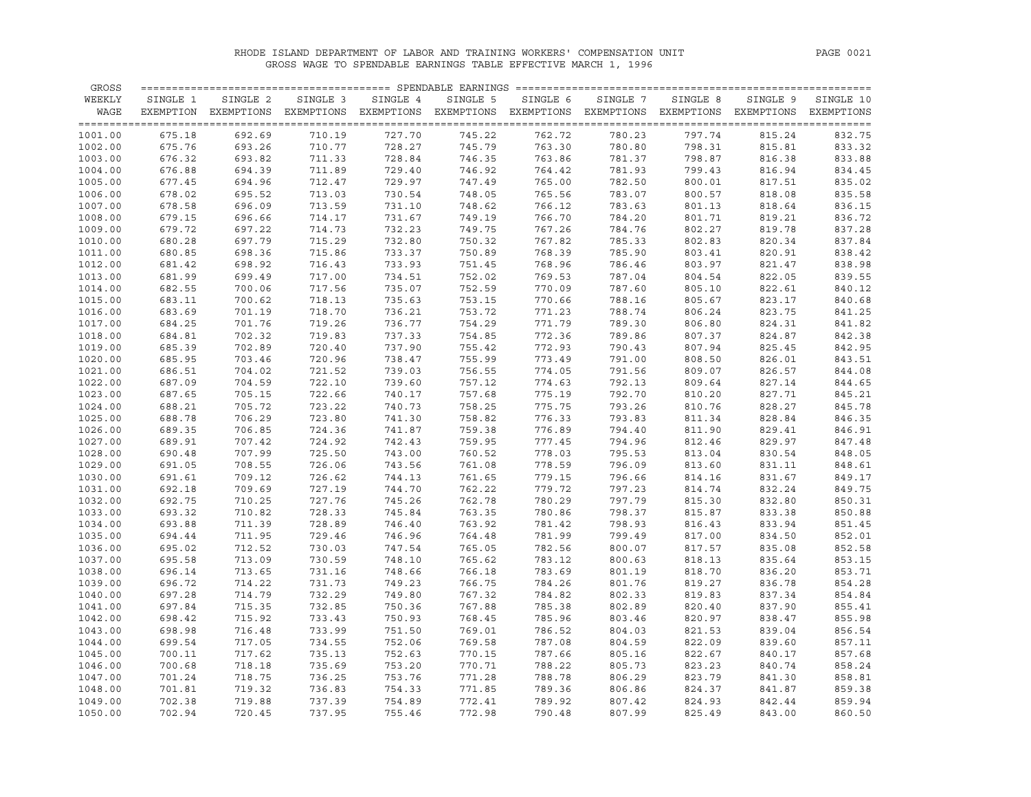RHODE ISLAND DEPARTMENT OF LABOR AND TRAINING WORKERS' COMPENSATION UNIT

GROSS WAGE TO SPENDABLE EARNINGS TABLE EFFECTIVE MARCH 1, 1996

| GROSS WEEKLY WAGE | SPENDABLE EARNINGS SINGLE 1 EXEMPTION | SINGLE 2 EXEMPTIONS | SINGLE 3 EXEMPTIONS | SINGLE 4 EXEMPTIONS | SINGLE 5 EXEMPTIONS | SINGLE 6 EXEMPTIONS | SINGLE 7 EXEMPTIONS | SINGLE 8 EXEMPTIONS | SINGLE 9 EXEMPTIONS | SINGLE 10 EXEMPTIONS |
|---|---|---|---|---|---|---|---|---|---|---|
| 1001.00 | 675.18 | 692.69 | 710.19 | 727.70 | 745.22 | 762.72 | 780.23 | 797.74 | 815.24 | 832.75 |
| 1002.00 | 675.76 | 693.26 | 710.77 | 728.27 | 745.79 | 763.30 | 780.80 | 798.31 | 815.81 | 833.32 |
| 1003.00 | 676.32 | 693.82 | 711.33 | 728.84 | 746.35 | 763.86 | 781.37 | 798.87 | 816.38 | 833.88 |
| 1004.00 | 676.88 | 694.39 | 711.89 | 729.40 | 746.92 | 764.42 | 781.93 | 799.43 | 816.94 | 834.45 |
| 1005.00 | 677.45 | 694.96 | 712.47 | 729.97 | 747.49 | 765.00 | 782.50 | 800.01 | 817.51 | 835.02 |
| 1006.00 | 678.02 | 695.52 | 713.03 | 730.54 | 748.05 | 765.56 | 783.07 | 800.57 | 818.08 | 835.58 |
| 1007.00 | 678.58 | 696.09 | 713.59 | 731.10 | 748.62 | 766.12 | 783.63 | 801.13 | 818.64 | 836.15 |
| 1008.00 | 679.15 | 696.66 | 714.17 | 731.67 | 749.19 | 766.70 | 784.20 | 801.71 | 819.21 | 836.72 |
| 1009.00 | 679.72 | 697.22 | 714.73 | 732.23 | 749.75 | 767.26 | 784.76 | 802.27 | 819.78 | 837.28 |
| 1010.00 | 680.28 | 697.79 | 715.29 | 732.80 | 750.32 | 767.82 | 785.33 | 802.83 | 820.34 | 837.84 |
| 1011.00 | 680.85 | 698.36 | 715.86 | 733.37 | 750.89 | 768.39 | 785.90 | 803.41 | 820.91 | 838.42 |
| 1012.00 | 681.42 | 698.92 | 716.43 | 733.93 | 751.45 | 768.96 | 786.46 | 803.97 | 821.47 | 838.98 |
| 1013.00 | 681.99 | 699.49 | 717.00 | 734.51 | 752.02 | 769.53 | 787.04 | 804.54 | 822.05 | 839.55 |
| 1014.00 | 682.55 | 700.06 | 717.56 | 735.07 | 752.59 | 770.09 | 787.60 | 805.10 | 822.61 | 840.12 |
| 1015.00 | 683.11 | 700.62 | 718.13 | 735.63 | 753.15 | 770.66 | 788.16 | 805.67 | 823.17 | 840.68 |
| 1016.00 | 683.69 | 701.19 | 718.70 | 736.21 | 753.72 | 771.23 | 788.74 | 806.24 | 823.75 | 841.25 |
| 1017.00 | 684.25 | 701.76 | 719.26 | 736.77 | 754.29 | 771.79 | 789.30 | 806.80 | 824.31 | 841.82 |
| 1018.00 | 684.81 | 702.32 | 719.83 | 737.33 | 754.85 | 772.36 | 789.86 | 807.37 | 824.87 | 842.38 |
| 1019.00 | 685.39 | 702.89 | 720.40 | 737.90 | 755.42 | 772.93 | 790.43 | 807.94 | 825.45 | 842.95 |
| 1020.00 | 685.95 | 703.46 | 720.96 | 738.47 | 755.99 | 773.49 | 791.00 | 808.50 | 826.01 | 843.51 |
| 1021.00 | 686.51 | 704.02 | 721.52 | 739.03 | 756.55 | 774.05 | 791.56 | 809.07 | 826.57 | 844.08 |
| 1022.00 | 687.09 | 704.59 | 722.10 | 739.60 | 757.12 | 774.63 | 792.13 | 809.64 | 827.14 | 844.65 |
| 1023.00 | 687.65 | 705.15 | 722.66 | 740.17 | 757.68 | 775.19 | 792.70 | 810.20 | 827.71 | 845.21 |
| 1024.00 | 688.21 | 705.72 | 723.22 | 740.73 | 758.25 | 775.75 | 793.26 | 810.76 | 828.27 | 845.78 |
| 1025.00 | 688.78 | 706.29 | 723.80 | 741.30 | 758.82 | 776.33 | 793.83 | 811.34 | 828.84 | 846.35 |
| 1026.00 | 689.35 | 706.85 | 724.36 | 741.87 | 759.38 | 776.89 | 794.40 | 811.90 | 829.41 | 846.91 |
| 1027.00 | 689.91 | 707.42 | 724.92 | 742.43 | 759.95 | 777.45 | 794.96 | 812.46 | 829.97 | 847.48 |
| 1028.00 | 690.48 | 707.99 | 725.50 | 743.00 | 760.52 | 778.03 | 795.53 | 813.04 | 830.54 | 848.05 |
| 1029.00 | 691.05 | 708.55 | 726.06 | 743.56 | 761.08 | 778.59 | 796.09 | 813.60 | 831.11 | 848.61 |
| 1030.00 | 691.61 | 709.12 | 726.62 | 744.13 | 761.65 | 779.15 | 796.66 | 814.16 | 831.67 | 849.17 |
| 1031.00 | 692.18 | 709.69 | 727.19 | 744.70 | 762.22 | 779.72 | 797.23 | 814.74 | 832.24 | 849.75 |
| 1032.00 | 692.75 | 710.25 | 727.76 | 745.26 | 762.78 | 780.29 | 797.79 | 815.30 | 832.80 | 850.31 |
| 1033.00 | 693.32 | 710.82 | 728.33 | 745.84 | 763.35 | 780.86 | 798.37 | 815.87 | 833.38 | 850.88 |
| 1034.00 | 693.88 | 711.39 | 728.89 | 746.40 | 763.92 | 781.42 | 798.93 | 816.43 | 833.94 | 851.45 |
| 1035.00 | 694.44 | 711.95 | 729.46 | 746.96 | 764.48 | 781.99 | 799.49 | 817.00 | 834.50 | 852.01 |
| 1036.00 | 695.02 | 712.52 | 730.03 | 747.54 | 765.05 | 782.56 | 800.07 | 817.57 | 835.08 | 852.58 |
| 1037.00 | 695.58 | 713.09 | 730.59 | 748.10 | 765.62 | 783.12 | 800.63 | 818.13 | 835.64 | 853.15 |
| 1038.00 | 696.14 | 713.65 | 731.16 | 748.66 | 766.18 | 783.69 | 801.19 | 818.70 | 836.20 | 853.71 |
| 1039.00 | 696.72 | 714.22 | 731.73 | 749.23 | 766.75 | 784.26 | 801.76 | 819.27 | 836.78 | 854.28 |
| 1040.00 | 697.28 | 714.79 | 732.29 | 749.80 | 767.32 | 784.82 | 802.33 | 819.83 | 837.34 | 854.84 |
| 1041.00 | 697.84 | 715.35 | 732.85 | 750.36 | 767.88 | 785.38 | 802.89 | 820.40 | 837.90 | 855.41 |
| 1042.00 | 698.42 | 715.92 | 733.43 | 750.93 | 768.45 | 785.96 | 803.46 | 820.97 | 838.47 | 855.98 |
| 1043.00 | 698.98 | 716.48 | 733.99 | 751.50 | 769.01 | 786.52 | 804.03 | 821.53 | 839.04 | 856.54 |
| 1044.00 | 699.54 | 717.05 | 734.55 | 752.06 | 769.58 | 787.08 | 804.59 | 822.09 | 839.60 | 857.11 |
| 1045.00 | 700.11 | 717.62 | 735.13 | 752.63 | 770.15 | 787.66 | 805.16 | 822.67 | 840.17 | 857.68 |
| 1046.00 | 700.68 | 718.18 | 735.69 | 753.20 | 770.71 | 788.22 | 805.73 | 823.23 | 840.74 | 858.24 |
| 1047.00 | 701.24 | 718.75 | 736.25 | 753.76 | 771.28 | 788.78 | 806.29 | 823.79 | 841.30 | 858.81 |
| 1048.00 | 701.81 | 719.32 | 736.83 | 754.33 | 771.85 | 789.36 | 806.86 | 824.37 | 841.87 | 859.38 |
| 1049.00 | 702.38 | 719.88 | 737.39 | 754.89 | 772.41 | 789.92 | 807.42 | 824.93 | 842.44 | 859.94 |
| 1050.00 | 702.94 | 720.45 | 737.95 | 755.46 | 772.98 | 790.48 | 807.99 | 825.49 | 843.00 | 860.50 |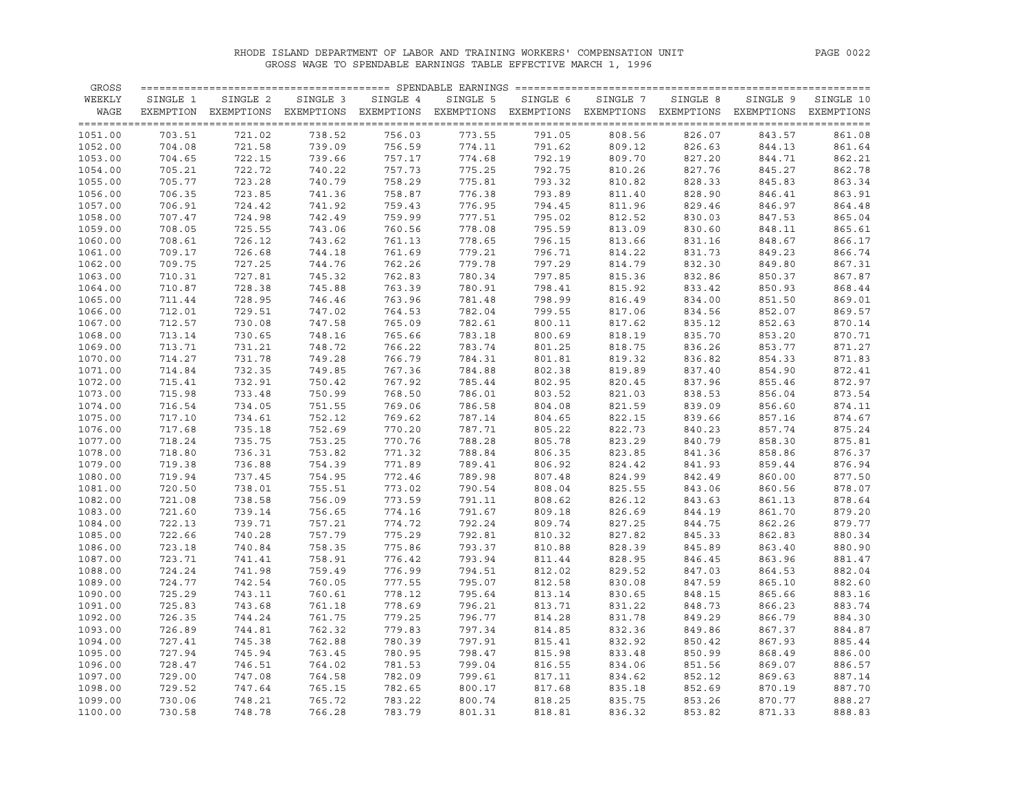RHODE ISLAND DEPARTMENT OF LABOR AND TRAINING WORKERS' COMPENSATION UNIT

GROSS WAGE TO SPENDABLE EARNINGS TABLE EFFECTIVE MARCH 1, 1996

| GROSS WEEKLY WAGE | SINGLE 1 EXEMPTION | SINGLE 2 EXEMPTIONS | SINGLE 3 EXEMPTIONS | SINGLE 4 EXEMPTIONS | SINGLE 5 EXEMPTIONS | SINGLE 6 EXEMPTIONS | SINGLE 7 EXEMPTIONS | SINGLE 8 EXEMPTIONS | SINGLE 9 EXEMPTIONS | SINGLE 10 EXEMPTIONS |
|---|---|---|---|---|---|---|---|---|---|---|
| 1051.00 | 703.51 | 721.02 | 738.52 | 756.03 | 773.55 | 791.05 | 808.56 | 826.07 | 843.57 | 861.08 |
| 1052.00 | 704.08 | 721.58 | 739.09 | 756.59 | 774.11 | 791.62 | 809.12 | 826.63 | 844.13 | 861.64 |
| 1053.00 | 704.65 | 722.15 | 739.66 | 757.17 | 774.68 | 792.19 | 809.70 | 827.20 | 844.71 | 862.21 |
| 1054.00 | 705.21 | 722.72 | 740.22 | 757.73 | 775.25 | 792.75 | 810.26 | 827.76 | 845.27 | 862.78 |
| 1055.00 | 705.77 | 723.28 | 740.79 | 758.29 | 775.81 | 793.32 | 810.82 | 828.33 | 845.83 | 863.34 |
| 1056.00 | 706.35 | 723.85 | 741.36 | 758.87 | 776.38 | 793.89 | 811.40 | 828.90 | 846.41 | 863.91 |
| 1057.00 | 706.91 | 724.42 | 741.92 | 759.43 | 776.95 | 794.45 | 811.96 | 829.46 | 846.97 | 864.48 |
| 1058.00 | 707.47 | 724.98 | 742.49 | 759.99 | 777.51 | 795.02 | 812.52 | 830.03 | 847.53 | 865.04 |
| 1059.00 | 708.05 | 725.55 | 743.06 | 760.56 | 778.08 | 795.59 | 813.09 | 830.60 | 848.11 | 865.61 |
| 1060.00 | 708.61 | 726.12 | 743.62 | 761.13 | 778.65 | 796.15 | 813.66 | 831.16 | 848.67 | 866.17 |
| 1061.00 | 709.17 | 726.68 | 744.18 | 761.69 | 779.21 | 796.71 | 814.22 | 831.73 | 849.23 | 866.74 |
| 1062.00 | 709.75 | 727.25 | 744.76 | 762.26 | 779.78 | 797.29 | 814.79 | 832.30 | 849.80 | 867.31 |
| 1063.00 | 710.31 | 727.81 | 745.32 | 762.83 | 780.34 | 797.85 | 815.36 | 832.86 | 850.37 | 867.87 |
| 1064.00 | 710.87 | 728.38 | 745.88 | 763.39 | 780.91 | 798.41 | 815.92 | 833.42 | 850.93 | 868.44 |
| 1065.00 | 711.44 | 728.95 | 746.46 | 763.96 | 781.48 | 798.99 | 816.49 | 834.00 | 851.50 | 869.01 |
| 1066.00 | 712.01 | 729.51 | 747.02 | 764.53 | 782.04 | 799.55 | 817.06 | 834.56 | 852.07 | 869.57 |
| 1067.00 | 712.57 | 730.08 | 747.58 | 765.09 | 782.61 | 800.11 | 817.62 | 835.12 | 852.63 | 870.14 |
| 1068.00 | 713.14 | 730.65 | 748.16 | 765.66 | 783.18 | 800.69 | 818.19 | 835.70 | 853.20 | 870.71 |
| 1069.00 | 713.71 | 731.21 | 748.72 | 766.22 | 783.74 | 801.25 | 818.75 | 836.26 | 853.77 | 871.27 |
| 1070.00 | 714.27 | 731.78 | 749.28 | 766.79 | 784.31 | 801.81 | 819.32 | 836.82 | 854.33 | 871.83 |
| 1071.00 | 714.84 | 732.35 | 749.85 | 767.36 | 784.88 | 802.38 | 819.89 | 837.40 | 854.90 | 872.41 |
| 1072.00 | 715.41 | 732.91 | 750.42 | 767.92 | 785.44 | 802.95 | 820.45 | 837.96 | 855.46 | 872.97 |
| 1073.00 | 715.98 | 733.48 | 750.99 | 768.50 | 786.01 | 803.52 | 821.03 | 838.53 | 856.04 | 873.54 |
| 1074.00 | 716.54 | 734.05 | 751.55 | 769.06 | 786.58 | 804.08 | 821.59 | 839.09 | 856.60 | 874.11 |
| 1075.00 | 717.10 | 734.61 | 752.12 | 769.62 | 787.14 | 804.65 | 822.15 | 839.66 | 857.16 | 874.67 |
| 1076.00 | 717.68 | 735.18 | 752.69 | 770.20 | 787.71 | 805.22 | 822.73 | 840.23 | 857.74 | 875.24 |
| 1077.00 | 718.24 | 735.75 | 753.25 | 770.76 | 788.28 | 805.78 | 823.29 | 840.79 | 858.30 | 875.81 |
| 1078.00 | 718.80 | 736.31 | 753.82 | 771.32 | 788.84 | 806.35 | 823.85 | 841.36 | 858.86 | 876.37 |
| 1079.00 | 719.38 | 736.88 | 754.39 | 771.89 | 789.41 | 806.92 | 824.42 | 841.93 | 859.44 | 876.94 |
| 1080.00 | 719.94 | 737.45 | 754.95 | 772.46 | 789.98 | 807.48 | 824.99 | 842.49 | 860.00 | 877.50 |
| 1081.00 | 720.50 | 738.01 | 755.51 | 773.02 | 790.54 | 808.04 | 825.55 | 843.06 | 860.56 | 878.07 |
| 1082.00 | 721.08 | 738.58 | 756.09 | 773.59 | 791.11 | 808.62 | 826.12 | 843.63 | 861.13 | 878.64 |
| 1083.00 | 721.60 | 739.14 | 756.65 | 774.16 | 791.67 | 809.18 | 826.69 | 844.19 | 861.70 | 879.20 |
| 1084.00 | 722.13 | 739.71 | 757.21 | 774.72 | 792.24 | 809.74 | 827.25 | 844.75 | 862.26 | 879.77 |
| 1085.00 | 722.66 | 740.28 | 757.79 | 775.29 | 792.81 | 810.32 | 827.82 | 845.33 | 862.83 | 880.34 |
| 1086.00 | 723.18 | 740.84 | 758.35 | 775.86 | 793.37 | 810.88 | 828.39 | 845.89 | 863.40 | 880.90 |
| 1087.00 | 723.71 | 741.41 | 758.91 | 776.42 | 793.94 | 811.44 | 828.95 | 846.45 | 863.96 | 881.47 |
| 1088.00 | 724.24 | 741.98 | 759.49 | 776.99 | 794.51 | 812.02 | 829.52 | 847.03 | 864.53 | 882.04 |
| 1089.00 | 724.77 | 742.54 | 760.05 | 777.55 | 795.07 | 812.58 | 830.08 | 847.59 | 865.10 | 882.60 |
| 1090.00 | 725.29 | 743.11 | 760.61 | 778.12 | 795.64 | 813.14 | 830.65 | 848.15 | 865.66 | 883.16 |
| 1091.00 | 725.83 | 743.68 | 761.18 | 778.69 | 796.21 | 813.71 | 831.22 | 848.73 | 866.23 | 883.74 |
| 1092.00 | 726.35 | 744.24 | 761.75 | 779.25 | 796.77 | 814.28 | 831.78 | 849.29 | 866.79 | 884.30 |
| 1093.00 | 726.89 | 744.81 | 762.32 | 779.83 | 797.34 | 814.85 | 832.36 | 849.86 | 867.37 | 884.87 |
| 1094.00 | 727.41 | 745.38 | 762.88 | 780.39 | 797.91 | 815.41 | 832.92 | 850.42 | 867.93 | 885.44 |
| 1095.00 | 727.94 | 745.94 | 763.45 | 780.95 | 798.47 | 815.98 | 833.48 | 850.99 | 868.49 | 886.00 |
| 1096.00 | 728.47 | 746.51 | 764.02 | 781.53 | 799.04 | 816.55 | 834.06 | 851.56 | 869.07 | 886.57 |
| 1097.00 | 729.00 | 747.08 | 764.58 | 782.09 | 799.61 | 817.11 | 834.62 | 852.12 | 869.63 | 887.14 |
| 1098.00 | 729.52 | 747.64 | 765.15 | 782.65 | 800.17 | 817.68 | 835.18 | 852.69 | 870.19 | 887.70 |
| 1099.00 | 730.06 | 748.21 | 765.72 | 783.22 | 800.74 | 818.25 | 835.75 | 853.26 | 870.77 | 888.27 |
| 1100.00 | 730.58 | 748.78 | 766.28 | 783.79 | 801.31 | 818.81 | 836.32 | 853.82 | 871.33 | 888.83 |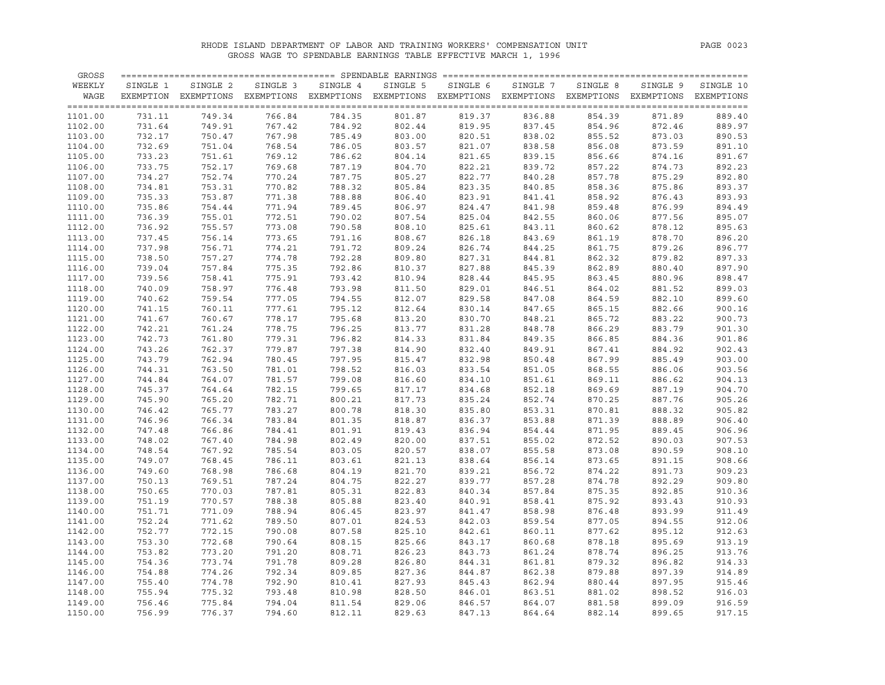RHODE ISLAND DEPARTMENT OF LABOR AND TRAINING WORKERS' COMPENSATION UNIT

GROSS WAGE TO SPENDABLE EARNINGS TABLE EFFECTIVE MARCH 1, 1996

| GROSS WEEKLY WAGE | SINGLE 1 EXEMPTION | SINGLE 2 EXEMPTIONS | SINGLE 3 EXEMPTIONS | SINGLE 4 EXEMPTIONS | SINGLE 5 EXEMPTIONS | SINGLE 6 EXEMPTIONS | SINGLE 7 EXEMPTIONS | SINGLE 8 EXEMPTIONS | SINGLE 9 EXEMPTIONS | SINGLE 10 EXEMPTIONS |
|---|---|---|---|---|---|---|---|---|---|---|
| 1101.00 | 731.11 | 749.34 | 766.84 | 784.35 | 801.87 | 819.37 | 836.88 | 854.39 | 871.89 | 889.40 |
| 1102.00 | 731.64 | 749.91 | 767.42 | 784.92 | 802.44 | 819.95 | 837.45 | 854.96 | 872.46 | 889.97 |
| 1103.00 | 732.17 | 750.47 | 767.98 | 785.49 | 803.00 | 820.51 | 838.02 | 855.52 | 873.03 | 890.53 |
| 1104.00 | 732.69 | 751.04 | 768.54 | 786.05 | 803.57 | 821.07 | 838.58 | 856.08 | 873.59 | 891.10 |
| 1105.00 | 733.23 | 751.61 | 769.12 | 786.62 | 804.14 | 821.65 | 839.15 | 856.66 | 874.16 | 891.67 |
| 1106.00 | 733.75 | 752.17 | 769.68 | 787.19 | 804.70 | 822.21 | 839.72 | 857.22 | 874.73 | 892.23 |
| 1107.00 | 734.27 | 752.74 | 770.24 | 787.75 | 805.27 | 822.77 | 840.28 | 857.78 | 875.29 | 892.80 |
| 1108.00 | 734.81 | 753.31 | 770.82 | 788.32 | 805.84 | 823.35 | 840.85 | 858.36 | 875.86 | 893.37 |
| 1109.00 | 735.33 | 753.87 | 771.38 | 788.88 | 806.40 | 823.91 | 841.41 | 858.92 | 876.43 | 893.93 |
| 1110.00 | 735.86 | 754.44 | 771.94 | 789.45 | 806.97 | 824.47 | 841.98 | 859.48 | 876.99 | 894.49 |
| 1111.00 | 736.39 | 755.01 | 772.51 | 790.02 | 807.54 | 825.04 | 842.55 | 860.06 | 877.56 | 895.07 |
| 1112.00 | 736.92 | 755.57 | 773.08 | 790.58 | 808.10 | 825.61 | 843.11 | 860.62 | 878.12 | 895.63 |
| 1113.00 | 737.45 | 756.14 | 773.65 | 791.16 | 808.67 | 826.18 | 843.69 | 861.19 | 878.70 | 896.20 |
| 1114.00 | 737.98 | 756.71 | 774.21 | 791.72 | 809.24 | 826.74 | 844.25 | 861.75 | 879.26 | 896.77 |
| 1115.00 | 738.50 | 757.27 | 774.78 | 792.28 | 809.80 | 827.31 | 844.81 | 862.32 | 879.82 | 897.33 |
| 1116.00 | 739.04 | 757.84 | 775.35 | 792.86 | 810.37 | 827.88 | 845.39 | 862.89 | 880.40 | 897.90 |
| 1117.00 | 739.56 | 758.41 | 775.91 | 793.42 | 810.94 | 828.44 | 845.95 | 863.45 | 880.96 | 898.47 |
| 1118.00 | 740.09 | 758.97 | 776.48 | 793.98 | 811.50 | 829.01 | 846.51 | 864.02 | 881.52 | 899.03 |
| 1119.00 | 740.62 | 759.54 | 777.05 | 794.55 | 812.07 | 829.58 | 847.08 | 864.59 | 882.10 | 899.60 |
| 1120.00 | 741.15 | 760.11 | 777.61 | 795.12 | 812.64 | 830.14 | 847.65 | 865.15 | 882.66 | 900.16 |
| 1121.00 | 741.67 | 760.67 | 778.17 | 795.68 | 813.20 | 830.70 | 848.21 | 865.72 | 883.22 | 900.73 |
| 1122.00 | 742.21 | 761.24 | 778.75 | 796.25 | 813.77 | 831.28 | 848.78 | 866.29 | 883.79 | 901.30 |
| 1123.00 | 742.73 | 761.80 | 779.31 | 796.82 | 814.33 | 831.84 | 849.35 | 866.85 | 884.36 | 901.86 |
| 1124.00 | 743.26 | 762.37 | 779.87 | 797.38 | 814.90 | 832.40 | 849.91 | 867.41 | 884.92 | 902.43 |
| 1125.00 | 743.79 | 762.94 | 780.45 | 797.95 | 815.47 | 832.98 | 850.48 | 867.99 | 885.49 | 903.00 |
| 1126.00 | 744.31 | 763.50 | 781.01 | 798.52 | 816.03 | 833.54 | 851.05 | 868.55 | 886.06 | 903.56 |
| 1127.00 | 744.84 | 764.07 | 781.57 | 799.08 | 816.60 | 834.10 | 851.61 | 869.11 | 886.62 | 904.13 |
| 1128.00 | 745.37 | 764.64 | 782.15 | 799.65 | 817.17 | 834.68 | 852.18 | 869.69 | 887.19 | 904.70 |
| 1129.00 | 745.90 | 765.20 | 782.71 | 800.21 | 817.73 | 835.24 | 852.74 | 870.25 | 887.76 | 905.26 |
| 1130.00 | 746.42 | 765.77 | 783.27 | 800.78 | 818.30 | 835.80 | 853.31 | 870.81 | 888.32 | 905.82 |
| 1131.00 | 746.96 | 766.34 | 783.84 | 801.35 | 818.87 | 836.37 | 853.88 | 871.39 | 888.89 | 906.40 |
| 1132.00 | 747.48 | 766.86 | 784.41 | 801.91 | 819.43 | 836.94 | 854.44 | 871.95 | 889.45 | 906.96 |
| 1133.00 | 748.02 | 767.40 | 784.98 | 802.49 | 820.00 | 837.51 | 855.02 | 872.52 | 890.03 | 907.53 |
| 1134.00 | 748.54 | 767.92 | 785.54 | 803.05 | 820.57 | 838.07 | 855.58 | 873.08 | 890.59 | 908.10 |
| 1135.00 | 749.07 | 768.45 | 786.11 | 803.61 | 821.13 | 838.64 | 856.14 | 873.65 | 891.15 | 908.66 |
| 1136.00 | 749.60 | 768.98 | 786.68 | 804.19 | 821.70 | 839.21 | 856.72 | 874.22 | 891.73 | 909.23 |
| 1137.00 | 750.13 | 769.51 | 787.24 | 804.75 | 822.27 | 839.77 | 857.28 | 874.78 | 892.29 | 909.80 |
| 1138.00 | 750.65 | 770.03 | 787.81 | 805.31 | 822.83 | 840.34 | 857.84 | 875.35 | 892.85 | 910.36 |
| 1139.00 | 751.19 | 770.57 | 788.38 | 805.88 | 823.40 | 840.91 | 858.41 | 875.92 | 893.43 | 910.93 |
| 1140.00 | 751.71 | 771.09 | 788.94 | 806.45 | 823.97 | 841.47 | 858.98 | 876.48 | 893.99 | 911.49 |
| 1141.00 | 752.24 | 771.62 | 789.50 | 807.01 | 824.53 | 842.03 | 859.54 | 877.05 | 894.55 | 912.06 |
| 1142.00 | 752.77 | 772.15 | 790.08 | 807.58 | 825.10 | 842.61 | 860.11 | 877.62 | 895.12 | 912.63 |
| 1143.00 | 753.30 | 772.68 | 790.64 | 808.15 | 825.66 | 843.17 | 860.68 | 878.18 | 895.69 | 913.19 |
| 1144.00 | 753.82 | 773.20 | 791.20 | 808.71 | 826.23 | 843.73 | 861.24 | 878.74 | 896.25 | 913.76 |
| 1145.00 | 754.36 | 773.74 | 791.78 | 809.28 | 826.80 | 844.31 | 861.81 | 879.32 | 896.82 | 914.33 |
| 1146.00 | 754.88 | 774.26 | 792.34 | 809.85 | 827.36 | 844.87 | 862.38 | 879.88 | 897.39 | 914.89 |
| 1147.00 | 755.40 | 774.78 | 792.90 | 810.41 | 827.93 | 845.43 | 862.94 | 880.44 | 897.95 | 915.46 |
| 1148.00 | 755.94 | 775.32 | 793.48 | 810.98 | 828.50 | 846.01 | 863.51 | 881.02 | 898.52 | 916.03 |
| 1149.00 | 756.46 | 775.84 | 794.04 | 811.54 | 829.06 | 846.57 | 864.07 | 881.58 | 899.09 | 916.59 |
| 1150.00 | 756.99 | 776.37 | 794.60 | 812.11 | 829.63 | 847.13 | 864.64 | 882.14 | 899.65 | 917.15 |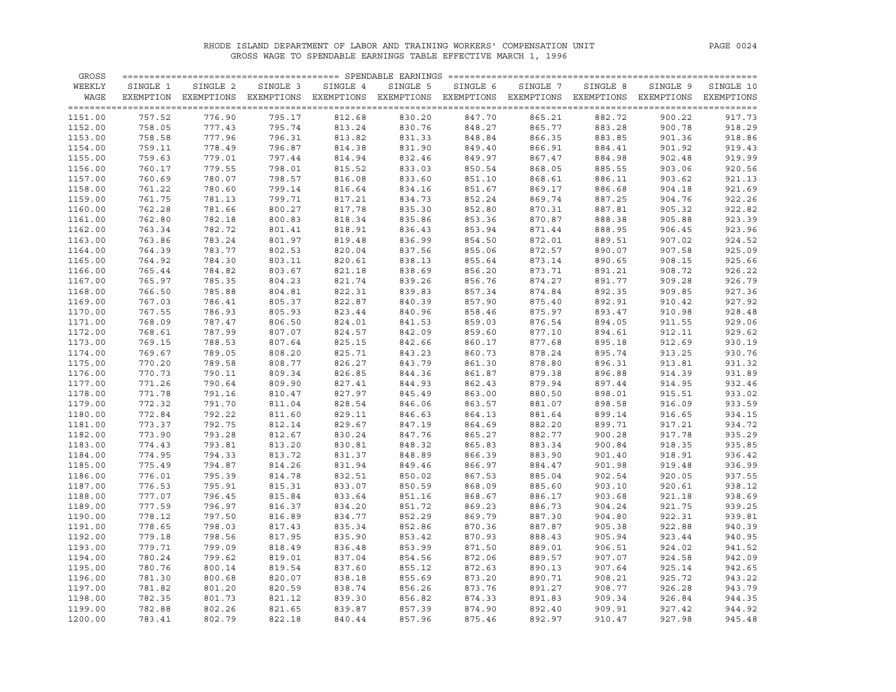RHODE ISLAND DEPARTMENT OF LABOR AND TRAINING WORKERS' COMPENSATION UNIT

GROSS WAGE TO SPENDABLE EARNINGS TABLE EFFECTIVE MARCH 1, 1996

| GROSS WEEKLY WAGE | SPENDABLE EARNINGS SINGLE 1 EXEMPTION | SINGLE 2 EXEMPTIONS | SINGLE 3 EXEMPTIONS | SINGLE 4 EXEMPTIONS | SINGLE 5 EXEMPTIONS | SINGLE 6 EXEMPTIONS | SINGLE 7 EXEMPTIONS | SINGLE 8 EXEMPTIONS | SINGLE 9 EXEMPTIONS | SINGLE 10 EXEMPTIONS |
|---|---|---|---|---|---|---|---|---|---|---|
| 1151.00 | 757.52 | 776.90 | 795.17 | 812.68 | 830.20 | 847.70 | 865.21 | 882.72 | 900.22 | 917.73 |
| 1152.00 | 758.05 | 777.43 | 795.74 | 813.24 | 830.76 | 848.27 | 865.77 | 883.28 | 900.78 | 918.29 |
| 1153.00 | 758.58 | 777.96 | 796.31 | 813.82 | 831.33 | 848.84 | 866.35 | 883.85 | 901.36 | 918.86 |
| 1154.00 | 759.11 | 778.49 | 796.87 | 814.38 | 831.90 | 849.40 | 866.91 | 884.41 | 901.92 | 919.43 |
| 1155.00 | 759.63 | 779.01 | 797.44 | 814.94 | 832.46 | 849.97 | 867.47 | 884.98 | 902.48 | 919.99 |
| 1156.00 | 760.17 | 779.55 | 798.01 | 815.52 | 833.03 | 850.54 | 868.05 | 885.55 | 903.06 | 920.56 |
| 1157.00 | 760.69 | 780.07 | 798.57 | 816.08 | 833.60 | 851.10 | 868.61 | 886.11 | 903.62 | 921.13 |
| 1158.00 | 761.22 | 780.60 | 799.14 | 816.64 | 834.16 | 851.67 | 869.17 | 886.68 | 904.18 | 921.69 |
| 1159.00 | 761.75 | 781.13 | 799.71 | 817.21 | 834.73 | 852.24 | 869.74 | 887.25 | 904.76 | 922.26 |
| 1160.00 | 762.28 | 781.66 | 800.27 | 817.78 | 835.30 | 852.80 | 870.31 | 887.81 | 905.32 | 922.82 |
| 1161.00 | 762.80 | 782.18 | 800.83 | 818.34 | 835.86 | 853.36 | 870.87 | 888.38 | 905.88 | 923.39 |
| 1162.00 | 763.34 | 782.72 | 801.41 | 818.91 | 836.43 | 853.94 | 871.44 | 888.95 | 906.45 | 923.96 |
| 1163.00 | 763.86 | 783.24 | 801.97 | 819.48 | 836.99 | 854.50 | 872.01 | 889.51 | 907.02 | 924.52 |
| 1164.00 | 764.39 | 783.77 | 802.53 | 820.04 | 837.56 | 855.06 | 872.57 | 890.07 | 907.58 | 925.09 |
| 1165.00 | 764.92 | 784.30 | 803.11 | 820.61 | 838.13 | 855.64 | 873.14 | 890.65 | 908.15 | 925.66 |
| 1166.00 | 765.44 | 784.82 | 803.67 | 821.18 | 838.69 | 856.20 | 873.71 | 891.21 | 908.72 | 926.22 |
| 1167.00 | 765.97 | 785.35 | 804.23 | 821.74 | 839.26 | 856.76 | 874.27 | 891.77 | 909.28 | 926.79 |
| 1168.00 | 766.50 | 785.88 | 804.81 | 822.31 | 839.83 | 857.34 | 874.84 | 892.35 | 909.85 | 927.36 |
| 1169.00 | 767.03 | 786.41 | 805.37 | 822.87 | 840.39 | 857.90 | 875.40 | 892.91 | 910.42 | 927.92 |
| 1170.00 | 767.55 | 786.93 | 805.93 | 823.44 | 840.96 | 858.46 | 875.97 | 893.47 | 910.98 | 928.48 |
| 1171.00 | 768.09 | 787.47 | 806.50 | 824.01 | 841.53 | 859.03 | 876.54 | 894.05 | 911.55 | 929.06 |
| 1172.00 | 768.61 | 787.99 | 807.07 | 824.57 | 842.09 | 859.60 | 877.10 | 894.61 | 912.11 | 929.62 |
| 1173.00 | 769.15 | 788.53 | 807.64 | 825.15 | 842.66 | 860.17 | 877.68 | 895.18 | 912.69 | 930.19 |
| 1174.00 | 769.67 | 789.05 | 808.20 | 825.71 | 843.23 | 860.73 | 878.24 | 895.74 | 913.25 | 930.76 |
| 1175.00 | 770.20 | 789.58 | 808.77 | 826.27 | 843.79 | 861.30 | 878.80 | 896.31 | 913.81 | 931.32 |
| 1176.00 | 770.73 | 790.11 | 809.34 | 826.85 | 844.36 | 861.87 | 879.38 | 896.88 | 914.39 | 931.89 |
| 1177.00 | 771.26 | 790.64 | 809.90 | 827.41 | 844.93 | 862.43 | 879.94 | 897.44 | 914.95 | 932.46 |
| 1178.00 | 771.78 | 791.16 | 810.47 | 827.97 | 845.49 | 863.00 | 880.50 | 898.01 | 915.51 | 933.02 |
| 1179.00 | 772.32 | 791.70 | 811.04 | 828.54 | 846.06 | 863.57 | 881.07 | 898.58 | 916.09 | 933.59 |
| 1180.00 | 772.84 | 792.22 | 811.60 | 829.11 | 846.63 | 864.13 | 881.64 | 899.14 | 916.65 | 934.15 |
| 1181.00 | 773.37 | 792.75 | 812.14 | 829.67 | 847.19 | 864.69 | 882.20 | 899.71 | 917.21 | 934.72 |
| 1182.00 | 773.90 | 793.28 | 812.67 | 830.24 | 847.76 | 865.27 | 882.77 | 900.28 | 917.78 | 935.29 |
| 1183.00 | 774.43 | 793.81 | 813.20 | 830.81 | 848.32 | 865.83 | 883.34 | 900.84 | 918.35 | 935.85 |
| 1184.00 | 774.95 | 794.33 | 813.72 | 831.37 | 848.89 | 866.39 | 883.90 | 901.40 | 918.91 | 936.42 |
| 1185.00 | 775.49 | 794.87 | 814.26 | 831.94 | 849.46 | 866.97 | 884.47 | 901.98 | 919.48 | 936.99 |
| 1186.00 | 776.01 | 795.39 | 814.78 | 832.51 | 850.02 | 867.53 | 885.04 | 902.54 | 920.05 | 937.55 |
| 1187.00 | 776.53 | 795.91 | 815.31 | 833.07 | 850.59 | 868.09 | 885.60 | 903.10 | 920.61 | 938.12 |
| 1188.00 | 777.07 | 796.45 | 815.84 | 833.64 | 851.16 | 868.67 | 886.17 | 903.68 | 921.18 | 938.69 |
| 1189.00 | 777.59 | 796.97 | 816.37 | 834.20 | 851.72 | 869.23 | 886.73 | 904.24 | 921.75 | 939.25 |
| 1190.00 | 778.12 | 797.50 | 816.89 | 834.77 | 852.29 | 869.79 | 887.30 | 904.80 | 922.31 | 939.81 |
| 1191.00 | 778.65 | 798.03 | 817.43 | 835.34 | 852.86 | 870.36 | 887.87 | 905.38 | 922.88 | 940.39 |
| 1192.00 | 779.18 | 798.56 | 817.95 | 835.90 | 853.42 | 870.93 | 888.43 | 905.94 | 923.44 | 940.95 |
| 1193.00 | 779.71 | 799.09 | 818.49 | 836.48 | 853.99 | 871.50 | 889.01 | 906.51 | 924.02 | 941.52 |
| 1194.00 | 780.24 | 799.62 | 819.01 | 837.04 | 854.56 | 872.06 | 889.57 | 907.07 | 924.58 | 942.09 |
| 1195.00 | 780.76 | 800.14 | 819.54 | 837.60 | 855.12 | 872.63 | 890.13 | 907.64 | 925.14 | 942.65 |
| 1196.00 | 781.30 | 800.68 | 820.07 | 838.18 | 855.69 | 873.20 | 890.71 | 908.21 | 925.72 | 943.22 |
| 1197.00 | 781.82 | 801.20 | 820.59 | 838.74 | 856.26 | 873.76 | 891.27 | 908.77 | 926.28 | 943.79 |
| 1198.00 | 782.35 | 801.73 | 821.12 | 839.30 | 856.82 | 874.33 | 891.83 | 909.34 | 926.84 | 944.35 |
| 1199.00 | 782.88 | 802.26 | 821.65 | 839.87 | 857.39 | 874.90 | 892.40 | 909.91 | 927.42 | 944.92 |
| 1200.00 | 783.41 | 802.79 | 822.18 | 840.44 | 857.96 | 875.46 | 892.97 | 910.47 | 927.98 | 945.48 |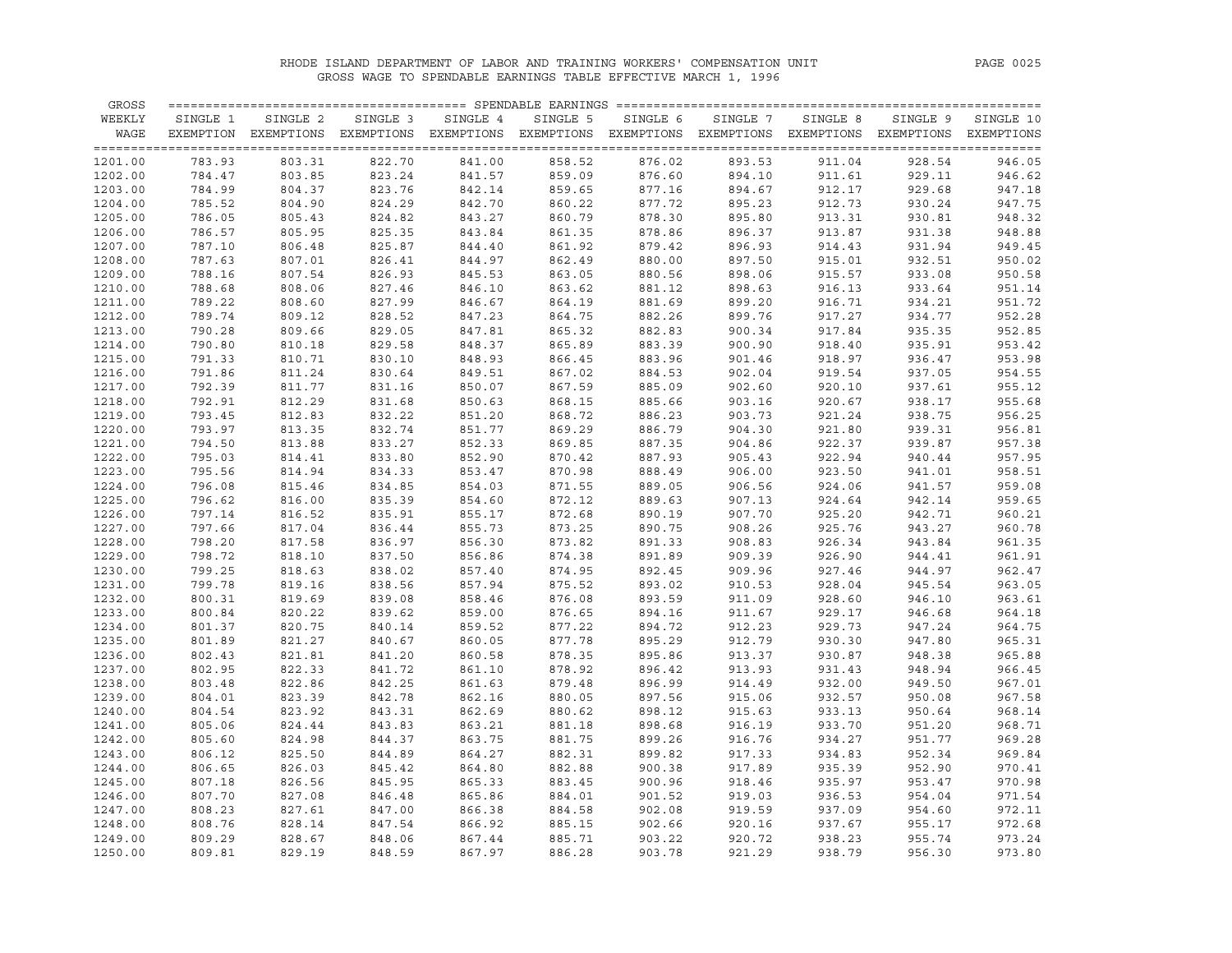RHODE ISLAND DEPARTMENT OF LABOR AND TRAINING WORKERS' COMPENSATION UNIT

GROSS WAGE TO SPENDABLE EARNINGS TABLE EFFECTIVE MARCH 1, 1996

| GROSS WEEKLY WAGE | SINGLE 1 EXEMPTION | SINGLE 2 EXEMPTIONS | SINGLE 3 EXEMPTIONS | SINGLE 4 EXEMPTIONS | SINGLE 5 EXEMPTIONS | SINGLE 6 EXEMPTIONS | SINGLE 7 EXEMPTIONS | SINGLE 8 EXEMPTIONS | SINGLE 9 EXEMPTIONS | SINGLE 10 EXEMPTIONS |
|---|---|---|---|---|---|---|---|---|---|---|
| 1201.00 | 783.93 | 803.31 | 822.70 | 841.00 | 858.52 | 876.02 | 893.53 | 911.04 | 928.54 | 946.05 |
| 1202.00 | 784.47 | 803.85 | 823.24 | 841.57 | 859.09 | 876.60 | 894.10 | 911.61 | 929.11 | 946.62 |
| 1203.00 | 784.99 | 804.37 | 823.76 | 842.14 | 859.65 | 877.16 | 894.67 | 912.17 | 929.68 | 947.18 |
| 1204.00 | 785.52 | 804.90 | 824.29 | 842.70 | 860.22 | 877.72 | 895.23 | 912.73 | 930.24 | 947.75 |
| 1205.00 | 786.05 | 805.43 | 824.82 | 843.27 | 860.79 | 878.30 | 895.80 | 913.31 | 930.81 | 948.32 |
| 1206.00 | 786.57 | 805.95 | 825.35 | 843.84 | 861.35 | 878.86 | 896.37 | 913.87 | 931.38 | 948.88 |
| 1207.00 | 787.10 | 806.48 | 825.87 | 844.40 | 861.92 | 879.42 | 896.93 | 914.43 | 931.94 | 949.45 |
| 1208.00 | 787.63 | 807.01 | 826.41 | 844.97 | 862.49 | 880.00 | 897.50 | 915.01 | 932.51 | 950.02 |
| 1209.00 | 788.16 | 807.54 | 826.93 | 845.53 | 863.05 | 880.56 | 898.06 | 915.57 | 933.08 | 950.58 |
| 1210.00 | 788.68 | 808.06 | 827.46 | 846.10 | 863.62 | 881.12 | 898.63 | 916.13 | 933.64 | 951.14 |
| 1211.00 | 789.22 | 808.60 | 827.99 | 846.67 | 864.19 | 881.69 | 899.20 | 916.71 | 934.21 | 951.72 |
| 1212.00 | 789.74 | 809.12 | 828.52 | 847.23 | 864.75 | 882.26 | 899.76 | 917.27 | 934.77 | 952.28 |
| 1213.00 | 790.28 | 809.66 | 829.05 | 847.81 | 865.32 | 882.83 | 900.34 | 917.84 | 935.35 | 952.85 |
| 1214.00 | 790.80 | 810.18 | 829.58 | 848.37 | 865.89 | 883.39 | 900.90 | 918.40 | 935.91 | 953.42 |
| 1215.00 | 791.33 | 810.71 | 830.10 | 848.93 | 866.45 | 883.96 | 901.46 | 918.97 | 936.47 | 953.98 |
| 1216.00 | 791.86 | 811.24 | 830.64 | 849.51 | 867.02 | 884.53 | 902.04 | 919.54 | 937.05 | 954.55 |
| 1217.00 | 792.39 | 811.77 | 831.16 | 850.07 | 867.59 | 885.09 | 902.60 | 920.10 | 937.61 | 955.12 |
| 1218.00 | 792.91 | 812.29 | 831.68 | 850.63 | 868.15 | 885.66 | 903.16 | 920.67 | 938.17 | 955.68 |
| 1219.00 | 793.45 | 812.83 | 832.22 | 851.20 | 868.72 | 886.23 | 903.73 | 921.24 | 938.75 | 956.25 |
| 1220.00 | 793.97 | 813.35 | 832.74 | 851.77 | 869.29 | 886.79 | 904.30 | 921.80 | 939.31 | 956.81 |
| 1221.00 | 794.50 | 813.88 | 833.27 | 852.33 | 869.85 | 887.35 | 904.86 | 922.37 | 939.87 | 957.38 |
| 1222.00 | 795.03 | 814.41 | 833.80 | 852.90 | 870.42 | 887.93 | 905.43 | 922.94 | 940.44 | 957.95 |
| 1223.00 | 795.56 | 814.94 | 834.33 | 853.47 | 870.98 | 888.49 | 906.00 | 923.50 | 941.01 | 958.51 |
| 1224.00 | 796.08 | 815.46 | 834.85 | 854.03 | 871.55 | 889.05 | 906.56 | 924.06 | 941.57 | 959.08 |
| 1225.00 | 796.62 | 816.00 | 835.39 | 854.60 | 872.12 | 889.63 | 907.13 | 924.64 | 942.14 | 959.65 |
| 1226.00 | 797.14 | 816.52 | 835.91 | 855.17 | 872.68 | 890.19 | 907.70 | 925.20 | 942.71 | 960.21 |
| 1227.00 | 797.66 | 817.04 | 836.44 | 855.73 | 873.25 | 890.75 | 908.26 | 925.76 | 943.27 | 960.78 |
| 1228.00 | 798.20 | 817.58 | 836.97 | 856.30 | 873.82 | 891.33 | 908.83 | 926.34 | 943.84 | 961.35 |
| 1229.00 | 798.72 | 818.10 | 837.50 | 856.86 | 874.38 | 891.89 | 909.39 | 926.90 | 944.41 | 961.91 |
| 1230.00 | 799.25 | 818.63 | 838.02 | 857.40 | 874.95 | 892.45 | 909.96 | 927.46 | 944.97 | 962.47 |
| 1231.00 | 799.78 | 819.16 | 838.56 | 857.94 | 875.52 | 893.02 | 910.53 | 928.04 | 945.54 | 963.05 |
| 1232.00 | 800.31 | 819.69 | 839.08 | 858.46 | 876.08 | 893.59 | 911.09 | 928.60 | 946.10 | 963.61 |
| 1233.00 | 800.84 | 820.22 | 839.62 | 859.00 | 876.65 | 894.16 | 911.67 | 929.17 | 946.68 | 964.18 |
| 1234.00 | 801.37 | 820.75 | 840.14 | 859.52 | 877.22 | 894.72 | 912.23 | 929.73 | 947.24 | 964.75 |
| 1235.00 | 801.89 | 821.27 | 840.67 | 860.05 | 877.78 | 895.29 | 912.79 | 930.30 | 947.80 | 965.31 |
| 1236.00 | 802.43 | 821.81 | 841.20 | 860.58 | 878.35 | 895.86 | 913.37 | 930.87 | 948.38 | 965.88 |
| 1237.00 | 802.95 | 822.33 | 841.72 | 861.10 | 878.92 | 896.42 | 913.93 | 931.43 | 948.94 | 966.45 |
| 1238.00 | 803.48 | 822.86 | 842.25 | 861.63 | 879.48 | 896.99 | 914.49 | 932.00 | 949.50 | 967.01 |
| 1239.00 | 804.01 | 823.39 | 842.78 | 862.16 | 880.05 | 897.56 | 915.06 | 932.57 | 950.08 | 967.58 |
| 1240.00 | 804.54 | 823.92 | 843.31 | 862.69 | 880.62 | 898.12 | 915.63 | 933.13 | 950.64 | 968.14 |
| 1241.00 | 805.06 | 824.44 | 843.83 | 863.21 | 881.18 | 898.68 | 916.19 | 933.70 | 951.20 | 968.71 |
| 1242.00 | 805.60 | 824.98 | 844.37 | 863.75 | 881.75 | 899.26 | 916.76 | 934.27 | 951.77 | 969.28 |
| 1243.00 | 806.12 | 825.50 | 844.89 | 864.27 | 882.31 | 899.82 | 917.33 | 934.83 | 952.34 | 969.84 |
| 1244.00 | 806.65 | 826.03 | 845.42 | 864.80 | 882.88 | 900.38 | 917.89 | 935.39 | 952.90 | 970.41 |
| 1245.00 | 807.18 | 826.56 | 845.95 | 865.33 | 883.45 | 900.96 | 918.46 | 935.97 | 953.47 | 970.98 |
| 1246.00 | 807.70 | 827.08 | 846.48 | 865.86 | 884.01 | 901.52 | 919.03 | 936.53 | 954.04 | 971.54 |
| 1247.00 | 808.23 | 827.61 | 847.00 | 866.38 | 884.58 | 902.08 | 919.59 | 937.09 | 954.60 | 972.11 |
| 1248.00 | 808.76 | 828.14 | 847.54 | 866.92 | 885.15 | 902.66 | 920.16 | 937.67 | 955.17 | 972.68 |
| 1249.00 | 809.29 | 828.67 | 848.06 | 867.44 | 885.71 | 903.22 | 920.72 | 938.23 | 955.74 | 973.24 |
| 1250.00 | 809.81 | 829.19 | 848.59 | 867.97 | 886.28 | 903.78 | 921.29 | 938.79 | 956.30 | 973.80 |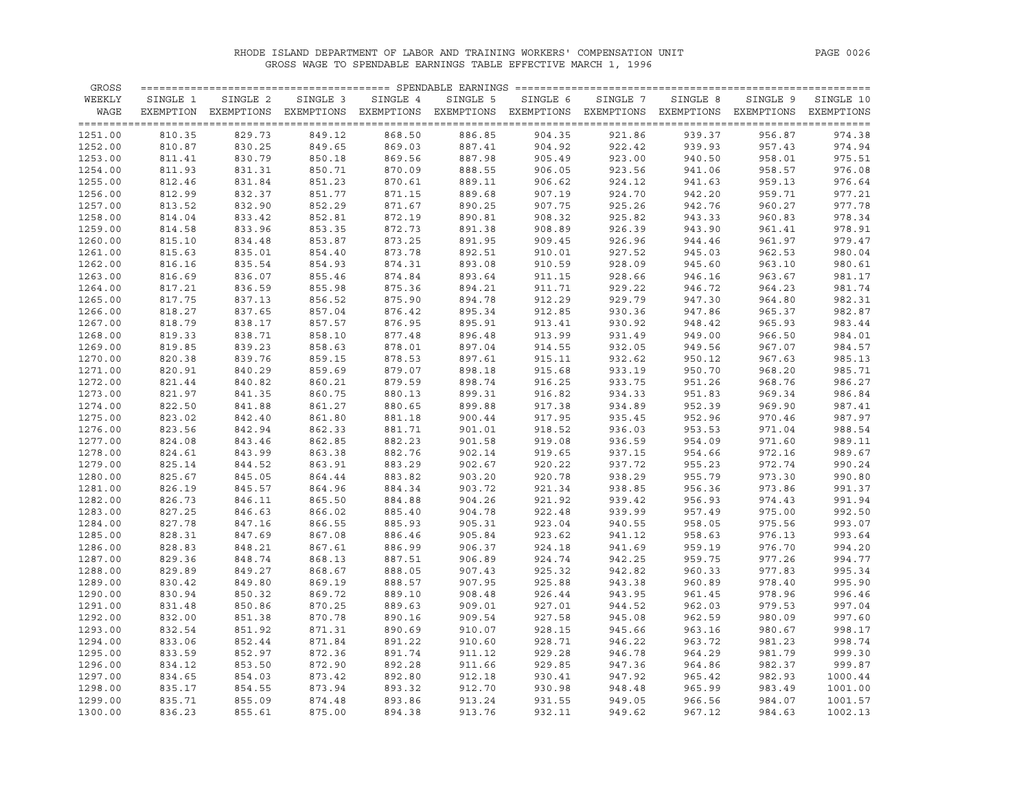RHODE ISLAND DEPARTMENT OF LABOR AND TRAINING WORKERS' COMPENSATION UNIT

GROSS WAGE TO SPENDABLE EARNINGS TABLE EFFECTIVE MARCH 1, 1996

| GROSS WEEKLY WAGE | SINGLE 1 EXEMPTION | SINGLE 2 EXEMPTIONS | SINGLE 3 EXEMPTIONS | SINGLE 4 EXEMPTIONS | SINGLE 5 EXEMPTIONS | SINGLE 6 EXEMPTIONS | SINGLE 7 EXEMPTIONS | SINGLE 8 EXEMPTIONS | SINGLE 9 EXEMPTIONS | SINGLE 10 EXEMPTIONS |
|---|---|---|---|---|---|---|---|---|---|---|
| 1251.00 | 810.35 | 829.73 | 849.12 | 868.50 | 886.85 | 904.35 | 921.86 | 939.37 | 956.87 | 974.38 |
| 1252.00 | 810.87 | 830.25 | 849.65 | 869.03 | 887.41 | 904.92 | 922.42 | 939.93 | 957.43 | 974.94 |
| 1253.00 | 811.41 | 830.79 | 850.18 | 869.56 | 887.98 | 905.49 | 923.00 | 940.50 | 958.01 | 975.51 |
| 1254.00 | 811.93 | 831.31 | 850.71 | 870.09 | 888.55 | 906.05 | 923.56 | 941.06 | 958.57 | 976.08 |
| 1255.00 | 812.46 | 831.84 | 851.23 | 870.61 | 889.11 | 906.62 | 924.12 | 941.63 | 959.13 | 976.64 |
| 1256.00 | 812.99 | 832.37 | 851.77 | 871.15 | 889.68 | 907.19 | 924.70 | 942.20 | 959.71 | 977.21 |
| 1257.00 | 813.52 | 832.90 | 852.29 | 871.67 | 890.25 | 907.75 | 925.26 | 942.76 | 960.27 | 977.78 |
| 1258.00 | 814.04 | 833.42 | 852.81 | 872.19 | 890.81 | 908.32 | 925.82 | 943.33 | 960.83 | 978.34 |
| 1259.00 | 814.58 | 833.96 | 853.35 | 872.73 | 891.38 | 908.89 | 926.39 | 943.90 | 961.41 | 978.91 |
| 1260.00 | 815.10 | 834.48 | 853.87 | 873.25 | 891.95 | 909.45 | 926.96 | 944.46 | 961.97 | 979.47 |
| 1261.00 | 815.63 | 835.01 | 854.40 | 873.78 | 892.51 | 910.01 | 927.52 | 945.03 | 962.53 | 980.04 |
| 1262.00 | 816.16 | 835.54 | 854.93 | 874.31 | 893.08 | 910.59 | 928.09 | 945.60 | 963.10 | 980.61 |
| 1263.00 | 816.69 | 836.07 | 855.46 | 874.84 | 893.64 | 911.15 | 928.66 | 946.16 | 963.67 | 981.17 |
| 1264.00 | 817.21 | 836.59 | 855.98 | 875.36 | 894.21 | 911.71 | 929.22 | 946.72 | 964.23 | 981.74 |
| 1265.00 | 817.75 | 837.13 | 856.52 | 875.90 | 894.78 | 912.29 | 929.79 | 947.30 | 964.80 | 982.31 |
| 1266.00 | 818.27 | 837.65 | 857.04 | 876.42 | 895.34 | 912.85 | 930.36 | 947.86 | 965.37 | 982.87 |
| 1267.00 | 818.79 | 838.17 | 857.57 | 876.95 | 895.91 | 913.41 | 930.92 | 948.42 | 965.93 | 983.44 |
| 1268.00 | 819.33 | 838.71 | 858.10 | 877.48 | 896.48 | 913.99 | 931.49 | 949.00 | 966.50 | 984.01 |
| 1269.00 | 819.85 | 839.23 | 858.63 | 878.01 | 897.04 | 914.55 | 932.05 | 949.56 | 967.07 | 984.57 |
| 1270.00 | 820.38 | 839.76 | 859.15 | 878.53 | 897.61 | 915.11 | 932.62 | 950.12 | 967.63 | 985.13 |
| 1271.00 | 820.91 | 840.29 | 859.69 | 879.07 | 898.18 | 915.68 | 933.19 | 950.70 | 968.20 | 985.71 |
| 1272.00 | 821.44 | 840.82 | 860.21 | 879.59 | 898.74 | 916.25 | 933.75 | 951.26 | 968.76 | 986.27 |
| 1273.00 | 821.97 | 841.35 | 860.75 | 880.13 | 899.31 | 916.82 | 934.33 | 951.83 | 969.34 | 986.84 |
| 1274.00 | 822.50 | 841.88 | 861.27 | 880.65 | 899.88 | 917.38 | 934.89 | 952.39 | 969.90 | 987.41 |
| 1275.00 | 823.02 | 842.40 | 861.80 | 881.18 | 900.44 | 917.95 | 935.45 | 952.96 | 970.46 | 987.97 |
| 1276.00 | 823.56 | 842.94 | 862.33 | 881.71 | 901.01 | 918.52 | 936.03 | 953.53 | 971.04 | 988.54 |
| 1277.00 | 824.08 | 843.46 | 862.85 | 882.23 | 901.58 | 919.08 | 936.59 | 954.09 | 971.60 | 989.11 |
| 1278.00 | 824.61 | 843.99 | 863.38 | 882.76 | 902.14 | 919.65 | 937.15 | 954.66 | 972.16 | 989.67 |
| 1279.00 | 825.14 | 844.52 | 863.91 | 883.29 | 902.67 | 920.22 | 937.72 | 955.23 | 972.74 | 990.24 |
| 1280.00 | 825.67 | 845.05 | 864.44 | 883.82 | 903.20 | 920.78 | 938.29 | 955.79 | 973.30 | 990.80 |
| 1281.00 | 826.19 | 845.57 | 864.96 | 884.34 | 903.72 | 921.34 | 938.85 | 956.36 | 973.86 | 991.37 |
| 1282.00 | 826.73 | 846.11 | 865.50 | 884.88 | 904.26 | 921.92 | 939.42 | 956.93 | 974.43 | 991.94 |
| 1283.00 | 827.25 | 846.63 | 866.02 | 885.40 | 904.78 | 922.48 | 939.99 | 957.49 | 975.00 | 992.50 |
| 1284.00 | 827.78 | 847.16 | 866.55 | 885.93 | 905.31 | 923.04 | 940.55 | 958.05 | 975.56 | 993.07 |
| 1285.00 | 828.31 | 847.69 | 867.08 | 886.46 | 905.84 | 923.62 | 941.12 | 958.63 | 976.13 | 993.64 |
| 1286.00 | 828.83 | 848.21 | 867.61 | 886.99 | 906.37 | 924.18 | 941.69 | 959.19 | 976.70 | 994.20 |
| 1287.00 | 829.36 | 848.74 | 868.13 | 887.51 | 906.89 | 924.74 | 942.25 | 959.75 | 977.26 | 994.77 |
| 1288.00 | 829.89 | 849.27 | 868.67 | 888.05 | 907.43 | 925.32 | 942.82 | 960.33 | 977.83 | 995.34 |
| 1289.00 | 830.42 | 849.80 | 869.19 | 888.57 | 907.95 | 925.88 | 943.38 | 960.89 | 978.40 | 995.90 |
| 1290.00 | 830.94 | 850.32 | 869.72 | 889.10 | 908.48 | 926.44 | 943.95 | 961.45 | 978.96 | 996.46 |
| 1291.00 | 831.48 | 850.86 | 870.25 | 889.63 | 909.01 | 927.01 | 944.52 | 962.03 | 979.53 | 997.04 |
| 1292.00 | 832.00 | 851.38 | 870.78 | 890.16 | 909.54 | 927.58 | 945.08 | 962.59 | 980.09 | 997.60 |
| 1293.00 | 832.54 | 851.92 | 871.31 | 890.69 | 910.07 | 928.15 | 945.66 | 963.16 | 980.67 | 998.17 |
| 1294.00 | 833.06 | 852.44 | 871.84 | 891.22 | 910.60 | 928.71 | 946.22 | 963.72 | 981.23 | 998.74 |
| 1295.00 | 833.59 | 852.97 | 872.36 | 891.74 | 911.12 | 929.28 | 946.78 | 964.29 | 981.79 | 999.30 |
| 1296.00 | 834.12 | 853.50 | 872.90 | 892.28 | 911.66 | 929.85 | 947.36 | 964.86 | 982.37 | 999.87 |
| 1297.00 | 834.65 | 854.03 | 873.42 | 892.80 | 912.18 | 930.41 | 947.92 | 965.42 | 982.93 | 1000.44 |
| 1298.00 | 835.17 | 854.55 | 873.94 | 893.32 | 912.70 | 930.98 | 948.48 | 965.99 | 983.49 | 1001.00 |
| 1299.00 | 835.71 | 855.09 | 874.48 | 893.86 | 913.24 | 931.55 | 949.05 | 966.56 | 984.07 | 1001.57 |
| 1300.00 | 836.23 | 855.61 | 875.00 | 894.38 | 913.76 | 932.11 | 949.62 | 967.12 | 984.63 | 1002.13 |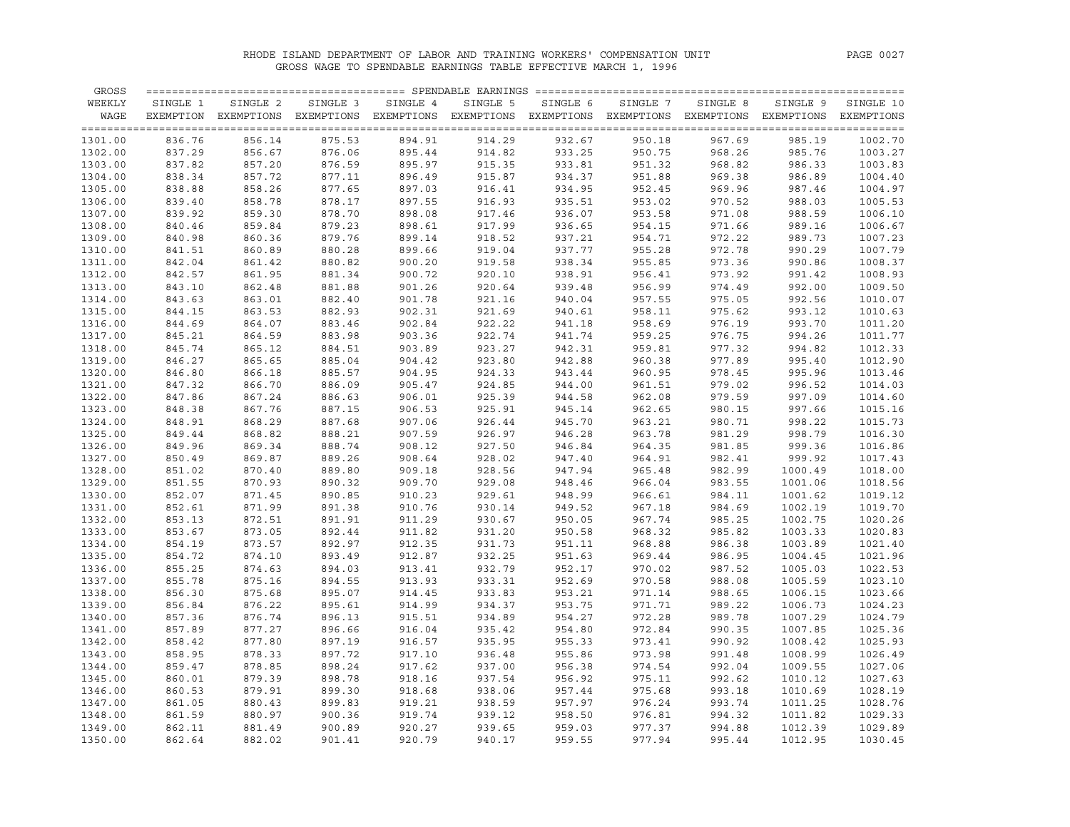RHODE ISLAND DEPARTMENT OF LABOR AND TRAINING WORKERS' COMPENSATION UNIT

GROSS WAGE TO SPENDABLE EARNINGS TABLE EFFECTIVE MARCH 1, 1996

| GROSS WEEKLY WAGE | SPENDABLE EARNINGS | | | | | | | | | |
|---|---|---|---|---|---|---|---|---|---|---|
| | SINGLE 1 EXEMPTION | SINGLE 2 EXEMPTIONS | SINGLE 3 EXEMPTIONS | SINGLE 4 EXEMPTIONS | SINGLE 5 EXEMPTIONS | SINGLE 6 EXEMPTIONS | SINGLE 7 EXEMPTIONS | SINGLE 8 EXEMPTIONS | SINGLE 9 EXEMPTIONS | SINGLE 10 EXEMPTIONS |
| 1301.00 | 836.76 | 856.14 | 875.53 | 894.91 | 914.29 | 932.67 | 950.18 | 967.69 | 985.19 | 1002.70 |
| 1302.00 | 837.29 | 856.67 | 876.06 | 895.44 | 914.82 | 933.25 | 950.75 | 968.26 | 985.76 | 1003.27 |
| 1303.00 | 837.82 | 857.20 | 876.59 | 895.97 | 915.35 | 933.81 | 951.32 | 968.82 | 986.33 | 1003.83 |
| 1304.00 | 838.34 | 857.72 | 877.11 | 896.49 | 915.87 | 934.37 | 951.88 | 969.38 | 986.89 | 1004.40 |
| 1305.00 | 838.88 | 858.26 | 877.65 | 897.03 | 916.41 | 934.95 | 952.45 | 969.96 | 987.46 | 1004.97 |
| 1306.00 | 839.40 | 858.78 | 878.17 | 897.55 | 916.93 | 935.51 | 953.02 | 970.52 | 988.03 | 1005.53 |
| 1307.00 | 839.92 | 859.30 | 878.70 | 898.08 | 917.46 | 936.07 | 953.58 | 971.08 | 988.59 | 1006.10 |
| 1308.00 | 840.46 | 859.84 | 879.23 | 898.61 | 917.99 | 936.65 | 954.15 | 971.66 | 989.16 | 1006.67 |
| 1309.00 | 840.98 | 860.36 | 879.76 | 899.14 | 918.52 | 937.21 | 954.71 | 972.22 | 989.73 | 1007.23 |
| 1310.00 | 841.51 | 860.89 | 880.28 | 899.66 | 919.04 | 937.77 | 955.28 | 972.78 | 990.29 | 1007.79 |
| 1311.00 | 842.04 | 861.42 | 880.82 | 900.20 | 919.58 | 938.34 | 955.85 | 973.36 | 990.86 | 1008.37 |
| 1312.00 | 842.57 | 861.95 | 881.34 | 900.72 | 920.10 | 938.91 | 956.41 | 973.92 | 991.42 | 1008.93 |
| 1313.00 | 843.10 | 862.48 | 881.88 | 901.26 | 920.64 | 939.48 | 956.99 | 974.49 | 992.00 | 1009.50 |
| 1314.00 | 843.63 | 863.01 | 882.40 | 901.78 | 921.16 | 940.04 | 957.55 | 975.05 | 992.56 | 1010.07 |
| 1315.00 | 844.15 | 863.53 | 882.93 | 902.31 | 921.69 | 940.61 | 958.11 | 975.62 | 993.12 | 1010.63 |
| 1316.00 | 844.69 | 864.07 | 883.46 | 902.84 | 922.22 | 941.18 | 958.69 | 976.19 | 993.70 | 1011.20 |
| 1317.00 | 845.21 | 864.59 | 883.98 | 903.36 | 922.74 | 941.74 | 959.25 | 976.75 | 994.26 | 1011.77 |
| 1318.00 | 845.74 | 865.12 | 884.51 | 903.89 | 923.27 | 942.31 | 959.81 | 977.32 | 994.82 | 1012.33 |
| 1319.00 | 846.27 | 865.65 | 885.04 | 904.42 | 923.80 | 942.88 | 960.38 | 977.89 | 995.40 | 1012.90 |
| 1320.00 | 846.80 | 866.18 | 885.57 | 904.95 | 924.33 | 943.44 | 960.95 | 978.45 | 995.96 | 1013.46 |
| 1321.00 | 847.32 | 866.70 | 886.09 | 905.47 | 924.85 | 944.00 | 961.51 | 979.02 | 996.52 | 1014.03 |
| 1322.00 | 847.86 | 867.24 | 886.63 | 906.01 | 925.39 | 944.58 | 962.08 | 979.59 | 997.09 | 1014.60 |
| 1323.00 | 848.38 | 867.76 | 887.15 | 906.53 | 925.91 | 945.14 | 962.65 | 980.15 | 997.66 | 1015.16 |
| 1324.00 | 848.91 | 868.29 | 887.68 | 907.06 | 926.44 | 945.70 | 963.21 | 980.71 | 998.22 | 1015.73 |
| 1325.00 | 849.44 | 868.82 | 888.21 | 907.59 | 926.97 | 946.28 | 963.78 | 981.29 | 998.79 | 1016.30 |
| 1326.00 | 849.96 | 869.34 | 888.74 | 908.12 | 927.50 | 946.84 | 964.35 | 981.85 | 999.36 | 1016.86 |
| 1327.00 | 850.49 | 869.87 | 889.26 | 908.64 | 928.02 | 947.40 | 964.91 | 982.41 | 999.92 | 1017.43 |
| 1328.00 | 851.02 | 870.40 | 889.80 | 909.18 | 928.56 | 947.94 | 965.48 | 982.99 | 1000.49 | 1018.00 |
| 1329.00 | 851.55 | 870.93 | 890.32 | 909.70 | 929.08 | 948.46 | 966.04 | 983.55 | 1001.06 | 1018.56 |
| 1330.00 | 852.07 | 871.45 | 890.85 | 910.23 | 929.61 | 948.99 | 966.61 | 984.11 | 1001.62 | 1019.12 |
| 1331.00 | 852.61 | 871.99 | 891.38 | 910.76 | 930.14 | 949.52 | 967.18 | 984.69 | 1002.19 | 1019.70 |
| 1332.00 | 853.13 | 872.51 | 891.91 | 911.29 | 930.67 | 950.05 | 967.74 | 985.25 | 1002.75 | 1020.26 |
| 1333.00 | 853.67 | 873.05 | 892.44 | 911.82 | 931.20 | 950.58 | 968.32 | 985.82 | 1003.33 | 1020.83 |
| 1334.00 | 854.19 | 873.57 | 892.97 | 912.35 | 931.73 | 951.11 | 968.88 | 986.38 | 1003.89 | 1021.40 |
| 1335.00 | 854.72 | 874.10 | 893.49 | 912.87 | 932.25 | 951.63 | 969.44 | 986.95 | 1004.45 | 1021.96 |
| 1336.00 | 855.25 | 874.63 | 894.03 | 913.41 | 932.79 | 952.17 | 970.02 | 987.52 | 1005.03 | 1022.53 |
| 1337.00 | 855.78 | 875.16 | 894.55 | 913.93 | 933.31 | 952.69 | 970.58 | 988.08 | 1005.59 | 1023.10 |
| 1338.00 | 856.30 | 875.68 | 895.07 | 914.45 | 933.83 | 953.21 | 971.14 | 988.65 | 1006.15 | 1023.66 |
| 1339.00 | 856.84 | 876.22 | 895.61 | 914.99 | 934.37 | 953.75 | 971.71 | 989.22 | 1006.73 | 1024.23 |
| 1340.00 | 857.36 | 876.74 | 896.13 | 915.51 | 934.89 | 954.27 | 972.28 | 989.78 | 1007.29 | 1024.79 |
| 1341.00 | 857.89 | 877.27 | 896.66 | 916.04 | 935.42 | 954.80 | 972.84 | 990.35 | 1007.85 | 1025.36 |
| 1342.00 | 858.42 | 877.80 | 897.19 | 916.57 | 935.95 | 955.33 | 973.41 | 990.92 | 1008.42 | 1025.93 |
| 1343.00 | 858.95 | 878.33 | 897.72 | 917.10 | 936.48 | 955.86 | 973.98 | 991.48 | 1008.99 | 1026.49 |
| 1344.00 | 859.47 | 878.85 | 898.24 | 917.62 | 937.00 | 956.38 | 974.54 | 992.04 | 1009.55 | 1027.06 |
| 1345.00 | 860.01 | 879.39 | 898.78 | 918.16 | 937.54 | 956.92 | 975.11 | 992.62 | 1010.12 | 1027.63 |
| 1346.00 | 860.53 | 879.91 | 899.30 | 918.68 | 938.06 | 957.44 | 975.68 | 993.18 | 1010.69 | 1028.19 |
| 1347.00 | 861.05 | 880.43 | 899.83 | 919.21 | 938.59 | 957.97 | 976.24 | 993.74 | 1011.25 | 1028.76 |
| 1348.00 | 861.59 | 880.97 | 900.36 | 919.74 | 939.12 | 958.50 | 976.81 | 994.32 | 1011.82 | 1029.33 |
| 1349.00 | 862.11 | 881.49 | 900.89 | 920.27 | 939.65 | 959.03 | 977.37 | 994.88 | 1012.39 | 1029.89 |
| 1350.00 | 862.64 | 882.02 | 901.41 | 920.79 | 940.17 | 959.55 | 977.94 | 995.44 | 1012.95 | 1030.45 |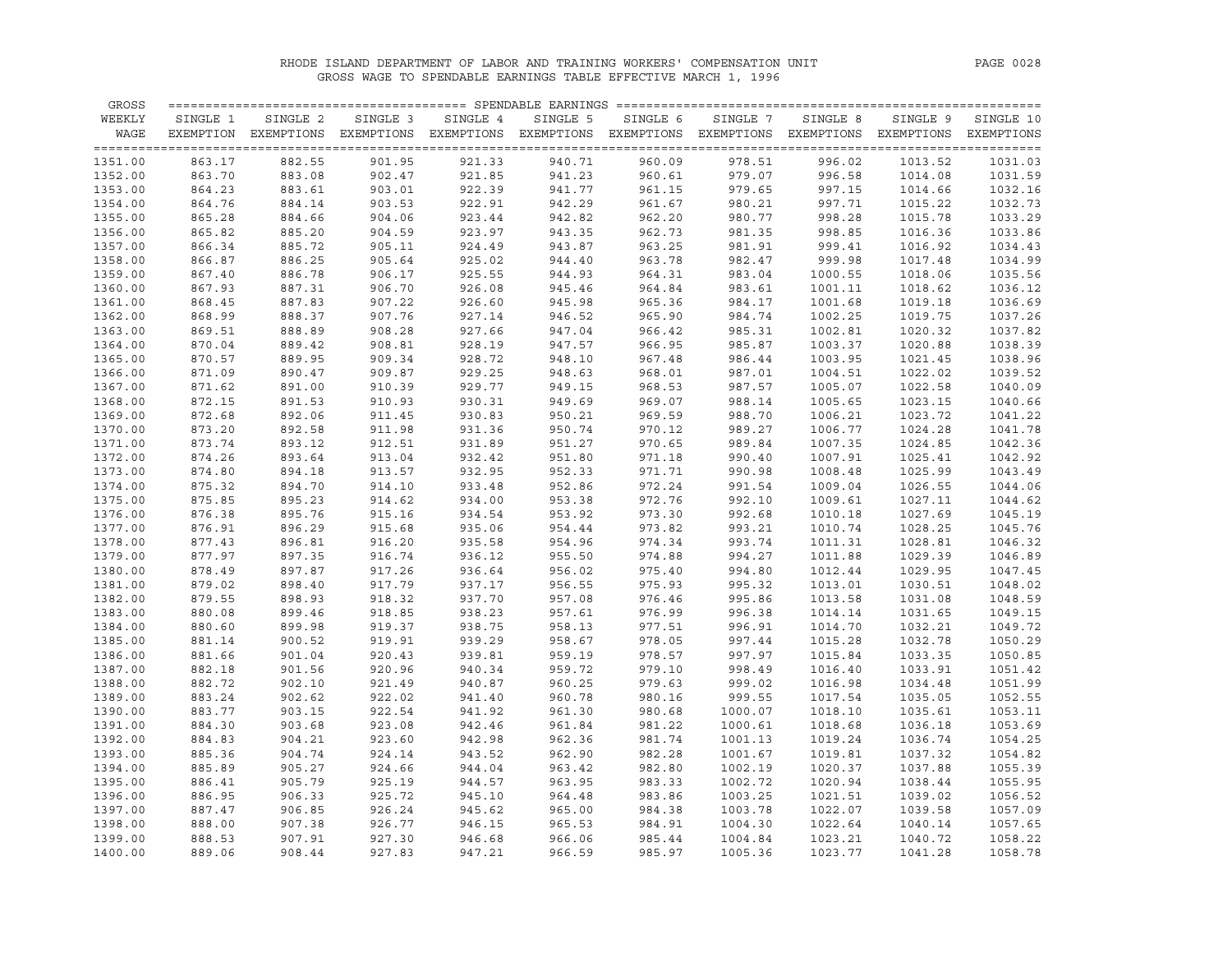RHODE ISLAND DEPARTMENT OF LABOR AND TRAINING WORKERS' COMPENSATION UNIT

GROSS WAGE TO SPENDABLE EARNINGS TABLE EFFECTIVE MARCH 1, 1996

| GROSS WEEKLY WAGE | SINGLE 1 EXEMPTION | SINGLE 2 EXEMPTIONS | SINGLE 3 EXEMPTIONS | SINGLE 4 EXEMPTIONS | SINGLE 5 EXEMPTIONS | SINGLE 6 EXEMPTIONS | SINGLE 7 EXEMPTIONS | SINGLE 8 EXEMPTIONS | SINGLE 9 EXEMPTIONS | SINGLE 10 EXEMPTIONS |
|---|---|---|---|---|---|---|---|---|---|---|
| 1351.00 | 863.17 | 882.55 | 901.95 | 921.33 | 940.71 | 960.09 | 978.51 | 996.02 | 1013.52 | 1031.03 |
| 1352.00 | 863.70 | 883.08 | 902.47 | 921.85 | 941.23 | 960.61 | 979.07 | 996.58 | 1014.08 | 1031.59 |
| 1353.00 | 864.23 | 883.61 | 903.01 | 922.39 | 941.77 | 961.15 | 979.65 | 997.15 | 1014.66 | 1032.16 |
| 1354.00 | 864.76 | 884.14 | 903.53 | 922.91 | 942.29 | 961.67 | 980.21 | 997.71 | 1015.22 | 1032.73 |
| 1355.00 | 865.28 | 884.66 | 904.06 | 923.44 | 942.82 | 962.20 | 980.77 | 998.28 | 1015.78 | 1033.29 |
| 1356.00 | 865.82 | 885.20 | 904.59 | 923.97 | 943.35 | 962.73 | 981.35 | 998.85 | 1016.36 | 1033.86 |
| 1357.00 | 866.34 | 885.72 | 905.11 | 924.49 | 943.87 | 963.25 | 981.91 | 999.41 | 1016.92 | 1034.43 |
| 1358.00 | 866.87 | 886.25 | 905.64 | 925.02 | 944.40 | 963.78 | 982.47 | 999.98 | 1017.48 | 1034.99 |
| 1359.00 | 867.40 | 886.78 | 906.17 | 925.55 | 944.93 | 964.31 | 983.04 | 1000.55 | 1018.06 | 1035.56 |
| 1360.00 | 867.93 | 887.31 | 906.70 | 926.08 | 945.46 | 964.84 | 983.61 | 1001.11 | 1018.62 | 1036.12 |
| 1361.00 | 868.45 | 887.83 | 907.22 | 926.60 | 945.98 | 965.36 | 984.17 | 1001.68 | 1019.18 | 1036.69 |
| 1362.00 | 868.99 | 888.37 | 907.76 | 927.14 | 946.52 | 965.90 | 984.74 | 1002.25 | 1019.75 | 1037.26 |
| 1363.00 | 869.51 | 888.89 | 908.28 | 927.66 | 947.04 | 966.42 | 985.31 | 1002.81 | 1020.32 | 1037.82 |
| 1364.00 | 870.04 | 889.42 | 908.81 | 928.19 | 947.57 | 966.95 | 985.87 | 1003.37 | 1020.88 | 1038.39 |
| 1365.00 | 870.57 | 889.95 | 909.34 | 928.72 | 948.10 | 967.48 | 986.44 | 1003.95 | 1021.45 | 1038.96 |
| 1366.00 | 871.09 | 890.47 | 909.87 | 929.25 | 948.63 | 968.01 | 987.01 | 1004.51 | 1022.02 | 1039.52 |
| 1367.00 | 871.62 | 891.00 | 910.39 | 929.77 | 949.15 | 968.53 | 987.57 | 1005.07 | 1022.58 | 1040.09 |
| 1368.00 | 872.15 | 891.53 | 910.93 | 930.31 | 949.69 | 969.07 | 988.14 | 1005.65 | 1023.15 | 1040.66 |
| 1369.00 | 872.68 | 892.06 | 911.45 | 930.83 | 950.21 | 969.59 | 988.70 | 1006.21 | 1023.72 | 1041.22 |
| 1370.00 | 873.20 | 892.58 | 911.98 | 931.36 | 950.74 | 970.12 | 989.27 | 1006.77 | 1024.28 | 1041.78 |
| 1371.00 | 873.74 | 893.12 | 912.51 | 931.89 | 951.27 | 970.65 | 989.84 | 1007.35 | 1024.85 | 1042.36 |
| 1372.00 | 874.26 | 893.64 | 913.04 | 932.42 | 951.80 | 971.18 | 990.40 | 1007.91 | 1025.41 | 1042.92 |
| 1373.00 | 874.80 | 894.18 | 913.57 | 932.95 | 952.33 | 971.71 | 990.98 | 1008.48 | 1025.99 | 1043.49 |
| 1374.00 | 875.32 | 894.70 | 914.10 | 933.48 | 952.86 | 972.24 | 991.54 | 1009.04 | 1026.55 | 1044.06 |
| 1375.00 | 875.85 | 895.23 | 914.62 | 934.00 | 953.38 | 972.76 | 992.10 | 1009.61 | 1027.11 | 1044.62 |
| 1376.00 | 876.38 | 895.76 | 915.16 | 934.54 | 953.92 | 973.30 | 992.68 | 1010.18 | 1027.69 | 1045.19 |
| 1377.00 | 876.91 | 896.29 | 915.68 | 935.06 | 954.44 | 973.82 | 993.21 | 1010.74 | 1028.25 | 1045.76 |
| 1378.00 | 877.43 | 896.81 | 916.20 | 935.58 | 954.96 | 974.34 | 993.74 | 1011.31 | 1028.81 | 1046.32 |
| 1379.00 | 877.97 | 897.35 | 916.74 | 936.12 | 955.50 | 974.88 | 994.27 | 1011.88 | 1029.39 | 1046.89 |
| 1380.00 | 878.49 | 897.87 | 917.26 | 936.64 | 956.02 | 975.40 | 994.80 | 1012.44 | 1029.95 | 1047.45 |
| 1381.00 | 879.02 | 898.40 | 917.79 | 937.17 | 956.55 | 975.93 | 995.32 | 1013.01 | 1030.51 | 1048.02 |
| 1382.00 | 879.55 | 898.93 | 918.32 | 937.70 | 957.08 | 976.46 | 995.86 | 1013.58 | 1031.08 | 1048.59 |
| 1383.00 | 880.08 | 899.46 | 918.85 | 938.23 | 957.61 | 976.99 | 996.38 | 1014.14 | 1031.65 | 1049.15 |
| 1384.00 | 880.60 | 899.98 | 919.37 | 938.75 | 958.13 | 977.51 | 996.91 | 1014.70 | 1032.21 | 1049.72 |
| 1385.00 | 881.14 | 900.52 | 919.91 | 939.29 | 958.67 | 978.05 | 997.44 | 1015.28 | 1032.78 | 1050.29 |
| 1386.00 | 881.66 | 901.04 | 920.43 | 939.81 | 959.19 | 978.57 | 997.97 | 1015.84 | 1033.35 | 1050.85 |
| 1387.00 | 882.18 | 901.56 | 920.96 | 940.34 | 959.72 | 979.10 | 998.49 | 1016.40 | 1033.91 | 1051.42 |
| 1388.00 | 882.72 | 902.10 | 921.49 | 940.87 | 960.25 | 979.63 | 999.02 | 1016.98 | 1034.48 | 1051.99 |
| 1389.00 | 883.24 | 902.62 | 922.02 | 941.40 | 960.78 | 980.16 | 999.55 | 1017.54 | 1035.05 | 1052.55 |
| 1390.00 | 883.77 | 903.15 | 922.54 | 941.92 | 961.30 | 980.68 | 1000.07 | 1018.10 | 1035.61 | 1053.11 |
| 1391.00 | 884.30 | 903.68 | 923.08 | 942.46 | 961.84 | 981.22 | 1000.61 | 1018.68 | 1036.18 | 1053.69 |
| 1392.00 | 884.83 | 904.21 | 923.60 | 942.98 | 962.36 | 981.74 | 1001.13 | 1019.24 | 1036.74 | 1054.25 |
| 1393.00 | 885.36 | 904.74 | 924.14 | 943.52 | 962.90 | 982.28 | 1001.67 | 1019.81 | 1037.32 | 1054.82 |
| 1394.00 | 885.89 | 905.27 | 924.66 | 944.04 | 963.42 | 982.80 | 1002.19 | 1020.37 | 1037.88 | 1055.39 |
| 1395.00 | 886.41 | 905.79 | 925.19 | 944.57 | 963.95 | 983.33 | 1002.72 | 1020.94 | 1038.44 | 1055.95 |
| 1396.00 | 886.95 | 906.33 | 925.72 | 945.10 | 964.48 | 983.86 | 1003.25 | 1021.51 | 1039.02 | 1056.52 |
| 1397.00 | 887.47 | 906.85 | 926.24 | 945.62 | 965.00 | 984.38 | 1003.78 | 1022.07 | 1039.58 | 1057.09 |
| 1398.00 | 888.00 | 907.38 | 926.77 | 946.15 | 965.53 | 984.91 | 1004.30 | 1022.64 | 1040.14 | 1057.65 |
| 1399.00 | 888.53 | 907.91 | 927.30 | 946.68 | 966.06 | 985.44 | 1004.84 | 1023.21 | 1040.72 | 1058.22 |
| 1400.00 | 889.06 | 908.44 | 927.83 | 947.21 | 966.59 | 985.97 | 1005.36 | 1023.77 | 1041.28 | 1058.78 |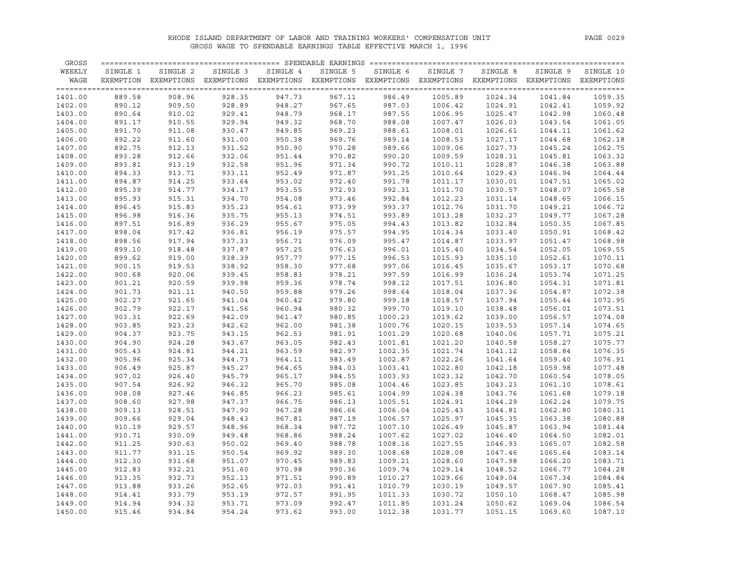# RHODE ISLAND DEPARTMENT OF LABOR AND TRAINING WORKERS' COMPENSATION UNIT

GROSS WAGE TO SPENDABLE EARNINGS TABLE EFFECTIVE MARCH 1, 1996

| GROSS WEEKLY WAGE | SINGLE 1 EXEMPTION | SINGLE 2 EXEMPTIONS | SINGLE 3 EXEMPTIONS | SINGLE 4 EXEMPTIONS | SINGLE 5 EXEMPTIONS | SINGLE 6 EXEMPTIONS | SINGLE 7 EXEMPTIONS | SINGLE 8 EXEMPTIONS | SINGLE 9 EXEMPTIONS | SINGLE 10 EXEMPTIONS |
|---|---|---|---|---|---|---|---|---|---|---|
| 1401.00 | 889.58 | 908.96 | 928.35 | 947.73 | 967.11 | 986.49 | 1005.89 | 1024.34 | 1041.84 | 1059.35 |
| 1402.00 | 890.12 | 909.50 | 928.89 | 948.27 | 967.65 | 987.03 | 1006.42 | 1024.91 | 1042.41 | 1059.92 |
| 1403.00 | 890.64 | 910.02 | 929.41 | 948.79 | 968.17 | 987.55 | 1006.95 | 1025.47 | 1042.98 | 1060.48 |
| 1404.00 | 891.17 | 910.55 | 929.94 | 949.32 | 968.70 | 988.08 | 1007.47 | 1026.03 | 1043.54 | 1061.05 |
| 1405.00 | 891.70 | 911.08 | 930.47 | 949.85 | 969.23 | 988.61 | 1008.01 | 1026.61 | 1044.11 | 1061.62 |
| 1406.00 | 892.22 | 911.60 | 931.00 | 950.38 | 969.76 | 989.14 | 1008.53 | 1027.17 | 1044.68 | 1062.18 |
| 1407.00 | 892.75 | 912.13 | 931.52 | 950.90 | 970.28 | 989.66 | 1009.06 | 1027.73 | 1045.24 | 1062.75 |
| 1408.00 | 893.28 | 912.66 | 932.06 | 951.44 | 970.82 | 990.20 | 1009.59 | 1028.31 | 1045.81 | 1063.32 |
| 1409.00 | 893.81 | 913.19 | 932.58 | 951.96 | 971.34 | 990.72 | 1010.11 | 1028.87 | 1046.38 | 1063.88 |
| 1410.00 | 894.33 | 913.71 | 933.11 | 952.49 | 971.87 | 991.25 | 1010.64 | 1029.43 | 1046.94 | 1064.44 |
| 1411.00 | 894.87 | 914.25 | 933.64 | 953.02 | 972.40 | 991.78 | 1011.17 | 1030.01 | 1047.51 | 1065.02 |
| 1412.00 | 895.39 | 914.77 | 934.17 | 953.55 | 972.93 | 992.31 | 1011.70 | 1030.57 | 1048.07 | 1065.58 |
| 1413.00 | 895.93 | 915.31 | 934.70 | 954.08 | 973.46 | 992.84 | 1012.23 | 1031.14 | 1048.65 | 1066.15 |
| 1414.00 | 896.45 | 915.83 | 935.23 | 954.61 | 973.99 | 993.37 | 1012.76 | 1031.70 | 1049.21 | 1066.72 |
| 1415.00 | 896.98 | 916.36 | 935.75 | 955.13 | 974.51 | 993.89 | 1013.28 | 1032.27 | 1049.77 | 1067.28 |
| 1416.00 | 897.51 | 916.89 | 936.29 | 955.67 | 975.05 | 994.43 | 1013.82 | 1032.84 | 1050.35 | 1067.85 |
| 1417.00 | 898.04 | 917.42 | 936.81 | 956.19 | 975.57 | 994.95 | 1014.34 | 1033.40 | 1050.91 | 1068.42 |
| 1418.00 | 898.56 | 917.94 | 937.33 | 956.71 | 976.09 | 995.47 | 1014.87 | 1033.97 | 1051.47 | 1068.98 |
| 1419.00 | 899.10 | 918.48 | 937.87 | 957.25 | 976.63 | 996.01 | 1015.40 | 1034.54 | 1052.05 | 1069.55 |
| 1420.00 | 899.62 | 919.00 | 938.39 | 957.77 | 977.15 | 996.53 | 1015.93 | 1035.10 | 1052.61 | 1070.11 |
| 1421.00 | 900.15 | 919.53 | 938.92 | 958.30 | 977.68 | 997.06 | 1016.45 | 1035.67 | 1053.17 | 1070.68 |
| 1422.00 | 900.68 | 920.06 | 939.45 | 958.83 | 978.21 | 997.59 | 1016.99 | 1036.24 | 1053.74 | 1071.25 |
| 1423.00 | 901.21 | 920.59 | 939.98 | 959.36 | 978.74 | 998.12 | 1017.51 | 1036.80 | 1054.31 | 1071.81 |
| 1424.00 | 901.73 | 921.11 | 940.50 | 959.88 | 979.26 | 998.64 | 1018.04 | 1037.36 | 1054.87 | 1072.38 |
| 1425.00 | 902.27 | 921.65 | 941.04 | 960.42 | 979.80 | 999.18 | 1018.57 | 1037.94 | 1055.44 | 1072.95 |
| 1426.00 | 902.79 | 922.17 | 941.56 | 960.94 | 980.32 | 999.70 | 1019.10 | 1038.48 | 1056.01 | 1073.51 |
| 1427.00 | 903.31 | 922.69 | 942.09 | 961.47 | 980.85 | 1000.23 | 1019.62 | 1039.00 | 1056.57 | 1074.08 |
| 1428.00 | 903.85 | 923.23 | 942.62 | 962.00 | 981.38 | 1000.76 | 1020.15 | 1039.53 | 1057.14 | 1074.65 |
| 1429.00 | 904.37 | 923.75 | 943.15 | 962.53 | 981.91 | 1001.29 | 1020.68 | 1040.06 | 1057.71 | 1075.21 |
| 1430.00 | 904.90 | 924.28 | 943.67 | 963.05 | 982.43 | 1001.81 | 1021.20 | 1040.58 | 1058.27 | 1075.77 |
| 1431.00 | 905.43 | 924.81 | 944.21 | 963.59 | 982.97 | 1002.35 | 1021.74 | 1041.12 | 1058.84 | 1076.35 |
| 1432.00 | 905.96 | 925.34 | 944.73 | 964.11 | 983.49 | 1002.87 | 1022.26 | 1041.64 | 1059.40 | 1076.91 |
| 1433.00 | 906.49 | 925.87 | 945.27 | 964.65 | 984.03 | 1003.41 | 1022.80 | 1042.18 | 1059.98 | 1077.48 |
| 1434.00 | 907.02 | 926.40 | 945.79 | 965.17 | 984.55 | 1003.93 | 1023.32 | 1042.70 | 1060.54 | 1078.05 |
| 1435.00 | 907.54 | 926.92 | 946.32 | 965.70 | 985.08 | 1004.46 | 1023.85 | 1043.23 | 1061.10 | 1078.61 |
| 1436.00 | 908.08 | 927.46 | 946.85 | 966.23 | 985.61 | 1004.99 | 1024.38 | 1043.76 | 1061.68 | 1079.18 |
| 1437.00 | 908.60 | 927.98 | 947.37 | 966.75 | 986.13 | 1005.51 | 1024.91 | 1044.29 | 1062.24 | 1079.75 |
| 1438.00 | 909.13 | 928.51 | 947.90 | 967.28 | 986.66 | 1006.04 | 1025.43 | 1044.81 | 1062.80 | 1080.31 |
| 1439.00 | 909.66 | 929.04 | 948.43 | 967.81 | 987.19 | 1006.57 | 1025.97 | 1045.35 | 1063.38 | 1080.88 |
| 1440.00 | 910.19 | 929.57 | 948.96 | 968.34 | 987.72 | 1007.10 | 1026.49 | 1045.87 | 1063.94 | 1081.44 |
| 1441.00 | 910.71 | 930.09 | 949.48 | 968.86 | 988.24 | 1007.62 | 1027.02 | 1046.40 | 1064.50 | 1082.01 |
| 1442.00 | 911.25 | 930.63 | 950.02 | 969.40 | 988.78 | 1008.16 | 1027.55 | 1046.93 | 1065.07 | 1082.58 |
| 1443.00 | 911.77 | 931.15 | 950.54 | 969.92 | 989.30 | 1008.68 | 1028.08 | 1047.46 | 1065.64 | 1083.14 |
| 1444.00 | 912.30 | 931.68 | 951.07 | 970.45 | 989.83 | 1009.21 | 1028.60 | 1047.98 | 1066.20 | 1083.71 |
| 1445.00 | 912.83 | 932.21 | 951.60 | 970.98 | 990.36 | 1009.74 | 1029.14 | 1048.52 | 1066.77 | 1084.28 |
| 1446.00 | 913.35 | 932.73 | 952.13 | 971.51 | 990.89 | 1010.27 | 1029.66 | 1049.04 | 1067.34 | 1084.84 |
| 1447.00 | 913.88 | 933.26 | 952.65 | 972.03 | 991.41 | 1010.79 | 1030.19 | 1049.57 | 1067.90 | 1085.41 |
| 1448.00 | 914.41 | 933.79 | 953.19 | 972.57 | 991.95 | 1011.33 | 1030.72 | 1050.10 | 1068.47 | 1085.98 |
| 1449.00 | 914.94 | 934.32 | 953.71 | 973.09 | 992.47 | 1011.85 | 1031.24 | 1050.62 | 1069.04 | 1086.54 |
| 1450.00 | 915.46 | 934.84 | 954.24 | 973.62 | 993.00 | 1012.38 | 1031.77 | 1051.15 | 1069.60 | 1087.10 |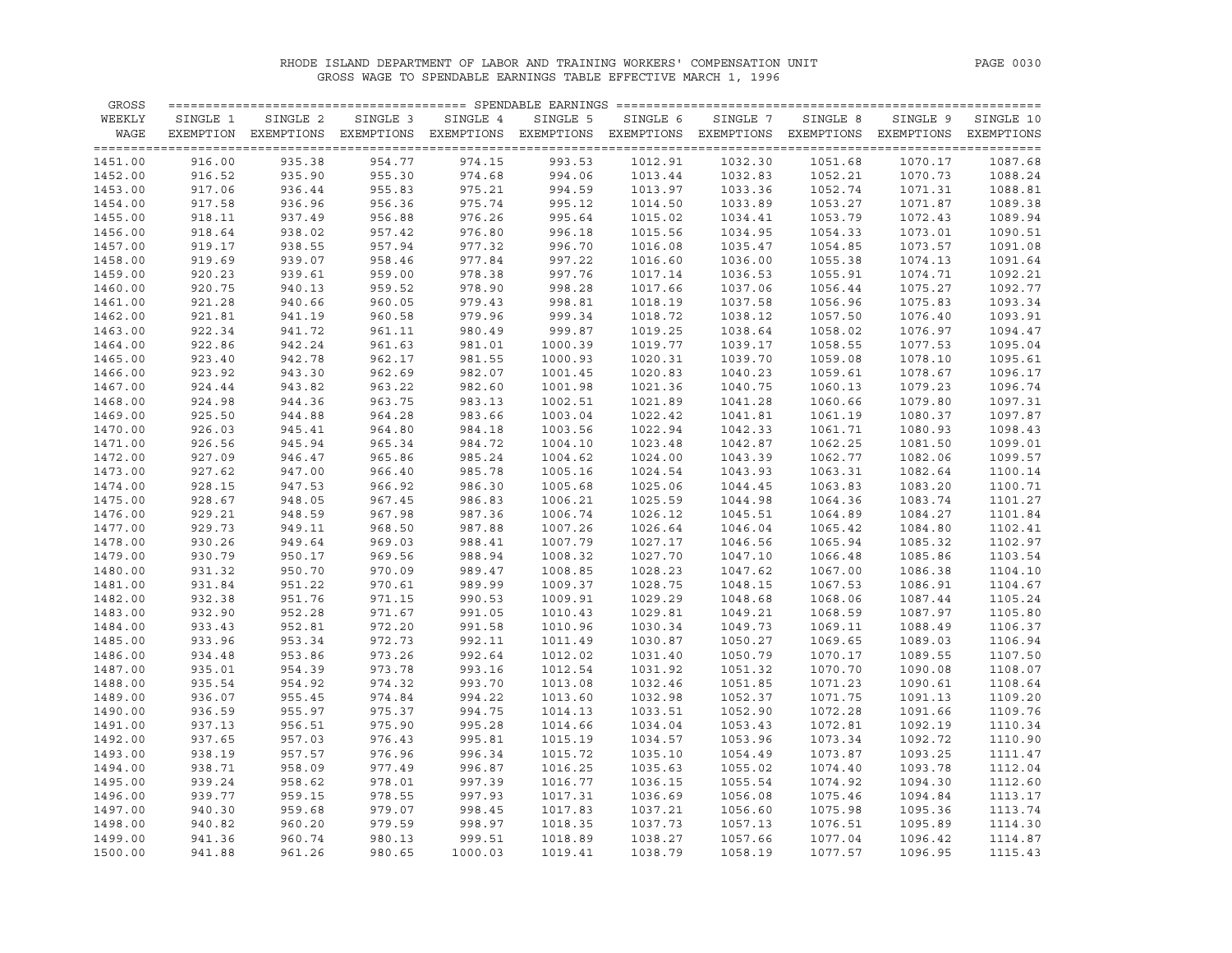RHODE ISLAND DEPARTMENT OF LABOR AND TRAINING WORKERS' COMPENSATION UNIT
GROSS WAGE TO SPENDABLE EARNINGS TABLE EFFECTIVE MARCH 1, 1996

| GROSS WEEKLY WAGE | SINGLE 1 EXEMPTION | SINGLE 2 EXEMPTIONS | SINGLE 3 EXEMPTIONS | SINGLE 4 EXEMPTIONS | SINGLE 5 EXEMPTIONS | SINGLE 6 EXEMPTIONS | SINGLE 7 EXEMPTIONS | SINGLE 8 EXEMPTIONS | SINGLE 9 EXEMPTIONS | SINGLE 10 EXEMPTIONS |
|---|---|---|---|---|---|---|---|---|---|---|
| 1451.00 | 916.00 | 935.38 | 954.77 | 974.15 | 993.53 | 1012.91 | 1032.30 | 1051.68 | 1070.17 | 1087.68 |
| 1452.00 | 916.52 | 935.90 | 955.30 | 974.68 | 994.06 | 1013.44 | 1032.83 | 1052.21 | 1070.73 | 1088.24 |
| 1453.00 | 917.06 | 936.44 | 955.83 | 975.21 | 994.59 | 1013.97 | 1033.36 | 1052.74 | 1071.31 | 1088.81 |
| 1454.00 | 917.58 | 936.96 | 956.36 | 975.74 | 995.12 | 1014.50 | 1033.89 | 1053.27 | 1071.87 | 1089.38 |
| 1455.00 | 918.11 | 937.49 | 956.88 | 976.26 | 995.64 | 1015.02 | 1034.41 | 1053.79 | 1072.43 | 1089.94 |
| 1456.00 | 918.64 | 938.02 | 957.42 | 976.80 | 996.18 | 1015.56 | 1034.95 | 1054.33 | 1073.01 | 1090.51 |
| 1457.00 | 919.17 | 938.55 | 957.94 | 977.32 | 996.70 | 1016.08 | 1035.47 | 1054.85 | 1073.57 | 1091.08 |
| 1458.00 | 919.69 | 939.07 | 958.46 | 977.84 | 997.22 | 1016.60 | 1036.00 | 1055.38 | 1074.13 | 1091.64 |
| 1459.00 | 920.23 | 939.61 | 959.00 | 978.38 | 997.76 | 1017.14 | 1036.53 | 1055.91 | 1074.71 | 1092.21 |
| 1460.00 | 920.75 | 940.13 | 959.52 | 978.90 | 998.28 | 1017.66 | 1037.06 | 1056.44 | 1075.27 | 1092.77 |
| 1461.00 | 921.28 | 940.66 | 960.05 | 979.43 | 998.81 | 1018.19 | 1037.58 | 1056.96 | 1075.83 | 1093.34 |
| 1462.00 | 921.81 | 941.19 | 960.58 | 979.96 | 999.34 | 1018.72 | 1038.12 | 1057.50 | 1076.40 | 1093.91 |
| 1463.00 | 922.34 | 941.72 | 961.11 | 980.49 | 999.87 | 1019.25 | 1038.64 | 1058.02 | 1076.97 | 1094.47 |
| 1464.00 | 922.86 | 942.24 | 961.63 | 981.01 | 1000.39 | 1019.77 | 1039.17 | 1058.55 | 1077.53 | 1095.04 |
| 1465.00 | 923.40 | 942.78 | 962.17 | 981.55 | 1000.93 | 1020.31 | 1039.70 | 1059.08 | 1078.10 | 1095.61 |
| 1466.00 | 923.92 | 943.30 | 962.69 | 982.07 | 1001.45 | 1020.83 | 1040.23 | 1059.61 | 1078.67 | 1096.17 |
| 1467.00 | 924.44 | 943.82 | 963.22 | 982.60 | 1001.98 | 1021.36 | 1040.75 | 1060.13 | 1079.23 | 1096.74 |
| 1468.00 | 924.98 | 944.36 | 963.75 | 983.13 | 1002.51 | 1021.89 | 1041.28 | 1060.66 | 1079.80 | 1097.31 |
| 1469.00 | 925.50 | 944.88 | 964.28 | 983.66 | 1003.04 | 1022.42 | 1041.81 | 1061.19 | 1080.37 | 1097.87 |
| 1470.00 | 926.03 | 945.41 | 964.80 | 984.18 | 1003.56 | 1022.94 | 1042.33 | 1061.71 | 1080.93 | 1098.43 |
| 1471.00 | 926.56 | 945.94 | 965.34 | 984.72 | 1004.10 | 1023.48 | 1042.87 | 1062.25 | 1081.50 | 1099.01 |
| 1472.00 | 927.09 | 946.47 | 965.86 | 985.24 | 1004.62 | 1024.00 | 1043.39 | 1062.77 | 1082.06 | 1099.57 |
| 1473.00 | 927.62 | 947.00 | 966.40 | 985.78 | 1005.16 | 1024.54 | 1043.93 | 1063.31 | 1082.64 | 1100.14 |
| 1474.00 | 928.15 | 947.53 | 966.92 | 986.30 | 1005.68 | 1025.06 | 1044.45 | 1063.83 | 1083.20 | 1100.71 |
| 1475.00 | 928.67 | 948.05 | 967.45 | 986.83 | 1006.21 | 1025.59 | 1044.98 | 1064.36 | 1083.74 | 1101.27 |
| 1476.00 | 929.21 | 948.59 | 967.98 | 987.36 | 1006.74 | 1026.12 | 1045.51 | 1064.89 | 1084.27 | 1101.84 |
| 1477.00 | 929.73 | 949.11 | 968.50 | 987.88 | 1007.26 | 1026.64 | 1046.04 | 1065.42 | 1084.80 | 1102.41 |
| 1478.00 | 930.26 | 949.64 | 969.03 | 988.41 | 1007.79 | 1027.17 | 1046.56 | 1065.94 | 1085.32 | 1102.97 |
| 1479.00 | 930.79 | 950.17 | 969.56 | 988.94 | 1008.32 | 1027.70 | 1047.10 | 1066.48 | 1085.86 | 1103.54 |
| 1480.00 | 931.32 | 950.70 | 970.09 | 989.47 | 1008.85 | 1028.23 | 1047.62 | 1067.00 | 1086.38 | 1104.10 |
| 1481.00 | 931.84 | 951.22 | 970.61 | 989.99 | 1009.37 | 1028.75 | 1048.15 | 1067.53 | 1086.91 | 1104.67 |
| 1482.00 | 932.38 | 951.76 | 971.15 | 990.53 | 1009.91 | 1029.29 | 1048.68 | 1068.06 | 1087.44 | 1105.24 |
| 1483.00 | 932.90 | 952.28 | 971.67 | 991.05 | 1010.43 | 1029.81 | 1049.21 | 1068.59 | 1087.97 | 1105.80 |
| 1484.00 | 933.43 | 952.81 | 972.20 | 991.58 | 1010.96 | 1030.34 | 1049.73 | 1069.11 | 1088.49 | 1106.37 |
| 1485.00 | 933.96 | 953.34 | 972.73 | 992.11 | 1011.49 | 1030.87 | 1050.27 | 1069.65 | 1089.03 | 1106.94 |
| 1486.00 | 934.48 | 953.86 | 973.26 | 992.64 | 1012.02 | 1031.40 | 1050.79 | 1070.17 | 1089.55 | 1107.50 |
| 1487.00 | 935.01 | 954.39 | 973.78 | 993.16 | 1012.54 | 1031.92 | 1051.32 | 1070.70 | 1090.08 | 1108.07 |
| 1488.00 | 935.54 | 954.92 | 974.32 | 993.70 | 1013.08 | 1032.46 | 1051.85 | 1071.23 | 1090.61 | 1108.64 |
| 1489.00 | 936.07 | 955.45 | 974.84 | 994.22 | 1013.60 | 1032.98 | 1052.37 | 1071.75 | 1091.13 | 1109.20 |
| 1490.00 | 936.59 | 955.97 | 975.37 | 994.75 | 1014.13 | 1033.51 | 1052.90 | 1072.28 | 1091.66 | 1109.76 |
| 1491.00 | 937.13 | 956.51 | 975.90 | 995.28 | 1014.66 | 1034.04 | 1053.43 | 1072.81 | 1092.19 | 1110.34 |
| 1492.00 | 937.65 | 957.03 | 976.43 | 995.81 | 1015.19 | 1034.57 | 1053.96 | 1073.34 | 1092.72 | 1110.90 |
| 1493.00 | 938.19 | 957.57 | 976.96 | 996.34 | 1015.72 | 1035.10 | 1054.49 | 1073.87 | 1093.25 | 1111.47 |
| 1494.00 | 938.71 | 958.09 | 977.49 | 996.87 | 1016.25 | 1035.63 | 1055.02 | 1074.40 | 1093.78 | 1112.04 |
| 1495.00 | 939.24 | 958.62 | 978.01 | 997.39 | 1016.77 | 1036.15 | 1055.54 | 1074.92 | 1094.30 | 1112.60 |
| 1496.00 | 939.77 | 959.15 | 978.55 | 997.93 | 1017.31 | 1036.69 | 1056.08 | 1075.46 | 1094.84 | 1113.17 |
| 1497.00 | 940.30 | 959.68 | 979.07 | 998.45 | 1017.83 | 1037.21 | 1056.60 | 1075.98 | 1095.36 | 1113.74 |
| 1498.00 | 940.82 | 960.20 | 979.59 | 998.97 | 1018.35 | 1037.73 | 1057.13 | 1076.51 | 1095.89 | 1114.30 |
| 1499.00 | 941.36 | 960.74 | 980.13 | 999.51 | 1018.89 | 1038.27 | 1057.66 | 1077.04 | 1096.42 | 1114.87 |
| 1500.00 | 941.88 | 961.26 | 980.65 | 1000.03 | 1019.41 | 1038.79 | 1058.19 | 1077.57 | 1096.95 | 1115.43 |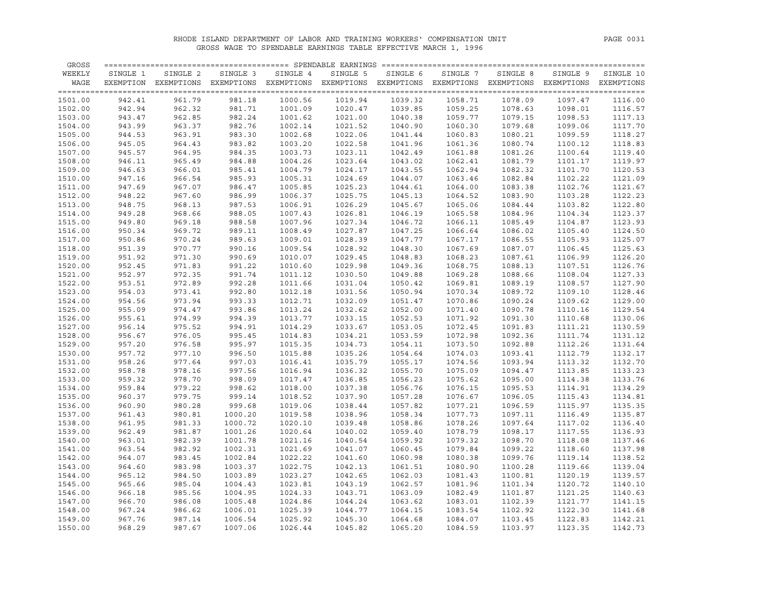RHODE ISLAND DEPARTMENT OF LABOR AND TRAINING WORKERS' COMPENSATION UNIT

GROSS WAGE TO SPENDABLE EARNINGS TABLE EFFECTIVE MARCH 1, 1996

| GROSS WEEKLY WAGE | SPENDABLE EARNINGS SINGLE 1 EXEMPTION | SINGLE 2 EXEMPTIONS | SINGLE 3 EXEMPTIONS | SINGLE 4 EXEMPTIONS | SINGLE 5 EXEMPTIONS | SINGLE 6 EXEMPTIONS | SINGLE 7 EXEMPTIONS | SINGLE 8 EXEMPTIONS | SINGLE 9 EXEMPTIONS | SINGLE 10 EXEMPTIONS |
|---|---|---|---|---|---|---|---|---|---|---|
| 1501.00 | 942.41 | 961.79 | 981.18 | 1000.56 | 1019.94 | 1039.32 | 1058.71 | 1078.09 | 1097.47 | 1116.00 |
| 1502.00 | 942.94 | 962.32 | 981.71 | 1001.09 | 1020.47 | 1039.85 | 1059.25 | 1078.63 | 1098.01 | 1116.57 |
| 1503.00 | 943.47 | 962.85 | 982.24 | 1001.62 | 1021.00 | 1040.38 | 1059.77 | 1079.15 | 1098.53 | 1117.13 |
| 1504.00 | 943.99 | 963.37 | 982.76 | 1002.14 | 1021.52 | 1040.90 | 1060.30 | 1079.68 | 1099.06 | 1117.70 |
| 1505.00 | 944.53 | 963.91 | 983.30 | 1002.68 | 1022.06 | 1041.44 | 1060.83 | 1080.21 | 1099.59 | 1118.27 |
| 1506.00 | 945.05 | 964.43 | 983.82 | 1003.20 | 1022.58 | 1041.96 | 1061.36 | 1080.74 | 1100.12 | 1118.83 |
| 1507.00 | 945.57 | 964.95 | 984.35 | 1003.73 | 1023.11 | 1042.49 | 1061.88 | 1081.26 | 1100.64 | 1119.40 |
| 1508.00 | 946.11 | 965.49 | 984.88 | 1004.26 | 1023.64 | 1043.02 | 1062.41 | 1081.79 | 1101.17 | 1119.97 |
| 1509.00 | 946.63 | 966.01 | 985.41 | 1004.79 | 1024.17 | 1043.55 | 1062.94 | 1082.32 | 1101.70 | 1120.53 |
| 1510.00 | 947.16 | 966.54 | 985.93 | 1005.31 | 1024.69 | 1044.07 | 1063.46 | 1082.84 | 1102.22 | 1121.09 |
| 1511.00 | 947.69 | 967.07 | 986.47 | 1005.85 | 1025.23 | 1044.61 | 1064.00 | 1083.38 | 1102.76 | 1121.67 |
| 1512.00 | 948.22 | 967.60 | 986.99 | 1006.37 | 1025.75 | 1045.13 | 1064.52 | 1083.90 | 1103.28 | 1122.23 |
| 1513.00 | 948.75 | 968.13 | 987.53 | 1006.91 | 1026.29 | 1045.67 | 1065.06 | 1084.44 | 1103.82 | 1122.80 |
| 1514.00 | 949.28 | 968.66 | 988.05 | 1007.43 | 1026.81 | 1046.19 | 1065.58 | 1084.96 | 1104.34 | 1123.37 |
| 1515.00 | 949.80 | 969.18 | 988.58 | 1007.96 | 1027.34 | 1046.72 | 1066.11 | 1085.49 | 1104.87 | 1123.93 |
| 1516.00 | 950.34 | 969.72 | 989.11 | 1008.49 | 1027.87 | 1047.25 | 1066.64 | 1086.02 | 1105.40 | 1124.50 |
| 1517.00 | 950.86 | 970.24 | 989.63 | 1009.01 | 1028.39 | 1047.77 | 1067.17 | 1086.55 | 1105.93 | 1125.07 |
| 1518.00 | 951.39 | 970.77 | 990.16 | 1009.54 | 1028.92 | 1048.30 | 1067.69 | 1087.07 | 1106.45 | 1125.63 |
| 1519.00 | 951.92 | 971.30 | 990.69 | 1010.07 | 1029.45 | 1048.83 | 1068.23 | 1087.61 | 1106.99 | 1126.20 |
| 1520.00 | 952.45 | 971.83 | 991.22 | 1010.60 | 1029.98 | 1049.36 | 1068.75 | 1088.13 | 1107.51 | 1126.76 |
| 1521.00 | 952.97 | 972.35 | 991.74 | 1011.12 | 1030.50 | 1049.88 | 1069.28 | 1088.66 | 1108.04 | 1127.33 |
| 1522.00 | 953.51 | 972.89 | 992.28 | 1011.66 | 1031.04 | 1050.42 | 1069.81 | 1089.19 | 1108.57 | 1127.90 |
| 1523.00 | 954.03 | 973.41 | 992.80 | 1012.18 | 1031.56 | 1050.94 | 1070.34 | 1089.72 | 1109.10 | 1128.46 |
| 1524.00 | 954.56 | 973.94 | 993.33 | 1012.71 | 1032.09 | 1051.47 | 1070.86 | 1090.24 | 1109.62 | 1129.00 |
| 1525.00 | 955.09 | 974.47 | 993.86 | 1013.24 | 1032.62 | 1052.00 | 1071.40 | 1090.78 | 1110.16 | 1129.54 |
| 1526.00 | 955.61 | 974.99 | 994.39 | 1013.77 | 1033.15 | 1052.53 | 1071.92 | 1091.30 | 1110.68 | 1130.06 |
| 1527.00 | 956.14 | 975.52 | 994.91 | 1014.29 | 1033.67 | 1053.05 | 1072.45 | 1091.83 | 1111.21 | 1130.59 |
| 1528.00 | 956.67 | 976.05 | 995.45 | 1014.83 | 1034.21 | 1053.59 | 1072.98 | 1092.36 | 1111.74 | 1131.12 |
| 1529.00 | 957.20 | 976.58 | 995.97 | 1015.35 | 1034.73 | 1054.11 | 1073.50 | 1092.88 | 1112.26 | 1131.64 |
| 1530.00 | 957.72 | 977.10 | 996.50 | 1015.88 | 1035.26 | 1054.64 | 1074.03 | 1093.41 | 1112.79 | 1132.17 |
| 1531.00 | 958.26 | 977.64 | 997.03 | 1016.41 | 1035.79 | 1055.17 | 1074.56 | 1093.94 | 1113.32 | 1132.70 |
| 1532.00 | 958.78 | 978.16 | 997.56 | 1016.94 | 1036.32 | 1055.70 | 1075.09 | 1094.47 | 1113.85 | 1133.23 |
| 1533.00 | 959.32 | 978.70 | 998.09 | 1017.47 | 1036.85 | 1056.23 | 1075.62 | 1095.00 | 1114.38 | 1133.76 |
| 1534.00 | 959.84 | 979.22 | 998.62 | 1018.00 | 1037.38 | 1056.76 | 1076.15 | 1095.53 | 1114.91 | 1134.29 |
| 1535.00 | 960.37 | 979.75 | 999.14 | 1018.52 | 1037.90 | 1057.28 | 1076.67 | 1096.05 | 1115.43 | 1134.81 |
| 1536.00 | 960.90 | 980.28 | 999.68 | 1019.06 | 1038.44 | 1057.82 | 1077.21 | 1096.59 | 1115.97 | 1135.35 |
| 1537.00 | 961.43 | 980.81 | 1000.20 | 1019.58 | 1038.96 | 1058.34 | 1077.73 | 1097.11 | 1116.49 | 1135.87 |
| 1538.00 | 961.95 | 981.33 | 1000.72 | 1020.10 | 1039.48 | 1058.86 | 1078.26 | 1097.64 | 1117.02 | 1136.40 |
| 1539.00 | 962.49 | 981.87 | 1001.26 | 1020.64 | 1040.02 | 1059.40 | 1078.79 | 1098.17 | 1117.55 | 1136.93 |
| 1540.00 | 963.01 | 982.39 | 1001.78 | 1021.16 | 1040.54 | 1059.92 | 1079.32 | 1098.70 | 1118.08 | 1137.46 |
| 1541.00 | 963.54 | 982.92 | 1002.31 | 1021.69 | 1041.07 | 1060.45 | 1079.84 | 1099.22 | 1118.60 | 1137.98 |
| 1542.00 | 964.07 | 983.45 | 1002.84 | 1022.22 | 1041.60 | 1060.98 | 1080.38 | 1099.76 | 1119.14 | 1138.52 |
| 1543.00 | 964.60 | 983.98 | 1003.37 | 1022.75 | 1042.13 | 1061.51 | 1080.90 | 1100.28 | 1119.66 | 1139.04 |
| 1544.00 | 965.12 | 984.50 | 1003.89 | 1023.27 | 1042.65 | 1062.03 | 1081.43 | 1100.81 | 1120.19 | 1139.57 |
| 1545.00 | 965.66 | 985.04 | 1004.43 | 1023.81 | 1043.19 | 1062.57 | 1081.96 | 1101.34 | 1120.72 | 1140.10 |
| 1546.00 | 966.18 | 985.56 | 1004.95 | 1024.33 | 1043.71 | 1063.09 | 1082.49 | 1101.87 | 1121.25 | 1140.63 |
| 1547.00 | 966.70 | 986.08 | 1005.48 | 1024.86 | 1044.24 | 1063.62 | 1083.01 | 1102.39 | 1121.77 | 1141.15 |
| 1548.00 | 967.24 | 986.62 | 1006.01 | 1025.39 | 1044.77 | 1064.15 | 1083.54 | 1102.92 | 1122.30 | 1141.68 |
| 1549.00 | 967.76 | 987.14 | 1006.54 | 1025.92 | 1045.30 | 1064.68 | 1084.07 | 1103.45 | 1122.83 | 1142.21 |
| 1550.00 | 968.29 | 987.67 | 1007.06 | 1026.44 | 1045.82 | 1065.20 | 1084.59 | 1103.97 | 1123.35 | 1142.73 |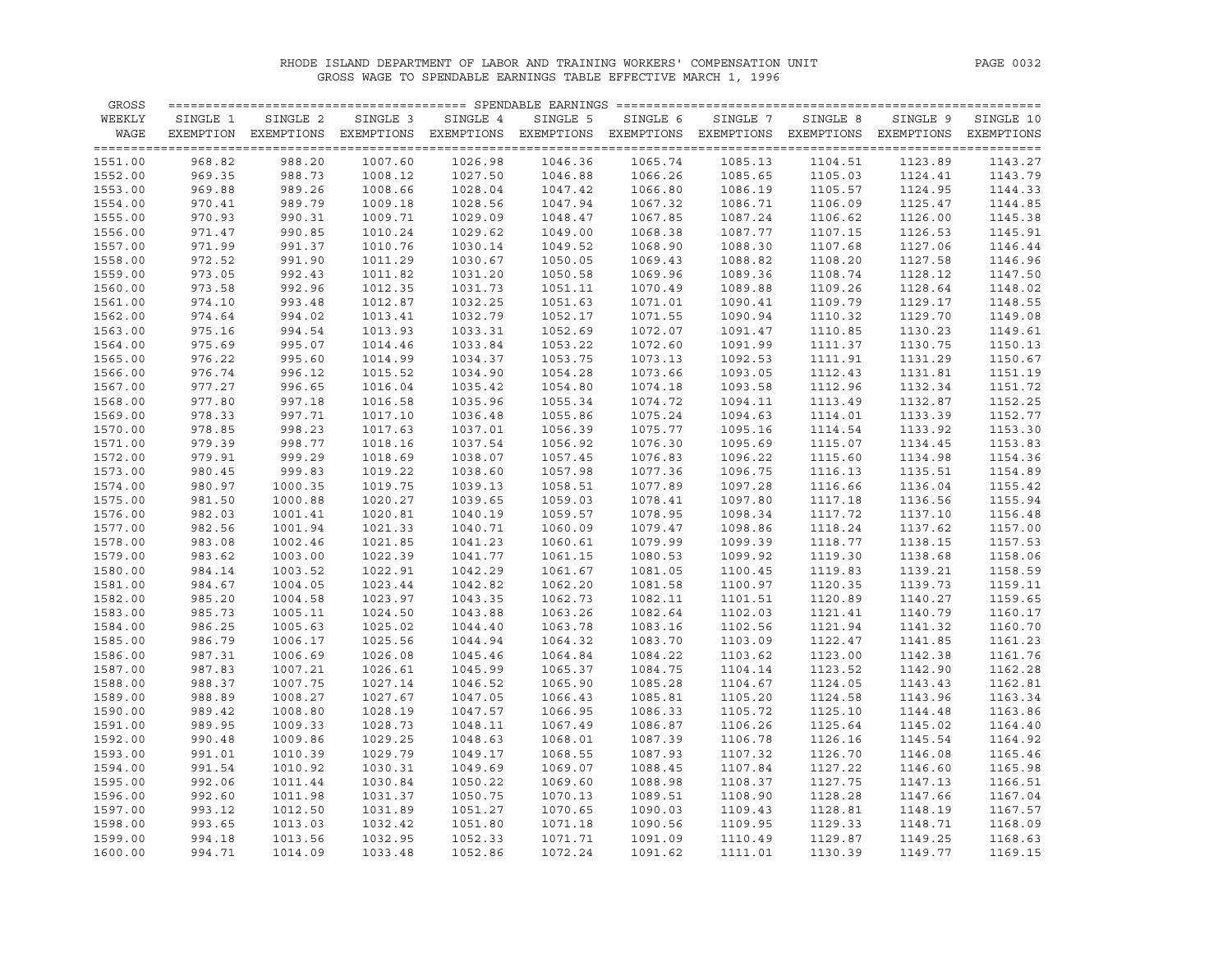RHODE ISLAND DEPARTMENT OF LABOR AND TRAINING WORKERS' COMPENSATION UNIT
GROSS WAGE TO SPENDABLE EARNINGS TABLE EFFECTIVE MARCH 1, 1996

| GROSS WEEKLY WAGE | SPENDABLE EARNINGS SINGLE 1 EXEMPTION | SINGLE 2 EXEMPTIONS | SINGLE 3 EXEMPTIONS | SINGLE 4 EXEMPTIONS | SINGLE 5 EXEMPTIONS | SINGLE 6 EXEMPTIONS | SINGLE 7 EXEMPTIONS | SINGLE 8 EXEMPTIONS | SINGLE 9 EXEMPTIONS | SINGLE 10 EXEMPTIONS |
|---|---|---|---|---|---|---|---|---|---|---|
| 1551.00 | 968.82 | 988.20 | 1007.60 | 1026.98 | 1046.36 | 1065.74 | 1085.13 | 1104.51 | 1123.89 | 1143.27 |
| 1552.00 | 969.35 | 988.73 | 1008.12 | 1027.50 | 1046.88 | 1066.26 | 1085.65 | 1105.03 | 1124.41 | 1143.79 |
| 1553.00 | 969.88 | 989.26 | 1008.66 | 1028.04 | 1047.42 | 1066.80 | 1086.19 | 1105.57 | 1124.95 | 1144.33 |
| 1554.00 | 970.41 | 989.79 | 1009.18 | 1028.56 | 1047.94 | 1067.32 | 1086.71 | 1106.09 | 1125.47 | 1144.85 |
| 1555.00 | 970.93 | 990.31 | 1009.71 | 1029.09 | 1048.47 | 1067.85 | 1087.24 | 1106.62 | 1126.00 | 1145.38 |
| 1556.00 | 971.47 | 990.85 | 1010.24 | 1029.62 | 1049.00 | 1068.38 | 1087.77 | 1107.15 | 1126.53 | 1145.91 |
| 1557.00 | 971.99 | 991.37 | 1010.76 | 1030.14 | 1049.52 | 1068.90 | 1088.30 | 1107.68 | 1127.06 | 1146.44 |
| 1558.00 | 972.52 | 991.90 | 1011.29 | 1030.67 | 1050.05 | 1069.43 | 1088.82 | 1108.20 | 1127.58 | 1146.96 |
| 1559.00 | 973.05 | 992.43 | 1011.82 | 1031.20 | 1050.58 | 1069.96 | 1089.36 | 1108.74 | 1128.12 | 1147.50 |
| 1560.00 | 973.58 | 992.96 | 1012.35 | 1031.73 | 1051.11 | 1070.49 | 1089.88 | 1109.26 | 1128.64 | 1148.02 |
| 1561.00 | 974.10 | 993.48 | 1012.87 | 1032.25 | 1051.63 | 1071.01 | 1090.41 | 1109.79 | 1129.17 | 1148.55 |
| 1562.00 | 974.64 | 994.02 | 1013.41 | 1032.79 | 1052.17 | 1071.55 | 1090.94 | 1110.32 | 1129.70 | 1149.08 |
| 1563.00 | 975.16 | 994.54 | 1013.93 | 1033.31 | 1052.69 | 1072.07 | 1091.47 | 1110.85 | 1130.23 | 1149.61 |
| 1564.00 | 975.69 | 995.07 | 1014.46 | 1033.84 | 1053.22 | 1072.60 | 1091.99 | 1111.37 | 1130.75 | 1150.13 |
| 1565.00 | 976.22 | 995.60 | 1014.99 | 1034.37 | 1053.75 | 1073.13 | 1092.53 | 1111.91 | 1131.29 | 1150.67 |
| 1566.00 | 976.74 | 996.12 | 1015.52 | 1034.90 | 1054.28 | 1073.66 | 1093.05 | 1112.43 | 1131.81 | 1151.19 |
| 1567.00 | 977.27 | 996.65 | 1016.04 | 1035.42 | 1054.80 | 1074.18 | 1093.58 | 1112.96 | 1132.34 | 1151.72 |
| 1568.00 | 977.80 | 997.18 | 1016.58 | 1035.96 | 1055.34 | 1074.72 | 1094.11 | 1113.49 | 1132.87 | 1152.25 |
| 1569.00 | 978.33 | 997.71 | 1017.10 | 1036.48 | 1055.86 | 1075.24 | 1094.63 | 1114.01 | 1133.39 | 1152.77 |
| 1570.00 | 978.85 | 998.23 | 1017.63 | 1037.01 | 1056.39 | 1075.77 | 1095.16 | 1114.54 | 1133.92 | 1153.30 |
| 1571.00 | 979.39 | 998.77 | 1018.16 | 1037.54 | 1056.92 | 1076.30 | 1095.69 | 1115.07 | 1134.45 | 1153.83 |
| 1572.00 | 979.91 | 999.29 | 1018.69 | 1038.07 | 1057.45 | 1076.83 | 1096.22 | 1115.60 | 1134.98 | 1154.36 |
| 1573.00 | 980.45 | 999.83 | 1019.22 | 1038.60 | 1057.98 | 1077.36 | 1096.75 | 1116.13 | 1135.51 | 1154.89 |
| 1574.00 | 980.97 | 1000.35 | 1019.75 | 1039.13 | 1058.51 | 1077.89 | 1097.28 | 1116.66 | 1136.04 | 1155.42 |
| 1575.00 | 981.50 | 1000.88 | 1020.27 | 1039.65 | 1059.03 | 1078.41 | 1097.80 | 1117.18 | 1136.56 | 1155.94 |
| 1576.00 | 982.03 | 1001.41 | 1020.81 | 1040.19 | 1059.57 | 1078.95 | 1098.34 | 1117.72 | 1137.10 | 1156.48 |
| 1577.00 | 982.56 | 1001.94 | 1021.33 | 1040.71 | 1060.09 | 1079.47 | 1098.86 | 1118.24 | 1137.62 | 1157.00 |
| 1578.00 | 983.08 | 1002.46 | 1021.85 | 1041.23 | 1060.61 | 1079.99 | 1099.39 | 1118.77 | 1138.15 | 1157.53 |
| 1579.00 | 983.62 | 1003.00 | 1022.39 | 1041.77 | 1061.15 | 1080.53 | 1099.92 | 1119.30 | 1138.68 | 1158.06 |
| 1580.00 | 984.14 | 1003.52 | 1022.91 | 1042.29 | 1061.67 | 1081.05 | 1100.45 | 1119.83 | 1139.21 | 1158.59 |
| 1581.00 | 984.67 | 1004.05 | 1023.44 | 1042.82 | 1062.20 | 1081.58 | 1100.97 | 1120.35 | 1139.73 | 1159.11 |
| 1582.00 | 985.20 | 1004.58 | 1023.97 | 1043.35 | 1062.73 | 1082.11 | 1101.51 | 1120.89 | 1140.27 | 1159.65 |
| 1583.00 | 985.73 | 1005.11 | 1024.50 | 1043.88 | 1063.26 | 1082.64 | 1102.03 | 1121.41 | 1140.79 | 1160.17 |
| 1584.00 | 986.25 | 1005.63 | 1025.02 | 1044.40 | 1063.78 | 1083.16 | 1102.56 | 1121.94 | 1141.32 | 1160.70 |
| 1585.00 | 986.79 | 1006.17 | 1025.56 | 1044.94 | 1064.32 | 1083.70 | 1103.09 | 1122.47 | 1141.85 | 1161.23 |
| 1586.00 | 987.31 | 1006.69 | 1026.08 | 1045.46 | 1064.84 | 1084.22 | 1103.62 | 1123.00 | 1142.38 | 1161.76 |
| 1587.00 | 987.83 | 1007.21 | 1026.61 | 1045.99 | 1065.37 | 1084.75 | 1104.14 | 1123.52 | 1142.90 | 1162.28 |
| 1588.00 | 988.37 | 1007.75 | 1027.14 | 1046.52 | 1065.90 | 1085.28 | 1104.67 | 1124.05 | 1143.43 | 1162.81 |
| 1589.00 | 988.89 | 1008.27 | 1027.67 | 1047.05 | 1066.43 | 1085.81 | 1105.20 | 1124.58 | 1143.96 | 1163.34 |
| 1590.00 | 989.42 | 1008.80 | 1028.19 | 1047.57 | 1066.95 | 1086.33 | 1105.72 | 1125.10 | 1144.48 | 1163.86 |
| 1591.00 | 989.95 | 1009.33 | 1028.73 | 1048.11 | 1067.49 | 1086.87 | 1106.26 | 1125.64 | 1145.02 | 1164.40 |
| 1592.00 | 990.48 | 1009.86 | 1029.25 | 1048.63 | 1068.01 | 1087.39 | 1106.78 | 1126.16 | 1145.54 | 1164.92 |
| 1593.00 | 991.01 | 1010.39 | 1029.79 | 1049.17 | 1068.55 | 1087.93 | 1107.32 | 1126.70 | 1146.08 | 1165.46 |
| 1594.00 | 991.54 | 1010.92 | 1030.31 | 1049.69 | 1069.07 | 1088.45 | 1107.84 | 1127.22 | 1146.60 | 1165.98 |
| 1595.00 | 992.06 | 1011.44 | 1030.84 | 1050.22 | 1069.60 | 1088.98 | 1108.37 | 1127.75 | 1147.13 | 1166.51 |
| 1596.00 | 992.60 | 1011.98 | 1031.37 | 1050.75 | 1070.13 | 1089.51 | 1108.90 | 1128.28 | 1147.66 | 1167.04 |
| 1597.00 | 993.12 | 1012.50 | 1031.89 | 1051.27 | 1070.65 | 1090.03 | 1109.43 | 1128.81 | 1148.19 | 1167.57 |
| 1598.00 | 993.65 | 1013.03 | 1032.42 | 1051.80 | 1071.18 | 1090.56 | 1109.95 | 1129.33 | 1148.71 | 1168.09 |
| 1599.00 | 994.18 | 1013.56 | 1032.95 | 1052.33 | 1071.71 | 1091.09 | 1110.49 | 1129.87 | 1149.25 | 1168.63 |
| 1600.00 | 994.71 | 1014.09 | 1033.48 | 1052.86 | 1072.24 | 1091.62 | 1111.01 | 1130.39 | 1149.77 | 1169.15 |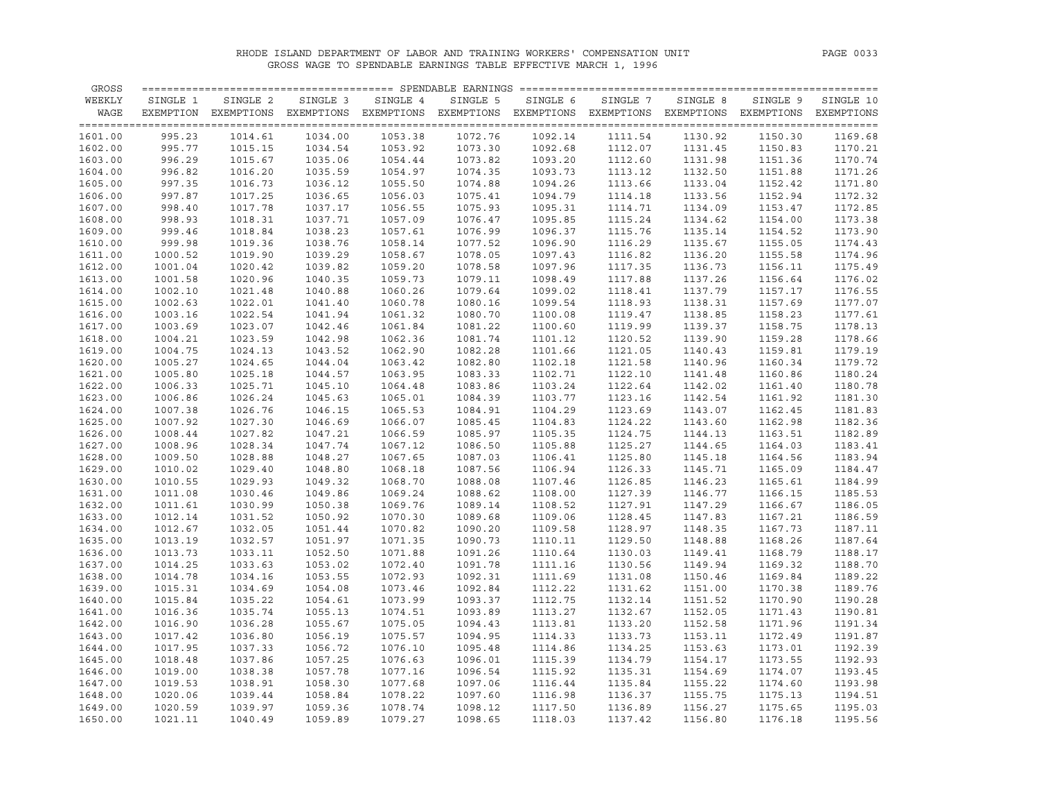RHODE ISLAND DEPARTMENT OF LABOR AND TRAINING WORKERS' COMPENSATION UNIT
GROSS WAGE TO SPENDABLE EARNINGS TABLE EFFECTIVE MARCH 1, 1996

| GROSS WEEKLY WAGE | SINGLE 1 EXEMPTION | SINGLE 2 EXEMPTIONS | SINGLE 3 EXEMPTIONS | SINGLE 4 EXEMPTIONS | SINGLE 5 EXEMPTIONS | SINGLE 6 EXEMPTIONS | SINGLE 7 EXEMPTIONS | SINGLE 8 EXEMPTIONS | SINGLE 9 EXEMPTIONS | SINGLE 10 EXEMPTIONS |
|---|---|---|---|---|---|---|---|---|---|---|
| 1601.00 | 995.23 | 1014.61 | 1034.00 | 1053.38 | 1072.76 | 1092.14 | 1111.54 | 1130.92 | 1150.30 | 1169.68 |
| 1602.00 | 995.77 | 1015.15 | 1034.54 | 1053.92 | 1073.30 | 1092.68 | 1112.07 | 1131.45 | 1150.83 | 1170.21 |
| 1603.00 | 996.29 | 1015.67 | 1035.06 | 1054.44 | 1073.82 | 1093.20 | 1112.60 | 1131.98 | 1151.36 | 1170.74 |
| 1604.00 | 996.82 | 1016.20 | 1035.59 | 1054.97 | 1074.35 | 1093.73 | 1113.12 | 1132.50 | 1151.88 | 1171.26 |
| 1605.00 | 997.35 | 1016.73 | 1036.12 | 1055.50 | 1074.88 | 1094.26 | 1113.66 | 1133.04 | 1152.42 | 1171.80 |
| 1606.00 | 997.87 | 1017.25 | 1036.65 | 1056.03 | 1075.41 | 1094.79 | 1114.18 | 1133.56 | 1152.94 | 1172.32 |
| 1607.00 | 998.40 | 1017.78 | 1037.17 | 1056.55 | 1075.93 | 1095.31 | 1114.71 | 1134.09 | 1153.47 | 1172.85 |
| 1608.00 | 998.93 | 1018.31 | 1037.71 | 1057.09 | 1076.47 | 1095.85 | 1115.24 | 1134.62 | 1154.00 | 1173.38 |
| 1609.00 | 999.46 | 1018.84 | 1038.23 | 1057.61 | 1076.99 | 1096.37 | 1115.76 | 1135.14 | 1154.52 | 1173.90 |
| 1610.00 | 999.98 | 1019.36 | 1038.76 | 1058.14 | 1077.52 | 1096.90 | 1116.29 | 1135.67 | 1155.05 | 1174.43 |
| 1611.00 | 1000.52 | 1019.90 | 1039.29 | 1058.67 | 1078.05 | 1097.43 | 1116.82 | 1136.20 | 1155.58 | 1174.96 |
| 1612.00 | 1001.04 | 1020.42 | 1039.82 | 1059.20 | 1078.58 | 1097.96 | 1117.35 | 1136.73 | 1156.11 | 1175.49 |
| 1613.00 | 1001.58 | 1020.96 | 1040.35 | 1059.73 | 1079.11 | 1098.49 | 1117.88 | 1137.26 | 1156.64 | 1176.02 |
| 1614.00 | 1002.10 | 1021.48 | 1040.88 | 1060.26 | 1079.64 | 1099.02 | 1118.41 | 1137.79 | 1157.17 | 1176.55 |
| 1615.00 | 1002.63 | 1022.01 | 1041.40 | 1060.78 | 1080.16 | 1099.54 | 1118.93 | 1138.31 | 1157.69 | 1177.07 |
| 1616.00 | 1003.16 | 1022.54 | 1041.94 | 1061.32 | 1080.70 | 1100.08 | 1119.47 | 1138.85 | 1158.23 | 1177.61 |
| 1617.00 | 1003.69 | 1023.07 | 1042.46 | 1061.84 | 1081.22 | 1100.60 | 1119.99 | 1139.37 | 1158.75 | 1178.13 |
| 1618.00 | 1004.21 | 1023.59 | 1042.98 | 1062.36 | 1081.74 | 1101.12 | 1120.52 | 1139.90 | 1159.28 | 1178.66 |
| 1619.00 | 1004.75 | 1024.13 | 1043.52 | 1062.90 | 1082.28 | 1101.66 | 1121.05 | 1140.43 | 1159.81 | 1179.19 |
| 1620.00 | 1005.27 | 1024.65 | 1044.04 | 1063.42 | 1082.80 | 1102.18 | 1121.58 | 1140.96 | 1160.34 | 1179.72 |
| 1621.00 | 1005.80 | 1025.18 | 1044.57 | 1063.95 | 1083.33 | 1102.71 | 1122.10 | 1141.48 | 1160.86 | 1180.24 |
| 1622.00 | 1006.33 | 1025.71 | 1045.10 | 1064.48 | 1083.86 | 1103.24 | 1122.64 | 1142.02 | 1161.40 | 1180.78 |
| 1623.00 | 1006.86 | 1026.24 | 1045.63 | 1065.01 | 1084.39 | 1103.77 | 1123.16 | 1142.54 | 1161.92 | 1181.30 |
| 1624.00 | 1007.38 | 1026.76 | 1046.15 | 1065.53 | 1084.91 | 1104.29 | 1123.69 | 1143.07 | 1162.45 | 1181.83 |
| 1625.00 | 1007.92 | 1027.30 | 1046.69 | 1066.07 | 1085.45 | 1104.83 | 1124.22 | 1143.60 | 1162.98 | 1182.36 |
| 1626.00 | 1008.44 | 1027.82 | 1047.21 | 1066.59 | 1085.97 | 1105.35 | 1124.75 | 1144.13 | 1163.51 | 1182.89 |
| 1627.00 | 1008.96 | 1028.34 | 1047.74 | 1067.12 | 1086.50 | 1105.88 | 1125.27 | 1144.65 | 1164.03 | 1183.41 |
| 1628.00 | 1009.50 | 1028.88 | 1048.27 | 1067.65 | 1087.03 | 1106.41 | 1125.80 | 1145.18 | 1164.56 | 1183.94 |
| 1629.00 | 1010.02 | 1029.40 | 1048.80 | 1068.18 | 1087.56 | 1106.94 | 1126.33 | 1145.71 | 1165.09 | 1184.47 |
| 1630.00 | 1010.55 | 1029.93 | 1049.32 | 1068.70 | 1088.08 | 1107.46 | 1126.85 | 1146.23 | 1165.61 | 1184.99 |
| 1631.00 | 1011.08 | 1030.46 | 1049.86 | 1069.24 | 1088.62 | 1108.00 | 1127.39 | 1146.77 | 1166.15 | 1185.53 |
| 1632.00 | 1011.61 | 1030.99 | 1050.38 | 1069.76 | 1089.14 | 1108.52 | 1127.91 | 1147.29 | 1166.67 | 1186.05 |
| 1633.00 | 1012.14 | 1031.52 | 1050.92 | 1070.30 | 1089.68 | 1109.06 | 1128.45 | 1147.83 | 1167.21 | 1186.59 |
| 1634.00 | 1012.67 | 1032.05 | 1051.44 | 1070.82 | 1090.20 | 1109.58 | 1128.97 | 1148.35 | 1167.73 | 1187.11 |
| 1635.00 | 1013.19 | 1032.57 | 1051.97 | 1071.35 | 1090.73 | 1110.11 | 1129.50 | 1148.88 | 1168.26 | 1187.64 |
| 1636.00 | 1013.73 | 1033.11 | 1052.50 | 1071.88 | 1091.26 | 1110.64 | 1130.03 | 1149.41 | 1168.79 | 1188.17 |
| 1637.00 | 1014.25 | 1033.63 | 1053.02 | 1072.40 | 1091.78 | 1111.16 | 1130.56 | 1149.94 | 1169.32 | 1188.70 |
| 1638.00 | 1014.78 | 1034.16 | 1053.55 | 1072.93 | 1092.31 | 1111.69 | 1131.08 | 1150.46 | 1169.84 | 1189.22 |
| 1639.00 | 1015.31 | 1034.69 | 1054.08 | 1073.46 | 1092.84 | 1112.22 | 1131.62 | 1151.00 | 1170.38 | 1189.76 |
| 1640.00 | 1015.84 | 1035.22 | 1054.61 | 1073.99 | 1093.37 | 1112.75 | 1132.14 | 1151.52 | 1170.90 | 1190.28 |
| 1641.00 | 1016.36 | 1035.74 | 1055.13 | 1074.51 | 1093.89 | 1113.27 | 1132.67 | 1152.05 | 1171.43 | 1190.81 |
| 1642.00 | 1016.90 | 1036.28 | 1055.67 | 1075.05 | 1094.43 | 1113.81 | 1133.20 | 1152.58 | 1171.96 | 1191.34 |
| 1643.00 | 1017.42 | 1036.80 | 1056.19 | 1075.57 | 1094.95 | 1114.33 | 1133.73 | 1153.11 | 1172.49 | 1191.87 |
| 1644.00 | 1017.95 | 1037.33 | 1056.72 | 1076.10 | 1095.48 | 1114.86 | 1134.25 | 1153.63 | 1173.01 | 1192.39 |
| 1645.00 | 1018.48 | 1037.86 | 1057.25 | 1076.63 | 1096.01 | 1115.39 | 1134.79 | 1154.17 | 1173.55 | 1192.93 |
| 1646.00 | 1019.00 | 1038.38 | 1057.78 | 1077.16 | 1096.54 | 1115.92 | 1135.31 | 1154.69 | 1174.07 | 1193.45 |
| 1647.00 | 1019.53 | 1038.91 | 1058.30 | 1077.68 | 1097.06 | 1116.44 | 1135.84 | 1155.22 | 1174.60 | 1193.98 |
| 1648.00 | 1020.06 | 1039.44 | 1058.84 | 1078.22 | 1097.60 | 1116.98 | 1136.37 | 1155.75 | 1175.13 | 1194.51 |
| 1649.00 | 1020.59 | 1039.97 | 1059.36 | 1078.74 | 1098.12 | 1117.50 | 1136.89 | 1156.27 | 1175.65 | 1195.03 |
| 1650.00 | 1021.11 | 1040.49 | 1059.89 | 1079.27 | 1098.65 | 1118.03 | 1137.42 | 1156.80 | 1176.18 | 1195.56 |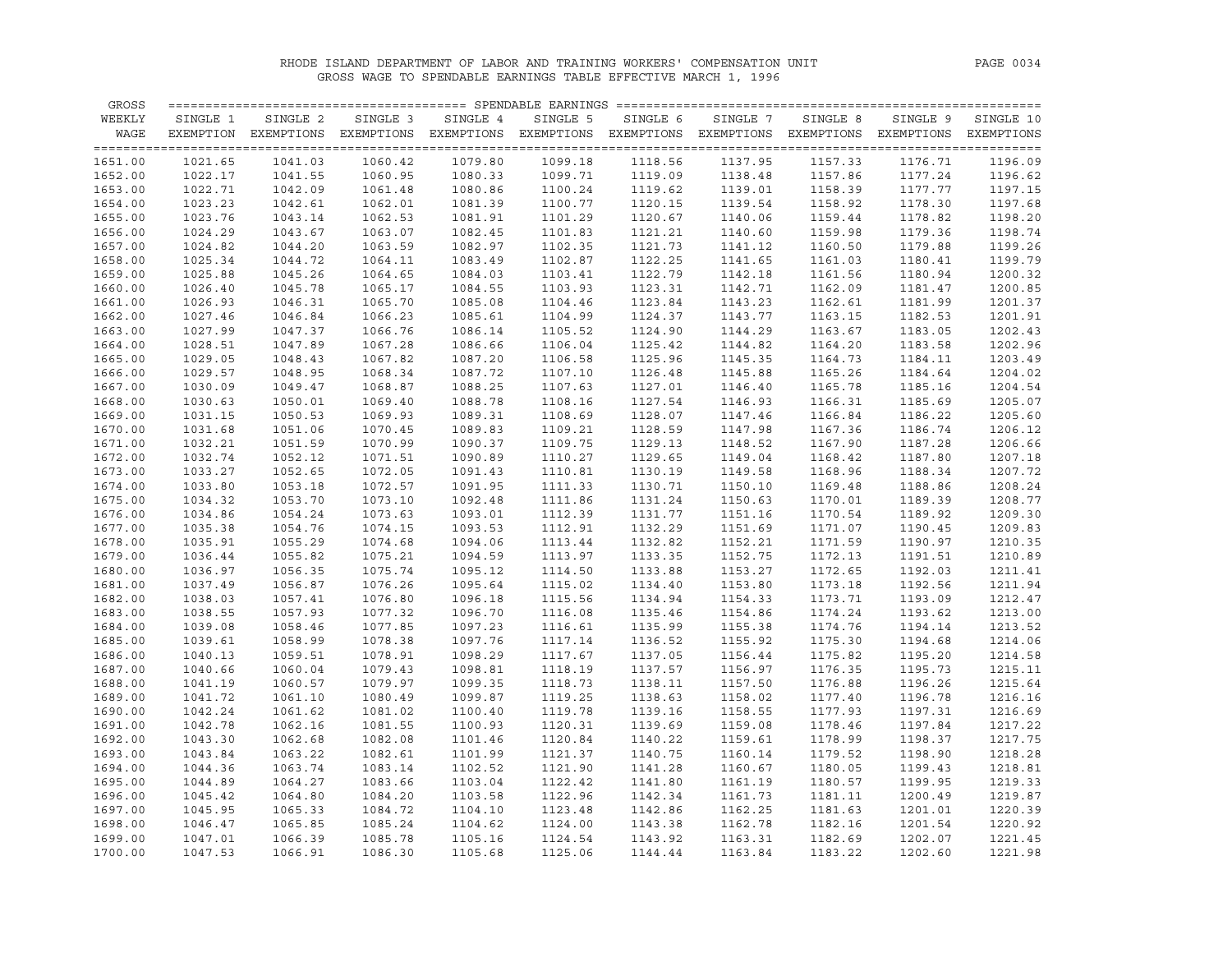RHODE ISLAND DEPARTMENT OF LABOR AND TRAINING WORKERS' COMPENSATION UNIT

GROSS WAGE TO SPENDABLE EARNINGS TABLE EFFECTIVE MARCH 1, 1996

| GROSS WEEKLY WAGE | SPENDABLE EARNINGS | | | | | | | | | |
|---|---|---|---|---|---|---|---|---|---|---|
| | SINGLE 1 EXEMPTION | SINGLE 2 EXEMPTIONS | SINGLE 3 EXEMPTIONS | SINGLE 4 EXEMPTIONS | SINGLE 5 EXEMPTIONS | SINGLE 6 EXEMPTIONS | SINGLE 7 EXEMPTIONS | SINGLE 8 EXEMPTIONS | SINGLE 9 EXEMPTIONS | SINGLE 10 EXEMPTIONS |
| 1651.00 | 1021.65 | 1041.03 | 1060.42 | 1079.80 | 1099.18 | 1118.56 | 1137.95 | 1157.33 | 1176.71 | 1196.09 |
| 1652.00 | 1022.17 | 1041.55 | 1060.95 | 1080.33 | 1099.71 | 1119.09 | 1138.48 | 1157.86 | 1177.24 | 1196.62 |
| 1653.00 | 1022.71 | 1042.09 | 1061.48 | 1080.86 | 1100.24 | 1119.62 | 1139.01 | 1158.39 | 1177.77 | 1197.15 |
| 1654.00 | 1023.23 | 1042.61 | 1062.01 | 1081.39 | 1100.77 | 1120.15 | 1139.54 | 1158.92 | 1178.30 | 1197.68 |
| 1655.00 | 1023.76 | 1043.14 | 1062.53 | 1081.91 | 1101.29 | 1120.67 | 1140.06 | 1159.44 | 1178.82 | 1198.20 |
| 1656.00 | 1024.29 | 1043.67 | 1063.07 | 1082.45 | 1101.83 | 1121.21 | 1140.60 | 1159.98 | 1179.36 | 1198.74 |
| 1657.00 | 1024.82 | 1044.20 | 1063.59 | 1082.97 | 1102.35 | 1121.73 | 1141.12 | 1160.50 | 1179.88 | 1199.26 |
| 1658.00 | 1025.34 | 1044.72 | 1064.11 | 1083.49 | 1102.87 | 1122.25 | 1141.65 | 1161.03 | 1180.41 | 1199.79 |
| 1659.00 | 1025.88 | 1045.26 | 1064.65 | 1084.03 | 1103.41 | 1122.79 | 1142.18 | 1161.56 | 1180.94 | 1200.32 |
| 1660.00 | 1026.40 | 1045.78 | 1065.17 | 1084.55 | 1103.93 | 1123.31 | 1142.71 | 1162.09 | 1181.47 | 1200.85 |
| 1661.00 | 1026.93 | 1046.31 | 1065.70 | 1085.08 | 1104.46 | 1123.84 | 1143.23 | 1162.61 | 1181.99 | 1201.37 |
| 1662.00 | 1027.46 | 1046.84 | 1066.23 | 1085.61 | 1104.99 | 1124.37 | 1143.77 | 1163.15 | 1182.53 | 1201.91 |
| 1663.00 | 1027.99 | 1047.37 | 1066.76 | 1086.14 | 1105.52 | 1124.90 | 1144.29 | 1163.67 | 1183.05 | 1202.43 |
| 1664.00 | 1028.51 | 1047.89 | 1067.28 | 1086.66 | 1106.04 | 1125.42 | 1144.82 | 1164.20 | 1183.58 | 1202.96 |
| 1665.00 | 1029.05 | 1048.43 | 1067.82 | 1087.20 | 1106.58 | 1125.96 | 1145.35 | 1164.73 | 1184.11 | 1203.49 |
| 1666.00 | 1029.57 | 1048.95 | 1068.34 | 1087.72 | 1107.10 | 1126.48 | 1145.88 | 1165.26 | 1184.64 | 1204.02 |
| 1667.00 | 1030.09 | 1049.47 | 1068.87 | 1088.25 | 1107.63 | 1127.01 | 1146.40 | 1165.78 | 1185.16 | 1204.54 |
| 1668.00 | 1030.63 | 1050.01 | 1069.40 | 1088.78 | 1108.16 | 1127.54 | 1146.93 | 1166.31 | 1185.69 | 1205.07 |
| 1669.00 | 1031.15 | 1050.53 | 1069.93 | 1089.31 | 1108.69 | 1128.07 | 1147.46 | 1166.84 | 1186.22 | 1205.60 |
| 1670.00 | 1031.68 | 1051.06 | 1070.45 | 1089.83 | 1109.21 | 1128.59 | 1147.98 | 1167.36 | 1186.74 | 1206.12 |
| 1671.00 | 1032.21 | 1051.59 | 1070.99 | 1090.37 | 1109.75 | 1129.13 | 1148.52 | 1167.90 | 1187.28 | 1206.66 |
| 1672.00 | 1032.74 | 1052.12 | 1071.51 | 1090.89 | 1110.27 | 1129.65 | 1149.04 | 1168.42 | 1187.80 | 1207.18 |
| 1673.00 | 1033.27 | 1052.65 | 1072.05 | 1091.43 | 1110.81 | 1130.19 | 1149.58 | 1168.96 | 1188.34 | 1207.72 |
| 1674.00 | 1033.80 | 1053.18 | 1072.57 | 1091.95 | 1111.33 | 1130.71 | 1150.10 | 1169.48 | 1188.86 | 1208.24 |
| 1675.00 | 1034.32 | 1053.70 | 1073.10 | 1092.48 | 1111.86 | 1131.24 | 1150.63 | 1170.01 | 1189.39 | 1208.77 |
| 1676.00 | 1034.86 | 1054.24 | 1073.63 | 1093.01 | 1112.39 | 1131.77 | 1151.16 | 1170.54 | 1189.92 | 1209.30 |
| 1677.00 | 1035.38 | 1054.76 | 1074.15 | 1093.53 | 1112.91 | 1132.29 | 1151.69 | 1171.07 | 1190.45 | 1209.83 |
| 1678.00 | 1035.91 | 1055.29 | 1074.68 | 1094.06 | 1113.44 | 1132.82 | 1152.21 | 1171.59 | 1190.97 | 1210.35 |
| 1679.00 | 1036.44 | 1055.82 | 1075.21 | 1094.59 | 1113.97 | 1133.35 | 1152.75 | 1172.13 | 1191.51 | 1210.89 |
| 1680.00 | 1036.97 | 1056.35 | 1075.74 | 1095.12 | 1114.50 | 1133.88 | 1153.27 | 1172.65 | 1192.03 | 1211.41 |
| 1681.00 | 1037.49 | 1056.87 | 1076.26 | 1095.64 | 1115.02 | 1134.40 | 1153.80 | 1173.18 | 1192.56 | 1211.94 |
| 1682.00 | 1038.03 | 1057.41 | 1076.80 | 1096.18 | 1115.56 | 1134.94 | 1154.33 | 1173.71 | 1193.09 | 1212.47 |
| 1683.00 | 1038.55 | 1057.93 | 1077.32 | 1096.70 | 1116.08 | 1135.46 | 1154.86 | 1174.24 | 1193.62 | 1213.00 |
| 1684.00 | 1039.08 | 1058.46 | 1077.85 | 1097.23 | 1116.61 | 1135.99 | 1155.38 | 1174.76 | 1194.14 | 1213.52 |
| 1685.00 | 1039.61 | 1058.99 | 1078.38 | 1097.76 | 1117.14 | 1136.52 | 1155.92 | 1175.30 | 1194.68 | 1214.06 |
| 1686.00 | 1040.13 | 1059.51 | 1078.91 | 1098.29 | 1117.67 | 1137.05 | 1156.44 | 1175.82 | 1195.20 | 1214.58 |
| 1687.00 | 1040.66 | 1060.04 | 1079.43 | 1098.81 | 1118.19 | 1137.57 | 1156.97 | 1176.35 | 1195.73 | 1215.11 |
| 1688.00 | 1041.19 | 1060.57 | 1079.97 | 1099.35 | 1118.73 | 1138.11 | 1157.50 | 1176.88 | 1196.26 | 1215.64 |
| 1689.00 | 1041.72 | 1061.10 | 1080.49 | 1099.87 | 1119.25 | 1138.63 | 1158.02 | 1177.40 | 1196.78 | 1216.16 |
| 1690.00 | 1042.24 | 1061.62 | 1081.02 | 1100.40 | 1119.78 | 1139.16 | 1158.55 | 1177.93 | 1197.31 | 1216.69 |
| 1691.00 | 1042.78 | 1062.16 | 1081.55 | 1100.93 | 1120.31 | 1139.69 | 1159.08 | 1178.46 | 1197.84 | 1217.22 |
| 1692.00 | 1043.30 | 1062.68 | 1082.08 | 1101.46 | 1120.84 | 1140.22 | 1159.61 | 1178.99 | 1198.37 | 1217.75 |
| 1693.00 | 1043.84 | 1063.22 | 1082.61 | 1101.99 | 1121.37 | 1140.75 | 1160.14 | 1179.52 | 1198.90 | 1218.28 |
| 1694.00 | 1044.36 | 1063.74 | 1083.14 | 1102.52 | 1121.90 | 1141.28 | 1160.67 | 1180.05 | 1199.43 | 1218.81 |
| 1695.00 | 1044.89 | 1064.27 | 1083.66 | 1103.04 | 1122.42 | 1141.80 | 1161.19 | 1180.57 | 1199.95 | 1219.33 |
| 1696.00 | 1045.42 | 1064.80 | 1084.20 | 1103.58 | 1122.96 | 1142.34 | 1161.73 | 1181.11 | 1200.49 | 1219.87 |
| 1697.00 | 1045.95 | 1065.33 | 1084.72 | 1104.10 | 1123.48 | 1142.86 | 1162.25 | 1181.63 | 1201.01 | 1220.39 |
| 1698.00 | 1046.47 | 1065.85 | 1085.24 | 1104.62 | 1124.00 | 1143.38 | 1162.78 | 1182.16 | 1201.54 | 1220.92 |
| 1699.00 | 1047.01 | 1066.39 | 1085.78 | 1105.16 | 1124.54 | 1143.92 | 1163.31 | 1182.69 | 1202.07 | 1221.45 |
| 1700.00 | 1047.53 | 1066.91 | 1086.30 | 1105.68 | 1125.06 | 1144.44 | 1163.84 | 1183.22 | 1202.60 | 1221.98 |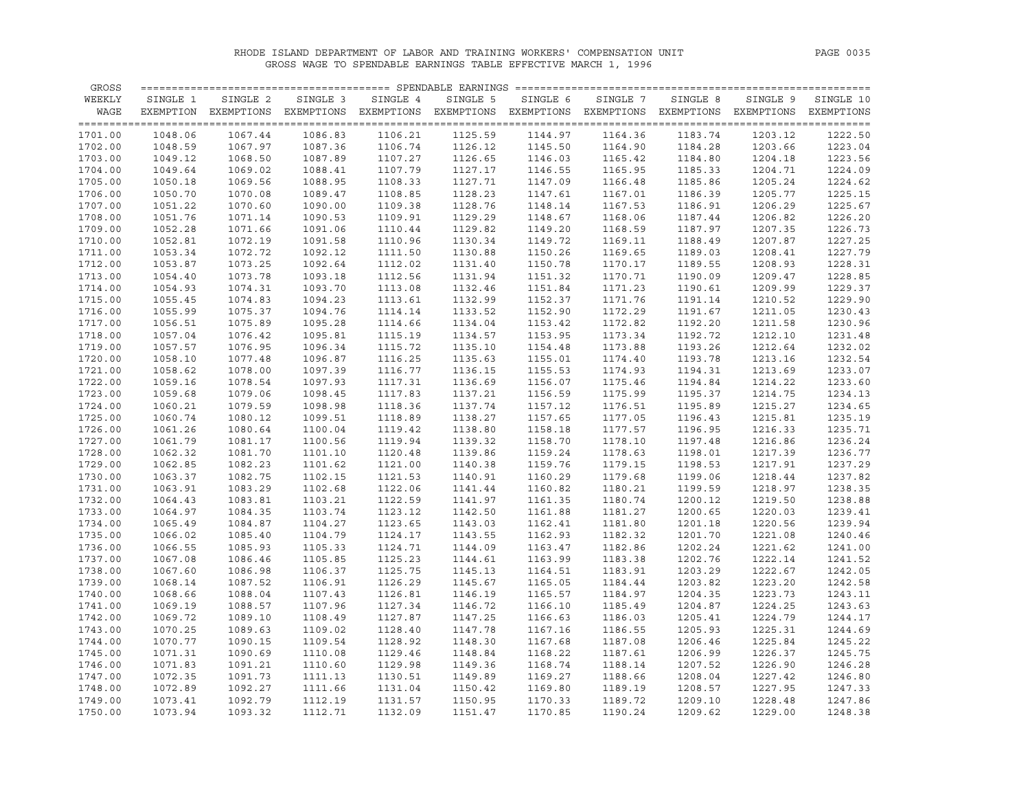RHODE ISLAND DEPARTMENT OF LABOR AND TRAINING WORKERS' COMPENSATION UNIT

GROSS WAGE TO SPENDABLE EARNINGS TABLE EFFECTIVE MARCH 1, 1996

| GROSS WEEKLY WAGE | SINGLE 1 EXEMPTION | SINGLE 2 EXEMPTIONS | SINGLE 3 EXEMPTIONS | SINGLE 4 EXEMPTIONS | SINGLE 5 EXEMPTIONS | SINGLE 6 EXEMPTIONS | SINGLE 7 EXEMPTIONS | SINGLE 8 EXEMPTIONS | SINGLE 9 EXEMPTIONS | SINGLE 10 EXEMPTIONS |
|---|---|---|---|---|---|---|---|---|---|---|
| 1701.00 | 1048.06 | 1067.44 | 1086.83 | 1106.21 | 1125.59 | 1144.97 | 1164.36 | 1183.74 | 1203.12 | 1222.50 |
| 1702.00 | 1048.59 | 1067.97 | 1087.36 | 1106.74 | 1126.12 | 1145.50 | 1164.90 | 1184.28 | 1203.66 | 1223.04 |
| 1703.00 | 1049.12 | 1068.50 | 1087.89 | 1107.27 | 1126.65 | 1146.03 | 1165.42 | 1184.80 | 1204.18 | 1223.56 |
| 1704.00 | 1049.64 | 1069.02 | 1088.41 | 1107.79 | 1127.17 | 1146.55 | 1165.95 | 1185.33 | 1204.71 | 1224.09 |
| 1705.00 | 1050.18 | 1069.56 | 1088.95 | 1108.33 | 1127.71 | 1147.09 | 1166.48 | 1185.86 | 1205.24 | 1224.62 |
| 1706.00 | 1050.70 | 1070.08 | 1089.47 | 1108.85 | 1128.23 | 1147.61 | 1167.01 | 1186.39 | 1205.77 | 1225.15 |
| 1707.00 | 1051.22 | 1070.60 | 1090.00 | 1109.38 | 1128.76 | 1148.14 | 1167.53 | 1186.91 | 1206.29 | 1225.67 |
| 1708.00 | 1051.76 | 1071.14 | 1090.53 | 1109.91 | 1129.29 | 1148.67 | 1168.06 | 1187.44 | 1206.82 | 1226.20 |
| 1709.00 | 1052.28 | 1071.66 | 1091.06 | 1110.44 | 1129.82 | 1149.20 | 1168.59 | 1187.97 | 1207.35 | 1226.73 |
| 1710.00 | 1052.81 | 1072.19 | 1091.58 | 1110.96 | 1130.34 | 1149.72 | 1169.11 | 1188.49 | 1207.87 | 1227.25 |
| 1711.00 | 1053.34 | 1072.72 | 1092.12 | 1111.50 | 1130.88 | 1150.26 | 1169.65 | 1189.03 | 1208.41 | 1227.79 |
| 1712.00 | 1053.87 | 1073.25 | 1092.64 | 1112.02 | 1131.40 | 1150.78 | 1170.17 | 1189.55 | 1208.93 | 1228.31 |
| 1713.00 | 1054.40 | 1073.78 | 1093.18 | 1112.56 | 1131.94 | 1151.32 | 1170.71 | 1190.09 | 1209.47 | 1228.85 |
| 1714.00 | 1054.93 | 1074.31 | 1093.70 | 1113.08 | 1132.46 | 1151.84 | 1171.23 | 1190.61 | 1209.99 | 1229.37 |
| 1715.00 | 1055.45 | 1074.83 | 1094.23 | 1113.61 | 1132.99 | 1152.37 | 1171.76 | 1191.14 | 1210.52 | 1229.90 |
| 1716.00 | 1055.99 | 1075.37 | 1094.76 | 1114.14 | 1133.52 | 1152.90 | 1172.29 | 1191.67 | 1211.05 | 1230.43 |
| 1717.00 | 1056.51 | 1075.89 | 1095.28 | 1114.66 | 1134.04 | 1153.42 | 1172.82 | 1192.20 | 1211.58 | 1230.96 |
| 1718.00 | 1057.04 | 1076.42 | 1095.81 | 1115.19 | 1134.57 | 1153.95 | 1173.34 | 1192.72 | 1212.10 | 1231.48 |
| 1719.00 | 1057.57 | 1076.95 | 1096.34 | 1115.72 | 1135.10 | 1154.48 | 1173.88 | 1193.26 | 1212.64 | 1232.02 |
| 1720.00 | 1058.10 | 1077.48 | 1096.87 | 1116.25 | 1135.63 | 1155.01 | 1174.40 | 1193.78 | 1213.16 | 1232.54 |
| 1721.00 | 1058.62 | 1078.00 | 1097.39 | 1116.77 | 1136.15 | 1155.53 | 1174.93 | 1194.31 | 1213.69 | 1233.07 |
| 1722.00 | 1059.16 | 1078.54 | 1097.93 | 1117.31 | 1136.69 | 1156.07 | 1175.46 | 1194.84 | 1214.22 | 1233.60 |
| 1723.00 | 1059.68 | 1079.06 | 1098.45 | 1117.83 | 1137.21 | 1156.59 | 1175.99 | 1195.37 | 1214.75 | 1234.13 |
| 1724.00 | 1060.21 | 1079.59 | 1098.98 | 1118.36 | 1137.74 | 1157.12 | 1176.51 | 1195.89 | 1215.27 | 1234.65 |
| 1725.00 | 1060.74 | 1080.12 | 1099.51 | 1118.89 | 1138.27 | 1157.65 | 1177.05 | 1196.43 | 1215.81 | 1235.19 |
| 1726.00 | 1061.26 | 1080.64 | 1100.04 | 1119.42 | 1138.80 | 1158.18 | 1177.57 | 1196.95 | 1216.33 | 1235.71 |
| 1727.00 | 1061.79 | 1081.17 | 1100.56 | 1119.94 | 1139.32 | 1158.70 | 1178.10 | 1197.48 | 1216.86 | 1236.24 |
| 1728.00 | 1062.32 | 1081.70 | 1101.10 | 1120.48 | 1139.86 | 1159.24 | 1178.63 | 1198.01 | 1217.39 | 1236.77 |
| 1729.00 | 1062.85 | 1082.23 | 1101.62 | 1121.00 | 1140.38 | 1159.76 | 1179.15 | 1198.53 | 1217.91 | 1237.29 |
| 1730.00 | 1063.37 | 1082.75 | 1102.15 | 1121.53 | 1140.91 | 1160.29 | 1179.68 | 1199.06 | 1218.44 | 1237.82 |
| 1731.00 | 1063.91 | 1083.29 | 1102.68 | 1122.06 | 1141.44 | 1160.82 | 1180.21 | 1199.59 | 1218.97 | 1238.35 |
| 1732.00 | 1064.43 | 1083.81 | 1103.21 | 1122.59 | 1141.97 | 1161.35 | 1180.74 | 1200.12 | 1219.50 | 1238.88 |
| 1733.00 | 1064.97 | 1084.35 | 1103.74 | 1123.12 | 1142.50 | 1161.88 | 1181.27 | 1200.65 | 1220.03 | 1239.41 |
| 1734.00 | 1065.49 | 1084.87 | 1104.27 | 1123.65 | 1143.03 | 1162.41 | 1181.80 | 1201.18 | 1220.56 | 1239.94 |
| 1735.00 | 1066.02 | 1085.40 | 1104.79 | 1124.17 | 1143.55 | 1162.93 | 1182.32 | 1201.70 | 1221.08 | 1240.46 |
| 1736.00 | 1066.55 | 1085.93 | 1105.33 | 1124.71 | 1144.09 | 1163.47 | 1182.86 | 1202.24 | 1221.62 | 1241.00 |
| 1737.00 | 1067.08 | 1086.46 | 1105.85 | 1125.23 | 1144.61 | 1163.99 | 1183.38 | 1202.76 | 1222.14 | 1241.52 |
| 1738.00 | 1067.60 | 1086.98 | 1106.37 | 1125.75 | 1145.13 | 1164.51 | 1183.91 | 1203.29 | 1222.67 | 1242.05 |
| 1739.00 | 1068.14 | 1087.52 | 1106.91 | 1126.29 | 1145.67 | 1165.05 | 1184.44 | 1203.82 | 1223.20 | 1242.58 |
| 1740.00 | 1068.66 | 1088.04 | 1107.43 | 1126.81 | 1146.19 | 1165.57 | 1184.97 | 1204.35 | 1223.73 | 1243.11 |
| 1741.00 | 1069.19 | 1088.57 | 1107.96 | 1127.34 | 1146.72 | 1166.10 | 1185.49 | 1204.87 | 1224.25 | 1243.63 |
| 1742.00 | 1069.72 | 1089.10 | 1108.49 | 1127.87 | 1147.25 | 1166.63 | 1186.03 | 1205.41 | 1224.79 | 1244.17 |
| 1743.00 | 1070.25 | 1089.63 | 1109.02 | 1128.40 | 1147.78 | 1167.16 | 1186.55 | 1205.93 | 1225.31 | 1244.69 |
| 1744.00 | 1070.77 | 1090.15 | 1109.54 | 1128.92 | 1148.30 | 1167.68 | 1187.08 | 1206.46 | 1225.84 | 1245.22 |
| 1745.00 | 1071.31 | 1090.69 | 1110.08 | 1129.46 | 1148.84 | 1168.22 | 1187.61 | 1206.99 | 1226.37 | 1245.75 |
| 1746.00 | 1071.83 | 1091.21 | 1110.60 | 1129.98 | 1149.36 | 1168.74 | 1188.14 | 1207.52 | 1226.90 | 1246.28 |
| 1747.00 | 1072.35 | 1091.73 | 1111.13 | 1130.51 | 1149.89 | 1169.27 | 1188.66 | 1208.04 | 1227.42 | 1246.80 |
| 1748.00 | 1072.89 | 1092.27 | 1111.66 | 1131.04 | 1150.42 | 1169.80 | 1189.19 | 1208.57 | 1227.95 | 1247.33 |
| 1749.00 | 1073.41 | 1092.79 | 1112.19 | 1131.57 | 1150.95 | 1170.33 | 1189.72 | 1209.10 | 1228.48 | 1247.86 |
| 1750.00 | 1073.94 | 1093.32 | 1112.71 | 1132.09 | 1151.47 | 1170.85 | 1190.24 | 1209.62 | 1229.00 | 1248.38 |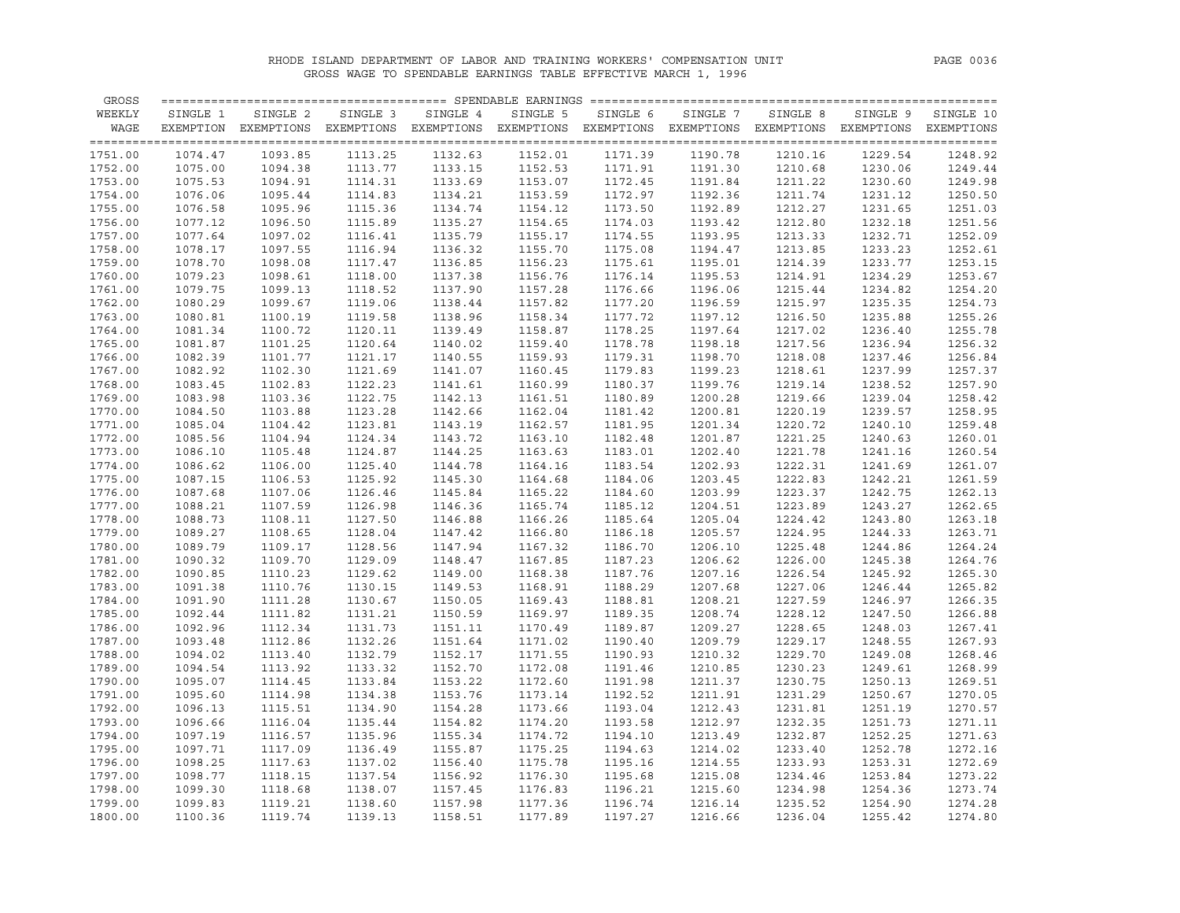RHODE ISLAND DEPARTMENT OF LABOR AND TRAINING WORKERS' COMPENSATION UNIT

GROSS WAGE TO SPENDABLE EARNINGS TABLE EFFECTIVE MARCH 1, 1996

| GROSS WEEKLY WAGE | SINGLE 1 EXEMPTION | SINGLE 2 EXEMPTIONS | SINGLE 3 EXEMPTIONS | SINGLE 4 EXEMPTIONS | SINGLE 5 EXEMPTIONS | SINGLE 6 EXEMPTIONS | SINGLE 7 EXEMPTIONS | SINGLE 8 EXEMPTIONS | SINGLE 9 EXEMPTIONS | SINGLE 10 EXEMPTIONS |
|---|---|---|---|---|---|---|---|---|---|---|
| 1751.00 | 1074.47 | 1093.85 | 1113.25 | 1132.63 | 1152.01 | 1171.39 | 1190.78 | 1210.16 | 1229.54 | 1248.92 |
| 1752.00 | 1075.00 | 1094.38 | 1113.77 | 1133.15 | 1152.53 | 1171.91 | 1191.30 | 1210.68 | 1230.06 | 1249.44 |
| 1753.00 | 1075.53 | 1094.91 | 1114.31 | 1133.69 | 1153.07 | 1172.45 | 1191.84 | 1211.22 | 1230.60 | 1249.98 |
| 1754.00 | 1076.06 | 1095.44 | 1114.83 | 1134.21 | 1153.59 | 1172.97 | 1192.36 | 1211.74 | 1231.12 | 1250.50 |
| 1755.00 | 1076.58 | 1095.96 | 1115.36 | 1134.74 | 1154.12 | 1173.50 | 1192.89 | 1212.27 | 1231.65 | 1251.03 |
| 1756.00 | 1077.12 | 1096.50 | 1115.89 | 1135.27 | 1154.65 | 1174.03 | 1193.42 | 1212.80 | 1232.18 | 1251.56 |
| 1757.00 | 1077.64 | 1097.02 | 1116.41 | 1135.79 | 1155.17 | 1174.55 | 1193.95 | 1213.33 | 1232.71 | 1252.09 |
| 1758.00 | 1078.17 | 1097.55 | 1116.94 | 1136.32 | 1155.70 | 1175.08 | 1194.47 | 1213.85 | 1233.23 | 1252.61 |
| 1759.00 | 1078.70 | 1098.08 | 1117.47 | 1136.85 | 1156.23 | 1175.61 | 1195.01 | 1214.39 | 1233.77 | 1253.15 |
| 1760.00 | 1079.23 | 1098.61 | 1118.00 | 1137.38 | 1156.76 | 1176.14 | 1195.53 | 1214.91 | 1234.29 | 1253.67 |
| 1761.00 | 1079.75 | 1099.13 | 1118.52 | 1137.90 | 1157.28 | 1176.66 | 1196.06 | 1215.44 | 1234.82 | 1254.20 |
| 1762.00 | 1080.29 | 1099.67 | 1119.06 | 1138.44 | 1157.82 | 1177.20 | 1196.59 | 1215.97 | 1235.35 | 1254.73 |
| 1763.00 | 1080.81 | 1100.19 | 1119.58 | 1138.96 | 1158.34 | 1177.72 | 1197.12 | 1216.50 | 1235.88 | 1255.26 |
| 1764.00 | 1081.34 | 1100.72 | 1120.11 | 1139.49 | 1158.87 | 1178.25 | 1197.64 | 1217.02 | 1236.40 | 1255.78 |
| 1765.00 | 1081.87 | 1101.25 | 1120.64 | 1140.02 | 1159.40 | 1178.78 | 1198.18 | 1217.56 | 1236.94 | 1256.32 |
| 1766.00 | 1082.39 | 1101.77 | 1121.17 | 1140.55 | 1159.93 | 1179.31 | 1198.70 | 1218.08 | 1237.46 | 1256.84 |
| 1767.00 | 1082.92 | 1102.30 | 1121.69 | 1141.07 | 1160.45 | 1179.83 | 1199.23 | 1218.61 | 1237.99 | 1257.37 |
| 1768.00 | 1083.45 | 1102.83 | 1122.23 | 1141.61 | 1160.99 | 1180.37 | 1199.76 | 1219.14 | 1238.52 | 1257.90 |
| 1769.00 | 1083.98 | 1103.36 | 1122.75 | 1142.13 | 1161.51 | 1180.89 | 1200.28 | 1219.66 | 1239.04 | 1258.42 |
| 1770.00 | 1084.50 | 1103.88 | 1123.28 | 1142.66 | 1162.04 | 1181.42 | 1200.81 | 1220.19 | 1239.57 | 1258.95 |
| 1771.00 | 1085.04 | 1104.42 | 1123.81 | 1143.19 | 1162.57 | 1181.95 | 1201.34 | 1220.72 | 1240.10 | 1259.48 |
| 1772.00 | 1085.56 | 1104.94 | 1124.34 | 1143.72 | 1163.10 | 1182.48 | 1201.87 | 1221.25 | 1240.63 | 1260.01 |
| 1773.00 | 1086.10 | 1105.48 | 1124.87 | 1144.25 | 1163.63 | 1183.01 | 1202.40 | 1221.78 | 1241.16 | 1260.54 |
| 1774.00 | 1086.62 | 1106.00 | 1125.40 | 1144.78 | 1164.16 | 1183.54 | 1202.93 | 1222.31 | 1241.69 | 1261.07 |
| 1775.00 | 1087.15 | 1106.53 | 1125.92 | 1145.30 | 1164.68 | 1184.06 | 1203.45 | 1222.83 | 1242.21 | 1261.59 |
| 1776.00 | 1087.68 | 1107.06 | 1126.46 | 1145.84 | 1165.22 | 1184.60 | 1203.99 | 1223.37 | 1242.75 | 1262.13 |
| 1777.00 | 1088.21 | 1107.59 | 1126.98 | 1146.36 | 1165.74 | 1185.12 | 1204.51 | 1223.89 | 1243.27 | 1262.65 |
| 1778.00 | 1088.73 | 1108.11 | 1127.50 | 1146.88 | 1166.26 | 1185.64 | 1205.04 | 1224.42 | 1243.80 | 1263.18 |
| 1779.00 | 1089.27 | 1108.65 | 1128.04 | 1147.42 | 1166.80 | 1186.18 | 1205.57 | 1224.95 | 1244.33 | 1263.71 |
| 1780.00 | 1089.79 | 1109.17 | 1128.56 | 1147.94 | 1167.32 | 1186.70 | 1206.10 | 1225.48 | 1244.86 | 1264.24 |
| 1781.00 | 1090.32 | 1109.70 | 1129.09 | 1148.47 | 1167.85 | 1187.23 | 1206.62 | 1226.00 | 1245.38 | 1264.76 |
| 1782.00 | 1090.85 | 1110.23 | 1129.62 | 1149.00 | 1168.38 | 1187.76 | 1207.16 | 1226.54 | 1245.92 | 1265.30 |
| 1783.00 | 1091.38 | 1110.76 | 1130.15 | 1149.53 | 1168.91 | 1188.29 | 1207.68 | 1227.06 | 1246.44 | 1265.82 |
| 1784.00 | 1091.90 | 1111.28 | 1130.67 | 1150.05 | 1169.43 | 1188.81 | 1208.21 | 1227.59 | 1246.97 | 1266.35 |
| 1785.00 | 1092.44 | 1111.82 | 1131.21 | 1150.59 | 1169.97 | 1189.35 | 1208.74 | 1228.12 | 1247.50 | 1266.88 |
| 1786.00 | 1092.96 | 1112.34 | 1131.73 | 1151.11 | 1170.49 | 1189.87 | 1209.27 | 1228.65 | 1248.03 | 1267.41 |
| 1787.00 | 1093.48 | 1112.86 | 1132.26 | 1151.64 | 1171.02 | 1190.40 | 1209.79 | 1229.17 | 1248.55 | 1267.93 |
| 1788.00 | 1094.02 | 1113.40 | 1132.79 | 1152.17 | 1171.55 | 1190.93 | 1210.32 | 1229.70 | 1249.08 | 1268.46 |
| 1789.00 | 1094.54 | 1113.92 | 1133.32 | 1152.70 | 1172.08 | 1191.46 | 1210.85 | 1230.23 | 1249.61 | 1268.99 |
| 1790.00 | 1095.07 | 1114.45 | 1133.84 | 1153.22 | 1172.60 | 1191.98 | 1211.37 | 1230.75 | 1250.13 | 1269.51 |
| 1791.00 | 1095.60 | 1114.98 | 1134.38 | 1153.76 | 1173.14 | 1192.52 | 1211.91 | 1231.29 | 1250.67 | 1270.05 |
| 1792.00 | 1096.13 | 1115.51 | 1134.90 | 1154.28 | 1173.66 | 1193.04 | 1212.43 | 1231.81 | 1251.19 | 1270.57 |
| 1793.00 | 1096.66 | 1116.04 | 1135.44 | 1154.82 | 1174.20 | 1193.58 | 1212.97 | 1232.35 | 1251.73 | 1271.11 |
| 1794.00 | 1097.19 | 1116.57 | 1135.96 | 1155.34 | 1174.72 | 1194.10 | 1213.49 | 1232.87 | 1252.25 | 1271.63 |
| 1795.00 | 1097.71 | 1117.09 | 1136.49 | 1155.87 | 1175.25 | 1194.63 | 1214.02 | 1233.40 | 1252.78 | 1272.16 |
| 1796.00 | 1098.25 | 1117.63 | 1137.02 | 1156.40 | 1175.78 | 1195.16 | 1214.55 | 1233.93 | 1253.31 | 1272.69 |
| 1797.00 | 1098.77 | 1118.15 | 1137.54 | 1156.92 | 1176.30 | 1195.68 | 1215.08 | 1234.46 | 1253.84 | 1273.22 |
| 1798.00 | 1099.30 | 1118.68 | 1138.07 | 1157.45 | 1176.83 | 1196.21 | 1215.60 | 1234.98 | 1254.36 | 1273.74 |
| 1799.00 | 1099.83 | 1119.21 | 1138.60 | 1157.98 | 1177.36 | 1196.74 | 1216.14 | 1235.52 | 1254.90 | 1274.28 |
| 1800.00 | 1100.36 | 1119.74 | 1139.13 | 1158.51 | 1177.89 | 1197.27 | 1216.66 | 1236.04 | 1255.42 | 1274.80 |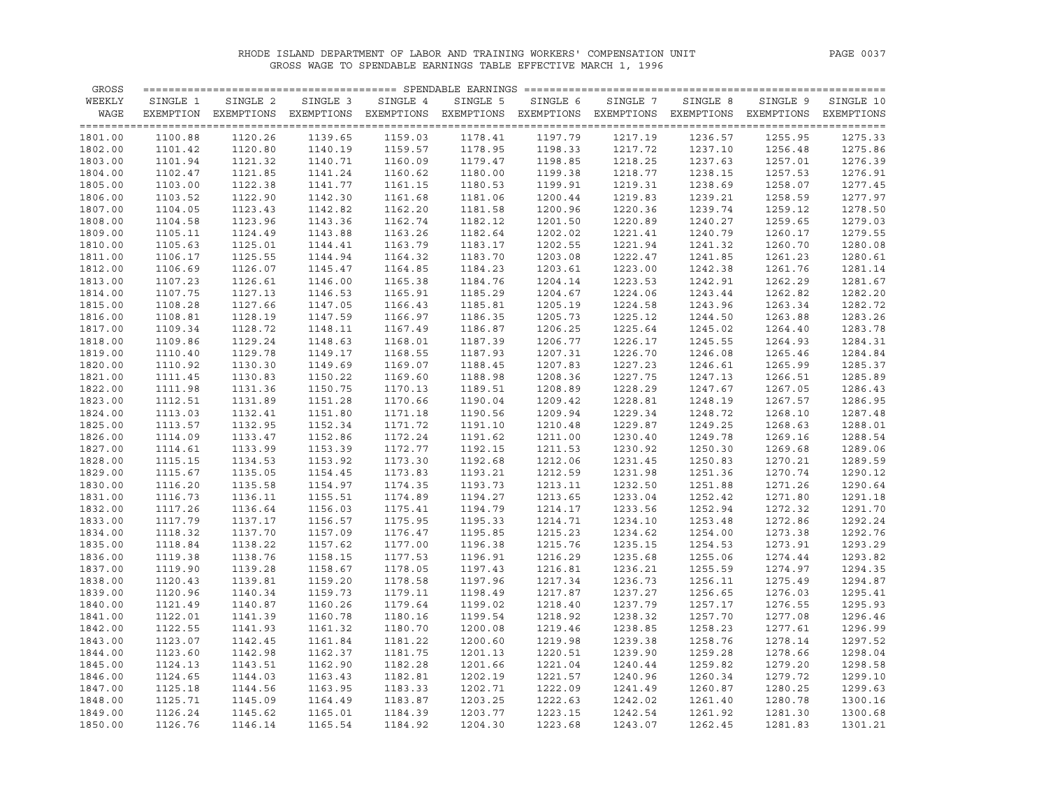RHODE ISLAND DEPARTMENT OF LABOR AND TRAINING WORKERS' COMPENSATION UNIT

GROSS WAGE TO SPENDABLE EARNINGS TABLE EFFECTIVE MARCH 1, 1996

| GROSS WEEKLY WAGE | SINGLE 1 EXEMPTION | SINGLE 2 EXEMPTIONS | SINGLE 3 EXEMPTIONS | SINGLE 4 EXEMPTIONS | SINGLE 5 EXEMPTIONS | SINGLE 6 EXEMPTIONS | SINGLE 7 EXEMPTIONS | SINGLE 8 EXEMPTIONS | SINGLE 9 EXEMPTIONS | SINGLE 10 EXEMPTIONS |
|---|---|---|---|---|---|---|---|---|---|---|
| 1801.00 | 1100.88 | 1120.26 | 1139.65 | 1159.03 | 1178.41 | 1197.79 | 1217.19 | 1236.57 | 1255.95 | 1275.33 |
| 1802.00 | 1101.42 | 1120.80 | 1140.19 | 1159.57 | 1178.95 | 1198.33 | 1217.72 | 1237.10 | 1256.48 | 1275.86 |
| 1803.00 | 1101.94 | 1121.32 | 1140.71 | 1160.09 | 1179.47 | 1198.85 | 1218.25 | 1237.63 | 1257.01 | 1276.39 |
| 1804.00 | 1102.47 | 1121.85 | 1141.24 | 1160.62 | 1180.00 | 1199.38 | 1218.77 | 1238.15 | 1257.53 | 1276.91 |
| 1805.00 | 1103.00 | 1122.38 | 1141.77 | 1161.15 | 1180.53 | 1199.91 | 1219.31 | 1238.69 | 1258.07 | 1277.45 |
| 1806.00 | 1103.52 | 1122.90 | 1142.30 | 1161.68 | 1181.06 | 1200.44 | 1219.83 | 1239.21 | 1258.59 | 1277.97 |
| 1807.00 | 1104.05 | 1123.43 | 1142.82 | 1162.20 | 1181.58 | 1200.96 | 1220.36 | 1239.74 | 1259.12 | 1278.50 |
| 1808.00 | 1104.58 | 1123.96 | 1143.36 | 1162.74 | 1182.12 | 1201.50 | 1220.89 | 1240.27 | 1259.65 | 1279.03 |
| 1809.00 | 1105.11 | 1124.49 | 1143.88 | 1163.26 | 1182.64 | 1202.02 | 1221.41 | 1240.79 | 1260.17 | 1279.55 |
| 1810.00 | 1105.63 | 1125.01 | 1144.41 | 1163.79 | 1183.17 | 1202.55 | 1221.94 | 1241.32 | 1260.70 | 1280.08 |
| 1811.00 | 1106.17 | 1125.55 | 1144.94 | 1164.32 | 1183.70 | 1203.08 | 1222.47 | 1241.85 | 1261.23 | 1280.61 |
| 1812.00 | 1106.69 | 1126.07 | 1145.47 | 1164.85 | 1184.23 | 1203.61 | 1223.00 | 1242.38 | 1261.76 | 1281.14 |
| 1813.00 | 1107.23 | 1126.61 | 1146.00 | 1165.38 | 1184.76 | 1204.14 | 1223.53 | 1242.91 | 1262.29 | 1281.67 |
| 1814.00 | 1107.75 | 1127.13 | 1146.53 | 1165.91 | 1185.29 | 1204.67 | 1224.06 | 1243.44 | 1262.82 | 1282.20 |
| 1815.00 | 1108.28 | 1127.66 | 1147.05 | 1166.43 | 1185.81 | 1205.19 | 1224.58 | 1243.96 | 1263.34 | 1282.72 |
| 1816.00 | 1108.81 | 1128.19 | 1147.59 | 1166.97 | 1186.35 | 1205.73 | 1225.12 | 1244.50 | 1263.88 | 1283.26 |
| 1817.00 | 1109.34 | 1128.72 | 1148.11 | 1167.49 | 1186.87 | 1206.25 | 1225.64 | 1245.02 | 1264.40 | 1283.78 |
| 1818.00 | 1109.86 | 1129.24 | 1148.63 | 1168.01 | 1187.39 | 1206.77 | 1226.17 | 1245.55 | 1264.93 | 1284.31 |
| 1819.00 | 1110.40 | 1129.78 | 1149.17 | 1168.55 | 1187.93 | 1207.31 | 1226.70 | 1246.08 | 1265.46 | 1284.84 |
| 1820.00 | 1110.92 | 1130.30 | 1149.69 | 1169.07 | 1188.45 | 1207.83 | 1227.23 | 1246.61 | 1265.99 | 1285.37 |
| 1821.00 | 1111.45 | 1130.83 | 1150.22 | 1169.60 | 1188.98 | 1208.36 | 1227.75 | 1247.13 | 1266.51 | 1285.89 |
| 1822.00 | 1111.98 | 1131.36 | 1150.75 | 1170.13 | 1189.51 | 1208.89 | 1228.29 | 1247.67 | 1267.05 | 1286.43 |
| 1823.00 | 1112.51 | 1131.89 | 1151.28 | 1170.66 | 1190.04 | 1209.42 | 1228.81 | 1248.19 | 1267.57 | 1286.95 |
| 1824.00 | 1113.03 | 1132.41 | 1151.80 | 1171.18 | 1190.56 | 1209.94 | 1229.34 | 1248.72 | 1268.10 | 1287.48 |
| 1825.00 | 1113.57 | 1132.95 | 1152.34 | 1171.72 | 1191.10 | 1210.48 | 1229.87 | 1249.25 | 1268.63 | 1288.01 |
| 1826.00 | 1114.09 | 1133.47 | 1152.86 | 1172.24 | 1191.62 | 1211.00 | 1230.40 | 1249.78 | 1269.16 | 1288.54 |
| 1827.00 | 1114.61 | 1133.99 | 1153.39 | 1172.77 | 1192.15 | 1211.53 | 1230.92 | 1250.30 | 1269.68 | 1289.06 |
| 1828.00 | 1115.15 | 1134.53 | 1153.92 | 1173.30 | 1192.68 | 1212.06 | 1231.45 | 1250.83 | 1270.21 | 1289.59 |
| 1829.00 | 1115.67 | 1135.05 | 1154.45 | 1173.83 | 1193.21 | 1212.59 | 1231.98 | 1251.36 | 1270.74 | 1290.12 |
| 1830.00 | 1116.20 | 1135.58 | 1154.97 | 1174.35 | 1193.73 | 1213.11 | 1232.50 | 1251.88 | 1271.26 | 1290.64 |
| 1831.00 | 1116.73 | 1136.11 | 1155.51 | 1174.89 | 1194.27 | 1213.65 | 1233.04 | 1252.42 | 1271.80 | 1291.18 |
| 1832.00 | 1117.26 | 1136.64 | 1156.03 | 1175.41 | 1194.79 | 1214.17 | 1233.56 | 1252.94 | 1272.32 | 1291.70 |
| 1833.00 | 1117.79 | 1137.17 | 1156.57 | 1175.95 | 1195.33 | 1214.71 | 1234.10 | 1253.48 | 1272.86 | 1292.24 |
| 1834.00 | 1118.32 | 1137.70 | 1157.09 | 1176.47 | 1195.85 | 1215.23 | 1234.62 | 1254.00 | 1273.38 | 1292.76 |
| 1835.00 | 1118.84 | 1138.22 | 1157.62 | 1177.00 | 1196.38 | 1215.76 | 1235.15 | 1254.53 | 1273.91 | 1293.29 |
| 1836.00 | 1119.38 | 1138.76 | 1158.15 | 1177.53 | 1196.91 | 1216.29 | 1235.68 | 1255.06 | 1274.44 | 1293.82 |
| 1837.00 | 1119.90 | 1139.28 | 1158.67 | 1178.05 | 1197.43 | 1216.81 | 1236.21 | 1255.59 | 1274.97 | 1294.35 |
| 1838.00 | 1120.43 | 1139.81 | 1159.20 | 1178.58 | 1197.96 | 1217.34 | 1236.73 | 1256.11 | 1275.49 | 1294.87 |
| 1839.00 | 1120.96 | 1140.34 | 1159.73 | 1179.11 | 1198.49 | 1217.87 | 1237.27 | 1256.65 | 1276.03 | 1295.41 |
| 1840.00 | 1121.49 | 1140.87 | 1160.26 | 1179.64 | 1199.02 | 1218.40 | 1237.79 | 1257.17 | 1276.55 | 1295.93 |
| 1841.00 | 1122.01 | 1141.39 | 1160.78 | 1180.16 | 1199.54 | 1218.92 | 1238.32 | 1257.70 | 1277.08 | 1296.46 |
| 1842.00 | 1122.55 | 1141.93 | 1161.32 | 1180.70 | 1200.08 | 1219.46 | 1238.85 | 1258.23 | 1277.61 | 1296.99 |
| 1843.00 | 1123.07 | 1142.45 | 1161.84 | 1181.22 | 1200.60 | 1219.98 | 1239.38 | 1258.76 | 1278.14 | 1297.52 |
| 1844.00 | 1123.60 | 1142.98 | 1162.37 | 1181.75 | 1201.13 | 1220.51 | 1239.90 | 1259.28 | 1278.66 | 1298.04 |
| 1845.00 | 1124.13 | 1143.51 | 1162.90 | 1182.28 | 1201.66 | 1221.04 | 1240.44 | 1259.82 | 1279.20 | 1298.58 |
| 1846.00 | 1124.65 | 1144.03 | 1163.43 | 1182.81 | 1202.19 | 1221.57 | 1240.96 | 1260.34 | 1279.72 | 1299.10 |
| 1847.00 | 1125.18 | 1144.56 | 1163.95 | 1183.33 | 1202.71 | 1222.09 | 1241.49 | 1260.87 | 1280.25 | 1299.63 |
| 1848.00 | 1125.71 | 1145.09 | 1164.49 | 1183.87 | 1203.25 | 1222.63 | 1242.02 | 1261.40 | 1280.78 | 1300.16 |
| 1849.00 | 1126.24 | 1145.62 | 1165.01 | 1184.39 | 1203.77 | 1223.15 | 1242.54 | 1261.92 | 1281.30 | 1300.68 |
| 1850.00 | 1126.76 | 1146.14 | 1165.54 | 1184.92 | 1204.30 | 1223.68 | 1243.07 | 1262.45 | 1281.83 | 1301.21 |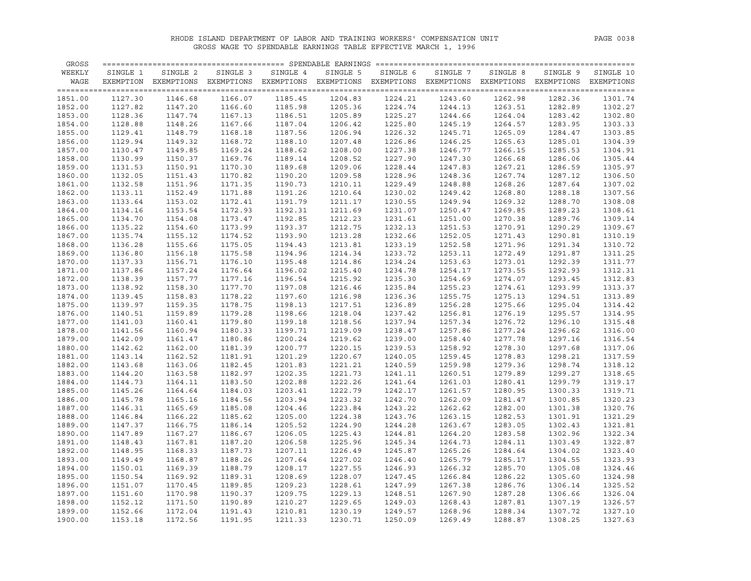RHODE ISLAND DEPARTMENT OF LABOR AND TRAINING WORKERS' COMPENSATION UNIT

GROSS WAGE TO SPENDABLE EARNINGS TABLE EFFECTIVE MARCH 1, 1996

| GROSS WEEKLY WAGE | SINGLE 1 EXEMPTION | SINGLE 2 EXEMPTIONS | SINGLE 3 EXEMPTIONS | SINGLE 4 EXEMPTIONS | SINGLE 5 EXEMPTIONS | SINGLE 6 EXEMPTIONS | SINGLE 7 EXEMPTIONS | SINGLE 8 EXEMPTIONS | SINGLE 9 EXEMPTIONS | SINGLE 10 EXEMPTIONS |
|---|---|---|---|---|---|---|---|---|---|---|
| 1851.00 | 1127.30 | 1146.68 | 1166.07 | 1185.45 | 1204.83 | 1224.21 | 1243.60 | 1262.98 | 1282.36 | 1301.74 |
| 1852.00 | 1127.82 | 1147.20 | 1166.60 | 1185.98 | 1205.36 | 1224.74 | 1244.13 | 1263.51 | 1282.89 | 1302.27 |
| 1853.00 | 1128.36 | 1147.74 | 1167.13 | 1186.51 | 1205.89 | 1225.27 | 1244.66 | 1264.04 | 1283.42 | 1302.80 |
| 1854.00 | 1128.88 | 1148.26 | 1167.66 | 1187.04 | 1206.42 | 1225.80 | 1245.19 | 1264.57 | 1283.95 | 1303.33 |
| 1855.00 | 1129.41 | 1148.79 | 1168.18 | 1187.56 | 1206.94 | 1226.32 | 1245.71 | 1265.09 | 1284.47 | 1303.85 |
| 1856.00 | 1129.94 | 1149.32 | 1168.72 | 1188.10 | 1207.48 | 1226.86 | 1246.25 | 1265.63 | 1285.01 | 1304.39 |
| 1857.00 | 1130.47 | 1149.85 | 1169.24 | 1188.62 | 1208.00 | 1227.38 | 1246.77 | 1266.15 | 1285.53 | 1304.91 |
| 1858.00 | 1130.99 | 1150.37 | 1169.76 | 1189.14 | 1208.52 | 1227.90 | 1247.30 | 1266.68 | 1286.06 | 1305.44 |
| 1859.00 | 1131.53 | 1150.91 | 1170.30 | 1189.68 | 1209.06 | 1228.44 | 1247.83 | 1267.21 | 1286.59 | 1305.97 |
| 1860.00 | 1132.05 | 1151.43 | 1170.82 | 1190.20 | 1209.58 | 1228.96 | 1248.36 | 1267.74 | 1287.12 | 1306.50 |
| 1861.00 | 1132.58 | 1151.96 | 1171.35 | 1190.73 | 1210.11 | 1229.49 | 1248.88 | 1268.26 | 1287.64 | 1307.02 |
| 1862.00 | 1133.11 | 1152.49 | 1171.88 | 1191.26 | 1210.64 | 1230.02 | 1249.42 | 1268.80 | 1288.18 | 1307.56 |
| 1863.00 | 1133.64 | 1153.02 | 1172.41 | 1191.79 | 1211.17 | 1230.55 | 1249.94 | 1269.32 | 1288.70 | 1308.08 |
| 1864.00 | 1134.16 | 1153.54 | 1172.93 | 1192.31 | 1211.69 | 1231.07 | 1250.47 | 1269.85 | 1289.23 | 1308.61 |
| 1865.00 | 1134.70 | 1154.08 | 1173.47 | 1192.85 | 1212.23 | 1231.61 | 1251.00 | 1270.38 | 1289.76 | 1309.14 |
| 1866.00 | 1135.22 | 1154.60 | 1173.99 | 1193.37 | 1212.75 | 1232.13 | 1251.53 | 1270.91 | 1290.29 | 1309.67 |
| 1867.00 | 1135.74 | 1155.12 | 1174.52 | 1193.90 | 1213.28 | 1232.66 | 1252.05 | 1271.43 | 1290.81 | 1310.19 |
| 1868.00 | 1136.28 | 1155.66 | 1175.05 | 1194.43 | 1213.81 | 1233.19 | 1252.58 | 1271.96 | 1291.34 | 1310.72 |
| 1869.00 | 1136.80 | 1156.18 | 1175.58 | 1194.96 | 1214.34 | 1233.72 | 1253.11 | 1272.49 | 1291.87 | 1311.25 |
| 1870.00 | 1137.33 | 1156.71 | 1176.10 | 1195.48 | 1214.86 | 1234.24 | 1253.63 | 1273.01 | 1292.39 | 1311.77 |
| 1871.00 | 1137.86 | 1157.24 | 1176.64 | 1196.02 | 1215.40 | 1234.78 | 1254.17 | 1273.55 | 1292.93 | 1312.31 |
| 1872.00 | 1138.39 | 1157.77 | 1177.16 | 1196.54 | 1215.92 | 1235.30 | 1254.69 | 1274.07 | 1293.45 | 1312.83 |
| 1873.00 | 1138.92 | 1158.30 | 1177.70 | 1197.08 | 1216.46 | 1235.84 | 1255.23 | 1274.61 | 1293.99 | 1313.37 |
| 1874.00 | 1139.45 | 1158.83 | 1178.22 | 1197.60 | 1216.98 | 1236.36 | 1255.75 | 1275.13 | 1294.51 | 1313.89 |
| 1875.00 | 1139.97 | 1159.35 | 1178.75 | 1198.13 | 1217.51 | 1236.89 | 1256.28 | 1275.66 | 1295.04 | 1314.42 |
| 1876.00 | 1140.51 | 1159.89 | 1179.28 | 1198.66 | 1218.04 | 1237.42 | 1256.81 | 1276.19 | 1295.57 | 1314.95 |
| 1877.00 | 1141.03 | 1160.41 | 1179.80 | 1199.18 | 1218.56 | 1237.94 | 1257.34 | 1276.72 | 1296.10 | 1315.48 |
| 1878.00 | 1141.56 | 1160.94 | 1180.33 | 1199.71 | 1219.09 | 1238.47 | 1257.86 | 1277.24 | 1296.62 | 1316.00 |
| 1879.00 | 1142.09 | 1161.47 | 1180.86 | 1200.24 | 1219.62 | 1239.00 | 1258.40 | 1277.78 | 1297.16 | 1316.54 |
| 1880.00 | 1142.62 | 1162.00 | 1181.39 | 1200.77 | 1220.15 | 1239.53 | 1258.92 | 1278.30 | 1297.68 | 1317.06 |
| 1881.00 | 1143.14 | 1162.52 | 1181.91 | 1201.29 | 1220.67 | 1240.05 | 1259.45 | 1278.83 | 1298.21 | 1317.59 |
| 1882.00 | 1143.68 | 1163.06 | 1182.45 | 1201.83 | 1221.21 | 1240.59 | 1259.98 | 1279.36 | 1298.74 | 1318.12 |
| 1883.00 | 1144.20 | 1163.58 | 1182.97 | 1202.35 | 1221.73 | 1241.11 | 1260.51 | 1279.89 | 1299.27 | 1318.65 |
| 1884.00 | 1144.73 | 1164.11 | 1183.50 | 1202.88 | 1222.26 | 1241.64 | 1261.03 | 1280.41 | 1299.79 | 1319.17 |
| 1885.00 | 1145.26 | 1164.64 | 1184.03 | 1203.41 | 1222.79 | 1242.17 | 1261.57 | 1280.95 | 1300.33 | 1319.71 |
| 1886.00 | 1145.78 | 1165.16 | 1184.56 | 1203.94 | 1223.32 | 1242.70 | 1262.09 | 1281.47 | 1300.85 | 1320.23 |
| 1887.00 | 1146.31 | 1165.69 | 1185.08 | 1204.46 | 1223.84 | 1243.22 | 1262.62 | 1282.00 | 1301.38 | 1320.76 |
| 1888.00 | 1146.84 | 1166.22 | 1185.62 | 1205.00 | 1224.38 | 1243.76 | 1263.15 | 1282.53 | 1301.91 | 1321.29 |
| 1889.00 | 1147.37 | 1166.75 | 1186.14 | 1205.52 | 1224.90 | 1244.28 | 1263.67 | 1283.05 | 1302.43 | 1321.81 |
| 1890.00 | 1147.89 | 1167.27 | 1186.67 | 1206.05 | 1225.43 | 1244.81 | 1264.20 | 1283.58 | 1302.96 | 1322.34 |
| 1891.00 | 1148.43 | 1167.81 | 1187.20 | 1206.58 | 1225.96 | 1245.34 | 1264.73 | 1284.11 | 1303.49 | 1322.87 |
| 1892.00 | 1148.95 | 1168.33 | 1187.73 | 1207.11 | 1226.49 | 1245.87 | 1265.26 | 1284.64 | 1304.02 | 1323.40 |
| 1893.00 | 1149.49 | 1168.87 | 1188.26 | 1207.64 | 1227.02 | 1246.40 | 1265.79 | 1285.17 | 1304.55 | 1323.93 |
| 1894.00 | 1150.01 | 1169.39 | 1188.79 | 1208.17 | 1227.55 | 1246.93 | 1266.32 | 1285.70 | 1305.08 | 1324.46 |
| 1895.00 | 1150.54 | 1169.92 | 1189.31 | 1208.69 | 1228.07 | 1247.45 | 1266.84 | 1286.22 | 1305.60 | 1324.98 |
| 1896.00 | 1151.07 | 1170.45 | 1189.85 | 1209.23 | 1228.61 | 1247.99 | 1267.38 | 1286.76 | 1306.14 | 1325.52 |
| 1897.00 | 1151.60 | 1170.98 | 1190.37 | 1209.75 | 1229.13 | 1248.51 | 1267.90 | 1287.28 | 1306.66 | 1326.04 |
| 1898.00 | 1152.12 | 1171.50 | 1190.89 | 1210.27 | 1229.65 | 1249.03 | 1268.43 | 1287.81 | 1307.19 | 1326.57 |
| 1899.00 | 1152.66 | 1172.04 | 1191.43 | 1210.81 | 1230.19 | 1249.57 | 1268.96 | 1288.34 | 1307.72 | 1327.10 |
| 1900.00 | 1153.18 | 1172.56 | 1191.95 | 1211.33 | 1230.71 | 1250.09 | 1269.49 | 1288.87 | 1308.25 | 1327.63 |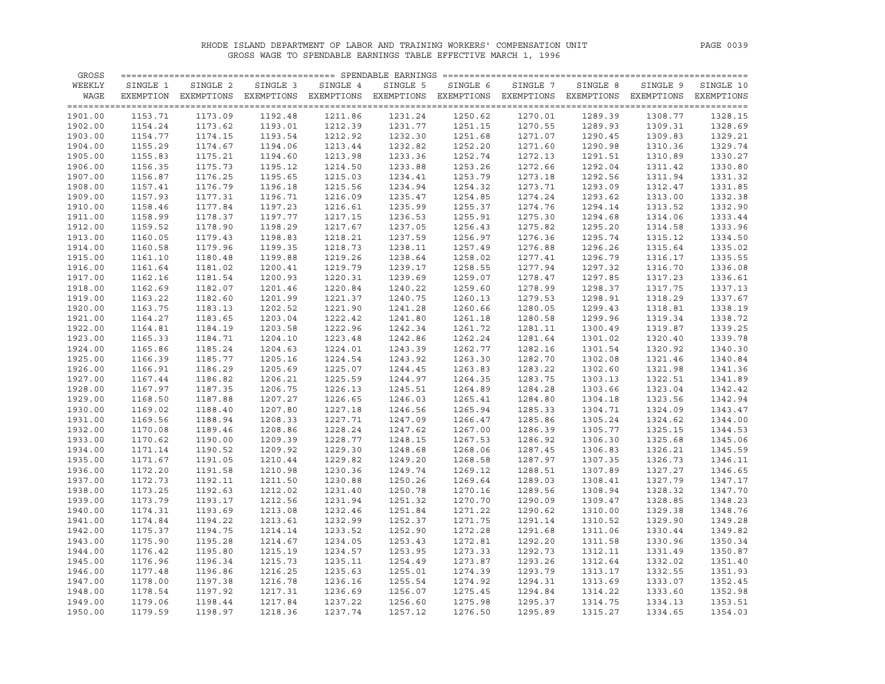RHODE ISLAND DEPARTMENT OF LABOR AND TRAINING WORKERS' COMPENSATION UNIT

GROSS WAGE TO SPENDABLE EARNINGS TABLE EFFECTIVE MARCH 1, 1996

| GROSS WEEKLY WAGE | SINGLE 1 EXEMPTION | SINGLE 2 EXEMPTIONS | SINGLE 3 EXEMPTIONS | SINGLE 4 EXEMPTIONS | SINGLE 5 EXEMPTIONS | SINGLE 6 EXEMPTIONS | SINGLE 7 EXEMPTIONS | SINGLE 8 EXEMPTIONS | SINGLE 9 EXEMPTIONS | SINGLE 10 EXEMPTIONS |
|---|---|---|---|---|---|---|---|---|---|---|
| | SPENDABLE EARNINGS | | | | | | | | | |
| 1901.00 | 1153.71 | 1173.09 | 1192.48 | 1211.86 | 1231.24 | 1250.62 | 1270.01 | 1289.39 | 1308.77 | 1328.15 |
| 1902.00 | 1154.24 | 1173.62 | 1193.01 | 1212.39 | 1231.77 | 1251.15 | 1270.55 | 1289.93 | 1309.31 | 1328.69 |
| 1903.00 | 1154.77 | 1174.15 | 1193.54 | 1212.92 | 1232.30 | 1251.68 | 1271.07 | 1290.45 | 1309.83 | 1329.21 |
| 1904.00 | 1155.29 | 1174.67 | 1194.06 | 1213.44 | 1232.82 | 1252.20 | 1271.60 | 1290.98 | 1310.36 | 1329.74 |
| 1905.00 | 1155.83 | 1175.21 | 1194.60 | 1213.98 | 1233.36 | 1252.74 | 1272.13 | 1291.51 | 1310.89 | 1330.27 |
| 1906.00 | 1156.35 | 1175.73 | 1195.12 | 1214.50 | 1233.88 | 1253.26 | 1272.66 | 1292.04 | 1311.42 | 1330.80 |
| 1907.00 | 1156.87 | 1176.25 | 1195.65 | 1215.03 | 1234.41 | 1253.79 | 1273.18 | 1292.56 | 1311.94 | 1331.32 |
| 1908.00 | 1157.41 | 1176.79 | 1196.18 | 1215.56 | 1234.94 | 1254.32 | 1273.71 | 1293.09 | 1312.47 | 1331.85 |
| 1909.00 | 1157.93 | 1177.31 | 1196.71 | 1216.09 | 1235.47 | 1254.85 | 1274.24 | 1293.62 | 1313.00 | 1332.38 |
| 1910.00 | 1158.46 | 1177.84 | 1197.23 | 1216.61 | 1235.99 | 1255.37 | 1274.76 | 1294.14 | 1313.52 | 1332.90 |
| 1911.00 | 1158.99 | 1178.37 | 1197.77 | 1217.15 | 1236.53 | 1255.91 | 1275.30 | 1294.68 | 1314.06 | 1333.44 |
| 1912.00 | 1159.52 | 1178.90 | 1198.29 | 1217.67 | 1237.05 | 1256.43 | 1275.82 | 1295.20 | 1314.58 | 1333.96 |
| 1913.00 | 1160.05 | 1179.43 | 1198.83 | 1218.21 | 1237.59 | 1256.97 | 1276.36 | 1295.74 | 1315.12 | 1334.50 |
| 1914.00 | 1160.58 | 1179.96 | 1199.35 | 1218.73 | 1238.11 | 1257.49 | 1276.88 | 1296.26 | 1315.64 | 1335.02 |
| 1915.00 | 1161.10 | 1180.48 | 1199.88 | 1219.26 | 1238.64 | 1258.02 | 1277.41 | 1296.79 | 1316.17 | 1335.55 |
| 1916.00 | 1161.64 | 1181.02 | 1200.41 | 1219.79 | 1239.17 | 1258.55 | 1277.94 | 1297.32 | 1316.70 | 1336.08 |
| 1917.00 | 1162.16 | 1181.54 | 1200.93 | 1220.31 | 1239.69 | 1259.07 | 1278.47 | 1297.85 | 1317.23 | 1336.61 |
| 1918.00 | 1162.69 | 1182.07 | 1201.46 | 1220.84 | 1240.22 | 1259.60 | 1278.99 | 1298.37 | 1317.75 | 1337.13 |
| 1919.00 | 1163.22 | 1182.60 | 1201.99 | 1221.37 | 1240.75 | 1260.13 | 1279.53 | 1298.91 | 1318.29 | 1337.67 |
| 1920.00 | 1163.75 | 1183.13 | 1202.52 | 1221.90 | 1241.28 | 1260.66 | 1280.05 | 1299.43 | 1318.81 | 1338.19 |
| 1921.00 | 1164.27 | 1183.65 | 1203.04 | 1222.42 | 1241.80 | 1261.18 | 1280.58 | 1299.96 | 1319.34 | 1338.72 |
| 1922.00 | 1164.81 | 1184.19 | 1203.58 | 1222.96 | 1242.34 | 1261.72 | 1281.11 | 1300.49 | 1319.87 | 1339.25 |
| 1923.00 | 1165.33 | 1184.71 | 1204.10 | 1223.48 | 1242.86 | 1262.24 | 1281.64 | 1301.02 | 1320.40 | 1339.78 |
| 1924.00 | 1165.86 | 1185.24 | 1204.63 | 1224.01 | 1243.39 | 1262.77 | 1282.16 | 1301.54 | 1320.92 | 1340.30 |
| 1925.00 | 1166.39 | 1185.77 | 1205.16 | 1224.54 | 1243.92 | 1263.30 | 1282.70 | 1302.08 | 1321.46 | 1340.84 |
| 1926.00 | 1166.91 | 1186.29 | 1205.69 | 1225.07 | 1244.45 | 1263.83 | 1283.22 | 1302.60 | 1321.98 | 1341.36 |
| 1927.00 | 1167.44 | 1186.82 | 1206.21 | 1225.59 | 1244.97 | 1264.35 | 1283.75 | 1303.13 | 1322.51 | 1341.89 |
| 1928.00 | 1167.97 | 1187.35 | 1206.75 | 1226.13 | 1245.51 | 1264.89 | 1284.28 | 1303.66 | 1323.04 | 1342.42 |
| 1929.00 | 1168.50 | 1187.88 | 1207.27 | 1226.65 | 1246.03 | 1265.41 | 1284.80 | 1304.18 | 1323.56 | 1342.94 |
| 1930.00 | 1169.02 | 1188.40 | 1207.80 | 1227.18 | 1246.56 | 1265.94 | 1285.33 | 1304.71 | 1324.09 | 1343.47 |
| 1931.00 | 1169.56 | 1188.94 | 1208.33 | 1227.71 | 1247.09 | 1266.47 | 1285.86 | 1305.24 | 1324.62 | 1344.00 |
| 1932.00 | 1170.08 | 1189.46 | 1208.86 | 1228.24 | 1247.62 | 1267.00 | 1286.39 | 1305.77 | 1325.15 | 1344.53 |
| 1933.00 | 1170.62 | 1190.00 | 1209.39 | 1228.77 | 1248.15 | 1267.53 | 1286.92 | 1306.30 | 1325.68 | 1345.06 |
| 1934.00 | 1171.14 | 1190.52 | 1209.92 | 1229.30 | 1248.68 | 1268.06 | 1287.45 | 1306.83 | 1326.21 | 1345.59 |
| 1935.00 | 1171.67 | 1191.05 | 1210.44 | 1229.82 | 1249.20 | 1268.58 | 1287.97 | 1307.35 | 1326.73 | 1346.11 |
| 1936.00 | 1172.20 | 1191.58 | 1210.98 | 1230.36 | 1249.74 | 1269.12 | 1288.51 | 1307.89 | 1327.27 | 1346.65 |
| 1937.00 | 1172.73 | 1192.11 | 1211.50 | 1230.88 | 1250.26 | 1269.64 | 1289.03 | 1308.41 | 1327.79 | 1347.17 |
| 1938.00 | 1173.25 | 1192.63 | 1212.02 | 1231.40 | 1250.78 | 1270.16 | 1289.56 | 1308.94 | 1328.32 | 1347.70 |
| 1939.00 | 1173.79 | 1193.17 | 1212.56 | 1231.94 | 1251.32 | 1270.70 | 1290.09 | 1309.47 | 1328.85 | 1348.23 |
| 1940.00 | 1174.31 | 1193.69 | 1213.08 | 1232.46 | 1251.84 | 1271.22 | 1290.62 | 1310.00 | 1329.38 | 1348.76 |
| 1941.00 | 1174.84 | 1194.22 | 1213.61 | 1232.99 | 1252.37 | 1271.75 | 1291.14 | 1310.52 | 1329.90 | 1349.28 |
| 1942.00 | 1175.37 | 1194.75 | 1214.14 | 1233.52 | 1252.90 | 1272.28 | 1291.68 | 1311.06 | 1330.44 | 1349.82 |
| 1943.00 | 1175.90 | 1195.28 | 1214.67 | 1234.05 | 1253.43 | 1272.81 | 1292.20 | 1311.58 | 1330.96 | 1350.34 |
| 1944.00 | 1176.42 | 1195.80 | 1215.19 | 1234.57 | 1253.95 | 1273.33 | 1292.73 | 1312.11 | 1331.49 | 1350.87 |
| 1945.00 | 1176.96 | 1196.34 | 1215.73 | 1235.11 | 1254.49 | 1273.87 | 1293.26 | 1312.64 | 1332.02 | 1351.40 |
| 1946.00 | 1177.48 | 1196.86 | 1216.25 | 1235.63 | 1255.01 | 1274.39 | 1293.79 | 1313.17 | 1332.55 | 1351.93 |
| 1947.00 | 1178.00 | 1197.38 | 1216.78 | 1236.16 | 1255.54 | 1274.92 | 1294.31 | 1313.69 | 1333.07 | 1352.45 |
| 1948.00 | 1178.54 | 1197.92 | 1217.31 | 1236.69 | 1256.07 | 1275.45 | 1294.84 | 1314.22 | 1333.60 | 1352.98 |
| 1949.00 | 1179.06 | 1198.44 | 1217.84 | 1237.22 | 1256.60 | 1275.98 | 1295.37 | 1314.75 | 1334.13 | 1353.51 |
| 1950.00 | 1179.59 | 1198.97 | 1218.36 | 1237.74 | 1257.12 | 1276.50 | 1295.89 | 1315.27 | 1334.65 | 1354.03 |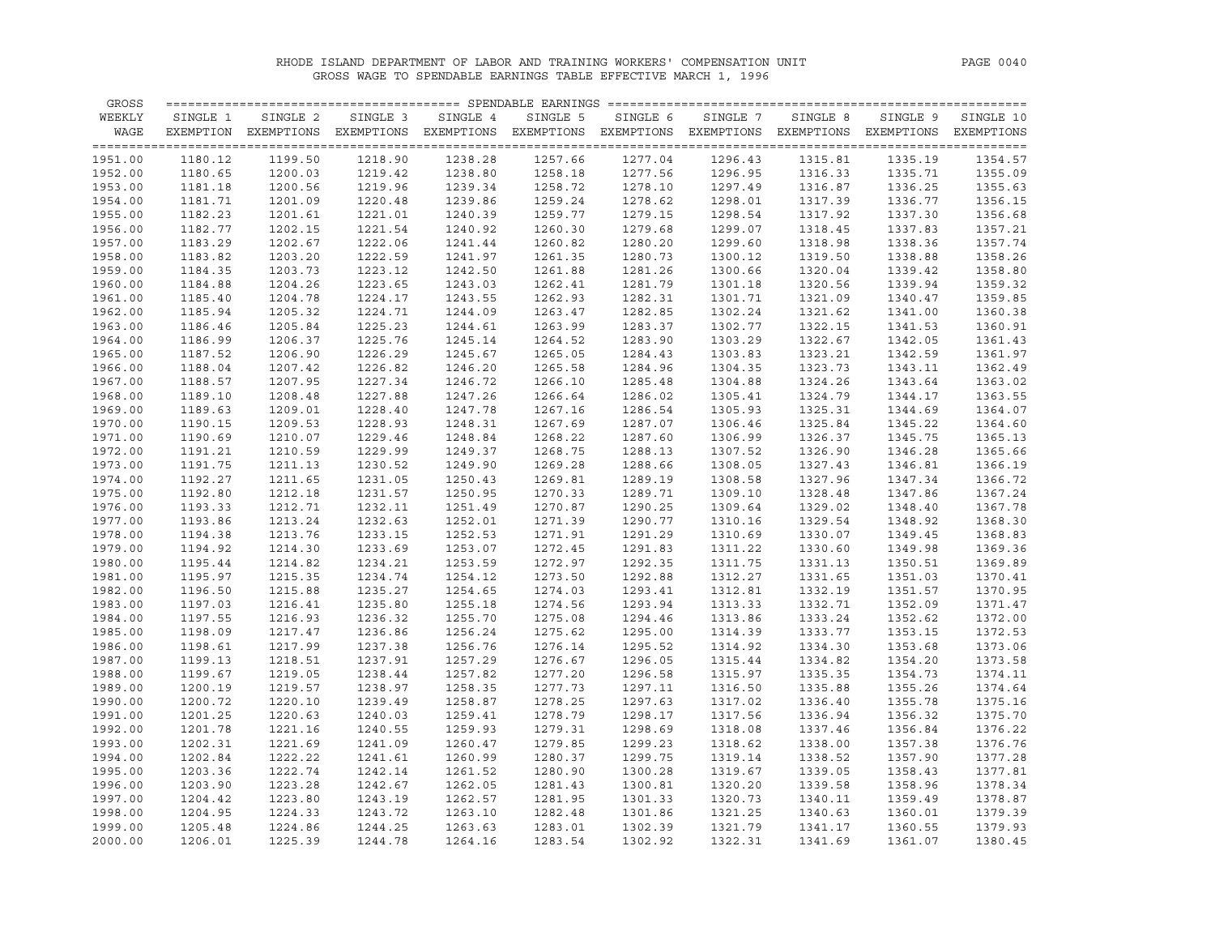RHODE ISLAND DEPARTMENT OF LABOR AND TRAINING WORKERS' COMPENSATION UNIT

GROSS WAGE TO SPENDABLE EARNINGS TABLE EFFECTIVE MARCH 1, 1996

| GROSS WEEKLY WAGE | SINGLE 1 EXEMPTION | SINGLE 2 EXEMPTIONS | SINGLE 3 EXEMPTIONS | SINGLE 4 EXEMPTIONS | SINGLE 5 EXEMPTIONS | SINGLE 6 EXEMPTIONS | SINGLE 7 EXEMPTIONS | SINGLE 8 EXEMPTIONS | SINGLE 9 EXEMPTIONS | SINGLE 10 EXEMPTIONS |
|---|---|---|---|---|---|---|---|---|---|---|
| 1951.00 | 1180.12 | 1199.50 | 1218.90 | 1238.28 | 1257.66 | 1277.04 | 1296.43 | 1315.81 | 1335.19 | 1354.57 |
| 1952.00 | 1180.65 | 1200.03 | 1219.42 | 1238.80 | 1258.18 | 1277.56 | 1296.95 | 1316.33 | 1335.71 | 1355.09 |
| 1953.00 | 1181.18 | 1200.56 | 1219.96 | 1239.34 | 1258.72 | 1278.10 | 1297.49 | 1316.87 | 1336.25 | 1355.63 |
| 1954.00 | 1181.71 | 1201.09 | 1220.48 | 1239.86 | 1259.24 | 1278.62 | 1298.01 | 1317.39 | 1336.77 | 1356.15 |
| 1955.00 | 1182.23 | 1201.61 | 1221.01 | 1240.39 | 1259.77 | 1279.15 | 1298.54 | 1317.92 | 1337.30 | 1356.68 |
| 1956.00 | 1182.77 | 1202.15 | 1221.54 | 1240.92 | 1260.30 | 1279.68 | 1299.07 | 1318.45 | 1337.83 | 1357.21 |
| 1957.00 | 1183.29 | 1202.67 | 1222.06 | 1241.44 | 1260.82 | 1280.20 | 1299.60 | 1318.98 | 1338.36 | 1357.74 |
| 1958.00 | 1183.82 | 1203.20 | 1222.59 | 1241.97 | 1261.35 | 1280.73 | 1300.12 | 1319.50 | 1338.88 | 1358.26 |
| 1959.00 | 1184.35 | 1203.73 | 1223.12 | 1242.50 | 1261.88 | 1281.26 | 1300.66 | 1320.04 | 1339.42 | 1358.80 |
| 1960.00 | 1184.88 | 1204.26 | 1223.65 | 1243.03 | 1262.41 | 1281.79 | 1301.18 | 1320.56 | 1339.94 | 1359.32 |
| 1961.00 | 1185.40 | 1204.78 | 1224.17 | 1243.55 | 1262.93 | 1282.31 | 1301.71 | 1321.09 | 1340.47 | 1359.85 |
| 1962.00 | 1185.94 | 1205.32 | 1224.71 | 1244.09 | 1263.47 | 1282.85 | 1302.24 | 1321.62 | 1341.00 | 1360.38 |
| 1963.00 | 1186.46 | 1205.84 | 1225.23 | 1244.61 | 1263.99 | 1283.37 | 1302.77 | 1322.15 | 1341.53 | 1360.91 |
| 1964.00 | 1186.99 | 1206.37 | 1225.76 | 1245.14 | 1264.52 | 1283.90 | 1303.29 | 1322.67 | 1342.05 | 1361.43 |
| 1965.00 | 1187.52 | 1206.90 | 1226.29 | 1245.67 | 1265.05 | 1284.43 | 1303.83 | 1323.21 | 1342.59 | 1361.97 |
| 1966.00 | 1188.04 | 1207.42 | 1226.82 | 1246.20 | 1265.58 | 1284.96 | 1304.35 | 1323.73 | 1343.11 | 1362.49 |
| 1967.00 | 1188.57 | 1207.95 | 1227.34 | 1246.72 | 1266.10 | 1285.48 | 1304.88 | 1324.26 | 1343.64 | 1363.02 |
| 1968.00 | 1189.10 | 1208.48 | 1227.88 | 1247.26 | 1266.64 | 1286.02 | 1305.41 | 1324.79 | 1344.17 | 1363.55 |
| 1969.00 | 1189.63 | 1209.01 | 1228.40 | 1247.78 | 1267.16 | 1286.54 | 1305.93 | 1325.31 | 1344.69 | 1364.07 |
| 1970.00 | 1190.15 | 1209.53 | 1228.93 | 1248.31 | 1267.69 | 1287.07 | 1306.46 | 1325.84 | 1345.22 | 1364.60 |
| 1971.00 | 1190.69 | 1210.07 | 1229.46 | 1248.84 | 1268.22 | 1287.60 | 1306.99 | 1326.37 | 1345.75 | 1365.13 |
| 1972.00 | 1191.21 | 1210.59 | 1229.99 | 1249.37 | 1268.75 | 1288.13 | 1307.52 | 1326.90 | 1346.28 | 1365.66 |
| 1973.00 | 1191.75 | 1211.13 | 1230.52 | 1249.90 | 1269.28 | 1288.66 | 1308.05 | 1327.43 | 1346.81 | 1366.19 |
| 1974.00 | 1192.27 | 1211.65 | 1231.05 | 1250.43 | 1269.81 | 1289.19 | 1308.58 | 1327.96 | 1347.34 | 1366.72 |
| 1975.00 | 1192.80 | 1212.18 | 1231.57 | 1250.95 | 1270.33 | 1289.71 | 1309.10 | 1328.48 | 1347.86 | 1367.24 |
| 1976.00 | 1193.33 | 1212.71 | 1232.11 | 1251.49 | 1270.87 | 1290.25 | 1309.64 | 1329.02 | 1348.40 | 1367.78 |
| 1977.00 | 1193.86 | 1213.24 | 1232.63 | 1252.01 | 1271.39 | 1290.77 | 1310.16 | 1329.54 | 1348.92 | 1368.30 |
| 1978.00 | 1194.38 | 1213.76 | 1233.15 | 1252.53 | 1271.91 | 1291.29 | 1310.69 | 1330.07 | 1349.45 | 1368.83 |
| 1979.00 | 1194.92 | 1214.30 | 1233.69 | 1253.07 | 1272.45 | 1291.83 | 1311.22 | 1330.60 | 1349.98 | 1369.36 |
| 1980.00 | 1195.44 | 1214.82 | 1234.21 | 1253.59 | 1272.97 | 1292.35 | 1311.75 | 1331.13 | 1350.51 | 1369.89 |
| 1981.00 | 1195.97 | 1215.35 | 1234.74 | 1254.12 | 1273.50 | 1292.88 | 1312.27 | 1331.65 | 1351.03 | 1370.41 |
| 1982.00 | 1196.50 | 1215.88 | 1235.27 | 1254.65 | 1274.03 | 1293.41 | 1312.81 | 1332.19 | 1351.57 | 1370.95 |
| 1983.00 | 1197.03 | 1216.41 | 1235.80 | 1255.18 | 1274.56 | 1293.94 | 1313.33 | 1332.71 | 1352.09 | 1371.47 |
| 1984.00 | 1197.55 | 1216.93 | 1236.32 | 1255.70 | 1275.08 | 1294.46 | 1313.86 | 1333.24 | 1352.62 | 1372.00 |
| 1985.00 | 1198.09 | 1217.47 | 1236.86 | 1256.24 | 1275.62 | 1295.00 | 1314.39 | 1333.77 | 1353.15 | 1372.53 |
| 1986.00 | 1198.61 | 1217.99 | 1237.38 | 1256.76 | 1276.14 | 1295.52 | 1314.92 | 1334.30 | 1353.68 | 1373.06 |
| 1987.00 | 1199.13 | 1218.51 | 1237.91 | 1257.29 | 1276.67 | 1296.05 | 1315.44 | 1334.82 | 1354.20 | 1373.58 |
| 1988.00 | 1199.67 | 1219.05 | 1238.44 | 1257.82 | 1277.20 | 1296.58 | 1315.97 | 1335.35 | 1354.73 | 1374.11 |
| 1989.00 | 1200.19 | 1219.57 | 1238.97 | 1258.35 | 1277.73 | 1297.11 | 1316.50 | 1335.88 | 1355.26 | 1374.64 |
| 1990.00 | 1200.72 | 1220.10 | 1239.49 | 1258.87 | 1278.25 | 1297.63 | 1317.02 | 1336.40 | 1355.78 | 1375.16 |
| 1991.00 | 1201.25 | 1220.63 | 1240.03 | 1259.41 | 1278.79 | 1298.17 | 1317.56 | 1336.94 | 1356.32 | 1375.70 |
| 1992.00 | 1201.78 | 1221.16 | 1240.55 | 1259.93 | 1279.31 | 1298.69 | 1318.08 | 1337.46 | 1356.84 | 1376.22 |
| 1993.00 | 1202.31 | 1221.69 | 1241.09 | 1260.47 | 1279.85 | 1299.23 | 1318.62 | 1338.00 | 1357.38 | 1376.76 |
| 1994.00 | 1202.84 | 1222.22 | 1241.61 | 1260.99 | 1280.37 | 1299.75 | 1319.14 | 1338.52 | 1357.90 | 1377.28 |
| 1995.00 | 1203.36 | 1222.74 | 1242.14 | 1261.52 | 1280.90 | 1300.28 | 1319.67 | 1339.05 | 1358.43 | 1377.81 |
| 1996.00 | 1203.90 | 1223.28 | 1242.67 | 1262.05 | 1281.43 | 1300.81 | 1320.20 | 1339.58 | 1358.96 | 1378.34 |
| 1997.00 | 1204.42 | 1223.80 | 1243.19 | 1262.57 | 1281.95 | 1301.33 | 1320.73 | 1340.11 | 1359.49 | 1378.87 |
| 1998.00 | 1204.95 | 1224.33 | 1243.72 | 1263.10 | 1282.48 | 1301.86 | 1321.25 | 1340.63 | 1360.01 | 1379.39 |
| 1999.00 | 1205.48 | 1224.86 | 1244.25 | 1263.63 | 1283.01 | 1302.39 | 1321.79 | 1341.17 | 1360.55 | 1379.93 |
| 2000.00 | 1206.01 | 1225.39 | 1244.78 | 1264.16 | 1283.54 | 1302.92 | 1322.31 | 1341.69 | 1361.07 | 1380.45 |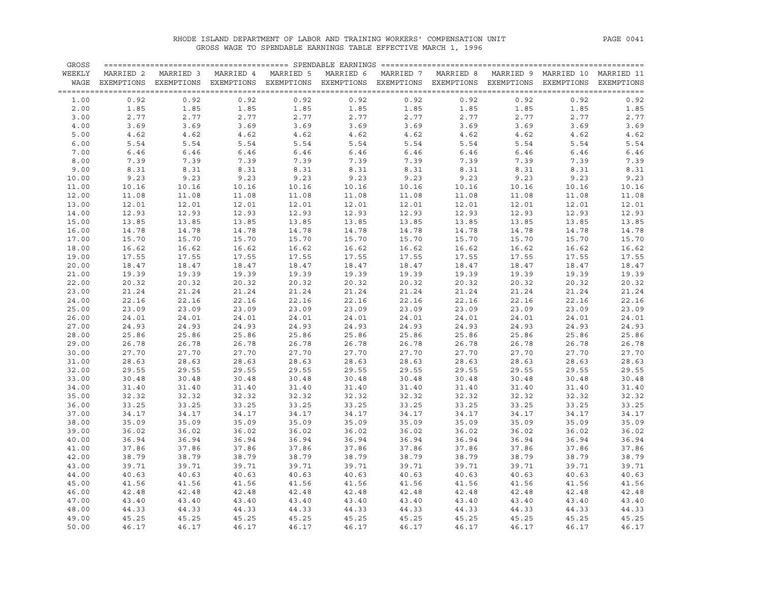RHODE ISLAND DEPARTMENT OF LABOR AND TRAINING WORKERS' COMPENSATION UNIT

GROSS WAGE TO SPENDABLE EARNINGS TABLE EFFECTIVE MARCH 1, 1996

| GROSS WEEKLY WAGE | MARRIED 2 EXEMPTIONS | MARRIED 3 EXEMPTIONS | MARRIED 4 EXEMPTIONS | MARRIED 5 EXEMPTIONS | MARRIED 6 EXEMPTIONS | MARRIED 7 EXEMPTIONS | MARRIED 8 EXEMPTIONS | MARRIED 9 EXEMPTIONS | MARRIED 10 EXEMPTIONS | MARRIED 11 EXEMPTIONS |
|---|---|---|---|---|---|---|---|---|---|---|
| | SPENDABLE EARNINGS | | | | | | | | | |
| 1.00 | 0.92 | 0.92 | 0.92 | 0.92 | 0.92 | 0.92 | 0.92 | 0.92 | 0.92 | 0.92 |
| 2.00 | 1.85 | 1.85 | 1.85 | 1.85 | 1.85 | 1.85 | 1.85 | 1.85 | 1.85 | 1.85 |
| 3.00 | 2.77 | 2.77 | 2.77 | 2.77 | 2.77 | 2.77 | 2.77 | 2.77 | 2.77 | 2.77 |
| 4.00 | 3.69 | 3.69 | 3.69 | 3.69 | 3.69 | 3.69 | 3.69 | 3.69 | 3.69 | 3.69 |
| 5.00 | 4.62 | 4.62 | 4.62 | 4.62 | 4.62 | 4.62 | 4.62 | 4.62 | 4.62 | 4.62 |
| 6.00 | 5.54 | 5.54 | 5.54 | 5.54 | 5.54 | 5.54 | 5.54 | 5.54 | 5.54 | 5.54 |
| 7.00 | 6.46 | 6.46 | 6.46 | 6.46 | 6.46 | 6.46 | 6.46 | 6.46 | 6.46 | 6.46 |
| 8.00 | 7.39 | 7.39 | 7.39 | 7.39 | 7.39 | 7.39 | 7.39 | 7.39 | 7.39 | 7.39 |
| 9.00 | 8.31 | 8.31 | 8.31 | 8.31 | 8.31 | 8.31 | 8.31 | 8.31 | 8.31 | 8.31 |
| 10.00 | 9.23 | 9.23 | 9.23 | 9.23 | 9.23 | 9.23 | 9.23 | 9.23 | 9.23 | 9.23 |
| 11.00 | 10.16 | 10.16 | 10.16 | 10.16 | 10.16 | 10.16 | 10.16 | 10.16 | 10.16 | 10.16 |
| 12.00 | 11.08 | 11.08 | 11.08 | 11.08 | 11.08 | 11.08 | 11.08 | 11.08 | 11.08 | 11.08 |
| 13.00 | 12.01 | 12.01 | 12.01 | 12.01 | 12.01 | 12.01 | 12.01 | 12.01 | 12.01 | 12.01 |
| 14.00 | 12.93 | 12.93 | 12.93 | 12.93 | 12.93 | 12.93 | 12.93 | 12.93 | 12.93 | 12.93 |
| 15.00 | 13.85 | 13.85 | 13.85 | 13.85 | 13.85 | 13.85 | 13.85 | 13.85 | 13.85 | 13.85 |
| 16.00 | 14.78 | 14.78 | 14.78 | 14.78 | 14.78 | 14.78 | 14.78 | 14.78 | 14.78 | 14.78 |
| 17.00 | 15.70 | 15.70 | 15.70 | 15.70 | 15.70 | 15.70 | 15.70 | 15.70 | 15.70 | 15.70 |
| 18.00 | 16.62 | 16.62 | 16.62 | 16.62 | 16.62 | 16.62 | 16.62 | 16.62 | 16.62 | 16.62 |
| 19.00 | 17.55 | 17.55 | 17.55 | 17.55 | 17.55 | 17.55 | 17.55 | 17.55 | 17.55 | 17.55 |
| 20.00 | 18.47 | 18.47 | 18.47 | 18.47 | 18.47 | 18.47 | 18.47 | 18.47 | 18.47 | 18.47 |
| 21.00 | 19.39 | 19.39 | 19.39 | 19.39 | 19.39 | 19.39 | 19.39 | 19.39 | 19.39 | 19.39 |
| 22.00 | 20.32 | 20.32 | 20.32 | 20.32 | 20.32 | 20.32 | 20.32 | 20.32 | 20.32 | 20.32 |
| 23.00 | 21.24 | 21.24 | 21.24 | 21.24 | 21.24 | 21.24 | 21.24 | 21.24 | 21.24 | 21.24 |
| 24.00 | 22.16 | 22.16 | 22.16 | 22.16 | 22.16 | 22.16 | 22.16 | 22.16 | 22.16 | 22.16 |
| 25.00 | 23.09 | 23.09 | 23.09 | 23.09 | 23.09 | 23.09 | 23.09 | 23.09 | 23.09 | 23.09 |
| 26.00 | 24.01 | 24.01 | 24.01 | 24.01 | 24.01 | 24.01 | 24.01 | 24.01 | 24.01 | 24.01 |
| 27.00 | 24.93 | 24.93 | 24.93 | 24.93 | 24.93 | 24.93 | 24.93 | 24.93 | 24.93 | 24.93 |
| 28.00 | 25.86 | 25.86 | 25.86 | 25.86 | 25.86 | 25.86 | 25.86 | 25.86 | 25.86 | 25.86 |
| 29.00 | 26.78 | 26.78 | 26.78 | 26.78 | 26.78 | 26.78 | 26.78 | 26.78 | 26.78 | 26.78 |
| 30.00 | 27.70 | 27.70 | 27.70 | 27.70 | 27.70 | 27.70 | 27.70 | 27.70 | 27.70 | 27.70 |
| 31.00 | 28.63 | 28.63 | 28.63 | 28.63 | 28.63 | 28.63 | 28.63 | 28.63 | 28.63 | 28.63 |
| 32.00 | 29.55 | 29.55 | 29.55 | 29.55 | 29.55 | 29.55 | 29.55 | 29.55 | 29.55 | 29.55 |
| 33.00 | 30.48 | 30.48 | 30.48 | 30.48 | 30.48 | 30.48 | 30.48 | 30.48 | 30.48 | 30.48 |
| 34.00 | 31.40 | 31.40 | 31.40 | 31.40 | 31.40 | 31.40 | 31.40 | 31.40 | 31.40 | 31.40 |
| 35.00 | 32.32 | 32.32 | 32.32 | 32.32 | 32.32 | 32.32 | 32.32 | 32.32 | 32.32 | 32.32 |
| 36.00 | 33.25 | 33.25 | 33.25 | 33.25 | 33.25 | 33.25 | 33.25 | 33.25 | 33.25 | 33.25 |
| 37.00 | 34.17 | 34.17 | 34.17 | 34.17 | 34.17 | 34.17 | 34.17 | 34.17 | 34.17 | 34.17 |
| 38.00 | 35.09 | 35.09 | 35.09 | 35.09 | 35.09 | 35.09 | 35.09 | 35.09 | 35.09 | 35.09 |
| 39.00 | 36.02 | 36.02 | 36.02 | 36.02 | 36.02 | 36.02 | 36.02 | 36.02 | 36.02 | 36.02 |
| 40.00 | 36.94 | 36.94 | 36.94 | 36.94 | 36.94 | 36.94 | 36.94 | 36.94 | 36.94 | 36.94 |
| 41.00 | 37.86 | 37.86 | 37.86 | 37.86 | 37.86 | 37.86 | 37.86 | 37.86 | 37.86 | 37.86 |
| 42.00 | 38.79 | 38.79 | 38.79 | 38.79 | 38.79 | 38.79 | 38.79 | 38.79 | 38.79 | 38.79 |
| 43.00 | 39.71 | 39.71 | 39.71 | 39.71 | 39.71 | 39.71 | 39.71 | 39.71 | 39.71 | 39.71 |
| 44.00 | 40.63 | 40.63 | 40.63 | 40.63 | 40.63 | 40.63 | 40.63 | 40.63 | 40.63 | 40.63 |
| 45.00 | 41.56 | 41.56 | 41.56 | 41.56 | 41.56 | 41.56 | 41.56 | 41.56 | 41.56 | 41.56 |
| 46.00 | 42.48 | 42.48 | 42.48 | 42.48 | 42.48 | 42.48 | 42.48 | 42.48 | 42.48 | 42.48 |
| 47.00 | 43.40 | 43.40 | 43.40 | 43.40 | 43.40 | 43.40 | 43.40 | 43.40 | 43.40 | 43.40 |
| 48.00 | 44.33 | 44.33 | 44.33 | 44.33 | 44.33 | 44.33 | 44.33 | 44.33 | 44.33 | 44.33 |
| 49.00 | 45.25 | 45.25 | 45.25 | 45.25 | 45.25 | 45.25 | 45.25 | 45.25 | 45.25 | 45.25 |
| 50.00 | 46.17 | 46.17 | 46.17 | 46.17 | 46.17 | 46.17 | 46.17 | 46.17 | 46.17 | 46.17 |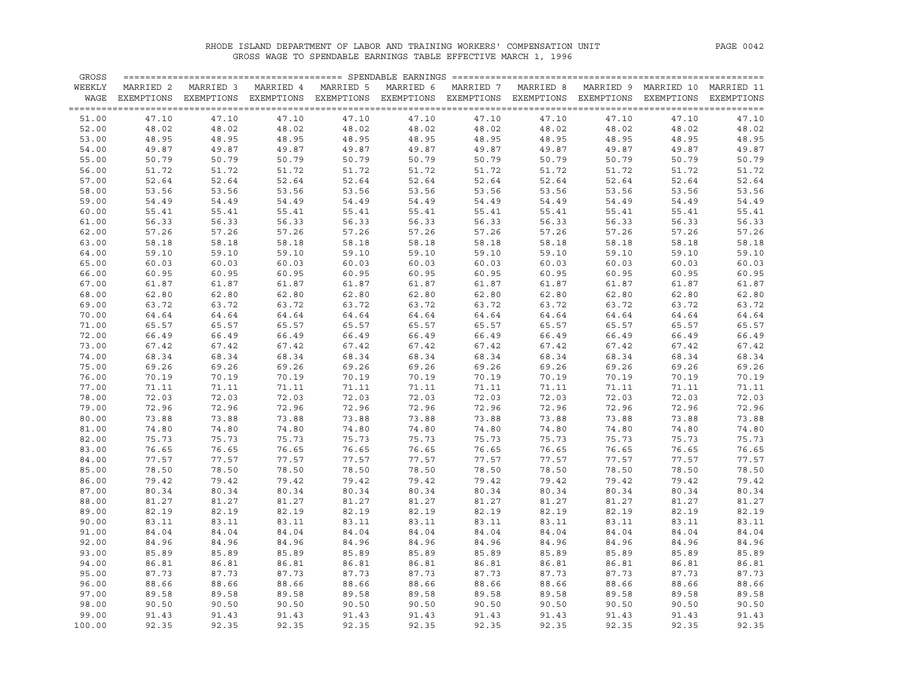RHODE ISLAND DEPARTMENT OF LABOR AND TRAINING WORKERS' COMPENSATION UNIT
GROSS WAGE TO SPENDABLE EARNINGS TABLE EFFECTIVE MARCH 1, 1996

| GROSS WEEKLY WAGE | SPENDABLE EARNINGS MARRIED 2 EXEMPTIONS | MARRIED 3 EXEMPTIONS | MARRIED 4 EXEMPTIONS | MARRIED 5 EXEMPTIONS | MARRIED 6 EXEMPTIONS | MARRIED 7 EXEMPTIONS | MARRIED 8 EXEMPTIONS | MARRIED 9 EXEMPTIONS | MARRIED 10 EXEMPTIONS | MARRIED 11 EXEMPTIONS |
|---|---|---|---|---|---|---|---|---|---|---|
| 51.00 | 47.10 | 47.10 | 47.10 | 47.10 | 47.10 | 47.10 | 47.10 | 47.10 | 47.10 | 47.10 |
| 52.00 | 48.02 | 48.02 | 48.02 | 48.02 | 48.02 | 48.02 | 48.02 | 48.02 | 48.02 | 48.02 |
| 53.00 | 48.95 | 48.95 | 48.95 | 48.95 | 48.95 | 48.95 | 48.95 | 48.95 | 48.95 | 48.95 |
| 54.00 | 49.87 | 49.87 | 49.87 | 49.87 | 49.87 | 49.87 | 49.87 | 49.87 | 49.87 | 49.87 |
| 55.00 | 50.79 | 50.79 | 50.79 | 50.79 | 50.79 | 50.79 | 50.79 | 50.79 | 50.79 | 50.79 |
| 56.00 | 51.72 | 51.72 | 51.72 | 51.72 | 51.72 | 51.72 | 51.72 | 51.72 | 51.72 | 51.72 |
| 57.00 | 52.64 | 52.64 | 52.64 | 52.64 | 52.64 | 52.64 | 52.64 | 52.64 | 52.64 | 52.64 |
| 58.00 | 53.56 | 53.56 | 53.56 | 53.56 | 53.56 | 53.56 | 53.56 | 53.56 | 53.56 | 53.56 |
| 59.00 | 54.49 | 54.49 | 54.49 | 54.49 | 54.49 | 54.49 | 54.49 | 54.49 | 54.49 | 54.49 |
| 60.00 | 55.41 | 55.41 | 55.41 | 55.41 | 55.41 | 55.41 | 55.41 | 55.41 | 55.41 | 55.41 |
| 61.00 | 56.33 | 56.33 | 56.33 | 56.33 | 56.33 | 56.33 | 56.33 | 56.33 | 56.33 | 56.33 |
| 62.00 | 57.26 | 57.26 | 57.26 | 57.26 | 57.26 | 57.26 | 57.26 | 57.26 | 57.26 | 57.26 |
| 63.00 | 58.18 | 58.18 | 58.18 | 58.18 | 58.18 | 58.18 | 58.18 | 58.18 | 58.18 | 58.18 |
| 64.00 | 59.10 | 59.10 | 59.10 | 59.10 | 59.10 | 59.10 | 59.10 | 59.10 | 59.10 | 59.10 |
| 65.00 | 60.03 | 60.03 | 60.03 | 60.03 | 60.03 | 60.03 | 60.03 | 60.03 | 60.03 | 60.03 |
| 66.00 | 60.95 | 60.95 | 60.95 | 60.95 | 60.95 | 60.95 | 60.95 | 60.95 | 60.95 | 60.95 |
| 67.00 | 61.87 | 61.87 | 61.87 | 61.87 | 61.87 | 61.87 | 61.87 | 61.87 | 61.87 | 61.87 |
| 68.00 | 62.80 | 62.80 | 62.80 | 62.80 | 62.80 | 62.80 | 62.80 | 62.80 | 62.80 | 62.80 |
| 69.00 | 63.72 | 63.72 | 63.72 | 63.72 | 63.72 | 63.72 | 63.72 | 63.72 | 63.72 | 63.72 |
| 70.00 | 64.64 | 64.64 | 64.64 | 64.64 | 64.64 | 64.64 | 64.64 | 64.64 | 64.64 | 64.64 |
| 71.00 | 65.57 | 65.57 | 65.57 | 65.57 | 65.57 | 65.57 | 65.57 | 65.57 | 65.57 | 65.57 |
| 72.00 | 66.49 | 66.49 | 66.49 | 66.49 | 66.49 | 66.49 | 66.49 | 66.49 | 66.49 | 66.49 |
| 73.00 | 67.42 | 67.42 | 67.42 | 67.42 | 67.42 | 67.42 | 67.42 | 67.42 | 67.42 | 67.42 |
| 74.00 | 68.34 | 68.34 | 68.34 | 68.34 | 68.34 | 68.34 | 68.34 | 68.34 | 68.34 | 68.34 |
| 75.00 | 69.26 | 69.26 | 69.26 | 69.26 | 69.26 | 69.26 | 69.26 | 69.26 | 69.26 | 69.26 |
| 76.00 | 70.19 | 70.19 | 70.19 | 70.19 | 70.19 | 70.19 | 70.19 | 70.19 | 70.19 | 70.19 |
| 77.00 | 71.11 | 71.11 | 71.11 | 71.11 | 71.11 | 71.11 | 71.11 | 71.11 | 71.11 | 71.11 |
| 78.00 | 72.03 | 72.03 | 72.03 | 72.03 | 72.03 | 72.03 | 72.03 | 72.03 | 72.03 | 72.03 |
| 79.00 | 72.96 | 72.96 | 72.96 | 72.96 | 72.96 | 72.96 | 72.96 | 72.96 | 72.96 | 72.96 |
| 80.00 | 73.88 | 73.88 | 73.88 | 73.88 | 73.88 | 73.88 | 73.88 | 73.88 | 73.88 | 73.88 |
| 81.00 | 74.80 | 74.80 | 74.80 | 74.80 | 74.80 | 74.80 | 74.80 | 74.80 | 74.80 | 74.80 |
| 82.00 | 75.73 | 75.73 | 75.73 | 75.73 | 75.73 | 75.73 | 75.73 | 75.73 | 75.73 | 75.73 |
| 83.00 | 76.65 | 76.65 | 76.65 | 76.65 | 76.65 | 76.65 | 76.65 | 76.65 | 76.65 | 76.65 |
| 84.00 | 77.57 | 77.57 | 77.57 | 77.57 | 77.57 | 77.57 | 77.57 | 77.57 | 77.57 | 77.57 |
| 85.00 | 78.50 | 78.50 | 78.50 | 78.50 | 78.50 | 78.50 | 78.50 | 78.50 | 78.50 | 78.50 |
| 86.00 | 79.42 | 79.42 | 79.42 | 79.42 | 79.42 | 79.42 | 79.42 | 79.42 | 79.42 | 79.42 |
| 87.00 | 80.34 | 80.34 | 80.34 | 80.34 | 80.34 | 80.34 | 80.34 | 80.34 | 80.34 | 80.34 |
| 88.00 | 81.27 | 81.27 | 81.27 | 81.27 | 81.27 | 81.27 | 81.27 | 81.27 | 81.27 | 81.27 |
| 89.00 | 82.19 | 82.19 | 82.19 | 82.19 | 82.19 | 82.19 | 82.19 | 82.19 | 82.19 | 82.19 |
| 90.00 | 83.11 | 83.11 | 83.11 | 83.11 | 83.11 | 83.11 | 83.11 | 83.11 | 83.11 | 83.11 |
| 91.00 | 84.04 | 84.04 | 84.04 | 84.04 | 84.04 | 84.04 | 84.04 | 84.04 | 84.04 | 84.04 |
| 92.00 | 84.96 | 84.96 | 84.96 | 84.96 | 84.96 | 84.96 | 84.96 | 84.96 | 84.96 | 84.96 |
| 93.00 | 85.89 | 85.89 | 85.89 | 85.89 | 85.89 | 85.89 | 85.89 | 85.89 | 85.89 | 85.89 |
| 94.00 | 86.81 | 86.81 | 86.81 | 86.81 | 86.81 | 86.81 | 86.81 | 86.81 | 86.81 | 86.81 |
| 95.00 | 87.73 | 87.73 | 87.73 | 87.73 | 87.73 | 87.73 | 87.73 | 87.73 | 87.73 | 87.73 |
| 96.00 | 88.66 | 88.66 | 88.66 | 88.66 | 88.66 | 88.66 | 88.66 | 88.66 | 88.66 | 88.66 |
| 97.00 | 89.58 | 89.58 | 89.58 | 89.58 | 89.58 | 89.58 | 89.58 | 89.58 | 89.58 | 89.58 |
| 98.00 | 90.50 | 90.50 | 90.50 | 90.50 | 90.50 | 90.50 | 90.50 | 90.50 | 90.50 | 90.50 |
| 99.00 | 91.43 | 91.43 | 91.43 | 91.43 | 91.43 | 91.43 | 91.43 | 91.43 | 91.43 | 91.43 |
| 100.00 | 92.35 | 92.35 | 92.35 | 92.35 | 92.35 | 92.35 | 92.35 | 92.35 | 92.35 | 92.35 |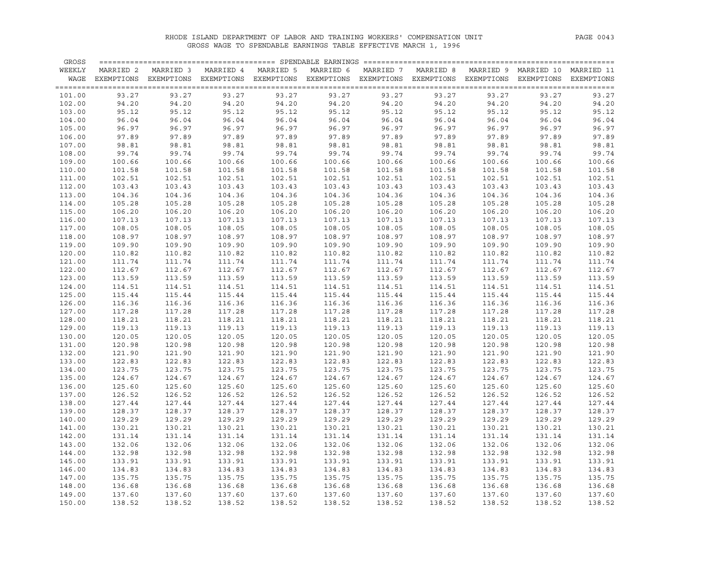RHODE ISLAND DEPARTMENT OF LABOR AND TRAINING WORKERS' COMPENSATION UNIT

GROSS WAGE TO SPENDABLE EARNINGS TABLE EFFECTIVE MARCH 1, 1996

| GROSS WEEKLY WAGE | MARRIED 2 EXEMPTIONS | MARRIED 3 EXEMPTIONS | MARRIED 4 EXEMPTIONS | MARRIED 5 EXEMPTIONS | MARRIED 6 EXEMPTIONS | MARRIED 7 EXEMPTIONS | MARRIED 8 EXEMPTIONS | MARRIED 9 EXEMPTIONS | MARRIED 10 EXEMPTIONS | MARRIED 11 EXEMPTIONS |
|---|---|---|---|---|---|---|---|---|---|---|
| 101.00 | 93.27 | 93.27 | 93.27 | 93.27 | 93.27 | 93.27 | 93.27 | 93.27 | 93.27 | 93.27 |
| 102.00 | 94.20 | 94.20 | 94.20 | 94.20 | 94.20 | 94.20 | 94.20 | 94.20 | 94.20 | 94.20 |
| 103.00 | 95.12 | 95.12 | 95.12 | 95.12 | 95.12 | 95.12 | 95.12 | 95.12 | 95.12 | 95.12 |
| 104.00 | 96.04 | 96.04 | 96.04 | 96.04 | 96.04 | 96.04 | 96.04 | 96.04 | 96.04 | 96.04 |
| 105.00 | 96.97 | 96.97 | 96.97 | 96.97 | 96.97 | 96.97 | 96.97 | 96.97 | 96.97 | 96.97 |
| 106.00 | 97.89 | 97.89 | 97.89 | 97.89 | 97.89 | 97.89 | 97.89 | 97.89 | 97.89 | 97.89 |
| 107.00 | 98.81 | 98.81 | 98.81 | 98.81 | 98.81 | 98.81 | 98.81 | 98.81 | 98.81 | 98.81 |
| 108.00 | 99.74 | 99.74 | 99.74 | 99.74 | 99.74 | 99.74 | 99.74 | 99.74 | 99.74 | 99.74 |
| 109.00 | 100.66 | 100.66 | 100.66 | 100.66 | 100.66 | 100.66 | 100.66 | 100.66 | 100.66 | 100.66 |
| 110.00 | 101.58 | 101.58 | 101.58 | 101.58 | 101.58 | 101.58 | 101.58 | 101.58 | 101.58 | 101.58 |
| 111.00 | 102.51 | 102.51 | 102.51 | 102.51 | 102.51 | 102.51 | 102.51 | 102.51 | 102.51 | 102.51 |
| 112.00 | 103.43 | 103.43 | 103.43 | 103.43 | 103.43 | 103.43 | 103.43 | 103.43 | 103.43 | 103.43 |
| 113.00 | 104.36 | 104.36 | 104.36 | 104.36 | 104.36 | 104.36 | 104.36 | 104.36 | 104.36 | 104.36 |
| 114.00 | 105.28 | 105.28 | 105.28 | 105.28 | 105.28 | 105.28 | 105.28 | 105.28 | 105.28 | 105.28 |
| 115.00 | 106.20 | 106.20 | 106.20 | 106.20 | 106.20 | 106.20 | 106.20 | 106.20 | 106.20 | 106.20 |
| 116.00 | 107.13 | 107.13 | 107.13 | 107.13 | 107.13 | 107.13 | 107.13 | 107.13 | 107.13 | 107.13 |
| 117.00 | 108.05 | 108.05 | 108.05 | 108.05 | 108.05 | 108.05 | 108.05 | 108.05 | 108.05 | 108.05 |
| 118.00 | 108.97 | 108.97 | 108.97 | 108.97 | 108.97 | 108.97 | 108.97 | 108.97 | 108.97 | 108.97 |
| 119.00 | 109.90 | 109.90 | 109.90 | 109.90 | 109.90 | 109.90 | 109.90 | 109.90 | 109.90 | 109.90 |
| 120.00 | 110.82 | 110.82 | 110.82 | 110.82 | 110.82 | 110.82 | 110.82 | 110.82 | 110.82 | 110.82 |
| 121.00 | 111.74 | 111.74 | 111.74 | 111.74 | 111.74 | 111.74 | 111.74 | 111.74 | 111.74 | 111.74 |
| 122.00 | 112.67 | 112.67 | 112.67 | 112.67 | 112.67 | 112.67 | 112.67 | 112.67 | 112.67 | 112.67 |
| 123.00 | 113.59 | 113.59 | 113.59 | 113.59 | 113.59 | 113.59 | 113.59 | 113.59 | 113.59 | 113.59 |
| 124.00 | 114.51 | 114.51 | 114.51 | 114.51 | 114.51 | 114.51 | 114.51 | 114.51 | 114.51 | 114.51 |
| 125.00 | 115.44 | 115.44 | 115.44 | 115.44 | 115.44 | 115.44 | 115.44 | 115.44 | 115.44 | 115.44 |
| 126.00 | 116.36 | 116.36 | 116.36 | 116.36 | 116.36 | 116.36 | 116.36 | 116.36 | 116.36 | 116.36 |
| 127.00 | 117.28 | 117.28 | 117.28 | 117.28 | 117.28 | 117.28 | 117.28 | 117.28 | 117.28 | 117.28 |
| 128.00 | 118.21 | 118.21 | 118.21 | 118.21 | 118.21 | 118.21 | 118.21 | 118.21 | 118.21 | 118.21 |
| 129.00 | 119.13 | 119.13 | 119.13 | 119.13 | 119.13 | 119.13 | 119.13 | 119.13 | 119.13 | 119.13 |
| 130.00 | 120.05 | 120.05 | 120.05 | 120.05 | 120.05 | 120.05 | 120.05 | 120.05 | 120.05 | 120.05 |
| 131.00 | 120.98 | 120.98 | 120.98 | 120.98 | 120.98 | 120.98 | 120.98 | 120.98 | 120.98 | 120.98 |
| 132.00 | 121.90 | 121.90 | 121.90 | 121.90 | 121.90 | 121.90 | 121.90 | 121.90 | 121.90 | 121.90 |
| 133.00 | 122.83 | 122.83 | 122.83 | 122.83 | 122.83 | 122.83 | 122.83 | 122.83 | 122.83 | 122.83 |
| 134.00 | 123.75 | 123.75 | 123.75 | 123.75 | 123.75 | 123.75 | 123.75 | 123.75 | 123.75 | 123.75 |
| 135.00 | 124.67 | 124.67 | 124.67 | 124.67 | 124.67 | 124.67 | 124.67 | 124.67 | 124.67 | 124.67 |
| 136.00 | 125.60 | 125.60 | 125.60 | 125.60 | 125.60 | 125.60 | 125.60 | 125.60 | 125.60 | 125.60 |
| 137.00 | 126.52 | 126.52 | 126.52 | 126.52 | 126.52 | 126.52 | 126.52 | 126.52 | 126.52 | 126.52 |
| 138.00 | 127.44 | 127.44 | 127.44 | 127.44 | 127.44 | 127.44 | 127.44 | 127.44 | 127.44 | 127.44 |
| 139.00 | 128.37 | 128.37 | 128.37 | 128.37 | 128.37 | 128.37 | 128.37 | 128.37 | 128.37 | 128.37 |
| 140.00 | 129.29 | 129.29 | 129.29 | 129.29 | 129.29 | 129.29 | 129.29 | 129.29 | 129.29 | 129.29 |
| 141.00 | 130.21 | 130.21 | 130.21 | 130.21 | 130.21 | 130.21 | 130.21 | 130.21 | 130.21 | 130.21 |
| 142.00 | 131.14 | 131.14 | 131.14 | 131.14 | 131.14 | 131.14 | 131.14 | 131.14 | 131.14 | 131.14 |
| 143.00 | 132.06 | 132.06 | 132.06 | 132.06 | 132.06 | 132.06 | 132.06 | 132.06 | 132.06 | 132.06 |
| 144.00 | 132.98 | 132.98 | 132.98 | 132.98 | 132.98 | 132.98 | 132.98 | 132.98 | 132.98 | 132.98 |
| 145.00 | 133.91 | 133.91 | 133.91 | 133.91 | 133.91 | 133.91 | 133.91 | 133.91 | 133.91 | 133.91 |
| 146.00 | 134.83 | 134.83 | 134.83 | 134.83 | 134.83 | 134.83 | 134.83 | 134.83 | 134.83 | 134.83 |
| 147.00 | 135.75 | 135.75 | 135.75 | 135.75 | 135.75 | 135.75 | 135.75 | 135.75 | 135.75 | 135.75 |
| 148.00 | 136.68 | 136.68 | 136.68 | 136.68 | 136.68 | 136.68 | 136.68 | 136.68 | 136.68 | 136.68 |
| 149.00 | 137.60 | 137.60 | 137.60 | 137.60 | 137.60 | 137.60 | 137.60 | 137.60 | 137.60 | 137.60 |
| 150.00 | 138.52 | 138.52 | 138.52 | 138.52 | 138.52 | 138.52 | 138.52 | 138.52 | 138.52 | 138.52 |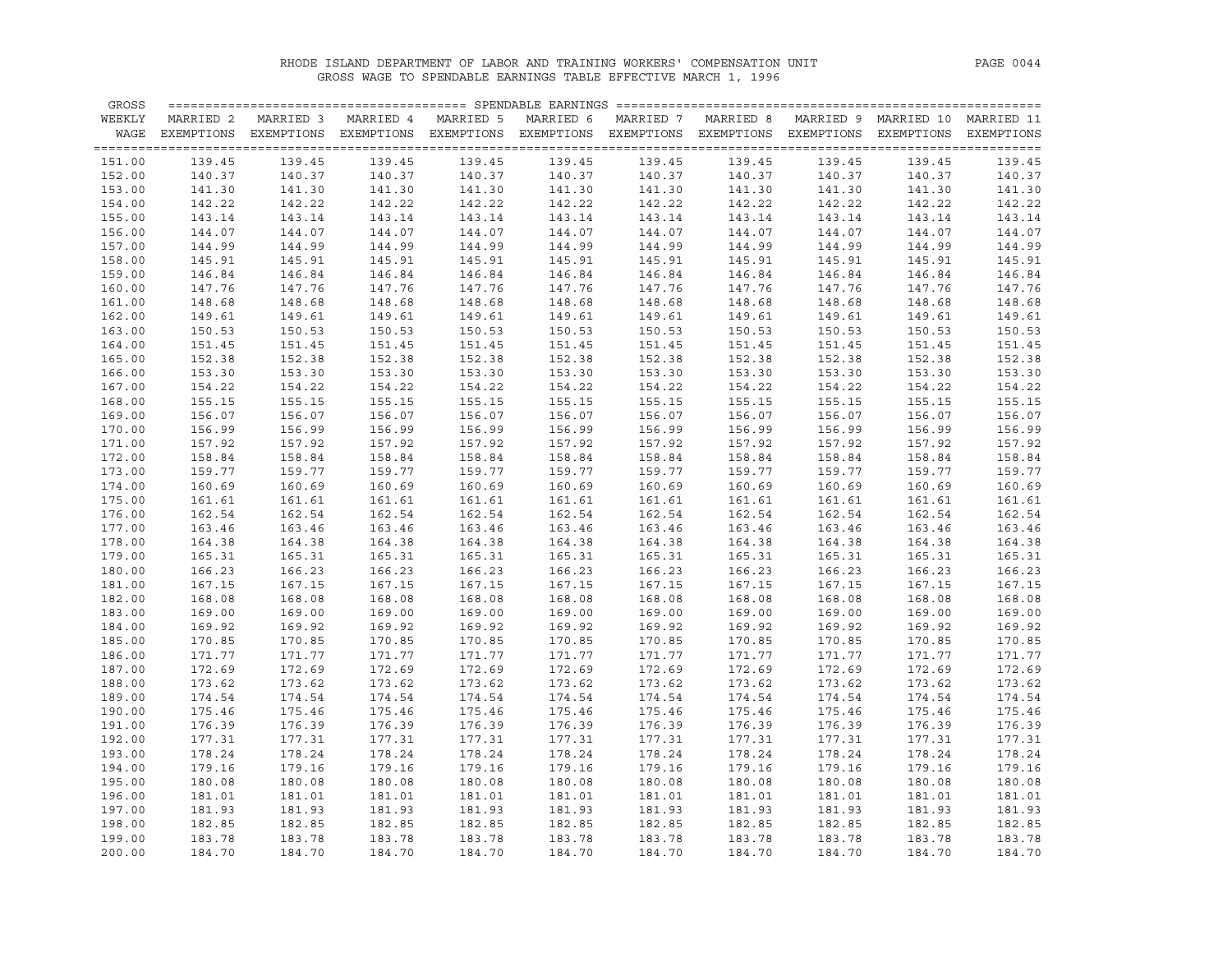RHODE ISLAND DEPARTMENT OF LABOR AND TRAINING WORKERS' COMPENSATION UNIT

GROSS WAGE TO SPENDABLE EARNINGS TABLE EFFECTIVE MARCH 1, 1996

| GROSS WEEKLY WAGE | MARRIED 2 EXEMPTIONS | MARRIED 3 EXEMPTIONS | MARRIED 4 EXEMPTIONS | MARRIED 5 EXEMPTIONS | MARRIED 6 EXEMPTIONS | MARRIED 7 EXEMPTIONS | MARRIED 8 EXEMPTIONS | MARRIED 9 EXEMPTIONS | MARRIED 10 EXEMPTIONS | MARRIED 11 EXEMPTIONS |
|---|---|---|---|---|---|---|---|---|---|---|
| 151.00 | 139.45 | 139.45 | 139.45 | 139.45 | 139.45 | 139.45 | 139.45 | 139.45 | 139.45 | 139.45 |
| 152.00 | 140.37 | 140.37 | 140.37 | 140.37 | 140.37 | 140.37 | 140.37 | 140.37 | 140.37 | 140.37 |
| 153.00 | 141.30 | 141.30 | 141.30 | 141.30 | 141.30 | 141.30 | 141.30 | 141.30 | 141.30 | 141.30 |
| 154.00 | 142.22 | 142.22 | 142.22 | 142.22 | 142.22 | 142.22 | 142.22 | 142.22 | 142.22 | 142.22 |
| 155.00 | 143.14 | 143.14 | 143.14 | 143.14 | 143.14 | 143.14 | 143.14 | 143.14 | 143.14 | 143.14 |
| 156.00 | 144.07 | 144.07 | 144.07 | 144.07 | 144.07 | 144.07 | 144.07 | 144.07 | 144.07 | 144.07 |
| 157.00 | 144.99 | 144.99 | 144.99 | 144.99 | 144.99 | 144.99 | 144.99 | 144.99 | 144.99 | 144.99 |
| 158.00 | 145.91 | 145.91 | 145.91 | 145.91 | 145.91 | 145.91 | 145.91 | 145.91 | 145.91 | 145.91 |
| 159.00 | 146.84 | 146.84 | 146.84 | 146.84 | 146.84 | 146.84 | 146.84 | 146.84 | 146.84 | 146.84 |
| 160.00 | 147.76 | 147.76 | 147.76 | 147.76 | 147.76 | 147.76 | 147.76 | 147.76 | 147.76 | 147.76 |
| 161.00 | 148.68 | 148.68 | 148.68 | 148.68 | 148.68 | 148.68 | 148.68 | 148.68 | 148.68 | 148.68 |
| 162.00 | 149.61 | 149.61 | 149.61 | 149.61 | 149.61 | 149.61 | 149.61 | 149.61 | 149.61 | 149.61 |
| 163.00 | 150.53 | 150.53 | 150.53 | 150.53 | 150.53 | 150.53 | 150.53 | 150.53 | 150.53 | 150.53 |
| 164.00 | 151.45 | 151.45 | 151.45 | 151.45 | 151.45 | 151.45 | 151.45 | 151.45 | 151.45 | 151.45 |
| 165.00 | 152.38 | 152.38 | 152.38 | 152.38 | 152.38 | 152.38 | 152.38 | 152.38 | 152.38 | 152.38 |
| 166.00 | 153.30 | 153.30 | 153.30 | 153.30 | 153.30 | 153.30 | 153.30 | 153.30 | 153.30 | 153.30 |
| 167.00 | 154.22 | 154.22 | 154.22 | 154.22 | 154.22 | 154.22 | 154.22 | 154.22 | 154.22 | 154.22 |
| 168.00 | 155.15 | 155.15 | 155.15 | 155.15 | 155.15 | 155.15 | 155.15 | 155.15 | 155.15 | 155.15 |
| 169.00 | 156.07 | 156.07 | 156.07 | 156.07 | 156.07 | 156.07 | 156.07 | 156.07 | 156.07 | 156.07 |
| 170.00 | 156.99 | 156.99 | 156.99 | 156.99 | 156.99 | 156.99 | 156.99 | 156.99 | 156.99 | 156.99 |
| 171.00 | 157.92 | 157.92 | 157.92 | 157.92 | 157.92 | 157.92 | 157.92 | 157.92 | 157.92 | 157.92 |
| 172.00 | 158.84 | 158.84 | 158.84 | 158.84 | 158.84 | 158.84 | 158.84 | 158.84 | 158.84 | 158.84 |
| 173.00 | 159.77 | 159.77 | 159.77 | 159.77 | 159.77 | 159.77 | 159.77 | 159.77 | 159.77 | 159.77 |
| 174.00 | 160.69 | 160.69 | 160.69 | 160.69 | 160.69 | 160.69 | 160.69 | 160.69 | 160.69 | 160.69 |
| 175.00 | 161.61 | 161.61 | 161.61 | 161.61 | 161.61 | 161.61 | 161.61 | 161.61 | 161.61 | 161.61 |
| 176.00 | 162.54 | 162.54 | 162.54 | 162.54 | 162.54 | 162.54 | 162.54 | 162.54 | 162.54 | 162.54 |
| 177.00 | 163.46 | 163.46 | 163.46 | 163.46 | 163.46 | 163.46 | 163.46 | 163.46 | 163.46 | 163.46 |
| 178.00 | 164.38 | 164.38 | 164.38 | 164.38 | 164.38 | 164.38 | 164.38 | 164.38 | 164.38 | 164.38 |
| 179.00 | 165.31 | 165.31 | 165.31 | 165.31 | 165.31 | 165.31 | 165.31 | 165.31 | 165.31 | 165.31 |
| 180.00 | 166.23 | 166.23 | 166.23 | 166.23 | 166.23 | 166.23 | 166.23 | 166.23 | 166.23 | 166.23 |
| 181.00 | 167.15 | 167.15 | 167.15 | 167.15 | 167.15 | 167.15 | 167.15 | 167.15 | 167.15 | 167.15 |
| 182.00 | 168.08 | 168.08 | 168.08 | 168.08 | 168.08 | 168.08 | 168.08 | 168.08 | 168.08 | 168.08 |
| 183.00 | 169.00 | 169.00 | 169.00 | 169.00 | 169.00 | 169.00 | 169.00 | 169.00 | 169.00 | 169.00 |
| 184.00 | 169.92 | 169.92 | 169.92 | 169.92 | 169.92 | 169.92 | 169.92 | 169.92 | 169.92 | 169.92 |
| 185.00 | 170.85 | 170.85 | 170.85 | 170.85 | 170.85 | 170.85 | 170.85 | 170.85 | 170.85 | 170.85 |
| 186.00 | 171.77 | 171.77 | 171.77 | 171.77 | 171.77 | 171.77 | 171.77 | 171.77 | 171.77 | 171.77 |
| 187.00 | 172.69 | 172.69 | 172.69 | 172.69 | 172.69 | 172.69 | 172.69 | 172.69 | 172.69 | 172.69 |
| 188.00 | 173.62 | 173.62 | 173.62 | 173.62 | 173.62 | 173.62 | 173.62 | 173.62 | 173.62 | 173.62 |
| 189.00 | 174.54 | 174.54 | 174.54 | 174.54 | 174.54 | 174.54 | 174.54 | 174.54 | 174.54 | 174.54 |
| 190.00 | 175.46 | 175.46 | 175.46 | 175.46 | 175.46 | 175.46 | 175.46 | 175.46 | 175.46 | 175.46 |
| 191.00 | 176.39 | 176.39 | 176.39 | 176.39 | 176.39 | 176.39 | 176.39 | 176.39 | 176.39 | 176.39 |
| 192.00 | 177.31 | 177.31 | 177.31 | 177.31 | 177.31 | 177.31 | 177.31 | 177.31 | 177.31 | 177.31 |
| 193.00 | 178.24 | 178.24 | 178.24 | 178.24 | 178.24 | 178.24 | 178.24 | 178.24 | 178.24 | 178.24 |
| 194.00 | 179.16 | 179.16 | 179.16 | 179.16 | 179.16 | 179.16 | 179.16 | 179.16 | 179.16 | 179.16 |
| 195.00 | 180.08 | 180.08 | 180.08 | 180.08 | 180.08 | 180.08 | 180.08 | 180.08 | 180.08 | 180.08 |
| 196.00 | 181.01 | 181.01 | 181.01 | 181.01 | 181.01 | 181.01 | 181.01 | 181.01 | 181.01 | 181.01 |
| 197.00 | 181.93 | 181.93 | 181.93 | 181.93 | 181.93 | 181.93 | 181.93 | 181.93 | 181.93 | 181.93 |
| 198.00 | 182.85 | 182.85 | 182.85 | 182.85 | 182.85 | 182.85 | 182.85 | 182.85 | 182.85 | 182.85 |
| 199.00 | 183.78 | 183.78 | 183.78 | 183.78 | 183.78 | 183.78 | 183.78 | 183.78 | 183.78 | 183.78 |
| 200.00 | 184.70 | 184.70 | 184.70 | 184.70 | 184.70 | 184.70 | 184.70 | 184.70 | 184.70 | 184.70 |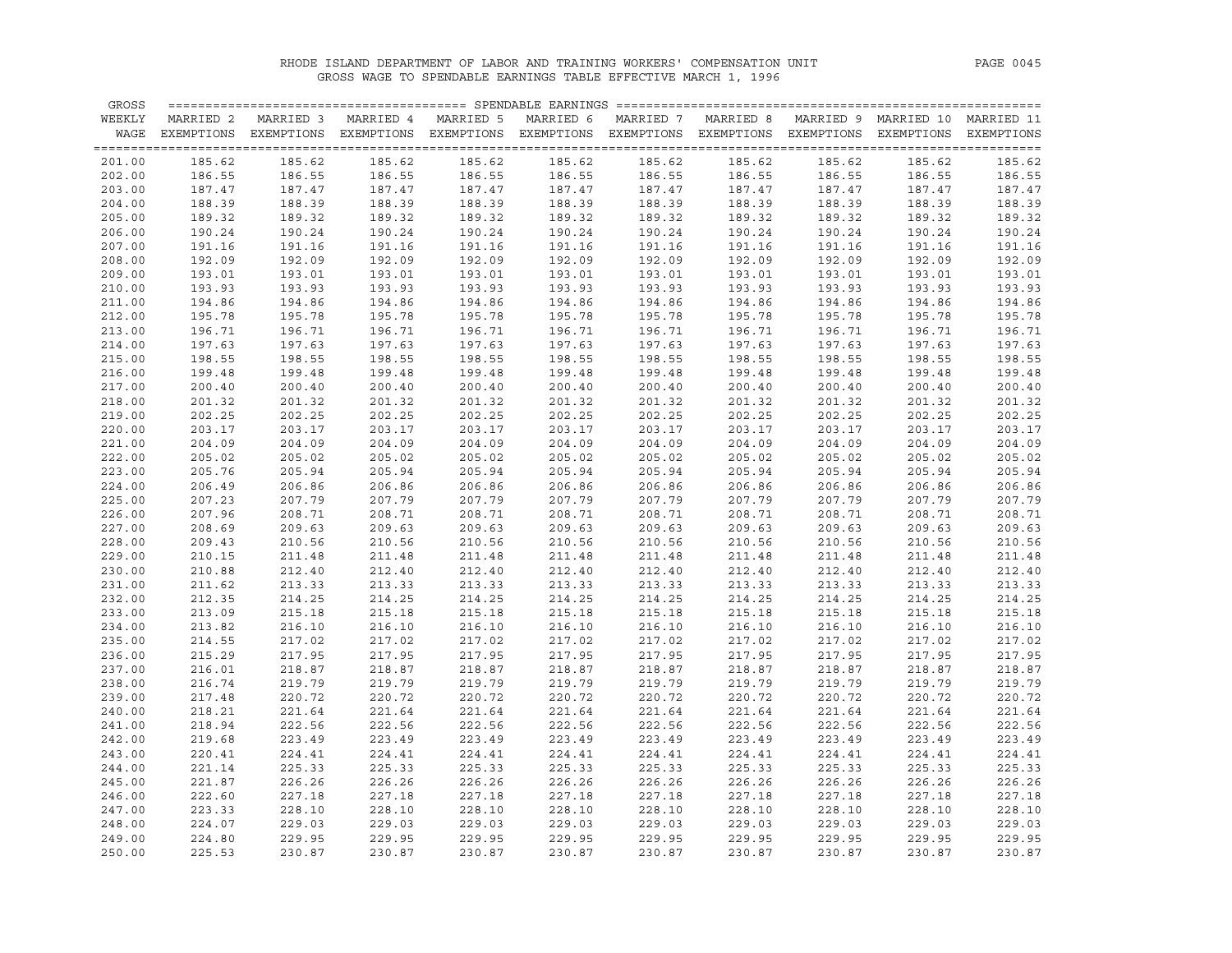RHODE ISLAND DEPARTMENT OF LABOR AND TRAINING WORKERS' COMPENSATION UNIT

GROSS WAGE TO SPENDABLE EARNINGS TABLE EFFECTIVE MARCH 1, 1996

| GROSS WEEKLY WAGE | SPENDABLE EARNINGS | | | | | | | | | |
|---|---|---|---|---|---|---|---|---|---|---|
| | MARRIED 2 EXEMPTIONS | MARRIED 3 EXEMPTIONS | MARRIED 4 EXEMPTIONS | MARRIED 5 EXEMPTIONS | MARRIED 6 EXEMPTIONS | MARRIED 7 EXEMPTIONS | MARRIED 8 EXEMPTIONS | MARRIED 9 EXEMPTIONS | MARRIED 10 EXEMPTIONS | MARRIED 11 EXEMPTIONS |
| 201.00 | 185.62 | 185.62 | 185.62 | 185.62 | 185.62 | 185.62 | 185.62 | 185.62 | 185.62 | 185.62 |
| 202.00 | 186.55 | 186.55 | 186.55 | 186.55 | 186.55 | 186.55 | 186.55 | 186.55 | 186.55 | 186.55 |
| 203.00 | 187.47 | 187.47 | 187.47 | 187.47 | 187.47 | 187.47 | 187.47 | 187.47 | 187.47 | 187.47 |
| 204.00 | 188.39 | 188.39 | 188.39 | 188.39 | 188.39 | 188.39 | 188.39 | 188.39 | 188.39 | 188.39 |
| 205.00 | 189.32 | 189.32 | 189.32 | 189.32 | 189.32 | 189.32 | 189.32 | 189.32 | 189.32 | 189.32 |
| 206.00 | 190.24 | 190.24 | 190.24 | 190.24 | 190.24 | 190.24 | 190.24 | 190.24 | 190.24 | 190.24 |
| 207.00 | 191.16 | 191.16 | 191.16 | 191.16 | 191.16 | 191.16 | 191.16 | 191.16 | 191.16 | 191.16 |
| 208.00 | 192.09 | 192.09 | 192.09 | 192.09 | 192.09 | 192.09 | 192.09 | 192.09 | 192.09 | 192.09 |
| 209.00 | 193.01 | 193.01 | 193.01 | 193.01 | 193.01 | 193.01 | 193.01 | 193.01 | 193.01 | 193.01 |
| 210.00 | 193.93 | 193.93 | 193.93 | 193.93 | 193.93 | 193.93 | 193.93 | 193.93 | 193.93 | 193.93 |
| 211.00 | 194.86 | 194.86 | 194.86 | 194.86 | 194.86 | 194.86 | 194.86 | 194.86 | 194.86 | 194.86 |
| 212.00 | 195.78 | 195.78 | 195.78 | 195.78 | 195.78 | 195.78 | 195.78 | 195.78 | 195.78 | 195.78 |
| 213.00 | 196.71 | 196.71 | 196.71 | 196.71 | 196.71 | 196.71 | 196.71 | 196.71 | 196.71 | 196.71 |
| 214.00 | 197.63 | 197.63 | 197.63 | 197.63 | 197.63 | 197.63 | 197.63 | 197.63 | 197.63 | 197.63 |
| 215.00 | 198.55 | 198.55 | 198.55 | 198.55 | 198.55 | 198.55 | 198.55 | 198.55 | 198.55 | 198.55 |
| 216.00 | 199.48 | 199.48 | 199.48 | 199.48 | 199.48 | 199.48 | 199.48 | 199.48 | 199.48 | 199.48 |
| 217.00 | 200.40 | 200.40 | 200.40 | 200.40 | 200.40 | 200.40 | 200.40 | 200.40 | 200.40 | 200.40 |
| 218.00 | 201.32 | 201.32 | 201.32 | 201.32 | 201.32 | 201.32 | 201.32 | 201.32 | 201.32 | 201.32 |
| 219.00 | 202.25 | 202.25 | 202.25 | 202.25 | 202.25 | 202.25 | 202.25 | 202.25 | 202.25 | 202.25 |
| 220.00 | 203.17 | 203.17 | 203.17 | 203.17 | 203.17 | 203.17 | 203.17 | 203.17 | 203.17 | 203.17 |
| 221.00 | 204.09 | 204.09 | 204.09 | 204.09 | 204.09 | 204.09 | 204.09 | 204.09 | 204.09 | 204.09 |
| 222.00 | 205.02 | 205.02 | 205.02 | 205.02 | 205.02 | 205.02 | 205.02 | 205.02 | 205.02 | 205.02 |
| 223.00 | 205.76 | 205.94 | 205.94 | 205.94 | 205.94 | 205.94 | 205.94 | 205.94 | 205.94 | 205.94 |
| 224.00 | 206.49 | 206.86 | 206.86 | 206.86 | 206.86 | 206.86 | 206.86 | 206.86 | 206.86 | 206.86 |
| 225.00 | 207.23 | 207.79 | 207.79 | 207.79 | 207.79 | 207.79 | 207.79 | 207.79 | 207.79 | 207.79 |
| 226.00 | 207.96 | 208.71 | 208.71 | 208.71 | 208.71 | 208.71 | 208.71 | 208.71 | 208.71 | 208.71 |
| 227.00 | 208.69 | 209.63 | 209.63 | 209.63 | 209.63 | 209.63 | 209.63 | 209.63 | 209.63 | 209.63 |
| 228.00 | 209.43 | 210.56 | 210.56 | 210.56 | 210.56 | 210.56 | 210.56 | 210.56 | 210.56 | 210.56 |
| 229.00 | 210.15 | 211.48 | 211.48 | 211.48 | 211.48 | 211.48 | 211.48 | 211.48 | 211.48 | 211.48 |
| 230.00 | 210.88 | 212.40 | 212.40 | 212.40 | 212.40 | 212.40 | 212.40 | 212.40 | 212.40 | 212.40 |
| 231.00 | 211.62 | 213.33 | 213.33 | 213.33 | 213.33 | 213.33 | 213.33 | 213.33 | 213.33 | 213.33 |
| 232.00 | 212.35 | 214.25 | 214.25 | 214.25 | 214.25 | 214.25 | 214.25 | 214.25 | 214.25 | 214.25 |
| 233.00 | 213.09 | 215.18 | 215.18 | 215.18 | 215.18 | 215.18 | 215.18 | 215.18 | 215.18 | 215.18 |
| 234.00 | 213.82 | 216.10 | 216.10 | 216.10 | 216.10 | 216.10 | 216.10 | 216.10 | 216.10 | 216.10 |
| 235.00 | 214.55 | 217.02 | 217.02 | 217.02 | 217.02 | 217.02 | 217.02 | 217.02 | 217.02 | 217.02 |
| 236.00 | 215.29 | 217.95 | 217.95 | 217.95 | 217.95 | 217.95 | 217.95 | 217.95 | 217.95 | 217.95 |
| 237.00 | 216.01 | 218.87 | 218.87 | 218.87 | 218.87 | 218.87 | 218.87 | 218.87 | 218.87 | 218.87 |
| 238.00 | 216.74 | 219.79 | 219.79 | 219.79 | 219.79 | 219.79 | 219.79 | 219.79 | 219.79 | 219.79 |
| 239.00 | 217.48 | 220.72 | 220.72 | 220.72 | 220.72 | 220.72 | 220.72 | 220.72 | 220.72 | 220.72 |
| 240.00 | 218.21 | 221.64 | 221.64 | 221.64 | 221.64 | 221.64 | 221.64 | 221.64 | 221.64 | 221.64 |
| 241.00 | 218.94 | 222.56 | 222.56 | 222.56 | 222.56 | 222.56 | 222.56 | 222.56 | 222.56 | 222.56 |
| 242.00 | 219.68 | 223.49 | 223.49 | 223.49 | 223.49 | 223.49 | 223.49 | 223.49 | 223.49 | 223.49 |
| 243.00 | 220.41 | 224.41 | 224.41 | 224.41 | 224.41 | 224.41 | 224.41 | 224.41 | 224.41 | 224.41 |
| 244.00 | 221.14 | 225.33 | 225.33 | 225.33 | 225.33 | 225.33 | 225.33 | 225.33 | 225.33 | 225.33 |
| 245.00 | 221.87 | 226.26 | 226.26 | 226.26 | 226.26 | 226.26 | 226.26 | 226.26 | 226.26 | 226.26 |
| 246.00 | 222.60 | 227.18 | 227.18 | 227.18 | 227.18 | 227.18 | 227.18 | 227.18 | 227.18 | 227.18 |
| 247.00 | 223.33 | 228.10 | 228.10 | 228.10 | 228.10 | 228.10 | 228.10 | 228.10 | 228.10 | 228.10 |
| 248.00 | 224.07 | 229.03 | 229.03 | 229.03 | 229.03 | 229.03 | 229.03 | 229.03 | 229.03 | 229.03 |
| 249.00 | 224.80 | 229.95 | 229.95 | 229.95 | 229.95 | 229.95 | 229.95 | 229.95 | 229.95 | 229.95 |
| 250.00 | 225.53 | 230.87 | 230.87 | 230.87 | 230.87 | 230.87 | 230.87 | 230.87 | 230.87 | 230.87 |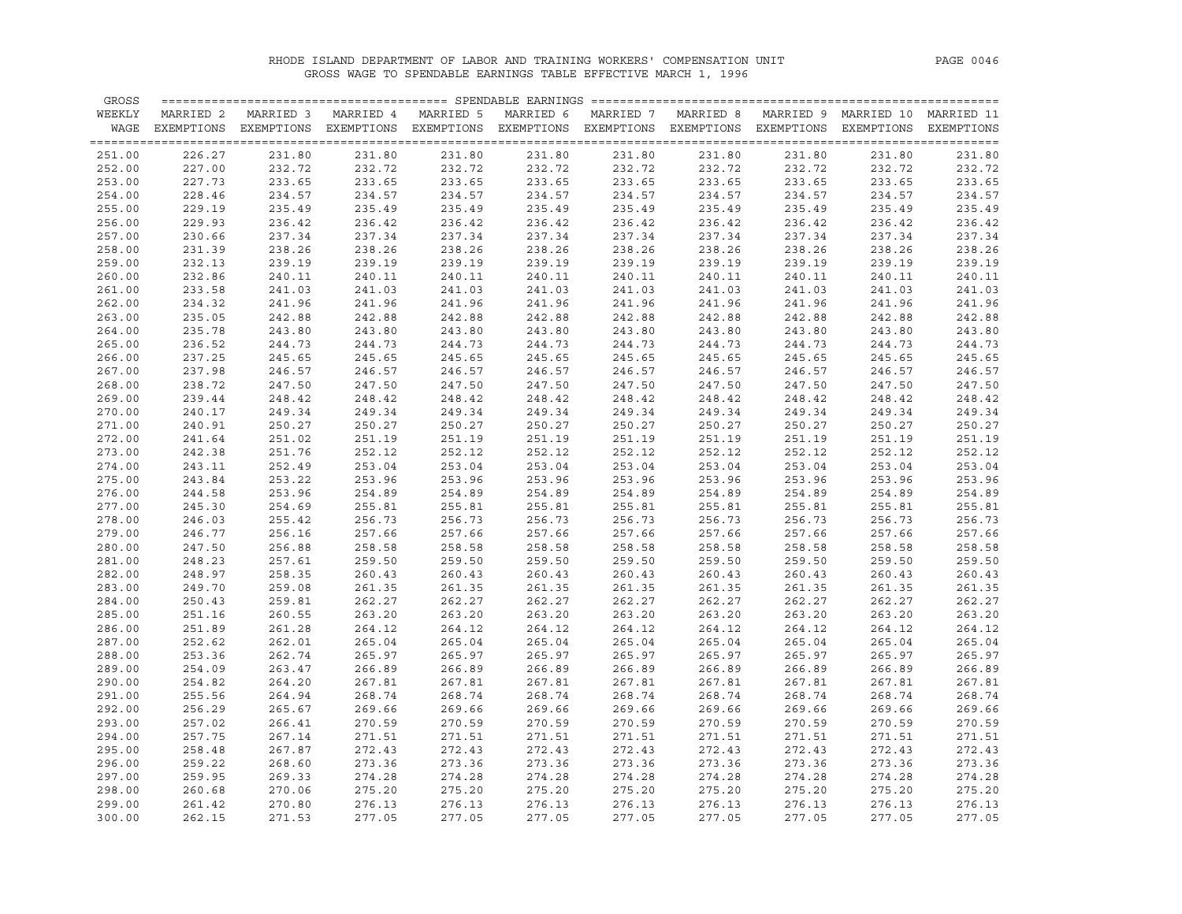RHODE ISLAND DEPARTMENT OF LABOR AND TRAINING WORKERS' COMPENSATION UNIT

GROSS WAGE TO SPENDABLE EARNINGS TABLE EFFECTIVE MARCH 1, 1996

| GROSS WEEKLY WAGE | MARRIED 2 EXEMPTIONS | MARRIED 3 EXEMPTIONS | MARRIED 4 EXEMPTIONS | MARRIED 5 EXEMPTIONS | MARRIED 6 EXEMPTIONS | MARRIED 7 EXEMPTIONS | MARRIED 8 EXEMPTIONS | MARRIED 9 EXEMPTIONS | MARRIED 10 EXEMPTIONS | MARRIED 11 EXEMPTIONS |
|---|---|---|---|---|---|---|---|---|---|---|
| 251.00 | 226.27 | 231.80 | 231.80 | 231.80 | 231.80 | 231.80 | 231.80 | 231.80 | 231.80 | 231.80 |
| 252.00 | 227.00 | 232.72 | 232.72 | 232.72 | 232.72 | 232.72 | 232.72 | 232.72 | 232.72 | 232.72 |
| 253.00 | 227.73 | 233.65 | 233.65 | 233.65 | 233.65 | 233.65 | 233.65 | 233.65 | 233.65 | 233.65 |
| 254.00 | 228.46 | 234.57 | 234.57 | 234.57 | 234.57 | 234.57 | 234.57 | 234.57 | 234.57 | 234.57 |
| 255.00 | 229.19 | 235.49 | 235.49 | 235.49 | 235.49 | 235.49 | 235.49 | 235.49 | 235.49 | 235.49 |
| 256.00 | 229.93 | 236.42 | 236.42 | 236.42 | 236.42 | 236.42 | 236.42 | 236.42 | 236.42 | 236.42 |
| 257.00 | 230.66 | 237.34 | 237.34 | 237.34 | 237.34 | 237.34 | 237.34 | 237.34 | 237.34 | 237.34 |
| 258.00 | 231.39 | 238.26 | 238.26 | 238.26 | 238.26 | 238.26 | 238.26 | 238.26 | 238.26 | 238.26 |
| 259.00 | 232.13 | 239.19 | 239.19 | 239.19 | 239.19 | 239.19 | 239.19 | 239.19 | 239.19 | 239.19 |
| 260.00 | 232.86 | 240.11 | 240.11 | 240.11 | 240.11 | 240.11 | 240.11 | 240.11 | 240.11 | 240.11 |
| 261.00 | 233.58 | 241.03 | 241.03 | 241.03 | 241.03 | 241.03 | 241.03 | 241.03 | 241.03 | 241.03 |
| 262.00 | 234.32 | 241.96 | 241.96 | 241.96 | 241.96 | 241.96 | 241.96 | 241.96 | 241.96 | 241.96 |
| 263.00 | 235.05 | 242.88 | 242.88 | 242.88 | 242.88 | 242.88 | 242.88 | 242.88 | 242.88 | 242.88 |
| 264.00 | 235.78 | 243.80 | 243.80 | 243.80 | 243.80 | 243.80 | 243.80 | 243.80 | 243.80 | 243.80 |
| 265.00 | 236.52 | 244.73 | 244.73 | 244.73 | 244.73 | 244.73 | 244.73 | 244.73 | 244.73 | 244.73 |
| 266.00 | 237.25 | 245.65 | 245.65 | 245.65 | 245.65 | 245.65 | 245.65 | 245.65 | 245.65 | 245.65 |
| 267.00 | 237.98 | 246.57 | 246.57 | 246.57 | 246.57 | 246.57 | 246.57 | 246.57 | 246.57 | 246.57 |
| 268.00 | 238.72 | 247.50 | 247.50 | 247.50 | 247.50 | 247.50 | 247.50 | 247.50 | 247.50 | 247.50 |
| 269.00 | 239.44 | 248.42 | 248.42 | 248.42 | 248.42 | 248.42 | 248.42 | 248.42 | 248.42 | 248.42 |
| 270.00 | 240.17 | 249.34 | 249.34 | 249.34 | 249.34 | 249.34 | 249.34 | 249.34 | 249.34 | 249.34 |
| 271.00 | 240.91 | 250.27 | 250.27 | 250.27 | 250.27 | 250.27 | 250.27 | 250.27 | 250.27 | 250.27 |
| 272.00 | 241.64 | 251.02 | 251.19 | 251.19 | 251.19 | 251.19 | 251.19 | 251.19 | 251.19 | 251.19 |
| 273.00 | 242.38 | 251.76 | 252.12 | 252.12 | 252.12 | 252.12 | 252.12 | 252.12 | 252.12 | 252.12 |
| 274.00 | 243.11 | 252.49 | 253.04 | 253.04 | 253.04 | 253.04 | 253.04 | 253.04 | 253.04 | 253.04 |
| 275.00 | 243.84 | 253.22 | 253.96 | 253.96 | 253.96 | 253.96 | 253.96 | 253.96 | 253.96 | 253.96 |
| 276.00 | 244.58 | 253.96 | 254.89 | 254.89 | 254.89 | 254.89 | 254.89 | 254.89 | 254.89 | 254.89 |
| 277.00 | 245.30 | 254.69 | 255.81 | 255.81 | 255.81 | 255.81 | 255.81 | 255.81 | 255.81 | 255.81 |
| 278.00 | 246.03 | 255.42 | 256.73 | 256.73 | 256.73 | 256.73 | 256.73 | 256.73 | 256.73 | 256.73 |
| 279.00 | 246.77 | 256.16 | 257.66 | 257.66 | 257.66 | 257.66 | 257.66 | 257.66 | 257.66 | 257.66 |
| 280.00 | 247.50 | 256.88 | 258.58 | 258.58 | 258.58 | 258.58 | 258.58 | 258.58 | 258.58 | 258.58 |
| 281.00 | 248.23 | 257.61 | 259.50 | 259.50 | 259.50 | 259.50 | 259.50 | 259.50 | 259.50 | 259.50 |
| 282.00 | 248.97 | 258.35 | 260.43 | 260.43 | 260.43 | 260.43 | 260.43 | 260.43 | 260.43 | 260.43 |
| 283.00 | 249.70 | 259.08 | 261.35 | 261.35 | 261.35 | 261.35 | 261.35 | 261.35 | 261.35 | 261.35 |
| 284.00 | 250.43 | 259.81 | 262.27 | 262.27 | 262.27 | 262.27 | 262.27 | 262.27 | 262.27 | 262.27 |
| 285.00 | 251.16 | 260.55 | 263.20 | 263.20 | 263.20 | 263.20 | 263.20 | 263.20 | 263.20 | 263.20 |
| 286.00 | 251.89 | 261.28 | 264.12 | 264.12 | 264.12 | 264.12 | 264.12 | 264.12 | 264.12 | 264.12 |
| 287.00 | 252.62 | 262.01 | 265.04 | 265.04 | 265.04 | 265.04 | 265.04 | 265.04 | 265.04 | 265.04 |
| 288.00 | 253.36 | 262.74 | 265.97 | 265.97 | 265.97 | 265.97 | 265.97 | 265.97 | 265.97 | 265.97 |
| 289.00 | 254.09 | 263.47 | 266.89 | 266.89 | 266.89 | 266.89 | 266.89 | 266.89 | 266.89 | 266.89 |
| 290.00 | 254.82 | 264.20 | 267.81 | 267.81 | 267.81 | 267.81 | 267.81 | 267.81 | 267.81 | 267.81 |
| 291.00 | 255.56 | 264.94 | 268.74 | 268.74 | 268.74 | 268.74 | 268.74 | 268.74 | 268.74 | 268.74 |
| 292.00 | 256.29 | 265.67 | 269.66 | 269.66 | 269.66 | 269.66 | 269.66 | 269.66 | 269.66 | 269.66 |
| 293.00 | 257.02 | 266.41 | 270.59 | 270.59 | 270.59 | 270.59 | 270.59 | 270.59 | 270.59 | 270.59 |
| 294.00 | 257.75 | 267.14 | 271.51 | 271.51 | 271.51 | 271.51 | 271.51 | 271.51 | 271.51 | 271.51 |
| 295.00 | 258.48 | 267.87 | 272.43 | 272.43 | 272.43 | 272.43 | 272.43 | 272.43 | 272.43 | 272.43 |
| 296.00 | 259.22 | 268.60 | 273.36 | 273.36 | 273.36 | 273.36 | 273.36 | 273.36 | 273.36 | 273.36 |
| 297.00 | 259.95 | 269.33 | 274.28 | 274.28 | 274.28 | 274.28 | 274.28 | 274.28 | 274.28 | 274.28 |
| 298.00 | 260.68 | 270.06 | 275.20 | 275.20 | 275.20 | 275.20 | 275.20 | 275.20 | 275.20 | 275.20 |
| 299.00 | 261.42 | 270.80 | 276.13 | 276.13 | 276.13 | 276.13 | 276.13 | 276.13 | 276.13 | 276.13 |
| 300.00 | 262.15 | 271.53 | 277.05 | 277.05 | 277.05 | 277.05 | 277.05 | 277.05 | 277.05 | 277.05 |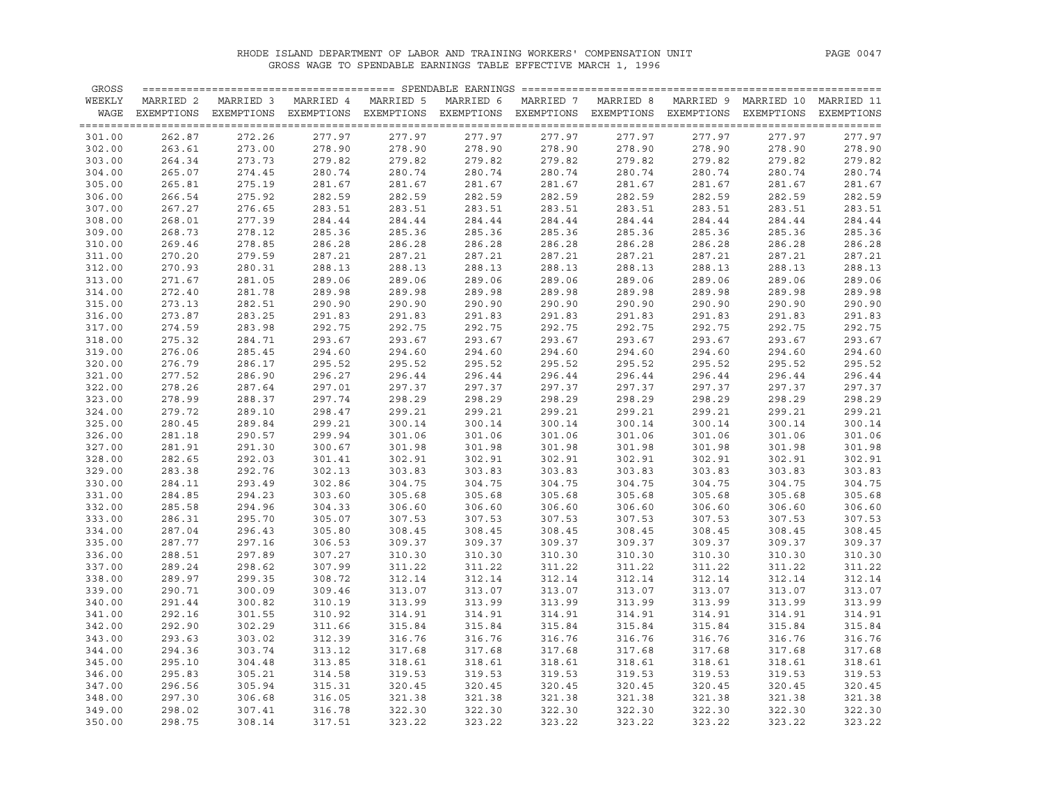# RHODE ISLAND DEPARTMENT OF LABOR AND TRAINING WORKERS' COMPENSATION UNIT

## GROSS WAGE TO SPENDABLE EARNINGS TABLE EFFECTIVE MARCH 1, 1996

| GROSS WEEKLY WAGE | SPENDABLE EARNINGS MARRIED 2 EXEMPTIONS | MARRIED 3 EXEMPTIONS | MARRIED 4 EXEMPTIONS | MARRIED 5 EXEMPTIONS | MARRIED 6 EXEMPTIONS | MARRIED 7 EXEMPTIONS | MARRIED 8 EXEMPTIONS | MARRIED 9 EXEMPTIONS | MARRIED 10 EXEMPTIONS | MARRIED 11 EXEMPTIONS |
|---|---|---|---|---|---|---|---|---|---|---|
| 301.00 | 262.87 | 272.26 | 277.97 | 277.97 | 277.97 | 277.97 | 277.97 | 277.97 | 277.97 | 277.97 |
| 302.00 | 263.61 | 273.00 | 278.90 | 278.90 | 278.90 | 278.90 | 278.90 | 278.90 | 278.90 | 278.90 |
| 303.00 | 264.34 | 273.73 | 279.82 | 279.82 | 279.82 | 279.82 | 279.82 | 279.82 | 279.82 | 279.82 |
| 304.00 | 265.07 | 274.45 | 280.74 | 280.74 | 280.74 | 280.74 | 280.74 | 280.74 | 280.74 | 280.74 |
| 305.00 | 265.81 | 275.19 | 281.67 | 281.67 | 281.67 | 281.67 | 281.67 | 281.67 | 281.67 | 281.67 |
| 306.00 | 266.54 | 275.92 | 282.59 | 282.59 | 282.59 | 282.59 | 282.59 | 282.59 | 282.59 | 282.59 |
| 307.00 | 267.27 | 276.65 | 283.51 | 283.51 | 283.51 | 283.51 | 283.51 | 283.51 | 283.51 | 283.51 |
| 308.00 | 268.01 | 277.39 | 284.44 | 284.44 | 284.44 | 284.44 | 284.44 | 284.44 | 284.44 | 284.44 |
| 309.00 | 268.73 | 278.12 | 285.36 | 285.36 | 285.36 | 285.36 | 285.36 | 285.36 | 285.36 | 285.36 |
| 310.00 | 269.46 | 278.85 | 286.28 | 286.28 | 286.28 | 286.28 | 286.28 | 286.28 | 286.28 | 286.28 |
| 311.00 | 270.20 | 279.59 | 287.21 | 287.21 | 287.21 | 287.21 | 287.21 | 287.21 | 287.21 | 287.21 |
| 312.00 | 270.93 | 280.31 | 288.13 | 288.13 | 288.13 | 288.13 | 288.13 | 288.13 | 288.13 | 288.13 |
| 313.00 | 271.67 | 281.05 | 289.06 | 289.06 | 289.06 | 289.06 | 289.06 | 289.06 | 289.06 | 289.06 |
| 314.00 | 272.40 | 281.78 | 289.98 | 289.98 | 289.98 | 289.98 | 289.98 | 289.98 | 289.98 | 289.98 |
| 315.00 | 273.13 | 282.51 | 290.90 | 290.90 | 290.90 | 290.90 | 290.90 | 290.90 | 290.90 | 290.90 |
| 316.00 | 273.87 | 283.25 | 291.83 | 291.83 | 291.83 | 291.83 | 291.83 | 291.83 | 291.83 | 291.83 |
| 317.00 | 274.59 | 283.98 | 292.75 | 292.75 | 292.75 | 292.75 | 292.75 | 292.75 | 292.75 | 292.75 |
| 318.00 | 275.32 | 284.71 | 293.67 | 293.67 | 293.67 | 293.67 | 293.67 | 293.67 | 293.67 | 293.67 |
| 319.00 | 276.06 | 285.45 | 294.60 | 294.60 | 294.60 | 294.60 | 294.60 | 294.60 | 294.60 | 294.60 |
| 320.00 | 276.79 | 286.17 | 295.52 | 295.52 | 295.52 | 295.52 | 295.52 | 295.52 | 295.52 | 295.52 |
| 321.00 | 277.52 | 286.90 | 296.27 | 296.44 | 296.44 | 296.44 | 296.44 | 296.44 | 296.44 | 296.44 |
| 322.00 | 278.26 | 287.64 | 297.01 | 297.37 | 297.37 | 297.37 | 297.37 | 297.37 | 297.37 | 297.37 |
| 323.00 | 278.99 | 288.37 | 297.74 | 298.29 | 298.29 | 298.29 | 298.29 | 298.29 | 298.29 | 298.29 |
| 324.00 | 279.72 | 289.10 | 298.47 | 299.21 | 299.21 | 299.21 | 299.21 | 299.21 | 299.21 | 299.21 |
| 325.00 | 280.45 | 289.84 | 299.21 | 300.14 | 300.14 | 300.14 | 300.14 | 300.14 | 300.14 | 300.14 |
| 326.00 | 281.18 | 290.57 | 299.94 | 301.06 | 301.06 | 301.06 | 301.06 | 301.06 | 301.06 | 301.06 |
| 327.00 | 281.91 | 291.30 | 300.67 | 301.98 | 301.98 | 301.98 | 301.98 | 301.98 | 301.98 | 301.98 |
| 328.00 | 282.65 | 292.03 | 301.41 | 302.91 | 302.91 | 302.91 | 302.91 | 302.91 | 302.91 | 302.91 |
| 329.00 | 283.38 | 292.76 | 302.13 | 303.83 | 303.83 | 303.83 | 303.83 | 303.83 | 303.83 | 303.83 |
| 330.00 | 284.11 | 293.49 | 302.86 | 304.75 | 304.75 | 304.75 | 304.75 | 304.75 | 304.75 | 304.75 |
| 331.00 | 284.85 | 294.23 | 303.60 | 305.68 | 305.68 | 305.68 | 305.68 | 305.68 | 305.68 | 305.68 |
| 332.00 | 285.58 | 294.96 | 304.33 | 306.60 | 306.60 | 306.60 | 306.60 | 306.60 | 306.60 | 306.60 |
| 333.00 | 286.31 | 295.70 | 305.07 | 307.53 | 307.53 | 307.53 | 307.53 | 307.53 | 307.53 | 307.53 |
| 334.00 | 287.04 | 296.43 | 305.80 | 308.45 | 308.45 | 308.45 | 308.45 | 308.45 | 308.45 | 308.45 |
| 335.00 | 287.77 | 297.16 | 306.53 | 309.37 | 309.37 | 309.37 | 309.37 | 309.37 | 309.37 | 309.37 |
| 336.00 | 288.51 | 297.89 | 307.27 | 310.30 | 310.30 | 310.30 | 310.30 | 310.30 | 310.30 | 310.30 |
| 337.00 | 289.24 | 298.62 | 307.99 | 311.22 | 311.22 | 311.22 | 311.22 | 311.22 | 311.22 | 311.22 |
| 338.00 | 289.97 | 299.35 | 308.72 | 312.14 | 312.14 | 312.14 | 312.14 | 312.14 | 312.14 | 312.14 |
| 339.00 | 290.71 | 300.09 | 309.46 | 313.07 | 313.07 | 313.07 | 313.07 | 313.07 | 313.07 | 313.07 |
| 340.00 | 291.44 | 300.82 | 310.19 | 313.99 | 313.99 | 313.99 | 313.99 | 313.99 | 313.99 | 313.99 |
| 341.00 | 292.16 | 301.55 | 310.92 | 314.91 | 314.91 | 314.91 | 314.91 | 314.91 | 314.91 | 314.91 |
| 342.00 | 292.90 | 302.29 | 311.66 | 315.84 | 315.84 | 315.84 | 315.84 | 315.84 | 315.84 | 315.84 |
| 343.00 | 293.63 | 303.02 | 312.39 | 316.76 | 316.76 | 316.76 | 316.76 | 316.76 | 316.76 | 316.76 |
| 344.00 | 294.36 | 303.74 | 313.12 | 317.68 | 317.68 | 317.68 | 317.68 | 317.68 | 317.68 | 317.68 |
| 345.00 | 295.10 | 304.48 | 313.85 | 318.61 | 318.61 | 318.61 | 318.61 | 318.61 | 318.61 | 318.61 |
| 346.00 | 295.83 | 305.21 | 314.58 | 319.53 | 319.53 | 319.53 | 319.53 | 319.53 | 319.53 | 319.53 |
| 347.00 | 296.56 | 305.94 | 315.31 | 320.45 | 320.45 | 320.45 | 320.45 | 320.45 | 320.45 | 320.45 |
| 348.00 | 297.30 | 306.68 | 316.05 | 321.38 | 321.38 | 321.38 | 321.38 | 321.38 | 321.38 | 321.38 |
| 349.00 | 298.02 | 307.41 | 316.78 | 322.30 | 322.30 | 322.30 | 322.30 | 322.30 | 322.30 | 322.30 |
| 350.00 | 298.75 | 308.14 | 317.51 | 323.22 | 323.22 | 323.22 | 323.22 | 323.22 | 323.22 | 323.22 |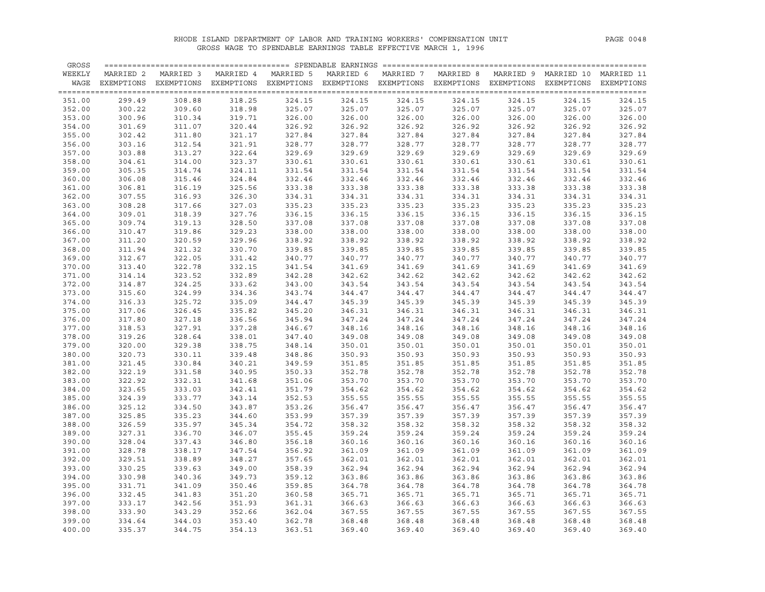RHODE ISLAND DEPARTMENT OF LABOR AND TRAINING WORKERS' COMPENSATION UNIT

GROSS WAGE TO SPENDABLE EARNINGS TABLE EFFECTIVE MARCH 1, 1996

| GROSS WEEKLY WAGE | MARRIED 2 EXEMPTIONS | MARRIED 3 EXEMPTIONS | MARRIED 4 EXEMPTIONS | MARRIED 5 EXEMPTIONS | MARRIED 6 EXEMPTIONS | MARRIED 7 EXEMPTIONS | MARRIED 8 EXEMPTIONS | MARRIED 9 EXEMPTIONS | MARRIED 10 EXEMPTIONS | MARRIED 11 EXEMPTIONS |
|---|---|---|---|---|---|---|---|---|---|---|
| | SPENDABLE EARNINGS | | | | | | | | | |
| 351.00 | 299.49 | 308.88 | 318.25 | 324.15 | 324.15 | 324.15 | 324.15 | 324.15 | 324.15 | 324.15 |
| 352.00 | 300.22 | 309.60 | 318.98 | 325.07 | 325.07 | 325.07 | 325.07 | 325.07 | 325.07 | 325.07 |
| 353.00 | 300.96 | 310.34 | 319.71 | 326.00 | 326.00 | 326.00 | 326.00 | 326.00 | 326.00 | 326.00 |
| 354.00 | 301.69 | 311.07 | 320.44 | 326.92 | 326.92 | 326.92 | 326.92 | 326.92 | 326.92 | 326.92 |
| 355.00 | 302.42 | 311.80 | 321.17 | 327.84 | 327.84 | 327.84 | 327.84 | 327.84 | 327.84 | 327.84 |
| 356.00 | 303.16 | 312.54 | 321.91 | 328.77 | 328.77 | 328.77 | 328.77 | 328.77 | 328.77 | 328.77 |
| 357.00 | 303.88 | 313.27 | 322.64 | 329.69 | 329.69 | 329.69 | 329.69 | 329.69 | 329.69 | 329.69 |
| 358.00 | 304.61 | 314.00 | 323.37 | 330.61 | 330.61 | 330.61 | 330.61 | 330.61 | 330.61 | 330.61 |
| 359.00 | 305.35 | 314.74 | 324.11 | 331.54 | 331.54 | 331.54 | 331.54 | 331.54 | 331.54 | 331.54 |
| 360.00 | 306.08 | 315.46 | 324.84 | 332.46 | 332.46 | 332.46 | 332.46 | 332.46 | 332.46 | 332.46 |
| 361.00 | 306.81 | 316.19 | 325.56 | 333.38 | 333.38 | 333.38 | 333.38 | 333.38 | 333.38 | 333.38 |
| 362.00 | 307.55 | 316.93 | 326.30 | 334.31 | 334.31 | 334.31 | 334.31 | 334.31 | 334.31 | 334.31 |
| 363.00 | 308.28 | 317.66 | 327.03 | 335.23 | 335.23 | 335.23 | 335.23 | 335.23 | 335.23 | 335.23 |
| 364.00 | 309.01 | 318.39 | 327.76 | 336.15 | 336.15 | 336.15 | 336.15 | 336.15 | 336.15 | 336.15 |
| 365.00 | 309.74 | 319.13 | 328.50 | 337.08 | 337.08 | 337.08 | 337.08 | 337.08 | 337.08 | 337.08 |
| 366.00 | 310.47 | 319.86 | 329.23 | 338.00 | 338.00 | 338.00 | 338.00 | 338.00 | 338.00 | 338.00 |
| 367.00 | 311.20 | 320.59 | 329.96 | 338.92 | 338.92 | 338.92 | 338.92 | 338.92 | 338.92 | 338.92 |
| 368.00 | 311.94 | 321.32 | 330.70 | 339.85 | 339.85 | 339.85 | 339.85 | 339.85 | 339.85 | 339.85 |
| 369.00 | 312.67 | 322.05 | 331.42 | 340.77 | 340.77 | 340.77 | 340.77 | 340.77 | 340.77 | 340.77 |
| 370.00 | 313.40 | 322.78 | 332.15 | 341.54 | 341.69 | 341.69 | 341.69 | 341.69 | 341.69 | 341.69 |
| 371.00 | 314.14 | 323.52 | 332.89 | 342.28 | 342.62 | 342.62 | 342.62 | 342.62 | 342.62 | 342.62 |
| 372.00 | 314.87 | 324.25 | 333.62 | 343.00 | 343.54 | 343.54 | 343.54 | 343.54 | 343.54 | 343.54 |
| 373.00 | 315.60 | 324.99 | 334.36 | 343.74 | 344.47 | 344.47 | 344.47 | 344.47 | 344.47 | 344.47 |
| 374.00 | 316.33 | 325.72 | 335.09 | 344.47 | 345.39 | 345.39 | 345.39 | 345.39 | 345.39 | 345.39 |
| 375.00 | 317.06 | 326.45 | 335.82 | 345.20 | 346.31 | 346.31 | 346.31 | 346.31 | 346.31 | 346.31 |
| 376.00 | 317.80 | 327.18 | 336.56 | 345.94 | 347.24 | 347.24 | 347.24 | 347.24 | 347.24 | 347.24 |
| 377.00 | 318.53 | 327.91 | 337.28 | 346.67 | 348.16 | 348.16 | 348.16 | 348.16 | 348.16 | 348.16 |
| 378.00 | 319.26 | 328.64 | 338.01 | 347.40 | 349.08 | 349.08 | 349.08 | 349.08 | 349.08 | 349.08 |
| 379.00 | 320.00 | 329.38 | 338.75 | 348.14 | 350.01 | 350.01 | 350.01 | 350.01 | 350.01 | 350.01 |
| 380.00 | 320.73 | 330.11 | 339.48 | 348.86 | 350.93 | 350.93 | 350.93 | 350.93 | 350.93 | 350.93 |
| 381.00 | 321.45 | 330.84 | 340.21 | 349.59 | 351.85 | 351.85 | 351.85 | 351.85 | 351.85 | 351.85 |
| 382.00 | 322.19 | 331.58 | 340.95 | 350.33 | 352.78 | 352.78 | 352.78 | 352.78 | 352.78 | 352.78 |
| 383.00 | 322.92 | 332.31 | 341.68 | 351.06 | 353.70 | 353.70 | 353.70 | 353.70 | 353.70 | 353.70 |
| 384.00 | 323.65 | 333.03 | 342.41 | 351.79 | 354.62 | 354.62 | 354.62 | 354.62 | 354.62 | 354.62 |
| 385.00 | 324.39 | 333.77 | 343.14 | 352.53 | 355.55 | 355.55 | 355.55 | 355.55 | 355.55 | 355.55 |
| 386.00 | 325.12 | 334.50 | 343.87 | 353.26 | 356.47 | 356.47 | 356.47 | 356.47 | 356.47 | 356.47 |
| 387.00 | 325.85 | 335.23 | 344.60 | 353.99 | 357.39 | 357.39 | 357.39 | 357.39 | 357.39 | 357.39 |
| 388.00 | 326.59 | 335.97 | 345.34 | 354.72 | 358.32 | 358.32 | 358.32 | 358.32 | 358.32 | 358.32 |
| 389.00 | 327.31 | 336.70 | 346.07 | 355.45 | 359.24 | 359.24 | 359.24 | 359.24 | 359.24 | 359.24 |
| 390.00 | 328.04 | 337.43 | 346.80 | 356.18 | 360.16 | 360.16 | 360.16 | 360.16 | 360.16 | 360.16 |
| 391.00 | 328.78 | 338.17 | 347.54 | 356.92 | 361.09 | 361.09 | 361.09 | 361.09 | 361.09 | 361.09 |
| 392.00 | 329.51 | 338.89 | 348.27 | 357.65 | 362.01 | 362.01 | 362.01 | 362.01 | 362.01 | 362.01 |
| 393.00 | 330.25 | 339.63 | 349.00 | 358.39 | 362.94 | 362.94 | 362.94 | 362.94 | 362.94 | 362.94 |
| 394.00 | 330.98 | 340.36 | 349.73 | 359.12 | 363.86 | 363.86 | 363.86 | 363.86 | 363.86 | 363.86 |
| 395.00 | 331.71 | 341.09 | 350.46 | 359.85 | 364.78 | 364.78 | 364.78 | 364.78 | 364.78 | 364.78 |
| 396.00 | 332.45 | 341.83 | 351.20 | 360.58 | 365.71 | 365.71 | 365.71 | 365.71 | 365.71 | 365.71 |
| 397.00 | 333.17 | 342.56 | 351.93 | 361.31 | 366.63 | 366.63 | 366.63 | 366.63 | 366.63 | 366.63 |
| 398.00 | 333.90 | 343.29 | 352.66 | 362.04 | 367.55 | 367.55 | 367.55 | 367.55 | 367.55 | 367.55 |
| 399.00 | 334.64 | 344.03 | 353.40 | 362.78 | 368.48 | 368.48 | 368.48 | 368.48 | 368.48 | 368.48 |
| 400.00 | 335.37 | 344.75 | 354.13 | 363.51 | 369.40 | 369.40 | 369.40 | 369.40 | 369.40 | 369.40 |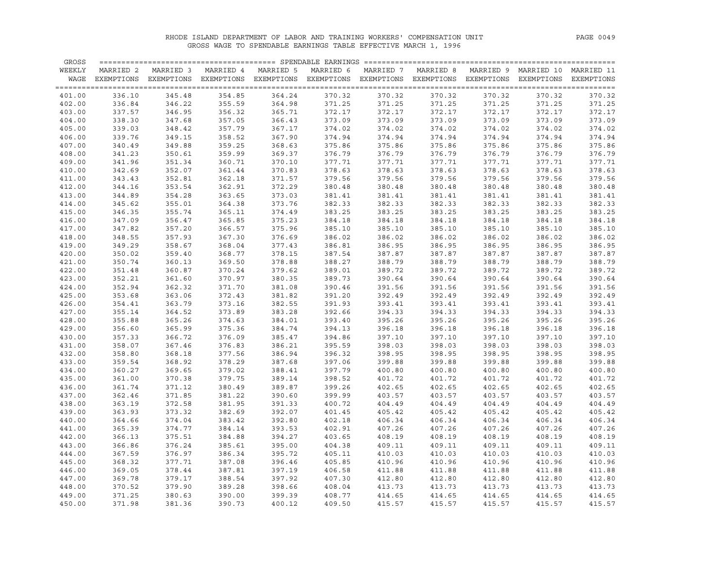RHODE ISLAND DEPARTMENT OF LABOR AND TRAINING WORKERS' COMPENSATION UNIT

GROSS WAGE TO SPENDABLE EARNINGS TABLE EFFECTIVE MARCH 1, 1996

| GROSS WEEKLY WAGE | MARRIED 2 EXEMPTIONS | MARRIED 3 EXEMPTIONS | MARRIED 4 EXEMPTIONS | MARRIED 5 EXEMPTIONS | MARRIED 6 EXEMPTIONS | MARRIED 7 EXEMPTIONS | MARRIED 8 EXEMPTIONS | MARRIED 9 EXEMPTIONS | MARRIED 10 EXEMPTIONS | MARRIED 11 EXEMPTIONS |
|---|---|---|---|---|---|---|---|---|---|---|
| 401.00 | 336.10 | 345.48 | 354.85 | 364.24 | 370.32 | 370.32 | 370.32 | 370.32 | 370.32 | 370.32 |
| 402.00 | 336.84 | 346.22 | 355.59 | 364.98 | 371.25 | 371.25 | 371.25 | 371.25 | 371.25 | 371.25 |
| 403.00 | 337.57 | 346.95 | 356.32 | 365.71 | 372.17 | 372.17 | 372.17 | 372.17 | 372.17 | 372.17 |
| 404.00 | 338.30 | 347.68 | 357.05 | 366.43 | 373.09 | 373.09 | 373.09 | 373.09 | 373.09 | 373.09 |
| 405.00 | 339.03 | 348.42 | 357.79 | 367.17 | 374.02 | 374.02 | 374.02 | 374.02 | 374.02 | 374.02 |
| 406.00 | 339.76 | 349.15 | 358.52 | 367.90 | 374.94 | 374.94 | 374.94 | 374.94 | 374.94 | 374.94 |
| 407.00 | 340.49 | 349.88 | 359.25 | 368.63 | 375.86 | 375.86 | 375.86 | 375.86 | 375.86 | 375.86 |
| 408.00 | 341.23 | 350.61 | 359.99 | 369.37 | 376.79 | 376.79 | 376.79 | 376.79 | 376.79 | 376.79 |
| 409.00 | 341.96 | 351.34 | 360.71 | 370.10 | 377.71 | 377.71 | 377.71 | 377.71 | 377.71 | 377.71 |
| 410.00 | 342.69 | 352.07 | 361.44 | 370.83 | 378.63 | 378.63 | 378.63 | 378.63 | 378.63 | 378.63 |
| 411.00 | 343.43 | 352.81 | 362.18 | 371.57 | 379.56 | 379.56 | 379.56 | 379.56 | 379.56 | 379.56 |
| 412.00 | 344.16 | 353.54 | 362.91 | 372.29 | 380.48 | 380.48 | 380.48 | 380.48 | 380.48 | 380.48 |
| 413.00 | 344.89 | 354.28 | 363.65 | 373.03 | 381.41 | 381.41 | 381.41 | 381.41 | 381.41 | 381.41 |
| 414.00 | 345.62 | 355.01 | 364.38 | 373.76 | 382.33 | 382.33 | 382.33 | 382.33 | 382.33 | 382.33 |
| 415.00 | 346.35 | 355.74 | 365.11 | 374.49 | 383.25 | 383.25 | 383.25 | 383.25 | 383.25 | 383.25 |
| 416.00 | 347.09 | 356.47 | 365.85 | 375.23 | 384.18 | 384.18 | 384.18 | 384.18 | 384.18 | 384.18 |
| 417.00 | 347.82 | 357.20 | 366.57 | 375.96 | 385.10 | 385.10 | 385.10 | 385.10 | 385.10 | 385.10 |
| 418.00 | 348.55 | 357.93 | 367.30 | 376.69 | 386.02 | 386.02 | 386.02 | 386.02 | 386.02 | 386.02 |
| 419.00 | 349.29 | 358.67 | 368.04 | 377.43 | 386.81 | 386.95 | 386.95 | 386.95 | 386.95 | 386.95 |
| 420.00 | 350.02 | 359.40 | 368.77 | 378.15 | 387.54 | 387.87 | 387.87 | 387.87 | 387.87 | 387.87 |
| 421.00 | 350.74 | 360.13 | 369.50 | 378.88 | 388.27 | 388.79 | 388.79 | 388.79 | 388.79 | 388.79 |
| 422.00 | 351.48 | 360.87 | 370.24 | 379.62 | 389.01 | 389.72 | 389.72 | 389.72 | 389.72 | 389.72 |
| 423.00 | 352.21 | 361.60 | 370.97 | 380.35 | 389.73 | 390.64 | 390.64 | 390.64 | 390.64 | 390.64 |
| 424.00 | 352.94 | 362.32 | 371.70 | 381.08 | 390.46 | 391.56 | 391.56 | 391.56 | 391.56 | 391.56 |
| 425.00 | 353.68 | 363.06 | 372.43 | 381.82 | 391.20 | 392.49 | 392.49 | 392.49 | 392.49 | 392.49 |
| 426.00 | 354.41 | 363.79 | 373.16 | 382.55 | 391.93 | 393.41 | 393.41 | 393.41 | 393.41 | 393.41 |
| 427.00 | 355.14 | 364.52 | 373.89 | 383.28 | 392.66 | 394.33 | 394.33 | 394.33 | 394.33 | 394.33 |
| 428.00 | 355.88 | 365.26 | 374.63 | 384.01 | 393.40 | 395.26 | 395.26 | 395.26 | 395.26 | 395.26 |
| 429.00 | 356.60 | 365.99 | 375.36 | 384.74 | 394.13 | 396.18 | 396.18 | 396.18 | 396.18 | 396.18 |
| 430.00 | 357.33 | 366.72 | 376.09 | 385.47 | 394.86 | 397.10 | 397.10 | 397.10 | 397.10 | 397.10 |
| 431.00 | 358.07 | 367.46 | 376.83 | 386.21 | 395.59 | 398.03 | 398.03 | 398.03 | 398.03 | 398.03 |
| 432.00 | 358.80 | 368.18 | 377.56 | 386.94 | 396.32 | 398.95 | 398.95 | 398.95 | 398.95 | 398.95 |
| 433.00 | 359.54 | 368.92 | 378.29 | 387.68 | 397.06 | 399.88 | 399.88 | 399.88 | 399.88 | 399.88 |
| 434.00 | 360.27 | 369.65 | 379.02 | 388.41 | 397.79 | 400.80 | 400.80 | 400.80 | 400.80 | 400.80 |
| 435.00 | 361.00 | 370.38 | 379.75 | 389.14 | 398.52 | 401.72 | 401.72 | 401.72 | 401.72 | 401.72 |
| 436.00 | 361.74 | 371.12 | 380.49 | 389.87 | 399.26 | 402.65 | 402.65 | 402.65 | 402.65 | 402.65 |
| 437.00 | 362.46 | 371.85 | 381.22 | 390.60 | 399.99 | 403.57 | 403.57 | 403.57 | 403.57 | 403.57 |
| 438.00 | 363.19 | 372.58 | 381.95 | 391.33 | 400.72 | 404.49 | 404.49 | 404.49 | 404.49 | 404.49 |
| 439.00 | 363.93 | 373.32 | 382.69 | 392.07 | 401.45 | 405.42 | 405.42 | 405.42 | 405.42 | 405.42 |
| 440.00 | 364.66 | 374.04 | 383.42 | 392.80 | 402.18 | 406.34 | 406.34 | 406.34 | 406.34 | 406.34 |
| 441.00 | 365.39 | 374.77 | 384.14 | 393.53 | 402.91 | 407.26 | 407.26 | 407.26 | 407.26 | 407.26 |
| 442.00 | 366.13 | 375.51 | 384.88 | 394.27 | 403.65 | 408.19 | 408.19 | 408.19 | 408.19 | 408.19 |
| 443.00 | 366.86 | 376.24 | 385.61 | 395.00 | 404.38 | 409.11 | 409.11 | 409.11 | 409.11 | 409.11 |
| 444.00 | 367.59 | 376.97 | 386.34 | 395.72 | 405.11 | 410.03 | 410.03 | 410.03 | 410.03 | 410.03 |
| 445.00 | 368.32 | 377.71 | 387.08 | 396.46 | 405.85 | 410.96 | 410.96 | 410.96 | 410.96 | 410.96 |
| 446.00 | 369.05 | 378.44 | 387.81 | 397.19 | 406.58 | 411.88 | 411.88 | 411.88 | 411.88 | 411.88 |
| 447.00 | 369.78 | 379.17 | 388.54 | 397.92 | 407.30 | 412.80 | 412.80 | 412.80 | 412.80 | 412.80 |
| 448.00 | 370.52 | 379.90 | 389.28 | 398.66 | 408.04 | 413.73 | 413.73 | 413.73 | 413.73 | 413.73 |
| 449.00 | 371.25 | 380.63 | 390.00 | 399.39 | 408.77 | 414.65 | 414.65 | 414.65 | 414.65 | 414.65 |
| 450.00 | 371.98 | 381.36 | 390.73 | 400.12 | 409.50 | 415.57 | 415.57 | 415.57 | 415.57 | 415.57 |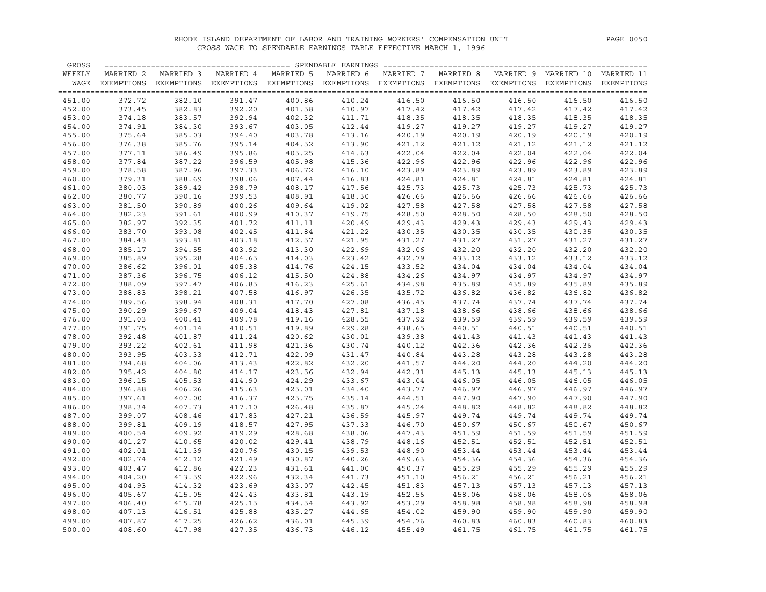RHODE ISLAND DEPARTMENT OF LABOR AND TRAINING WORKERS' COMPENSATION UNIT

GROSS WAGE TO SPENDABLE EARNINGS TABLE EFFECTIVE MARCH 1, 1996

| GROSS WEEKLY WAGE | SPENDABLE EARNINGS MARRIED 2 EXEMPTIONS | MARRIED 3 EXEMPTIONS | MARRIED 4 EXEMPTIONS | MARRIED 5 EXEMPTIONS | MARRIED 6 EXEMPTIONS | MARRIED 7 EXEMPTIONS | MARRIED 8 EXEMPTIONS | MARRIED 9 EXEMPTIONS | MARRIED 10 EXEMPTIONS | MARRIED 11 EXEMPTIONS |
|---|---|---|---|---|---|---|---|---|---|---|
| 451.00 | 372.72 | 382.10 | 391.47 | 400.86 | 410.24 | 416.50 | 416.50 | 416.50 | 416.50 | 416.50 |
| 452.00 | 373.45 | 382.83 | 392.20 | 401.58 | 410.97 | 417.42 | 417.42 | 417.42 | 417.42 | 417.42 |
| 453.00 | 374.18 | 383.57 | 392.94 | 402.32 | 411.71 | 418.35 | 418.35 | 418.35 | 418.35 | 418.35 |
| 454.00 | 374.91 | 384.30 | 393.67 | 403.05 | 412.44 | 419.27 | 419.27 | 419.27 | 419.27 | 419.27 |
| 455.00 | 375.64 | 385.03 | 394.40 | 403.78 | 413.16 | 420.19 | 420.19 | 420.19 | 420.19 | 420.19 |
| 456.00 | 376.38 | 385.76 | 395.14 | 404.52 | 413.90 | 421.12 | 421.12 | 421.12 | 421.12 | 421.12 |
| 457.00 | 377.11 | 386.49 | 395.86 | 405.25 | 414.63 | 422.04 | 422.04 | 422.04 | 422.04 | 422.04 |
| 458.00 | 377.84 | 387.22 | 396.59 | 405.98 | 415.36 | 422.96 | 422.96 | 422.96 | 422.96 | 422.96 |
| 459.00 | 378.58 | 387.96 | 397.33 | 406.72 | 416.10 | 423.89 | 423.89 | 423.89 | 423.89 | 423.89 |
| 460.00 | 379.31 | 388.69 | 398.06 | 407.44 | 416.83 | 424.81 | 424.81 | 424.81 | 424.81 | 424.81 |
| 461.00 | 380.03 | 389.42 | 398.79 | 408.17 | 417.56 | 425.73 | 425.73 | 425.73 | 425.73 | 425.73 |
| 462.00 | 380.77 | 390.16 | 399.53 | 408.91 | 418.30 | 426.66 | 426.66 | 426.66 | 426.66 | 426.66 |
| 463.00 | 381.50 | 390.89 | 400.26 | 409.64 | 419.02 | 427.58 | 427.58 | 427.58 | 427.58 | 427.58 |
| 464.00 | 382.23 | 391.61 | 400.99 | 410.37 | 419.75 | 428.50 | 428.50 | 428.50 | 428.50 | 428.50 |
| 465.00 | 382.97 | 392.35 | 401.72 | 411.11 | 420.49 | 429.43 | 429.43 | 429.43 | 429.43 | 429.43 |
| 466.00 | 383.70 | 393.08 | 402.45 | 411.84 | 421.22 | 430.35 | 430.35 | 430.35 | 430.35 | 430.35 |
| 467.00 | 384.43 | 393.81 | 403.18 | 412.57 | 421.95 | 431.27 | 431.27 | 431.27 | 431.27 | 431.27 |
| 468.00 | 385.17 | 394.55 | 403.92 | 413.30 | 422.69 | 432.06 | 432.20 | 432.20 | 432.20 | 432.20 |
| 469.00 | 385.89 | 395.28 | 404.65 | 414.03 | 423.42 | 432.79 | 433.12 | 433.12 | 433.12 | 433.12 |
| 470.00 | 386.62 | 396.01 | 405.38 | 414.76 | 424.15 | 433.52 | 434.04 | 434.04 | 434.04 | 434.04 |
| 471.00 | 387.36 | 396.75 | 406.12 | 415.50 | 424.88 | 434.26 | 434.97 | 434.97 | 434.97 | 434.97 |
| 472.00 | 388.09 | 397.47 | 406.85 | 416.23 | 425.61 | 434.98 | 435.89 | 435.89 | 435.89 | 435.89 |
| 473.00 | 388.83 | 398.21 | 407.58 | 416.97 | 426.35 | 435.72 | 436.82 | 436.82 | 436.82 | 436.82 |
| 474.00 | 389.56 | 398.94 | 408.31 | 417.70 | 427.08 | 436.45 | 437.74 | 437.74 | 437.74 | 437.74 |
| 475.00 | 390.29 | 399.67 | 409.04 | 418.43 | 427.81 | 437.18 | 438.66 | 438.66 | 438.66 | 438.66 |
| 476.00 | 391.03 | 400.41 | 409.78 | 419.16 | 428.55 | 437.92 | 439.59 | 439.59 | 439.59 | 439.59 |
| 477.00 | 391.75 | 401.14 | 410.51 | 419.89 | 429.28 | 438.65 | 440.51 | 440.51 | 440.51 | 440.51 |
| 478.00 | 392.48 | 401.87 | 411.24 | 420.62 | 430.01 | 439.38 | 441.43 | 441.43 | 441.43 | 441.43 |
| 479.00 | 393.22 | 402.61 | 411.98 | 421.36 | 430.74 | 440.12 | 442.36 | 442.36 | 442.36 | 442.36 |
| 480.00 | 393.95 | 403.33 | 412.71 | 422.09 | 431.47 | 440.84 | 443.28 | 443.28 | 443.28 | 443.28 |
| 481.00 | 394.68 | 404.06 | 413.43 | 422.82 | 432.20 | 441.57 | 444.20 | 444.20 | 444.20 | 444.20 |
| 482.00 | 395.42 | 404.80 | 414.17 | 423.56 | 432.94 | 442.31 | 445.13 | 445.13 | 445.13 | 445.13 |
| 483.00 | 396.15 | 405.53 | 414.90 | 424.29 | 433.67 | 443.04 | 446.05 | 446.05 | 446.05 | 446.05 |
| 484.00 | 396.88 | 406.26 | 415.63 | 425.01 | 434.40 | 443.77 | 446.97 | 446.97 | 446.97 | 446.97 |
| 485.00 | 397.61 | 407.00 | 416.37 | 425.75 | 435.14 | 444.51 | 447.90 | 447.90 | 447.90 | 447.90 |
| 486.00 | 398.34 | 407.73 | 417.10 | 426.48 | 435.87 | 445.24 | 448.82 | 448.82 | 448.82 | 448.82 |
| 487.00 | 399.07 | 408.46 | 417.83 | 427.21 | 436.59 | 445.97 | 449.74 | 449.74 | 449.74 | 449.74 |
| 488.00 | 399.81 | 409.19 | 418.57 | 427.95 | 437.33 | 446.70 | 450.67 | 450.67 | 450.67 | 450.67 |
| 489.00 | 400.54 | 409.92 | 419.29 | 428.68 | 438.06 | 447.43 | 451.59 | 451.59 | 451.59 | 451.59 |
| 490.00 | 401.27 | 410.65 | 420.02 | 429.41 | 438.79 | 448.16 | 452.51 | 452.51 | 452.51 | 452.51 |
| 491.00 | 402.01 | 411.39 | 420.76 | 430.15 | 439.53 | 448.90 | 453.44 | 453.44 | 453.44 | 453.44 |
| 492.00 | 402.74 | 412.12 | 421.49 | 430.87 | 440.26 | 449.63 | 454.36 | 454.36 | 454.36 | 454.36 |
| 493.00 | 403.47 | 412.86 | 422.23 | 431.61 | 441.00 | 450.37 | 455.29 | 455.29 | 455.29 | 455.29 |
| 494.00 | 404.20 | 413.59 | 422.96 | 432.34 | 441.73 | 451.10 | 456.21 | 456.21 | 456.21 | 456.21 |
| 495.00 | 404.93 | 414.32 | 423.69 | 433.07 | 442.45 | 451.83 | 457.13 | 457.13 | 457.13 | 457.13 |
| 496.00 | 405.67 | 415.05 | 424.43 | 433.81 | 443.19 | 452.56 | 458.06 | 458.06 | 458.06 | 458.06 |
| 497.00 | 406.40 | 415.78 | 425.15 | 434.54 | 443.92 | 453.29 | 458.98 | 458.98 | 458.98 | 458.98 |
| 498.00 | 407.13 | 416.51 | 425.88 | 435.27 | 444.65 | 454.02 | 459.90 | 459.90 | 459.90 | 459.90 |
| 499.00 | 407.87 | 417.25 | 426.62 | 436.01 | 445.39 | 454.76 | 460.83 | 460.83 | 460.83 | 460.83 |
| 500.00 | 408.60 | 417.98 | 427.35 | 436.73 | 446.12 | 455.49 | 461.75 | 461.75 | 461.75 | 461.75 |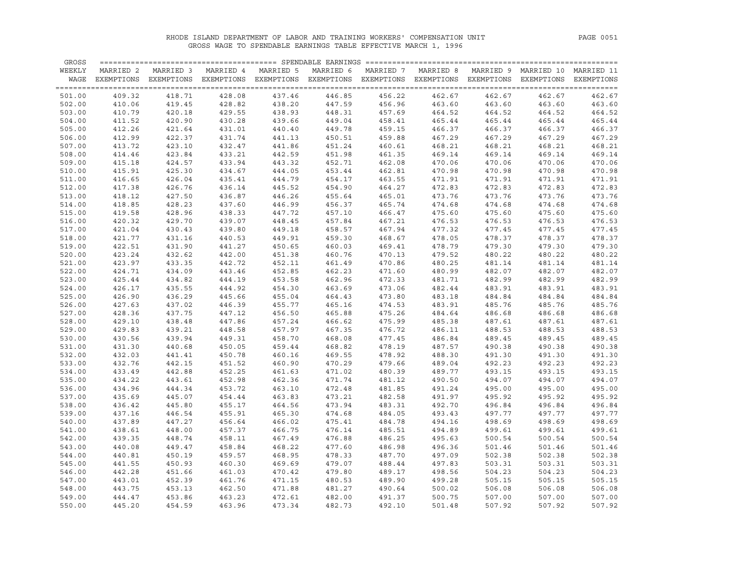# RHODE ISLAND DEPARTMENT OF LABOR AND TRAINING WORKERS' COMPENSATION UNIT

## GROSS WAGE TO SPENDABLE EARNINGS TABLE EFFECTIVE MARCH 1, 1996

| GROSS WEEKLY WAGE | SPENDABLE EARNINGS MARRIED 2 EXEMPTIONS | MARRIED 3 EXEMPTIONS | MARRIED 4 EXEMPTIONS | MARRIED 5 EXEMPTIONS | MARRIED 6 EXEMPTIONS | MARRIED 7 EXEMPTIONS | MARRIED 8 EXEMPTIONS | MARRIED 9 EXEMPTIONS | MARRIED 10 EXEMPTIONS | MARRIED 11 EXEMPTIONS |
|---|---|---|---|---|---|---|---|---|---|---|
| 501.00 | 409.32 | 418.71 | 428.08 | 437.46 | 446.85 | 456.22 | 462.67 | 462.67 | 462.67 | 462.67 |
| 502.00 | 410.06 | 419.45 | 428.82 | 438.20 | 447.59 | 456.96 | 463.60 | 463.60 | 463.60 | 463.60 |
| 503.00 | 410.79 | 420.18 | 429.55 | 438.93 | 448.31 | 457.69 | 464.52 | 464.52 | 464.52 | 464.52 |
| 504.00 | 411.52 | 420.90 | 430.28 | 439.66 | 449.04 | 458.41 | 465.44 | 465.44 | 465.44 | 465.44 |
| 505.00 | 412.26 | 421.64 | 431.01 | 440.40 | 449.78 | 459.15 | 466.37 | 466.37 | 466.37 | 466.37 |
| 506.00 | 412.99 | 422.37 | 431.74 | 441.13 | 450.51 | 459.88 | 467.29 | 467.29 | 467.29 | 467.29 |
| 507.00 | 413.72 | 423.10 | 432.47 | 441.86 | 451.24 | 460.61 | 468.21 | 468.21 | 468.21 | 468.21 |
| 508.00 | 414.46 | 423.84 | 433.21 | 442.59 | 451.98 | 461.35 | 469.14 | 469.14 | 469.14 | 469.14 |
| 509.00 | 415.18 | 424.57 | 433.94 | 443.32 | 452.71 | 462.08 | 470.06 | 470.06 | 470.06 | 470.06 |
| 510.00 | 415.91 | 425.30 | 434.67 | 444.05 | 453.44 | 462.81 | 470.98 | 470.98 | 470.98 | 470.98 |
| 511.00 | 416.65 | 426.04 | 435.41 | 444.79 | 454.17 | 463.55 | 471.91 | 471.91 | 471.91 | 471.91 |
| 512.00 | 417.38 | 426.76 | 436.14 | 445.52 | 454.90 | 464.27 | 472.83 | 472.83 | 472.83 | 472.83 |
| 513.00 | 418.12 | 427.50 | 436.87 | 446.26 | 455.64 | 465.01 | 473.76 | 473.76 | 473.76 | 473.76 |
| 514.00 | 418.85 | 428.23 | 437.60 | 446.99 | 456.37 | 465.74 | 474.68 | 474.68 | 474.68 | 474.68 |
| 515.00 | 419.58 | 428.96 | 438.33 | 447.72 | 457.10 | 466.47 | 475.60 | 475.60 | 475.60 | 475.60 |
| 516.00 | 420.32 | 429.70 | 439.07 | 448.45 | 457.84 | 467.21 | 476.53 | 476.53 | 476.53 | 476.53 |
| 517.00 | 421.04 | 430.43 | 439.80 | 449.18 | 458.57 | 467.94 | 477.32 | 477.45 | 477.45 | 477.45 |
| 518.00 | 421.77 | 431.16 | 440.53 | 449.91 | 459.30 | 468.67 | 478.05 | 478.37 | 478.37 | 478.37 |
| 519.00 | 422.51 | 431.90 | 441.27 | 450.65 | 460.03 | 469.41 | 478.79 | 479.30 | 479.30 | 479.30 |
| 520.00 | 423.24 | 432.62 | 442.00 | 451.38 | 460.76 | 470.13 | 479.52 | 480.22 | 480.22 | 480.22 |
| 521.00 | 423.97 | 433.35 | 442.72 | 452.11 | 461.49 | 470.86 | 480.25 | 481.14 | 481.14 | 481.14 |
| 522.00 | 424.71 | 434.09 | 443.46 | 452.85 | 462.23 | 471.60 | 480.99 | 482.07 | 482.07 | 482.07 |
| 523.00 | 425.44 | 434.82 | 444.19 | 453.58 | 462.96 | 472.33 | 481.71 | 482.99 | 482.99 | 482.99 |
| 524.00 | 426.17 | 435.55 | 444.92 | 454.30 | 463.69 | 473.06 | 482.44 | 483.91 | 483.91 | 483.91 |
| 525.00 | 426.90 | 436.29 | 445.66 | 455.04 | 464.43 | 473.80 | 483.18 | 484.84 | 484.84 | 484.84 |
| 526.00 | 427.63 | 437.02 | 446.39 | 455.77 | 465.16 | 474.53 | 483.91 | 485.76 | 485.76 | 485.76 |
| 527.00 | 428.36 | 437.75 | 447.12 | 456.50 | 465.88 | 475.26 | 484.64 | 486.68 | 486.68 | 486.68 |
| 528.00 | 429.10 | 438.48 | 447.86 | 457.24 | 466.62 | 475.99 | 485.38 | 487.61 | 487.61 | 487.61 |
| 529.00 | 429.83 | 439.21 | 448.58 | 457.97 | 467.35 | 476.72 | 486.11 | 488.53 | 488.53 | 488.53 |
| 530.00 | 430.56 | 439.94 | 449.31 | 458.70 | 468.08 | 477.45 | 486.84 | 489.45 | 489.45 | 489.45 |
| 531.00 | 431.30 | 440.68 | 450.05 | 459.44 | 468.82 | 478.19 | 487.57 | 490.38 | 490.38 | 490.38 |
| 532.00 | 432.03 | 441.41 | 450.78 | 460.16 | 469.55 | 478.92 | 488.30 | 491.30 | 491.30 | 491.30 |
| 533.00 | 432.76 | 442.15 | 451.52 | 460.90 | 470.29 | 479.66 | 489.04 | 492.23 | 492.23 | 492.23 |
| 534.00 | 433.49 | 442.88 | 452.25 | 461.63 | 471.02 | 480.39 | 489.77 | 493.15 | 493.15 | 493.15 |
| 535.00 | 434.22 | 443.61 | 452.98 | 462.36 | 471.74 | 481.12 | 490.50 | 494.07 | 494.07 | 494.07 |
| 536.00 | 434.96 | 444.34 | 453.72 | 463.10 | 472.48 | 481.85 | 491.24 | 495.00 | 495.00 | 495.00 |
| 537.00 | 435.69 | 445.07 | 454.44 | 463.83 | 473.21 | 482.58 | 491.97 | 495.92 | 495.92 | 495.92 |
| 538.00 | 436.42 | 445.80 | 455.17 | 464.56 | 473.94 | 483.31 | 492.70 | 496.84 | 496.84 | 496.84 |
| 539.00 | 437.16 | 446.54 | 455.91 | 465.30 | 474.68 | 484.05 | 493.43 | 497.77 | 497.77 | 497.77 |
| 540.00 | 437.89 | 447.27 | 456.64 | 466.02 | 475.41 | 484.78 | 494.16 | 498.69 | 498.69 | 498.69 |
| 541.00 | 438.61 | 448.00 | 457.37 | 466.75 | 476.14 | 485.51 | 494.89 | 499.61 | 499.61 | 499.61 |
| 542.00 | 439.35 | 448.74 | 458.11 | 467.49 | 476.88 | 486.25 | 495.63 | 500.54 | 500.54 | 500.54 |
| 543.00 | 440.08 | 449.47 | 458.84 | 468.22 | 477.60 | 486.98 | 496.36 | 501.46 | 501.46 | 501.46 |
| 544.00 | 440.81 | 450.19 | 459.57 | 468.95 | 478.33 | 487.70 | 497.09 | 502.38 | 502.38 | 502.38 |
| 545.00 | 441.55 | 450.93 | 460.30 | 469.69 | 479.07 | 488.44 | 497.83 | 503.31 | 503.31 | 503.31 |
| 546.00 | 442.28 | 451.66 | 461.03 | 470.42 | 479.80 | 489.17 | 498.56 | 504.23 | 504.23 | 504.23 |
| 547.00 | 443.01 | 452.39 | 461.76 | 471.15 | 480.53 | 489.90 | 499.28 | 505.15 | 505.15 | 505.15 |
| 548.00 | 443.75 | 453.13 | 462.50 | 471.88 | 481.27 | 490.64 | 500.02 | 506.08 | 506.08 | 506.08 |
| 549.00 | 444.47 | 453.86 | 463.23 | 472.61 | 482.00 | 491.37 | 500.75 | 507.00 | 507.00 | 507.00 |
| 550.00 | 445.20 | 454.59 | 463.96 | 473.34 | 482.73 | 492.10 | 501.48 | 507.92 | 507.92 | 507.92 |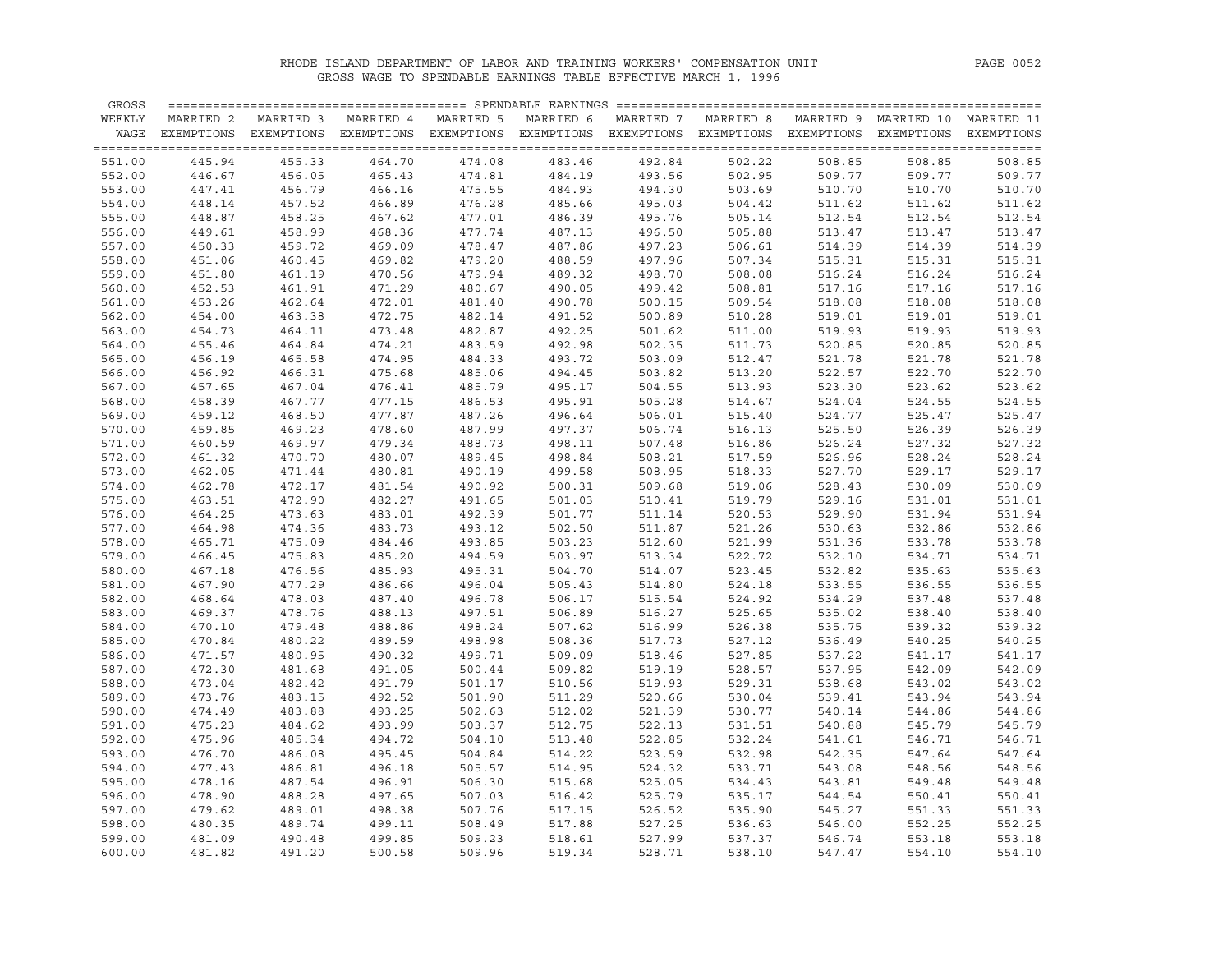RHODE ISLAND DEPARTMENT OF LABOR AND TRAINING WORKERS' COMPENSATION UNIT

GROSS WAGE TO SPENDABLE EARNINGS TABLE EFFECTIVE MARCH 1, 1996

| GROSS WEEKLY WAGE | SPENDABLE EARNINGS | | | | | | | | | |
|---|---|---|---|---|---|---|---|---|---|---|
| | MARRIED 2 EXEMPTIONS | MARRIED 3 EXEMPTIONS | MARRIED 4 EXEMPTIONS | MARRIED 5 EXEMPTIONS | MARRIED 6 EXEMPTIONS | MARRIED 7 EXEMPTIONS | MARRIED 8 EXEMPTIONS | MARRIED 9 EXEMPTIONS | MARRIED 10 EXEMPTIONS | MARRIED 11 EXEMPTIONS |
| 551.00 | 445.94 | 455.33 | 464.70 | 474.08 | 483.46 | 492.84 | 502.22 | 508.85 | 508.85 | 508.85 |
| 552.00 | 446.67 | 456.05 | 465.43 | 474.81 | 484.19 | 493.56 | 502.95 | 509.77 | 509.77 | 509.77 |
| 553.00 | 447.41 | 456.79 | 466.16 | 475.55 | 484.93 | 494.30 | 503.69 | 510.70 | 510.70 | 510.70 |
| 554.00 | 448.14 | 457.52 | 466.89 | 476.28 | 485.66 | 495.03 | 504.42 | 511.62 | 511.62 | 511.62 |
| 555.00 | 448.87 | 458.25 | 467.62 | 477.01 | 486.39 | 495.76 | 505.14 | 512.54 | 512.54 | 512.54 |
| 556.00 | 449.61 | 458.99 | 468.36 | 477.74 | 487.13 | 496.50 | 505.88 | 513.47 | 513.47 | 513.47 |
| 557.00 | 450.33 | 459.72 | 469.09 | 478.47 | 487.86 | 497.23 | 506.61 | 514.39 | 514.39 | 514.39 |
| 558.00 | 451.06 | 460.45 | 469.82 | 479.20 | 488.59 | 497.96 | 507.34 | 515.31 | 515.31 | 515.31 |
| 559.00 | 451.80 | 461.19 | 470.56 | 479.94 | 489.32 | 498.70 | 508.08 | 516.24 | 516.24 | 516.24 |
| 560.00 | 452.53 | 461.91 | 471.29 | 480.67 | 490.05 | 499.42 | 508.81 | 517.16 | 517.16 | 517.16 |
| 561.00 | 453.26 | 462.64 | 472.01 | 481.40 | 490.78 | 500.15 | 509.54 | 518.08 | 518.08 | 518.08 |
| 562.00 | 454.00 | 463.38 | 472.75 | 482.14 | 491.52 | 500.89 | 510.28 | 519.01 | 519.01 | 519.01 |
| 563.00 | 454.73 | 464.11 | 473.48 | 482.87 | 492.25 | 501.62 | 511.00 | 519.93 | 519.93 | 519.93 |
| 564.00 | 455.46 | 464.84 | 474.21 | 483.59 | 492.98 | 502.35 | 511.73 | 520.85 | 520.85 | 520.85 |
| 565.00 | 456.19 | 465.58 | 474.95 | 484.33 | 493.72 | 503.09 | 512.47 | 521.78 | 521.78 | 521.78 |
| 566.00 | 456.92 | 466.31 | 475.68 | 485.06 | 494.45 | 503.82 | 513.20 | 522.57 | 522.70 | 522.70 |
| 567.00 | 457.65 | 467.04 | 476.41 | 485.79 | 495.17 | 504.55 | 513.93 | 523.30 | 523.62 | 523.62 |
| 568.00 | 458.39 | 467.77 | 477.15 | 486.53 | 495.91 | 505.28 | 514.67 | 524.04 | 524.55 | 524.55 |
| 569.00 | 459.12 | 468.50 | 477.87 | 487.26 | 496.64 | 506.01 | 515.40 | 524.77 | 525.47 | 525.47 |
| 570.00 | 459.85 | 469.23 | 478.60 | 487.99 | 497.37 | 506.74 | 516.13 | 525.50 | 526.39 | 526.39 |
| 571.00 | 460.59 | 469.97 | 479.34 | 488.73 | 498.11 | 507.48 | 516.86 | 526.24 | 527.32 | 527.32 |
| 572.00 | 461.32 | 470.70 | 480.07 | 489.45 | 498.84 | 508.21 | 517.59 | 526.96 | 528.24 | 528.24 |
| 573.00 | 462.05 | 471.44 | 480.81 | 490.19 | 499.58 | 508.95 | 518.33 | 527.70 | 529.17 | 529.17 |
| 574.00 | 462.78 | 472.17 | 481.54 | 490.92 | 500.31 | 509.68 | 519.06 | 528.43 | 530.09 | 530.09 |
| 575.00 | 463.51 | 472.90 | 482.27 | 491.65 | 501.03 | 510.41 | 519.79 | 529.16 | 531.01 | 531.01 |
| 576.00 | 464.25 | 473.63 | 483.01 | 492.39 | 501.77 | 511.14 | 520.53 | 529.90 | 531.94 | 531.94 |
| 577.00 | 464.98 | 474.36 | 483.73 | 493.12 | 502.50 | 511.87 | 521.26 | 530.63 | 532.86 | 532.86 |
| 578.00 | 465.71 | 475.09 | 484.46 | 493.85 | 503.23 | 512.60 | 521.99 | 531.36 | 533.78 | 533.78 |
| 579.00 | 466.45 | 475.83 | 485.20 | 494.59 | 503.97 | 513.34 | 522.72 | 532.10 | 534.71 | 534.71 |
| 580.00 | 467.18 | 476.56 | 485.93 | 495.31 | 504.70 | 514.07 | 523.45 | 532.82 | 535.63 | 535.63 |
| 581.00 | 467.90 | 477.29 | 486.66 | 496.04 | 505.43 | 514.80 | 524.18 | 533.55 | 536.55 | 536.55 |
| 582.00 | 468.64 | 478.03 | 487.40 | 496.78 | 506.17 | 515.54 | 524.92 | 534.29 | 537.48 | 537.48 |
| 583.00 | 469.37 | 478.76 | 488.13 | 497.51 | 506.89 | 516.27 | 525.65 | 535.02 | 538.40 | 538.40 |
| 584.00 | 470.10 | 479.48 | 488.86 | 498.24 | 507.62 | 516.99 | 526.38 | 535.75 | 539.32 | 539.32 |
| 585.00 | 470.84 | 480.22 | 489.59 | 498.98 | 508.36 | 517.73 | 527.12 | 536.49 | 540.25 | 540.25 |
| 586.00 | 471.57 | 480.95 | 490.32 | 499.71 | 509.09 | 518.46 | 527.85 | 537.22 | 541.17 | 541.17 |
| 587.00 | 472.30 | 481.68 | 491.05 | 500.44 | 509.82 | 519.19 | 528.57 | 537.95 | 542.09 | 542.09 |
| 588.00 | 473.04 | 482.42 | 491.79 | 501.17 | 510.56 | 519.93 | 529.31 | 538.68 | 543.02 | 543.02 |
| 589.00 | 473.76 | 483.15 | 492.52 | 501.90 | 511.29 | 520.66 | 530.04 | 539.41 | 543.94 | 543.94 |
| 590.00 | 474.49 | 483.88 | 493.25 | 502.63 | 512.02 | 521.39 | 530.77 | 540.14 | 544.86 | 544.86 |
| 591.00 | 475.23 | 484.62 | 493.99 | 503.37 | 512.75 | 522.13 | 531.51 | 540.88 | 545.79 | 545.79 |
| 592.00 | 475.96 | 485.34 | 494.72 | 504.10 | 513.48 | 522.85 | 532.24 | 541.61 | 546.71 | 546.71 |
| 593.00 | 476.70 | 486.08 | 495.45 | 504.84 | 514.22 | 523.59 | 532.98 | 542.35 | 547.64 | 547.64 |
| 594.00 | 477.43 | 486.81 | 496.18 | 505.57 | 514.95 | 524.32 | 533.71 | 543.08 | 548.56 | 548.56 |
| 595.00 | 478.16 | 487.54 | 496.91 | 506.30 | 515.68 | 525.05 | 534.43 | 543.81 | 549.48 | 549.48 |
| 596.00 | 478.90 | 488.28 | 497.65 | 507.03 | 516.42 | 525.79 | 535.17 | 544.54 | 550.41 | 550.41 |
| 597.00 | 479.62 | 489.01 | 498.38 | 507.76 | 517.15 | 526.52 | 535.90 | 545.27 | 551.33 | 551.33 |
| 598.00 | 480.35 | 489.74 | 499.11 | 508.49 | 517.88 | 527.25 | 536.63 | 546.00 | 552.25 | 552.25 |
| 599.00 | 481.09 | 490.48 | 499.85 | 509.23 | 518.61 | 527.99 | 537.37 | 546.74 | 553.18 | 553.18 |
| 600.00 | 481.82 | 491.20 | 500.58 | 509.96 | 519.34 | 528.71 | 538.10 | 547.47 | 554.10 | 554.10 |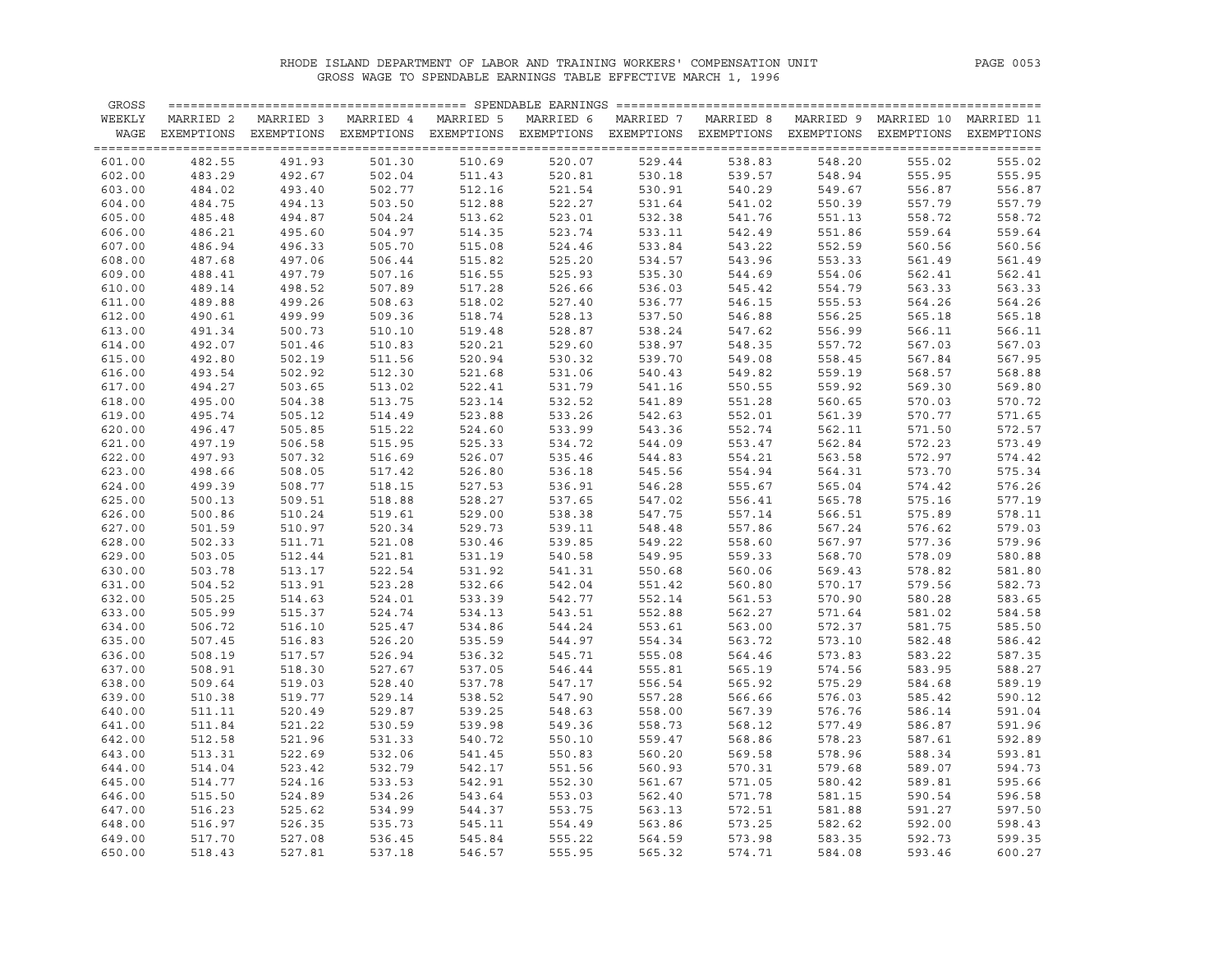RHODE ISLAND DEPARTMENT OF LABOR AND TRAINING WORKERS' COMPENSATION UNIT
GROSS WAGE TO SPENDABLE EARNINGS TABLE EFFECTIVE MARCH 1, 1996

| GROSS WEEKLY WAGE | MARRIED 2 EXEMPTIONS | MARRIED 3 EXEMPTIONS | MARRIED 4 EXEMPTIONS | MARRIED 5 EXEMPTIONS | MARRIED 6 EXEMPTIONS | MARRIED 7 EXEMPTIONS | MARRIED 8 EXEMPTIONS | MARRIED 9 EXEMPTIONS | MARRIED 10 EXEMPTIONS | MARRIED 11 EXEMPTIONS |
|---|---|---|---|---|---|---|---|---|---|---|
| | SPENDABLE EARNINGS | | | | | | | | | |
| 601.00 | 482.55 | 491.93 | 501.30 | 510.69 | 520.07 | 529.44 | 538.83 | 548.20 | 555.02 | 555.02 |
| 602.00 | 483.29 | 492.67 | 502.04 | 511.43 | 520.81 | 530.18 | 539.57 | 548.94 | 555.95 | 555.95 |
| 603.00 | 484.02 | 493.40 | 502.77 | 512.16 | 521.54 | 530.91 | 540.29 | 549.67 | 556.87 | 556.87 |
| 604.00 | 484.75 | 494.13 | 503.50 | 512.88 | 522.27 | 531.64 | 541.02 | 550.39 | 557.79 | 557.79 |
| 605.00 | 485.48 | 494.87 | 504.24 | 513.62 | 523.01 | 532.38 | 541.76 | 551.13 | 558.72 | 558.72 |
| 606.00 | 486.21 | 495.60 | 504.97 | 514.35 | 523.74 | 533.11 | 542.49 | 551.86 | 559.64 | 559.64 |
| 607.00 | 486.94 | 496.33 | 505.70 | 515.08 | 524.46 | 533.84 | 543.22 | 552.59 | 560.56 | 560.56 |
| 608.00 | 487.68 | 497.06 | 506.44 | 515.82 | 525.20 | 534.57 | 543.96 | 553.33 | 561.49 | 561.49 |
| 609.00 | 488.41 | 497.79 | 507.16 | 516.55 | 525.93 | 535.30 | 544.69 | 554.06 | 562.41 | 562.41 |
| 610.00 | 489.14 | 498.52 | 507.89 | 517.28 | 526.66 | 536.03 | 545.42 | 554.79 | 563.33 | 563.33 |
| 611.00 | 489.88 | 499.26 | 508.63 | 518.02 | 527.40 | 536.77 | 546.15 | 555.53 | 564.26 | 564.26 |
| 612.00 | 490.61 | 499.99 | 509.36 | 518.74 | 528.13 | 537.50 | 546.88 | 556.25 | 565.18 | 565.18 |
| 613.00 | 491.34 | 500.73 | 510.10 | 519.48 | 528.87 | 538.24 | 547.62 | 556.99 | 566.11 | 566.11 |
| 614.00 | 492.07 | 501.46 | 510.83 | 520.21 | 529.60 | 538.97 | 548.35 | 557.72 | 567.03 | 567.03 |
| 615.00 | 492.80 | 502.19 | 511.56 | 520.94 | 530.32 | 539.70 | 549.08 | 558.45 | 567.84 | 567.95 |
| 616.00 | 493.54 | 502.92 | 512.30 | 521.68 | 531.06 | 540.43 | 549.82 | 559.19 | 568.57 | 568.88 |
| 617.00 | 494.27 | 503.65 | 513.02 | 522.41 | 531.79 | 541.16 | 550.55 | 559.92 | 569.30 | 569.80 |
| 618.00 | 495.00 | 504.38 | 513.75 | 523.14 | 532.52 | 541.89 | 551.28 | 560.65 | 570.03 | 570.72 |
| 619.00 | 495.74 | 505.12 | 514.49 | 523.88 | 533.26 | 542.63 | 552.01 | 561.39 | 570.77 | 571.65 |
| 620.00 | 496.47 | 505.85 | 515.22 | 524.60 | 533.99 | 543.36 | 552.74 | 562.11 | 571.50 | 572.57 |
| 621.00 | 497.19 | 506.58 | 515.95 | 525.33 | 534.72 | 544.09 | 553.47 | 562.84 | 572.23 | 573.49 |
| 622.00 | 497.93 | 507.32 | 516.69 | 526.07 | 535.46 | 544.83 | 554.21 | 563.58 | 572.97 | 574.42 |
| 623.00 | 498.66 | 508.05 | 517.42 | 526.80 | 536.18 | 545.56 | 554.94 | 564.31 | 573.70 | 575.34 |
| 624.00 | 499.39 | 508.77 | 518.15 | 527.53 | 536.91 | 546.28 | 555.67 | 565.04 | 574.42 | 576.26 |
| 625.00 | 500.13 | 509.51 | 518.88 | 528.27 | 537.65 | 547.02 | 556.41 | 565.78 | 575.16 | 577.19 |
| 626.00 | 500.86 | 510.24 | 519.61 | 529.00 | 538.38 | 547.75 | 557.14 | 566.51 | 575.89 | 578.11 |
| 627.00 | 501.59 | 510.97 | 520.34 | 529.73 | 539.11 | 548.48 | 557.86 | 567.24 | 576.62 | 579.03 |
| 628.00 | 502.33 | 511.71 | 521.08 | 530.46 | 539.85 | 549.22 | 558.60 | 567.97 | 577.36 | 579.96 |
| 629.00 | 503.05 | 512.44 | 521.81 | 531.19 | 540.58 | 549.95 | 559.33 | 568.70 | 578.09 | 580.88 |
| 630.00 | 503.78 | 513.17 | 522.54 | 531.92 | 541.31 | 550.68 | 560.06 | 569.43 | 578.82 | 581.80 |
| 631.00 | 504.52 | 513.91 | 523.28 | 532.66 | 542.04 | 551.42 | 560.80 | 570.17 | 579.56 | 582.73 |
| 632.00 | 505.25 | 514.63 | 524.01 | 533.39 | 542.77 | 552.14 | 561.53 | 570.90 | 580.28 | 583.65 |
| 633.00 | 505.99 | 515.37 | 524.74 | 534.13 | 543.51 | 552.88 | 562.27 | 571.64 | 581.02 | 584.58 |
| 634.00 | 506.72 | 516.10 | 525.47 | 534.86 | 544.24 | 553.61 | 563.00 | 572.37 | 581.75 | 585.50 |
| 635.00 | 507.45 | 516.83 | 526.20 | 535.59 | 544.97 | 554.34 | 563.72 | 573.10 | 582.48 | 586.42 |
| 636.00 | 508.19 | 517.57 | 526.94 | 536.32 | 545.71 | 555.08 | 564.46 | 573.83 | 583.22 | 587.35 |
| 637.00 | 508.91 | 518.30 | 527.67 | 537.05 | 546.44 | 555.81 | 565.19 | 574.56 | 583.95 | 588.27 |
| 638.00 | 509.64 | 519.03 | 528.40 | 537.78 | 547.17 | 556.54 | 565.92 | 575.29 | 584.68 | 589.19 |
| 639.00 | 510.38 | 519.77 | 529.14 | 538.52 | 547.90 | 557.28 | 566.66 | 576.03 | 585.42 | 590.12 |
| 640.00 | 511.11 | 520.49 | 529.87 | 539.25 | 548.63 | 558.00 | 567.39 | 576.76 | 586.14 | 591.04 |
| 641.00 | 511.84 | 521.22 | 530.59 | 539.98 | 549.36 | 558.73 | 568.12 | 577.49 | 586.87 | 591.96 |
| 642.00 | 512.58 | 521.96 | 531.33 | 540.72 | 550.10 | 559.47 | 568.86 | 578.23 | 587.61 | 592.89 |
| 643.00 | 513.31 | 522.69 | 532.06 | 541.45 | 550.83 | 560.20 | 569.58 | 578.96 | 588.34 | 593.81 |
| 644.00 | 514.04 | 523.42 | 532.79 | 542.17 | 551.56 | 560.93 | 570.31 | 579.68 | 589.07 | 594.73 |
| 645.00 | 514.77 | 524.16 | 533.53 | 542.91 | 552.30 | 561.67 | 571.05 | 580.42 | 589.81 | 595.66 |
| 646.00 | 515.50 | 524.89 | 534.26 | 543.64 | 553.03 | 562.40 | 571.78 | 581.15 | 590.54 | 596.58 |
| 647.00 | 516.23 | 525.62 | 534.99 | 544.37 | 553.75 | 563.13 | 572.51 | 581.88 | 591.27 | 597.50 |
| 648.00 | 516.97 | 526.35 | 535.73 | 545.11 | 554.49 | 563.86 | 573.25 | 582.62 | 592.00 | 598.43 |
| 649.00 | 517.70 | 527.08 | 536.45 | 545.84 | 555.22 | 564.59 | 573.98 | 583.35 | 592.73 | 599.35 |
| 650.00 | 518.43 | 527.81 | 537.18 | 546.57 | 555.95 | 565.32 | 574.71 | 584.08 | 593.46 | 600.27 |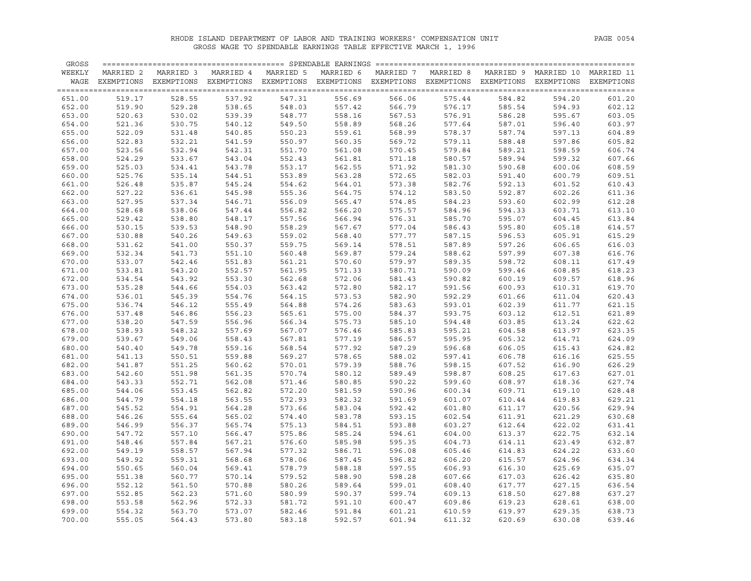RHODE ISLAND DEPARTMENT OF LABOR AND TRAINING WORKERS' COMPENSATION UNIT
GROSS WAGE TO SPENDABLE EARNINGS TABLE EFFECTIVE MARCH 1, 1996

| GROSS WEEKLY WAGE | MARRIED 2 EXEMPTIONS | MARRIED 3 EXEMPTIONS | MARRIED 4 EXEMPTIONS | MARRIED 5 EXEMPTIONS | MARRIED 6 EXEMPTIONS | MARRIED 7 EXEMPTIONS | MARRIED 8 EXEMPTIONS | MARRIED 9 EXEMPTIONS | MARRIED 10 EXEMPTIONS | MARRIED 11 EXEMPTIONS |
|---|---|---|---|---|---|---|---|---|---|---|
| | SPENDABLE EARNINGS | | | | | | | | | |
| 651.00 | 519.17 | 528.55 | 537.92 | 547.31 | 556.69 | 566.06 | 575.44 | 584.82 | 594.20 | 601.20 |
| 652.00 | 519.90 | 529.28 | 538.65 | 548.03 | 557.42 | 566.79 | 576.17 | 585.54 | 594.93 | 602.12 |
| 653.00 | 520.63 | 530.02 | 539.39 | 548.77 | 558.16 | 567.53 | 576.91 | 586.28 | 595.67 | 603.05 |
| 654.00 | 521.36 | 530.75 | 540.12 | 549.50 | 558.89 | 568.26 | 577.64 | 587.01 | 596.40 | 603.97 |
| 655.00 | 522.09 | 531.48 | 540.85 | 550.23 | 559.61 | 568.99 | 578.37 | 587.74 | 597.13 | 604.89 |
| 656.00 | 522.83 | 532.21 | 541.59 | 550.97 | 560.35 | 569.72 | 579.11 | 588.48 | 597.86 | 605.82 |
| 657.00 | 523.56 | 532.94 | 542.31 | 551.70 | 561.08 | 570.45 | 579.84 | 589.21 | 598.59 | 606.74 |
| 658.00 | 524.29 | 533.67 | 543.04 | 552.43 | 561.81 | 571.18 | 580.57 | 589.94 | 599.32 | 607.66 |
| 659.00 | 525.03 | 534.41 | 543.78 | 553.17 | 562.55 | 571.92 | 581.30 | 590.68 | 600.06 | 608.59 |
| 660.00 | 525.76 | 535.14 | 544.51 | 553.89 | 563.28 | 572.65 | 582.03 | 591.40 | 600.79 | 609.51 |
| 661.00 | 526.48 | 535.87 | 545.24 | 554.62 | 564.01 | 573.38 | 582.76 | 592.13 | 601.52 | 610.43 |
| 662.00 | 527.22 | 536.61 | 545.98 | 555.36 | 564.75 | 574.12 | 583.50 | 592.87 | 602.26 | 611.36 |
| 663.00 | 527.95 | 537.34 | 546.71 | 556.09 | 565.47 | 574.85 | 584.23 | 593.60 | 602.99 | 612.28 |
| 664.00 | 528.68 | 538.06 | 547.44 | 556.82 | 566.20 | 575.57 | 584.96 | 594.33 | 603.71 | 613.10 |
| 665.00 | 529.42 | 538.80 | 548.17 | 557.56 | 566.94 | 576.31 | 585.70 | 595.07 | 604.45 | 613.84 |
| 666.00 | 530.15 | 539.53 | 548.90 | 558.29 | 567.67 | 577.04 | 586.43 | 595.80 | 605.18 | 614.57 |
| 667.00 | 530.88 | 540.26 | 549.63 | 559.02 | 568.40 | 577.77 | 587.15 | 596.53 | 605.91 | 615.29 |
| 668.00 | 531.62 | 541.00 | 550.37 | 559.75 | 569.14 | 578.51 | 587.89 | 597.26 | 606.65 | 616.03 |
| 669.00 | 532.34 | 541.73 | 551.10 | 560.48 | 569.87 | 579.24 | 588.62 | 597.99 | 607.38 | 616.76 |
| 670.00 | 533.07 | 542.46 | 551.83 | 561.21 | 570.60 | 579.97 | 589.35 | 598.72 | 608.11 | 617.49 |
| 671.00 | 533.81 | 543.20 | 552.57 | 561.95 | 571.33 | 580.71 | 590.09 | 599.46 | 608.85 | 618.23 |
| 672.00 | 534.54 | 543.92 | 553.30 | 562.68 | 572.06 | 581.43 | 590.82 | 600.19 | 609.57 | 618.96 |
| 673.00 | 535.28 | 544.66 | 554.03 | 563.42 | 572.80 | 582.17 | 591.56 | 600.93 | 610.31 | 619.70 |
| 674.00 | 536.01 | 545.39 | 554.76 | 564.15 | 573.53 | 582.90 | 592.29 | 601.66 | 611.04 | 620.43 |
| 675.00 | 536.74 | 546.12 | 555.49 | 564.88 | 574.26 | 583.63 | 593.01 | 602.39 | 611.77 | 621.15 |
| 676.00 | 537.48 | 546.86 | 556.23 | 565.61 | 575.00 | 584.37 | 593.75 | 603.12 | 612.51 | 621.89 |
| 677.00 | 538.20 | 547.59 | 556.96 | 566.34 | 575.73 | 585.10 | 594.48 | 603.85 | 613.24 | 622.62 |
| 678.00 | 538.93 | 548.32 | 557.69 | 567.07 | 576.46 | 585.83 | 595.21 | 604.58 | 613.97 | 623.35 |
| 679.00 | 539.67 | 549.06 | 558.43 | 567.81 | 577.19 | 586.57 | 595.95 | 605.32 | 614.71 | 624.09 |
| 680.00 | 540.40 | 549.78 | 559.16 | 568.54 | 577.92 | 587.29 | 596.68 | 606.05 | 615.43 | 624.82 |
| 681.00 | 541.13 | 550.51 | 559.88 | 569.27 | 578.65 | 588.02 | 597.41 | 606.78 | 616.16 | 625.55 |
| 682.00 | 541.87 | 551.25 | 560.62 | 570.01 | 579.39 | 588.76 | 598.15 | 607.52 | 616.90 | 626.29 |
| 683.00 | 542.60 | 551.98 | 561.35 | 570.74 | 580.12 | 589.49 | 598.87 | 608.25 | 617.63 | 627.01 |
| 684.00 | 543.33 | 552.71 | 562.08 | 571.46 | 580.85 | 590.22 | 599.60 | 608.97 | 618.36 | 627.74 |
| 685.00 | 544.06 | 553.45 | 562.82 | 572.20 | 581.59 | 590.96 | 600.34 | 609.71 | 619.10 | 628.48 |
| 686.00 | 544.79 | 554.18 | 563.55 | 572.93 | 582.32 | 591.69 | 601.07 | 610.44 | 619.83 | 629.21 |
| 687.00 | 545.52 | 554.91 | 564.28 | 573.66 | 583.04 | 592.42 | 601.80 | 611.17 | 620.56 | 629.94 |
| 688.00 | 546.26 | 555.64 | 565.02 | 574.40 | 583.78 | 593.15 | 602.54 | 611.91 | 621.29 | 630.68 |
| 689.00 | 546.99 | 556.37 | 565.74 | 575.13 | 584.51 | 593.88 | 603.27 | 612.64 | 622.02 | 631.41 |
| 690.00 | 547.72 | 557.10 | 566.47 | 575.86 | 585.24 | 594.61 | 604.00 | 613.37 | 622.75 | 632.14 |
| 691.00 | 548.46 | 557.84 | 567.21 | 576.60 | 585.98 | 595.35 | 604.73 | 614.11 | 623.49 | 632.87 |
| 692.00 | 549.19 | 558.57 | 567.94 | 577.32 | 586.71 | 596.08 | 605.46 | 614.83 | 624.22 | 633.60 |
| 693.00 | 549.92 | 559.31 | 568.68 | 578.06 | 587.45 | 596.82 | 606.20 | 615.57 | 624.96 | 634.34 |
| 694.00 | 550.65 | 560.04 | 569.41 | 578.79 | 588.18 | 597.55 | 606.93 | 616.30 | 625.69 | 635.07 |
| 695.00 | 551.38 | 560.77 | 570.14 | 579.52 | 588.90 | 598.28 | 607.66 | 617.03 | 626.42 | 635.80 |
| 696.00 | 552.12 | 561.50 | 570.88 | 580.26 | 589.64 | 599.01 | 608.40 | 617.77 | 627.15 | 636.54 |
| 697.00 | 552.85 | 562.23 | 571.60 | 580.99 | 590.37 | 599.74 | 609.13 | 618.50 | 627.88 | 637.27 |
| 698.00 | 553.58 | 562.96 | 572.33 | 581.72 | 591.10 | 600.47 | 609.86 | 619.23 | 628.61 | 638.00 |
| 699.00 | 554.32 | 563.70 | 573.07 | 582.46 | 591.84 | 601.21 | 610.59 | 619.97 | 629.35 | 638.73 |
| 700.00 | 555.05 | 564.43 | 573.80 | 583.18 | 592.57 | 601.94 | 611.32 | 620.69 | 630.08 | 639.46 |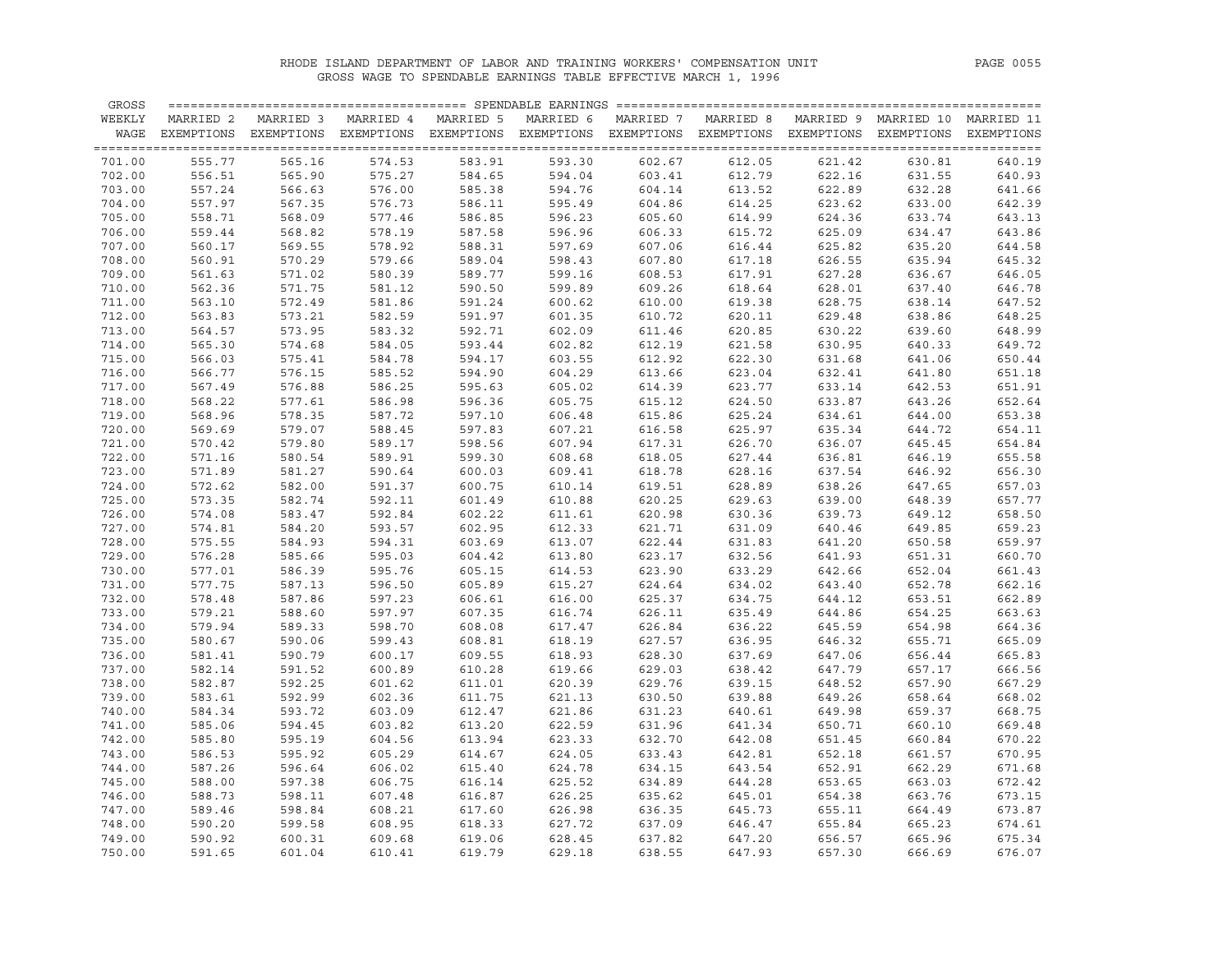RHODE ISLAND DEPARTMENT OF LABOR AND TRAINING WORKERS' COMPENSATION UNIT

GROSS WAGE TO SPENDABLE EARNINGS TABLE EFFECTIVE MARCH 1, 1996

| GROSS WEEKLY WAGE | MARRIED 2 EXEMPTIONS | MARRIED 3 EXEMPTIONS | MARRIED 4 EXEMPTIONS | MARRIED 5 EXEMPTIONS | MARRIED 6 EXEMPTIONS | MARRIED 7 EXEMPTIONS | MARRIED 8 EXEMPTIONS | MARRIED 9 EXEMPTIONS | MARRIED 10 EXEMPTIONS | MARRIED 11 EXEMPTIONS |
|---|---|---|---|---|---|---|---|---|---|---|
| 701.00 | 555.77 | 565.16 | 574.53 | 583.91 | 593.30 | 602.67 | 612.05 | 621.42 | 630.81 | 640.19 |
| 702.00 | 556.51 | 565.90 | 575.27 | 584.65 | 594.04 | 603.41 | 612.79 | 622.16 | 631.55 | 640.93 |
| 703.00 | 557.24 | 566.63 | 576.00 | 585.38 | 594.76 | 604.14 | 613.52 | 622.89 | 632.28 | 641.66 |
| 704.00 | 557.97 | 567.35 | 576.73 | 586.11 | 595.49 | 604.86 | 614.25 | 623.62 | 633.00 | 642.39 |
| 705.00 | 558.71 | 568.09 | 577.46 | 586.85 | 596.23 | 605.60 | 614.99 | 624.36 | 633.74 | 643.13 |
| 706.00 | 559.44 | 568.82 | 578.19 | 587.58 | 596.96 | 606.33 | 615.72 | 625.09 | 634.47 | 643.86 |
| 707.00 | 560.17 | 569.55 | 578.92 | 588.31 | 597.69 | 607.06 | 616.44 | 625.82 | 635.20 | 644.58 |
| 708.00 | 560.91 | 570.29 | 579.66 | 589.04 | 598.43 | 607.80 | 617.18 | 626.55 | 635.94 | 645.32 |
| 709.00 | 561.63 | 571.02 | 580.39 | 589.77 | 599.16 | 608.53 | 617.91 | 627.28 | 636.67 | 646.05 |
| 710.00 | 562.36 | 571.75 | 581.12 | 590.50 | 599.89 | 609.26 | 618.64 | 628.01 | 637.40 | 646.78 |
| 711.00 | 563.10 | 572.49 | 581.86 | 591.24 | 600.62 | 610.00 | 619.38 | 628.75 | 638.14 | 647.52 |
| 712.00 | 563.83 | 573.21 | 582.59 | 591.97 | 601.35 | 610.72 | 620.11 | 629.48 | 638.86 | 648.25 |
| 713.00 | 564.57 | 573.95 | 583.32 | 592.71 | 602.09 | 611.46 | 620.85 | 630.22 | 639.60 | 648.99 |
| 714.00 | 565.30 | 574.68 | 584.05 | 593.44 | 602.82 | 612.19 | 621.58 | 630.95 | 640.33 | 649.72 |
| 715.00 | 566.03 | 575.41 | 584.78 | 594.17 | 603.55 | 612.92 | 622.30 | 631.68 | 641.06 | 650.44 |
| 716.00 | 566.77 | 576.15 | 585.52 | 594.90 | 604.29 | 613.66 | 623.04 | 632.41 | 641.80 | 651.18 |
| 717.00 | 567.49 | 576.88 | 586.25 | 595.63 | 605.02 | 614.39 | 623.77 | 633.14 | 642.53 | 651.91 |
| 718.00 | 568.22 | 577.61 | 586.98 | 596.36 | 605.75 | 615.12 | 624.50 | 633.87 | 643.26 | 652.64 |
| 719.00 | 568.96 | 578.35 | 587.72 | 597.10 | 606.48 | 615.86 | 625.24 | 634.61 | 644.00 | 653.38 |
| 720.00 | 569.69 | 579.07 | 588.45 | 597.83 | 607.21 | 616.58 | 625.97 | 635.34 | 644.72 | 654.11 |
| 721.00 | 570.42 | 579.80 | 589.17 | 598.56 | 607.94 | 617.31 | 626.70 | 636.07 | 645.45 | 654.84 |
| 722.00 | 571.16 | 580.54 | 589.91 | 599.30 | 608.68 | 618.05 | 627.44 | 636.81 | 646.19 | 655.58 |
| 723.00 | 571.89 | 581.27 | 590.64 | 600.03 | 609.41 | 618.78 | 628.16 | 637.54 | 646.92 | 656.30 |
| 724.00 | 572.62 | 582.00 | 591.37 | 600.75 | 610.14 | 619.51 | 628.89 | 638.26 | 647.65 | 657.03 |
| 725.00 | 573.35 | 582.74 | 592.11 | 601.49 | 610.88 | 620.25 | 629.63 | 639.00 | 648.39 | 657.77 |
| 726.00 | 574.08 | 583.47 | 592.84 | 602.22 | 611.61 | 620.98 | 630.36 | 639.73 | 649.12 | 658.50 |
| 727.00 | 574.81 | 584.20 | 593.57 | 602.95 | 612.33 | 621.71 | 631.09 | 640.46 | 649.85 | 659.23 |
| 728.00 | 575.55 | 584.93 | 594.31 | 603.69 | 613.07 | 622.44 | 631.83 | 641.20 | 650.58 | 659.97 |
| 729.00 | 576.28 | 585.66 | 595.03 | 604.42 | 613.80 | 623.17 | 632.56 | 641.93 | 651.31 | 660.70 |
| 730.00 | 577.01 | 586.39 | 595.76 | 605.15 | 614.53 | 623.90 | 633.29 | 642.66 | 652.04 | 661.43 |
| 731.00 | 577.75 | 587.13 | 596.50 | 605.89 | 615.27 | 624.64 | 634.02 | 643.40 | 652.78 | 662.16 |
| 732.00 | 578.48 | 587.86 | 597.23 | 606.61 | 616.00 | 625.37 | 634.75 | 644.12 | 653.51 | 662.89 |
| 733.00 | 579.21 | 588.60 | 597.97 | 607.35 | 616.74 | 626.11 | 635.49 | 644.86 | 654.25 | 663.63 |
| 734.00 | 579.94 | 589.33 | 598.70 | 608.08 | 617.47 | 626.84 | 636.22 | 645.59 | 654.98 | 664.36 |
| 735.00 | 580.67 | 590.06 | 599.43 | 608.81 | 618.19 | 627.57 | 636.95 | 646.32 | 655.71 | 665.09 |
| 736.00 | 581.41 | 590.79 | 600.17 | 609.55 | 618.93 | 628.30 | 637.69 | 647.06 | 656.44 | 665.83 |
| 737.00 | 582.14 | 591.52 | 600.89 | 610.28 | 619.66 | 629.03 | 638.42 | 647.79 | 657.17 | 666.56 |
| 738.00 | 582.87 | 592.25 | 601.62 | 611.01 | 620.39 | 629.76 | 639.15 | 648.52 | 657.90 | 667.29 |
| 739.00 | 583.61 | 592.99 | 602.36 | 611.75 | 621.13 | 630.50 | 639.88 | 649.26 | 658.64 | 668.02 |
| 740.00 | 584.34 | 593.72 | 603.09 | 612.47 | 621.86 | 631.23 | 640.61 | 649.98 | 659.37 | 668.75 |
| 741.00 | 585.06 | 594.45 | 603.82 | 613.20 | 622.59 | 631.96 | 641.34 | 650.71 | 660.10 | 669.48 |
| 742.00 | 585.80 | 595.19 | 604.56 | 613.94 | 623.33 | 632.70 | 642.08 | 651.45 | 660.84 | 670.22 |
| 743.00 | 586.53 | 595.92 | 605.29 | 614.67 | 624.05 | 633.43 | 642.81 | 652.18 | 661.57 | 670.95 |
| 744.00 | 587.26 | 596.64 | 606.02 | 615.40 | 624.78 | 634.15 | 643.54 | 652.91 | 662.29 | 671.68 |
| 745.00 | 588.00 | 597.38 | 606.75 | 616.14 | 625.52 | 634.89 | 644.28 | 653.65 | 663.03 | 672.42 |
| 746.00 | 588.73 | 598.11 | 607.48 | 616.87 | 626.25 | 635.62 | 645.01 | 654.38 | 663.76 | 673.15 |
| 747.00 | 589.46 | 598.84 | 608.21 | 617.60 | 626.98 | 636.35 | 645.73 | 655.11 | 664.49 | 673.87 |
| 748.00 | 590.20 | 599.58 | 608.95 | 618.33 | 627.72 | 637.09 | 646.47 | 655.84 | 665.23 | 674.61 |
| 749.00 | 590.92 | 600.31 | 609.68 | 619.06 | 628.45 | 637.82 | 647.20 | 656.57 | 665.96 | 675.34 |
| 750.00 | 591.65 | 601.04 | 610.41 | 619.79 | 629.18 | 638.55 | 647.93 | 657.30 | 666.69 | 676.07 |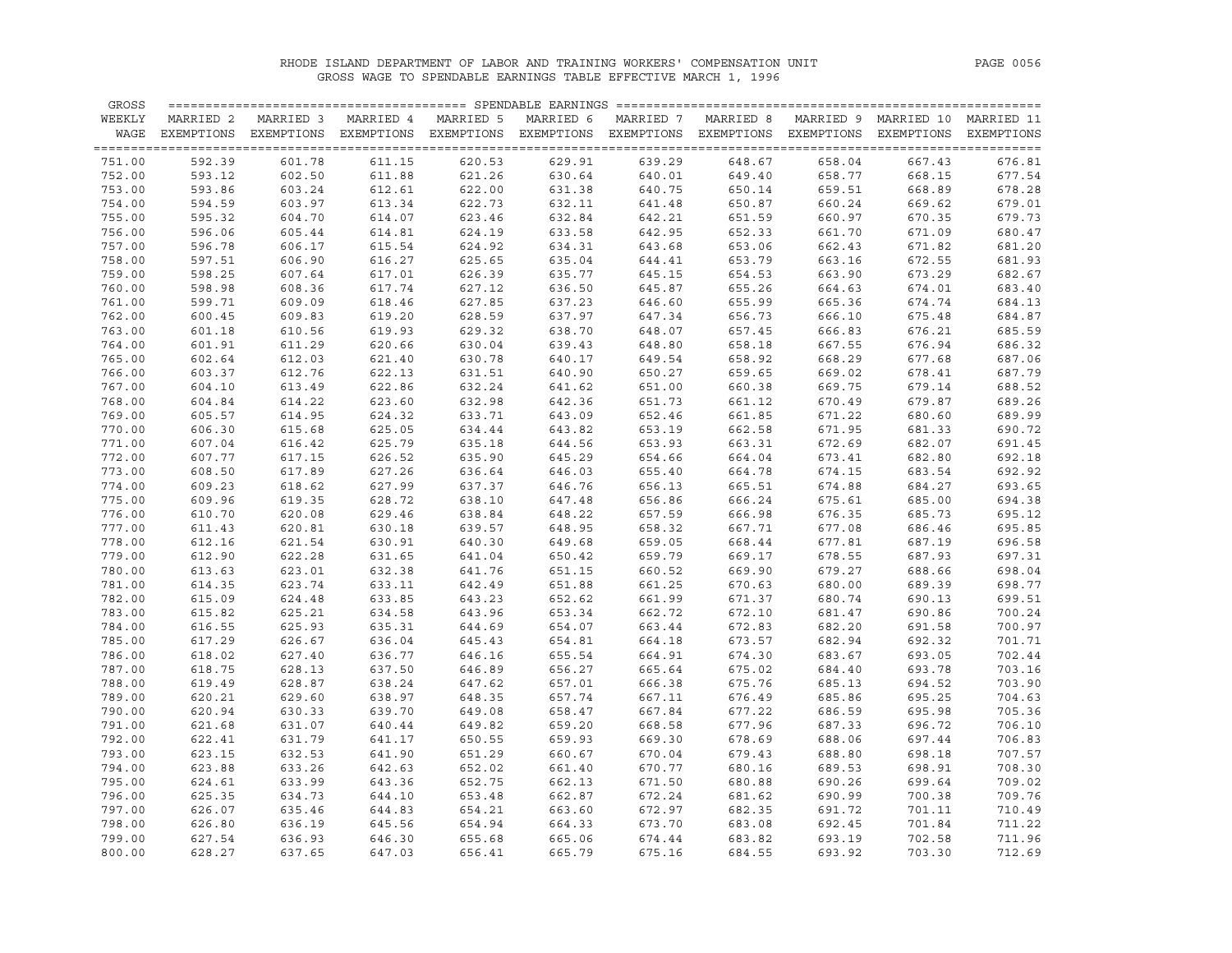# RHODE ISLAND DEPARTMENT OF LABOR AND TRAINING WORKERS' COMPENSATION UNIT

## GROSS WAGE TO SPENDABLE EARNINGS TABLE EFFECTIVE MARCH 1, 1996

| GROSS WEEKLY WAGE | SPENDABLE EARNINGS | | | | | | | | | |
|---|---|---|---|---|---|---|---|---|---|---|
| | MARRIED 2 EXEMPTIONS | MARRIED 3 EXEMPTIONS | MARRIED 4 EXEMPTIONS | MARRIED 5 EXEMPTIONS | MARRIED 6 EXEMPTIONS | MARRIED 7 EXEMPTIONS | MARRIED 8 EXEMPTIONS | MARRIED 9 EXEMPTIONS | MARRIED 10 EXEMPTIONS | MARRIED 11 EXEMPTIONS |
| 751.00 | 592.39 | 601.78 | 611.15 | 620.53 | 629.91 | 639.29 | 648.67 | 658.04 | 667.43 | 676.81 |
| 752.00 | 593.12 | 602.50 | 611.88 | 621.26 | 630.64 | 640.01 | 649.40 | 658.77 | 668.15 | 677.54 |
| 753.00 | 593.86 | 603.24 | 612.61 | 622.00 | 631.38 | 640.75 | 650.14 | 659.51 | 668.89 | 678.28 |
| 754.00 | 594.59 | 603.97 | 613.34 | 622.73 | 632.11 | 641.48 | 650.87 | 660.24 | 669.62 | 679.01 |
| 755.00 | 595.32 | 604.70 | 614.07 | 623.46 | 632.84 | 642.21 | 651.59 | 660.97 | 670.35 | 679.73 |
| 756.00 | 596.06 | 605.44 | 614.81 | 624.19 | 633.58 | 642.95 | 652.33 | 661.70 | 671.09 | 680.47 |
| 757.00 | 596.78 | 606.17 | 615.54 | 624.92 | 634.31 | 643.68 | 653.06 | 662.43 | 671.82 | 681.20 |
| 758.00 | 597.51 | 606.90 | 616.27 | 625.65 | 635.04 | 644.41 | 653.79 | 663.16 | 672.55 | 681.93 |
| 759.00 | 598.25 | 607.64 | 617.01 | 626.39 | 635.77 | 645.15 | 654.53 | 663.90 | 673.29 | 682.67 |
| 760.00 | 598.98 | 608.36 | 617.74 | 627.12 | 636.50 | 645.87 | 655.26 | 664.63 | 674.01 | 683.40 |
| 761.00 | 599.71 | 609.09 | 618.46 | 627.85 | 637.23 | 646.60 | 655.99 | 665.36 | 674.74 | 684.13 |
| 762.00 | 600.45 | 609.83 | 619.20 | 628.59 | 637.97 | 647.34 | 656.73 | 666.10 | 675.48 | 684.87 |
| 763.00 | 601.18 | 610.56 | 619.93 | 629.32 | 638.70 | 648.07 | 657.45 | 666.83 | 676.21 | 685.59 |
| 764.00 | 601.91 | 611.29 | 620.66 | 630.04 | 639.43 | 648.80 | 658.18 | 667.55 | 676.94 | 686.32 |
| 765.00 | 602.64 | 612.03 | 621.40 | 630.78 | 640.17 | 649.54 | 658.92 | 668.29 | 677.68 | 687.06 |
| 766.00 | 603.37 | 612.76 | 622.13 | 631.51 | 640.90 | 650.27 | 659.65 | 669.02 | 678.41 | 687.79 |
| 767.00 | 604.10 | 613.49 | 622.86 | 632.24 | 641.62 | 651.00 | 660.38 | 669.75 | 679.14 | 688.52 |
| 768.00 | 604.84 | 614.22 | 623.60 | 632.98 | 642.36 | 651.73 | 661.12 | 670.49 | 679.87 | 689.26 |
| 769.00 | 605.57 | 614.95 | 624.32 | 633.71 | 643.09 | 652.46 | 661.85 | 671.22 | 680.60 | 689.99 |
| 770.00 | 606.30 | 615.68 | 625.05 | 634.44 | 643.82 | 653.19 | 662.58 | 671.95 | 681.33 | 690.72 |
| 771.00 | 607.04 | 616.42 | 625.79 | 635.18 | 644.56 | 653.93 | 663.31 | 672.69 | 682.07 | 691.45 |
| 772.00 | 607.77 | 617.15 | 626.52 | 635.90 | 645.29 | 654.66 | 664.04 | 673.41 | 682.80 | 692.18 |
| 773.00 | 608.50 | 617.89 | 627.26 | 636.64 | 646.03 | 655.40 | 664.78 | 674.15 | 683.54 | 692.92 |
| 774.00 | 609.23 | 618.62 | 627.99 | 637.37 | 646.76 | 656.13 | 665.51 | 674.88 | 684.27 | 693.65 |
| 775.00 | 609.96 | 619.35 | 628.72 | 638.10 | 647.48 | 656.86 | 666.24 | 675.61 | 685.00 | 694.38 |
| 776.00 | 610.70 | 620.08 | 629.46 | 638.84 | 648.22 | 657.59 | 666.98 | 676.35 | 685.73 | 695.12 |
| 777.00 | 611.43 | 620.81 | 630.18 | 639.57 | 648.95 | 658.32 | 667.71 | 677.08 | 686.46 | 695.85 |
| 778.00 | 612.16 | 621.54 | 630.91 | 640.30 | 649.68 | 659.05 | 668.44 | 677.81 | 687.19 | 696.58 |
| 779.00 | 612.90 | 622.28 | 631.65 | 641.04 | 650.42 | 659.79 | 669.17 | 678.55 | 687.93 | 697.31 |
| 780.00 | 613.63 | 623.01 | 632.38 | 641.76 | 651.15 | 660.52 | 669.90 | 679.27 | 688.66 | 698.04 |
| 781.00 | 614.35 | 623.74 | 633.11 | 642.49 | 651.88 | 661.25 | 670.63 | 680.00 | 689.39 | 698.77 |
| 782.00 | 615.09 | 624.48 | 633.85 | 643.23 | 652.62 | 661.99 | 671.37 | 680.74 | 690.13 | 699.51 |
| 783.00 | 615.82 | 625.21 | 634.58 | 643.96 | 653.34 | 662.72 | 672.10 | 681.47 | 690.86 | 700.24 |
| 784.00 | 616.55 | 625.93 | 635.31 | 644.69 | 654.07 | 663.44 | 672.83 | 682.20 | 691.58 | 700.97 |
| 785.00 | 617.29 | 626.67 | 636.04 | 645.43 | 654.81 | 664.18 | 673.57 | 682.94 | 692.32 | 701.71 |
| 786.00 | 618.02 | 627.40 | 636.77 | 646.16 | 655.54 | 664.91 | 674.30 | 683.67 | 693.05 | 702.44 |
| 787.00 | 618.75 | 628.13 | 637.50 | 646.89 | 656.27 | 665.64 | 675.02 | 684.40 | 693.78 | 703.16 |
| 788.00 | 619.49 | 628.87 | 638.24 | 647.62 | 657.01 | 666.38 | 675.76 | 685.13 | 694.52 | 703.90 |
| 789.00 | 620.21 | 629.60 | 638.97 | 648.35 | 657.74 | 667.11 | 676.49 | 685.86 | 695.25 | 704.63 |
| 790.00 | 620.94 | 630.33 | 639.70 | 649.08 | 658.47 | 667.84 | 677.22 | 686.59 | 695.98 | 705.36 |
| 791.00 | 621.68 | 631.07 | 640.44 | 649.82 | 659.20 | 668.58 | 677.96 | 687.33 | 696.72 | 706.10 |
| 792.00 | 622.41 | 631.79 | 641.17 | 650.55 | 659.93 | 669.30 | 678.69 | 688.06 | 697.44 | 706.83 |
| 793.00 | 623.15 | 632.53 | 641.90 | 651.29 | 660.67 | 670.04 | 679.43 | 688.80 | 698.18 | 707.57 |
| 794.00 | 623.88 | 633.26 | 642.63 | 652.02 | 661.40 | 670.77 | 680.16 | 689.53 | 698.91 | 708.30 |
| 795.00 | 624.61 | 633.99 | 643.36 | 652.75 | 662.13 | 671.50 | 680.88 | 690.26 | 699.64 | 709.02 |
| 796.00 | 625.35 | 634.73 | 644.10 | 653.48 | 662.87 | 672.24 | 681.62 | 690.99 | 700.38 | 709.76 |
| 797.00 | 626.07 | 635.46 | 644.83 | 654.21 | 663.60 | 672.97 | 682.35 | 691.72 | 701.11 | 710.49 |
| 798.00 | 626.80 | 636.19 | 645.56 | 654.94 | 664.33 | 673.70 | 683.08 | 692.45 | 701.84 | 711.22 |
| 799.00 | 627.54 | 636.93 | 646.30 | 655.68 | 665.06 | 674.44 | 683.82 | 693.19 | 702.58 | 711.96 |
| 800.00 | 628.27 | 637.65 | 647.03 | 656.41 | 665.79 | 675.16 | 684.55 | 693.92 | 703.30 | 712.69 |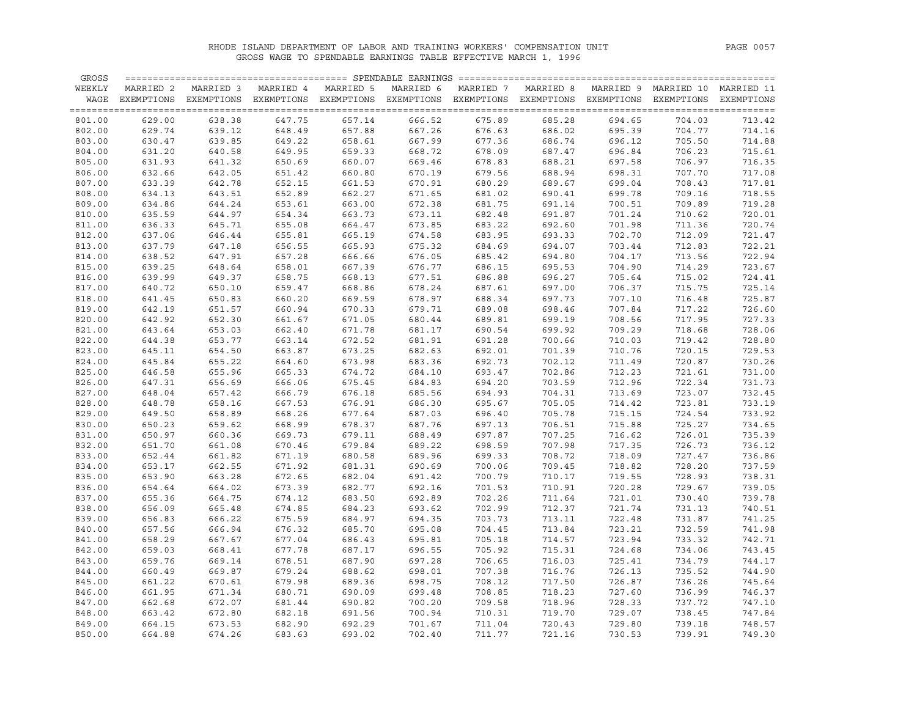RHODE ISLAND DEPARTMENT OF LABOR AND TRAINING WORKERS' COMPENSATION UNIT
GROSS WAGE TO SPENDABLE EARNINGS TABLE EFFECTIVE MARCH 1, 1996

| GROSS WEEKLY WAGE | MARRIED 2 EXEMPTIONS | MARRIED 3 EXEMPTIONS | MARRIED 4 EXEMPTIONS | MARRIED 5 EXEMPTIONS | MARRIED 6 EXEMPTIONS | MARRIED 7 EXEMPTIONS | MARRIED 8 EXEMPTIONS | MARRIED 9 EXEMPTIONS | MARRIED 10 EXEMPTIONS | MARRIED 11 EXEMPTIONS |
|---|---|---|---|---|---|---|---|---|---|---|
| | SPENDABLE EARNINGS | | | | | | | | | |
| 801.00 | 629.00 | 638.38 | 647.75 | 657.14 | 666.52 | 675.89 | 685.28 | 694.65 | 704.03 | 713.42 |
| 802.00 | 629.74 | 639.12 | 648.49 | 657.88 | 667.26 | 676.63 | 686.02 | 695.39 | 704.77 | 714.16 |
| 803.00 | 630.47 | 639.85 | 649.22 | 658.61 | 667.99 | 677.36 | 686.74 | 696.12 | 705.50 | 714.88 |
| 804.00 | 631.20 | 640.58 | 649.95 | 659.33 | 668.72 | 678.09 | 687.47 | 696.84 | 706.23 | 715.61 |
| 805.00 | 631.93 | 641.32 | 650.69 | 660.07 | 669.46 | 678.83 | 688.21 | 697.58 | 706.97 | 716.35 |
| 806.00 | 632.66 | 642.05 | 651.42 | 660.80 | 670.19 | 679.56 | 688.94 | 698.31 | 707.70 | 717.08 |
| 807.00 | 633.39 | 642.78 | 652.15 | 661.53 | 670.91 | 680.29 | 689.67 | 699.04 | 708.43 | 717.81 |
| 808.00 | 634.13 | 643.51 | 652.89 | 662.27 | 671.65 | 681.02 | 690.41 | 699.78 | 709.16 | 718.55 |
| 809.00 | 634.86 | 644.24 | 653.61 | 663.00 | 672.38 | 681.75 | 691.14 | 700.51 | 709.89 | 719.28 |
| 810.00 | 635.59 | 644.97 | 654.34 | 663.73 | 673.11 | 682.48 | 691.87 | 701.24 | 710.62 | 720.01 |
| 811.00 | 636.33 | 645.71 | 655.08 | 664.47 | 673.85 | 683.22 | 692.60 | 701.98 | 711.36 | 720.74 |
| 812.00 | 637.06 | 646.44 | 655.81 | 665.19 | 674.58 | 683.95 | 693.33 | 702.70 | 712.09 | 721.47 |
| 813.00 | 637.79 | 647.18 | 656.55 | 665.93 | 675.32 | 684.69 | 694.07 | 703.44 | 712.83 | 722.21 |
| 814.00 | 638.52 | 647.91 | 657.28 | 666.66 | 676.05 | 685.42 | 694.80 | 704.17 | 713.56 | 722.94 |
| 815.00 | 639.25 | 648.64 | 658.01 | 667.39 | 676.77 | 686.15 | 695.53 | 704.90 | 714.29 | 723.67 |
| 816.00 | 639.99 | 649.37 | 658.75 | 668.13 | 677.51 | 686.88 | 696.27 | 705.64 | 715.02 | 724.41 |
| 817.00 | 640.72 | 650.10 | 659.47 | 668.86 | 678.24 | 687.61 | 697.00 | 706.37 | 715.75 | 725.14 |
| 818.00 | 641.45 | 650.83 | 660.20 | 669.59 | 678.97 | 688.34 | 697.73 | 707.10 | 716.48 | 725.87 |
| 819.00 | 642.19 | 651.57 | 660.94 | 670.33 | 679.71 | 689.08 | 698.46 | 707.84 | 717.22 | 726.60 |
| 820.00 | 642.92 | 652.30 | 661.67 | 671.05 | 680.44 | 689.81 | 699.19 | 708.56 | 717.95 | 727.33 |
| 821.00 | 643.64 | 653.03 | 662.40 | 671.78 | 681.17 | 690.54 | 699.92 | 709.29 | 718.68 | 728.06 |
| 822.00 | 644.38 | 653.77 | 663.14 | 672.52 | 681.91 | 691.28 | 700.66 | 710.03 | 719.42 | 728.80 |
| 823.00 | 645.11 | 654.50 | 663.87 | 673.25 | 682.63 | 692.01 | 701.39 | 710.76 | 720.15 | 729.53 |
| 824.00 | 645.84 | 655.22 | 664.60 | 673.98 | 683.36 | 692.73 | 702.12 | 711.49 | 720.87 | 730.26 |
| 825.00 | 646.58 | 655.96 | 665.33 | 674.72 | 684.10 | 693.47 | 702.86 | 712.23 | 721.61 | 731.00 |
| 826.00 | 647.31 | 656.69 | 666.06 | 675.45 | 684.83 | 694.20 | 703.59 | 712.96 | 722.34 | 731.73 |
| 827.00 | 648.04 | 657.42 | 666.79 | 676.18 | 685.56 | 694.93 | 704.31 | 713.69 | 723.07 | 732.45 |
| 828.00 | 648.78 | 658.16 | 667.53 | 676.91 | 686.30 | 695.67 | 705.05 | 714.42 | 723.81 | 733.19 |
| 829.00 | 649.50 | 658.89 | 668.26 | 677.64 | 687.03 | 696.40 | 705.78 | 715.15 | 724.54 | 733.92 |
| 830.00 | 650.23 | 659.62 | 668.99 | 678.37 | 687.76 | 697.13 | 706.51 | 715.88 | 725.27 | 734.65 |
| 831.00 | 650.97 | 660.36 | 669.73 | 679.11 | 688.49 | 697.87 | 707.25 | 716.62 | 726.01 | 735.39 |
| 832.00 | 651.70 | 661.08 | 670.46 | 679.84 | 689.22 | 698.59 | 707.98 | 717.35 | 726.73 | 736.12 |
| 833.00 | 652.44 | 661.82 | 671.19 | 680.58 | 689.96 | 699.33 | 708.72 | 718.09 | 727.47 | 736.86 |
| 834.00 | 653.17 | 662.55 | 671.92 | 681.31 | 690.69 | 700.06 | 709.45 | 718.82 | 728.20 | 737.59 |
| 835.00 | 653.90 | 663.28 | 672.65 | 682.04 | 691.42 | 700.79 | 710.17 | 719.55 | 728.93 | 738.31 |
| 836.00 | 654.64 | 664.02 | 673.39 | 682.77 | 692.16 | 701.53 | 710.91 | 720.28 | 729.67 | 739.05 |
| 837.00 | 655.36 | 664.75 | 674.12 | 683.50 | 692.89 | 702.26 | 711.64 | 721.01 | 730.40 | 739.78 |
| 838.00 | 656.09 | 665.48 | 674.85 | 684.23 | 693.62 | 702.99 | 712.37 | 721.74 | 731.13 | 740.51 |
| 839.00 | 656.83 | 666.22 | 675.59 | 684.97 | 694.35 | 703.73 | 713.11 | 722.48 | 731.87 | 741.25 |
| 840.00 | 657.56 | 666.94 | 676.32 | 685.70 | 695.08 | 704.45 | 713.84 | 723.21 | 732.59 | 741.98 |
| 841.00 | 658.29 | 667.67 | 677.04 | 686.43 | 695.81 | 705.18 | 714.57 | 723.94 | 733.32 | 742.71 |
| 842.00 | 659.03 | 668.41 | 677.78 | 687.17 | 696.55 | 705.92 | 715.31 | 724.68 | 734.06 | 743.45 |
| 843.00 | 659.76 | 669.14 | 678.51 | 687.90 | 697.28 | 706.65 | 716.03 | 725.41 | 734.79 | 744.17 |
| 844.00 | 660.49 | 669.87 | 679.24 | 688.62 | 698.01 | 707.38 | 716.76 | 726.13 | 735.52 | 744.90 |
| 845.00 | 661.22 | 670.61 | 679.98 | 689.36 | 698.75 | 708.12 | 717.50 | 726.87 | 736.26 | 745.64 |
| 846.00 | 661.95 | 671.34 | 680.71 | 690.09 | 699.48 | 708.85 | 718.23 | 727.60 | 736.99 | 746.37 |
| 847.00 | 662.68 | 672.07 | 681.44 | 690.82 | 700.20 | 709.58 | 718.96 | 728.33 | 737.72 | 747.10 |
| 848.00 | 663.42 | 672.80 | 682.18 | 691.56 | 700.94 | 710.31 | 719.70 | 729.07 | 738.45 | 747.84 |
| 849.00 | 664.15 | 673.53 | 682.90 | 692.29 | 701.67 | 711.04 | 720.43 | 729.80 | 739.18 | 748.57 |
| 850.00 | 664.88 | 674.26 | 683.63 | 693.02 | 702.40 | 711.77 | 721.16 | 730.53 | 739.91 | 749.30 |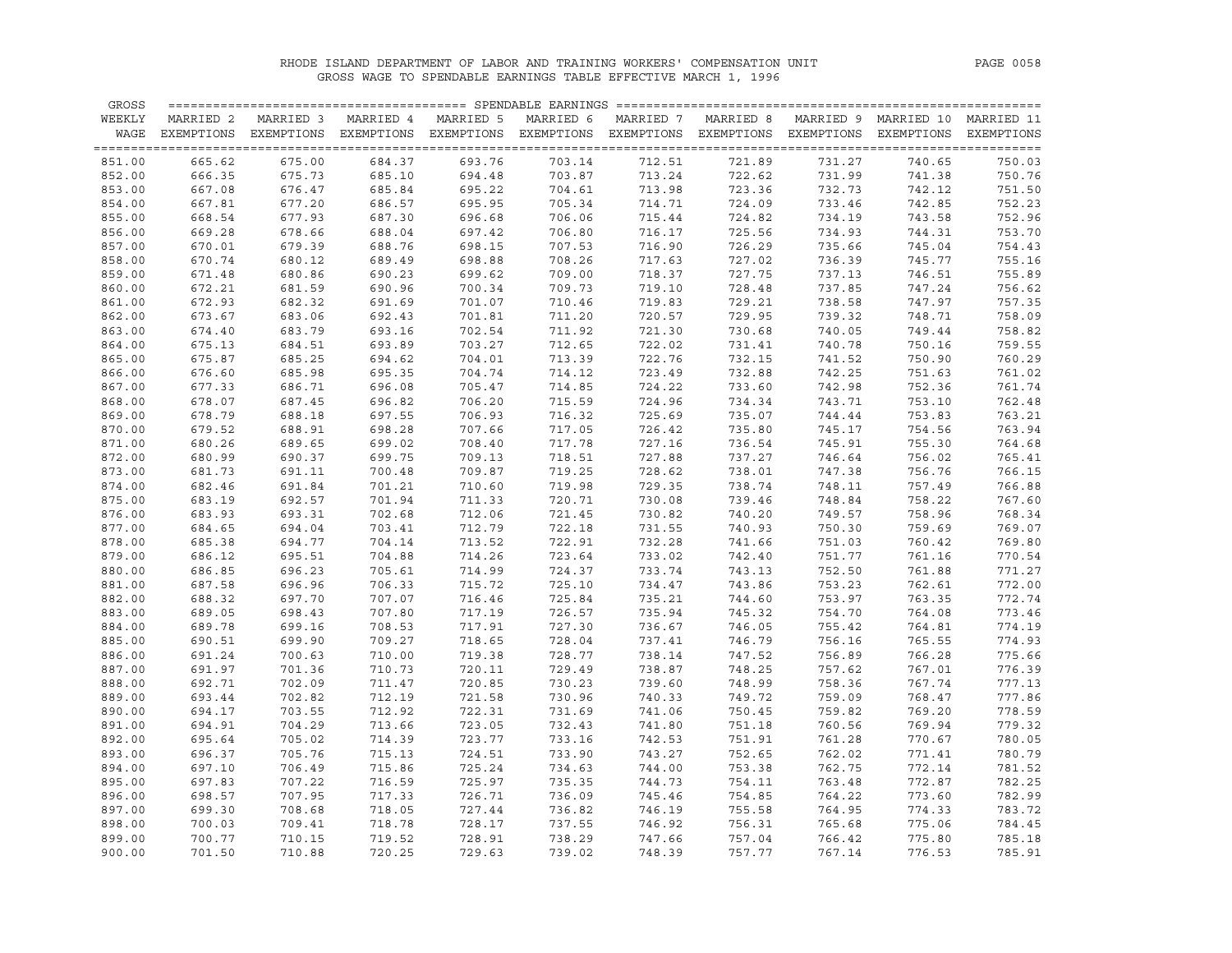RHODE ISLAND DEPARTMENT OF LABOR AND TRAINING WORKERS' COMPENSATION UNIT

GROSS WAGE TO SPENDABLE EARNINGS TABLE EFFECTIVE MARCH 1, 1996

| GROSS WEEKLY WAGE | SPENDABLE EARNINGS MARRIED 2 EXEMPTIONS | MARRIED 3 EXEMPTIONS | MARRIED 4 EXEMPTIONS | MARRIED 5 EXEMPTIONS | MARRIED 6 EXEMPTIONS | MARRIED 7 EXEMPTIONS | MARRIED 8 EXEMPTIONS | MARRIED 9 EXEMPTIONS | MARRIED 10 EXEMPTIONS | MARRIED 11 EXEMPTIONS |
|---|---|---|---|---|---|---|---|---|---|---|
| 851.00 | 665.62 | 675.00 | 684.37 | 693.76 | 703.14 | 712.51 | 721.89 | 731.27 | 740.65 | 750.03 |
| 852.00 | 666.35 | 675.73 | 685.10 | 694.48 | 703.87 | 713.24 | 722.62 | 731.99 | 741.38 | 750.76 |
| 853.00 | 667.08 | 676.47 | 685.84 | 695.22 | 704.61 | 713.98 | 723.36 | 732.73 | 742.12 | 751.50 |
| 854.00 | 667.81 | 677.20 | 686.57 | 695.95 | 705.34 | 714.71 | 724.09 | 733.46 | 742.85 | 752.23 |
| 855.00 | 668.54 | 677.93 | 687.30 | 696.68 | 706.06 | 715.44 | 724.82 | 734.19 | 743.58 | 752.96 |
| 856.00 | 669.28 | 678.66 | 688.04 | 697.42 | 706.80 | 716.17 | 725.56 | 734.93 | 744.31 | 753.70 |
| 857.00 | 670.01 | 679.39 | 688.76 | 698.15 | 707.53 | 716.90 | 726.29 | 735.66 | 745.04 | 754.43 |
| 858.00 | 670.74 | 680.12 | 689.49 | 698.88 | 708.26 | 717.63 | 727.02 | 736.39 | 745.77 | 755.16 |
| 859.00 | 671.48 | 680.86 | 690.23 | 699.62 | 709.00 | 718.37 | 727.75 | 737.13 | 746.51 | 755.89 |
| 860.00 | 672.21 | 681.59 | 690.96 | 700.34 | 709.73 | 719.10 | 728.48 | 737.85 | 747.24 | 756.62 |
| 861.00 | 672.93 | 682.32 | 691.69 | 701.07 | 710.46 | 719.83 | 729.21 | 738.58 | 747.97 | 757.35 |
| 862.00 | 673.67 | 683.06 | 692.43 | 701.81 | 711.20 | 720.57 | 729.95 | 739.32 | 748.71 | 758.09 |
| 863.00 | 674.40 | 683.79 | 693.16 | 702.54 | 711.92 | 721.30 | 730.68 | 740.05 | 749.44 | 758.82 |
| 864.00 | 675.13 | 684.51 | 693.89 | 703.27 | 712.65 | 722.02 | 731.41 | 740.78 | 750.16 | 759.55 |
| 865.00 | 675.87 | 685.25 | 694.62 | 704.01 | 713.39 | 722.76 | 732.15 | 741.52 | 750.90 | 760.29 |
| 866.00 | 676.60 | 685.98 | 695.35 | 704.74 | 714.12 | 723.49 | 732.88 | 742.25 | 751.63 | 761.02 |
| 867.00 | 677.33 | 686.71 | 696.08 | 705.47 | 714.85 | 724.22 | 733.60 | 742.98 | 752.36 | 761.74 |
| 868.00 | 678.07 | 687.45 | 696.82 | 706.20 | 715.59 | 724.96 | 734.34 | 743.71 | 753.10 | 762.48 |
| 869.00 | 678.79 | 688.18 | 697.55 | 706.93 | 716.32 | 725.69 | 735.07 | 744.44 | 753.83 | 763.21 |
| 870.00 | 679.52 | 688.91 | 698.28 | 707.66 | 717.05 | 726.42 | 735.80 | 745.17 | 754.56 | 763.94 |
| 871.00 | 680.26 | 689.65 | 699.02 | 708.40 | 717.78 | 727.16 | 736.54 | 745.91 | 755.30 | 764.68 |
| 872.00 | 680.99 | 690.37 | 699.75 | 709.13 | 718.51 | 727.88 | 737.27 | 746.64 | 756.02 | 765.41 |
| 873.00 | 681.73 | 691.11 | 700.48 | 709.87 | 719.25 | 728.62 | 738.01 | 747.38 | 756.76 | 766.15 |
| 874.00 | 682.46 | 691.84 | 701.21 | 710.60 | 719.98 | 729.35 | 738.74 | 748.11 | 757.49 | 766.88 |
| 875.00 | 683.19 | 692.57 | 701.94 | 711.33 | 720.71 | 730.08 | 739.46 | 748.84 | 758.22 | 767.60 |
| 876.00 | 683.93 | 693.31 | 702.68 | 712.06 | 721.45 | 730.82 | 740.20 | 749.57 | 758.96 | 768.34 |
| 877.00 | 684.65 | 694.04 | 703.41 | 712.79 | 722.18 | 731.55 | 740.93 | 750.30 | 759.69 | 769.07 |
| 878.00 | 685.38 | 694.77 | 704.14 | 713.52 | 722.91 | 732.28 | 741.66 | 751.03 | 760.42 | 769.80 |
| 879.00 | 686.12 | 695.51 | 704.88 | 714.26 | 723.64 | 733.02 | 742.40 | 751.77 | 761.16 | 770.54 |
| 880.00 | 686.85 | 696.23 | 705.61 | 714.99 | 724.37 | 733.74 | 743.13 | 752.50 | 761.88 | 771.27 |
| 881.00 | 687.58 | 696.96 | 706.33 | 715.72 | 725.10 | 734.47 | 743.86 | 753.23 | 762.61 | 772.00 |
| 882.00 | 688.32 | 697.70 | 707.07 | 716.46 | 725.84 | 735.21 | 744.60 | 753.97 | 763.35 | 772.74 |
| 883.00 | 689.05 | 698.43 | 707.80 | 717.19 | 726.57 | 735.94 | 745.32 | 754.70 | 764.08 | 773.46 |
| 884.00 | 689.78 | 699.16 | 708.53 | 717.91 | 727.30 | 736.67 | 746.05 | 755.42 | 764.81 | 774.19 |
| 885.00 | 690.51 | 699.90 | 709.27 | 718.65 | 728.04 | 737.41 | 746.79 | 756.16 | 765.55 | 774.93 |
| 886.00 | 691.24 | 700.63 | 710.00 | 719.38 | 728.77 | 738.14 | 747.52 | 756.89 | 766.28 | 775.66 |
| 887.00 | 691.97 | 701.36 | 710.73 | 720.11 | 729.49 | 738.87 | 748.25 | 757.62 | 767.01 | 776.39 |
| 888.00 | 692.71 | 702.09 | 711.47 | 720.85 | 730.23 | 739.60 | 748.99 | 758.36 | 767.74 | 777.13 |
| 889.00 | 693.44 | 702.82 | 712.19 | 721.58 | 730.96 | 740.33 | 749.72 | 759.09 | 768.47 | 777.86 |
| 890.00 | 694.17 | 703.55 | 712.92 | 722.31 | 731.69 | 741.06 | 750.45 | 759.82 | 769.20 | 778.59 |
| 891.00 | 694.91 | 704.29 | 713.66 | 723.05 | 732.43 | 741.80 | 751.18 | 760.56 | 769.94 | 779.32 |
| 892.00 | 695.64 | 705.02 | 714.39 | 723.77 | 733.16 | 742.53 | 751.91 | 761.28 | 770.67 | 780.05 |
| 893.00 | 696.37 | 705.76 | 715.13 | 724.51 | 733.90 | 743.27 | 752.65 | 762.02 | 771.41 | 780.79 |
| 894.00 | 697.10 | 706.49 | 715.86 | 725.24 | 734.63 | 744.00 | 753.38 | 762.75 | 772.14 | 781.52 |
| 895.00 | 697.83 | 707.22 | 716.59 | 725.97 | 735.35 | 744.73 | 754.11 | 763.48 | 772.87 | 782.25 |
| 896.00 | 698.57 | 707.95 | 717.33 | 726.71 | 736.09 | 745.46 | 754.85 | 764.22 | 773.60 | 782.99 |
| 897.00 | 699.30 | 708.68 | 718.05 | 727.44 | 736.82 | 746.19 | 755.58 | 764.95 | 774.33 | 783.72 |
| 898.00 | 700.03 | 709.41 | 718.78 | 728.17 | 737.55 | 746.92 | 756.31 | 765.68 | 775.06 | 784.45 |
| 899.00 | 700.77 | 710.15 | 719.52 | 728.91 | 738.29 | 747.66 | 757.04 | 766.42 | 775.80 | 785.18 |
| 900.00 | 701.50 | 710.88 | 720.25 | 729.63 | 739.02 | 748.39 | 757.77 | 767.14 | 776.53 | 785.91 |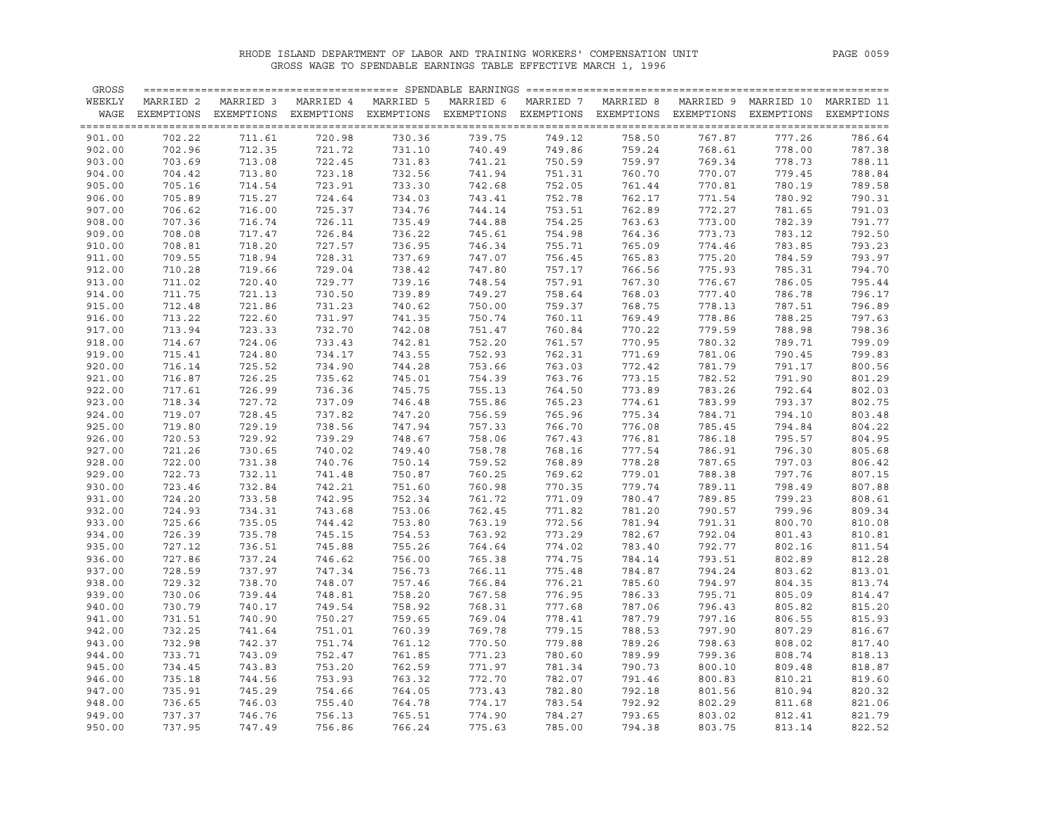RHODE ISLAND DEPARTMENT OF LABOR AND TRAINING WORKERS' COMPENSATION UNIT
GROSS WAGE TO SPENDABLE EARNINGS TABLE EFFECTIVE MARCH 1, 1996

| GROSS WEEKLY WAGE | MARRIED 2 EXEMPTIONS | MARRIED 3 EXEMPTIONS | MARRIED 4 EXEMPTIONS | MARRIED 5 EXEMPTIONS | MARRIED 6 EXEMPTIONS | MARRIED 7 EXEMPTIONS | MARRIED 8 EXEMPTIONS | MARRIED 9 EXEMPTIONS | MARRIED 10 EXEMPTIONS | MARRIED 11 EXEMPTIONS |
|---|---|---|---|---|---|---|---|---|---|---|
| 901.00 | 702.22 | 711.61 | 720.98 | 730.36 | 739.75 | 749.12 | 758.50 | 767.87 | 777.26 | 786.64 |
| 902.00 | 702.96 | 712.35 | 721.72 | 731.10 | 740.49 | 749.86 | 759.24 | 768.61 | 778.00 | 787.38 |
| 903.00 | 703.69 | 713.08 | 722.45 | 731.83 | 741.21 | 750.59 | 759.97 | 769.34 | 778.73 | 788.11 |
| 904.00 | 704.42 | 713.80 | 723.18 | 732.56 | 741.94 | 751.31 | 760.70 | 770.07 | 779.45 | 788.84 |
| 905.00 | 705.16 | 714.54 | 723.91 | 733.30 | 742.68 | 752.05 | 761.44 | 770.81 | 780.19 | 789.58 |
| 906.00 | 705.89 | 715.27 | 724.64 | 734.03 | 743.41 | 752.78 | 762.17 | 771.54 | 780.92 | 790.31 |
| 907.00 | 706.62 | 716.00 | 725.37 | 734.76 | 744.14 | 753.51 | 762.89 | 772.27 | 781.65 | 791.03 |
| 908.00 | 707.36 | 716.74 | 726.11 | 735.49 | 744.88 | 754.25 | 763.63 | 773.00 | 782.39 | 791.77 |
| 909.00 | 708.08 | 717.47 | 726.84 | 736.22 | 745.61 | 754.98 | 764.36 | 773.73 | 783.12 | 792.50 |
| 910.00 | 708.81 | 718.20 | 727.57 | 736.95 | 746.34 | 755.71 | 765.09 | 774.46 | 783.85 | 793.23 |
| 911.00 | 709.55 | 718.94 | 728.31 | 737.69 | 747.07 | 756.45 | 765.83 | 775.20 | 784.59 | 793.97 |
| 912.00 | 710.28 | 719.66 | 729.04 | 738.42 | 747.80 | 757.17 | 766.56 | 775.93 | 785.31 | 794.70 |
| 913.00 | 711.02 | 720.40 | 729.77 | 739.16 | 748.54 | 757.91 | 767.30 | 776.67 | 786.05 | 795.44 |
| 914.00 | 711.75 | 721.13 | 730.50 | 739.89 | 749.27 | 758.64 | 768.03 | 777.40 | 786.78 | 796.17 |
| 915.00 | 712.48 | 721.86 | 731.23 | 740.62 | 750.00 | 759.37 | 768.75 | 778.13 | 787.51 | 796.89 |
| 916.00 | 713.22 | 722.60 | 731.97 | 741.35 | 750.74 | 760.11 | 769.49 | 778.86 | 788.25 | 797.63 |
| 917.00 | 713.94 | 723.33 | 732.70 | 742.08 | 751.47 | 760.84 | 770.22 | 779.59 | 788.98 | 798.36 |
| 918.00 | 714.67 | 724.06 | 733.43 | 742.81 | 752.20 | 761.57 | 770.95 | 780.32 | 789.71 | 799.09 |
| 919.00 | 715.41 | 724.80 | 734.17 | 743.55 | 752.93 | 762.31 | 771.69 | 781.06 | 790.45 | 799.83 |
| 920.00 | 716.14 | 725.52 | 734.90 | 744.28 | 753.66 | 763.03 | 772.42 | 781.79 | 791.17 | 800.56 |
| 921.00 | 716.87 | 726.25 | 735.62 | 745.01 | 754.39 | 763.76 | 773.15 | 782.52 | 791.90 | 801.29 |
| 922.00 | 717.61 | 726.99 | 736.36 | 745.75 | 755.13 | 764.50 | 773.89 | 783.26 | 792.64 | 802.03 |
| 923.00 | 718.34 | 727.72 | 737.09 | 746.48 | 755.86 | 765.23 | 774.61 | 783.99 | 793.37 | 802.75 |
| 924.00 | 719.07 | 728.45 | 737.82 | 747.20 | 756.59 | 765.96 | 775.34 | 784.71 | 794.10 | 803.48 |
| 925.00 | 719.80 | 729.19 | 738.56 | 747.94 | 757.33 | 766.70 | 776.08 | 785.45 | 794.84 | 804.22 |
| 926.00 | 720.53 | 729.92 | 739.29 | 748.67 | 758.06 | 767.43 | 776.81 | 786.18 | 795.57 | 804.95 |
| 927.00 | 721.26 | 730.65 | 740.02 | 749.40 | 758.78 | 768.16 | 777.54 | 786.91 | 796.30 | 805.68 |
| 928.00 | 722.00 | 731.38 | 740.76 | 750.14 | 759.52 | 768.89 | 778.28 | 787.65 | 797.03 | 806.42 |
| 929.00 | 722.73 | 732.11 | 741.48 | 750.87 | 760.25 | 769.62 | 779.01 | 788.38 | 797.76 | 807.15 |
| 930.00 | 723.46 | 732.84 | 742.21 | 751.60 | 760.98 | 770.35 | 779.74 | 789.11 | 798.49 | 807.88 |
| 931.00 | 724.20 | 733.58 | 742.95 | 752.34 | 761.72 | 771.09 | 780.47 | 789.85 | 799.23 | 808.61 |
| 932.00 | 724.93 | 734.31 | 743.68 | 753.06 | 762.45 | 771.82 | 781.20 | 790.57 | 799.96 | 809.34 |
| 933.00 | 725.66 | 735.05 | 744.42 | 753.80 | 763.19 | 772.56 | 781.94 | 791.31 | 800.70 | 810.08 |
| 934.00 | 726.39 | 735.78 | 745.15 | 754.53 | 763.92 | 773.29 | 782.67 | 792.04 | 801.43 | 810.81 |
| 935.00 | 727.12 | 736.51 | 745.88 | 755.26 | 764.64 | 774.02 | 783.40 | 792.77 | 802.16 | 811.54 |
| 936.00 | 727.86 | 737.24 | 746.62 | 756.00 | 765.38 | 774.75 | 784.14 | 793.51 | 802.89 | 812.28 |
| 937.00 | 728.59 | 737.97 | 747.34 | 756.73 | 766.11 | 775.48 | 784.87 | 794.24 | 803.62 | 813.01 |
| 938.00 | 729.32 | 738.70 | 748.07 | 757.46 | 766.84 | 776.21 | 785.60 | 794.97 | 804.35 | 813.74 |
| 939.00 | 730.06 | 739.44 | 748.81 | 758.20 | 767.58 | 776.95 | 786.33 | 795.71 | 805.09 | 814.47 |
| 940.00 | 730.79 | 740.17 | 749.54 | 758.92 | 768.31 | 777.68 | 787.06 | 796.43 | 805.82 | 815.20 |
| 941.00 | 731.51 | 740.90 | 750.27 | 759.65 | 769.04 | 778.41 | 787.79 | 797.16 | 806.55 | 815.93 |
| 942.00 | 732.25 | 741.64 | 751.01 | 760.39 | 769.78 | 779.15 | 788.53 | 797.90 | 807.29 | 816.67 |
| 943.00 | 732.98 | 742.37 | 751.74 | 761.12 | 770.50 | 779.88 | 789.26 | 798.63 | 808.02 | 817.40 |
| 944.00 | 733.71 | 743.09 | 752.47 | 761.85 | 771.23 | 780.60 | 789.99 | 799.36 | 808.74 | 818.13 |
| 945.00 | 734.45 | 743.83 | 753.20 | 762.59 | 771.97 | 781.34 | 790.73 | 800.10 | 809.48 | 818.87 |
| 946.00 | 735.18 | 744.56 | 753.93 | 763.32 | 772.70 | 782.07 | 791.46 | 800.83 | 810.21 | 819.60 |
| 947.00 | 735.91 | 745.29 | 754.66 | 764.05 | 773.43 | 782.80 | 792.18 | 801.56 | 810.94 | 820.32 |
| 948.00 | 736.65 | 746.03 | 755.40 | 764.78 | 774.17 | 783.54 | 792.92 | 802.29 | 811.68 | 821.06 |
| 949.00 | 737.37 | 746.76 | 756.13 | 765.51 | 774.90 | 784.27 | 793.65 | 803.02 | 812.41 | 821.79 |
| 950.00 | 737.95 | 747.49 | 756.86 | 766.24 | 775.63 | 785.00 | 794.38 | 803.75 | 813.14 | 822.52 |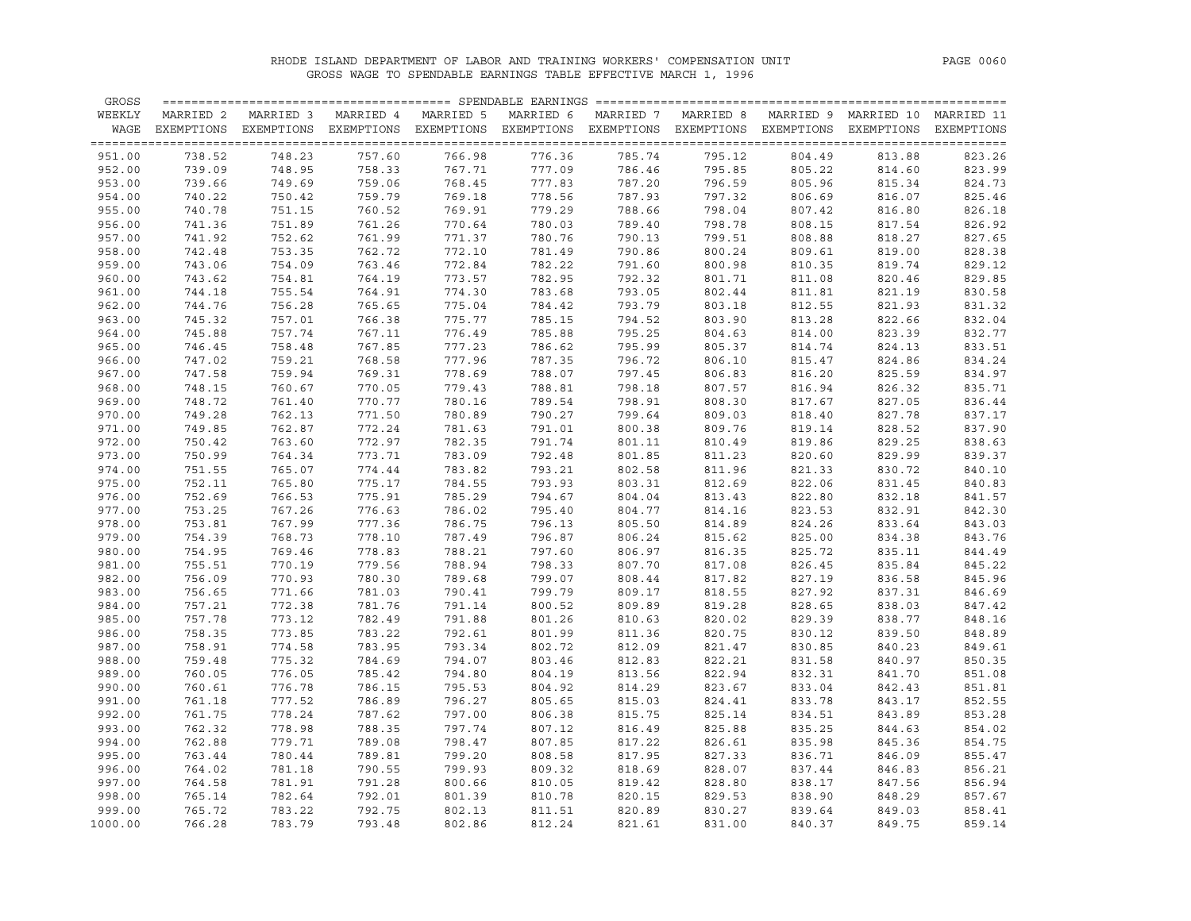RHODE ISLAND DEPARTMENT OF LABOR AND TRAINING WORKERS' COMPENSATION UNIT
GROSS WAGE TO SPENDABLE EARNINGS TABLE EFFECTIVE MARCH 1, 1996

| GROSS WEEKLY WAGE | SPENDABLE EARNINGS MARRIED 2 EXEMPTIONS | MARRIED 3 EXEMPTIONS | MARRIED 4 EXEMPTIONS | MARRIED 5 EXEMPTIONS | MARRIED 6 EXEMPTIONS | MARRIED 7 EXEMPTIONS | MARRIED 8 EXEMPTIONS | MARRIED 9 EXEMPTIONS | MARRIED 10 EXEMPTIONS | MARRIED 11 EXEMPTIONS |
|---|---|---|---|---|---|---|---|---|---|---|
| 951.00 | 738.52 | 748.23 | 757.60 | 766.98 | 776.36 | 785.74 | 795.12 | 804.49 | 813.88 | 823.26 |
| 952.00 | 739.09 | 748.95 | 758.33 | 767.71 | 777.09 | 786.46 | 795.85 | 805.22 | 814.60 | 823.99 |
| 953.00 | 739.66 | 749.69 | 759.06 | 768.45 | 777.83 | 787.20 | 796.59 | 805.96 | 815.34 | 824.73 |
| 954.00 | 740.22 | 750.42 | 759.79 | 769.18 | 778.56 | 787.93 | 797.32 | 806.69 | 816.07 | 825.46 |
| 955.00 | 740.78 | 751.15 | 760.52 | 769.91 | 779.29 | 788.66 | 798.04 | 807.42 | 816.80 | 826.18 |
| 956.00 | 741.36 | 751.89 | 761.26 | 770.64 | 780.03 | 789.40 | 798.78 | 808.15 | 817.54 | 826.92 |
| 957.00 | 741.92 | 752.62 | 761.99 | 771.37 | 780.76 | 790.13 | 799.51 | 808.88 | 818.27 | 827.65 |
| 958.00 | 742.48 | 753.35 | 762.72 | 772.10 | 781.49 | 790.86 | 800.24 | 809.61 | 819.00 | 828.38 |
| 959.00 | 743.06 | 754.09 | 763.46 | 772.84 | 782.22 | 791.60 | 800.98 | 810.35 | 819.74 | 829.12 |
| 960.00 | 743.62 | 754.81 | 764.19 | 773.57 | 782.95 | 792.32 | 801.71 | 811.08 | 820.46 | 829.85 |
| 961.00 | 744.18 | 755.54 | 764.91 | 774.30 | 783.68 | 793.05 | 802.44 | 811.81 | 821.19 | 830.58 |
| 962.00 | 744.76 | 756.28 | 765.65 | 775.04 | 784.42 | 793.79 | 803.18 | 812.55 | 821.93 | 831.32 |
| 963.00 | 745.32 | 757.01 | 766.38 | 775.77 | 785.15 | 794.52 | 803.90 | 813.28 | 822.66 | 832.04 |
| 964.00 | 745.88 | 757.74 | 767.11 | 776.49 | 785.88 | 795.25 | 804.63 | 814.00 | 823.39 | 832.77 |
| 965.00 | 746.45 | 758.48 | 767.85 | 777.23 | 786.62 | 795.99 | 805.37 | 814.74 | 824.13 | 833.51 |
| 966.00 | 747.02 | 759.21 | 768.58 | 777.96 | 787.35 | 796.72 | 806.10 | 815.47 | 824.86 | 834.24 |
| 967.00 | 747.58 | 759.94 | 769.31 | 778.69 | 788.07 | 797.45 | 806.83 | 816.20 | 825.59 | 834.97 |
| 968.00 | 748.15 | 760.67 | 770.05 | 779.43 | 788.81 | 798.18 | 807.57 | 816.94 | 826.32 | 835.71 |
| 969.00 | 748.72 | 761.40 | 770.77 | 780.16 | 789.54 | 798.91 | 808.30 | 817.67 | 827.05 | 836.44 |
| 970.00 | 749.28 | 762.13 | 771.50 | 780.89 | 790.27 | 799.64 | 809.03 | 818.40 | 827.78 | 837.17 |
| 971.00 | 749.85 | 762.87 | 772.24 | 781.63 | 791.01 | 800.38 | 809.76 | 819.14 | 828.52 | 837.90 |
| 972.00 | 750.42 | 763.60 | 772.97 | 782.35 | 791.74 | 801.11 | 810.49 | 819.86 | 829.25 | 838.63 |
| 973.00 | 750.99 | 764.34 | 773.71 | 783.09 | 792.48 | 801.85 | 811.23 | 820.60 | 829.99 | 839.37 |
| 974.00 | 751.55 | 765.07 | 774.44 | 783.82 | 793.21 | 802.58 | 811.96 | 821.33 | 830.72 | 840.10 |
| 975.00 | 752.11 | 765.80 | 775.17 | 784.55 | 793.93 | 803.31 | 812.69 | 822.06 | 831.45 | 840.83 |
| 976.00 | 752.69 | 766.53 | 775.91 | 785.29 | 794.67 | 804.04 | 813.43 | 822.80 | 832.18 | 841.57 |
| 977.00 | 753.25 | 767.26 | 776.63 | 786.02 | 795.40 | 804.77 | 814.16 | 823.53 | 832.91 | 842.30 |
| 978.00 | 753.81 | 767.99 | 777.36 | 786.75 | 796.13 | 805.50 | 814.89 | 824.26 | 833.64 | 843.03 |
| 979.00 | 754.39 | 768.73 | 778.10 | 787.49 | 796.87 | 806.24 | 815.62 | 825.00 | 834.38 | 843.76 |
| 980.00 | 754.95 | 769.46 | 778.83 | 788.21 | 797.60 | 806.97 | 816.35 | 825.72 | 835.11 | 844.49 |
| 981.00 | 755.51 | 770.19 | 779.56 | 788.94 | 798.33 | 807.70 | 817.08 | 826.45 | 835.84 | 845.22 |
| 982.00 | 756.09 | 770.93 | 780.30 | 789.68 | 799.07 | 808.44 | 817.82 | 827.19 | 836.58 | 845.96 |
| 983.00 | 756.65 | 771.66 | 781.03 | 790.41 | 799.79 | 809.17 | 818.55 | 827.92 | 837.31 | 846.69 |
| 984.00 | 757.21 | 772.38 | 781.76 | 791.14 | 800.52 | 809.89 | 819.28 | 828.65 | 838.03 | 847.42 |
| 985.00 | 757.78 | 773.12 | 782.49 | 791.88 | 801.26 | 810.63 | 820.02 | 829.39 | 838.77 | 848.16 |
| 986.00 | 758.35 | 773.85 | 783.22 | 792.61 | 801.99 | 811.36 | 820.75 | 830.12 | 839.50 | 848.89 |
| 987.00 | 758.91 | 774.58 | 783.95 | 793.34 | 802.72 | 812.09 | 821.47 | 830.85 | 840.23 | 849.61 |
| 988.00 | 759.48 | 775.32 | 784.69 | 794.07 | 803.46 | 812.83 | 822.21 | 831.58 | 840.97 | 850.35 |
| 989.00 | 760.05 | 776.05 | 785.42 | 794.80 | 804.19 | 813.56 | 822.94 | 832.31 | 841.70 | 851.08 |
| 990.00 | 760.61 | 776.78 | 786.15 | 795.53 | 804.92 | 814.29 | 823.67 | 833.04 | 842.43 | 851.81 |
| 991.00 | 761.18 | 777.52 | 786.89 | 796.27 | 805.65 | 815.03 | 824.41 | 833.78 | 843.17 | 852.55 |
| 992.00 | 761.75 | 778.24 | 787.62 | 797.00 | 806.38 | 815.75 | 825.14 | 834.51 | 843.89 | 853.28 |
| 993.00 | 762.32 | 778.98 | 788.35 | 797.74 | 807.12 | 816.49 | 825.88 | 835.25 | 844.63 | 854.02 |
| 994.00 | 762.88 | 779.71 | 789.08 | 798.47 | 807.85 | 817.22 | 826.61 | 835.98 | 845.36 | 854.75 |
| 995.00 | 763.44 | 780.44 | 789.81 | 799.20 | 808.58 | 817.95 | 827.33 | 836.71 | 846.09 | 855.47 |
| 996.00 | 764.02 | 781.18 | 790.55 | 799.93 | 809.32 | 818.69 | 828.07 | 837.44 | 846.83 | 856.21 |
| 997.00 | 764.58 | 781.91 | 791.28 | 800.66 | 810.05 | 819.42 | 828.80 | 838.17 | 847.56 | 856.94 |
| 998.00 | 765.14 | 782.64 | 792.01 | 801.39 | 810.78 | 820.15 | 829.53 | 838.90 | 848.29 | 857.67 |
| 999.00 | 765.72 | 783.22 | 792.75 | 802.13 | 811.51 | 820.89 | 830.27 | 839.64 | 849.03 | 858.41 |
| 1000.00 | 766.28 | 783.79 | 793.48 | 802.86 | 812.24 | 821.61 | 831.00 | 840.37 | 849.75 | 859.14 |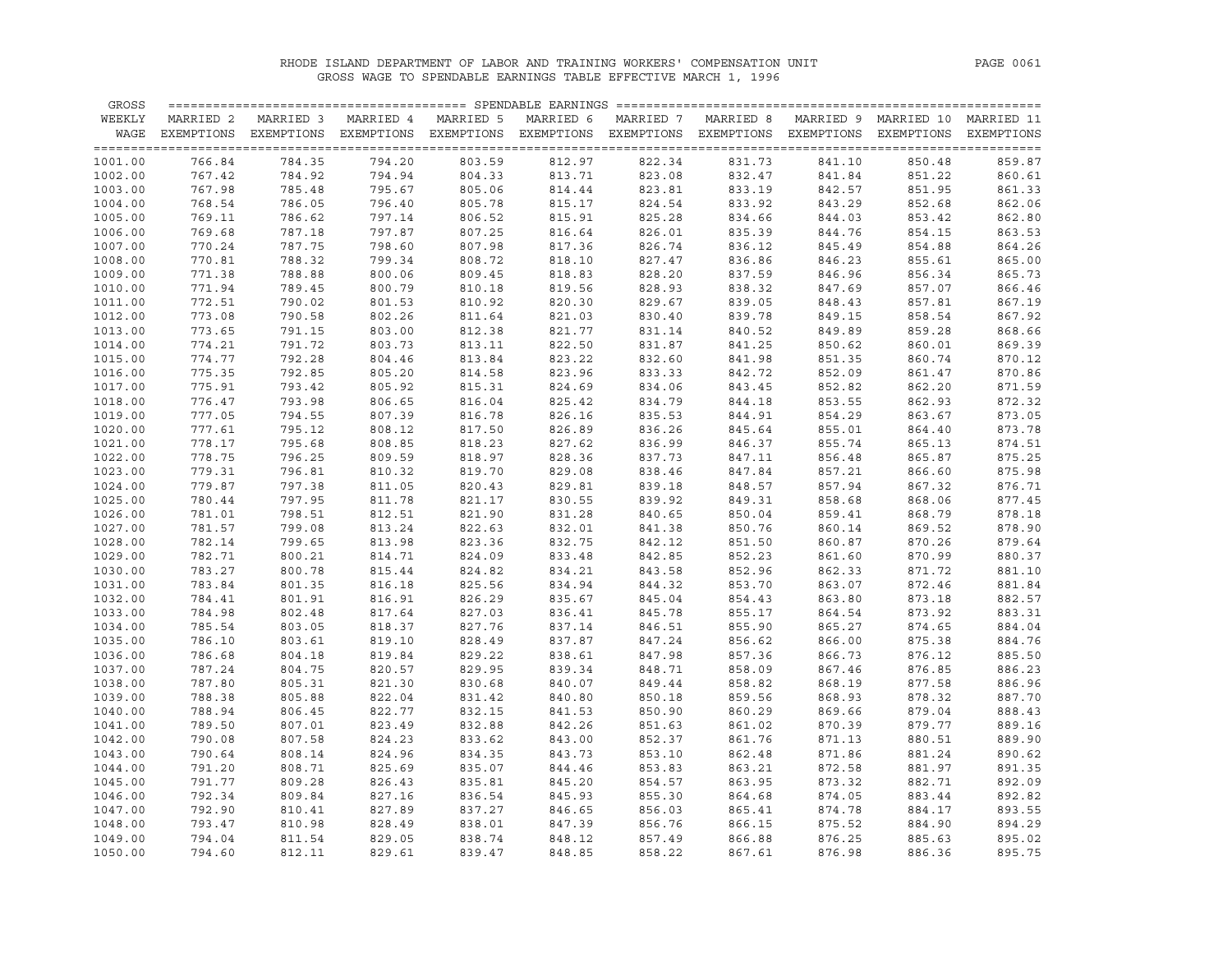RHODE ISLAND DEPARTMENT OF LABOR AND TRAINING WORKERS' COMPENSATION UNIT
GROSS WAGE TO SPENDABLE EARNINGS TABLE EFFECTIVE MARCH 1, 1996

| GROSS WEEKLY WAGE | MARRIED 2 EXEMPTIONS | MARRIED 3 EXEMPTIONS | MARRIED 4 EXEMPTIONS | MARRIED 5 EXEMPTIONS | MARRIED 6 EXEMPTIONS | MARRIED 7 EXEMPTIONS | MARRIED 8 EXEMPTIONS | MARRIED 9 EXEMPTIONS | MARRIED 10 EXEMPTIONS | MARRIED 11 EXEMPTIONS |
|---|---|---|---|---|---|---|---|---|---|---|
| | SPENDABLE EARNINGS | | | | | | | | | |
| 1001.00 | 766.84 | 784.35 | 794.20 | 803.59 | 812.97 | 822.34 | 831.73 | 841.10 | 850.48 | 859.87 |
| 1002.00 | 767.42 | 784.92 | 794.94 | 804.33 | 813.71 | 823.08 | 832.47 | 841.84 | 851.22 | 860.61 |
| 1003.00 | 767.98 | 785.48 | 795.67 | 805.06 | 814.44 | 823.81 | 833.19 | 842.57 | 851.95 | 861.33 |
| 1004.00 | 768.54 | 786.05 | 796.40 | 805.78 | 815.17 | 824.54 | 833.92 | 843.29 | 852.68 | 862.06 |
| 1005.00 | 769.11 | 786.62 | 797.14 | 806.52 | 815.91 | 825.28 | 834.66 | 844.03 | 853.42 | 862.80 |
| 1006.00 | 769.68 | 787.18 | 797.87 | 807.25 | 816.64 | 826.01 | 835.39 | 844.76 | 854.15 | 863.53 |
| 1007.00 | 770.24 | 787.75 | 798.60 | 807.98 | 817.36 | 826.74 | 836.12 | 845.49 | 854.88 | 864.26 |
| 1008.00 | 770.81 | 788.32 | 799.34 | 808.72 | 818.10 | 827.47 | 836.86 | 846.23 | 855.61 | 865.00 |
| 1009.00 | 771.38 | 788.88 | 800.06 | 809.45 | 818.83 | 828.20 | 837.59 | 846.96 | 856.34 | 865.73 |
| 1010.00 | 771.94 | 789.45 | 800.79 | 810.18 | 819.56 | 828.93 | 838.32 | 847.69 | 857.07 | 866.46 |
| 1011.00 | 772.51 | 790.02 | 801.53 | 810.92 | 820.30 | 829.67 | 839.05 | 848.43 | 857.81 | 867.19 |
| 1012.00 | 773.08 | 790.58 | 802.26 | 811.64 | 821.03 | 830.40 | 839.78 | 849.15 | 858.54 | 867.92 |
| 1013.00 | 773.65 | 791.15 | 803.00 | 812.38 | 821.77 | 831.14 | 840.52 | 849.89 | 859.28 | 868.66 |
| 1014.00 | 774.21 | 791.72 | 803.73 | 813.11 | 822.50 | 831.87 | 841.25 | 850.62 | 860.01 | 869.39 |
| 1015.00 | 774.77 | 792.28 | 804.46 | 813.84 | 823.22 | 832.60 | 841.98 | 851.35 | 860.74 | 870.12 |
| 1016.00 | 775.35 | 792.85 | 805.20 | 814.58 | 823.96 | 833.33 | 842.72 | 852.09 | 861.47 | 870.86 |
| 1017.00 | 775.91 | 793.42 | 805.92 | 815.31 | 824.69 | 834.06 | 843.45 | 852.82 | 862.20 | 871.59 |
| 1018.00 | 776.47 | 793.98 | 806.65 | 816.04 | 825.42 | 834.79 | 844.18 | 853.55 | 862.93 | 872.32 |
| 1019.00 | 777.05 | 794.55 | 807.39 | 816.78 | 826.16 | 835.53 | 844.91 | 854.29 | 863.67 | 873.05 |
| 1020.00 | 777.61 | 795.12 | 808.12 | 817.50 | 826.89 | 836.26 | 845.64 | 855.01 | 864.40 | 873.78 |
| 1021.00 | 778.17 | 795.68 | 808.85 | 818.23 | 827.62 | 836.99 | 846.37 | 855.74 | 865.13 | 874.51 |
| 1022.00 | 778.75 | 796.25 | 809.59 | 818.97 | 828.36 | 837.73 | 847.11 | 856.48 | 865.87 | 875.25 |
| 1023.00 | 779.31 | 796.81 | 810.32 | 819.70 | 829.08 | 838.46 | 847.84 | 857.21 | 866.60 | 875.98 |
| 1024.00 | 779.87 | 797.38 | 811.05 | 820.43 | 829.81 | 839.18 | 848.57 | 857.94 | 867.32 | 876.71 |
| 1025.00 | 780.44 | 797.95 | 811.78 | 821.17 | 830.55 | 839.92 | 849.31 | 858.68 | 868.06 | 877.45 |
| 1026.00 | 781.01 | 798.51 | 812.51 | 821.90 | 831.28 | 840.65 | 850.04 | 859.41 | 868.79 | 878.18 |
| 1027.00 | 781.57 | 799.08 | 813.24 | 822.63 | 832.01 | 841.38 | 850.76 | 860.14 | 869.52 | 878.90 |
| 1028.00 | 782.14 | 799.65 | 813.98 | 823.36 | 832.75 | 842.12 | 851.50 | 860.87 | 870.26 | 879.64 |
| 1029.00 | 782.71 | 800.21 | 814.71 | 824.09 | 833.48 | 842.85 | 852.23 | 861.60 | 870.99 | 880.37 |
| 1030.00 | 783.27 | 800.78 | 815.44 | 824.82 | 834.21 | 843.58 | 852.96 | 862.33 | 871.72 | 881.10 |
| 1031.00 | 783.84 | 801.35 | 816.18 | 825.56 | 834.94 | 844.32 | 853.70 | 863.07 | 872.46 | 881.84 |
| 1032.00 | 784.41 | 801.91 | 816.91 | 826.29 | 835.67 | 845.04 | 854.43 | 863.80 | 873.18 | 882.57 |
| 1033.00 | 784.98 | 802.48 | 817.64 | 827.03 | 836.41 | 845.78 | 855.17 | 864.54 | 873.92 | 883.31 |
| 1034.00 | 785.54 | 803.05 | 818.37 | 827.76 | 837.14 | 846.51 | 855.90 | 865.27 | 874.65 | 884.04 |
| 1035.00 | 786.10 | 803.61 | 819.10 | 828.49 | 837.87 | 847.24 | 856.62 | 866.00 | 875.38 | 884.76 |
| 1036.00 | 786.68 | 804.18 | 819.84 | 829.22 | 838.61 | 847.98 | 857.36 | 866.73 | 876.12 | 885.50 |
| 1037.00 | 787.24 | 804.75 | 820.57 | 829.95 | 839.34 | 848.71 | 858.09 | 867.46 | 876.85 | 886.23 |
| 1038.00 | 787.80 | 805.31 | 821.30 | 830.68 | 840.07 | 849.44 | 858.82 | 868.19 | 877.58 | 886.96 |
| 1039.00 | 788.38 | 805.88 | 822.04 | 831.42 | 840.80 | 850.18 | 859.56 | 868.93 | 878.32 | 887.70 |
| 1040.00 | 788.94 | 806.45 | 822.77 | 832.15 | 841.53 | 850.90 | 860.29 | 869.66 | 879.04 | 888.43 |
| 1041.00 | 789.50 | 807.01 | 823.49 | 832.88 | 842.26 | 851.63 | 861.02 | 870.39 | 879.77 | 889.16 |
| 1042.00 | 790.08 | 807.58 | 824.23 | 833.62 | 843.00 | 852.37 | 861.76 | 871.13 | 880.51 | 889.90 |
| 1043.00 | 790.64 | 808.14 | 824.96 | 834.35 | 843.73 | 853.10 | 862.48 | 871.86 | 881.24 | 890.62 |
| 1044.00 | 791.20 | 808.71 | 825.69 | 835.07 | 844.46 | 853.83 | 863.21 | 872.58 | 881.97 | 891.35 |
| 1045.00 | 791.77 | 809.28 | 826.43 | 835.81 | 845.20 | 854.57 | 863.95 | 873.32 | 882.71 | 892.09 |
| 1046.00 | 792.34 | 809.84 | 827.16 | 836.54 | 845.93 | 855.30 | 864.68 | 874.05 | 883.44 | 892.82 |
| 1047.00 | 792.90 | 810.41 | 827.89 | 837.27 | 846.65 | 856.03 | 865.41 | 874.78 | 884.17 | 893.55 |
| 1048.00 | 793.47 | 810.98 | 828.49 | 838.01 | 847.39 | 856.76 | 866.15 | 875.52 | 884.90 | 894.29 |
| 1049.00 | 794.04 | 811.54 | 829.05 | 838.74 | 848.12 | 857.49 | 866.88 | 876.25 | 885.63 | 895.02 |
| 1050.00 | 794.60 | 812.11 | 829.61 | 839.47 | 848.85 | 858.22 | 867.61 | 876.98 | 886.36 | 895.75 |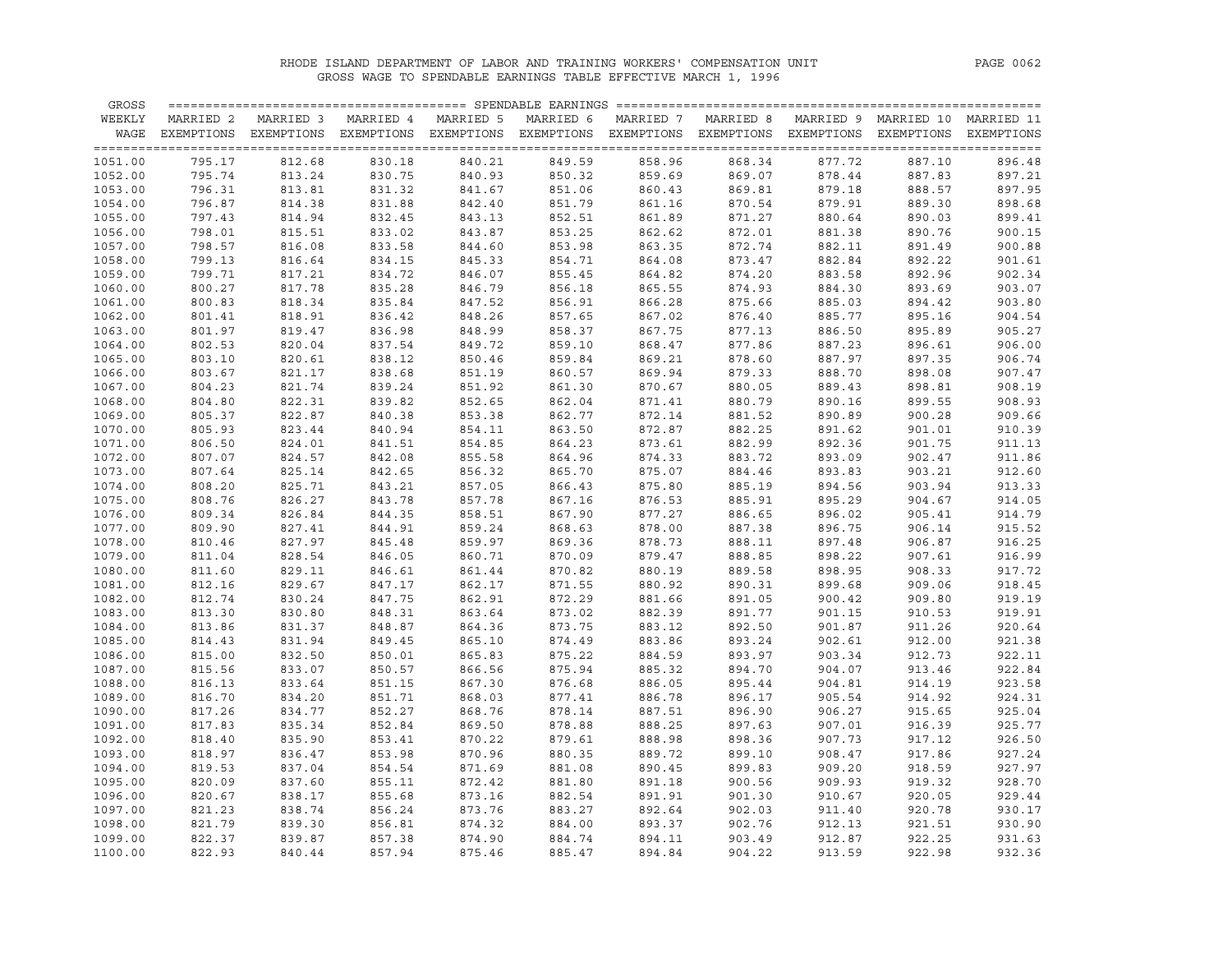# RHODE ISLAND DEPARTMENT OF LABOR AND TRAINING WORKERS' COMPENSATION UNIT

## GROSS WAGE TO SPENDABLE EARNINGS TABLE EFFECTIVE MARCH 1, 1996

| GROSS WEEKLY WAGE | MARRIED 2 EXEMPTIONS | MARRIED 3 EXEMPTIONS | MARRIED 4 EXEMPTIONS | MARRIED 5 EXEMPTIONS | MARRIED 6 EXEMPTIONS | MARRIED 7 EXEMPTIONS | MARRIED 8 EXEMPTIONS | MARRIED 9 EXEMPTIONS | MARRIED 10 EXEMPTIONS | MARRIED 11 EXEMPTIONS |
|---|---|---|---|---|---|---|---|---|---|---|
| | SPENDABLE EARNINGS | | | | | | | | | |
| 1051.00 | 795.17 | 812.68 | 830.18 | 840.21 | 849.59 | 858.96 | 868.34 | 877.72 | 887.10 | 896.48 |
| 1052.00 | 795.74 | 813.24 | 830.75 | 840.93 | 850.32 | 859.69 | 869.07 | 878.44 | 887.83 | 897.21 |
| 1053.00 | 796.31 | 813.81 | 831.32 | 841.67 | 851.06 | 860.43 | 869.81 | 879.18 | 888.57 | 897.95 |
| 1054.00 | 796.87 | 814.38 | 831.88 | 842.40 | 851.79 | 861.16 | 870.54 | 879.91 | 889.30 | 898.68 |
| 1055.00 | 797.43 | 814.94 | 832.45 | 843.13 | 852.51 | 861.89 | 871.27 | 880.64 | 890.03 | 899.41 |
| 1056.00 | 798.01 | 815.51 | 833.02 | 843.87 | 853.25 | 862.62 | 872.01 | 881.38 | 890.76 | 900.15 |
| 1057.00 | 798.57 | 816.08 | 833.58 | 844.60 | 853.98 | 863.35 | 872.74 | 882.11 | 891.49 | 900.88 |
| 1058.00 | 799.13 | 816.64 | 834.15 | 845.33 | 854.71 | 864.08 | 873.47 | 882.84 | 892.22 | 901.61 |
| 1059.00 | 799.71 | 817.21 | 834.72 | 846.07 | 855.45 | 864.82 | 874.20 | 883.58 | 892.96 | 902.34 |
| 1060.00 | 800.27 | 817.78 | 835.28 | 846.79 | 856.18 | 865.55 | 874.93 | 884.30 | 893.69 | 903.07 |
| 1061.00 | 800.83 | 818.34 | 835.84 | 847.52 | 856.91 | 866.28 | 875.66 | 885.03 | 894.42 | 903.80 |
| 1062.00 | 801.41 | 818.91 | 836.42 | 848.26 | 857.65 | 867.02 | 876.40 | 885.77 | 895.16 | 904.54 |
| 1063.00 | 801.97 | 819.47 | 836.98 | 848.99 | 858.37 | 867.75 | 877.13 | 886.50 | 895.89 | 905.27 |
| 1064.00 | 802.53 | 820.04 | 837.54 | 849.72 | 859.10 | 868.47 | 877.86 | 887.23 | 896.61 | 906.00 |
| 1065.00 | 803.10 | 820.61 | 838.12 | 850.46 | 859.84 | 869.21 | 878.60 | 887.97 | 897.35 | 906.74 |
| 1066.00 | 803.67 | 821.17 | 838.68 | 851.19 | 860.57 | 869.94 | 879.33 | 888.70 | 898.08 | 907.47 |
| 1067.00 | 804.23 | 821.74 | 839.24 | 851.92 | 861.30 | 870.67 | 880.05 | 889.43 | 898.81 | 908.19 |
| 1068.00 | 804.80 | 822.31 | 839.82 | 852.65 | 862.04 | 871.41 | 880.79 | 890.16 | 899.55 | 908.93 |
| 1069.00 | 805.37 | 822.87 | 840.38 | 853.38 | 862.77 | 872.14 | 881.52 | 890.89 | 900.28 | 909.66 |
| 1070.00 | 805.93 | 823.44 | 840.94 | 854.11 | 863.50 | 872.87 | 882.25 | 891.62 | 901.01 | 910.39 |
| 1071.00 | 806.50 | 824.01 | 841.51 | 854.85 | 864.23 | 873.61 | 882.99 | 892.36 | 901.75 | 911.13 |
| 1072.00 | 807.07 | 824.57 | 842.08 | 855.58 | 864.96 | 874.33 | 883.72 | 893.09 | 902.47 | 911.86 |
| 1073.00 | 807.64 | 825.14 | 842.65 | 856.32 | 865.70 | 875.07 | 884.46 | 893.83 | 903.21 | 912.60 |
| 1074.00 | 808.20 | 825.71 | 843.21 | 857.05 | 866.43 | 875.80 | 885.19 | 894.56 | 903.94 | 913.33 |
| 1075.00 | 808.76 | 826.27 | 843.78 | 857.78 | 867.16 | 876.53 | 885.91 | 895.29 | 904.67 | 914.05 |
| 1076.00 | 809.34 | 826.84 | 844.35 | 858.51 | 867.90 | 877.27 | 886.65 | 896.02 | 905.41 | 914.79 |
| 1077.00 | 809.90 | 827.41 | 844.91 | 859.24 | 868.63 | 878.00 | 887.38 | 896.75 | 906.14 | 915.52 |
| 1078.00 | 810.46 | 827.97 | 845.48 | 859.97 | 869.36 | 878.73 | 888.11 | 897.48 | 906.87 | 916.25 |
| 1079.00 | 811.04 | 828.54 | 846.05 | 860.71 | 870.09 | 879.47 | 888.85 | 898.22 | 907.61 | 916.99 |
| 1080.00 | 811.60 | 829.11 | 846.61 | 861.44 | 870.82 | 880.19 | 889.58 | 898.95 | 908.33 | 917.72 |
| 1081.00 | 812.16 | 829.67 | 847.17 | 862.17 | 871.55 | 880.92 | 890.31 | 899.68 | 909.06 | 918.45 |
| 1082.00 | 812.74 | 830.24 | 847.75 | 862.91 | 872.29 | 881.66 | 891.05 | 900.42 | 909.80 | 919.19 |
| 1083.00 | 813.30 | 830.80 | 848.31 | 863.64 | 873.02 | 882.39 | 891.77 | 901.15 | 910.53 | 919.91 |
| 1084.00 | 813.86 | 831.37 | 848.87 | 864.36 | 873.75 | 883.12 | 892.50 | 901.87 | 911.26 | 920.64 |
| 1085.00 | 814.43 | 831.94 | 849.45 | 865.10 | 874.49 | 883.86 | 893.24 | 902.61 | 912.00 | 921.38 |
| 1086.00 | 815.00 | 832.50 | 850.01 | 865.83 | 875.22 | 884.59 | 893.97 | 903.34 | 912.73 | 922.11 |
| 1087.00 | 815.56 | 833.07 | 850.57 | 866.56 | 875.94 | 885.32 | 894.70 | 904.07 | 913.46 | 922.84 |
| 1088.00 | 816.13 | 833.64 | 851.15 | 867.30 | 876.68 | 886.05 | 895.44 | 904.81 | 914.19 | 923.58 |
| 1089.00 | 816.70 | 834.20 | 851.71 | 868.03 | 877.41 | 886.78 | 896.17 | 905.54 | 914.92 | 924.31 |
| 1090.00 | 817.26 | 834.77 | 852.27 | 868.76 | 878.14 | 887.51 | 896.90 | 906.27 | 915.65 | 925.04 |
| 1091.00 | 817.83 | 835.34 | 852.84 | 869.50 | 878.88 | 888.25 | 897.63 | 907.01 | 916.39 | 925.77 |
| 1092.00 | 818.40 | 835.90 | 853.41 | 870.22 | 879.61 | 888.98 | 898.36 | 907.73 | 917.12 | 926.50 |
| 1093.00 | 818.97 | 836.47 | 853.98 | 870.96 | 880.35 | 889.72 | 899.10 | 908.47 | 917.86 | 927.24 |
| 1094.00 | 819.53 | 837.04 | 854.54 | 871.69 | 881.08 | 890.45 | 899.83 | 909.20 | 918.59 | 927.97 |
| 1095.00 | 820.09 | 837.60 | 855.11 | 872.42 | 881.80 | 891.18 | 900.56 | 909.93 | 919.32 | 928.70 |
| 1096.00 | 820.67 | 838.17 | 855.68 | 873.16 | 882.54 | 891.91 | 901.30 | 910.67 | 920.05 | 929.44 |
| 1097.00 | 821.23 | 838.74 | 856.24 | 873.76 | 883.27 | 892.64 | 902.03 | 911.40 | 920.78 | 930.17 |
| 1098.00 | 821.79 | 839.30 | 856.81 | 874.32 | 884.00 | 893.37 | 902.76 | 912.13 | 921.51 | 930.90 |
| 1099.00 | 822.37 | 839.87 | 857.38 | 874.90 | 884.74 | 894.11 | 903.49 | 912.87 | 922.25 | 931.63 |
| 1100.00 | 822.93 | 840.44 | 857.94 | 875.46 | 885.47 | 894.84 | 904.22 | 913.59 | 922.98 | 932.36 |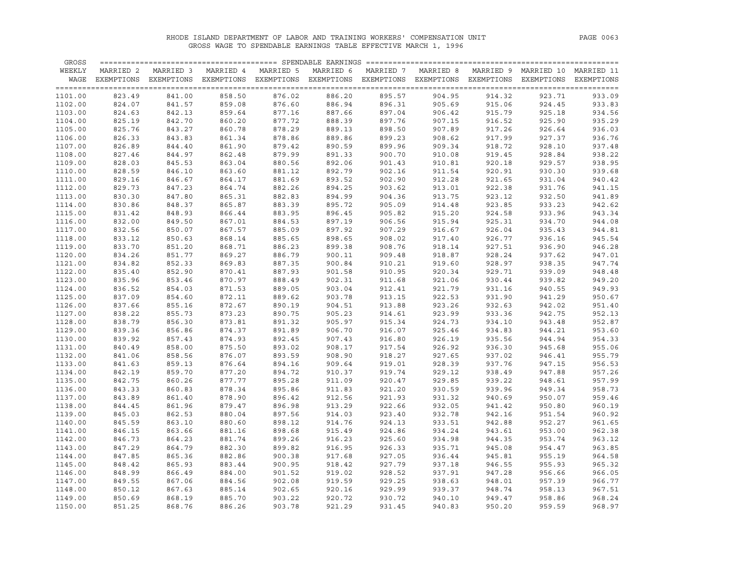RHODE ISLAND DEPARTMENT OF LABOR AND TRAINING WORKERS' COMPENSATION UNIT

GROSS WAGE TO SPENDABLE EARNINGS TABLE EFFECTIVE MARCH 1, 1996

| GROSS WEEKLY WAGE | MARRIED 2 EXEMPTIONS | MARRIED 3 EXEMPTIONS | MARRIED 4 EXEMPTIONS | MARRIED 5 EXEMPTIONS | MARRIED 6 EXEMPTIONS | MARRIED 7 EXEMPTIONS | MARRIED 8 EXEMPTIONS | MARRIED 9 EXEMPTIONS | MARRIED 10 EXEMPTIONS | MARRIED 11 EXEMPTIONS |
|---|---|---|---|---|---|---|---|---|---|---|
| 1101.00 | 823.49 | 841.00 | 858.50 | 876.02 | 886.20 | 895.57 | 904.95 | 914.32 | 923.71 | 933.09 |
| 1102.00 | 824.07 | 841.57 | 859.08 | 876.60 | 886.94 | 896.31 | 905.69 | 915.06 | 924.45 | 933.83 |
| 1103.00 | 824.63 | 842.13 | 859.64 | 877.16 | 887.66 | 897.04 | 906.42 | 915.79 | 925.18 | 934.56 |
| 1104.00 | 825.19 | 842.70 | 860.20 | 877.72 | 888.39 | 897.76 | 907.15 | 916.52 | 925.90 | 935.29 |
| 1105.00 | 825.76 | 843.27 | 860.78 | 878.29 | 889.13 | 898.50 | 907.89 | 917.26 | 926.64 | 936.03 |
| 1106.00 | 826.33 | 843.83 | 861.34 | 878.86 | 889.86 | 899.23 | 908.62 | 917.99 | 927.37 | 936.76 |
| 1107.00 | 826.89 | 844.40 | 861.90 | 879.42 | 890.59 | 899.96 | 909.34 | 918.72 | 928.10 | 937.48 |
| 1108.00 | 827.46 | 844.97 | 862.48 | 879.99 | 891.33 | 900.70 | 910.08 | 919.45 | 928.84 | 938.22 |
| 1109.00 | 828.03 | 845.53 | 863.04 | 880.56 | 892.06 | 901.43 | 910.81 | 920.18 | 929.57 | 938.95 |
| 1110.00 | 828.59 | 846.10 | 863.60 | 881.12 | 892.79 | 902.16 | 911.54 | 920.91 | 930.30 | 939.68 |
| 1111.00 | 829.16 | 846.67 | 864.17 | 881.69 | 893.52 | 902.90 | 912.28 | 921.65 | 931.04 | 940.42 |
| 1112.00 | 829.73 | 847.23 | 864.74 | 882.26 | 894.25 | 903.62 | 913.01 | 922.38 | 931.76 | 941.15 |
| 1113.00 | 830.30 | 847.80 | 865.31 | 882.83 | 894.99 | 904.36 | 913.75 | 923.12 | 932.50 | 941.89 |
| 1114.00 | 830.86 | 848.37 | 865.87 | 883.39 | 895.72 | 905.09 | 914.48 | 923.85 | 933.23 | 942.62 |
| 1115.00 | 831.42 | 848.93 | 866.44 | 883.95 | 896.45 | 905.82 | 915.20 | 924.58 | 933.96 | 943.34 |
| 1116.00 | 832.00 | 849.50 | 867.01 | 884.53 | 897.19 | 906.56 | 915.94 | 925.31 | 934.70 | 944.08 |
| 1117.00 | 832.56 | 850.07 | 867.57 | 885.09 | 897.92 | 907.29 | 916.67 | 926.04 | 935.43 | 944.81 |
| 1118.00 | 833.12 | 850.63 | 868.14 | 885.65 | 898.65 | 908.02 | 917.40 | 926.77 | 936.16 | 945.54 |
| 1119.00 | 833.70 | 851.20 | 868.71 | 886.23 | 899.38 | 908.76 | 918.14 | 927.51 | 936.90 | 946.28 |
| 1120.00 | 834.26 | 851.77 | 869.27 | 886.79 | 900.11 | 909.48 | 918.87 | 928.24 | 937.62 | 947.01 |
| 1121.00 | 834.82 | 852.33 | 869.83 | 887.35 | 900.84 | 910.21 | 919.60 | 928.97 | 938.35 | 947.74 |
| 1122.00 | 835.40 | 852.90 | 870.41 | 887.93 | 901.58 | 910.95 | 920.34 | 929.71 | 939.09 | 948.48 |
| 1123.00 | 835.96 | 853.46 | 870.97 | 888.49 | 902.31 | 911.68 | 921.06 | 930.44 | 939.82 | 949.20 |
| 1124.00 | 836.52 | 854.03 | 871.53 | 889.05 | 903.04 | 912.41 | 921.79 | 931.16 | 940.55 | 949.93 |
| 1125.00 | 837.09 | 854.60 | 872.11 | 889.62 | 903.78 | 913.15 | 922.53 | 931.90 | 941.29 | 950.67 |
| 1126.00 | 837.66 | 855.16 | 872.67 | 890.19 | 904.51 | 913.88 | 923.26 | 932.63 | 942.02 | 951.40 |
| 1127.00 | 838.22 | 855.73 | 873.23 | 890.75 | 905.23 | 914.61 | 923.99 | 933.36 | 942.75 | 952.13 |
| 1128.00 | 838.79 | 856.30 | 873.81 | 891.32 | 905.97 | 915.34 | 924.73 | 934.10 | 943.48 | 952.87 |
| 1129.00 | 839.36 | 856.86 | 874.37 | 891.89 | 906.70 | 916.07 | 925.46 | 934.83 | 944.21 | 953.60 |
| 1130.00 | 839.92 | 857.43 | 874.93 | 892.45 | 907.43 | 916.80 | 926.19 | 935.56 | 944.94 | 954.33 |
| 1131.00 | 840.49 | 858.00 | 875.50 | 893.02 | 908.17 | 917.54 | 926.92 | 936.30 | 945.68 | 955.06 |
| 1132.00 | 841.06 | 858.56 | 876.07 | 893.59 | 908.90 | 918.27 | 927.65 | 937.02 | 946.41 | 955.79 |
| 1133.00 | 841.63 | 859.13 | 876.64 | 894.16 | 909.64 | 919.01 | 928.39 | 937.76 | 947.15 | 956.53 |
| 1134.00 | 842.19 | 859.70 | 877.20 | 894.72 | 910.37 | 919.74 | 929.12 | 938.49 | 947.88 | 957.26 |
| 1135.00 | 842.75 | 860.26 | 877.77 | 895.28 | 911.09 | 920.47 | 929.85 | 939.22 | 948.61 | 957.99 |
| 1136.00 | 843.33 | 860.83 | 878.34 | 895.86 | 911.83 | 921.20 | 930.59 | 939.96 | 949.34 | 958.73 |
| 1137.00 | 843.89 | 861.40 | 878.90 | 896.42 | 912.56 | 921.93 | 931.32 | 940.69 | 950.07 | 959.46 |
| 1138.00 | 844.45 | 861.96 | 879.47 | 896.98 | 913.29 | 922.66 | 932.05 | 941.42 | 950.80 | 960.19 |
| 1139.00 | 845.03 | 862.53 | 880.04 | 897.56 | 914.03 | 923.40 | 932.78 | 942.16 | 951.54 | 960.92 |
| 1140.00 | 845.59 | 863.10 | 880.60 | 898.12 | 914.76 | 924.13 | 933.51 | 942.88 | 952.27 | 961.65 |
| 1141.00 | 846.15 | 863.66 | 881.16 | 898.68 | 915.49 | 924.86 | 934.24 | 943.61 | 953.00 | 962.38 |
| 1142.00 | 846.73 | 864.23 | 881.74 | 899.26 | 916.23 | 925.60 | 934.98 | 944.35 | 953.74 | 963.12 |
| 1143.00 | 847.29 | 864.79 | 882.30 | 899.82 | 916.95 | 926.33 | 935.71 | 945.08 | 954.47 | 963.85 |
| 1144.00 | 847.85 | 865.36 | 882.86 | 900.38 | 917.68 | 927.05 | 936.44 | 945.81 | 955.19 | 964.58 |
| 1145.00 | 848.42 | 865.93 | 883.44 | 900.95 | 918.42 | 927.79 | 937.18 | 946.55 | 955.93 | 965.32 |
| 1146.00 | 848.99 | 866.49 | 884.00 | 901.52 | 919.02 | 928.52 | 937.91 | 947.28 | 956.66 | 966.05 |
| 1147.00 | 849.55 | 867.06 | 884.56 | 902.08 | 919.59 | 929.25 | 938.63 | 948.01 | 957.39 | 966.77 |
| 1148.00 | 850.12 | 867.63 | 885.14 | 902.65 | 920.16 | 929.99 | 939.37 | 948.74 | 958.13 | 967.51 |
| 1149.00 | 850.69 | 868.19 | 885.70 | 903.22 | 920.72 | 930.72 | 940.10 | 949.47 | 958.86 | 968.24 |
| 1150.00 | 851.25 | 868.76 | 886.26 | 903.78 | 921.29 | 931.45 | 940.83 | 950.20 | 959.59 | 968.97 |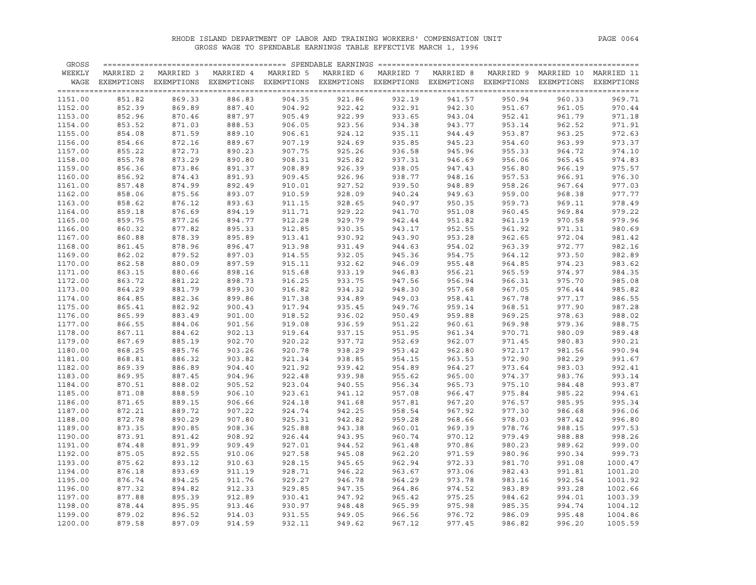RHODE ISLAND DEPARTMENT OF LABOR AND TRAINING WORKERS' COMPENSATION UNIT

GROSS WAGE TO SPENDABLE EARNINGS TABLE EFFECTIVE MARCH 1, 1996

| GROSS WEEKLY WAGE | MARRIED 2 EXEMPTIONS | MARRIED 3 EXEMPTIONS | MARRIED 4 EXEMPTIONS | MARRIED 5 EXEMPTIONS | MARRIED 6 EXEMPTIONS | MARRIED 7 EXEMPTIONS | MARRIED 8 EXEMPTIONS | MARRIED 9 EXEMPTIONS | MARRIED 10 EXEMPTIONS | MARRIED 11 EXEMPTIONS |
|---|---|---|---|---|---|---|---|---|---|---|
| | SPENDABLE EARNINGS | | | | | | | | | |
| 1151.00 | 851.82 | 869.33 | 886.83 | 904.35 | 921.86 | 932.19 | 941.57 | 950.94 | 960.33 | 969.71 |
| 1152.00 | 852.39 | 869.89 | 887.40 | 904.92 | 922.42 | 932.91 | 942.30 | 951.67 | 961.05 | 970.44 |
| 1153.00 | 852.96 | 870.46 | 887.97 | 905.49 | 922.99 | 933.65 | 943.04 | 952.41 | 961.79 | 971.18 |
| 1154.00 | 853.52 | 871.03 | 888.53 | 906.05 | 923.56 | 934.38 | 943.77 | 953.14 | 962.52 | 971.91 |
| 1155.00 | 854.08 | 871.59 | 889.10 | 906.61 | 924.12 | 935.11 | 944.49 | 953.87 | 963.25 | 972.63 |
| 1156.00 | 854.66 | 872.16 | 889.67 | 907.19 | 924.69 | 935.85 | 945.23 | 954.60 | 963.99 | 973.37 |
| 1157.00 | 855.22 | 872.73 | 890.23 | 907.75 | 925.26 | 936.58 | 945.96 | 955.33 | 964.72 | 974.10 |
| 1158.00 | 855.78 | 873.29 | 890.80 | 908.31 | 925.82 | 937.31 | 946.69 | 956.06 | 965.45 | 974.83 |
| 1159.00 | 856.36 | 873.86 | 891.37 | 908.89 | 926.39 | 938.05 | 947.43 | 956.80 | 966.19 | 975.57 |
| 1160.00 | 856.92 | 874.43 | 891.93 | 909.45 | 926.96 | 938.77 | 948.16 | 957.53 | 966.91 | 976.30 |
| 1161.00 | 857.48 | 874.99 | 892.49 | 910.01 | 927.52 | 939.50 | 948.89 | 958.26 | 967.64 | 977.03 |
| 1162.00 | 858.06 | 875.56 | 893.07 | 910.59 | 928.09 | 940.24 | 949.63 | 959.00 | 968.38 | 977.77 |
| 1163.00 | 858.62 | 876.12 | 893.63 | 911.15 | 928.65 | 940.97 | 950.35 | 959.73 | 969.11 | 978.49 |
| 1164.00 | 859.18 | 876.69 | 894.19 | 911.71 | 929.22 | 941.70 | 951.08 | 960.45 | 969.84 | 979.22 |
| 1165.00 | 859.75 | 877.26 | 894.77 | 912.28 | 929.79 | 942.44 | 951.82 | 961.19 | 970.58 | 979.96 |
| 1166.00 | 860.32 | 877.82 | 895.33 | 912.85 | 930.35 | 943.17 | 952.55 | 961.92 | 971.31 | 980.69 |
| 1167.00 | 860.88 | 878.39 | 895.89 | 913.41 | 930.92 | 943.90 | 953.28 | 962.65 | 972.04 | 981.42 |
| 1168.00 | 861.45 | 878.96 | 896.47 | 913.98 | 931.49 | 944.63 | 954.02 | 963.39 | 972.77 | 982.16 |
| 1169.00 | 862.02 | 879.52 | 897.03 | 914.55 | 932.05 | 945.36 | 954.75 | 964.12 | 973.50 | 982.89 |
| 1170.00 | 862.58 | 880.09 | 897.59 | 915.11 | 932.62 | 946.09 | 955.48 | 964.85 | 974.23 | 983.62 |
| 1171.00 | 863.15 | 880.66 | 898.16 | 915.68 | 933.19 | 946.83 | 956.21 | 965.59 | 974.97 | 984.35 |
| 1172.00 | 863.72 | 881.22 | 898.73 | 916.25 | 933.75 | 947.56 | 956.94 | 966.31 | 975.70 | 985.08 |
| 1173.00 | 864.29 | 881.79 | 899.30 | 916.82 | 934.32 | 948.30 | 957.68 | 967.05 | 976.44 | 985.82 |
| 1174.00 | 864.85 | 882.36 | 899.86 | 917.38 | 934.89 | 949.03 | 958.41 | 967.78 | 977.17 | 986.55 |
| 1175.00 | 865.41 | 882.92 | 900.43 | 917.94 | 935.45 | 949.76 | 959.14 | 968.51 | 977.90 | 987.28 |
| 1176.00 | 865.99 | 883.49 | 901.00 | 918.52 | 936.02 | 950.49 | 959.88 | 969.25 | 978.63 | 988.02 |
| 1177.00 | 866.55 | 884.06 | 901.56 | 919.08 | 936.59 | 951.22 | 960.61 | 969.98 | 979.36 | 988.75 |
| 1178.00 | 867.11 | 884.62 | 902.13 | 919.64 | 937.15 | 951.95 | 961.34 | 970.71 | 980.09 | 989.48 |
| 1179.00 | 867.69 | 885.19 | 902.70 | 920.22 | 937.72 | 952.69 | 962.07 | 971.45 | 980.83 | 990.21 |
| 1180.00 | 868.25 | 885.76 | 903.26 | 920.78 | 938.29 | 953.42 | 962.80 | 972.17 | 981.56 | 990.94 |
| 1181.00 | 868.81 | 886.32 | 903.82 | 921.34 | 938.85 | 954.15 | 963.53 | 972.90 | 982.29 | 991.67 |
| 1182.00 | 869.39 | 886.89 | 904.40 | 921.92 | 939.42 | 954.89 | 964.27 | 973.64 | 983.03 | 992.41 |
| 1183.00 | 869.95 | 887.45 | 904.96 | 922.48 | 939.98 | 955.62 | 965.00 | 974.37 | 983.76 | 993.14 |
| 1184.00 | 870.51 | 888.02 | 905.52 | 923.04 | 940.55 | 956.34 | 965.73 | 975.10 | 984.48 | 993.87 |
| 1185.00 | 871.08 | 888.59 | 906.10 | 923.61 | 941.12 | 957.08 | 966.47 | 975.84 | 985.22 | 994.61 |
| 1186.00 | 871.65 | 889.15 | 906.66 | 924.18 | 941.68 | 957.81 | 967.20 | 976.57 | 985.95 | 995.34 |
| 1187.00 | 872.21 | 889.72 | 907.22 | 924.74 | 942.25 | 958.54 | 967.92 | 977.30 | 986.68 | 996.06 |
| 1188.00 | 872.78 | 890.29 | 907.80 | 925.31 | 942.82 | 959.28 | 968.66 | 978.03 | 987.42 | 996.80 |
| 1189.00 | 873.35 | 890.85 | 908.36 | 925.88 | 943.38 | 960.01 | 969.39 | 978.76 | 988.15 | 997.53 |
| 1190.00 | 873.91 | 891.42 | 908.92 | 926.44 | 943.95 | 960.74 | 970.12 | 979.49 | 988.88 | 998.26 |
| 1191.00 | 874.48 | 891.99 | 909.49 | 927.01 | 944.52 | 961.48 | 970.86 | 980.23 | 989.62 | 999.00 |
| 1192.00 | 875.05 | 892.55 | 910.06 | 927.58 | 945.08 | 962.20 | 971.59 | 980.96 | 990.34 | 999.73 |
| 1193.00 | 875.62 | 893.12 | 910.63 | 928.15 | 945.65 | 962.94 | 972.33 | 981.70 | 991.08 | 1000.47 |
| 1194.00 | 876.18 | 893.69 | 911.19 | 928.71 | 946.22 | 963.67 | 973.06 | 982.43 | 991.81 | 1001.20 |
| 1195.00 | 876.74 | 894.25 | 911.76 | 929.27 | 946.78 | 964.29 | 973.78 | 983.16 | 992.54 | 1001.92 |
| 1196.00 | 877.32 | 894.82 | 912.33 | 929.85 | 947.35 | 964.86 | 974.52 | 983.89 | 993.28 | 1002.66 |
| 1197.00 | 877.88 | 895.39 | 912.89 | 930.41 | 947.92 | 965.42 | 975.25 | 984.62 | 994.01 | 1003.39 |
| 1198.00 | 878.44 | 895.95 | 913.46 | 930.97 | 948.48 | 965.99 | 975.98 | 985.35 | 994.74 | 1004.12 |
| 1199.00 | 879.02 | 896.52 | 914.03 | 931.55 | 949.05 | 966.56 | 976.72 | 986.09 | 995.48 | 1004.86 |
| 1200.00 | 879.58 | 897.09 | 914.59 | 932.11 | 949.62 | 967.12 | 977.45 | 986.82 | 996.20 | 1005.59 |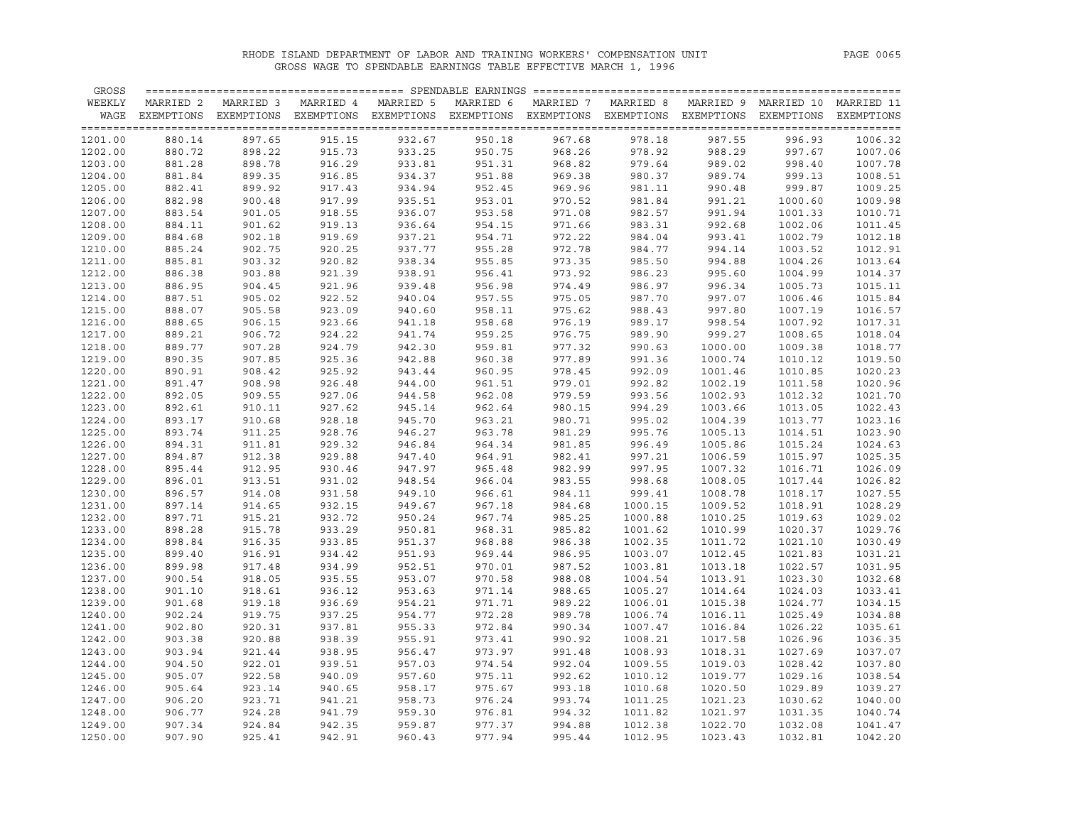# RHODE ISLAND DEPARTMENT OF LABOR AND TRAINING WORKERS' COMPENSATION UNIT

## GROSS WAGE TO SPENDABLE EARNINGS TABLE EFFECTIVE MARCH 1, 1996

| GROSS WEEKLY WAGE | SPENDABLE EARNINGS | | | | | | | | | |
|---|---|---|---|---|---|---|---|---|---|---|
| | MARRIED 2 EXEMPTIONS | MARRIED 3 EXEMPTIONS | MARRIED 4 EXEMPTIONS | MARRIED 5 EXEMPTIONS | MARRIED 6 EXEMPTIONS | MARRIED 7 EXEMPTIONS | MARRIED 8 EXEMPTIONS | MARRIED 9 EXEMPTIONS | MARRIED 10 EXEMPTIONS | MARRIED 11 EXEMPTIONS |
| 1201.00 | 880.14 | 897.65 | 915.15 | 932.67 | 950.18 | 967.68 | 978.18 | 987.55 | 996.93 | 1006.32 |
| 1202.00 | 880.72 | 898.22 | 915.73 | 933.25 | 950.75 | 968.26 | 978.92 | 988.29 | 997.67 | 1007.06 |
| 1203.00 | 881.28 | 898.78 | 916.29 | 933.81 | 951.31 | 968.82 | 979.64 | 989.02 | 998.40 | 1007.78 |
| 1204.00 | 881.84 | 899.35 | 916.85 | 934.37 | 951.88 | 969.38 | 980.37 | 989.74 | 999.13 | 1008.51 |
| 1205.00 | 882.41 | 899.92 | 917.43 | 934.94 | 952.45 | 969.96 | 981.11 | 990.48 | 999.87 | 1009.25 |
| 1206.00 | 882.98 | 900.48 | 917.99 | 935.51 | 953.01 | 970.52 | 981.84 | 991.21 | 1000.60 | 1009.98 |
| 1207.00 | 883.54 | 901.05 | 918.55 | 936.07 | 953.58 | 971.08 | 982.57 | 991.94 | 1001.33 | 1010.71 |
| 1208.00 | 884.11 | 901.62 | 919.13 | 936.64 | 954.15 | 971.66 | 983.31 | 992.68 | 1002.06 | 1011.45 |
| 1209.00 | 884.68 | 902.18 | 919.69 | 937.21 | 954.71 | 972.22 | 984.04 | 993.41 | 1002.79 | 1012.18 |
| 1210.00 | 885.24 | 902.75 | 920.25 | 937.77 | 955.28 | 972.78 | 984.77 | 994.14 | 1003.52 | 1012.91 |
| 1211.00 | 885.81 | 903.32 | 920.82 | 938.34 | 955.85 | 973.35 | 985.50 | 994.88 | 1004.26 | 1013.64 |
| 1212.00 | 886.38 | 903.88 | 921.39 | 938.91 | 956.41 | 973.92 | 986.23 | 995.60 | 1004.99 | 1014.37 |
| 1213.00 | 886.95 | 904.45 | 921.96 | 939.48 | 956.98 | 974.49 | 986.97 | 996.34 | 1005.73 | 1015.11 |
| 1214.00 | 887.51 | 905.02 | 922.52 | 940.04 | 957.55 | 975.05 | 987.70 | 997.07 | 1006.46 | 1015.84 |
| 1215.00 | 888.07 | 905.58 | 923.09 | 940.60 | 958.11 | 975.62 | 988.43 | 997.80 | 1007.19 | 1016.57 |
| 1216.00 | 888.65 | 906.15 | 923.66 | 941.18 | 958.68 | 976.19 | 989.17 | 998.54 | 1007.92 | 1017.31 |
| 1217.00 | 889.21 | 906.72 | 924.22 | 941.74 | 959.25 | 976.75 | 989.90 | 999.27 | 1008.65 | 1018.04 |
| 1218.00 | 889.77 | 907.28 | 924.79 | 942.30 | 959.81 | 977.32 | 990.63 | 1000.00 | 1009.38 | 1018.77 |
| 1219.00 | 890.35 | 907.85 | 925.36 | 942.88 | 960.38 | 977.89 | 991.36 | 1000.74 | 1010.12 | 1019.50 |
| 1220.00 | 890.91 | 908.42 | 925.92 | 943.44 | 960.95 | 978.45 | 992.09 | 1001.46 | 1010.85 | 1020.23 |
| 1221.00 | 891.47 | 908.98 | 926.48 | 944.00 | 961.51 | 979.01 | 992.82 | 1002.19 | 1011.58 | 1020.96 |
| 1222.00 | 892.05 | 909.55 | 927.06 | 944.58 | 962.08 | 979.59 | 993.56 | 1002.93 | 1012.32 | 1021.70 |
| 1223.00 | 892.61 | 910.11 | 927.62 | 945.14 | 962.64 | 980.15 | 994.29 | 1003.66 | 1013.05 | 1022.43 |
| 1224.00 | 893.17 | 910.68 | 928.18 | 945.70 | 963.21 | 980.71 | 995.02 | 1004.39 | 1013.77 | 1023.16 |
| 1225.00 | 893.74 | 911.25 | 928.76 | 946.27 | 963.78 | 981.29 | 995.76 | 1005.13 | 1014.51 | 1023.90 |
| 1226.00 | 894.31 | 911.81 | 929.32 | 946.84 | 964.34 | 981.85 | 996.49 | 1005.86 | 1015.24 | 1024.63 |
| 1227.00 | 894.87 | 912.38 | 929.88 | 947.40 | 964.91 | 982.41 | 997.21 | 1006.59 | 1015.97 | 1025.35 |
| 1228.00 | 895.44 | 912.95 | 930.46 | 947.97 | 965.48 | 982.99 | 997.95 | 1007.32 | 1016.71 | 1026.09 |
| 1229.00 | 896.01 | 913.51 | 931.02 | 948.54 | 966.04 | 983.55 | 998.68 | 1008.05 | 1017.44 | 1026.82 |
| 1230.00 | 896.57 | 914.08 | 931.58 | 949.10 | 966.61 | 984.11 | 999.41 | 1008.78 | 1018.17 | 1027.55 |
| 1231.00 | 897.14 | 914.65 | 932.15 | 949.67 | 967.18 | 984.68 | 1000.15 | 1009.52 | 1018.91 | 1028.29 |
| 1232.00 | 897.71 | 915.21 | 932.72 | 950.24 | 967.74 | 985.25 | 1000.88 | 1010.25 | 1019.63 | 1029.02 |
| 1233.00 | 898.28 | 915.78 | 933.29 | 950.81 | 968.31 | 985.82 | 1001.62 | 1010.99 | 1020.37 | 1029.76 |
| 1234.00 | 898.84 | 916.35 | 933.85 | 951.37 | 968.88 | 986.38 | 1002.35 | 1011.72 | 1021.10 | 1030.49 |
| 1235.00 | 899.40 | 916.91 | 934.42 | 951.93 | 969.44 | 986.95 | 1003.07 | 1012.45 | 1021.83 | 1031.21 |
| 1236.00 | 899.98 | 917.48 | 934.99 | 952.51 | 970.01 | 987.52 | 1003.81 | 1013.18 | 1022.57 | 1031.95 |
| 1237.00 | 900.54 | 918.05 | 935.55 | 953.07 | 970.58 | 988.08 | 1004.54 | 1013.91 | 1023.30 | 1032.68 |
| 1238.00 | 901.10 | 918.61 | 936.12 | 953.63 | 971.14 | 988.65 | 1005.27 | 1014.64 | 1024.03 | 1033.41 |
| 1239.00 | 901.68 | 919.18 | 936.69 | 954.21 | 971.71 | 989.22 | 1006.01 | 1015.38 | 1024.77 | 1034.15 |
| 1240.00 | 902.24 | 919.75 | 937.25 | 954.77 | 972.28 | 989.78 | 1006.74 | 1016.11 | 1025.49 | 1034.88 |
| 1241.00 | 902.80 | 920.31 | 937.81 | 955.33 | 972.84 | 990.34 | 1007.47 | 1016.84 | 1026.22 | 1035.61 |
| 1242.00 | 903.38 | 920.88 | 938.39 | 955.91 | 973.41 | 990.92 | 1008.21 | 1017.58 | 1026.96 | 1036.35 |
| 1243.00 | 903.94 | 921.44 | 938.95 | 956.47 | 973.97 | 991.48 | 1008.93 | 1018.31 | 1027.69 | 1037.07 |
| 1244.00 | 904.50 | 922.01 | 939.51 | 957.03 | 974.54 | 992.04 | 1009.55 | 1019.03 | 1028.42 | 1037.80 |
| 1245.00 | 905.07 | 922.58 | 940.09 | 957.60 | 975.11 | 992.62 | 1010.12 | 1019.77 | 1029.16 | 1038.54 |
| 1246.00 | 905.64 | 923.14 | 940.65 | 958.17 | 975.67 | 993.18 | 1010.68 | 1020.50 | 1029.89 | 1039.27 |
| 1247.00 | 906.20 | 923.71 | 941.21 | 958.73 | 976.24 | 993.74 | 1011.25 | 1021.23 | 1030.62 | 1040.00 |
| 1248.00 | 906.77 | 924.28 | 941.79 | 959.30 | 976.81 | 994.32 | 1011.82 | 1021.97 | 1031.35 | 1040.74 |
| 1249.00 | 907.34 | 924.84 | 942.35 | 959.87 | 977.37 | 994.88 | 1012.38 | 1022.70 | 1032.08 | 1041.47 |
| 1250.00 | 907.90 | 925.41 | 942.91 | 960.43 | 977.94 | 995.44 | 1012.95 | 1023.43 | 1032.81 | 1042.20 |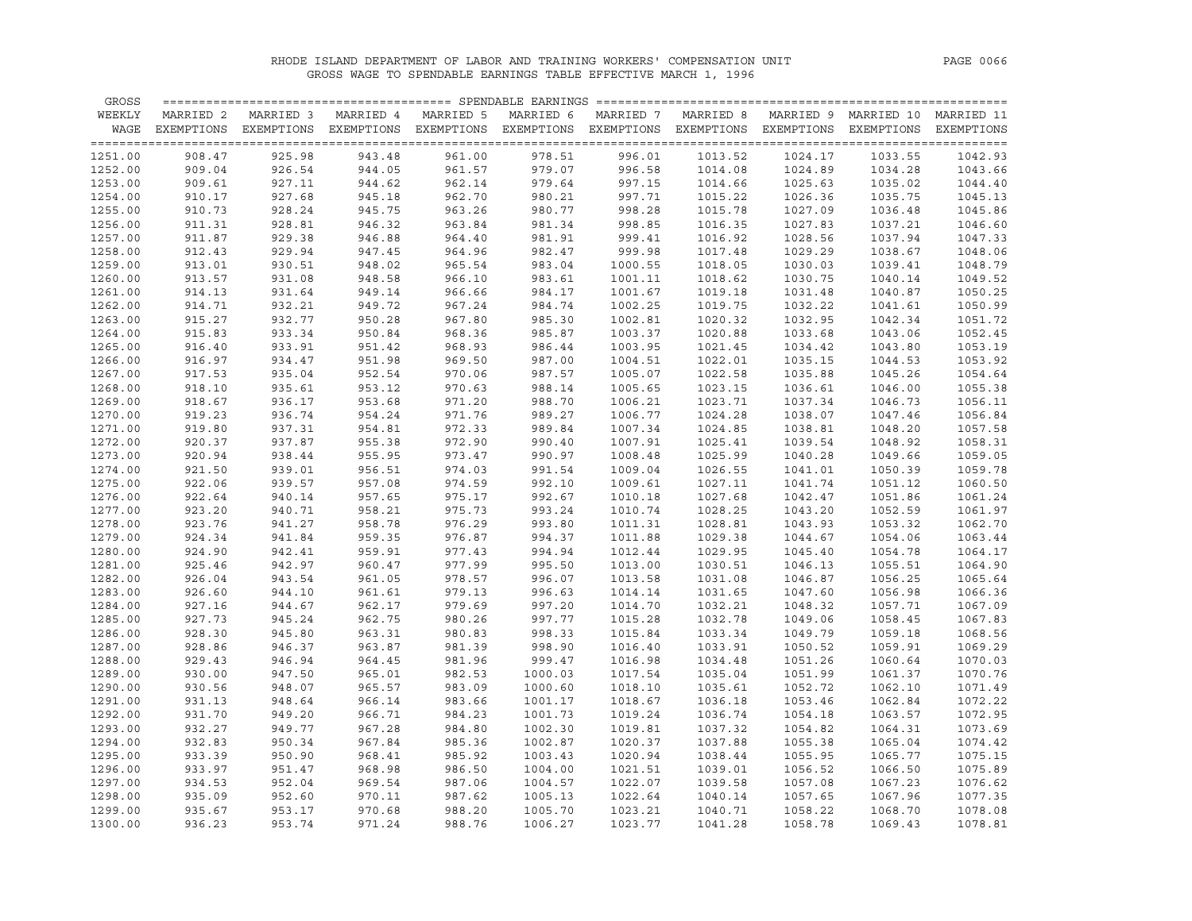# RHODE ISLAND DEPARTMENT OF LABOR AND TRAINING WORKERS' COMPENSATION UNIT

## GROSS WAGE TO SPENDABLE EARNINGS TABLE EFFECTIVE MARCH 1, 1996

| GROSS WEEKLY WAGE | MARRIED 2 EXEMPTIONS | MARRIED 3 EXEMPTIONS | MARRIED 4 EXEMPTIONS | MARRIED 5 EXEMPTIONS | MARRIED 6 EXEMPTIONS | MARRIED 7 EXEMPTIONS | MARRIED 8 EXEMPTIONS | MARRIED 9 EXEMPTIONS | MARRIED 10 EXEMPTIONS | MARRIED 11 EXEMPTIONS |
|---|---|---|---|---|---|---|---|---|---|---|
| 1251.00 | 908.47 | 925.98 | 943.48 | 961.00 | 978.51 | 996.01 | 1013.52 | 1024.17 | 1033.55 | 1042.93 |
| 1252.00 | 909.04 | 926.54 | 944.05 | 961.57 | 979.07 | 996.58 | 1014.08 | 1024.89 | 1034.28 | 1043.66 |
| 1253.00 | 909.61 | 927.11 | 944.62 | 962.14 | 979.64 | 997.15 | 1014.66 | 1025.63 | 1035.02 | 1044.40 |
| 1254.00 | 910.17 | 927.68 | 945.18 | 962.70 | 980.21 | 997.71 | 1015.22 | 1026.36 | 1035.75 | 1045.13 |
| 1255.00 | 910.73 | 928.24 | 945.75 | 963.26 | 980.77 | 998.28 | 1015.78 | 1027.09 | 1036.48 | 1045.86 |
| 1256.00 | 911.31 | 928.81 | 946.32 | 963.84 | 981.34 | 998.85 | 1016.35 | 1027.83 | 1037.21 | 1046.60 |
| 1257.00 | 911.87 | 929.38 | 946.88 | 964.40 | 981.91 | 999.41 | 1016.92 | 1028.56 | 1037.94 | 1047.33 |
| 1258.00 | 912.43 | 929.94 | 947.45 | 964.96 | 982.47 | 999.98 | 1017.48 | 1029.29 | 1038.67 | 1048.06 |
| 1259.00 | 913.01 | 930.51 | 948.02 | 965.54 | 983.04 | 1000.55 | 1018.05 | 1030.03 | 1039.41 | 1048.79 |
| 1260.00 | 913.57 | 931.08 | 948.58 | 966.10 | 983.61 | 1001.11 | 1018.62 | 1030.75 | 1040.14 | 1049.52 |
| 1261.00 | 914.13 | 931.64 | 949.14 | 966.66 | 984.17 | 1001.67 | 1019.18 | 1031.48 | 1040.87 | 1050.25 |
| 1262.00 | 914.71 | 932.21 | 949.72 | 967.24 | 984.74 | 1002.25 | 1019.75 | 1032.22 | 1041.61 | 1050.99 |
| 1263.00 | 915.27 | 932.77 | 950.28 | 967.80 | 985.30 | 1002.81 | 1020.32 | 1032.95 | 1042.34 | 1051.72 |
| 1264.00 | 915.83 | 933.34 | 950.84 | 968.36 | 985.87 | 1003.37 | 1020.88 | 1033.68 | 1043.06 | 1052.45 |
| 1265.00 | 916.40 | 933.91 | 951.42 | 968.93 | 986.44 | 1003.95 | 1021.45 | 1034.42 | 1043.80 | 1053.19 |
| 1266.00 | 916.97 | 934.47 | 951.98 | 969.50 | 987.00 | 1004.51 | 1022.01 | 1035.15 | 1044.53 | 1053.92 |
| 1267.00 | 917.53 | 935.04 | 952.54 | 970.06 | 987.57 | 1005.07 | 1022.58 | 1035.88 | 1045.26 | 1054.64 |
| 1268.00 | 918.10 | 935.61 | 953.12 | 970.63 | 988.14 | 1005.65 | 1023.15 | 1036.61 | 1046.00 | 1055.38 |
| 1269.00 | 918.67 | 936.17 | 953.68 | 971.20 | 988.70 | 1006.21 | 1023.71 | 1037.34 | 1046.73 | 1056.11 |
| 1270.00 | 919.23 | 936.74 | 954.24 | 971.76 | 989.27 | 1006.77 | 1024.28 | 1038.07 | 1047.46 | 1056.84 |
| 1271.00 | 919.80 | 937.31 | 954.81 | 972.33 | 989.84 | 1007.34 | 1024.85 | 1038.81 | 1048.20 | 1057.58 |
| 1272.00 | 920.37 | 937.87 | 955.38 | 972.90 | 990.40 | 1007.91 | 1025.41 | 1039.54 | 1048.92 | 1058.31 |
| 1273.00 | 920.94 | 938.44 | 955.95 | 973.47 | 990.97 | 1008.48 | 1025.99 | 1040.28 | 1049.66 | 1059.05 |
| 1274.00 | 921.50 | 939.01 | 956.51 | 974.03 | 991.54 | 1009.04 | 1026.55 | 1041.01 | 1050.39 | 1059.78 |
| 1275.00 | 922.06 | 939.57 | 957.08 | 974.59 | 992.10 | 1009.61 | 1027.11 | 1041.74 | 1051.12 | 1060.50 |
| 1276.00 | 922.64 | 940.14 | 957.65 | 975.17 | 992.67 | 1010.18 | 1027.68 | 1042.47 | 1051.86 | 1061.24 |
| 1277.00 | 923.20 | 940.71 | 958.21 | 975.73 | 993.24 | 1010.74 | 1028.25 | 1043.20 | 1052.59 | 1061.97 |
| 1278.00 | 923.76 | 941.27 | 958.78 | 976.29 | 993.80 | 1011.31 | 1028.81 | 1043.93 | 1053.32 | 1062.70 |
| 1279.00 | 924.34 | 941.84 | 959.35 | 976.87 | 994.37 | 1011.88 | 1029.38 | 1044.67 | 1054.06 | 1063.44 |
| 1280.00 | 924.90 | 942.41 | 959.91 | 977.43 | 994.94 | 1012.44 | 1029.95 | 1045.40 | 1054.78 | 1064.17 |
| 1281.00 | 925.46 | 942.97 | 960.47 | 977.99 | 995.50 | 1013.00 | 1030.51 | 1046.13 | 1055.51 | 1064.90 |
| 1282.00 | 926.04 | 943.54 | 961.05 | 978.57 | 996.07 | 1013.58 | 1031.08 | 1046.87 | 1056.25 | 1065.64 |
| 1283.00 | 926.60 | 944.10 | 961.61 | 979.13 | 996.63 | 1014.14 | 1031.65 | 1047.60 | 1056.98 | 1066.36 |
| 1284.00 | 927.16 | 944.67 | 962.17 | 979.69 | 997.20 | 1014.70 | 1032.21 | 1048.32 | 1057.71 | 1067.09 |
| 1285.00 | 927.73 | 945.24 | 962.75 | 980.26 | 997.77 | 1015.28 | 1032.78 | 1049.06 | 1058.45 | 1067.83 |
| 1286.00 | 928.30 | 945.80 | 963.31 | 980.83 | 998.33 | 1015.84 | 1033.34 | 1049.79 | 1059.18 | 1068.56 |
| 1287.00 | 928.86 | 946.37 | 963.87 | 981.39 | 998.90 | 1016.40 | 1033.91 | 1050.52 | 1059.91 | 1069.29 |
| 1288.00 | 929.43 | 946.94 | 964.45 | 981.96 | 999.47 | 1016.98 | 1034.48 | 1051.26 | 1060.64 | 1070.03 |
| 1289.00 | 930.00 | 947.50 | 965.01 | 982.53 | 1000.03 | 1017.54 | 1035.04 | 1051.99 | 1061.37 | 1070.76 |
| 1290.00 | 930.56 | 948.07 | 965.57 | 983.09 | 1000.60 | 1018.10 | 1035.61 | 1052.72 | 1062.10 | 1071.49 |
| 1291.00 | 931.13 | 948.64 | 966.14 | 983.66 | 1001.17 | 1018.67 | 1036.18 | 1053.46 | 1062.84 | 1072.22 |
| 1292.00 | 931.70 | 949.20 | 966.71 | 984.23 | 1001.73 | 1019.24 | 1036.74 | 1054.18 | 1063.57 | 1072.95 |
| 1293.00 | 932.27 | 949.77 | 967.28 | 984.80 | 1002.30 | 1019.81 | 1037.32 | 1054.82 | 1064.31 | 1073.69 |
| 1294.00 | 932.83 | 950.34 | 967.84 | 985.36 | 1002.87 | 1020.37 | 1037.88 | 1055.38 | 1065.04 | 1074.42 |
| 1295.00 | 933.39 | 950.90 | 968.41 | 985.92 | 1003.43 | 1020.94 | 1038.44 | 1055.95 | 1065.77 | 1075.15 |
| 1296.00 | 933.97 | 951.47 | 968.98 | 986.50 | 1004.00 | 1021.51 | 1039.01 | 1056.52 | 1066.50 | 1075.89 |
| 1297.00 | 934.53 | 952.04 | 969.54 | 987.06 | 1004.57 | 1022.07 | 1039.58 | 1057.08 | 1067.23 | 1076.62 |
| 1298.00 | 935.09 | 952.60 | 970.11 | 987.62 | 1005.13 | 1022.64 | 1040.14 | 1057.65 | 1067.96 | 1077.35 |
| 1299.00 | 935.67 | 953.17 | 970.68 | 988.20 | 1005.70 | 1023.21 | 1040.71 | 1058.22 | 1068.70 | 1078.08 |
| 1300.00 | 936.23 | 953.74 | 971.24 | 988.76 | 1006.27 | 1023.77 | 1041.28 | 1058.78 | 1069.43 | 1078.81 |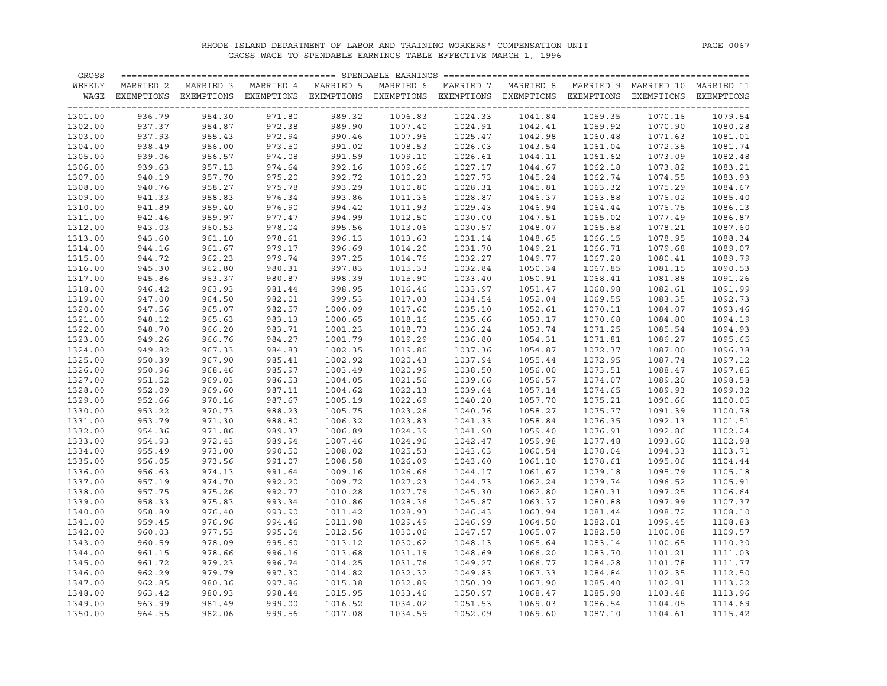# RHODE ISLAND DEPARTMENT OF LABOR AND TRAINING WORKERS' COMPENSATION UNIT

## GROSS WAGE TO SPENDABLE EARNINGS TABLE EFFECTIVE MARCH 1, 1996

| GROSS WEEKLY WAGE | MARRIED 2 EXEMPTIONS | MARRIED 3 EXEMPTIONS | MARRIED 4 EXEMPTIONS | MARRIED 5 EXEMPTIONS | MARRIED 6 EXEMPTIONS | MARRIED 7 EXEMPTIONS | MARRIED 8 EXEMPTIONS | MARRIED 9 EXEMPTIONS | MARRIED 10 EXEMPTIONS | MARRIED 11 EXEMPTIONS |
|---|---|---|---|---|---|---|---|---|---|---|
| 1301.00 | 936.79 | 954.30 | 971.80 | 989.32 | 1006.83 | 1024.33 | 1041.84 | 1059.35 | 1070.16 | 1079.54 |
| 1302.00 | 937.37 | 954.87 | 972.38 | 989.90 | 1007.40 | 1024.91 | 1042.41 | 1059.92 | 1070.90 | 1080.28 |
| 1303.00 | 937.93 | 955.43 | 972.94 | 990.46 | 1007.96 | 1025.47 | 1042.98 | 1060.48 | 1071.63 | 1081.01 |
| 1304.00 | 938.49 | 956.00 | 973.50 | 991.02 | 1008.53 | 1026.03 | 1043.54 | 1061.04 | 1072.35 | 1081.74 |
| 1305.00 | 939.06 | 956.57 | 974.08 | 991.59 | 1009.10 | 1026.61 | 1044.11 | 1061.62 | 1073.09 | 1082.48 |
| 1306.00 | 939.63 | 957.13 | 974.64 | 992.16 | 1009.66 | 1027.17 | 1044.67 | 1062.18 | 1073.82 | 1083.21 |
| 1307.00 | 940.19 | 957.70 | 975.20 | 992.72 | 1010.23 | 1027.73 | 1045.24 | 1062.74 | 1074.55 | 1083.93 |
| 1308.00 | 940.76 | 958.27 | 975.78 | 993.29 | 1010.80 | 1028.31 | 1045.81 | 1063.32 | 1075.29 | 1084.67 |
| 1309.00 | 941.33 | 958.83 | 976.34 | 993.86 | 1011.36 | 1028.87 | 1046.37 | 1063.88 | 1076.02 | 1085.40 |
| 1310.00 | 941.89 | 959.40 | 976.90 | 994.42 | 1011.93 | 1029.43 | 1046.94 | 1064.44 | 1076.75 | 1086.13 |
| 1311.00 | 942.46 | 959.97 | 977.47 | 994.99 | 1012.50 | 1030.00 | 1047.51 | 1065.02 | 1077.49 | 1086.87 |
| 1312.00 | 943.03 | 960.53 | 978.04 | 995.56 | 1013.06 | 1030.57 | 1048.07 | 1065.58 | 1078.21 | 1087.60 |
| 1313.00 | 943.60 | 961.10 | 978.61 | 996.13 | 1013.63 | 1031.14 | 1048.65 | 1066.15 | 1078.95 | 1088.34 |
| 1314.00 | 944.16 | 961.67 | 979.17 | 996.69 | 1014.20 | 1031.70 | 1049.21 | 1066.71 | 1079.68 | 1089.07 |
| 1315.00 | 944.72 | 962.23 | 979.74 | 997.25 | 1014.76 | 1032.27 | 1049.77 | 1067.28 | 1080.41 | 1089.79 |
| 1316.00 | 945.30 | 962.80 | 980.31 | 997.83 | 1015.33 | 1032.84 | 1050.34 | 1067.85 | 1081.15 | 1090.53 |
| 1317.00 | 945.86 | 963.37 | 980.87 | 998.39 | 1015.90 | 1033.40 | 1050.91 | 1068.41 | 1081.88 | 1091.26 |
| 1318.00 | 946.42 | 963.93 | 981.44 | 998.95 | 1016.46 | 1033.97 | 1051.47 | 1068.98 | 1082.61 | 1091.99 |
| 1319.00 | 947.00 | 964.50 | 982.01 | 999.53 | 1017.03 | 1034.54 | 1052.04 | 1069.55 | 1083.35 | 1092.73 |
| 1320.00 | 947.56 | 965.07 | 982.57 | 1000.09 | 1017.60 | 1035.10 | 1052.61 | 1070.11 | 1084.07 | 1093.46 |
| 1321.00 | 948.12 | 965.63 | 983.13 | 1000.65 | 1018.16 | 1035.66 | 1053.17 | 1070.68 | 1084.80 | 1094.19 |
| 1322.00 | 948.70 | 966.20 | 983.71 | 1001.23 | 1018.73 | 1036.24 | 1053.74 | 1071.25 | 1085.54 | 1094.93 |
| 1323.00 | 949.26 | 966.76 | 984.27 | 1001.79 | 1019.29 | 1036.80 | 1054.31 | 1071.81 | 1086.27 | 1095.65 |
| 1324.00 | 949.82 | 967.33 | 984.83 | 1002.35 | 1019.86 | 1037.36 | 1054.87 | 1072.37 | 1087.00 | 1096.38 |
| 1325.00 | 950.39 | 967.90 | 985.41 | 1002.92 | 1020.43 | 1037.94 | 1055.44 | 1072.95 | 1087.74 | 1097.12 |
| 1326.00 | 950.96 | 968.46 | 985.97 | 1003.49 | 1020.99 | 1038.50 | 1056.00 | 1073.51 | 1088.47 | 1097.85 |
| 1327.00 | 951.52 | 969.03 | 986.53 | 1004.05 | 1021.56 | 1039.06 | 1056.57 | 1074.07 | 1089.20 | 1098.58 |
| 1328.00 | 952.09 | 969.60 | 987.11 | 1004.62 | 1022.13 | 1039.64 | 1057.14 | 1074.65 | 1089.93 | 1099.32 |
| 1329.00 | 952.66 | 970.16 | 987.67 | 1005.19 | 1022.69 | 1040.20 | 1057.70 | 1075.21 | 1090.66 | 1100.05 |
| 1330.00 | 953.22 | 970.73 | 988.23 | 1005.75 | 1023.26 | 1040.76 | 1058.27 | 1075.77 | 1091.39 | 1100.78 |
| 1331.00 | 953.79 | 971.30 | 988.80 | 1006.32 | 1023.83 | 1041.33 | 1058.84 | 1076.35 | 1092.13 | 1101.51 |
| 1332.00 | 954.36 | 971.86 | 989.37 | 1006.89 | 1024.39 | 1041.90 | 1059.40 | 1076.91 | 1092.86 | 1102.24 |
| 1333.00 | 954.93 | 972.43 | 989.94 | 1007.46 | 1024.96 | 1042.47 | 1059.98 | 1077.48 | 1093.60 | 1102.98 |
| 1334.00 | 955.49 | 973.00 | 990.50 | 1008.02 | 1025.53 | 1043.03 | 1060.54 | 1078.04 | 1094.33 | 1103.71 |
| 1335.00 | 956.05 | 973.56 | 991.07 | 1008.58 | 1026.09 | 1043.60 | 1061.10 | 1078.61 | 1095.06 | 1104.44 |
| 1336.00 | 956.63 | 974.13 | 991.64 | 1009.16 | 1026.66 | 1044.17 | 1061.67 | 1079.18 | 1095.79 | 1105.18 |
| 1337.00 | 957.19 | 974.70 | 992.20 | 1009.72 | 1027.23 | 1044.73 | 1062.24 | 1079.74 | 1096.52 | 1105.91 |
| 1338.00 | 957.75 | 975.26 | 992.77 | 1010.28 | 1027.79 | 1045.30 | 1062.80 | 1080.31 | 1097.25 | 1106.64 |
| 1339.00 | 958.33 | 975.83 | 993.34 | 1010.86 | 1028.36 | 1045.87 | 1063.37 | 1080.88 | 1097.99 | 1107.37 |
| 1340.00 | 958.89 | 976.40 | 993.90 | 1011.42 | 1028.93 | 1046.43 | 1063.94 | 1081.44 | 1098.72 | 1108.10 |
| 1341.00 | 959.45 | 976.96 | 994.46 | 1011.98 | 1029.49 | 1046.99 | 1064.50 | 1082.01 | 1099.45 | 1108.83 |
| 1342.00 | 960.03 | 977.53 | 995.04 | 1012.56 | 1030.06 | 1047.57 | 1065.07 | 1082.58 | 1100.08 | 1109.57 |
| 1343.00 | 960.59 | 978.09 | 995.60 | 1013.12 | 1030.62 | 1048.13 | 1065.64 | 1083.14 | 1100.65 | 1110.30 |
| 1344.00 | 961.15 | 978.66 | 996.16 | 1013.68 | 1031.19 | 1048.69 | 1066.20 | 1083.70 | 1101.21 | 1111.03 |
| 1345.00 | 961.72 | 979.23 | 996.74 | 1014.25 | 1031.76 | 1049.27 | 1066.77 | 1084.28 | 1101.78 | 1111.77 |
| 1346.00 | 962.29 | 979.79 | 997.30 | 1014.82 | 1032.32 | 1049.83 | 1067.33 | 1084.84 | 1102.35 | 1112.50 |
| 1347.00 | 962.85 | 980.36 | 997.86 | 1015.38 | 1032.89 | 1050.39 | 1067.90 | 1085.40 | 1102.91 | 1113.22 |
| 1348.00 | 963.42 | 980.93 | 998.44 | 1015.95 | 1033.46 | 1050.97 | 1068.47 | 1085.98 | 1103.48 | 1113.96 |
| 1349.00 | 963.99 | 981.49 | 999.00 | 1016.52 | 1034.02 | 1051.53 | 1069.03 | 1086.54 | 1104.05 | 1114.69 |
| 1350.00 | 964.55 | 982.06 | 999.56 | 1017.08 | 1034.59 | 1052.09 | 1069.60 | 1087.10 | 1104.61 | 1115.42 |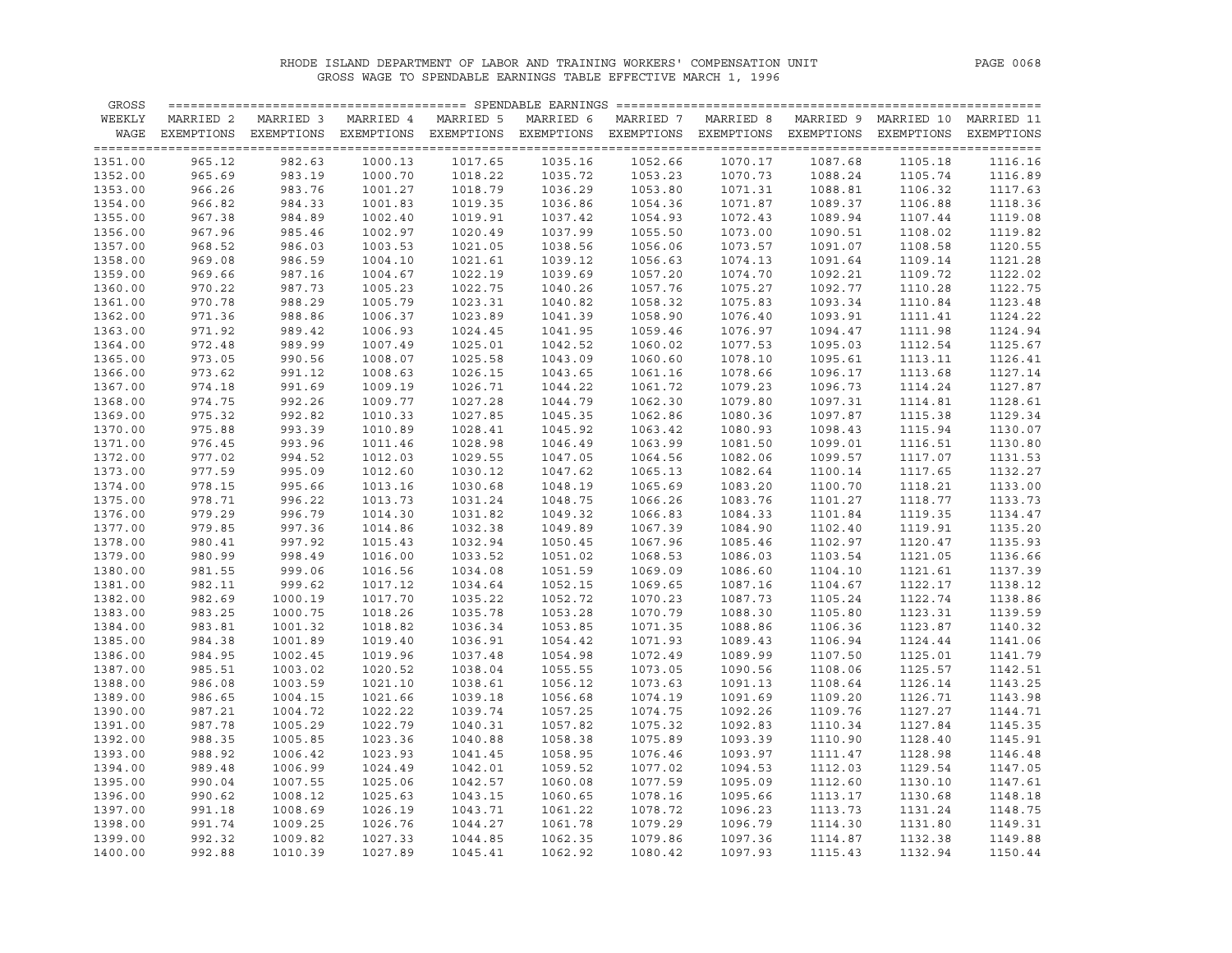# RHODE ISLAND DEPARTMENT OF LABOR AND TRAINING WORKERS' COMPENSATION UNIT

## GROSS WAGE TO SPENDABLE EARNINGS TABLE EFFECTIVE MARCH 1, 1996

| GROSS WEEKLY WAGE | SPENDABLE EARNINGS | | | | | | | | | |
|---|---|---|---|---|---|---|---|---|---|---|
| | MARRIED 2 EXEMPTIONS | MARRIED 3 EXEMPTIONS | MARRIED 4 EXEMPTIONS | MARRIED 5 EXEMPTIONS | MARRIED 6 EXEMPTIONS | MARRIED 7 EXEMPTIONS | MARRIED 8 EXEMPTIONS | MARRIED 9 EXEMPTIONS | MARRIED 10 EXEMPTIONS | MARRIED 11 EXEMPTIONS |
| 1351.00 | 965.12 | 982.63 | 1000.13 | 1017.65 | 1035.16 | 1052.66 | 1070.17 | 1087.68 | 1105.18 | 1116.16 |
| 1352.00 | 965.69 | 983.19 | 1000.70 | 1018.22 | 1035.72 | 1053.23 | 1070.73 | 1088.24 | 1105.74 | 1116.89 |
| 1353.00 | 966.26 | 983.76 | 1001.27 | 1018.79 | 1036.29 | 1053.80 | 1071.31 | 1088.81 | 1106.32 | 1117.63 |
| 1354.00 | 966.82 | 984.33 | 1001.83 | 1019.35 | 1036.86 | 1054.36 | 1071.87 | 1089.37 | 1106.88 | 1118.36 |
| 1355.00 | 967.38 | 984.89 | 1002.40 | 1019.91 | 1037.42 | 1054.93 | 1072.43 | 1089.94 | 1107.44 | 1119.08 |
| 1356.00 | 967.96 | 985.46 | 1002.97 | 1020.49 | 1037.99 | 1055.50 | 1073.00 | 1090.51 | 1108.02 | 1119.82 |
| 1357.00 | 968.52 | 986.03 | 1003.53 | 1021.05 | 1038.56 | 1056.06 | 1073.57 | 1091.07 | 1108.58 | 1120.55 |
| 1358.00 | 969.08 | 986.59 | 1004.10 | 1021.61 | 1039.12 | 1056.63 | 1074.13 | 1091.64 | 1109.14 | 1121.28 |
| 1359.00 | 969.66 | 987.16 | 1004.67 | 1022.19 | 1039.69 | 1057.20 | 1074.70 | 1092.21 | 1109.72 | 1122.02 |
| 1360.00 | 970.22 | 987.73 | 1005.23 | 1022.75 | 1040.26 | 1057.76 | 1075.27 | 1092.77 | 1110.28 | 1122.75 |
| 1361.00 | 970.78 | 988.29 | 1005.79 | 1023.31 | 1040.82 | 1058.32 | 1075.83 | 1093.34 | 1110.84 | 1123.48 |
| 1362.00 | 971.36 | 988.86 | 1006.37 | 1023.89 | 1041.39 | 1058.90 | 1076.40 | 1093.91 | 1111.41 | 1124.22 |
| 1363.00 | 971.92 | 989.42 | 1006.93 | 1024.45 | 1041.95 | 1059.46 | 1076.97 | 1094.47 | 1111.98 | 1124.94 |
| 1364.00 | 972.48 | 989.99 | 1007.49 | 1025.01 | 1042.52 | 1060.02 | 1077.53 | 1095.03 | 1112.54 | 1125.67 |
| 1365.00 | 973.05 | 990.56 | 1008.07 | 1025.58 | 1043.09 | 1060.60 | 1078.10 | 1095.61 | 1113.11 | 1126.41 |
| 1366.00 | 973.62 | 991.12 | 1008.63 | 1026.15 | 1043.65 | 1061.16 | 1078.66 | 1096.17 | 1113.68 | 1127.14 |
| 1367.00 | 974.18 | 991.69 | 1009.19 | 1026.71 | 1044.22 | 1061.72 | 1079.23 | 1096.73 | 1114.24 | 1127.87 |
| 1368.00 | 974.75 | 992.26 | 1009.77 | 1027.28 | 1044.79 | 1062.30 | 1079.80 | 1097.31 | 1114.81 | 1128.61 |
| 1369.00 | 975.32 | 992.82 | 1010.33 | 1027.85 | 1045.35 | 1062.86 | 1080.36 | 1097.87 | 1115.38 | 1129.34 |
| 1370.00 | 975.88 | 993.39 | 1010.89 | 1028.41 | 1045.92 | 1063.42 | 1080.93 | 1098.43 | 1115.94 | 1130.07 |
| 1371.00 | 976.45 | 993.96 | 1011.46 | 1028.98 | 1046.49 | 1063.99 | 1081.50 | 1099.01 | 1116.51 | 1130.80 |
| 1372.00 | 977.02 | 994.52 | 1012.03 | 1029.55 | 1047.05 | 1064.56 | 1082.06 | 1099.57 | 1117.07 | 1131.53 |
| 1373.00 | 977.59 | 995.09 | 1012.60 | 1030.12 | 1047.62 | 1065.13 | 1082.64 | 1100.14 | 1117.65 | 1132.27 |
| 1374.00 | 978.15 | 995.66 | 1013.16 | 1030.68 | 1048.19 | 1065.69 | 1083.20 | 1100.70 | 1118.21 | 1133.00 |
| 1375.00 | 978.71 | 996.22 | 1013.73 | 1031.24 | 1048.75 | 1066.26 | 1083.76 | 1101.27 | 1118.77 | 1133.73 |
| 1376.00 | 979.29 | 996.79 | 1014.30 | 1031.82 | 1049.32 | 1066.83 | 1084.33 | 1101.84 | 1119.35 | 1134.47 |
| 1377.00 | 979.85 | 997.36 | 1014.86 | 1032.38 | 1049.89 | 1067.39 | 1084.90 | 1102.40 | 1119.91 | 1135.20 |
| 1378.00 | 980.41 | 997.92 | 1015.43 | 1032.94 | 1050.45 | 1067.96 | 1085.46 | 1102.97 | 1120.47 | 1135.93 |
| 1379.00 | 980.99 | 998.49 | 1016.00 | 1033.52 | 1051.02 | 1068.53 | 1086.03 | 1103.54 | 1121.05 | 1136.66 |
| 1380.00 | 981.55 | 999.06 | 1016.56 | 1034.08 | 1051.59 | 1069.09 | 1086.60 | 1104.10 | 1121.61 | 1137.39 |
| 1381.00 | 982.11 | 999.62 | 1017.12 | 1034.64 | 1052.15 | 1069.65 | 1087.16 | 1104.67 | 1122.17 | 1138.12 |
| 1382.00 | 982.69 | 1000.19 | 1017.70 | 1035.22 | 1052.72 | 1070.23 | 1087.73 | 1105.24 | 1122.74 | 1138.86 |
| 1383.00 | 983.25 | 1000.75 | 1018.26 | 1035.78 | 1053.28 | 1070.79 | 1088.30 | 1105.80 | 1123.31 | 1139.59 |
| 1384.00 | 983.81 | 1001.32 | 1018.82 | 1036.34 | 1053.85 | 1071.35 | 1088.86 | 1106.36 | 1123.87 | 1140.32 |
| 1385.00 | 984.38 | 1001.89 | 1019.40 | 1036.91 | 1054.42 | 1071.93 | 1089.43 | 1106.94 | 1124.44 | 1141.06 |
| 1386.00 | 984.95 | 1002.45 | 1019.96 | 1037.48 | 1054.98 | 1072.49 | 1089.99 | 1107.50 | 1125.01 | 1141.79 |
| 1387.00 | 985.51 | 1003.02 | 1020.52 | 1038.04 | 1055.55 | 1073.05 | 1090.56 | 1108.06 | 1125.57 | 1142.51 |
| 1388.00 | 986.08 | 1003.59 | 1021.10 | 1038.61 | 1056.12 | 1073.63 | 1091.13 | 1108.64 | 1126.14 | 1143.25 |
| 1389.00 | 986.65 | 1004.15 | 1021.66 | 1039.18 | 1056.68 | 1074.19 | 1091.69 | 1109.20 | 1126.71 | 1143.98 |
| 1390.00 | 987.21 | 1004.72 | 1022.22 | 1039.74 | 1057.25 | 1074.75 | 1092.26 | 1109.76 | 1127.27 | 1144.71 |
| 1391.00 | 987.78 | 1005.29 | 1022.79 | 1040.31 | 1057.82 | 1075.32 | 1092.83 | 1110.34 | 1127.84 | 1145.35 |
| 1392.00 | 988.35 | 1005.85 | 1023.36 | 1040.88 | 1058.38 | 1075.89 | 1093.39 | 1110.90 | 1128.40 | 1145.91 |
| 1393.00 | 988.92 | 1006.42 | 1023.93 | 1041.45 | 1058.95 | 1076.46 | 1093.97 | 1111.47 | 1128.98 | 1146.48 |
| 1394.00 | 989.48 | 1006.99 | 1024.49 | 1042.01 | 1059.52 | 1077.02 | 1094.53 | 1112.03 | 1129.54 | 1147.05 |
| 1395.00 | 990.04 | 1007.55 | 1025.06 | 1042.57 | 1060.08 | 1077.59 | 1095.09 | 1112.60 | 1130.10 | 1147.61 |
| 1396.00 | 990.62 | 1008.12 | 1025.63 | 1043.15 | 1060.65 | 1078.16 | 1095.66 | 1113.17 | 1130.68 | 1148.18 |
| 1397.00 | 991.18 | 1008.69 | 1026.19 | 1043.71 | 1061.22 | 1078.72 | 1096.23 | 1113.73 | 1131.24 | 1148.75 |
| 1398.00 | 991.74 | 1009.25 | 1026.76 | 1044.27 | 1061.78 | 1079.29 | 1096.79 | 1114.30 | 1131.80 | 1149.31 |
| 1399.00 | 992.32 | 1009.82 | 1027.33 | 1044.85 | 1062.35 | 1079.86 | 1097.36 | 1114.87 | 1132.38 | 1149.88 |
| 1400.00 | 992.88 | 1010.39 | 1027.89 | 1045.41 | 1062.92 | 1080.42 | 1097.93 | 1115.43 | 1132.94 | 1150.44 |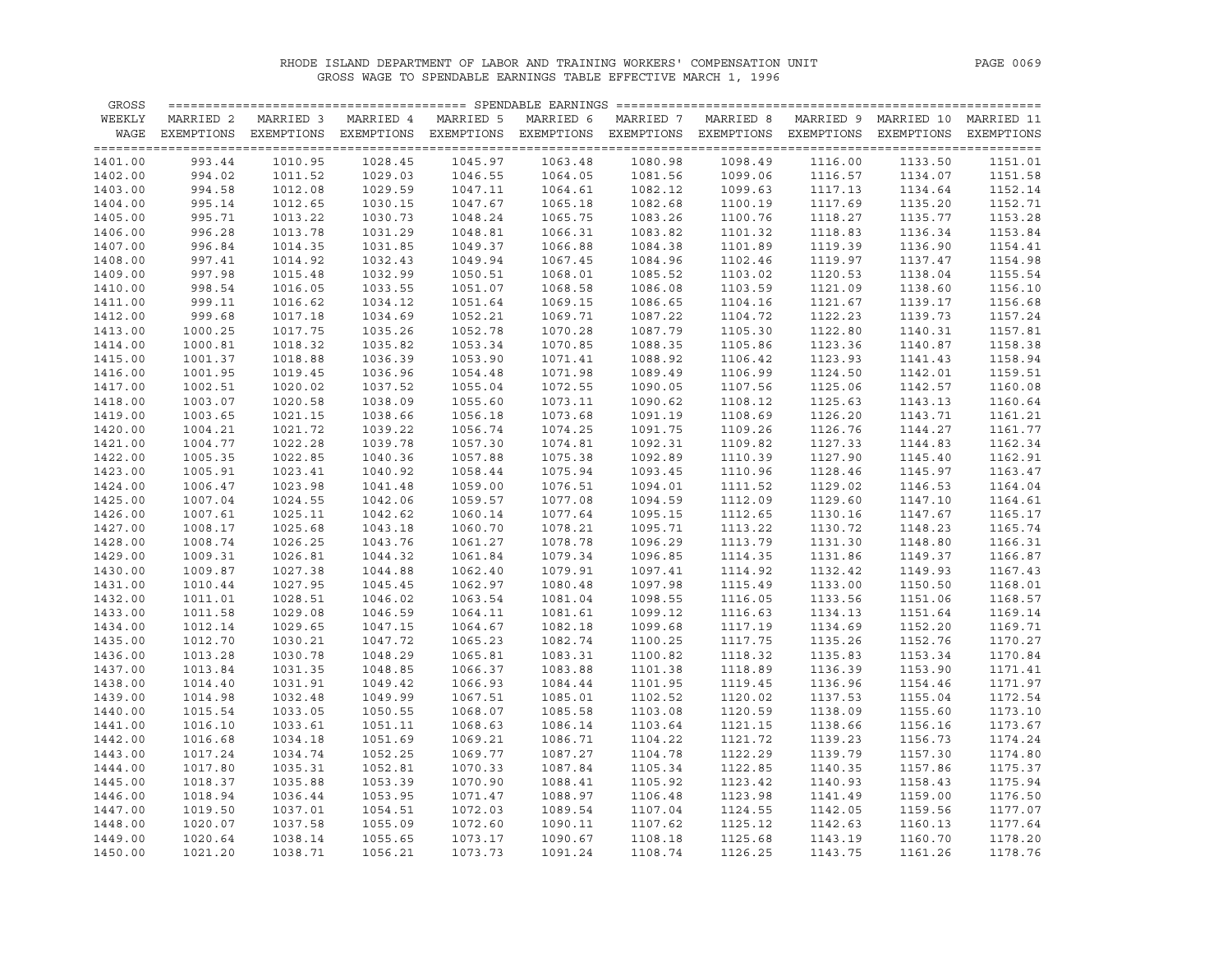RHODE ISLAND DEPARTMENT OF LABOR AND TRAINING WORKERS' COMPENSATION UNIT

GROSS WAGE TO SPENDABLE EARNINGS TABLE EFFECTIVE MARCH 1, 1996

| GROSS WEEKLY WAGE | MARRIED 2 EXEMPTIONS | MARRIED 3 EXEMPTIONS | MARRIED 4 EXEMPTIONS | MARRIED 5 EXEMPTIONS | MARRIED 6 EXEMPTIONS | MARRIED 7 EXEMPTIONS | MARRIED 8 EXEMPTIONS | MARRIED 9 EXEMPTIONS | MARRIED 10 EXEMPTIONS | MARRIED 11 EXEMPTIONS |
|---|---|---|---|---|---|---|---|---|---|---|
| 1401.00 | 993.44 | 1010.95 | 1028.45 | 1045.97 | 1063.48 | 1080.98 | 1098.49 | 1116.00 | 1133.50 | 1151.01 |
| 1402.00 | 994.02 | 1011.52 | 1029.03 | 1046.55 | 1064.05 | 1081.56 | 1099.06 | 1116.57 | 1134.07 | 1151.58 |
| 1403.00 | 994.58 | 1012.08 | 1029.59 | 1047.11 | 1064.61 | 1082.12 | 1099.63 | 1117.13 | 1134.64 | 1152.14 |
| 1404.00 | 995.14 | 1012.65 | 1030.15 | 1047.67 | 1065.18 | 1082.68 | 1100.19 | 1117.69 | 1135.20 | 1152.71 |
| 1405.00 | 995.71 | 1013.22 | 1030.73 | 1048.24 | 1065.75 | 1083.26 | 1100.76 | 1118.27 | 1135.77 | 1153.28 |
| 1406.00 | 996.28 | 1013.78 | 1031.29 | 1048.81 | 1066.31 | 1083.82 | 1101.32 | 1118.83 | 1136.34 | 1153.84 |
| 1407.00 | 996.84 | 1014.35 | 1031.85 | 1049.37 | 1066.88 | 1084.38 | 1101.89 | 1119.39 | 1136.90 | 1154.41 |
| 1408.00 | 997.41 | 1014.92 | 1032.43 | 1049.94 | 1067.45 | 1084.96 | 1102.46 | 1119.97 | 1137.47 | 1154.98 |
| 1409.00 | 997.98 | 1015.48 | 1032.99 | 1050.51 | 1068.01 | 1085.52 | 1103.02 | 1120.53 | 1138.04 | 1155.54 |
| 1410.00 | 998.54 | 1016.05 | 1033.55 | 1051.07 | 1068.58 | 1086.08 | 1103.59 | 1121.09 | 1138.60 | 1156.10 |
| 1411.00 | 999.11 | 1016.62 | 1034.12 | 1051.64 | 1069.15 | 1086.65 | 1104.16 | 1121.67 | 1139.17 | 1156.68 |
| 1412.00 | 999.68 | 1017.18 | 1034.69 | 1052.21 | 1069.71 | 1087.22 | 1104.72 | 1122.23 | 1139.73 | 1157.24 |
| 1413.00 | 1000.25 | 1017.75 | 1035.26 | 1052.78 | 1070.28 | 1087.79 | 1105.30 | 1122.80 | 1140.31 | 1157.81 |
| 1414.00 | 1000.81 | 1018.32 | 1035.82 | 1053.34 | 1070.85 | 1088.35 | 1105.86 | 1123.36 | 1140.87 | 1158.38 |
| 1415.00 | 1001.37 | 1018.88 | 1036.39 | 1053.90 | 1071.41 | 1088.92 | 1106.42 | 1123.93 | 1141.43 | 1158.94 |
| 1416.00 | 1001.95 | 1019.45 | 1036.96 | 1054.48 | 1071.98 | 1089.49 | 1106.99 | 1124.50 | 1142.01 | 1159.51 |
| 1417.00 | 1002.51 | 1020.02 | 1037.52 | 1055.04 | 1072.55 | 1090.05 | 1107.56 | 1125.06 | 1142.57 | 1160.08 |
| 1418.00 | 1003.07 | 1020.58 | 1038.09 | 1055.60 | 1073.11 | 1090.62 | 1108.12 | 1125.63 | 1143.13 | 1160.64 |
| 1419.00 | 1003.65 | 1021.15 | 1038.66 | 1056.18 | 1073.68 | 1091.19 | 1108.69 | 1126.20 | 1143.71 | 1161.21 |
| 1420.00 | 1004.21 | 1021.72 | 1039.22 | 1056.74 | 1074.25 | 1091.75 | 1109.26 | 1126.76 | 1144.27 | 1161.77 |
| 1421.00 | 1004.77 | 1022.28 | 1039.78 | 1057.30 | 1074.81 | 1092.31 | 1109.82 | 1127.33 | 1144.83 | 1162.34 |
| 1422.00 | 1005.35 | 1022.85 | 1040.36 | 1057.88 | 1075.38 | 1092.89 | 1110.39 | 1127.90 | 1145.40 | 1162.91 |
| 1423.00 | 1005.91 | 1023.41 | 1040.92 | 1058.44 | 1075.94 | 1093.45 | 1110.96 | 1128.46 | 1145.97 | 1163.47 |
| 1424.00 | 1006.47 | 1023.98 | 1041.48 | 1059.00 | 1076.51 | 1094.01 | 1111.52 | 1129.02 | 1146.53 | 1164.04 |
| 1425.00 | 1007.04 | 1024.55 | 1042.06 | 1059.57 | 1077.08 | 1094.59 | 1112.09 | 1129.60 | 1147.10 | 1164.61 |
| 1426.00 | 1007.61 | 1025.11 | 1042.62 | 1060.14 | 1077.64 | 1095.15 | 1112.65 | 1130.16 | 1147.67 | 1165.17 |
| 1427.00 | 1008.17 | 1025.68 | 1043.18 | 1060.70 | 1078.21 | 1095.71 | 1113.22 | 1130.72 | 1148.23 | 1165.74 |
| 1428.00 | 1008.74 | 1026.25 | 1043.76 | 1061.27 | 1078.78 | 1096.29 | 1113.79 | 1131.30 | 1148.80 | 1166.31 |
| 1429.00 | 1009.31 | 1026.81 | 1044.32 | 1061.84 | 1079.34 | 1096.85 | 1114.35 | 1131.86 | 1149.37 | 1166.87 |
| 1430.00 | 1009.87 | 1027.38 | 1044.88 | 1062.40 | 1079.91 | 1097.41 | 1114.92 | 1132.42 | 1149.93 | 1167.43 |
| 1431.00 | 1010.44 | 1027.95 | 1045.45 | 1062.97 | 1080.48 | 1097.98 | 1115.49 | 1133.00 | 1150.50 | 1168.01 |
| 1432.00 | 1011.01 | 1028.51 | 1046.02 | 1063.54 | 1081.04 | 1098.55 | 1116.05 | 1133.56 | 1151.06 | 1168.57 |
| 1433.00 | 1011.58 | 1029.08 | 1046.59 | 1064.11 | 1081.61 | 1099.12 | 1116.63 | 1134.13 | 1151.64 | 1169.14 |
| 1434.00 | 1012.14 | 1029.65 | 1047.15 | 1064.67 | 1082.18 | 1099.68 | 1117.19 | 1134.69 | 1152.20 | 1169.71 |
| 1435.00 | 1012.70 | 1030.21 | 1047.72 | 1065.23 | 1082.74 | 1100.25 | 1117.75 | 1135.26 | 1152.76 | 1170.27 |
| 1436.00 | 1013.28 | 1030.78 | 1048.29 | 1065.81 | 1083.31 | 1100.82 | 1118.32 | 1135.83 | 1153.34 | 1170.84 |
| 1437.00 | 1013.84 | 1031.35 | 1048.85 | 1066.37 | 1083.88 | 1101.38 | 1118.89 | 1136.39 | 1153.90 | 1171.41 |
| 1438.00 | 1014.40 | 1031.91 | 1049.42 | 1066.93 | 1084.44 | 1101.95 | 1119.45 | 1136.96 | 1154.46 | 1171.97 |
| 1439.00 | 1014.98 | 1032.48 | 1049.99 | 1067.51 | 1085.01 | 1102.52 | 1120.02 | 1137.53 | 1155.04 | 1172.54 |
| 1440.00 | 1015.54 | 1033.05 | 1050.55 | 1068.07 | 1085.58 | 1103.08 | 1120.59 | 1138.09 | 1155.60 | 1173.10 |
| 1441.00 | 1016.10 | 1033.61 | 1051.11 | 1068.63 | 1086.14 | 1103.64 | 1121.15 | 1138.66 | 1156.16 | 1173.67 |
| 1442.00 | 1016.68 | 1034.18 | 1051.69 | 1069.21 | 1086.71 | 1104.22 | 1121.72 | 1139.23 | 1156.73 | 1174.24 |
| 1443.00 | 1017.24 | 1034.74 | 1052.25 | 1069.77 | 1087.27 | 1104.78 | 1122.29 | 1139.79 | 1157.30 | 1174.80 |
| 1444.00 | 1017.80 | 1035.31 | 1052.81 | 1070.33 | 1087.84 | 1105.34 | 1122.85 | 1140.35 | 1157.86 | 1175.37 |
| 1445.00 | 1018.37 | 1035.88 | 1053.39 | 1070.90 | 1088.41 | 1105.92 | 1123.42 | 1140.93 | 1158.43 | 1175.94 |
| 1446.00 | 1018.94 | 1036.44 | 1053.95 | 1071.47 | 1088.97 | 1106.48 | 1123.98 | 1141.49 | 1159.00 | 1176.50 |
| 1447.00 | 1019.50 | 1037.01 | 1054.51 | 1072.03 | 1089.54 | 1107.04 | 1124.55 | 1142.05 | 1159.56 | 1177.07 |
| 1448.00 | 1020.07 | 1037.58 | 1055.09 | 1072.60 | 1090.11 | 1107.62 | 1125.12 | 1142.63 | 1160.13 | 1177.64 |
| 1449.00 | 1020.64 | 1038.14 | 1055.65 | 1073.17 | 1090.67 | 1108.18 | 1125.68 | 1143.19 | 1160.70 | 1178.20 |
| 1450.00 | 1021.20 | 1038.71 | 1056.21 | 1073.73 | 1091.24 | 1108.74 | 1126.25 | 1143.75 | 1161.26 | 1178.76 |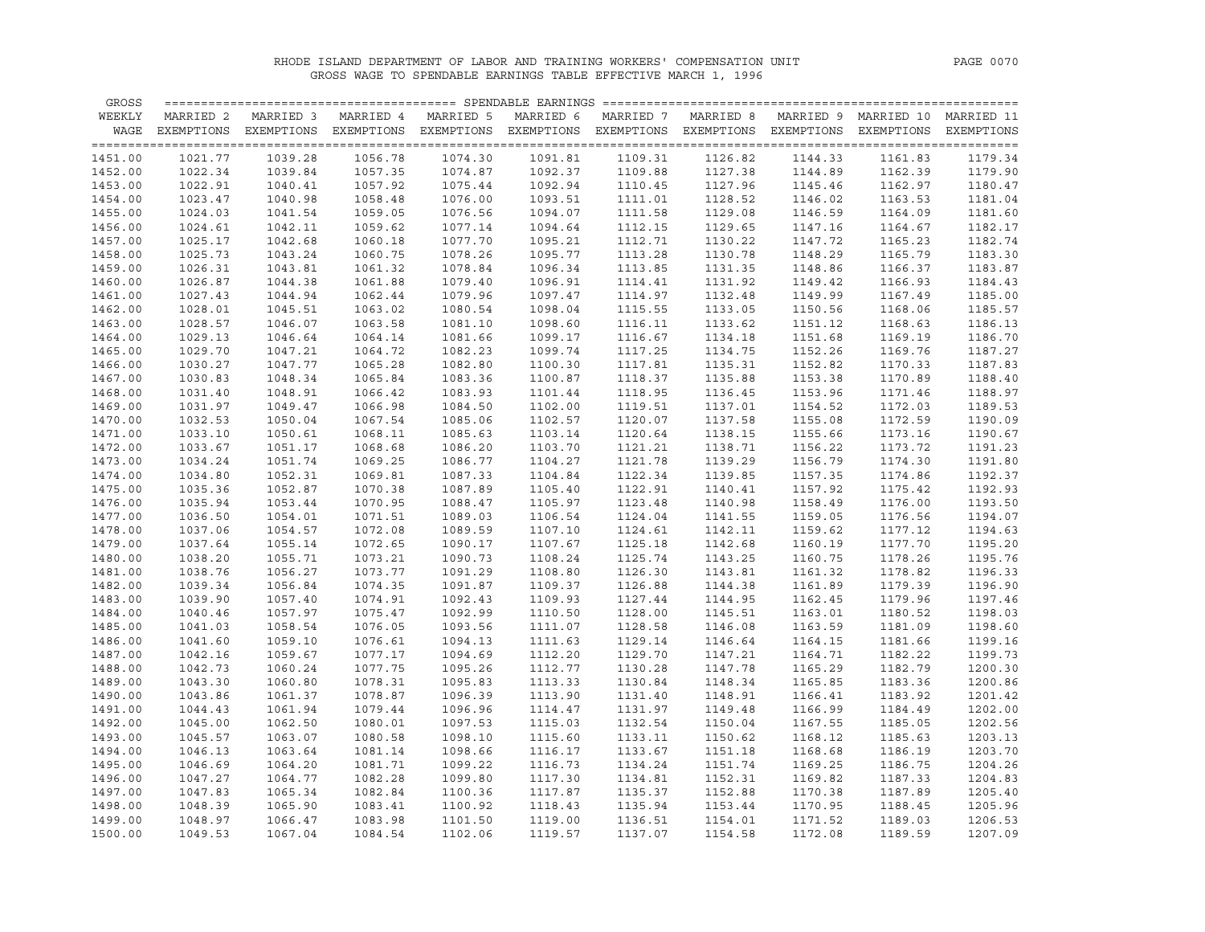# RHODE ISLAND DEPARTMENT OF LABOR AND TRAINING WORKERS' COMPENSATION UNIT

## GROSS WAGE TO SPENDABLE EARNINGS TABLE EFFECTIVE MARCH 1, 1996

| GROSS WEEKLY WAGE | MARRIED 2 EXEMPTIONS | MARRIED 3 EXEMPTIONS | MARRIED 4 EXEMPTIONS | MARRIED 5 EXEMPTIONS | MARRIED 6 EXEMPTIONS | MARRIED 7 EXEMPTIONS | MARRIED 8 EXEMPTIONS | MARRIED 9 EXEMPTIONS | MARRIED 10 EXEMPTIONS | MARRIED 11 EXEMPTIONS |
|---|---|---|---|---|---|---|---|---|---|---|
| 1451.00 | 1021.77 | 1039.28 | 1056.78 | 1074.30 | 1091.81 | 1109.31 | 1126.82 | 1144.33 | 1161.83 | 1179.34 |
| 1452.00 | 1022.34 | 1039.84 | 1057.35 | 1074.87 | 1092.37 | 1109.88 | 1127.38 | 1144.89 | 1162.39 | 1179.90 |
| 1453.00 | 1022.91 | 1040.41 | 1057.92 | 1075.44 | 1092.94 | 1110.45 | 1127.96 | 1145.46 | 1162.97 | 1180.47 |
| 1454.00 | 1023.47 | 1040.98 | 1058.48 | 1076.00 | 1093.51 | 1111.01 | 1128.52 | 1146.02 | 1163.53 | 1181.04 |
| 1455.00 | 1024.03 | 1041.54 | 1059.05 | 1076.56 | 1094.07 | 1111.58 | 1129.08 | 1146.59 | 1164.09 | 1181.60 |
| 1456.00 | 1024.61 | 1042.11 | 1059.62 | 1077.14 | 1094.64 | 1112.15 | 1129.65 | 1147.16 | 1164.67 | 1182.17 |
| 1457.00 | 1025.17 | 1042.68 | 1060.18 | 1077.70 | 1095.21 | 1112.71 | 1130.22 | 1147.72 | 1165.23 | 1182.74 |
| 1458.00 | 1025.73 | 1043.24 | 1060.75 | 1078.26 | 1095.77 | 1113.28 | 1130.78 | 1148.29 | 1165.79 | 1183.30 |
| 1459.00 | 1026.31 | 1043.81 | 1061.32 | 1078.84 | 1096.34 | 1113.85 | 1131.35 | 1148.86 | 1166.37 | 1183.87 |
| 1460.00 | 1026.87 | 1044.38 | 1061.88 | 1079.40 | 1096.91 | 1114.41 | 1131.92 | 1149.42 | 1166.93 | 1184.43 |
| 1461.00 | 1027.43 | 1044.94 | 1062.44 | 1079.96 | 1097.47 | 1114.97 | 1132.48 | 1149.99 | 1167.49 | 1185.00 |
| 1462.00 | 1028.01 | 1045.51 | 1063.02 | 1080.54 | 1098.04 | 1115.55 | 1133.05 | 1150.56 | 1168.06 | 1185.57 |
| 1463.00 | 1028.57 | 1046.07 | 1063.58 | 1081.10 | 1098.60 | 1116.11 | 1133.62 | 1151.12 | 1168.63 | 1186.13 |
| 1464.00 | 1029.13 | 1046.64 | 1064.14 | 1081.66 | 1099.17 | 1116.67 | 1134.18 | 1151.68 | 1169.19 | 1186.70 |
| 1465.00 | 1029.70 | 1047.21 | 1064.72 | 1082.23 | 1099.74 | 1117.25 | 1134.75 | 1152.26 | 1169.76 | 1187.27 |
| 1466.00 | 1030.27 | 1047.77 | 1065.28 | 1082.80 | 1100.30 | 1117.81 | 1135.31 | 1152.82 | 1170.33 | 1187.83 |
| 1467.00 | 1030.83 | 1048.34 | 1065.84 | 1083.36 | 1100.87 | 1118.37 | 1135.88 | 1153.38 | 1170.89 | 1188.40 |
| 1468.00 | 1031.40 | 1048.91 | 1066.42 | 1083.93 | 1101.44 | 1118.95 | 1136.45 | 1153.96 | 1171.46 | 1188.97 |
| 1469.00 | 1031.97 | 1049.47 | 1066.98 | 1084.50 | 1102.00 | 1119.51 | 1137.01 | 1154.52 | 1172.03 | 1189.53 |
| 1470.00 | 1032.53 | 1050.04 | 1067.54 | 1085.06 | 1102.57 | 1120.07 | 1137.58 | 1155.08 | 1172.59 | 1190.09 |
| 1471.00 | 1033.10 | 1050.61 | 1068.11 | 1085.63 | 1103.14 | 1120.64 | 1138.15 | 1155.66 | 1173.16 | 1190.67 |
| 1472.00 | 1033.67 | 1051.17 | 1068.68 | 1086.20 | 1103.70 | 1121.21 | 1138.71 | 1156.22 | 1173.72 | 1191.23 |
| 1473.00 | 1034.24 | 1051.74 | 1069.25 | 1086.77 | 1104.27 | 1121.78 | 1139.29 | 1156.79 | 1174.30 | 1191.80 |
| 1474.00 | 1034.80 | 1052.31 | 1069.81 | 1087.33 | 1104.84 | 1122.34 | 1139.85 | 1157.35 | 1174.86 | 1192.37 |
| 1475.00 | 1035.36 | 1052.87 | 1070.38 | 1087.89 | 1105.40 | 1122.91 | 1140.41 | 1157.92 | 1175.42 | 1192.93 |
| 1476.00 | 1035.94 | 1053.44 | 1070.95 | 1088.47 | 1105.97 | 1123.48 | 1140.98 | 1158.49 | 1176.00 | 1193.50 |
| 1477.00 | 1036.50 | 1054.01 | 1071.51 | 1089.03 | 1106.54 | 1124.04 | 1141.55 | 1159.05 | 1176.56 | 1194.07 |
| 1478.00 | 1037.06 | 1054.57 | 1072.08 | 1089.59 | 1107.10 | 1124.61 | 1142.11 | 1159.62 | 1177.12 | 1194.63 |
| 1479.00 | 1037.64 | 1055.14 | 1072.65 | 1090.17 | 1107.67 | 1125.18 | 1142.68 | 1160.19 | 1177.70 | 1195.20 |
| 1480.00 | 1038.20 | 1055.71 | 1073.21 | 1090.73 | 1108.24 | 1125.74 | 1143.25 | 1160.75 | 1178.26 | 1195.76 |
| 1481.00 | 1038.76 | 1056.27 | 1073.77 | 1091.29 | 1108.80 | 1126.30 | 1143.81 | 1161.32 | 1178.82 | 1196.33 |
| 1482.00 | 1039.34 | 1056.84 | 1074.35 | 1091.87 | 1109.37 | 1126.88 | 1144.38 | 1161.89 | 1179.39 | 1196.90 |
| 1483.00 | 1039.90 | 1057.40 | 1074.91 | 1092.43 | 1109.93 | 1127.44 | 1144.95 | 1162.45 | 1179.96 | 1197.46 |
| 1484.00 | 1040.46 | 1057.97 | 1075.47 | 1092.99 | 1110.50 | 1128.00 | 1145.51 | 1163.01 | 1180.52 | 1198.03 |
| 1485.00 | 1041.03 | 1058.54 | 1076.05 | 1093.56 | 1111.07 | 1128.58 | 1146.08 | 1163.59 | 1181.09 | 1198.60 |
| 1486.00 | 1041.60 | 1059.10 | 1076.61 | 1094.13 | 1111.63 | 1129.14 | 1146.64 | 1164.15 | 1181.66 | 1199.16 |
| 1487.00 | 1042.16 | 1059.67 | 1077.17 | 1094.69 | 1112.20 | 1129.70 | 1147.21 | 1164.71 | 1182.22 | 1199.73 |
| 1488.00 | 1042.73 | 1060.24 | 1077.75 | 1095.26 | 1112.77 | 1130.28 | 1147.78 | 1165.29 | 1182.79 | 1200.30 |
| 1489.00 | 1043.30 | 1060.80 | 1078.31 | 1095.83 | 1113.33 | 1130.84 | 1148.34 | 1165.85 | 1183.36 | 1200.86 |
| 1490.00 | 1043.86 | 1061.37 | 1078.87 | 1096.39 | 1113.90 | 1131.40 | 1148.91 | 1166.41 | 1183.92 | 1201.42 |
| 1491.00 | 1044.43 | 1061.94 | 1079.44 | 1096.96 | 1114.47 | 1131.97 | 1149.48 | 1166.99 | 1184.49 | 1202.00 |
| 1492.00 | 1045.00 | 1062.50 | 1080.01 | 1097.53 | 1115.03 | 1132.54 | 1150.04 | 1167.55 | 1185.05 | 1202.56 |
| 1493.00 | 1045.57 | 1063.07 | 1080.58 | 1098.10 | 1115.60 | 1133.11 | 1150.62 | 1168.12 | 1185.63 | 1203.13 |
| 1494.00 | 1046.13 | 1063.64 | 1081.14 | 1098.66 | 1116.17 | 1133.67 | 1151.18 | 1168.68 | 1186.19 | 1203.70 |
| 1495.00 | 1046.69 | 1064.20 | 1081.71 | 1099.22 | 1116.73 | 1134.24 | 1151.74 | 1169.25 | 1186.75 | 1204.26 |
| 1496.00 | 1047.27 | 1064.77 | 1082.28 | 1099.80 | 1117.30 | 1134.81 | 1152.31 | 1169.82 | 1187.33 | 1204.83 |
| 1497.00 | 1047.83 | 1065.34 | 1082.84 | 1100.36 | 1117.87 | 1135.37 | 1152.88 | 1170.38 | 1187.89 | 1205.40 |
| 1498.00 | 1048.39 | 1065.90 | 1083.41 | 1100.92 | 1118.43 | 1135.94 | 1153.44 | 1170.95 | 1188.45 | 1205.96 |
| 1499.00 | 1048.97 | 1066.47 | 1083.98 | 1101.50 | 1119.00 | 1136.51 | 1154.01 | 1171.52 | 1189.03 | 1206.53 |
| 1500.00 | 1049.53 | 1067.04 | 1084.54 | 1102.06 | 1119.57 | 1137.07 | 1154.58 | 1172.08 | 1189.59 | 1207.09 |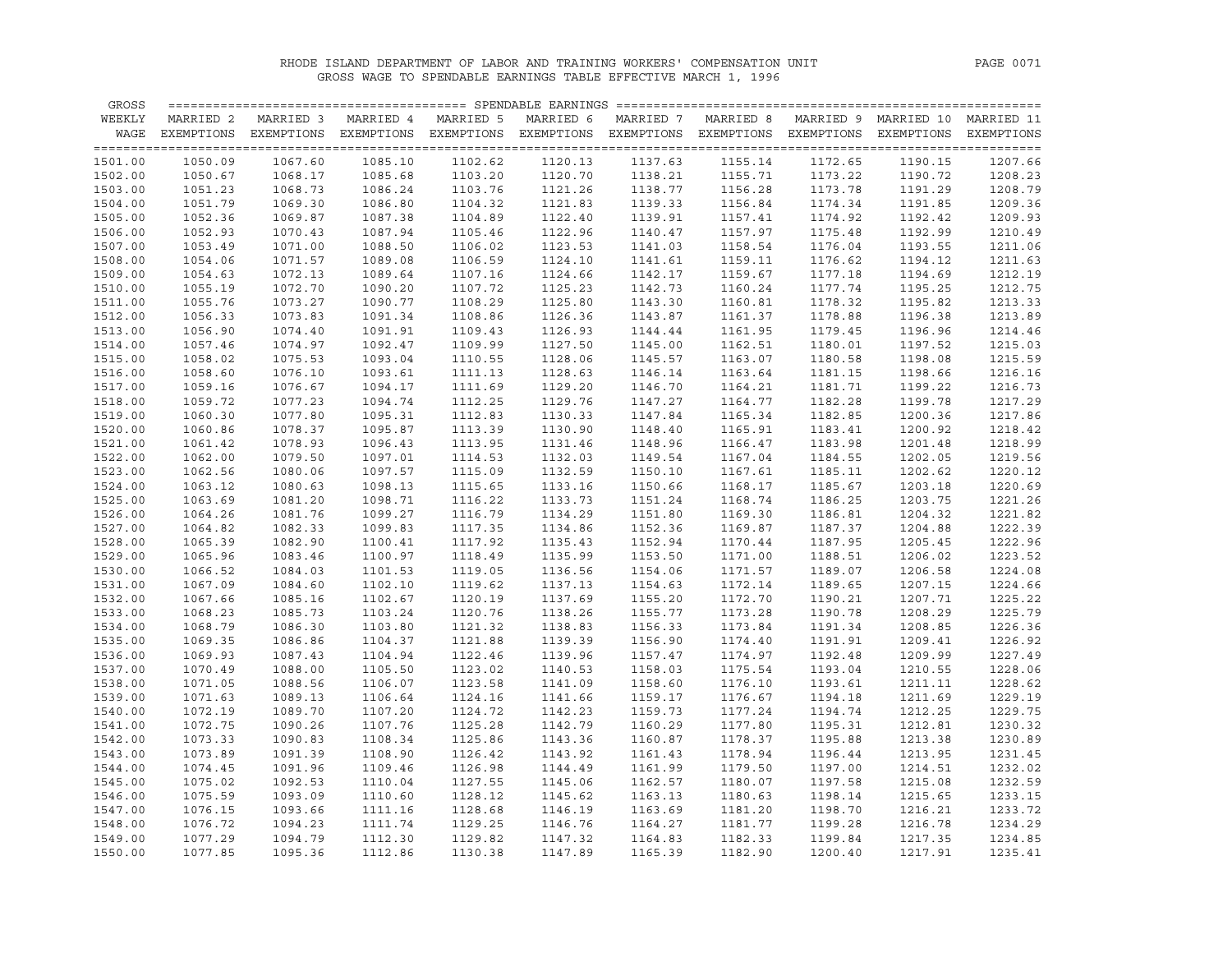# RHODE ISLAND DEPARTMENT OF LABOR AND TRAINING WORKERS' COMPENSATION UNIT

## GROSS WAGE TO SPENDABLE EARNINGS TABLE EFFECTIVE MARCH 1, 1996

| GROSS WEEKLY WAGE | MARRIED 2 EXEMPTIONS | MARRIED 3 EXEMPTIONS | MARRIED 4 EXEMPTIONS | MARRIED 5 EXEMPTIONS | MARRIED 6 EXEMPTIONS | MARRIED 7 EXEMPTIONS | MARRIED 8 EXEMPTIONS | MARRIED 9 EXEMPTIONS | MARRIED 10 EXEMPTIONS | MARRIED 11 EXEMPTIONS |
|---|---|---|---|---|---|---|---|---|---|---|
| 1501.00 | 1050.09 | 1067.60 | 1085.10 | 1102.62 | 1120.13 | 1137.63 | 1155.14 | 1172.65 | 1190.15 | 1207.66 |
| 1502.00 | 1050.67 | 1068.17 | 1085.68 | 1103.20 | 1120.70 | 1138.21 | 1155.71 | 1173.22 | 1190.72 | 1208.23 |
| 1503.00 | 1051.23 | 1068.73 | 1086.24 | 1103.76 | 1121.26 | 1138.77 | 1156.28 | 1173.78 | 1191.29 | 1208.79 |
| 1504.00 | 1051.79 | 1069.30 | 1086.80 | 1104.32 | 1121.83 | 1139.33 | 1156.84 | 1174.34 | 1191.85 | 1209.36 |
| 1505.00 | 1052.36 | 1069.87 | 1087.38 | 1104.89 | 1122.40 | 1139.91 | 1157.41 | 1174.92 | 1192.42 | 1209.93 |
| 1506.00 | 1052.93 | 1070.43 | 1087.94 | 1105.46 | 1122.96 | 1140.47 | 1157.97 | 1175.48 | 1192.99 | 1210.49 |
| 1507.00 | 1053.49 | 1071.00 | 1088.50 | 1106.02 | 1123.53 | 1141.03 | 1158.54 | 1176.04 | 1193.55 | 1211.06 |
| 1508.00 | 1054.06 | 1071.57 | 1089.08 | 1106.59 | 1124.10 | 1141.61 | 1159.11 | 1176.62 | 1194.12 | 1211.63 |
| 1509.00 | 1054.63 | 1072.13 | 1089.64 | 1107.16 | 1124.66 | 1142.17 | 1159.67 | 1177.18 | 1194.69 | 1212.19 |
| 1510.00 | 1055.19 | 1072.70 | 1090.20 | 1107.72 | 1125.23 | 1142.73 | 1160.24 | 1177.74 | 1195.25 | 1212.75 |
| 1511.00 | 1055.76 | 1073.27 | 1090.77 | 1108.29 | 1125.80 | 1143.30 | 1160.81 | 1178.32 | 1195.82 | 1213.33 |
| 1512.00 | 1056.33 | 1073.83 | 1091.34 | 1108.86 | 1126.36 | 1143.87 | 1161.37 | 1178.88 | 1196.38 | 1213.89 |
| 1513.00 | 1056.90 | 1074.40 | 1091.91 | 1109.43 | 1126.93 | 1144.44 | 1161.95 | 1179.45 | 1196.96 | 1214.46 |
| 1514.00 | 1057.46 | 1074.97 | 1092.47 | 1109.99 | 1127.50 | 1145.00 | 1162.51 | 1180.01 | 1197.52 | 1215.03 |
| 1515.00 | 1058.02 | 1075.53 | 1093.04 | 1110.55 | 1128.06 | 1145.57 | 1163.07 | 1180.58 | 1198.08 | 1215.59 |
| 1516.00 | 1058.60 | 1076.10 | 1093.61 | 1111.13 | 1128.63 | 1146.14 | 1163.64 | 1181.15 | 1198.66 | 1216.16 |
| 1517.00 | 1059.16 | 1076.67 | 1094.17 | 1111.69 | 1129.20 | 1146.70 | 1164.21 | 1181.71 | 1199.22 | 1216.73 |
| 1518.00 | 1059.72 | 1077.23 | 1094.74 | 1112.25 | 1129.76 | 1147.27 | 1164.77 | 1182.28 | 1199.78 | 1217.29 |
| 1519.00 | 1060.30 | 1077.80 | 1095.31 | 1112.83 | 1130.33 | 1147.84 | 1165.34 | 1182.85 | 1200.36 | 1217.86 |
| 1520.00 | 1060.86 | 1078.37 | 1095.87 | 1113.39 | 1130.90 | 1148.40 | 1165.91 | 1183.41 | 1200.92 | 1218.42 |
| 1521.00 | 1061.42 | 1078.93 | 1096.43 | 1113.95 | 1131.46 | 1148.96 | 1166.47 | 1183.98 | 1201.48 | 1218.99 |
| 1522.00 | 1062.00 | 1079.50 | 1097.01 | 1114.53 | 1132.03 | 1149.54 | 1167.04 | 1184.55 | 1202.05 | 1219.56 |
| 1523.00 | 1062.56 | 1080.06 | 1097.57 | 1115.09 | 1132.59 | 1150.10 | 1167.61 | 1185.11 | 1202.62 | 1220.12 |
| 1524.00 | 1063.12 | 1080.63 | 1098.13 | 1115.65 | 1133.16 | 1150.66 | 1168.17 | 1185.67 | 1203.18 | 1220.69 |
| 1525.00 | 1063.69 | 1081.20 | 1098.71 | 1116.22 | 1133.73 | 1151.24 | 1168.74 | 1186.25 | 1203.75 | 1221.26 |
| 1526.00 | 1064.26 | 1081.76 | 1099.27 | 1116.79 | 1134.29 | 1151.80 | 1169.30 | 1186.81 | 1204.32 | 1221.82 |
| 1527.00 | 1064.82 | 1082.33 | 1099.83 | 1117.35 | 1134.86 | 1152.36 | 1169.87 | 1187.37 | 1204.88 | 1222.39 |
| 1528.00 | 1065.39 | 1082.90 | 1100.41 | 1117.92 | 1135.43 | 1152.94 | 1170.44 | 1187.95 | 1205.45 | 1222.96 |
| 1529.00 | 1065.96 | 1083.46 | 1100.97 | 1118.49 | 1135.99 | 1153.50 | 1171.00 | 1188.51 | 1206.02 | 1223.52 |
| 1530.00 | 1066.52 | 1084.03 | 1101.53 | 1119.05 | 1136.56 | 1154.06 | 1171.57 | 1189.07 | 1206.58 | 1224.08 |
| 1531.00 | 1067.09 | 1084.60 | 1102.10 | 1119.62 | 1137.13 | 1154.63 | 1172.14 | 1189.65 | 1207.15 | 1224.66 |
| 1532.00 | 1067.66 | 1085.16 | 1102.67 | 1120.19 | 1137.69 | 1155.20 | 1172.70 | 1190.21 | 1207.71 | 1225.22 |
| 1533.00 | 1068.23 | 1085.73 | 1103.24 | 1120.76 | 1138.26 | 1155.77 | 1173.28 | 1190.78 | 1208.29 | 1225.79 |
| 1534.00 | 1068.79 | 1086.30 | 1103.80 | 1121.32 | 1138.83 | 1156.33 | 1173.84 | 1191.34 | 1208.85 | 1226.36 |
| 1535.00 | 1069.35 | 1086.86 | 1104.37 | 1121.88 | 1139.39 | 1156.90 | 1174.40 | 1191.91 | 1209.41 | 1226.92 |
| 1536.00 | 1069.93 | 1087.43 | 1104.94 | 1122.46 | 1139.96 | 1157.47 | 1174.97 | 1192.48 | 1209.99 | 1227.49 |
| 1537.00 | 1070.49 | 1088.00 | 1105.50 | 1123.02 | 1140.53 | 1158.03 | 1175.54 | 1193.04 | 1210.55 | 1228.06 |
| 1538.00 | 1071.05 | 1088.56 | 1106.07 | 1123.58 | 1141.09 | 1158.60 | 1176.10 | 1193.61 | 1211.11 | 1228.62 |
| 1539.00 | 1071.63 | 1089.13 | 1106.64 | 1124.16 | 1141.66 | 1159.17 | 1176.67 | 1194.18 | 1211.69 | 1229.19 |
| 1540.00 | 1072.19 | 1089.70 | 1107.20 | 1124.72 | 1142.23 | 1159.73 | 1177.24 | 1194.74 | 1212.25 | 1229.75 |
| 1541.00 | 1072.75 | 1090.26 | 1107.76 | 1125.28 | 1142.79 | 1160.29 | 1177.80 | 1195.31 | 1212.81 | 1230.32 |
| 1542.00 | 1073.33 | 1090.83 | 1108.34 | 1125.86 | 1143.36 | 1160.87 | 1178.37 | 1195.88 | 1213.38 | 1230.89 |
| 1543.00 | 1073.89 | 1091.39 | 1108.90 | 1126.42 | 1143.92 | 1161.43 | 1178.94 | 1196.44 | 1213.95 | 1231.45 |
| 1544.00 | 1074.45 | 1091.96 | 1109.46 | 1126.98 | 1144.49 | 1161.99 | 1179.50 | 1197.00 | 1214.51 | 1232.02 |
| 1545.00 | 1075.02 | 1092.53 | 1110.04 | 1127.55 | 1145.06 | 1162.57 | 1180.07 | 1197.58 | 1215.08 | 1232.59 |
| 1546.00 | 1075.59 | 1093.09 | 1110.60 | 1128.12 | 1145.62 | 1163.13 | 1180.63 | 1198.14 | 1215.65 | 1233.15 |
| 1547.00 | 1076.15 | 1093.66 | 1111.16 | 1128.68 | 1146.19 | 1163.69 | 1181.20 | 1198.70 | 1216.21 | 1233.72 |
| 1548.00 | 1076.72 | 1094.23 | 1111.74 | 1129.25 | 1146.76 | 1164.27 | 1181.77 | 1199.28 | 1216.78 | 1234.29 |
| 1549.00 | 1077.29 | 1094.79 | 1112.30 | 1129.82 | 1147.32 | 1164.83 | 1182.33 | 1199.84 | 1217.35 | 1234.85 |
| 1550.00 | 1077.85 | 1095.36 | 1112.86 | 1130.38 | 1147.89 | 1165.39 | 1182.90 | 1200.40 | 1217.91 | 1235.41 |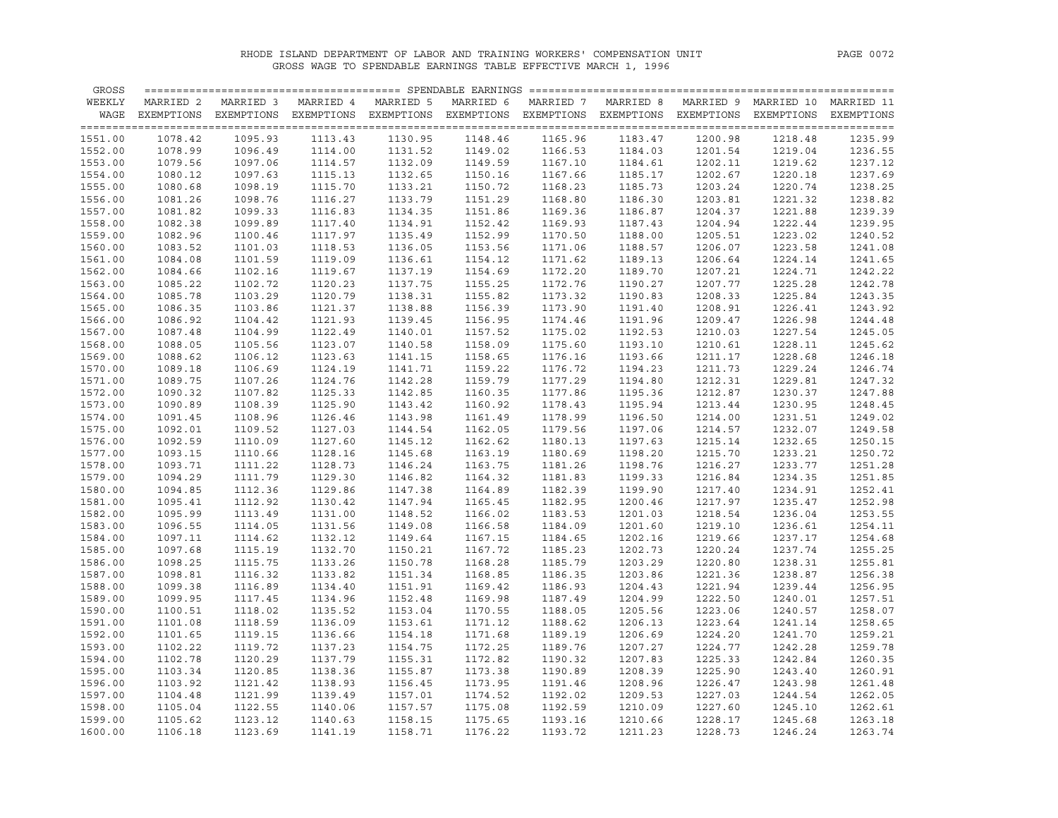RHODE ISLAND DEPARTMENT OF LABOR AND TRAINING WORKERS' COMPENSATION UNIT

GROSS WAGE TO SPENDABLE EARNINGS TABLE EFFECTIVE MARCH 1, 1996

| GROSS WEEKLY WAGE | MARRIED 2 EXEMPTIONS | MARRIED 3 EXEMPTIONS | MARRIED 4 EXEMPTIONS | MARRIED 5 EXEMPTIONS | MARRIED 6 EXEMPTIONS | MARRIED 7 EXEMPTIONS | MARRIED 8 EXEMPTIONS | MARRIED 9 EXEMPTIONS | MARRIED 10 EXEMPTIONS | MARRIED 11 EXEMPTIONS |
|---|---|---|---|---|---|---|---|---|---|---|
| 1551.00 | 1078.42 | 1095.93 | 1113.43 | 1130.95 | 1148.46 | 1165.96 | 1183.47 | 1200.98 | 1218.48 | 1235.99 |
| 1552.00 | 1078.99 | 1096.49 | 1114.00 | 1131.52 | 1149.02 | 1166.53 | 1184.03 | 1201.54 | 1219.04 | 1236.55 |
| 1553.00 | 1079.56 | 1097.06 | 1114.57 | 1132.09 | 1149.59 | 1167.10 | 1184.61 | 1202.11 | 1219.62 | 1237.12 |
| 1554.00 | 1080.12 | 1097.63 | 1115.13 | 1132.65 | 1150.16 | 1167.66 | 1185.17 | 1202.67 | 1220.18 | 1237.69 |
| 1555.00 | 1080.68 | 1098.19 | 1115.70 | 1133.21 | 1150.72 | 1168.23 | 1185.73 | 1203.24 | 1220.74 | 1238.25 |
| 1556.00 | 1081.26 | 1098.76 | 1116.27 | 1133.79 | 1151.29 | 1168.80 | 1186.30 | 1203.81 | 1221.32 | 1238.82 |
| 1557.00 | 1081.82 | 1099.33 | 1116.83 | 1134.35 | 1151.86 | 1169.36 | 1186.87 | 1204.37 | 1221.88 | 1239.39 |
| 1558.00 | 1082.38 | 1099.89 | 1117.40 | 1134.91 | 1152.42 | 1169.93 | 1187.43 | 1204.94 | 1222.44 | 1239.95 |
| 1559.00 | 1082.96 | 1100.46 | 1117.97 | 1135.49 | 1152.99 | 1170.50 | 1188.00 | 1205.51 | 1223.02 | 1240.52 |
| 1560.00 | 1083.52 | 1101.03 | 1118.53 | 1136.05 | 1153.56 | 1171.06 | 1188.57 | 1206.07 | 1223.58 | 1241.08 |
| 1561.00 | 1084.08 | 1101.59 | 1119.09 | 1136.61 | 1154.12 | 1171.62 | 1189.13 | 1206.64 | 1224.14 | 1241.65 |
| 1562.00 | 1084.66 | 1102.16 | 1119.67 | 1137.19 | 1154.69 | 1172.20 | 1189.70 | 1207.21 | 1224.71 | 1242.22 |
| 1563.00 | 1085.22 | 1102.72 | 1120.23 | 1137.75 | 1155.25 | 1172.76 | 1190.27 | 1207.77 | 1225.28 | 1242.78 |
| 1564.00 | 1085.78 | 1103.29 | 1120.79 | 1138.31 | 1155.82 | 1173.32 | 1190.83 | 1208.33 | 1225.84 | 1243.35 |
| 1565.00 | 1086.35 | 1103.86 | 1121.37 | 1138.88 | 1156.39 | 1173.90 | 1191.40 | 1208.91 | 1226.41 | 1243.92 |
| 1566.00 | 1086.92 | 1104.42 | 1121.93 | 1139.45 | 1156.95 | 1174.46 | 1191.96 | 1209.47 | 1226.98 | 1244.48 |
| 1567.00 | 1087.48 | 1104.99 | 1122.49 | 1140.01 | 1157.52 | 1175.02 | 1192.53 | 1210.03 | 1227.54 | 1245.05 |
| 1568.00 | 1088.05 | 1105.56 | 1123.07 | 1140.58 | 1158.09 | 1175.60 | 1193.10 | 1210.61 | 1228.11 | 1245.62 |
| 1569.00 | 1088.62 | 1106.12 | 1123.63 | 1141.15 | 1158.65 | 1176.16 | 1193.66 | 1211.17 | 1228.68 | 1246.18 |
| 1570.00 | 1089.18 | 1106.69 | 1124.19 | 1141.71 | 1159.22 | 1176.72 | 1194.23 | 1211.73 | 1229.24 | 1246.74 |
| 1571.00 | 1089.75 | 1107.26 | 1124.76 | 1142.28 | 1159.79 | 1177.29 | 1194.80 | 1212.31 | 1229.81 | 1247.32 |
| 1572.00 | 1090.32 | 1107.82 | 1125.33 | 1142.85 | 1160.35 | 1177.86 | 1195.36 | 1212.87 | 1230.37 | 1247.88 |
| 1573.00 | 1090.89 | 1108.39 | 1125.90 | 1143.42 | 1160.92 | 1178.43 | 1195.94 | 1213.44 | 1230.95 | 1248.45 |
| 1574.00 | 1091.45 | 1108.96 | 1126.46 | 1143.98 | 1161.49 | 1178.99 | 1196.50 | 1214.00 | 1231.51 | 1249.02 |
| 1575.00 | 1092.01 | 1109.52 | 1127.03 | 1144.54 | 1162.05 | 1179.56 | 1197.06 | 1214.57 | 1232.07 | 1249.58 |
| 1576.00 | 1092.59 | 1110.09 | 1127.60 | 1145.12 | 1162.62 | 1180.13 | 1197.63 | 1215.14 | 1232.65 | 1250.15 |
| 1577.00 | 1093.15 | 1110.66 | 1128.16 | 1145.68 | 1163.19 | 1180.69 | 1198.20 | 1215.70 | 1233.21 | 1250.72 |
| 1578.00 | 1093.71 | 1111.22 | 1128.73 | 1146.24 | 1163.75 | 1181.26 | 1198.76 | 1216.27 | 1233.77 | 1251.28 |
| 1579.00 | 1094.29 | 1111.79 | 1129.30 | 1146.82 | 1164.32 | 1181.83 | 1199.33 | 1216.84 | 1234.35 | 1251.85 |
| 1580.00 | 1094.85 | 1112.36 | 1129.86 | 1147.38 | 1164.89 | 1182.39 | 1199.90 | 1217.40 | 1234.91 | 1252.41 |
| 1581.00 | 1095.41 | 1112.92 | 1130.42 | 1147.94 | 1165.45 | 1182.95 | 1200.46 | 1217.97 | 1235.47 | 1252.98 |
| 1582.00 | 1095.99 | 1113.49 | 1131.00 | 1148.52 | 1166.02 | 1183.53 | 1201.03 | 1218.54 | 1236.04 | 1253.55 |
| 1583.00 | 1096.55 | 1114.05 | 1131.56 | 1149.08 | 1166.58 | 1184.09 | 1201.60 | 1219.10 | 1236.61 | 1254.11 |
| 1584.00 | 1097.11 | 1114.62 | 1132.12 | 1149.64 | 1167.15 | 1184.65 | 1202.16 | 1219.66 | 1237.17 | 1254.68 |
| 1585.00 | 1097.68 | 1115.19 | 1132.70 | 1150.21 | 1167.72 | 1185.23 | 1202.73 | 1220.24 | 1237.74 | 1255.25 |
| 1586.00 | 1098.25 | 1115.75 | 1133.26 | 1150.78 | 1168.28 | 1185.79 | 1203.29 | 1220.80 | 1238.31 | 1255.81 |
| 1587.00 | 1098.81 | 1116.32 | 1133.82 | 1151.34 | 1168.85 | 1186.35 | 1203.86 | 1221.36 | 1238.87 | 1256.38 |
| 1588.00 | 1099.38 | 1116.89 | 1134.40 | 1151.91 | 1169.42 | 1186.93 | 1204.43 | 1221.94 | 1239.44 | 1256.95 |
| 1589.00 | 1099.95 | 1117.45 | 1134.96 | 1152.48 | 1169.98 | 1187.49 | 1204.99 | 1222.50 | 1240.01 | 1257.51 |
| 1590.00 | 1100.51 | 1118.02 | 1135.52 | 1153.04 | 1170.55 | 1188.05 | 1205.56 | 1223.06 | 1240.57 | 1258.07 |
| 1591.00 | 1101.08 | 1118.59 | 1136.09 | 1153.61 | 1171.12 | 1188.62 | 1206.13 | 1223.64 | 1241.14 | 1258.65 |
| 1592.00 | 1101.65 | 1119.15 | 1136.66 | 1154.18 | 1171.68 | 1189.19 | 1206.69 | 1224.20 | 1241.70 | 1259.21 |
| 1593.00 | 1102.22 | 1119.72 | 1137.23 | 1154.75 | 1172.25 | 1189.76 | 1207.27 | 1224.77 | 1242.28 | 1259.78 |
| 1594.00 | 1102.78 | 1120.29 | 1137.79 | 1155.31 | 1172.82 | 1190.32 | 1207.83 | 1225.33 | 1242.84 | 1260.35 |
| 1595.00 | 1103.34 | 1120.85 | 1138.36 | 1155.87 | 1173.38 | 1190.89 | 1208.39 | 1225.90 | 1243.40 | 1260.91 |
| 1596.00 | 1103.92 | 1121.42 | 1138.93 | 1156.45 | 1173.95 | 1191.46 | 1208.96 | 1226.47 | 1243.98 | 1261.48 |
| 1597.00 | 1104.48 | 1121.99 | 1139.49 | 1157.01 | 1174.52 | 1192.02 | 1209.53 | 1227.03 | 1244.54 | 1262.05 |
| 1598.00 | 1105.04 | 1122.55 | 1140.06 | 1157.57 | 1175.08 | 1192.59 | 1210.09 | 1227.60 | 1245.10 | 1262.61 |
| 1599.00 | 1105.62 | 1123.12 | 1140.63 | 1158.15 | 1175.65 | 1193.16 | 1210.66 | 1228.17 | 1245.68 | 1263.18 |
| 1600.00 | 1106.18 | 1123.69 | 1141.19 | 1158.71 | 1176.22 | 1193.72 | 1211.23 | 1228.73 | 1246.24 | 1263.74 |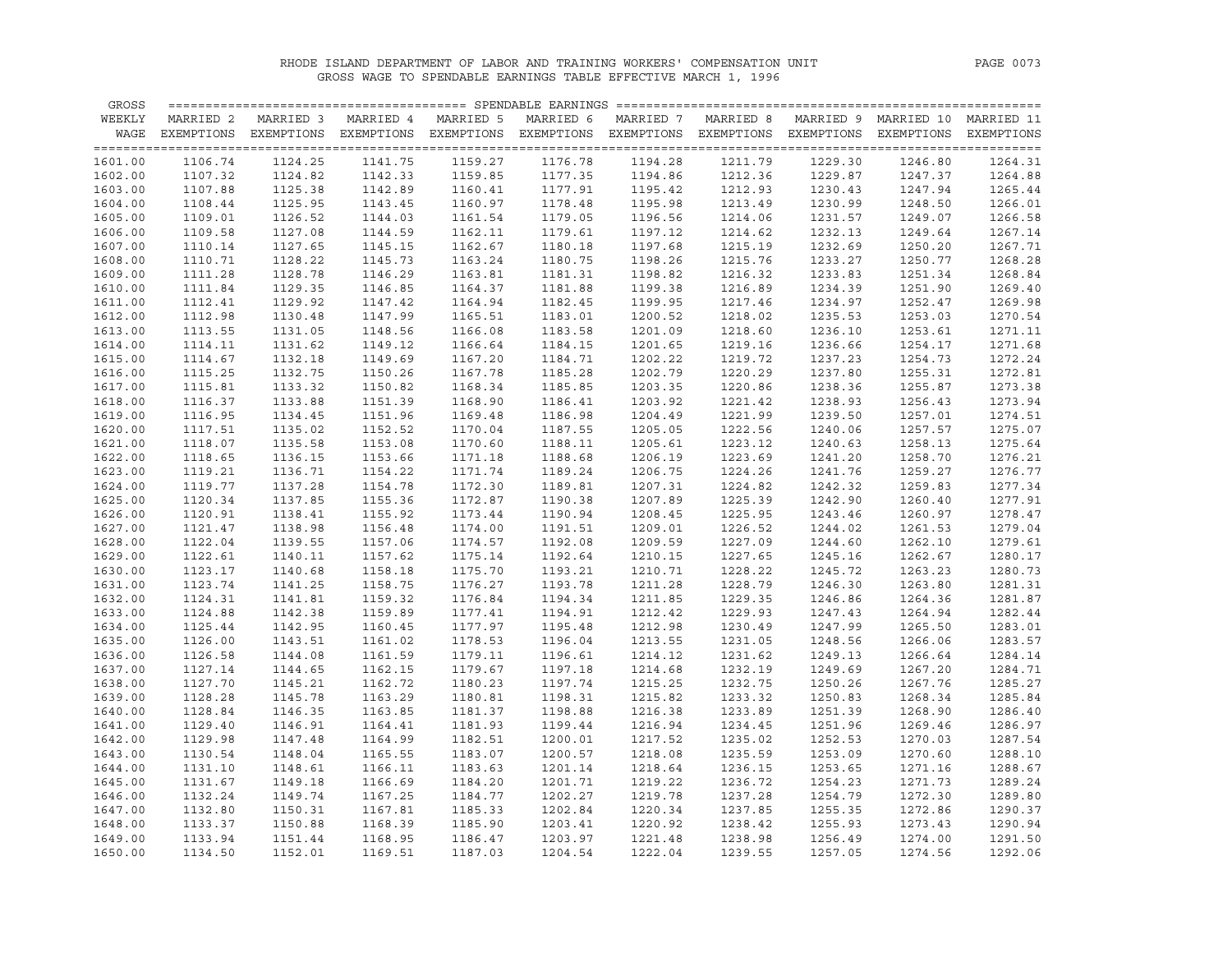RHODE ISLAND DEPARTMENT OF LABOR AND TRAINING WORKERS' COMPENSATION UNIT

GROSS WAGE TO SPENDABLE EARNINGS TABLE EFFECTIVE MARCH 1, 1996

| GROSS WEEKLY WAGE | SPENDABLE EARNINGS | | | | | | | | | |
|---|---|---|---|---|---|---|---|---|---|---|
| | MARRIED 2 EXEMPTIONS | MARRIED 3 EXEMPTIONS | MARRIED 4 EXEMPTIONS | MARRIED 5 EXEMPTIONS | MARRIED 6 EXEMPTIONS | MARRIED 7 EXEMPTIONS | MARRIED 8 EXEMPTIONS | MARRIED 9 EXEMPTIONS | MARRIED 10 EXEMPTIONS | MARRIED 11 EXEMPTIONS |
| 1601.00 | 1106.74 | 1124.25 | 1141.75 | 1159.27 | 1176.78 | 1194.28 | 1211.79 | 1229.30 | 1246.80 | 1264.31 |
| 1602.00 | 1107.32 | 1124.82 | 1142.33 | 1159.85 | 1177.35 | 1194.86 | 1212.36 | 1229.87 | 1247.37 | 1264.88 |
| 1603.00 | 1107.88 | 1125.38 | 1142.89 | 1160.41 | 1177.91 | 1195.42 | 1212.93 | 1230.43 | 1247.94 | 1265.44 |
| 1604.00 | 1108.44 | 1125.95 | 1143.45 | 1160.97 | 1178.48 | 1195.98 | 1213.49 | 1230.99 | 1248.50 | 1266.01 |
| 1605.00 | 1109.01 | 1126.52 | 1144.03 | 1161.54 | 1179.05 | 1196.56 | 1214.06 | 1231.57 | 1249.07 | 1266.58 |
| 1606.00 | 1109.58 | 1127.08 | 1144.59 | 1162.11 | 1179.61 | 1197.12 | 1214.62 | 1232.13 | 1249.64 | 1267.14 |
| 1607.00 | 1110.14 | 1127.65 | 1145.15 | 1162.67 | 1180.18 | 1197.68 | 1215.19 | 1232.69 | 1250.20 | 1267.71 |
| 1608.00 | 1110.71 | 1128.22 | 1145.73 | 1163.24 | 1180.75 | 1198.26 | 1215.76 | 1233.27 | 1250.77 | 1268.28 |
| 1609.00 | 1111.28 | 1128.78 | 1146.29 | 1163.81 | 1181.31 | 1198.82 | 1216.32 | 1233.83 | 1251.34 | 1268.84 |
| 1610.00 | 1111.84 | 1129.35 | 1146.85 | 1164.37 | 1181.88 | 1199.38 | 1216.89 | 1234.39 | 1251.90 | 1269.40 |
| 1611.00 | 1112.41 | 1129.92 | 1147.42 | 1164.94 | 1182.45 | 1199.95 | 1217.46 | 1234.97 | 1252.47 | 1269.98 |
| 1612.00 | 1112.98 | 1130.48 | 1147.99 | 1165.51 | 1183.01 | 1200.52 | 1218.02 | 1235.53 | 1253.03 | 1270.54 |
| 1613.00 | 1113.55 | 1131.05 | 1148.56 | 1166.08 | 1183.58 | 1201.09 | 1218.60 | 1236.10 | 1253.61 | 1271.11 |
| 1614.00 | 1114.11 | 1131.62 | 1149.12 | 1166.64 | 1184.15 | 1201.65 | 1219.16 | 1236.66 | 1254.17 | 1271.68 |
| 1615.00 | 1114.67 | 1132.18 | 1149.69 | 1167.20 | 1184.71 | 1202.22 | 1219.72 | 1237.23 | 1254.73 | 1272.24 |
| 1616.00 | 1115.25 | 1132.75 | 1150.26 | 1167.78 | 1185.28 | 1202.79 | 1220.29 | 1237.80 | 1255.31 | 1272.81 |
| 1617.00 | 1115.81 | 1133.32 | 1150.82 | 1168.34 | 1185.85 | 1203.35 | 1220.86 | 1238.36 | 1255.87 | 1273.38 |
| 1618.00 | 1116.37 | 1133.88 | 1151.39 | 1168.90 | 1186.41 | 1203.92 | 1221.42 | 1238.93 | 1256.43 | 1273.94 |
| 1619.00 | 1116.95 | 1134.45 | 1151.96 | 1169.48 | 1186.98 | 1204.49 | 1221.99 | 1239.50 | 1257.01 | 1274.51 |
| 1620.00 | 1117.51 | 1135.02 | 1152.52 | 1170.04 | 1187.55 | 1205.05 | 1222.56 | 1240.06 | 1257.57 | 1275.07 |
| 1621.00 | 1118.07 | 1135.58 | 1153.08 | 1170.60 | 1188.11 | 1205.61 | 1223.12 | 1240.63 | 1258.13 | 1275.64 |
| 1622.00 | 1118.65 | 1136.15 | 1153.66 | 1171.18 | 1188.68 | 1206.19 | 1223.69 | 1241.20 | 1258.70 | 1276.21 |
| 1623.00 | 1119.21 | 1136.71 | 1154.22 | 1171.74 | 1189.24 | 1206.75 | 1224.26 | 1241.76 | 1259.27 | 1276.77 |
| 1624.00 | 1119.77 | 1137.28 | 1154.78 | 1172.30 | 1189.81 | 1207.31 | 1224.82 | 1242.32 | 1259.83 | 1277.34 |
| 1625.00 | 1120.34 | 1137.85 | 1155.36 | 1172.87 | 1190.38 | 1207.89 | 1225.39 | 1242.90 | 1260.40 | 1277.91 |
| 1626.00 | 1120.91 | 1138.41 | 1155.92 | 1173.44 | 1190.94 | 1208.45 | 1225.95 | 1243.46 | 1260.97 | 1278.47 |
| 1627.00 | 1121.47 | 1138.98 | 1156.48 | 1174.00 | 1191.51 | 1209.01 | 1226.52 | 1244.02 | 1261.53 | 1279.04 |
| 1628.00 | 1122.04 | 1139.55 | 1157.06 | 1174.57 | 1192.08 | 1209.59 | 1227.09 | 1244.60 | 1262.10 | 1279.61 |
| 1629.00 | 1122.61 | 1140.11 | 1157.62 | 1175.14 | 1192.64 | 1210.15 | 1227.65 | 1245.16 | 1262.67 | 1280.17 |
| 1630.00 | 1123.17 | 1140.68 | 1158.18 | 1175.70 | 1193.21 | 1210.71 | 1228.22 | 1245.72 | 1263.23 | 1280.73 |
| 1631.00 | 1123.74 | 1141.25 | 1158.75 | 1176.27 | 1193.78 | 1211.28 | 1228.79 | 1246.30 | 1263.80 | 1281.31 |
| 1632.00 | 1124.31 | 1141.81 | 1159.32 | 1176.84 | 1194.34 | 1211.85 | 1229.35 | 1246.86 | 1264.36 | 1281.87 |
| 1633.00 | 1124.88 | 1142.38 | 1159.89 | 1177.41 | 1194.91 | 1212.42 | 1229.93 | 1247.43 | 1264.94 | 1282.44 |
| 1634.00 | 1125.44 | 1142.95 | 1160.45 | 1177.97 | 1195.48 | 1212.98 | 1230.49 | 1247.99 | 1265.50 | 1283.01 |
| 1635.00 | 1126.00 | 1143.51 | 1161.02 | 1178.53 | 1196.04 | 1213.55 | 1231.05 | 1248.56 | 1266.06 | 1283.57 |
| 1636.00 | 1126.58 | 1144.08 | 1161.59 | 1179.11 | 1196.61 | 1214.12 | 1231.62 | 1249.13 | 1266.64 | 1284.14 |
| 1637.00 | 1127.14 | 1144.65 | 1162.15 | 1179.67 | 1197.18 | 1214.68 | 1232.19 | 1249.69 | 1267.20 | 1284.71 |
| 1638.00 | 1127.70 | 1145.21 | 1162.72 | 1180.23 | 1197.74 | 1215.25 | 1232.75 | 1250.26 | 1267.76 | 1285.27 |
| 1639.00 | 1128.28 | 1145.78 | 1163.29 | 1180.81 | 1198.31 | 1215.82 | 1233.32 | 1250.83 | 1268.34 | 1285.84 |
| 1640.00 | 1128.84 | 1146.35 | 1163.85 | 1181.37 | 1198.88 | 1216.38 | 1233.89 | 1251.39 | 1268.90 | 1286.40 |
| 1641.00 | 1129.40 | 1146.91 | 1164.41 | 1181.93 | 1199.44 | 1216.94 | 1234.45 | 1251.96 | 1269.46 | 1286.97 |
| 1642.00 | 1129.98 | 1147.48 | 1164.99 | 1182.51 | 1200.01 | 1217.52 | 1235.02 | 1252.53 | 1270.03 | 1287.54 |
| 1643.00 | 1130.54 | 1148.04 | 1165.55 | 1183.07 | 1200.57 | 1218.08 | 1235.59 | 1253.09 | 1270.60 | 1288.10 |
| 1644.00 | 1131.10 | 1148.61 | 1166.11 | 1183.63 | 1201.14 | 1218.64 | 1236.15 | 1253.65 | 1271.16 | 1288.67 |
| 1645.00 | 1131.67 | 1149.18 | 1166.69 | 1184.20 | 1201.71 | 1219.22 | 1236.72 | 1254.23 | 1271.73 | 1289.24 |
| 1646.00 | 1132.24 | 1149.74 | 1167.25 | 1184.77 | 1202.27 | 1219.78 | 1237.28 | 1254.79 | 1272.30 | 1289.80 |
| 1647.00 | 1132.80 | 1150.31 | 1167.81 | 1185.33 | 1202.84 | 1220.34 | 1237.85 | 1255.35 | 1272.86 | 1290.37 |
| 1648.00 | 1133.37 | 1150.88 | 1168.39 | 1185.90 | 1203.41 | 1220.92 | 1238.42 | 1255.93 | 1273.43 | 1290.94 |
| 1649.00 | 1133.94 | 1151.44 | 1168.95 | 1186.47 | 1203.97 | 1221.48 | 1238.98 | 1256.49 | 1274.00 | 1291.50 |
| 1650.00 | 1134.50 | 1152.01 | 1169.51 | 1187.03 | 1204.54 | 1222.04 | 1239.55 | 1257.05 | 1274.56 | 1292.06 |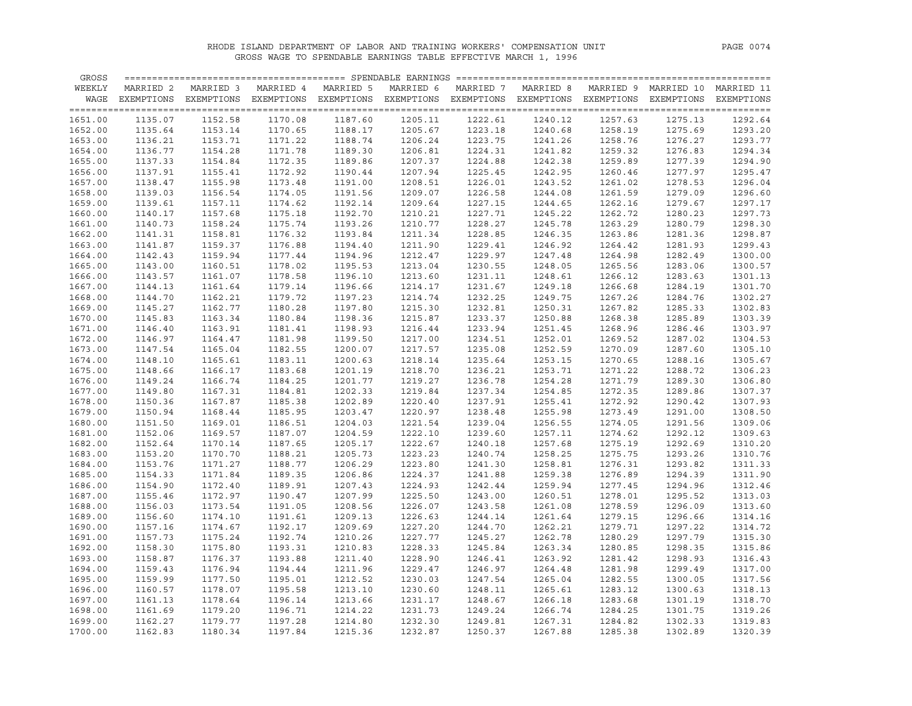RHODE ISLAND DEPARTMENT OF LABOR AND TRAINING WORKERS' COMPENSATION UNIT

GROSS WAGE TO SPENDABLE EARNINGS TABLE EFFECTIVE MARCH 1, 1996

| GROSS WEEKLY WAGE | MARRIED 2 EXEMPTIONS | MARRIED 3 EXEMPTIONS | MARRIED 4 EXEMPTIONS | MARRIED 5 EXEMPTIONS | MARRIED 6 EXEMPTIONS | MARRIED 7 EXEMPTIONS | MARRIED 8 EXEMPTIONS | MARRIED 9 EXEMPTIONS | MARRIED 10 EXEMPTIONS | MARRIED 11 EXEMPTIONS |
|---|---|---|---|---|---|---|---|---|---|---|
| 1651.00 | 1135.07 | 1152.58 | 1170.08 | 1187.60 | 1205.11 | 1222.61 | 1240.12 | 1257.63 | 1275.13 | 1292.64 |
| 1652.00 | 1135.64 | 1153.14 | 1170.65 | 1188.17 | 1205.67 | 1223.18 | 1240.68 | 1258.19 | 1275.69 | 1293.20 |
| 1653.00 | 1136.21 | 1153.71 | 1171.22 | 1188.74 | 1206.24 | 1223.75 | 1241.26 | 1258.76 | 1276.27 | 1293.77 |
| 1654.00 | 1136.77 | 1154.28 | 1171.78 | 1189.30 | 1206.81 | 1224.31 | 1241.82 | 1259.32 | 1276.83 | 1294.34 |
| 1655.00 | 1137.33 | 1154.84 | 1172.35 | 1189.86 | 1207.37 | 1224.88 | 1242.38 | 1259.89 | 1277.39 | 1294.90 |
| 1656.00 | 1137.91 | 1155.41 | 1172.92 | 1190.44 | 1207.94 | 1225.45 | 1242.95 | 1260.46 | 1277.97 | 1295.47 |
| 1657.00 | 1138.47 | 1155.98 | 1173.48 | 1191.00 | 1208.51 | 1226.01 | 1243.52 | 1261.02 | 1278.53 | 1296.04 |
| 1658.00 | 1139.03 | 1156.54 | 1174.05 | 1191.56 | 1209.07 | 1226.58 | 1244.08 | 1261.59 | 1279.09 | 1296.60 |
| 1659.00 | 1139.61 | 1157.11 | 1174.62 | 1192.14 | 1209.64 | 1227.15 | 1244.65 | 1262.16 | 1279.67 | 1297.17 |
| 1660.00 | 1140.17 | 1157.68 | 1175.18 | 1192.70 | 1210.21 | 1227.71 | 1245.22 | 1262.72 | 1280.23 | 1297.73 |
| 1661.00 | 1140.73 | 1158.24 | 1175.74 | 1193.26 | 1210.77 | 1228.27 | 1245.78 | 1263.29 | 1280.79 | 1298.30 |
| 1662.00 | 1141.31 | 1158.81 | 1176.32 | 1193.84 | 1211.34 | 1228.85 | 1246.35 | 1263.86 | 1281.36 | 1298.87 |
| 1663.00 | 1141.87 | 1159.37 | 1176.88 | 1194.40 | 1211.90 | 1229.41 | 1246.92 | 1264.42 | 1281.93 | 1299.43 |
| 1664.00 | 1142.43 | 1159.94 | 1177.44 | 1194.96 | 1212.47 | 1229.97 | 1247.48 | 1264.98 | 1282.49 | 1300.00 |
| 1665.00 | 1143.00 | 1160.51 | 1178.02 | 1195.53 | 1213.04 | 1230.55 | 1248.05 | 1265.56 | 1283.06 | 1300.57 |
| 1666.00 | 1143.57 | 1161.07 | 1178.58 | 1196.10 | 1213.60 | 1231.11 | 1248.61 | 1266.12 | 1283.63 | 1301.13 |
| 1667.00 | 1144.13 | 1161.64 | 1179.14 | 1196.66 | 1214.17 | 1231.67 | 1249.18 | 1266.68 | 1284.19 | 1301.70 |
| 1668.00 | 1144.70 | 1162.21 | 1179.72 | 1197.23 | 1214.74 | 1232.25 | 1249.75 | 1267.26 | 1284.76 | 1302.27 |
| 1669.00 | 1145.27 | 1162.77 | 1180.28 | 1197.80 | 1215.30 | 1232.81 | 1250.31 | 1267.82 | 1285.33 | 1302.83 |
| 1670.00 | 1145.83 | 1163.34 | 1180.84 | 1198.36 | 1215.87 | 1233.37 | 1250.88 | 1268.38 | 1285.89 | 1303.39 |
| 1671.00 | 1146.40 | 1163.91 | 1181.41 | 1198.93 | 1216.44 | 1233.94 | 1251.45 | 1268.96 | 1286.46 | 1303.97 |
| 1672.00 | 1146.97 | 1164.47 | 1181.98 | 1199.50 | 1217.00 | 1234.51 | 1252.01 | 1269.52 | 1287.02 | 1304.53 |
| 1673.00 | 1147.54 | 1165.04 | 1182.55 | 1200.07 | 1217.57 | 1235.08 | 1252.59 | 1270.09 | 1287.60 | 1305.10 |
| 1674.00 | 1148.10 | 1165.61 | 1183.11 | 1200.63 | 1218.14 | 1235.64 | 1253.15 | 1270.65 | 1288.16 | 1305.67 |
| 1675.00 | 1148.66 | 1166.17 | 1183.68 | 1201.19 | 1218.70 | 1236.21 | 1253.71 | 1271.22 | 1288.72 | 1306.23 |
| 1676.00 | 1149.24 | 1166.74 | 1184.25 | 1201.77 | 1219.27 | 1236.78 | 1254.28 | 1271.79 | 1289.30 | 1306.80 |
| 1677.00 | 1149.80 | 1167.31 | 1184.81 | 1202.33 | 1219.84 | 1237.34 | 1254.85 | 1272.35 | 1289.86 | 1307.37 |
| 1678.00 | 1150.36 | 1167.87 | 1185.38 | 1202.89 | 1220.40 | 1237.91 | 1255.41 | 1272.92 | 1290.42 | 1307.93 |
| 1679.00 | 1150.94 | 1168.44 | 1185.95 | 1203.47 | 1220.97 | 1238.48 | 1255.98 | 1273.49 | 1291.00 | 1308.50 |
| 1680.00 | 1151.50 | 1169.01 | 1186.51 | 1204.03 | 1221.54 | 1239.04 | 1256.55 | 1274.05 | 1291.56 | 1309.06 |
| 1681.00 | 1152.06 | 1169.57 | 1187.07 | 1204.59 | 1222.10 | 1239.60 | 1257.11 | 1274.62 | 1292.12 | 1309.63 |
| 1682.00 | 1152.64 | 1170.14 | 1187.65 | 1205.17 | 1222.67 | 1240.18 | 1257.68 | 1275.19 | 1292.69 | 1310.20 |
| 1683.00 | 1153.20 | 1170.70 | 1188.21 | 1205.73 | 1223.23 | 1240.74 | 1258.25 | 1275.75 | 1293.26 | 1310.76 |
| 1684.00 | 1153.76 | 1171.27 | 1188.77 | 1206.29 | 1223.80 | 1241.30 | 1258.81 | 1276.31 | 1293.82 | 1311.33 |
| 1685.00 | 1154.33 | 1171.84 | 1189.35 | 1206.86 | 1224.37 | 1241.88 | 1259.38 | 1276.89 | 1294.39 | 1311.90 |
| 1686.00 | 1154.90 | 1172.40 | 1189.91 | 1207.43 | 1224.93 | 1242.44 | 1259.94 | 1277.45 | 1294.96 | 1312.46 |
| 1687.00 | 1155.46 | 1172.97 | 1190.47 | 1207.99 | 1225.50 | 1243.00 | 1260.51 | 1278.01 | 1295.52 | 1313.03 |
| 1688.00 | 1156.03 | 1173.54 | 1191.05 | 1208.56 | 1226.07 | 1243.58 | 1261.08 | 1278.59 | 1296.09 | 1313.60 |
| 1689.00 | 1156.60 | 1174.10 | 1191.61 | 1209.13 | 1226.63 | 1244.14 | 1261.64 | 1279.15 | 1296.66 | 1314.16 |
| 1690.00 | 1157.16 | 1174.67 | 1192.17 | 1209.69 | 1227.20 | 1244.70 | 1262.21 | 1279.71 | 1297.22 | 1314.72 |
| 1691.00 | 1157.73 | 1175.24 | 1192.74 | 1210.26 | 1227.77 | 1245.27 | 1262.78 | 1280.29 | 1297.79 | 1315.30 |
| 1692.00 | 1158.30 | 1175.80 | 1193.31 | 1210.83 | 1228.33 | 1245.84 | 1263.34 | 1280.85 | 1298.35 | 1315.86 |
| 1693.00 | 1158.87 | 1176.37 | 1193.88 | 1211.40 | 1228.90 | 1246.41 | 1263.92 | 1281.42 | 1298.93 | 1316.43 |
| 1694.00 | 1159.43 | 1176.94 | 1194.44 | 1211.96 | 1229.47 | 1246.97 | 1264.48 | 1281.98 | 1299.49 | 1317.00 |
| 1695.00 | 1159.99 | 1177.50 | 1195.01 | 1212.52 | 1230.03 | 1247.54 | 1265.04 | 1282.55 | 1300.05 | 1317.56 |
| 1696.00 | 1160.57 | 1178.07 | 1195.58 | 1213.10 | 1230.60 | 1248.11 | 1265.61 | 1283.12 | 1300.63 | 1318.13 |
| 1697.00 | 1161.13 | 1178.64 | 1196.14 | 1213.66 | 1231.17 | 1248.67 | 1266.18 | 1283.68 | 1301.19 | 1318.70 |
| 1698.00 | 1161.69 | 1179.20 | 1196.71 | 1214.22 | 1231.73 | 1249.24 | 1266.74 | 1284.25 | 1301.75 | 1319.26 |
| 1699.00 | 1162.27 | 1179.77 | 1197.28 | 1214.80 | 1232.30 | 1249.81 | 1267.31 | 1284.82 | 1302.33 | 1319.83 |
| 1700.00 | 1162.83 | 1180.34 | 1197.84 | 1215.36 | 1232.87 | 1250.37 | 1267.88 | 1285.38 | 1302.89 | 1320.39 |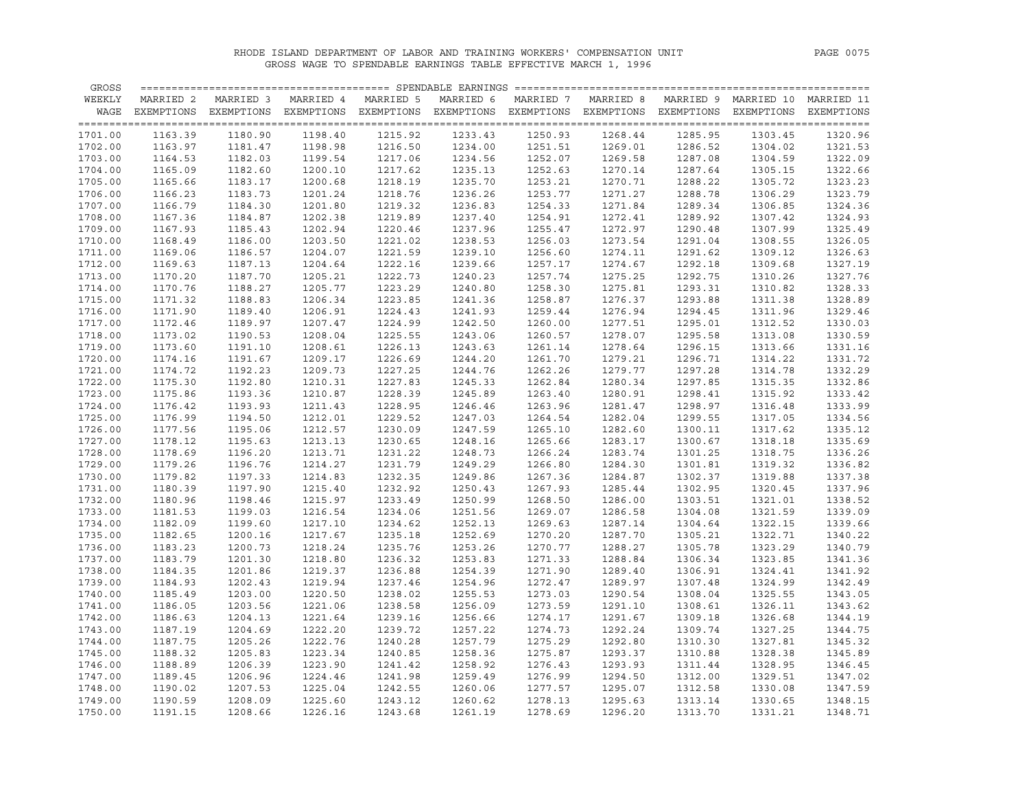RHODE ISLAND DEPARTMENT OF LABOR AND TRAINING WORKERS' COMPENSATION UNIT

GROSS WAGE TO SPENDABLE EARNINGS TABLE EFFECTIVE MARCH 1, 1996

| GROSS WEEKLY WAGE | MARRIED 2 EXEMPTIONS | MARRIED 3 EXEMPTIONS | MARRIED 4 EXEMPTIONS | MARRIED 5 EXEMPTIONS | MARRIED 6 EXEMPTIONS | MARRIED 7 EXEMPTIONS | MARRIED 8 EXEMPTIONS | MARRIED 9 EXEMPTIONS | MARRIED 10 EXEMPTIONS | MARRIED 11 EXEMPTIONS |
|---|---|---|---|---|---|---|---|---|---|---|
| 1701.00 | 1163.39 | 1180.90 | 1198.40 | 1215.92 | 1233.43 | 1250.93 | 1268.44 | 1285.95 | 1303.45 | 1320.96 |
| 1702.00 | 1163.97 | 1181.47 | 1198.98 | 1216.50 | 1234.00 | 1251.51 | 1269.01 | 1286.52 | 1304.02 | 1321.53 |
| 1703.00 | 1164.53 | 1182.03 | 1199.54 | 1217.06 | 1234.56 | 1252.07 | 1269.58 | 1287.08 | 1304.59 | 1322.09 |
| 1704.00 | 1165.09 | 1182.60 | 1200.10 | 1217.62 | 1235.13 | 1252.63 | 1270.14 | 1287.64 | 1305.15 | 1322.66 |
| 1705.00 | 1165.66 | 1183.17 | 1200.68 | 1218.19 | 1235.70 | 1253.21 | 1270.71 | 1288.22 | 1305.72 | 1323.23 |
| 1706.00 | 1166.23 | 1183.73 | 1201.24 | 1218.76 | 1236.26 | 1253.77 | 1271.27 | 1288.78 | 1306.29 | 1323.79 |
| 1707.00 | 1166.79 | 1184.30 | 1201.80 | 1219.32 | 1236.83 | 1254.33 | 1271.84 | 1289.34 | 1306.85 | 1324.36 |
| 1708.00 | 1167.36 | 1184.87 | 1202.38 | 1219.89 | 1237.40 | 1254.91 | 1272.41 | 1289.92 | 1307.42 | 1324.93 |
| 1709.00 | 1167.93 | 1185.43 | 1202.94 | 1220.46 | 1237.96 | 1255.47 | 1272.97 | 1290.48 | 1307.99 | 1325.49 |
| 1710.00 | 1168.49 | 1186.00 | 1203.50 | 1221.02 | 1238.53 | 1256.03 | 1273.54 | 1291.04 | 1308.55 | 1326.05 |
| 1711.00 | 1169.06 | 1186.57 | 1204.07 | 1221.59 | 1239.10 | 1256.60 | 1274.11 | 1291.62 | 1309.12 | 1326.63 |
| 1712.00 | 1169.63 | 1187.13 | 1204.64 | 1222.16 | 1239.66 | 1257.17 | 1274.67 | 1292.18 | 1309.68 | 1327.19 |
| 1713.00 | 1170.20 | 1187.70 | 1205.21 | 1222.73 | 1240.23 | 1257.74 | 1275.25 | 1292.75 | 1310.26 | 1327.76 |
| 1714.00 | 1170.76 | 1188.27 | 1205.77 | 1223.29 | 1240.80 | 1258.30 | 1275.81 | 1293.31 | 1310.82 | 1328.33 |
| 1715.00 | 1171.32 | 1188.83 | 1206.34 | 1223.85 | 1241.36 | 1258.87 | 1276.37 | 1293.88 | 1311.38 | 1328.89 |
| 1716.00 | 1171.90 | 1189.40 | 1206.91 | 1224.43 | 1241.93 | 1259.44 | 1276.94 | 1294.45 | 1311.96 | 1329.46 |
| 1717.00 | 1172.46 | 1189.97 | 1207.47 | 1224.99 | 1242.50 | 1260.00 | 1277.51 | 1295.01 | 1312.52 | 1330.03 |
| 1718.00 | 1173.02 | 1190.53 | 1208.04 | 1225.55 | 1243.06 | 1260.57 | 1278.07 | 1295.58 | 1313.08 | 1330.59 |
| 1719.00 | 1173.60 | 1191.10 | 1208.61 | 1226.13 | 1243.63 | 1261.14 | 1278.64 | 1296.15 | 1313.66 | 1331.16 |
| 1720.00 | 1174.16 | 1191.67 | 1209.17 | 1226.69 | 1244.20 | 1261.70 | 1279.21 | 1296.71 | 1314.22 | 1331.72 |
| 1721.00 | 1174.72 | 1192.23 | 1209.73 | 1227.25 | 1244.76 | 1262.26 | 1279.77 | 1297.28 | 1314.78 | 1332.29 |
| 1722.00 | 1175.30 | 1192.80 | 1210.31 | 1227.83 | 1245.33 | 1262.84 | 1280.34 | 1297.85 | 1315.35 | 1332.86 |
| 1723.00 | 1175.86 | 1193.36 | 1210.87 | 1228.39 | 1245.89 | 1263.40 | 1280.91 | 1298.41 | 1315.92 | 1333.42 |
| 1724.00 | 1176.42 | 1193.93 | 1211.43 | 1228.95 | 1246.46 | 1263.96 | 1281.47 | 1298.97 | 1316.48 | 1333.99 |
| 1725.00 | 1176.99 | 1194.50 | 1212.01 | 1229.52 | 1247.03 | 1264.54 | 1282.04 | 1299.55 | 1317.05 | 1334.56 |
| 1726.00 | 1177.56 | 1195.06 | 1212.57 | 1230.09 | 1247.59 | 1265.10 | 1282.60 | 1300.11 | 1317.62 | 1335.12 |
| 1727.00 | 1178.12 | 1195.63 | 1213.13 | 1230.65 | 1248.16 | 1265.66 | 1283.17 | 1300.67 | 1318.18 | 1335.69 |
| 1728.00 | 1178.69 | 1196.20 | 1213.71 | 1231.22 | 1248.73 | 1266.24 | 1283.74 | 1301.25 | 1318.75 | 1336.26 |
| 1729.00 | 1179.26 | 1196.76 | 1214.27 | 1231.79 | 1249.29 | 1266.80 | 1284.30 | 1301.81 | 1319.32 | 1336.82 |
| 1730.00 | 1179.82 | 1197.33 | 1214.83 | 1232.35 | 1249.86 | 1267.36 | 1284.87 | 1302.37 | 1319.88 | 1337.38 |
| 1731.00 | 1180.39 | 1197.90 | 1215.40 | 1232.92 | 1250.43 | 1267.93 | 1285.44 | 1302.95 | 1320.45 | 1337.96 |
| 1732.00 | 1180.96 | 1198.46 | 1215.97 | 1233.49 | 1250.99 | 1268.50 | 1286.00 | 1303.51 | 1321.01 | 1338.52 |
| 1733.00 | 1181.53 | 1199.03 | 1216.54 | 1234.06 | 1251.56 | 1269.07 | 1286.58 | 1304.08 | 1321.59 | 1339.09 |
| 1734.00 | 1182.09 | 1199.60 | 1217.10 | 1234.62 | 1252.13 | 1269.63 | 1287.14 | 1304.64 | 1322.15 | 1339.66 |
| 1735.00 | 1182.65 | 1200.16 | 1217.67 | 1235.18 | 1252.69 | 1270.20 | 1287.70 | 1305.21 | 1322.71 | 1340.22 |
| 1736.00 | 1183.23 | 1200.73 | 1218.24 | 1235.76 | 1253.26 | 1270.77 | 1288.27 | 1305.78 | 1323.29 | 1340.79 |
| 1737.00 | 1183.79 | 1201.30 | 1218.80 | 1236.32 | 1253.83 | 1271.33 | 1288.84 | 1306.34 | 1323.85 | 1341.36 |
| 1738.00 | 1184.35 | 1201.86 | 1219.37 | 1236.88 | 1254.39 | 1271.90 | 1289.40 | 1306.91 | 1324.41 | 1341.92 |
| 1739.00 | 1184.93 | 1202.43 | 1219.94 | 1237.46 | 1254.96 | 1272.47 | 1289.97 | 1307.48 | 1324.99 | 1342.49 |
| 1740.00 | 1185.49 | 1203.00 | 1220.50 | 1238.02 | 1255.53 | 1273.03 | 1290.54 | 1308.04 | 1325.55 | 1343.05 |
| 1741.00 | 1186.05 | 1203.56 | 1221.06 | 1238.58 | 1256.09 | 1273.59 | 1291.10 | 1308.61 | 1326.11 | 1343.62 |
| 1742.00 | 1186.63 | 1204.13 | 1221.64 | 1239.16 | 1256.66 | 1274.17 | 1291.67 | 1309.18 | 1326.68 | 1344.19 |
| 1743.00 | 1187.19 | 1204.69 | 1222.20 | 1239.72 | 1257.22 | 1274.73 | 1292.24 | 1309.74 | 1327.25 | 1344.75 |
| 1744.00 | 1187.75 | 1205.26 | 1222.76 | 1240.28 | 1257.79 | 1275.29 | 1292.80 | 1310.30 | 1327.81 | 1345.32 |
| 1745.00 | 1188.32 | 1205.83 | 1223.34 | 1240.85 | 1258.36 | 1275.87 | 1293.37 | 1310.88 | 1328.38 | 1345.89 |
| 1746.00 | 1188.89 | 1206.39 | 1223.90 | 1241.42 | 1258.92 | 1276.43 | 1293.93 | 1311.44 | 1328.95 | 1346.45 |
| 1747.00 | 1189.45 | 1206.96 | 1224.46 | 1241.98 | 1259.49 | 1276.99 | 1294.50 | 1312.00 | 1329.51 | 1347.02 |
| 1748.00 | 1190.02 | 1207.53 | 1225.04 | 1242.55 | 1260.06 | 1277.57 | 1295.07 | 1312.58 | 1330.08 | 1347.59 |
| 1749.00 | 1190.59 | 1208.09 | 1225.60 | 1243.12 | 1260.62 | 1278.13 | 1295.63 | 1313.14 | 1330.65 | 1348.15 |
| 1750.00 | 1191.15 | 1208.66 | 1226.16 | 1243.68 | 1261.19 | 1278.69 | 1296.20 | 1313.70 | 1331.21 | 1348.71 |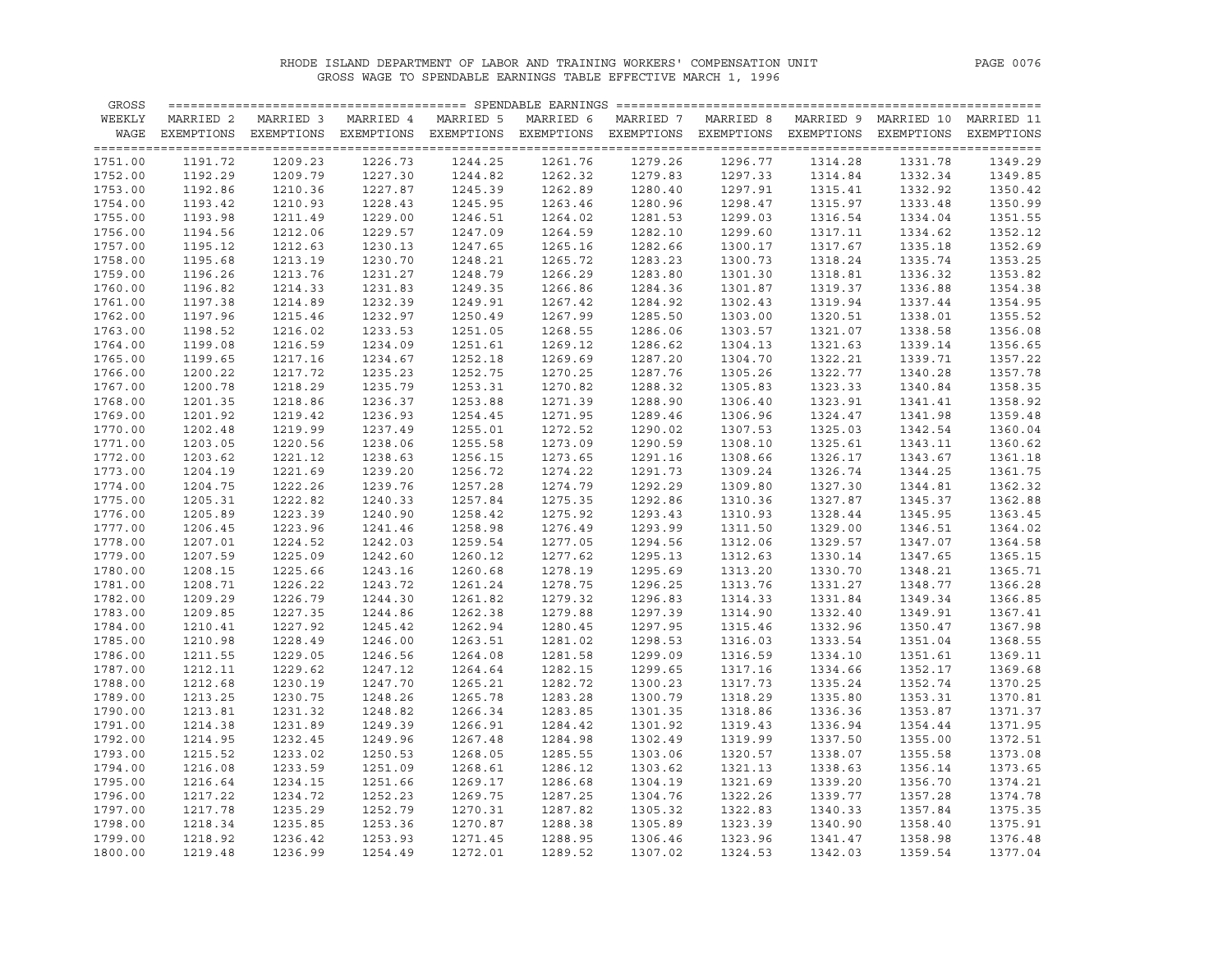RHODE ISLAND DEPARTMENT OF LABOR AND TRAINING WORKERS' COMPENSATION UNIT

GROSS WAGE TO SPENDABLE EARNINGS TABLE EFFECTIVE MARCH 1, 1996

| GROSS WEEKLY WAGE | SPENDABLE EARNINGS | | | | | | | | | |
|---|---|---|---|---|---|---|---|---|---|---|
| | MARRIED 2 EXEMPTIONS | MARRIED 3 EXEMPTIONS | MARRIED 4 EXEMPTIONS | MARRIED 5 EXEMPTIONS | MARRIED 6 EXEMPTIONS | MARRIED 7 EXEMPTIONS | MARRIED 8 EXEMPTIONS | MARRIED 9 EXEMPTIONS | MARRIED 10 EXEMPTIONS | MARRIED 11 EXEMPTIONS |
| 1751.00 | 1191.72 | 1209.23 | 1226.73 | 1244.25 | 1261.76 | 1279.26 | 1296.77 | 1314.28 | 1331.78 | 1349.29 |
| 1752.00 | 1192.29 | 1209.79 | 1227.30 | 1244.82 | 1262.32 | 1279.83 | 1297.33 | 1314.84 | 1332.34 | 1349.85 |
| 1753.00 | 1192.86 | 1210.36 | 1227.87 | 1245.39 | 1262.89 | 1280.40 | 1297.91 | 1315.41 | 1332.92 | 1350.42 |
| 1754.00 | 1193.42 | 1210.93 | 1228.43 | 1245.95 | 1263.46 | 1280.96 | 1298.47 | 1315.97 | 1333.48 | 1350.99 |
| 1755.00 | 1193.98 | 1211.49 | 1229.00 | 1246.51 | 1264.02 | 1281.53 | 1299.03 | 1316.54 | 1334.04 | 1351.55 |
| 1756.00 | 1194.56 | 1212.06 | 1229.57 | 1247.09 | 1264.59 | 1282.10 | 1299.60 | 1317.11 | 1334.62 | 1352.12 |
| 1757.00 | 1195.12 | 1212.63 | 1230.13 | 1247.65 | 1265.16 | 1282.66 | 1300.17 | 1317.67 | 1335.18 | 1352.69 |
| 1758.00 | 1195.68 | 1213.19 | 1230.70 | 1248.21 | 1265.72 | 1283.23 | 1300.73 | 1318.24 | 1335.74 | 1353.25 |
| 1759.00 | 1196.26 | 1213.76 | 1231.27 | 1248.79 | 1266.29 | 1283.80 | 1301.30 | 1318.81 | 1336.32 | 1353.82 |
| 1760.00 | 1196.82 | 1214.33 | 1231.83 | 1249.35 | 1266.86 | 1284.36 | 1301.87 | 1319.37 | 1336.88 | 1354.38 |
| 1761.00 | 1197.38 | 1214.89 | 1232.39 | 1249.91 | 1267.42 | 1284.92 | 1302.43 | 1319.94 | 1337.44 | 1354.95 |
| 1762.00 | 1197.96 | 1215.46 | 1232.97 | 1250.49 | 1267.99 | 1285.50 | 1303.00 | 1320.51 | 1338.01 | 1355.52 |
| 1763.00 | 1198.52 | 1216.02 | 1233.53 | 1251.05 | 1268.55 | 1286.06 | 1303.57 | 1321.07 | 1338.58 | 1356.08 |
| 1764.00 | 1199.08 | 1216.59 | 1234.09 | 1251.61 | 1269.12 | 1286.62 | 1304.13 | 1321.63 | 1339.14 | 1356.65 |
| 1765.00 | 1199.65 | 1217.16 | 1234.67 | 1252.18 | 1269.69 | 1287.20 | 1304.70 | 1322.21 | 1339.71 | 1357.22 |
| 1766.00 | 1200.22 | 1217.72 | 1235.23 | 1252.75 | 1270.25 | 1287.76 | 1305.26 | 1322.77 | 1340.28 | 1357.78 |
| 1767.00 | 1200.78 | 1218.29 | 1235.79 | 1253.31 | 1270.82 | 1288.32 | 1305.83 | 1323.33 | 1340.84 | 1358.35 |
| 1768.00 | 1201.35 | 1218.86 | 1236.37 | 1253.88 | 1271.39 | 1288.90 | 1306.40 | 1323.91 | 1341.41 | 1358.92 |
| 1769.00 | 1201.92 | 1219.42 | 1236.93 | 1254.45 | 1271.95 | 1289.46 | 1306.96 | 1324.47 | 1341.98 | 1359.48 |
| 1770.00 | 1202.48 | 1219.99 | 1237.49 | 1255.01 | 1272.52 | 1290.02 | 1307.53 | 1325.03 | 1342.54 | 1360.04 |
| 1771.00 | 1203.05 | 1220.56 | 1238.06 | 1255.58 | 1273.09 | 1290.59 | 1308.10 | 1325.61 | 1343.11 | 1360.62 |
| 1772.00 | 1203.62 | 1221.12 | 1238.63 | 1256.15 | 1273.65 | 1291.16 | 1308.66 | 1326.17 | 1343.67 | 1361.18 |
| 1773.00 | 1204.19 | 1221.69 | 1239.20 | 1256.72 | 1274.22 | 1291.73 | 1309.24 | 1326.74 | 1344.25 | 1361.75 |
| 1774.00 | 1204.75 | 1222.26 | 1239.76 | 1257.28 | 1274.79 | 1292.29 | 1309.80 | 1327.30 | 1344.81 | 1362.32 |
| 1775.00 | 1205.31 | 1222.82 | 1240.33 | 1257.84 | 1275.35 | 1292.86 | 1310.36 | 1327.87 | 1345.37 | 1362.88 |
| 1776.00 | 1205.89 | 1223.39 | 1240.90 | 1258.42 | 1275.92 | 1293.43 | 1310.93 | 1328.44 | 1345.95 | 1363.45 |
| 1777.00 | 1206.45 | 1223.96 | 1241.46 | 1258.98 | 1276.49 | 1293.99 | 1311.50 | 1329.00 | 1346.51 | 1364.02 |
| 1778.00 | 1207.01 | 1224.52 | 1242.03 | 1259.54 | 1277.05 | 1294.56 | 1312.06 | 1329.57 | 1347.07 | 1364.58 |
| 1779.00 | 1207.59 | 1225.09 | 1242.60 | 1260.12 | 1277.62 | 1295.13 | 1312.63 | 1330.14 | 1347.65 | 1365.15 |
| 1780.00 | 1208.15 | 1225.66 | 1243.16 | 1260.68 | 1278.19 | 1295.69 | 1313.20 | 1330.70 | 1348.21 | 1365.71 |
| 1781.00 | 1208.71 | 1226.22 | 1243.72 | 1261.24 | 1278.75 | 1296.25 | 1313.76 | 1331.27 | 1348.77 | 1366.28 |
| 1782.00 | 1209.29 | 1226.79 | 1244.30 | 1261.82 | 1279.32 | 1296.83 | 1314.33 | 1331.84 | 1349.34 | 1366.85 |
| 1783.00 | 1209.85 | 1227.35 | 1244.86 | 1262.38 | 1279.88 | 1297.39 | 1314.90 | 1332.40 | 1349.91 | 1367.41 |
| 1784.00 | 1210.41 | 1227.92 | 1245.42 | 1262.94 | 1280.45 | 1297.95 | 1315.46 | 1332.96 | 1350.47 | 1367.98 |
| 1785.00 | 1210.98 | 1228.49 | 1246.00 | 1263.51 | 1281.02 | 1298.53 | 1316.03 | 1333.54 | 1351.04 | 1368.55 |
| 1786.00 | 1211.55 | 1229.05 | 1246.56 | 1264.08 | 1281.58 | 1299.09 | 1316.59 | 1334.10 | 1351.61 | 1369.11 |
| 1787.00 | 1212.11 | 1229.62 | 1247.12 | 1264.64 | 1282.15 | 1299.65 | 1317.16 | 1334.66 | 1352.17 | 1369.68 |
| 1788.00 | 1212.68 | 1230.19 | 1247.70 | 1265.21 | 1282.72 | 1300.23 | 1317.73 | 1335.24 | 1352.74 | 1370.25 |
| 1789.00 | 1213.25 | 1230.75 | 1248.26 | 1265.78 | 1283.28 | 1300.79 | 1318.29 | 1335.80 | 1353.31 | 1370.81 |
| 1790.00 | 1213.81 | 1231.32 | 1248.82 | 1266.34 | 1283.85 | 1301.35 | 1318.86 | 1336.36 | 1353.87 | 1371.37 |
| 1791.00 | 1214.38 | 1231.89 | 1249.39 | 1266.91 | 1284.42 | 1301.92 | 1319.43 | 1336.94 | 1354.44 | 1371.95 |
| 1792.00 | 1214.95 | 1232.45 | 1249.96 | 1267.48 | 1284.98 | 1302.49 | 1319.99 | 1337.50 | 1355.00 | 1372.51 |
| 1793.00 | 1215.52 | 1233.02 | 1250.53 | 1268.05 | 1285.55 | 1303.06 | 1320.57 | 1338.07 | 1355.58 | 1373.08 |
| 1794.00 | 1216.08 | 1233.59 | 1251.09 | 1268.61 | 1286.12 | 1303.62 | 1321.13 | 1338.63 | 1356.14 | 1373.65 |
| 1795.00 | 1216.64 | 1234.15 | 1251.66 | 1269.17 | 1286.68 | 1304.19 | 1321.69 | 1339.20 | 1356.70 | 1374.21 |
| 1796.00 | 1217.22 | 1234.72 | 1252.23 | 1269.75 | 1287.25 | 1304.76 | 1322.26 | 1339.77 | 1357.28 | 1374.78 |
| 1797.00 | 1217.78 | 1235.29 | 1252.79 | 1270.31 | 1287.82 | 1305.32 | 1322.83 | 1340.33 | 1357.84 | 1375.35 |
| 1798.00 | 1218.34 | 1235.85 | 1253.36 | 1270.87 | 1288.38 | 1305.89 | 1323.39 | 1340.90 | 1358.40 | 1375.91 |
| 1799.00 | 1218.92 | 1236.42 | 1253.93 | 1271.45 | 1288.95 | 1306.46 | 1323.96 | 1341.47 | 1358.98 | 1376.48 |
| 1800.00 | 1219.48 | 1236.99 | 1254.49 | 1272.01 | 1289.52 | 1307.02 | 1324.53 | 1342.03 | 1359.54 | 1377.04 |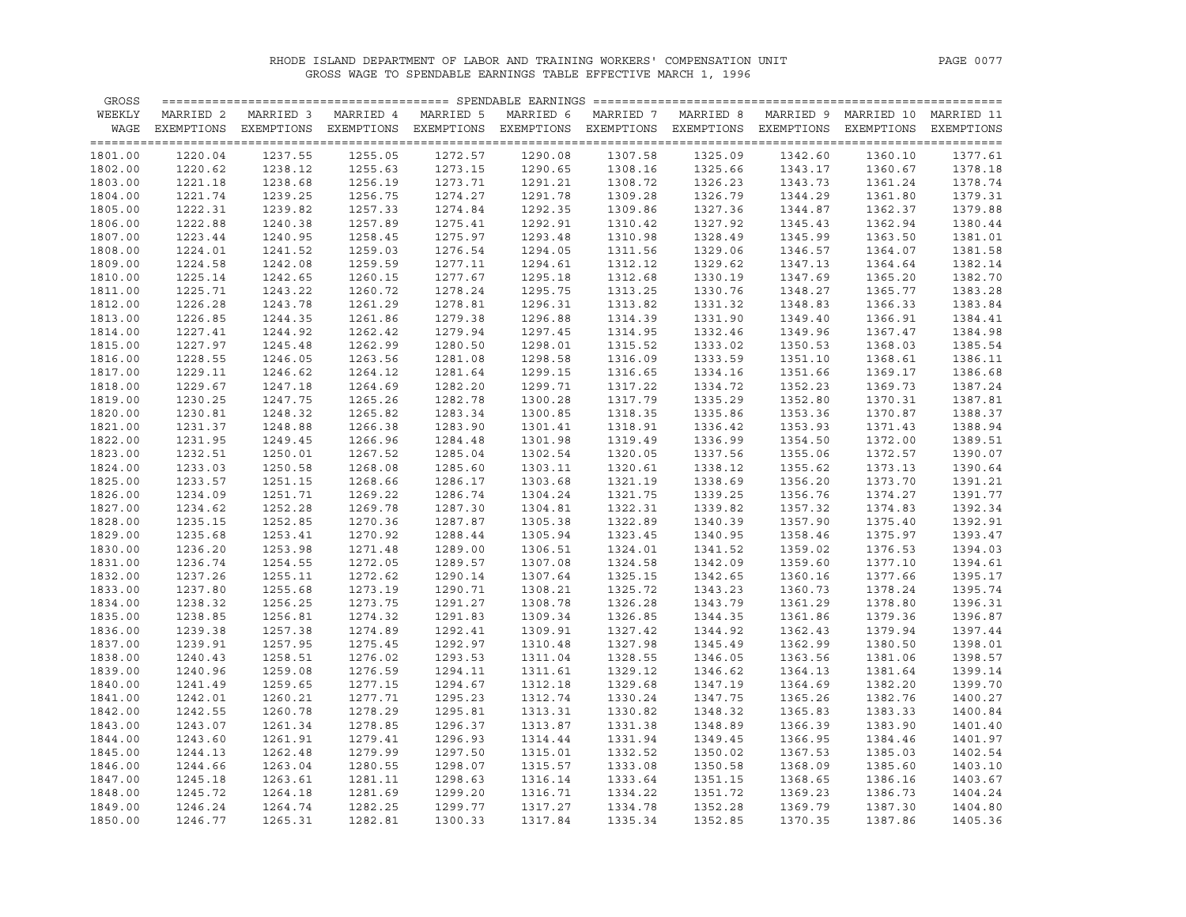# RHODE ISLAND DEPARTMENT OF LABOR AND TRAINING WORKERS' COMPENSATION UNIT

## GROSS WAGE TO SPENDABLE EARNINGS TABLE EFFECTIVE MARCH 1, 1996

| GROSS WEEKLY WAGE | MARRIED 2 EXEMPTIONS | MARRIED 3 EXEMPTIONS | MARRIED 4 EXEMPTIONS | MARRIED 5 EXEMPTIONS | MARRIED 6 EXEMPTIONS | MARRIED 7 EXEMPTIONS | MARRIED 8 EXEMPTIONS | MARRIED 9 EXEMPTIONS | MARRIED 10 EXEMPTIONS | MARRIED 11 EXEMPTIONS |
|---|---|---|---|---|---|---|---|---|---|---|
| 1801.00 | 1220.04 | 1237.55 | 1255.05 | 1272.57 | 1290.08 | 1307.58 | 1325.09 | 1342.60 | 1360.10 | 1377.61 |
| 1802.00 | 1220.62 | 1238.12 | 1255.63 | 1273.15 | 1290.65 | 1308.16 | 1325.66 | 1343.17 | 1360.67 | 1378.18 |
| 1803.00 | 1221.18 | 1238.68 | 1256.19 | 1273.71 | 1291.21 | 1308.72 | 1326.23 | 1343.73 | 1361.24 | 1378.74 |
| 1804.00 | 1221.74 | 1239.25 | 1256.75 | 1274.27 | 1291.78 | 1309.28 | 1326.79 | 1344.29 | 1361.80 | 1379.31 |
| 1805.00 | 1222.31 | 1239.82 | 1257.33 | 1274.84 | 1292.35 | 1309.86 | 1327.36 | 1344.87 | 1362.37 | 1379.88 |
| 1806.00 | 1222.88 | 1240.38 | 1257.89 | 1275.41 | 1292.91 | 1310.42 | 1327.92 | 1345.43 | 1362.94 | 1380.44 |
| 1807.00 | 1223.44 | 1240.95 | 1258.45 | 1275.97 | 1293.48 | 1310.98 | 1328.49 | 1345.99 | 1363.50 | 1381.01 |
| 1808.00 | 1224.01 | 1241.52 | 1259.03 | 1276.54 | 1294.05 | 1311.56 | 1329.06 | 1346.57 | 1364.07 | 1381.58 |
| 1809.00 | 1224.58 | 1242.08 | 1259.59 | 1277.11 | 1294.61 | 1312.12 | 1329.62 | 1347.13 | 1364.64 | 1382.14 |
| 1810.00 | 1225.14 | 1242.65 | 1260.15 | 1277.67 | 1295.18 | 1312.68 | 1330.19 | 1347.69 | 1365.20 | 1382.70 |
| 1811.00 | 1225.71 | 1243.22 | 1260.72 | 1278.24 | 1295.75 | 1313.25 | 1330.76 | 1348.27 | 1365.77 | 1383.28 |
| 1812.00 | 1226.28 | 1243.78 | 1261.29 | 1278.81 | 1296.31 | 1313.82 | 1331.32 | 1348.83 | 1366.33 | 1383.84 |
| 1813.00 | 1226.85 | 1244.35 | 1261.86 | 1279.38 | 1296.88 | 1314.39 | 1331.90 | 1349.40 | 1366.91 | 1384.41 |
| 1814.00 | 1227.41 | 1244.92 | 1262.42 | 1279.94 | 1297.45 | 1314.95 | 1332.46 | 1349.96 | 1367.47 | 1384.98 |
| 1815.00 | 1227.97 | 1245.48 | 1262.99 | 1280.50 | 1298.01 | 1315.52 | 1333.02 | 1350.53 | 1368.03 | 1385.54 |
| 1816.00 | 1228.55 | 1246.05 | 1263.56 | 1281.08 | 1298.58 | 1316.09 | 1333.59 | 1351.10 | 1368.61 | 1386.11 |
| 1817.00 | 1229.11 | 1246.62 | 1264.12 | 1281.64 | 1299.15 | 1316.65 | 1334.16 | 1351.66 | 1369.17 | 1386.68 |
| 1818.00 | 1229.67 | 1247.18 | 1264.69 | 1282.20 | 1299.71 | 1317.22 | 1334.72 | 1352.23 | 1369.73 | 1387.24 |
| 1819.00 | 1230.25 | 1247.75 | 1265.26 | 1282.78 | 1300.28 | 1317.79 | 1335.29 | 1352.80 | 1370.31 | 1387.81 |
| 1820.00 | 1230.81 | 1248.32 | 1265.82 | 1283.34 | 1300.85 | 1318.35 | 1335.86 | 1353.36 | 1370.87 | 1388.37 |
| 1821.00 | 1231.37 | 1248.88 | 1266.38 | 1283.90 | 1301.41 | 1318.91 | 1336.42 | 1353.93 | 1371.43 | 1388.94 |
| 1822.00 | 1231.95 | 1249.45 | 1266.96 | 1284.48 | 1301.98 | 1319.49 | 1336.99 | 1354.50 | 1372.00 | 1389.51 |
| 1823.00 | 1232.51 | 1250.01 | 1267.52 | 1285.04 | 1302.54 | 1320.05 | 1337.56 | 1355.06 | 1372.57 | 1390.07 |
| 1824.00 | 1233.03 | 1250.58 | 1268.08 | 1285.60 | 1303.11 | 1320.61 | 1338.12 | 1355.62 | 1373.13 | 1390.64 |
| 1825.00 | 1233.57 | 1251.15 | 1268.66 | 1286.17 | 1303.68 | 1321.19 | 1338.69 | 1356.20 | 1373.70 | 1391.21 |
| 1826.00 | 1234.09 | 1251.71 | 1269.22 | 1286.74 | 1304.24 | 1321.75 | 1339.25 | 1356.76 | 1374.27 | 1391.77 |
| 1827.00 | 1234.62 | 1252.28 | 1269.78 | 1287.30 | 1304.81 | 1322.31 | 1339.82 | 1357.32 | 1374.83 | 1392.34 |
| 1828.00 | 1235.15 | 1252.85 | 1270.36 | 1287.87 | 1305.38 | 1322.89 | 1340.39 | 1357.90 | 1375.40 | 1392.91 |
| 1829.00 | 1235.68 | 1253.41 | 1270.92 | 1288.44 | 1305.94 | 1323.45 | 1340.95 | 1358.46 | 1375.97 | 1393.47 |
| 1830.00 | 1236.20 | 1253.98 | 1271.48 | 1289.00 | 1306.51 | 1324.01 | 1341.52 | 1359.02 | 1376.53 | 1394.03 |
| 1831.00 | 1236.74 | 1254.55 | 1272.05 | 1289.57 | 1307.08 | 1324.58 | 1342.09 | 1359.60 | 1377.10 | 1394.61 |
| 1832.00 | 1237.26 | 1255.11 | 1272.62 | 1290.14 | 1307.64 | 1325.15 | 1342.65 | 1360.16 | 1377.66 | 1395.17 |
| 1833.00 | 1237.80 | 1255.68 | 1273.19 | 1290.71 | 1308.21 | 1325.72 | 1343.23 | 1360.73 | 1378.24 | 1395.74 |
| 1834.00 | 1238.32 | 1256.25 | 1273.75 | 1291.27 | 1308.78 | 1326.28 | 1343.79 | 1361.29 | 1378.80 | 1396.31 |
| 1835.00 | 1238.85 | 1256.81 | 1274.32 | 1291.83 | 1309.34 | 1326.85 | 1344.35 | 1361.86 | 1379.36 | 1396.87 |
| 1836.00 | 1239.38 | 1257.38 | 1274.89 | 1292.41 | 1309.91 | 1327.42 | 1344.92 | 1362.43 | 1379.94 | 1397.44 |
| 1837.00 | 1239.91 | 1257.95 | 1275.45 | 1292.97 | 1310.48 | 1327.98 | 1345.49 | 1362.99 | 1380.50 | 1398.01 |
| 1838.00 | 1240.43 | 1258.51 | 1276.02 | 1293.53 | 1311.04 | 1328.55 | 1346.05 | 1363.56 | 1381.06 | 1398.57 |
| 1839.00 | 1240.96 | 1259.08 | 1276.59 | 1294.11 | 1311.61 | 1329.12 | 1346.62 | 1364.13 | 1381.64 | 1399.14 |
| 1840.00 | 1241.49 | 1259.65 | 1277.15 | 1294.67 | 1312.18 | 1329.68 | 1347.19 | 1364.69 | 1382.20 | 1399.70 |
| 1841.00 | 1242.01 | 1260.21 | 1277.71 | 1295.23 | 1312.74 | 1330.24 | 1347.75 | 1365.26 | 1382.76 | 1400.27 |
| 1842.00 | 1242.55 | 1260.78 | 1278.29 | 1295.81 | 1313.31 | 1330.82 | 1348.32 | 1365.83 | 1383.33 | 1400.84 |
| 1843.00 | 1243.07 | 1261.34 | 1278.85 | 1296.37 | 1313.87 | 1331.38 | 1348.89 | 1366.39 | 1383.90 | 1401.40 |
| 1844.00 | 1243.60 | 1261.91 | 1279.41 | 1296.93 | 1314.44 | 1331.94 | 1349.45 | 1366.95 | 1384.46 | 1401.97 |
| 1845.00 | 1244.13 | 1262.48 | 1279.99 | 1297.50 | 1315.01 | 1332.52 | 1350.02 | 1367.53 | 1385.03 | 1402.54 |
| 1846.00 | 1244.66 | 1263.04 | 1280.55 | 1298.07 | 1315.57 | 1333.08 | 1350.58 | 1368.09 | 1385.60 | 1403.10 |
| 1847.00 | 1245.18 | 1263.61 | 1281.11 | 1298.63 | 1316.14 | 1333.64 | 1351.15 | 1368.65 | 1386.16 | 1403.67 |
| 1848.00 | 1245.72 | 1264.18 | 1281.69 | 1299.20 | 1316.71 | 1334.22 | 1351.72 | 1369.23 | 1386.73 | 1404.24 |
| 1849.00 | 1246.24 | 1264.74 | 1282.25 | 1299.77 | 1317.27 | 1334.78 | 1352.28 | 1369.79 | 1387.30 | 1404.80 |
| 1850.00 | 1246.77 | 1265.31 | 1282.81 | 1300.33 | 1317.84 | 1335.34 | 1352.85 | 1370.35 | 1387.86 | 1405.36 |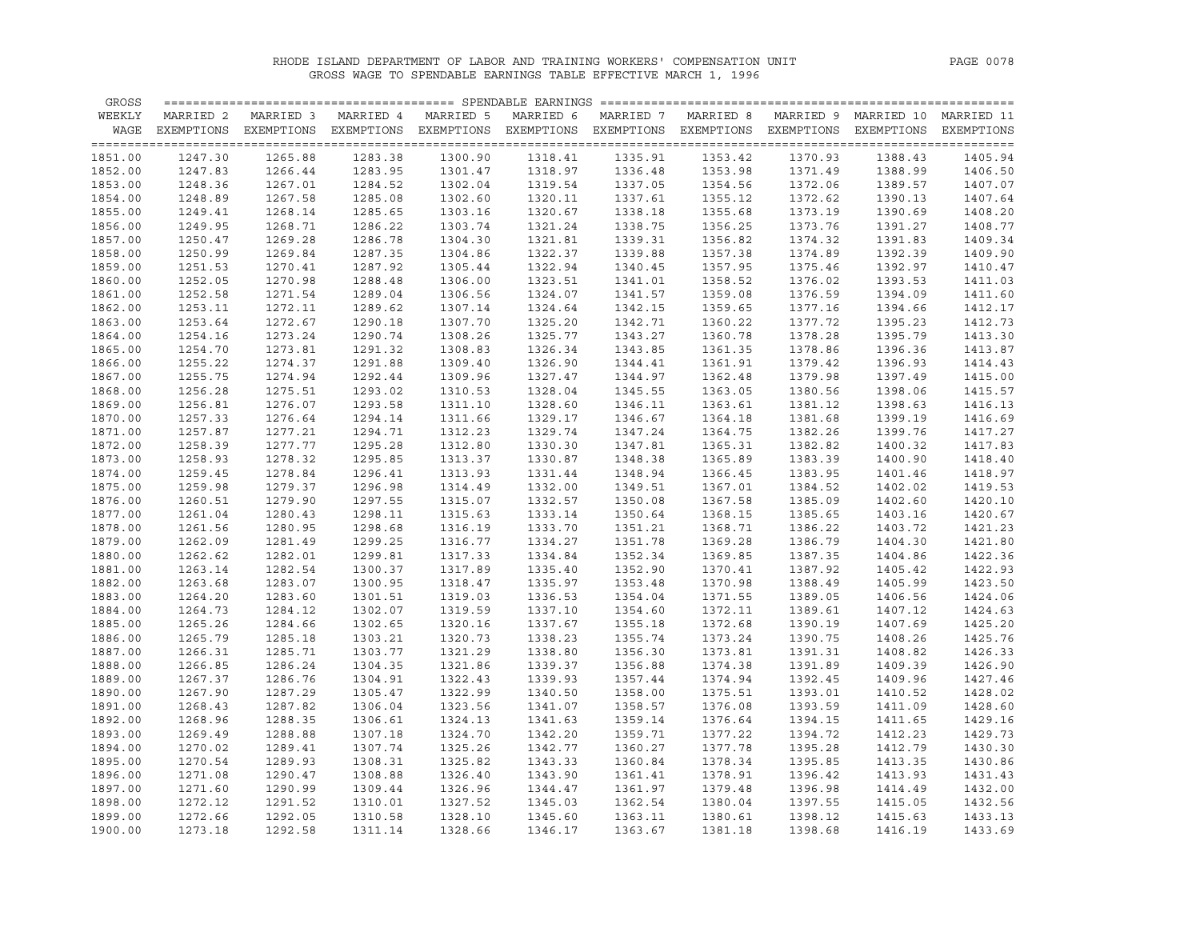RHODE ISLAND DEPARTMENT OF LABOR AND TRAINING WORKERS' COMPENSATION UNIT

GROSS WAGE TO SPENDABLE EARNINGS TABLE EFFECTIVE MARCH 1, 1996

| GROSS WEEKLY WAGE | MARRIED 2 EXEMPTIONS | MARRIED 3 EXEMPTIONS | MARRIED 4 EXEMPTIONS | MARRIED 5 EXEMPTIONS | MARRIED 6 EXEMPTIONS | MARRIED 7 EXEMPTIONS | MARRIED 8 EXEMPTIONS | MARRIED 9 EXEMPTIONS | MARRIED 10 EXEMPTIONS | MARRIED 11 EXEMPTIONS |
|---|---|---|---|---|---|---|---|---|---|---|
| 1851.00 | 1247.30 | 1265.88 | 1283.38 | 1300.90 | 1318.41 | 1335.91 | 1353.42 | 1370.93 | 1388.43 | 1405.94 |
| 1852.00 | 1247.83 | 1266.44 | 1283.95 | 1301.47 | 1318.97 | 1336.48 | 1353.98 | 1371.49 | 1388.99 | 1406.50 |
| 1853.00 | 1248.36 | 1267.01 | 1284.52 | 1302.04 | 1319.54 | 1337.05 | 1354.56 | 1372.06 | 1389.57 | 1407.07 |
| 1854.00 | 1248.89 | 1267.58 | 1285.08 | 1302.60 | 1320.11 | 1337.61 | 1355.12 | 1372.62 | 1390.13 | 1407.64 |
| 1855.00 | 1249.41 | 1268.14 | 1285.65 | 1303.16 | 1320.67 | 1338.18 | 1355.68 | 1373.19 | 1390.69 | 1408.20 |
| 1856.00 | 1249.95 | 1268.71 | 1286.22 | 1303.74 | 1321.24 | 1338.75 | 1356.25 | 1373.76 | 1391.27 | 1408.77 |
| 1857.00 | 1250.47 | 1269.28 | 1286.78 | 1304.30 | 1321.81 | 1339.31 | 1356.82 | 1374.32 | 1391.83 | 1409.34 |
| 1858.00 | 1250.99 | 1269.84 | 1287.35 | 1304.86 | 1322.37 | 1339.88 | 1357.38 | 1374.89 | 1392.39 | 1409.90 |
| 1859.00 | 1251.53 | 1270.41 | 1287.92 | 1305.44 | 1322.94 | 1340.45 | 1357.95 | 1375.46 | 1392.97 | 1410.47 |
| 1860.00 | 1252.05 | 1270.98 | 1288.48 | 1306.00 | 1323.51 | 1341.01 | 1358.52 | 1376.02 | 1393.53 | 1411.03 |
| 1861.00 | 1252.58 | 1271.54 | 1289.04 | 1306.56 | 1324.07 | 1341.57 | 1359.08 | 1376.59 | 1394.09 | 1411.60 |
| 1862.00 | 1253.11 | 1272.11 | 1289.62 | 1307.14 | 1324.64 | 1342.15 | 1359.65 | 1377.16 | 1394.66 | 1412.17 |
| 1863.00 | 1253.64 | 1272.67 | 1290.18 | 1307.70 | 1325.20 | 1342.71 | 1360.22 | 1377.72 | 1395.23 | 1412.73 |
| 1864.00 | 1254.16 | 1273.24 | 1290.74 | 1308.26 | 1325.77 | 1343.27 | 1360.78 | 1378.28 | 1395.79 | 1413.30 |
| 1865.00 | 1254.70 | 1273.81 | 1291.32 | 1308.83 | 1326.34 | 1343.85 | 1361.35 | 1378.86 | 1396.36 | 1413.87 |
| 1866.00 | 1255.22 | 1274.37 | 1291.88 | 1309.40 | 1326.90 | 1344.41 | 1361.91 | 1379.42 | 1396.93 | 1414.43 |
| 1867.00 | 1255.75 | 1274.94 | 1292.44 | 1309.96 | 1327.47 | 1344.97 | 1362.48 | 1379.98 | 1397.49 | 1415.00 |
| 1868.00 | 1256.28 | 1275.51 | 1293.02 | 1310.53 | 1328.04 | 1345.55 | 1363.05 | 1380.56 | 1398.06 | 1415.57 |
| 1869.00 | 1256.81 | 1276.07 | 1293.58 | 1311.10 | 1328.60 | 1346.11 | 1363.61 | 1381.12 | 1398.63 | 1416.13 |
| 1870.00 | 1257.33 | 1276.64 | 1294.14 | 1311.66 | 1329.17 | 1346.67 | 1364.18 | 1381.68 | 1399.19 | 1416.69 |
| 1871.00 | 1257.87 | 1277.21 | 1294.71 | 1312.23 | 1329.74 | 1347.24 | 1364.75 | 1382.26 | 1399.76 | 1417.27 |
| 1872.00 | 1258.39 | 1277.77 | 1295.28 | 1312.80 | 1330.30 | 1347.81 | 1365.31 | 1382.82 | 1400.32 | 1417.83 |
| 1873.00 | 1258.93 | 1278.32 | 1295.85 | 1313.37 | 1330.87 | 1348.38 | 1365.89 | 1383.39 | 1400.90 | 1418.40 |
| 1874.00 | 1259.45 | 1278.84 | 1296.41 | 1313.93 | 1331.44 | 1348.94 | 1366.45 | 1383.95 | 1401.46 | 1418.97 |
| 1875.00 | 1259.98 | 1279.37 | 1296.98 | 1314.49 | 1332.00 | 1349.51 | 1367.01 | 1384.52 | 1402.02 | 1419.53 |
| 1876.00 | 1260.51 | 1279.90 | 1297.55 | 1315.07 | 1332.57 | 1350.08 | 1367.58 | 1385.09 | 1402.60 | 1420.10 |
| 1877.00 | 1261.04 | 1280.43 | 1298.11 | 1315.63 | 1333.14 | 1350.64 | 1368.15 | 1385.65 | 1403.16 | 1420.67 |
| 1878.00 | 1261.56 | 1280.95 | 1298.68 | 1316.19 | 1333.70 | 1351.21 | 1368.71 | 1386.22 | 1403.72 | 1421.23 |
| 1879.00 | 1262.09 | 1281.49 | 1299.25 | 1316.77 | 1334.27 | 1351.78 | 1369.28 | 1386.79 | 1404.30 | 1421.80 |
| 1880.00 | 1262.62 | 1282.01 | 1299.81 | 1317.33 | 1334.84 | 1352.34 | 1369.85 | 1387.35 | 1404.86 | 1422.36 |
| 1881.00 | 1263.14 | 1282.54 | 1300.37 | 1317.89 | 1335.40 | 1352.90 | 1370.41 | 1387.92 | 1405.42 | 1422.93 |
| 1882.00 | 1263.68 | 1283.07 | 1300.95 | 1318.47 | 1335.97 | 1353.48 | 1370.98 | 1388.49 | 1405.99 | 1423.50 |
| 1883.00 | 1264.20 | 1283.60 | 1301.51 | 1319.03 | 1336.53 | 1354.04 | 1371.55 | 1389.05 | 1406.56 | 1424.06 |
| 1884.00 | 1264.73 | 1284.12 | 1302.07 | 1319.59 | 1337.10 | 1354.60 | 1372.11 | 1389.61 | 1407.12 | 1424.63 |
| 1885.00 | 1265.26 | 1284.66 | 1302.65 | 1320.16 | 1337.67 | 1355.18 | 1372.68 | 1390.19 | 1407.69 | 1425.20 |
| 1886.00 | 1265.79 | 1285.18 | 1303.21 | 1320.73 | 1338.23 | 1355.74 | 1373.24 | 1390.75 | 1408.26 | 1425.76 |
| 1887.00 | 1266.31 | 1285.71 | 1303.77 | 1321.29 | 1338.80 | 1356.30 | 1373.81 | 1391.31 | 1408.82 | 1426.33 |
| 1888.00 | 1266.85 | 1286.24 | 1304.35 | 1321.86 | 1339.37 | 1356.88 | 1374.38 | 1391.89 | 1409.39 | 1426.90 |
| 1889.00 | 1267.37 | 1286.76 | 1304.91 | 1322.43 | 1339.93 | 1357.44 | 1374.94 | 1392.45 | 1409.96 | 1427.46 |
| 1890.00 | 1267.90 | 1287.29 | 1305.47 | 1322.99 | 1340.50 | 1358.00 | 1375.51 | 1393.01 | 1410.52 | 1428.02 |
| 1891.00 | 1268.43 | 1287.82 | 1306.04 | 1323.56 | 1341.07 | 1358.57 | 1376.08 | 1393.59 | 1411.09 | 1428.60 |
| 1892.00 | 1268.96 | 1288.35 | 1306.61 | 1324.13 | 1341.63 | 1359.14 | 1376.64 | 1394.15 | 1411.65 | 1429.16 |
| 1893.00 | 1269.49 | 1288.88 | 1307.18 | 1324.70 | 1342.20 | 1359.71 | 1377.22 | 1394.72 | 1412.23 | 1429.73 |
| 1894.00 | 1270.02 | 1289.41 | 1307.74 | 1325.26 | 1342.77 | 1360.27 | 1377.78 | 1395.28 | 1412.79 | 1430.30 |
| 1895.00 | 1270.54 | 1289.93 | 1308.31 | 1325.82 | 1343.33 | 1360.84 | 1378.34 | 1395.85 | 1413.35 | 1430.86 |
| 1896.00 | 1271.08 | 1290.47 | 1308.88 | 1326.40 | 1343.90 | 1361.41 | 1378.91 | 1396.42 | 1413.93 | 1431.43 |
| 1897.00 | 1271.60 | 1290.99 | 1309.44 | 1326.96 | 1344.47 | 1361.97 | 1379.48 | 1396.98 | 1414.49 | 1432.00 |
| 1898.00 | 1272.12 | 1291.52 | 1310.01 | 1327.52 | 1345.03 | 1362.54 | 1380.04 | 1397.55 | 1415.05 | 1432.56 |
| 1899.00 | 1272.66 | 1292.05 | 1310.58 | 1328.10 | 1345.60 | 1363.11 | 1380.61 | 1398.12 | 1415.63 | 1433.13 |
| 1900.00 | 1273.18 | 1292.58 | 1311.14 | 1328.66 | 1346.17 | 1363.67 | 1381.18 | 1398.68 | 1416.19 | 1433.69 |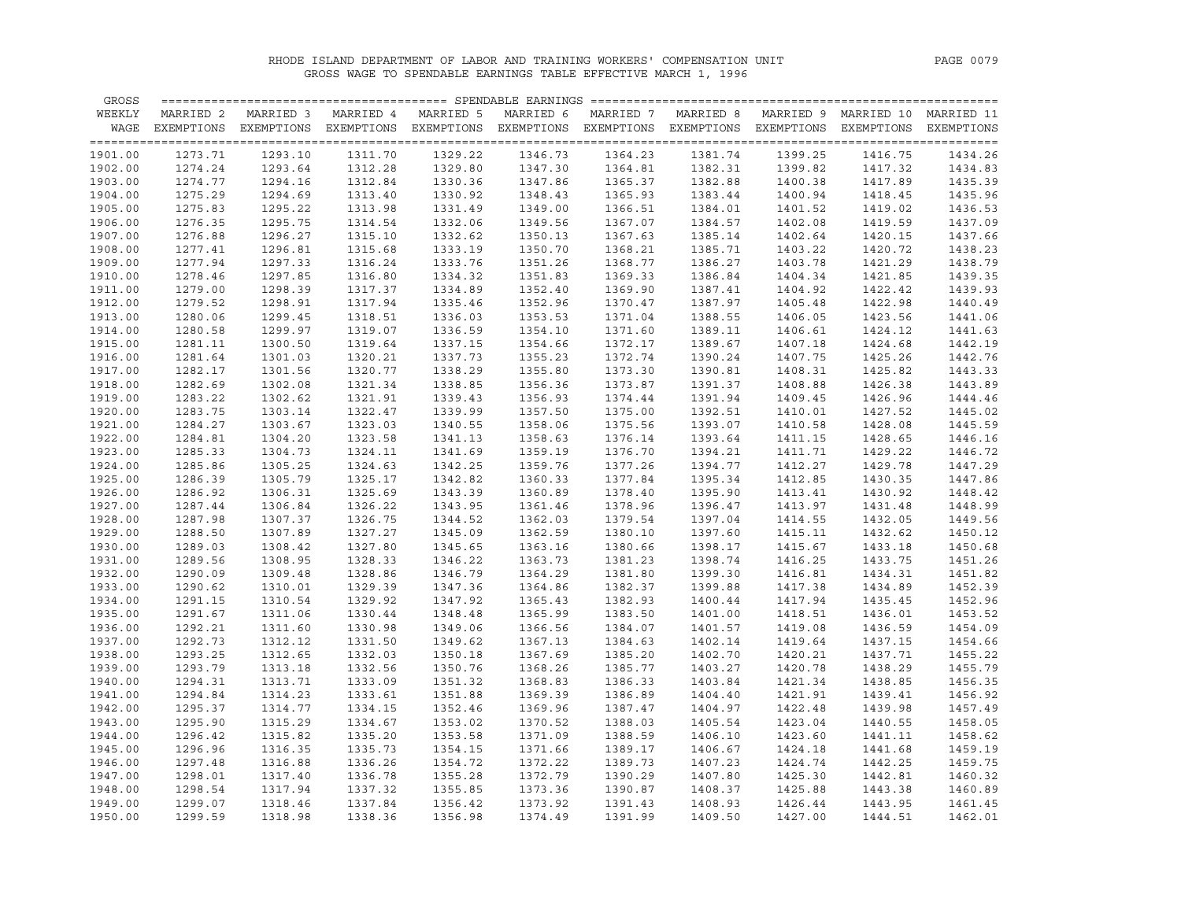RHODE ISLAND DEPARTMENT OF LABOR AND TRAINING WORKERS' COMPENSATION UNIT

GROSS WAGE TO SPENDABLE EARNINGS TABLE EFFECTIVE MARCH 1, 1996

| GROSS WEEKLY WAGE | MARRIED 2 EXEMPTIONS | MARRIED 3 EXEMPTIONS | MARRIED 4 EXEMPTIONS | MARRIED 5 EXEMPTIONS | MARRIED 6 EXEMPTIONS | MARRIED 7 EXEMPTIONS | MARRIED 8 EXEMPTIONS | MARRIED 9 EXEMPTIONS | MARRIED 10 EXEMPTIONS | MARRIED 11 EXEMPTIONS |
|---|---|---|---|---|---|---|---|---|---|---|
| 1901.00 | 1273.71 | 1293.10 | 1311.70 | 1329.22 | 1346.73 | 1364.23 | 1381.74 | 1399.25 | 1416.75 | 1434.26 |
| 1902.00 | 1274.24 | 1293.64 | 1312.28 | 1329.80 | 1347.30 | 1364.81 | 1382.31 | 1399.82 | 1417.32 | 1434.83 |
| 1903.00 | 1274.77 | 1294.16 | 1312.84 | 1330.36 | 1347.86 | 1365.37 | 1382.88 | 1400.38 | 1417.89 | 1435.39 |
| 1904.00 | 1275.29 | 1294.69 | 1313.40 | 1330.92 | 1348.43 | 1365.93 | 1383.44 | 1400.94 | 1418.45 | 1435.96 |
| 1905.00 | 1275.83 | 1295.22 | 1313.98 | 1331.49 | 1349.00 | 1366.51 | 1384.01 | 1401.52 | 1419.02 | 1436.53 |
| 1906.00 | 1276.35 | 1295.75 | 1314.54 | 1332.06 | 1349.56 | 1367.07 | 1384.57 | 1402.08 | 1419.59 | 1437.09 |
| 1907.00 | 1276.88 | 1296.27 | 1315.10 | 1332.62 | 1350.13 | 1367.63 | 1385.14 | 1402.64 | 1420.15 | 1437.66 |
| 1908.00 | 1277.41 | 1296.81 | 1315.68 | 1333.19 | 1350.70 | 1368.21 | 1385.71 | 1403.22 | 1420.72 | 1438.23 |
| 1909.00 | 1277.94 | 1297.33 | 1316.24 | 1333.76 | 1351.26 | 1368.77 | 1386.27 | 1403.78 | 1421.29 | 1438.79 |
| 1910.00 | 1278.46 | 1297.85 | 1316.80 | 1334.32 | 1351.83 | 1369.33 | 1386.84 | 1404.34 | 1421.85 | 1439.35 |
| 1911.00 | 1279.00 | 1298.39 | 1317.37 | 1334.89 | 1352.40 | 1369.90 | 1387.41 | 1404.92 | 1422.42 | 1439.93 |
| 1912.00 | 1279.52 | 1298.91 | 1317.94 | 1335.46 | 1352.96 | 1370.47 | 1387.97 | 1405.48 | 1422.98 | 1440.49 |
| 1913.00 | 1280.06 | 1299.45 | 1318.51 | 1336.03 | 1353.53 | 1371.04 | 1388.55 | 1406.05 | 1423.56 | 1441.06 |
| 1914.00 | 1280.58 | 1299.97 | 1319.07 | 1336.59 | 1354.10 | 1371.60 | 1389.11 | 1406.61 | 1424.12 | 1441.63 |
| 1915.00 | 1281.11 | 1300.50 | 1319.64 | 1337.15 | 1354.66 | 1372.17 | 1389.67 | 1407.18 | 1424.68 | 1442.19 |
| 1916.00 | 1281.64 | 1301.03 | 1320.21 | 1337.73 | 1355.23 | 1372.74 | 1390.24 | 1407.75 | 1425.26 | 1442.76 |
| 1917.00 | 1282.17 | 1301.56 | 1320.77 | 1338.29 | 1355.80 | 1373.30 | 1390.81 | 1408.31 | 1425.82 | 1443.33 |
| 1918.00 | 1282.69 | 1302.08 | 1321.34 | 1338.85 | 1356.36 | 1373.87 | 1391.37 | 1408.88 | 1426.38 | 1443.89 |
| 1919.00 | 1283.22 | 1302.62 | 1321.91 | 1339.43 | 1356.93 | 1374.44 | 1391.94 | 1409.45 | 1426.96 | 1444.46 |
| 1920.00 | 1283.75 | 1303.14 | 1322.47 | 1339.99 | 1357.50 | 1375.00 | 1392.51 | 1410.01 | 1427.52 | 1445.02 |
| 1921.00 | 1284.27 | 1303.67 | 1323.03 | 1340.55 | 1358.06 | 1375.56 | 1393.07 | 1410.58 | 1428.08 | 1445.59 |
| 1922.00 | 1284.81 | 1304.20 | 1323.58 | 1341.13 | 1358.63 | 1376.14 | 1393.64 | 1411.15 | 1428.65 | 1446.16 |
| 1923.00 | 1285.33 | 1304.73 | 1324.11 | 1341.69 | 1359.19 | 1376.70 | 1394.21 | 1411.71 | 1429.22 | 1446.72 |
| 1924.00 | 1285.86 | 1305.25 | 1324.63 | 1342.25 | 1359.76 | 1377.26 | 1394.77 | 1412.27 | 1429.78 | 1447.29 |
| 1925.00 | 1286.39 | 1305.79 | 1325.17 | 1342.82 | 1360.33 | 1377.84 | 1395.34 | 1412.85 | 1430.35 | 1447.86 |
| 1926.00 | 1286.92 | 1306.31 | 1325.69 | 1343.39 | 1360.89 | 1378.40 | 1395.90 | 1413.41 | 1430.92 | 1448.42 |
| 1927.00 | 1287.44 | 1306.84 | 1326.22 | 1343.95 | 1361.46 | 1378.96 | 1396.47 | 1413.97 | 1431.48 | 1448.99 |
| 1928.00 | 1287.98 | 1307.37 | 1326.75 | 1344.52 | 1362.03 | 1379.54 | 1397.04 | 1414.55 | 1432.05 | 1449.56 |
| 1929.00 | 1288.50 | 1307.89 | 1327.27 | 1345.09 | 1362.59 | 1380.10 | 1397.60 | 1415.11 | 1432.62 | 1450.12 |
| 1930.00 | 1289.03 | 1308.42 | 1327.80 | 1345.65 | 1363.16 | 1380.66 | 1398.17 | 1415.67 | 1433.18 | 1450.68 |
| 1931.00 | 1289.56 | 1308.95 | 1328.33 | 1346.22 | 1363.73 | 1381.23 | 1398.74 | 1416.25 | 1433.75 | 1451.26 |
| 1932.00 | 1290.09 | 1309.48 | 1328.86 | 1346.79 | 1364.29 | 1381.80 | 1399.30 | 1416.81 | 1434.31 | 1451.82 |
| 1933.00 | 1290.62 | 1310.01 | 1329.39 | 1347.36 | 1364.86 | 1382.37 | 1399.88 | 1417.38 | 1434.89 | 1452.39 |
| 1934.00 | 1291.15 | 1310.54 | 1329.92 | 1347.92 | 1365.43 | 1382.93 | 1400.44 | 1417.94 | 1435.45 | 1452.96 |
| 1935.00 | 1291.67 | 1311.06 | 1330.44 | 1348.48 | 1365.99 | 1383.50 | 1401.00 | 1418.51 | 1436.01 | 1453.52 |
| 1936.00 | 1292.21 | 1311.60 | 1330.98 | 1349.06 | 1366.56 | 1384.07 | 1401.57 | 1419.08 | 1436.59 | 1454.09 |
| 1937.00 | 1292.73 | 1312.12 | 1331.50 | 1349.62 | 1367.13 | 1384.63 | 1402.14 | 1419.64 | 1437.15 | 1454.66 |
| 1938.00 | 1293.25 | 1312.65 | 1332.03 | 1350.18 | 1367.69 | 1385.20 | 1402.70 | 1420.21 | 1437.71 | 1455.22 |
| 1939.00 | 1293.79 | 1313.18 | 1332.56 | 1350.76 | 1368.26 | 1385.77 | 1403.27 | 1420.78 | 1438.29 | 1455.79 |
| 1940.00 | 1294.31 | 1313.71 | 1333.09 | 1351.32 | 1368.83 | 1386.33 | 1403.84 | 1421.34 | 1438.85 | 1456.35 |
| 1941.00 | 1294.84 | 1314.23 | 1333.61 | 1351.88 | 1369.39 | 1386.89 | 1404.40 | 1421.91 | 1439.41 | 1456.92 |
| 1942.00 | 1295.37 | 1314.77 | 1334.15 | 1352.46 | 1369.96 | 1387.47 | 1404.97 | 1422.48 | 1439.98 | 1457.49 |
| 1943.00 | 1295.90 | 1315.29 | 1334.67 | 1353.02 | 1370.52 | 1388.03 | 1405.54 | 1423.04 | 1440.55 | 1458.05 |
| 1944.00 | 1296.42 | 1315.82 | 1335.20 | 1353.58 | 1371.09 | 1388.59 | 1406.10 | 1423.60 | 1441.11 | 1458.62 |
| 1945.00 | 1296.96 | 1316.35 | 1335.73 | 1354.15 | 1371.66 | 1389.17 | 1406.67 | 1424.18 | 1441.68 | 1459.19 |
| 1946.00 | 1297.48 | 1316.88 | 1336.26 | 1354.72 | 1372.22 | 1389.73 | 1407.23 | 1424.74 | 1442.25 | 1459.75 |
| 1947.00 | 1298.01 | 1317.40 | 1336.78 | 1355.28 | 1372.79 | 1390.29 | 1407.80 | 1425.30 | 1442.81 | 1460.32 |
| 1948.00 | 1298.54 | 1317.94 | 1337.32 | 1355.85 | 1373.36 | 1390.87 | 1408.37 | 1425.88 | 1443.38 | 1460.89 |
| 1949.00 | 1299.07 | 1318.46 | 1337.84 | 1356.42 | 1373.92 | 1391.43 | 1408.93 | 1426.44 | 1443.95 | 1461.45 |
| 1950.00 | 1299.59 | 1318.98 | 1338.36 | 1356.98 | 1374.49 | 1391.99 | 1409.50 | 1427.00 | 1444.51 | 1462.01 |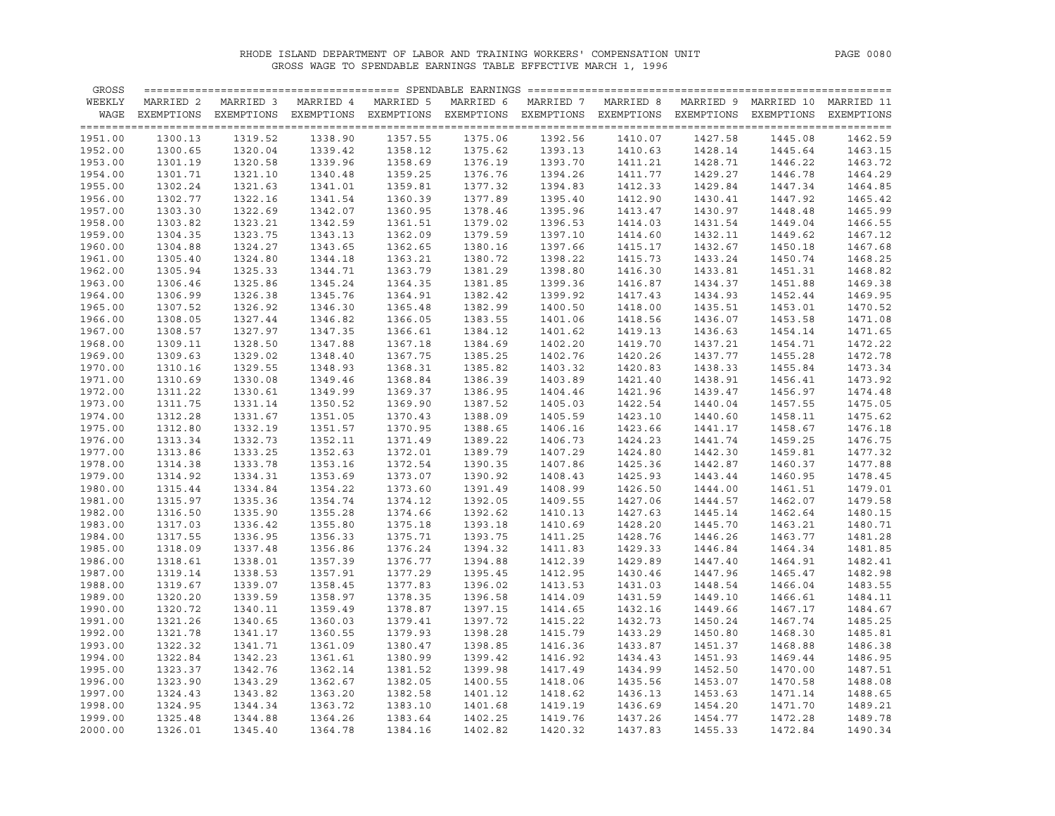RHODE ISLAND DEPARTMENT OF LABOR AND TRAINING WORKERS' COMPENSATION UNIT

GROSS WAGE TO SPENDABLE EARNINGS TABLE EFFECTIVE MARCH 1, 1996

| GROSS WEEKLY WAGE | SPENDABLE EARNINGS MARRIED 2 EXEMPTIONS | MARRIED 3 EXEMPTIONS | MARRIED 4 EXEMPTIONS | MARRIED 5 EXEMPTIONS | MARRIED 6 EXEMPTIONS | MARRIED 7 EXEMPTIONS | MARRIED 8 EXEMPTIONS | MARRIED 9 EXEMPTIONS | MARRIED 10 EXEMPTIONS | MARRIED 11 EXEMPTIONS |
|---|---|---|---|---|---|---|---|---|---|---|
| 1951.00 | 1300.13 | 1319.52 | 1338.90 | 1357.55 | 1375.06 | 1392.56 | 1410.07 | 1427.58 | 1445.08 | 1462.59 |
| 1952.00 | 1300.65 | 1320.04 | 1339.42 | 1358.12 | 1375.62 | 1393.13 | 1410.63 | 1428.14 | 1445.64 | 1463.15 |
| 1953.00 | 1301.19 | 1320.58 | 1339.96 | 1358.69 | 1376.19 | 1393.70 | 1411.21 | 1428.71 | 1446.22 | 1463.72 |
| 1954.00 | 1301.71 | 1321.10 | 1340.48 | 1359.25 | 1376.76 | 1394.26 | 1411.77 | 1429.27 | 1446.78 | 1464.29 |
| 1955.00 | 1302.24 | 1321.63 | 1341.01 | 1359.81 | 1377.32 | 1394.83 | 1412.33 | 1429.84 | 1447.34 | 1464.85 |
| 1956.00 | 1302.77 | 1322.16 | 1341.54 | 1360.39 | 1377.89 | 1395.40 | 1412.90 | 1430.41 | 1447.92 | 1465.42 |
| 1957.00 | 1303.30 | 1322.69 | 1342.07 | 1360.95 | 1378.46 | 1395.96 | 1413.47 | 1430.97 | 1448.48 | 1465.99 |
| 1958.00 | 1303.82 | 1323.21 | 1342.59 | 1361.51 | 1379.02 | 1396.53 | 1414.03 | 1431.54 | 1449.04 | 1466.55 |
| 1959.00 | 1304.35 | 1323.75 | 1343.13 | 1362.09 | 1379.59 | 1397.10 | 1414.60 | 1432.11 | 1449.62 | 1467.12 |
| 1960.00 | 1304.88 | 1324.27 | 1343.65 | 1362.65 | 1380.16 | 1397.66 | 1415.17 | 1432.67 | 1450.18 | 1467.68 |
| 1961.00 | 1305.40 | 1324.80 | 1344.18 | 1363.21 | 1380.72 | 1398.22 | 1415.73 | 1433.24 | 1450.74 | 1468.25 |
| 1962.00 | 1305.94 | 1325.33 | 1344.71 | 1363.79 | 1381.29 | 1398.80 | 1416.30 | 1433.81 | 1451.31 | 1468.82 |
| 1963.00 | 1306.46 | 1325.86 | 1345.24 | 1364.35 | 1381.85 | 1399.36 | 1416.87 | 1434.37 | 1451.88 | 1469.38 |
| 1964.00 | 1306.99 | 1326.38 | 1345.76 | 1364.91 | 1382.42 | 1399.92 | 1417.43 | 1434.93 | 1452.44 | 1469.95 |
| 1965.00 | 1307.52 | 1326.92 | 1346.30 | 1365.48 | 1382.99 | 1400.50 | 1418.00 | 1435.51 | 1453.01 | 1470.52 |
| 1966.00 | 1308.05 | 1327.44 | 1346.82 | 1366.05 | 1383.55 | 1401.06 | 1418.56 | 1436.07 | 1453.58 | 1471.08 |
| 1967.00 | 1308.57 | 1327.97 | 1347.35 | 1366.61 | 1384.12 | 1401.62 | 1419.13 | 1436.63 | 1454.14 | 1471.65 |
| 1968.00 | 1309.11 | 1328.50 | 1347.88 | 1367.18 | 1384.69 | 1402.20 | 1419.70 | 1437.21 | 1454.71 | 1472.22 |
| 1969.00 | 1309.63 | 1329.02 | 1348.40 | 1367.75 | 1385.25 | 1402.76 | 1420.26 | 1437.77 | 1455.28 | 1472.78 |
| 1970.00 | 1310.16 | 1329.55 | 1348.93 | 1368.31 | 1385.82 | 1403.32 | 1420.83 | 1438.33 | 1455.84 | 1473.34 |
| 1971.00 | 1310.69 | 1330.08 | 1349.46 | 1368.84 | 1386.39 | 1403.89 | 1421.40 | 1438.91 | 1456.41 | 1473.92 |
| 1972.00 | 1311.22 | 1330.61 | 1349.99 | 1369.37 | 1386.95 | 1404.46 | 1421.96 | 1439.47 | 1456.97 | 1474.48 |
| 1973.00 | 1311.75 | 1331.14 | 1350.52 | 1369.90 | 1387.52 | 1405.03 | 1422.54 | 1440.04 | 1457.55 | 1475.05 |
| 1974.00 | 1312.28 | 1331.67 | 1351.05 | 1370.43 | 1388.09 | 1405.59 | 1423.10 | 1440.60 | 1458.11 | 1475.62 |
| 1975.00 | 1312.80 | 1332.19 | 1351.57 | 1370.95 | 1388.65 | 1406.16 | 1423.66 | 1441.17 | 1458.67 | 1476.18 |
| 1976.00 | 1313.34 | 1332.73 | 1352.11 | 1371.49 | 1389.22 | 1406.73 | 1424.23 | 1441.74 | 1459.25 | 1476.75 |
| 1977.00 | 1313.86 | 1333.25 | 1352.63 | 1372.01 | 1389.79 | 1407.29 | 1424.80 | 1442.30 | 1459.81 | 1477.32 |
| 1978.00 | 1314.38 | 1333.78 | 1353.16 | 1372.54 | 1390.35 | 1407.86 | 1425.36 | 1442.87 | 1460.37 | 1477.88 |
| 1979.00 | 1314.92 | 1334.31 | 1353.69 | 1373.07 | 1390.92 | 1408.43 | 1425.93 | 1443.44 | 1460.95 | 1478.45 |
| 1980.00 | 1315.44 | 1334.84 | 1354.22 | 1373.60 | 1391.49 | 1408.99 | 1426.50 | 1444.00 | 1461.51 | 1479.01 |
| 1981.00 | 1315.97 | 1335.36 | 1354.74 | 1374.12 | 1392.05 | 1409.55 | 1427.06 | 1444.57 | 1462.07 | 1479.58 |
| 1982.00 | 1316.50 | 1335.90 | 1355.28 | 1374.66 | 1392.62 | 1410.13 | 1427.63 | 1445.14 | 1462.64 | 1480.15 |
| 1983.00 | 1317.03 | 1336.42 | 1355.80 | 1375.18 | 1393.18 | 1410.69 | 1428.20 | 1445.70 | 1463.21 | 1480.71 |
| 1984.00 | 1317.55 | 1336.95 | 1356.33 | 1375.71 | 1393.75 | 1411.25 | 1428.76 | 1446.26 | 1463.77 | 1481.28 |
| 1985.00 | 1318.09 | 1337.48 | 1356.86 | 1376.24 | 1394.32 | 1411.83 | 1429.33 | 1446.84 | 1464.34 | 1481.85 |
| 1986.00 | 1318.61 | 1338.01 | 1357.39 | 1376.77 | 1394.88 | 1412.39 | 1429.89 | 1447.40 | 1464.91 | 1482.41 |
| 1987.00 | 1319.14 | 1338.53 | 1357.91 | 1377.29 | 1395.45 | 1412.95 | 1430.46 | 1447.96 | 1465.47 | 1482.98 |
| 1988.00 | 1319.67 | 1339.07 | 1358.45 | 1377.83 | 1396.02 | 1413.53 | 1431.03 | 1448.54 | 1466.04 | 1483.55 |
| 1989.00 | 1320.20 | 1339.59 | 1358.97 | 1378.35 | 1396.58 | 1414.09 | 1431.59 | 1449.10 | 1466.61 | 1484.11 |
| 1990.00 | 1320.72 | 1340.11 | 1359.49 | 1378.87 | 1397.15 | 1414.65 | 1432.16 | 1449.66 | 1467.17 | 1484.67 |
| 1991.00 | 1321.26 | 1340.65 | 1360.03 | 1379.41 | 1397.72 | 1415.22 | 1432.73 | 1450.24 | 1467.74 | 1485.25 |
| 1992.00 | 1321.78 | 1341.17 | 1360.55 | 1379.93 | 1398.28 | 1415.79 | 1433.29 | 1450.80 | 1468.30 | 1485.81 |
| 1993.00 | 1322.32 | 1341.71 | 1361.09 | 1380.47 | 1398.85 | 1416.36 | 1433.87 | 1451.37 | 1468.88 | 1486.38 |
| 1994.00 | 1322.84 | 1342.23 | 1361.61 | 1380.99 | 1399.42 | 1416.92 | 1434.43 | 1451.93 | 1469.44 | 1486.95 |
| 1995.00 | 1323.37 | 1342.76 | 1362.14 | 1381.52 | 1399.98 | 1417.49 | 1434.99 | 1452.50 | 1470.00 | 1487.51 |
| 1996.00 | 1323.90 | 1343.29 | 1362.67 | 1382.05 | 1400.55 | 1418.06 | 1435.56 | 1453.07 | 1470.58 | 1488.08 |
| 1997.00 | 1324.43 | 1343.82 | 1363.20 | 1382.58 | 1401.12 | 1418.62 | 1436.13 | 1453.63 | 1471.14 | 1488.65 |
| 1998.00 | 1324.95 | 1344.34 | 1363.72 | 1383.10 | 1401.68 | 1419.19 | 1436.69 | 1454.20 | 1471.70 | 1489.21 |
| 1999.00 | 1325.48 | 1344.88 | 1364.26 | 1383.64 | 1402.25 | 1419.76 | 1437.26 | 1454.77 | 1472.28 | 1489.78 |
| 2000.00 | 1326.01 | 1345.40 | 1364.78 | 1384.16 | 1402.82 | 1420.32 | 1437.83 | 1455.33 | 1472.84 | 1490.34 |